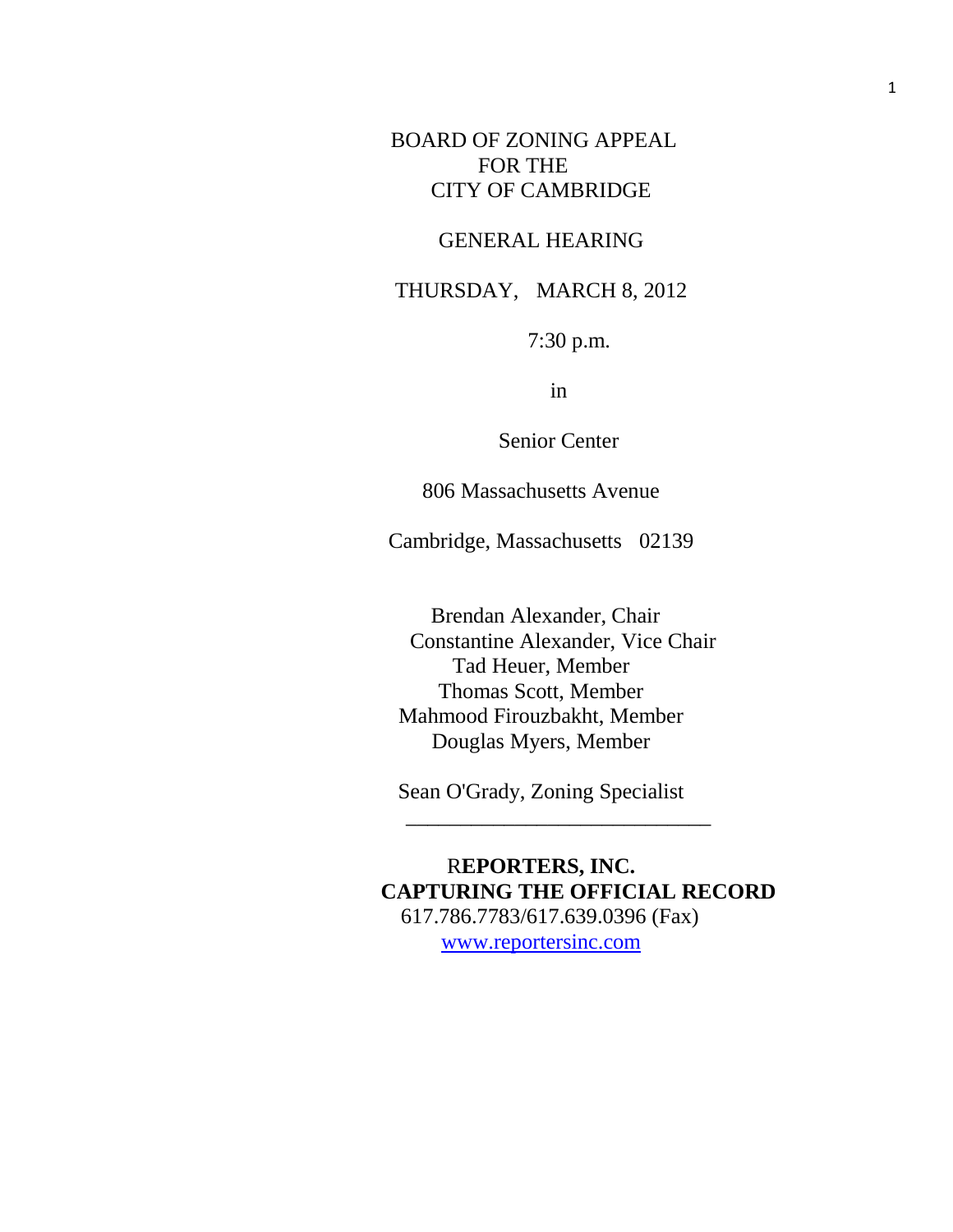BOARD OF ZONING APPEAL
FOR THE
CITY OF CAMBRIDGE

GENERAL HEARING

THURSDAY, MARCH 8, 2012

7:30 p.m.

in

Senior Center

806 Massachusetts Avenue

Cambridge, Massachusetts 02139

Brendan Alexander, Chair
Constantine Alexander, Vice Chair
Tad Heuer, Member
Thomas Scott, Member
Mahmood Firouzbakht, Member
Douglas Myers, Member

Sean O'Grady, Zoning Specialist

---

**REPORTERS, INC.**
**CAPTURING THE OFFICIAL RECORD**
617.786.7783/617.639.0396 (Fax)
www.reportersinc.com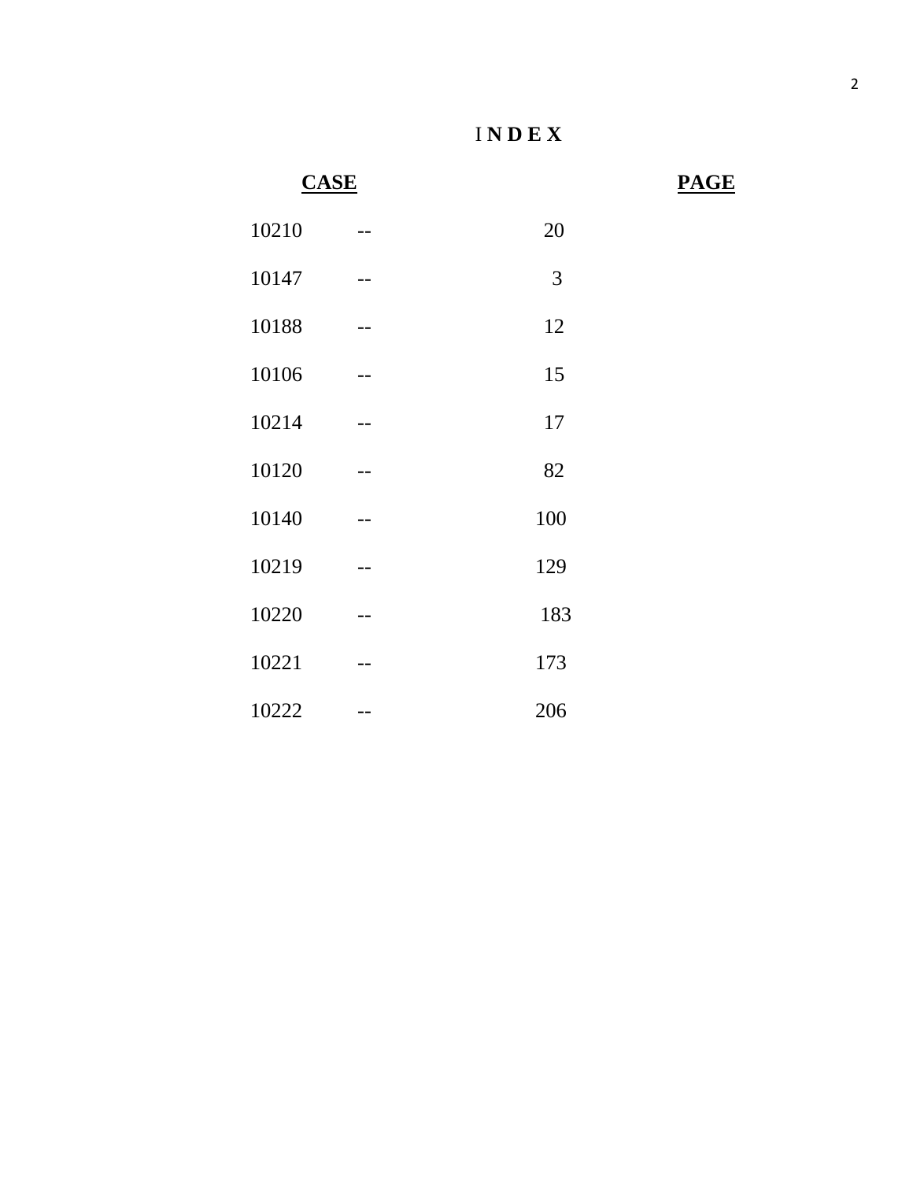# INDEX

| CASE | | PAGE |
|---|---|---|
| 10210 | -- | 20 |
| 10147 | -- | 3 |
| 10188 | -- | 12 |
| 10106 | -- | 15 |
| 10214 | -- | 17 |
| 10120 | -- | 82 |
| 10140 | -- | 100 |
| 10219 | -- | 129 |
| 10220 | -- | 183 |
| 10221 | -- | 173 |
| 10222 | -- | 206 |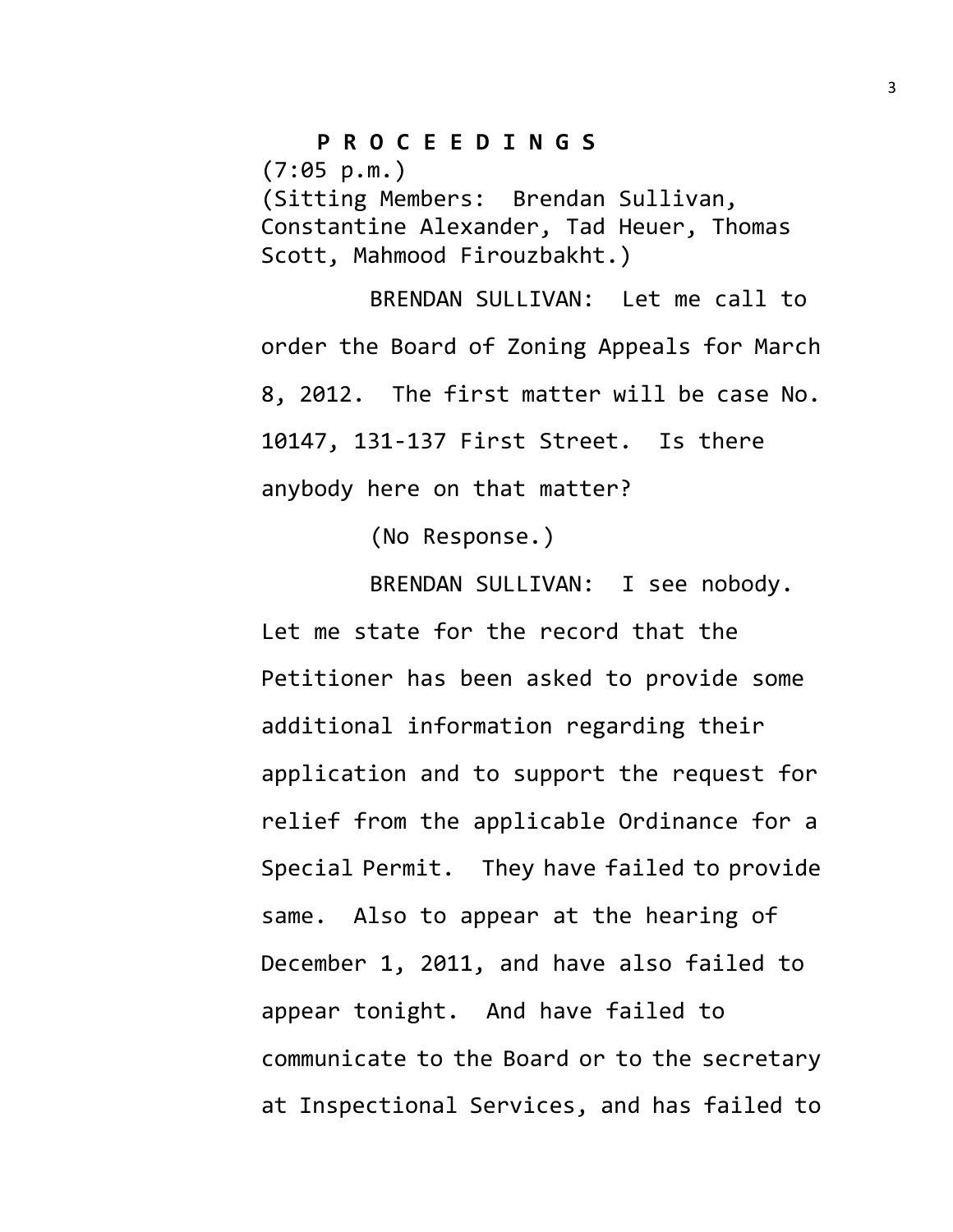**P R O C E E D I N G S**

(7:05 p.m.)

(Sitting Members: Brendan Sullivan, Constantine Alexander, Tad Heuer, Thomas Scott, Mahmood Firouzbakht.)

BRENDAN SULLIVAN: Let me call to order the Board of Zoning Appeals for March 8, 2012. The first matter will be case No. 10147, 131-137 First Street. Is there anybody here on that matter?

(No Response.)

BRENDAN SULLIVAN: I see nobody. Let me state for the record that the Petitioner has been asked to provide some additional information regarding their application and to support the request for relief from the applicable Ordinance for a Special Permit. They have failed to provide same. Also to appear at the hearing of December 1, 2011, and have also failed to appear tonight. And have failed to communicate to the Board or to the secretary at Inspectional Services, and has failed to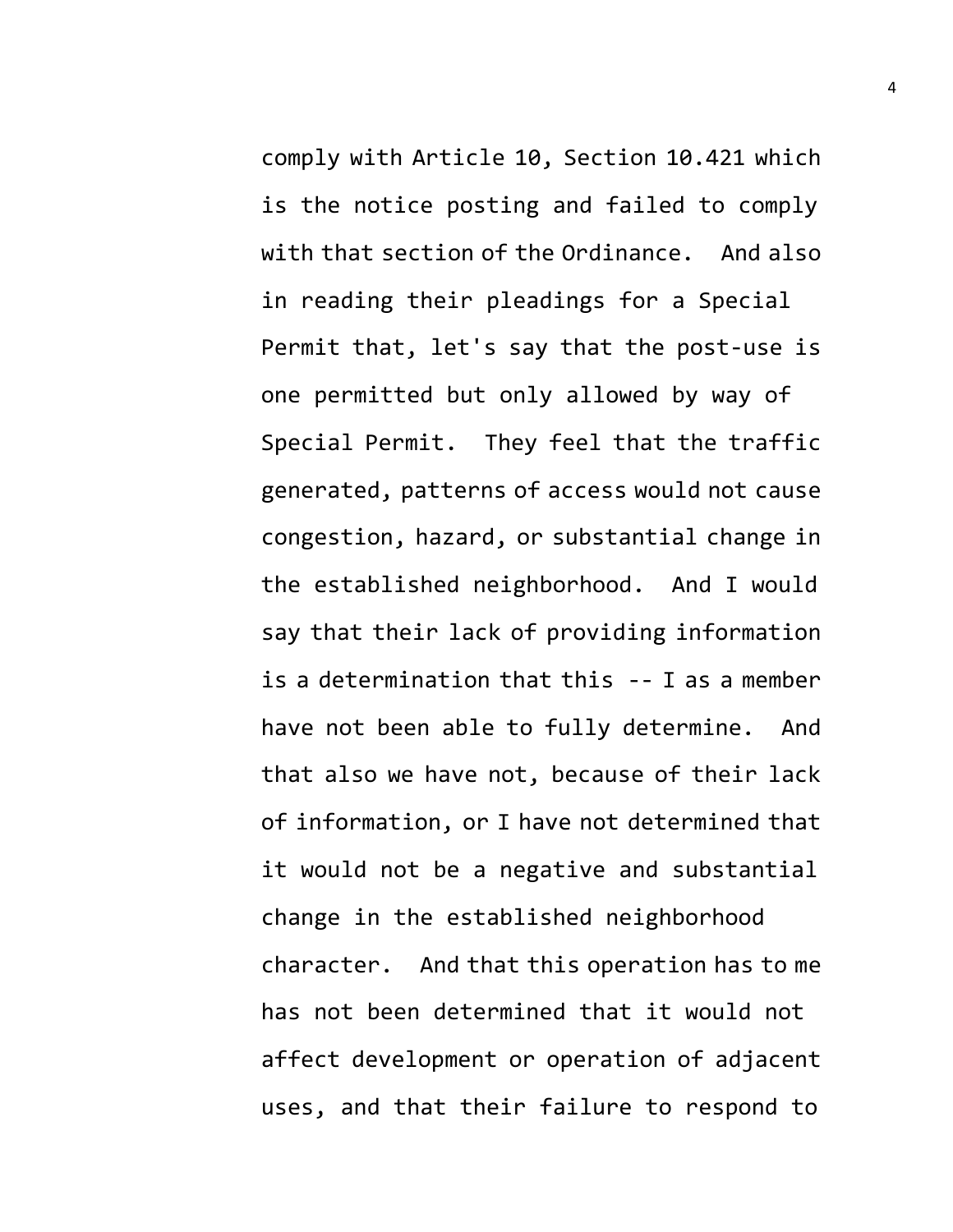comply with Article 10, Section 10.421 which is the notice posting and failed to comply with that section of the Ordinance. And also in reading their pleadings for a Special Permit that, let's say that the post-use is one permitted but only allowed by way of Special Permit. They feel that the traffic generated, patterns of access would not cause congestion, hazard, or substantial change in the established neighborhood. And I would say that their lack of providing information is a determination that this -- I as a member have not been able to fully determine. And that also we have not, because of their lack of information, or I have not determined that it would not be a negative and substantial change in the established neighborhood character. And that this operation has to me has not been determined that it would not affect development or operation of adjacent uses, and that their failure to respond to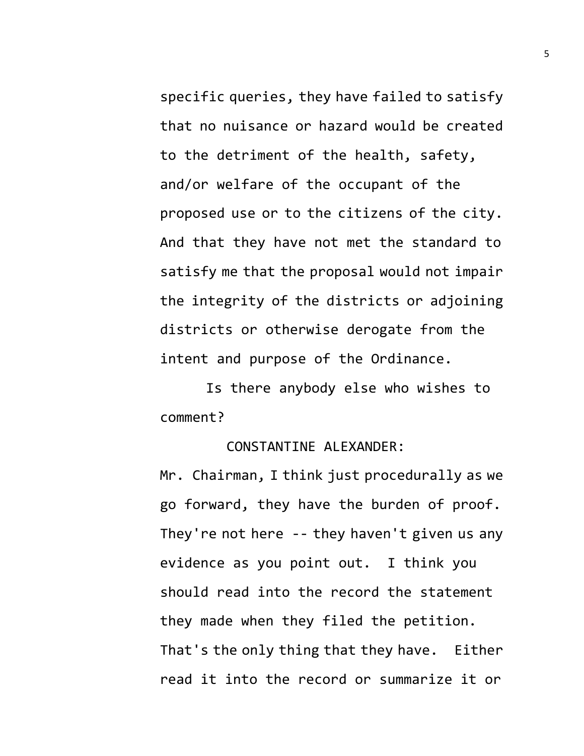specific queries, they have failed to satisfy that no nuisance or hazard would be created to the detriment of the health, safety, and/or welfare of the occupant of the proposed use or to the citizens of the city. And that they have not met the standard to satisfy me that the proposal would not impair the integrity of the districts or adjoining districts or otherwise derogate from the intent and purpose of the Ordinance.

Is there anybody else who wishes to comment?

CONSTANTINE ALEXANDER:

Mr. Chairman, I think just procedurally as we go forward, they have the burden of proof. They're not here -- they haven't given us any evidence as you point out. I think you should read into the record the statement they made when they filed the petition. That's the only thing that they have. Either read it into the record or summarize it or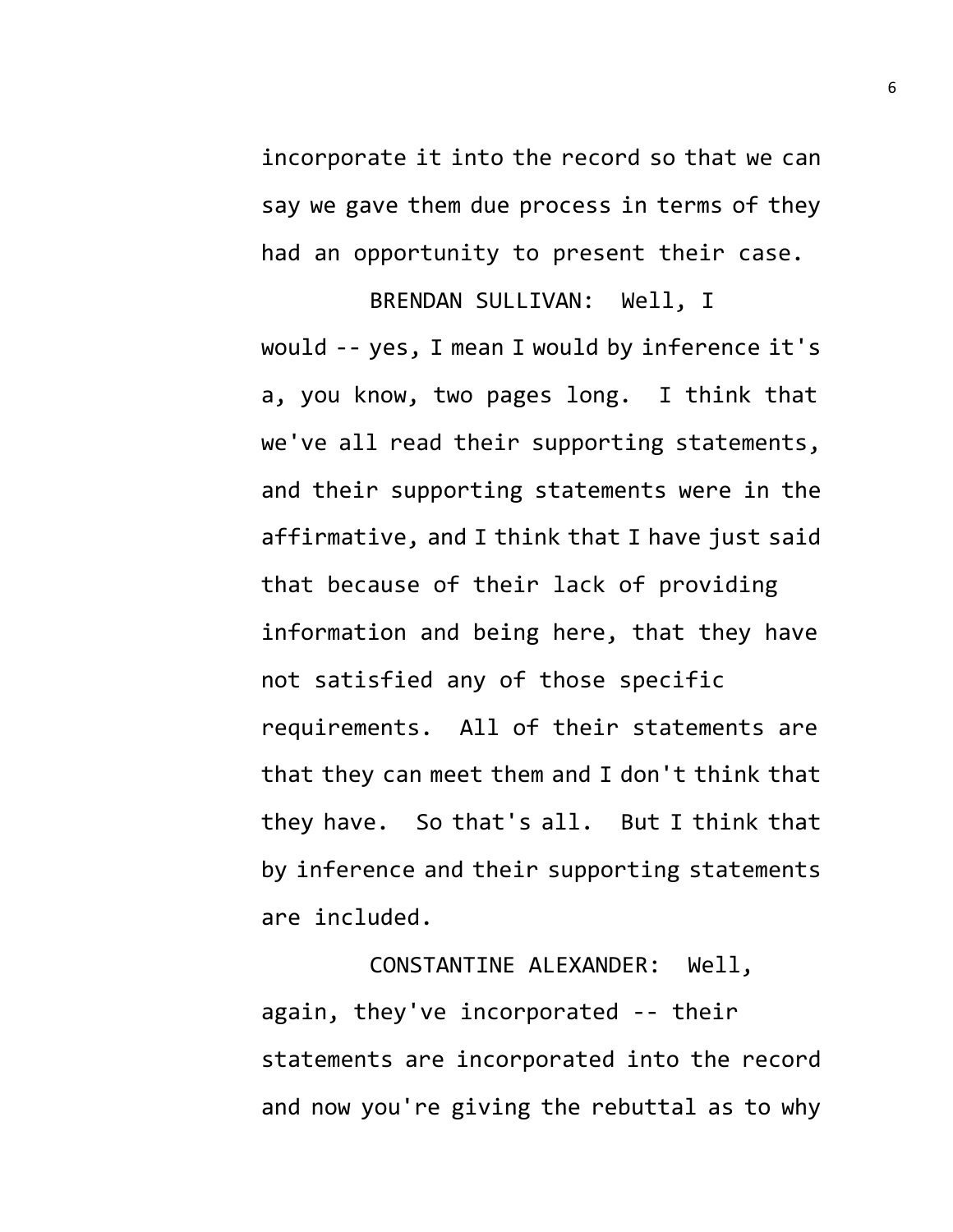incorporate it into the record so that we can say we gave them due process in terms of they had an opportunity to present their case.

BRENDAN SULLIVAN: Well, I would -- yes, I mean I would by inference it's a, you know, two pages long. I think that we've all read their supporting statements, and their supporting statements were in the affirmative, and I think that I have just said that because of their lack of providing information and being here, that they have not satisfied any of those specific requirements. All of their statements are that they can meet them and I don't think that they have. So that's all. But I think that by inference and their supporting statements are included.

CONSTANTINE ALEXANDER: Well, again, they've incorporated -- their statements are incorporated into the record and now you're giving the rebuttal as to why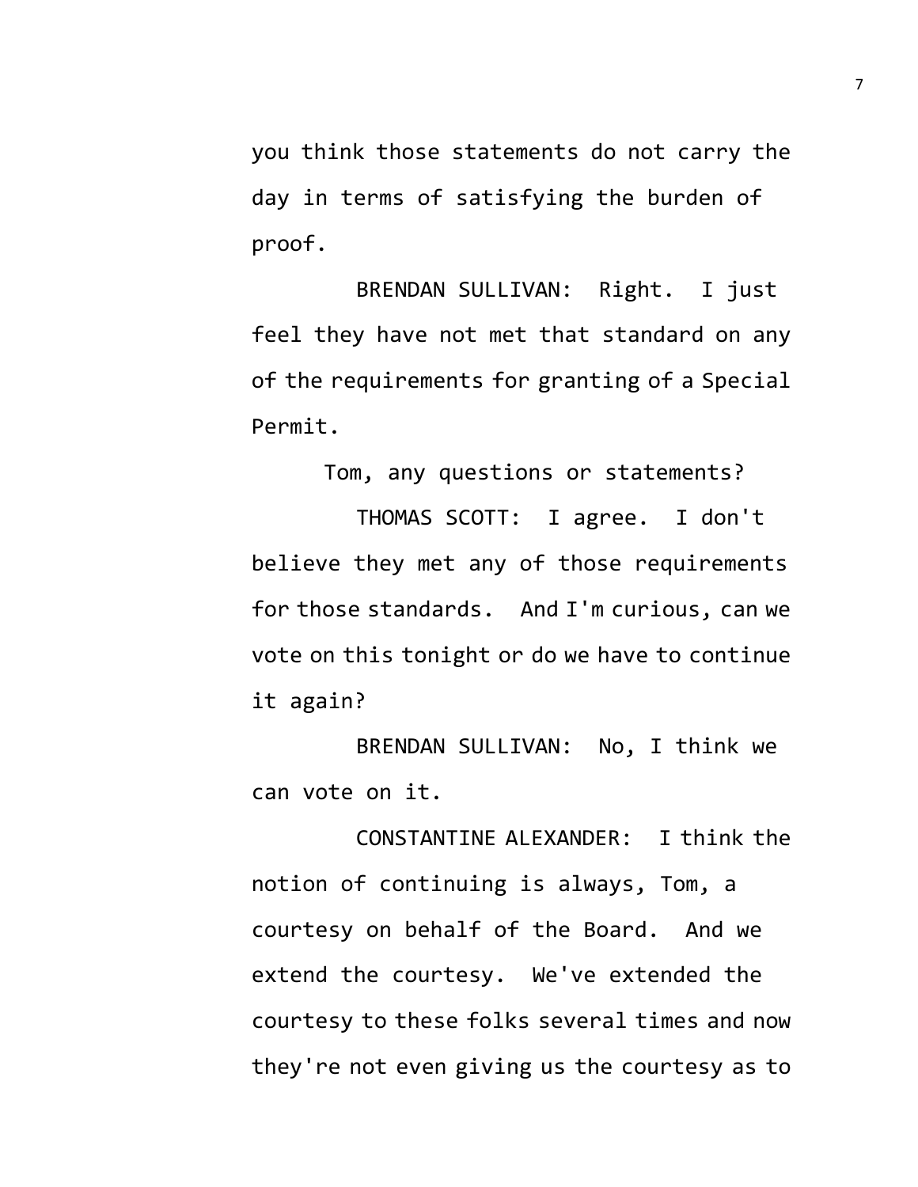you think those statements do not carry the day in terms of satisfying the burden of proof.

BRENDAN SULLIVAN: Right. I just feel they have not met that standard on any of the requirements for granting of a Special Permit.

Tom, any questions or statements?

THOMAS SCOTT: I agree. I don't believe they met any of those requirements for those standards. And I'm curious, can we vote on this tonight or do we have to continue it again?

BRENDAN SULLIVAN: No, I think we can vote on it.

CONSTANTINE ALEXANDER: I think the notion of continuing is always, Tom, a courtesy on behalf of the Board. And we extend the courtesy. We've extended the courtesy to these folks several times and now they're not even giving us the courtesy as to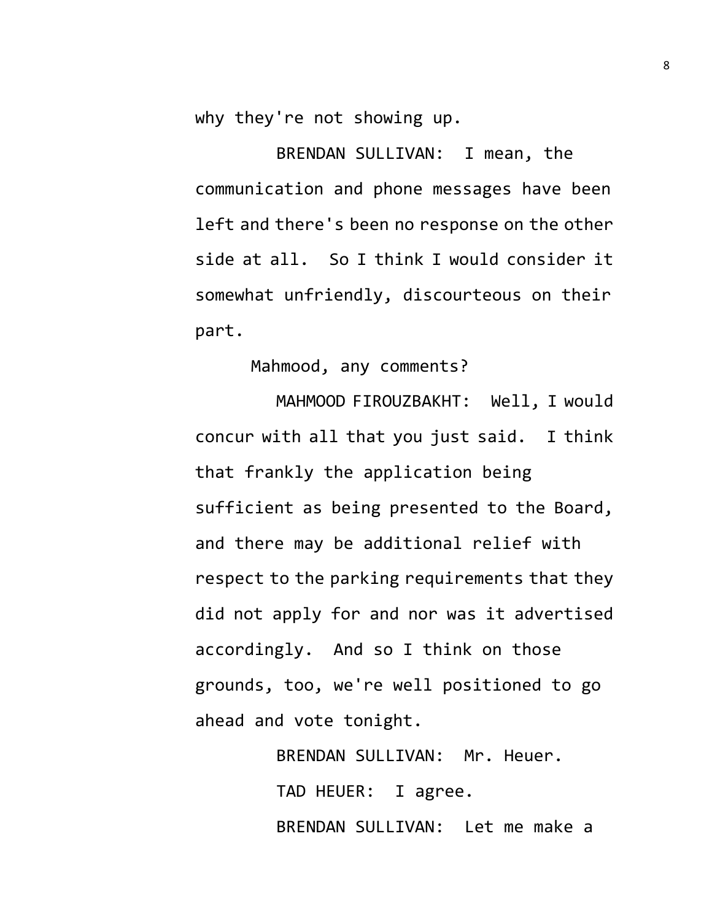why they're not showing up.

BRENDAN SULLIVAN: I mean, the communication and phone messages have been left and there's been no response on the other side at all. So I think I would consider it somewhat unfriendly, discourteous on their part.

Mahmood, any comments?

MAHMOOD FIROUZBAKHT: Well, I would concur with all that you just said. I think that frankly the application being sufficient as being presented to the Board, and there may be additional relief with respect to the parking requirements that they did not apply for and nor was it advertised accordingly. And so I think on those grounds, too, we're well positioned to go ahead and vote tonight.

BRENDAN SULLIVAN: Mr. Heuer.

TAD HEUER: I agree.

BRENDAN SULLIVAN: Let me make a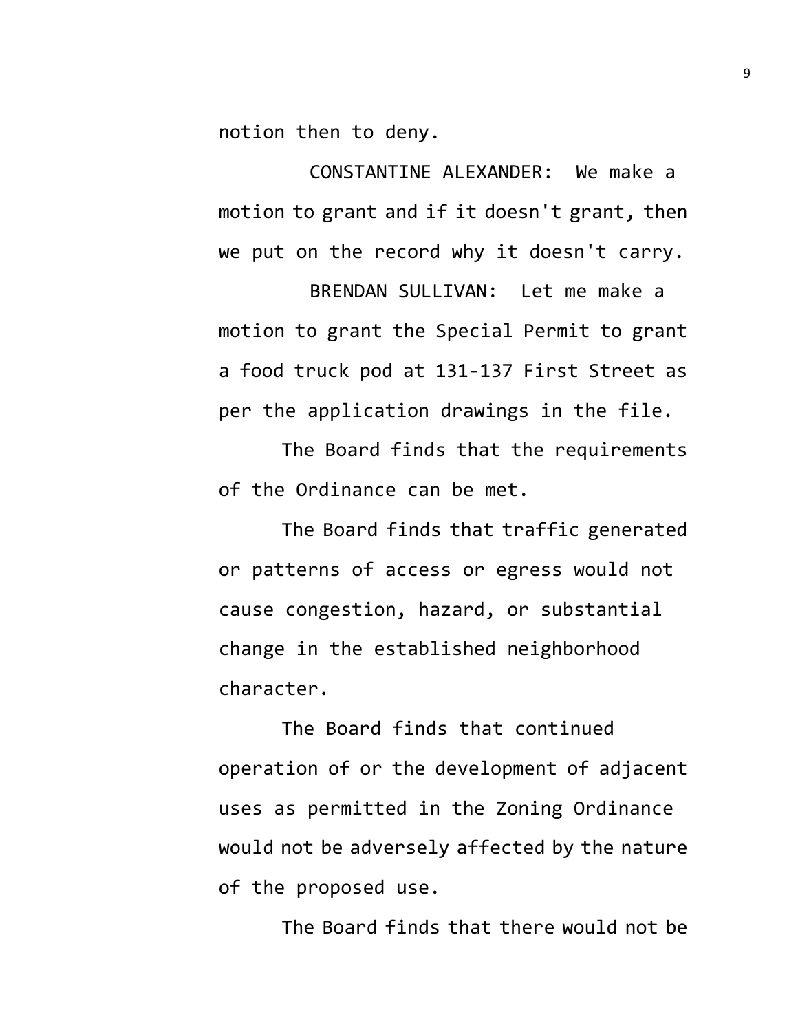notion then to deny.

CONSTANTINE ALEXANDER: We make a motion to grant and if it doesn't grant, then we put on the record why it doesn't carry.

BRENDAN SULLIVAN: Let me make a motion to grant the Special Permit to grant a food truck pod at 131-137 First Street as per the application drawings in the file.

The Board finds that the requirements of the Ordinance can be met.

The Board finds that traffic generated or patterns of access or egress would not cause congestion, hazard, or substantial change in the established neighborhood character.

The Board finds that continued operation of or the development of adjacent uses as permitted in the Zoning Ordinance would not be adversely affected by the nature of the proposed use.

The Board finds that there would not be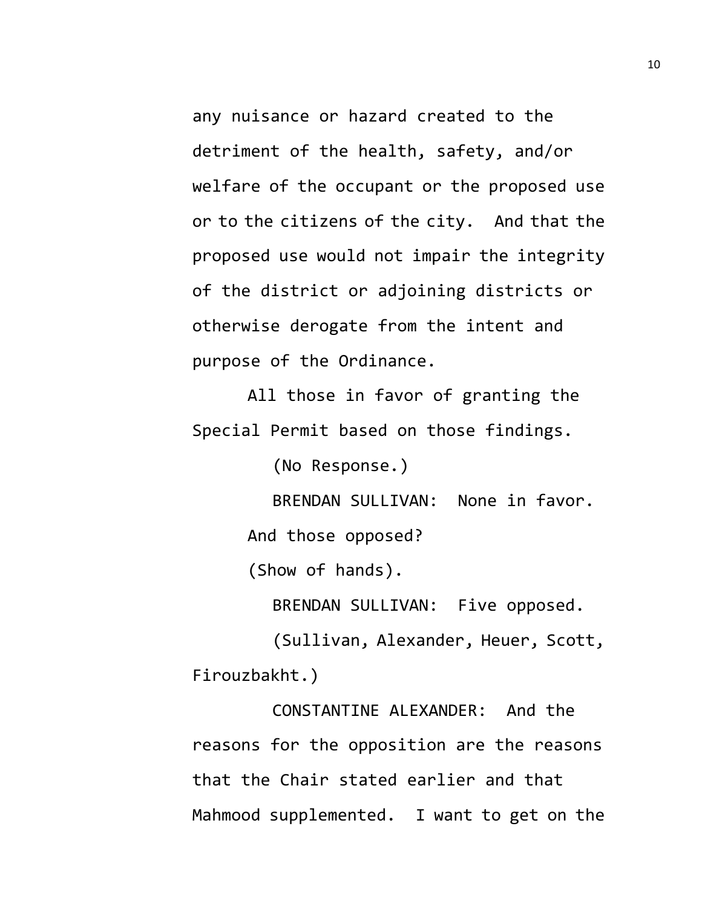any nuisance or hazard created to the detriment of the health, safety, and/or welfare of the occupant or the proposed use or to the citizens of the city. And that the proposed use would not impair the integrity of the district or adjoining districts or otherwise derogate from the intent and purpose of the Ordinance.

All those in favor of granting the Special Permit based on those findings.

(No Response.)

BRENDAN SULLIVAN: None in favor.

And those opposed?

(Show of hands).

BRENDAN SULLIVAN: Five opposed.

(Sullivan, Alexander, Heuer, Scott, Firouzbakht.)

CONSTANTINE ALEXANDER: And the reasons for the opposition are the reasons that the Chair stated earlier and that Mahmood supplemented. I want to get on the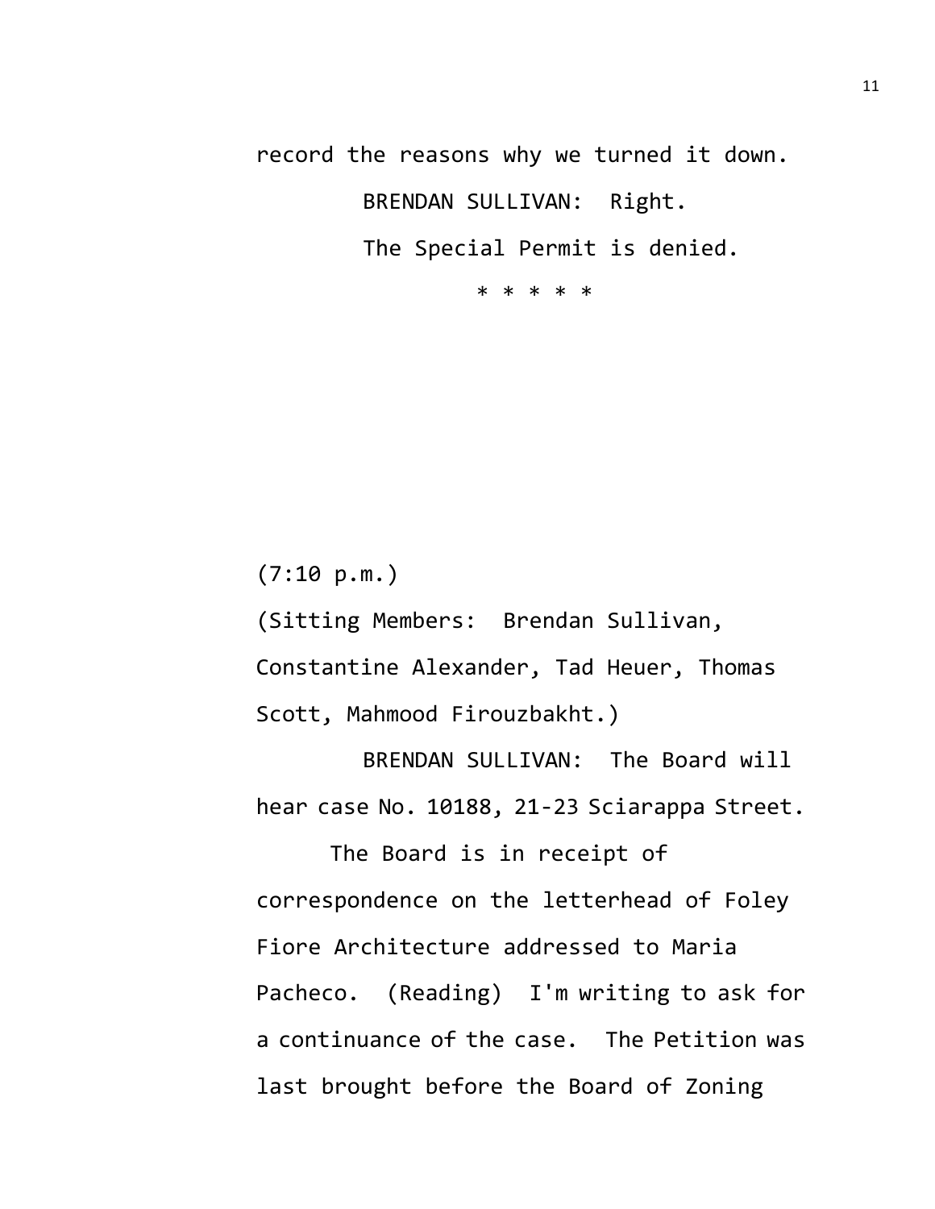record the reasons why we turned it down.

BRENDAN SULLIVAN: Right.

The Special Permit is denied.

* * * * *

(7:10 p.m.)

(Sitting Members: Brendan Sullivan, Constantine Alexander, Tad Heuer, Thomas Scott, Mahmood Firouzbakht.)

BRENDAN SULLIVAN: The Board will hear case No. 10188, 21-23 Sciarappa Street.

The Board is in receipt of correspondence on the letterhead of Foley Fiore Architecture addressed to Maria Pacheco. (Reading) I'm writing to ask for a continuance of the case. The Petition was last brought before the Board of Zoning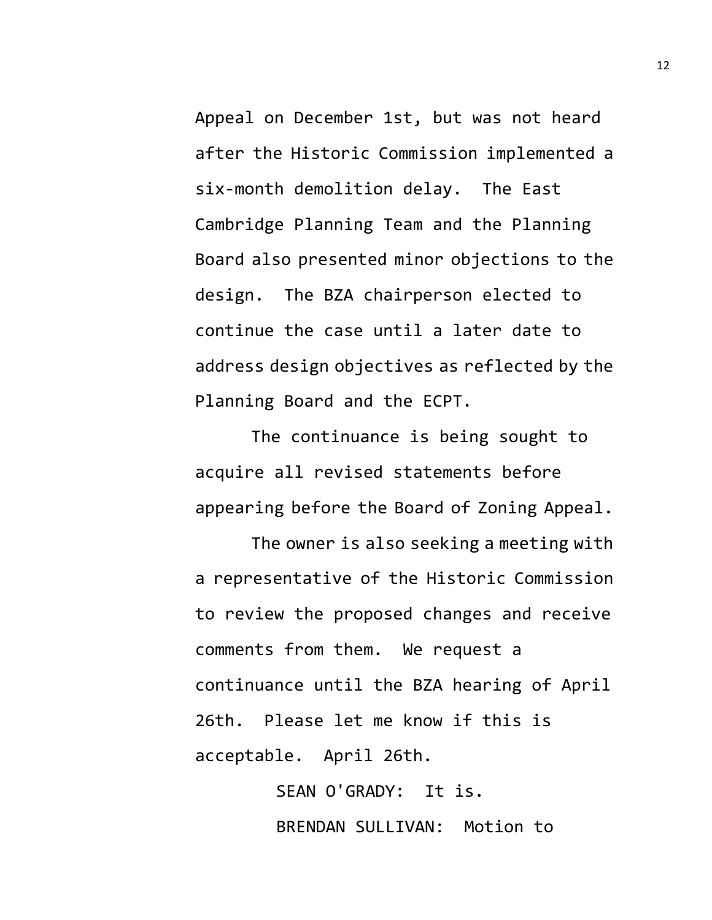Appeal on December 1st, but was not heard after the Historic Commission implemented a six-month demolition delay. The East Cambridge Planning Team and the Planning Board also presented minor objections to the design. The BZA chairperson elected to continue the case until a later date to address design objectives as reflected by the Planning Board and the ECPT.

The continuance is being sought to acquire all revised statements before appearing before the Board of Zoning Appeal.

The owner is also seeking a meeting with a representative of the Historic Commission to review the proposed changes and receive comments from them. We request a continuance until the BZA hearing of April 26th. Please let me know if this is acceptable. April 26th.

SEAN O'GRADY: It is.

BRENDAN SULLIVAN: Motion to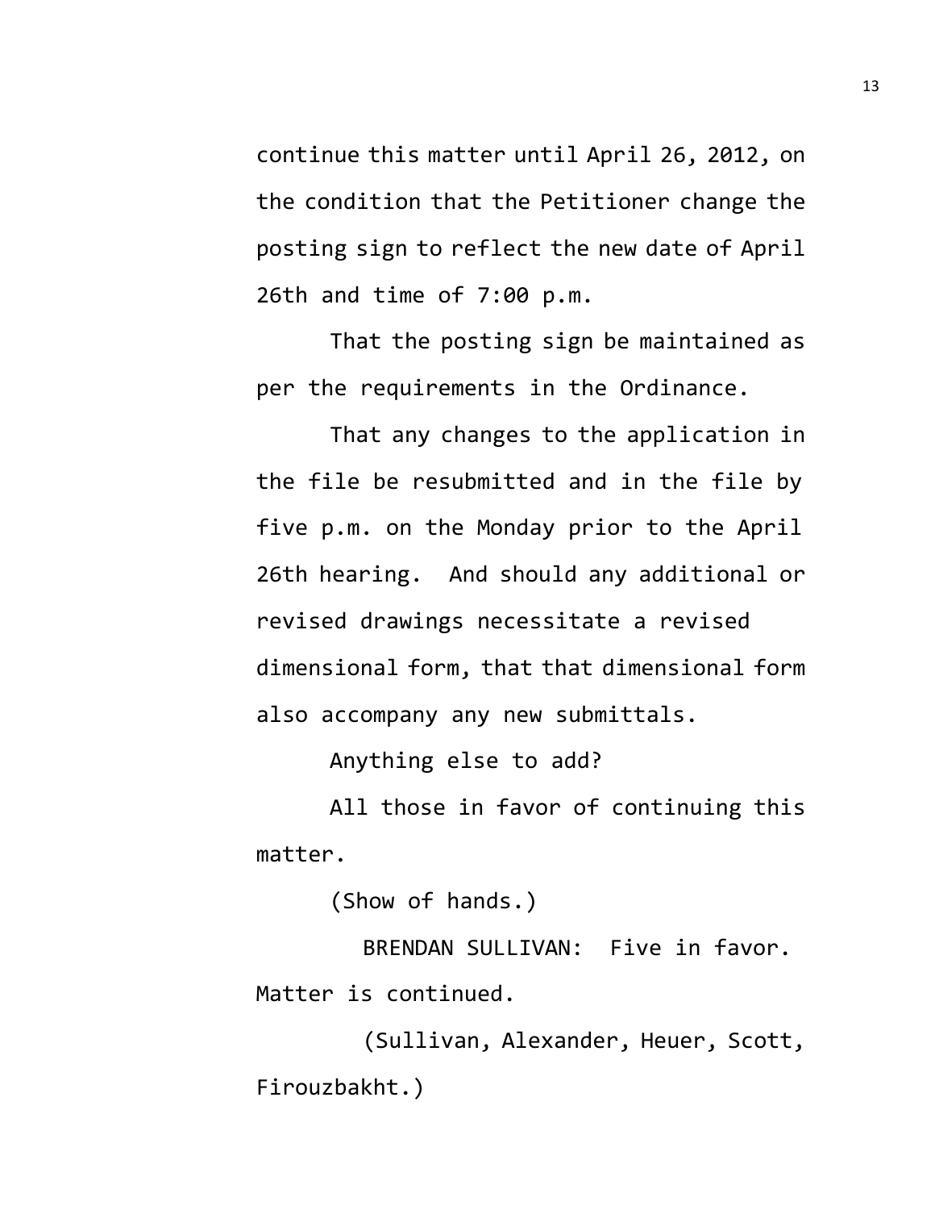continue this matter until April 26, 2012, on the condition that the Petitioner change the posting sign to reflect the new date of April 26th and time of 7:00 p.m.

That the posting sign be maintained as per the requirements in the Ordinance.

That any changes to the application in the file be resubmitted and in the file by five p.m. on the Monday prior to the April 26th hearing. And should any additional or revised drawings necessitate a revised dimensional form, that that dimensional form also accompany any new submittals.

Anything else to add?

All those in favor of continuing this matter.

(Show of hands.)

BRENDAN SULLIVAN: Five in favor. Matter is continued.

(Sullivan, Alexander, Heuer, Scott, Firouzbakht.)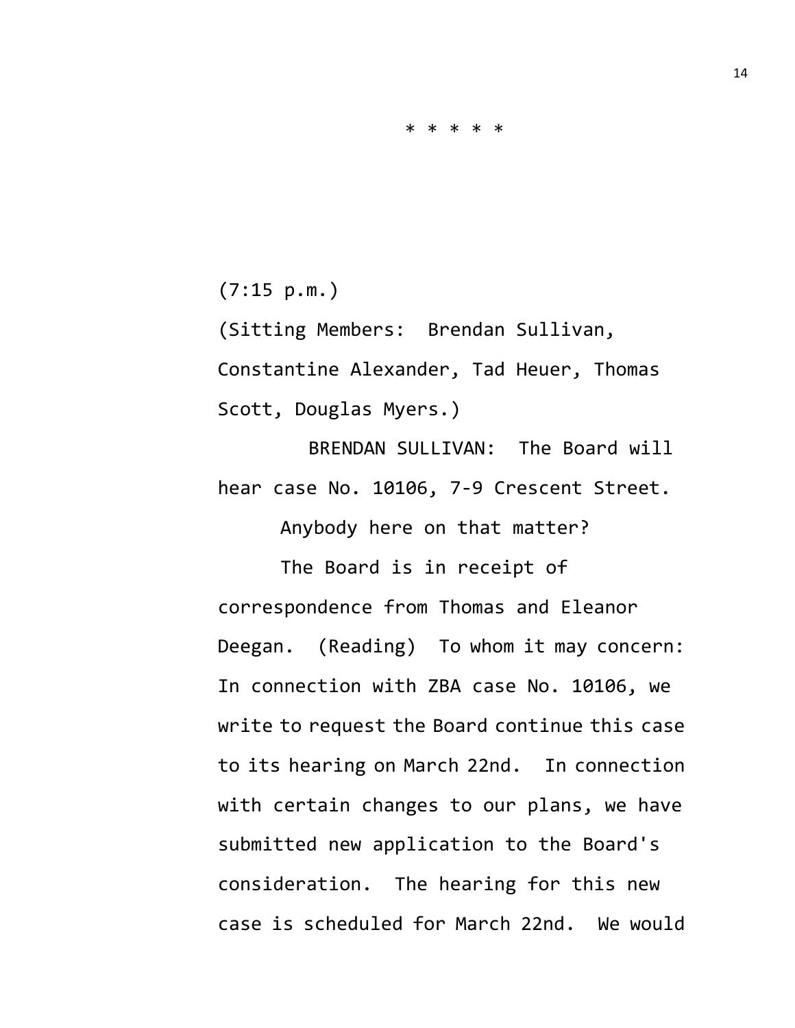\* \* \* \* \*

(7:15 p.m.)

(Sitting Members: Brendan Sullivan, Constantine Alexander, Tad Heuer, Thomas Scott, Douglas Myers.)

BRENDAN SULLIVAN: The Board will hear case No. 10106, 7-9 Crescent Street.

Anybody here on that matter?

The Board is in receipt of correspondence from Thomas and Eleanor Deegan. (Reading) To whom it may concern: In connection with ZBA case No. 10106, we write to request the Board continue this case to its hearing on March 22nd. In connection with certain changes to our plans, we have submitted new application to the Board's consideration. The hearing for this new case is scheduled for March 22nd. We would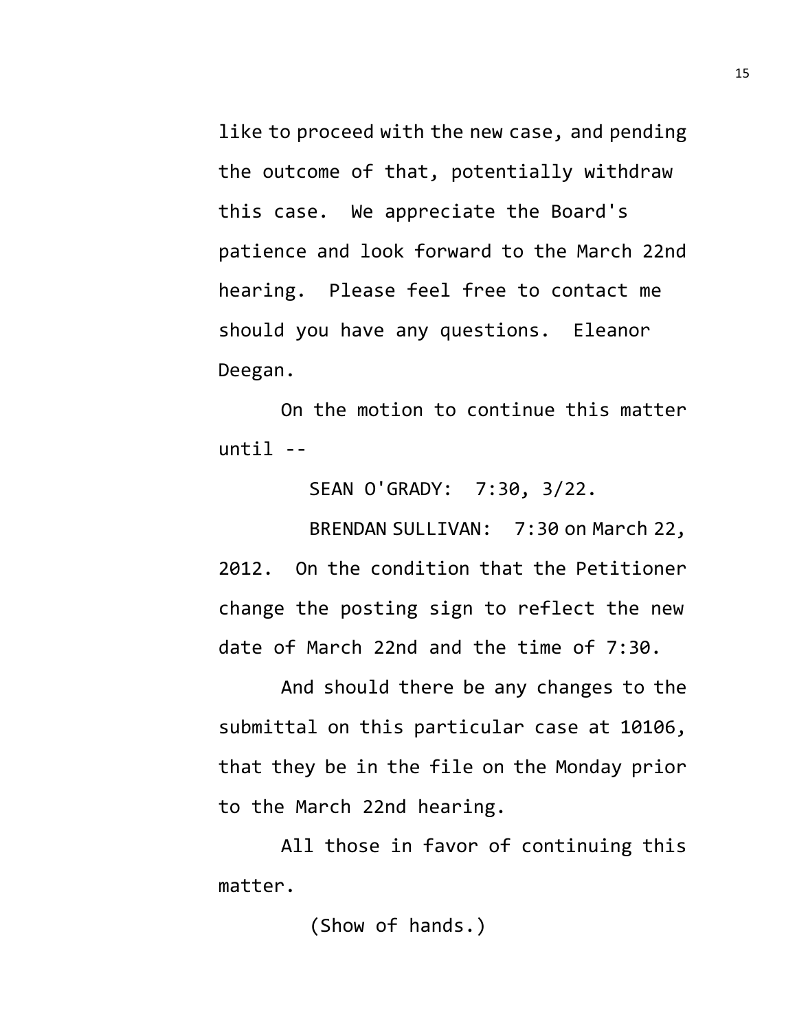like to proceed with the new case, and pending the outcome of that, potentially withdraw this case. We appreciate the Board's patience and look forward to the March 22nd hearing. Please feel free to contact me should you have any questions. Eleanor Deegan.

On the motion to continue this matter until --

SEAN O'GRADY: 7:30, 3/22.

BRENDAN SULLIVAN: 7:30 on March 22, 2012. On the condition that the Petitioner change the posting sign to reflect the new date of March 22nd and the time of 7:30.

And should there be any changes to the submittal on this particular case at 10106, that they be in the file on the Monday prior to the March 22nd hearing.

All those in favor of continuing this matter.

(Show of hands.)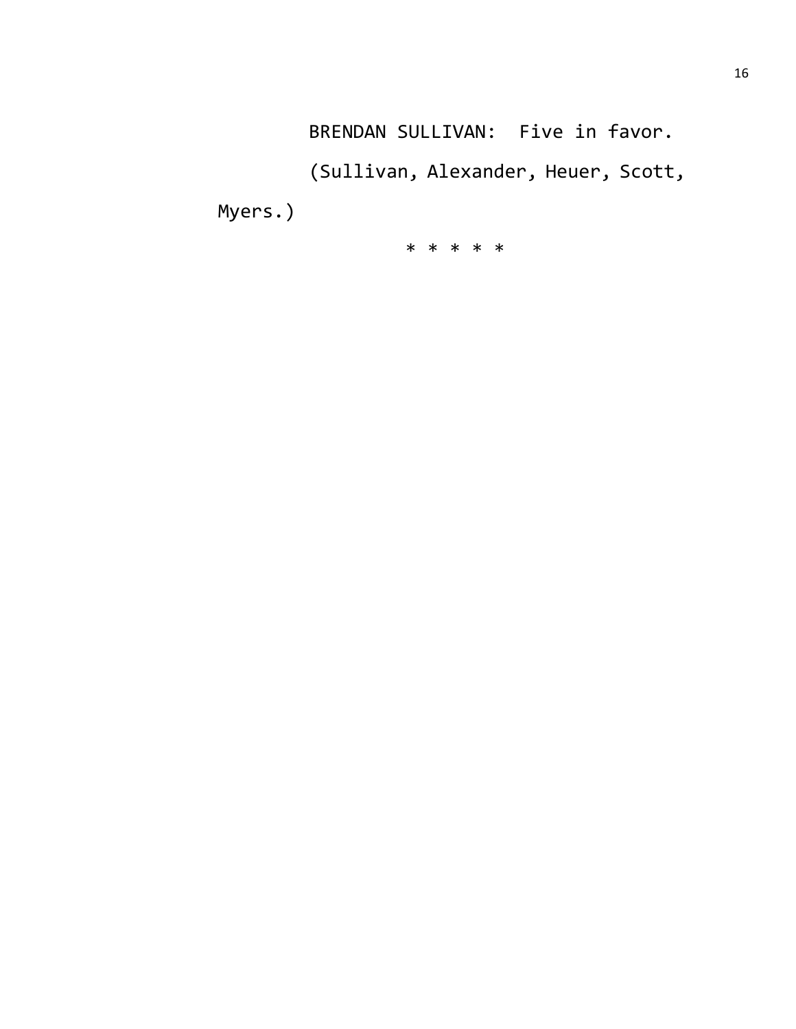BRENDAN SULLIVAN: Five in favor.

(Sullivan, Alexander, Heuer, Scott, Myers.)

* * * * *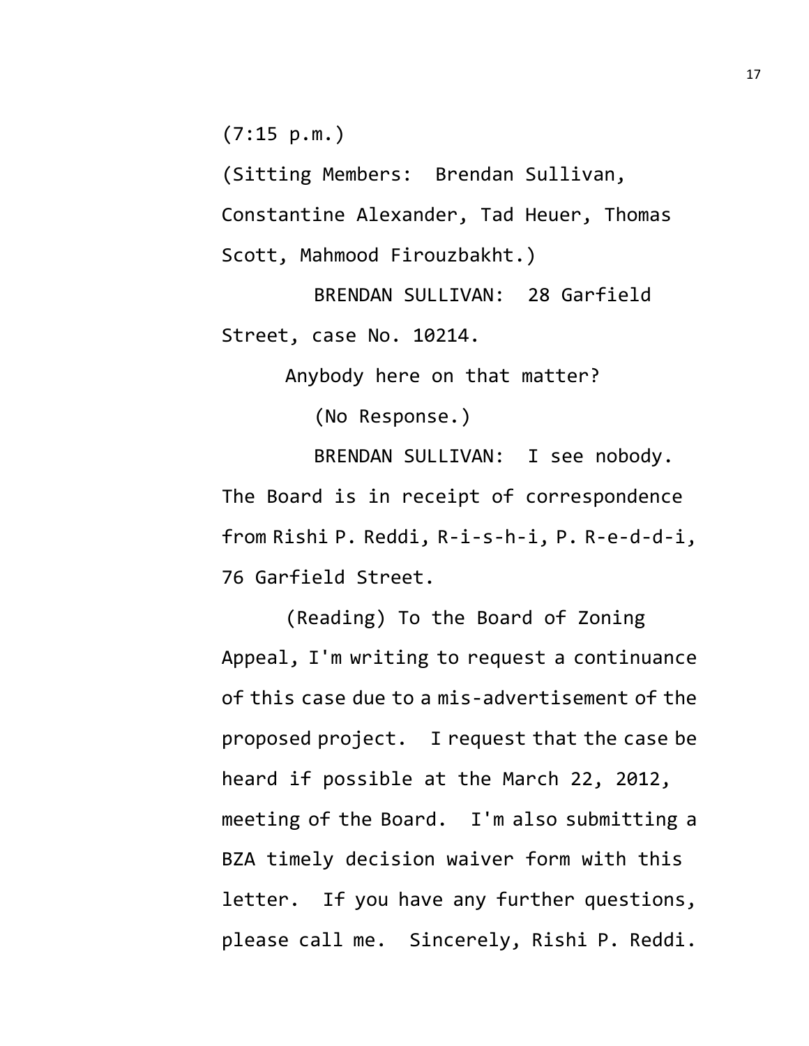(7:15 p.m.)

(Sitting Members: Brendan Sullivan, Constantine Alexander, Tad Heuer, Thomas Scott, Mahmood Firouzbakht.)

BRENDAN SULLIVAN: 28 Garfield Street, case No. 10214.

Anybody here on that matter?

(No Response.)

BRENDAN SULLIVAN: I see nobody. The Board is in receipt of correspondence from Rishi P. Reddi, R-i-s-h-i, P. R-e-d-d-i, 76 Garfield Street.

(Reading) To the Board of Zoning Appeal, I'm writing to request a continuance of this case due to a mis-advertisement of the proposed project. I request that the case be heard if possible at the March 22, 2012, meeting of the Board. I'm also submitting a BZA timely decision waiver form with this letter. If you have any further questions, please call me. Sincerely, Rishi P. Reddi.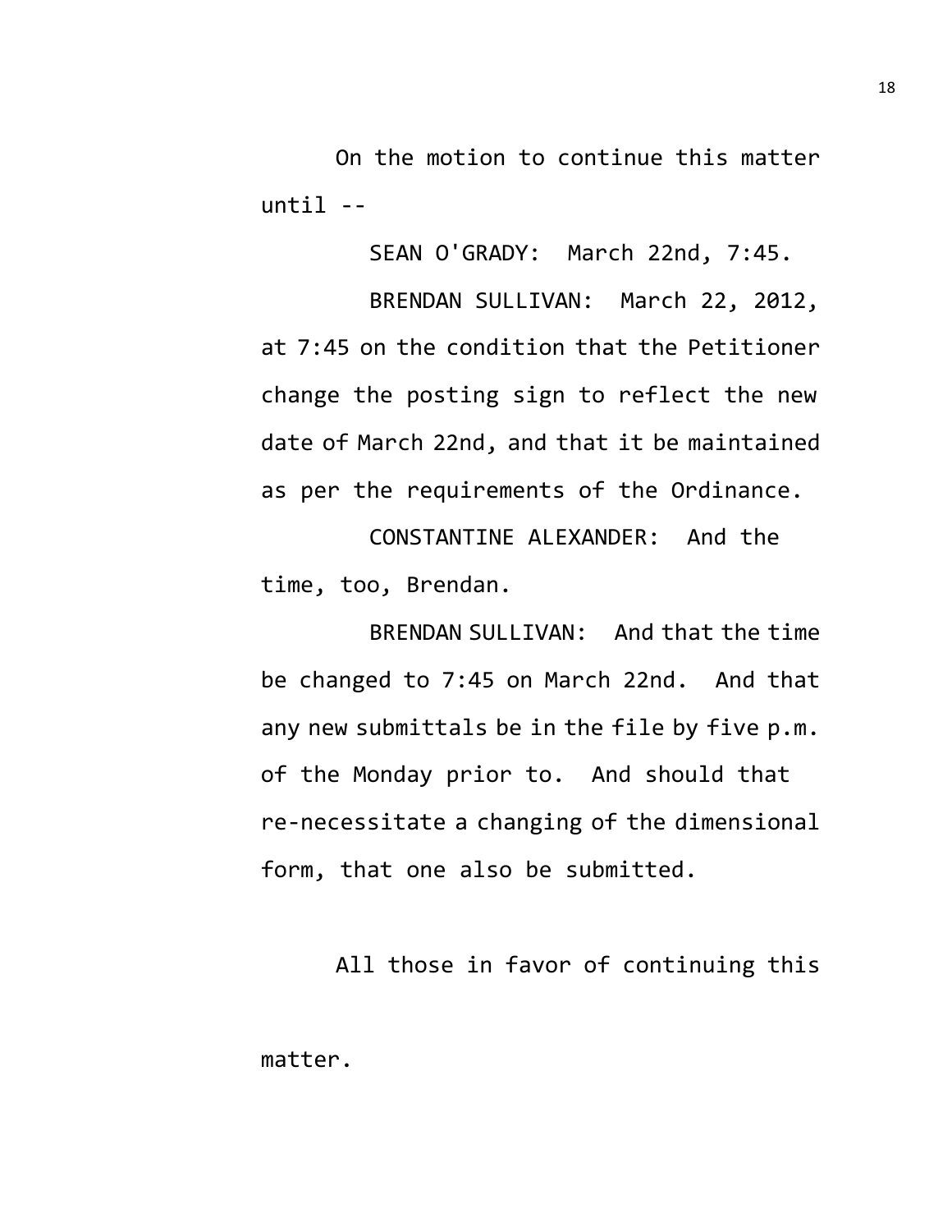On the motion to continue this matter until --

SEAN O'GRADY: March 22nd, 7:45.

BRENDAN SULLIVAN: March 22, 2012, at 7:45 on the condition that the Petitioner change the posting sign to reflect the new date of March 22nd, and that it be maintained as per the requirements of the Ordinance.

CONSTANTINE ALEXANDER: And the time, too, Brendan.

BRENDAN SULLIVAN: And that the time be changed to 7:45 on March 22nd. And that any new submittals be in the file by five p.m. of the Monday prior to. And should that re-necessitate a changing of the dimensional form, that one also be submitted.

All those in favor of continuing this matter.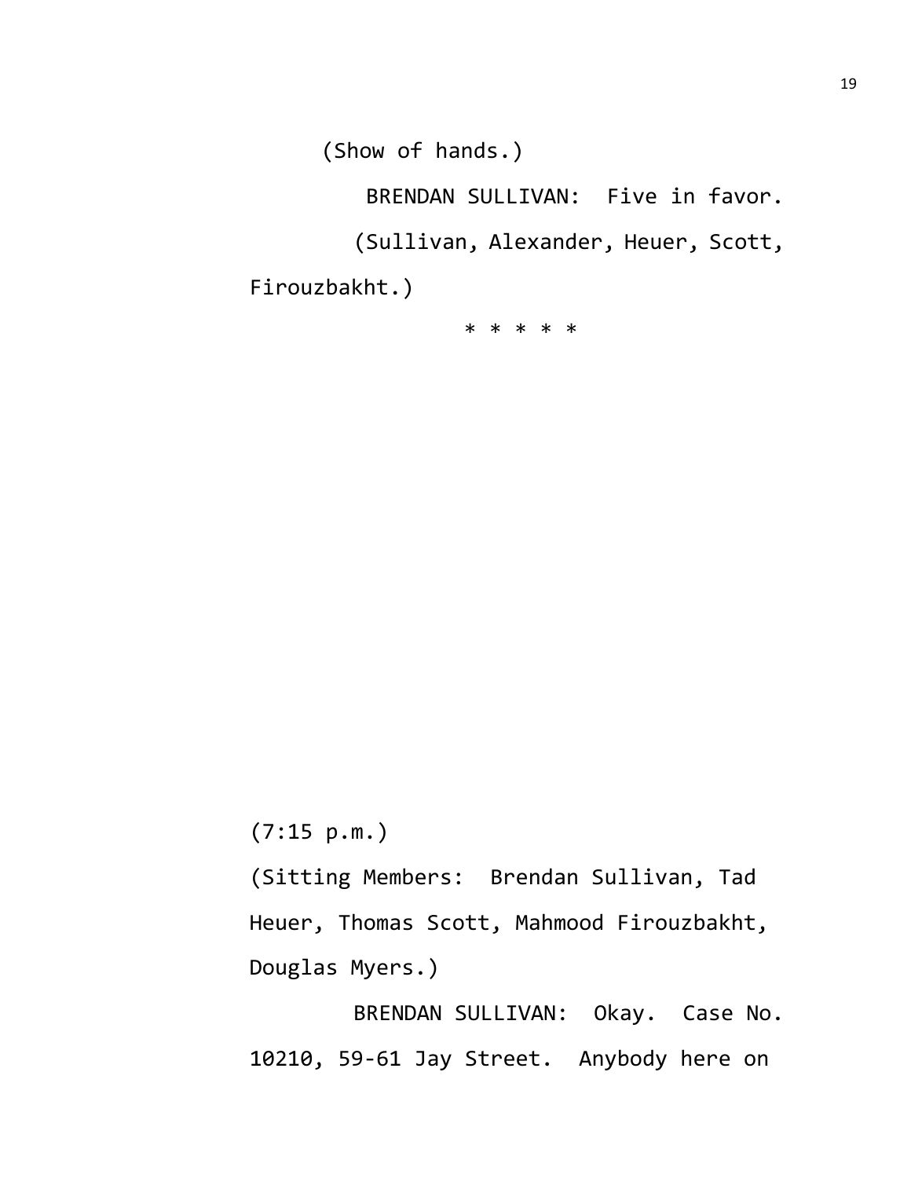(Show of hands.)

BRENDAN SULLIVAN: Five in favor.

(Sullivan, Alexander, Heuer, Scott, Firouzbakht.)

* * * * *

(7:15 p.m.)

(Sitting Members: Brendan Sullivan, Tad Heuer, Thomas Scott, Mahmood Firouzbakht, Douglas Myers.)

BRENDAN SULLIVAN: Okay. Case No. 10210, 59-61 Jay Street. Anybody here on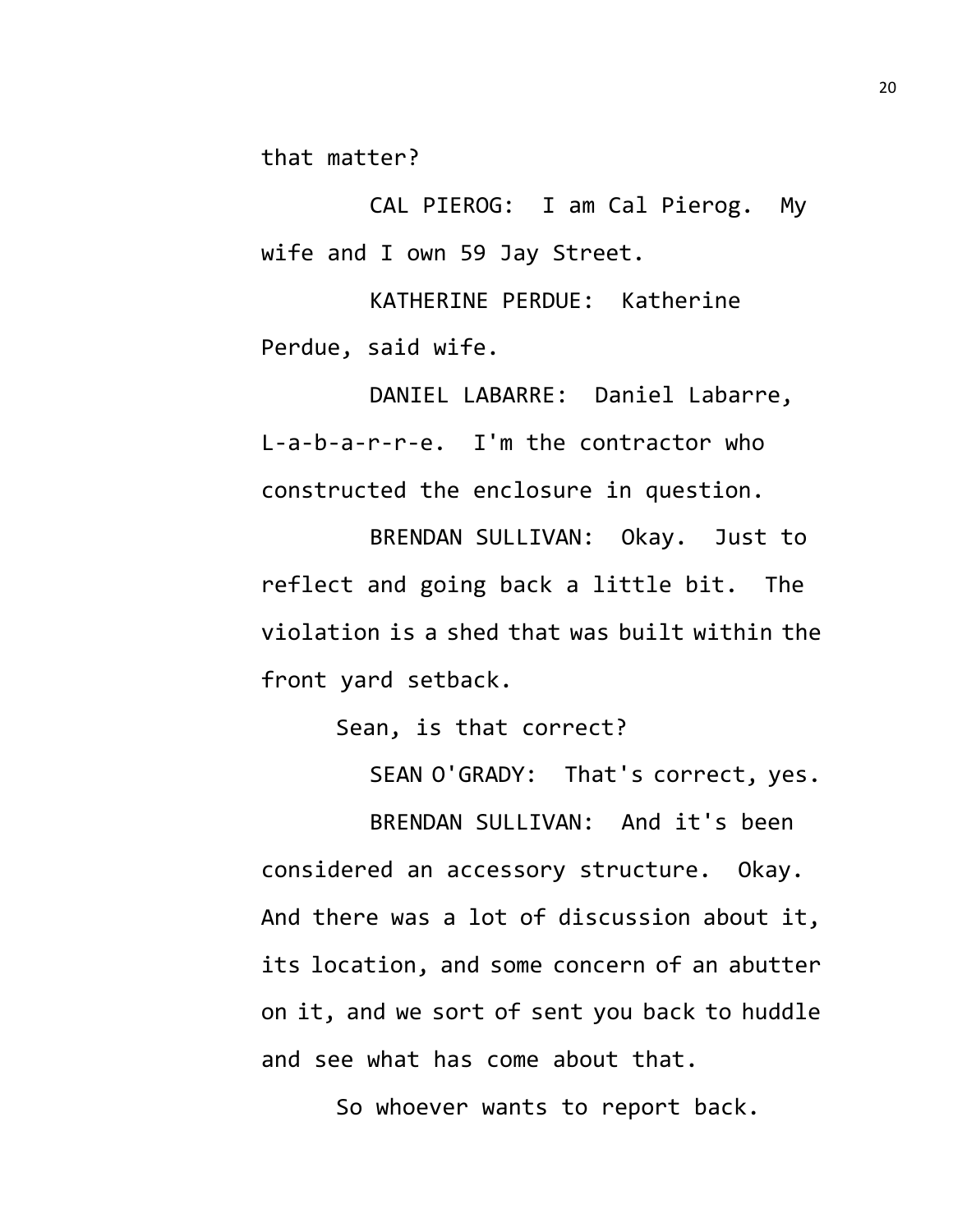that matter?

CAL PIEROG: I am Cal Pierog. My wife and I own 59 Jay Street.

KATHERINE PERDUE: Katherine Perdue, said wife.

DANIEL LABARRE: Daniel Labarre, L-a-b-a-r-r-e. I'm the contractor who constructed the enclosure in question.

BRENDAN SULLIVAN: Okay. Just to reflect and going back a little bit. The violation is a shed that was built within the front yard setback.

Sean, is that correct?

SEAN O'GRADY: That's correct, yes.

BRENDAN SULLIVAN: And it's been considered an accessory structure. Okay. And there was a lot of discussion about it, its location, and some concern of an abutter on it, and we sort of sent you back to huddle and see what has come about that.

So whoever wants to report back.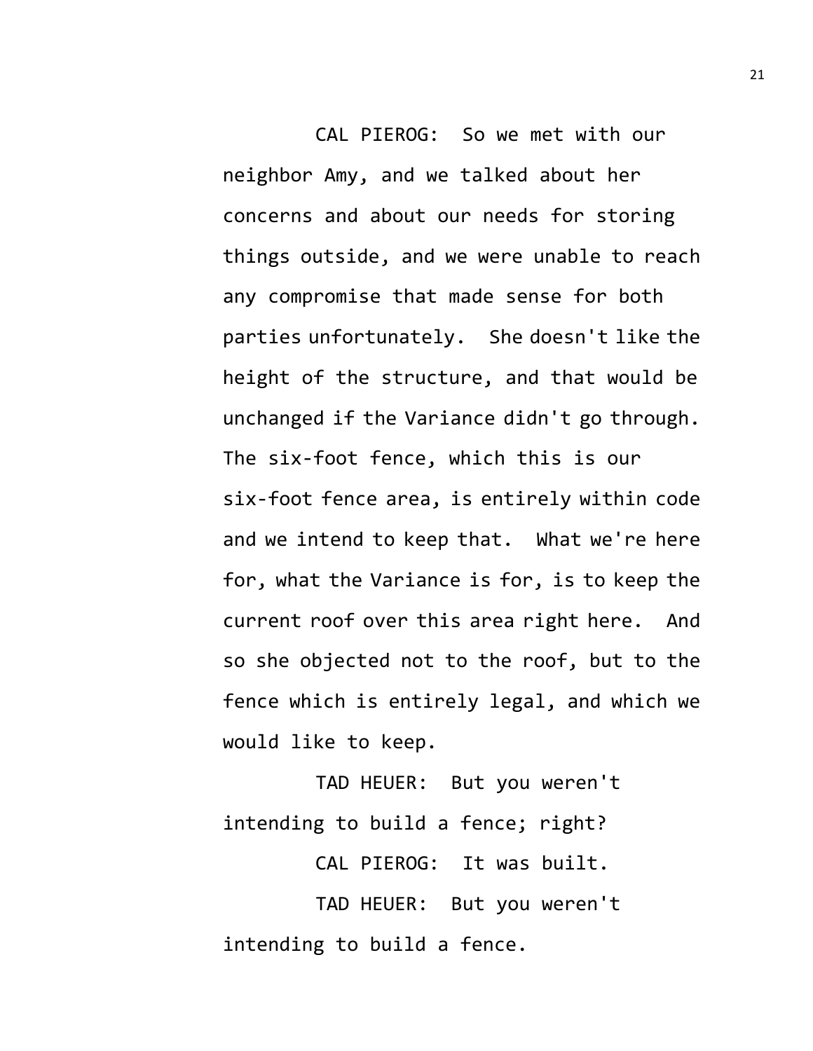CAL PIEROG: So we met with our neighbor Amy, and we talked about her concerns and about our needs for storing things outside, and we were unable to reach any compromise that made sense for both parties unfortunately. She doesn't like the height of the structure, and that would be unchanged if the Variance didn't go through. The six-foot fence, which this is our six-foot fence area, is entirely within code and we intend to keep that. What we're here for, what the Variance is for, is to keep the current roof over this area right here. And so she objected not to the roof, but to the fence which is entirely legal, and which we would like to keep.

TAD HEUER: But you weren't intending to build a fence; right?

CAL PIEROG: It was built.

TAD HEUER: But you weren't intending to build a fence.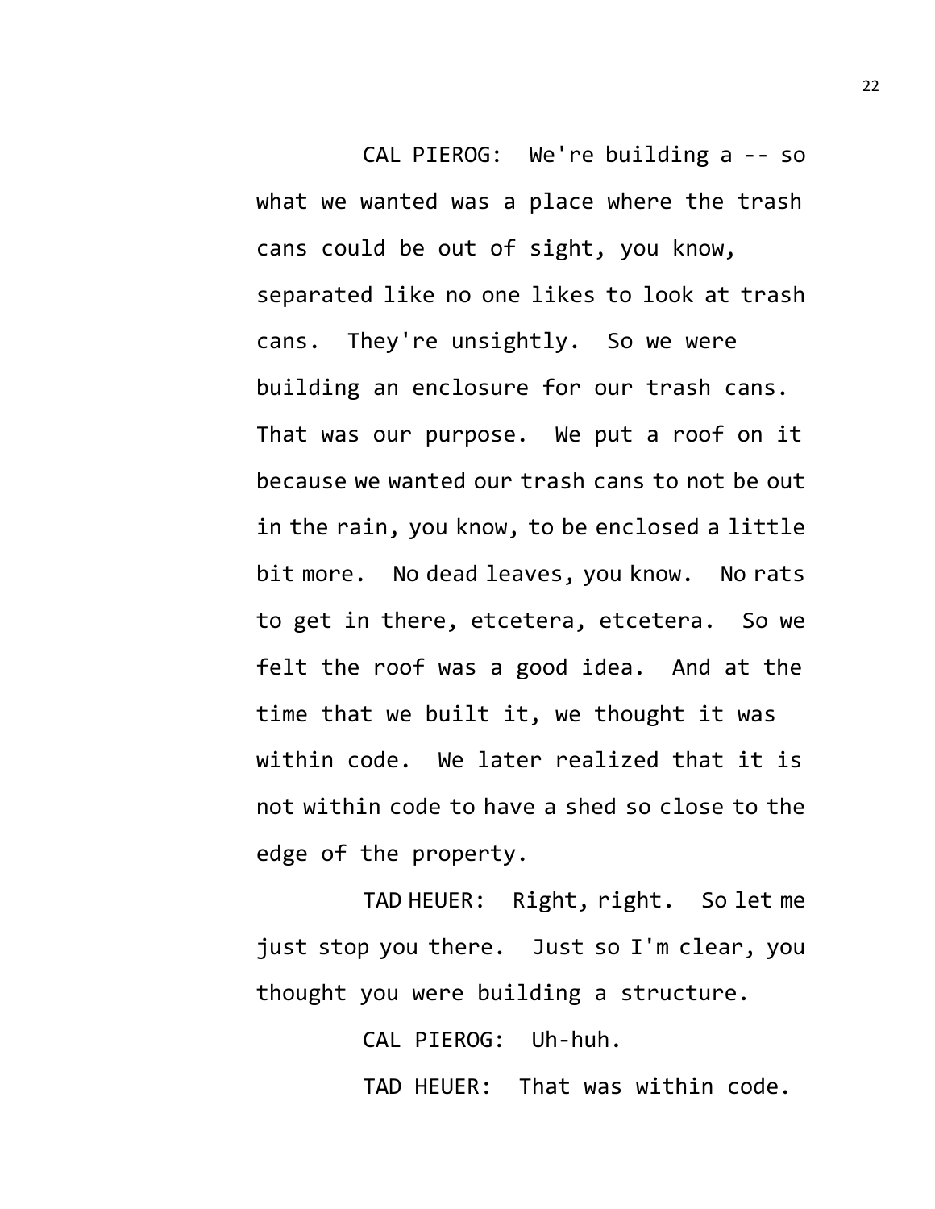CAL PIEROG: We're building a -- so what we wanted was a place where the trash cans could be out of sight, you know, separated like no one likes to look at trash cans. They're unsightly. So we were building an enclosure for our trash cans. That was our purpose. We put a roof on it because we wanted our trash cans to not be out in the rain, you know, to be enclosed a little bit more. No dead leaves, you know. No rats to get in there, etcetera, etcetera. So we felt the roof was a good idea. And at the time that we built it, we thought it was within code. We later realized that it is not within code to have a shed so close to the edge of the property.

TAD HEUER: Right, right. So let me just stop you there. Just so I'm clear, you thought you were building a structure.

CAL PIEROG: Uh-huh.

TAD HEUER: That was within code.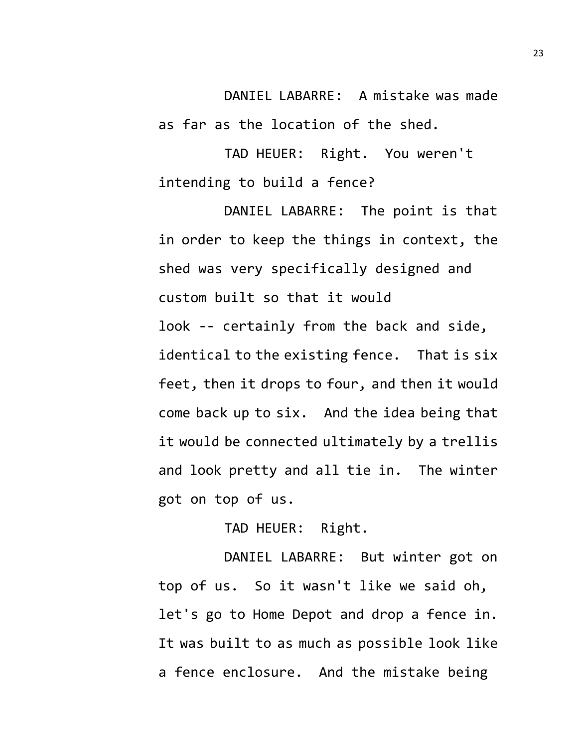DANIEL LABARRE: A mistake was made as far as the location of the shed.

TAD HEUER: Right. You weren't intending to build a fence?

DANIEL LABARRE: The point is that in order to keep the things in context, the shed was very specifically designed and custom built so that it would look -- certainly from the back and side, identical to the existing fence. That is six feet, then it drops to four, and then it would come back up to six. And the idea being that it would be connected ultimately by a trellis and look pretty and all tie in. The winter got on top of us.

TAD HEUER: Right.

DANIEL LABARRE: But winter got on top of us. So it wasn't like we said oh, let's go to Home Depot and drop a fence in. It was built to as much as possible look like a fence enclosure. And the mistake being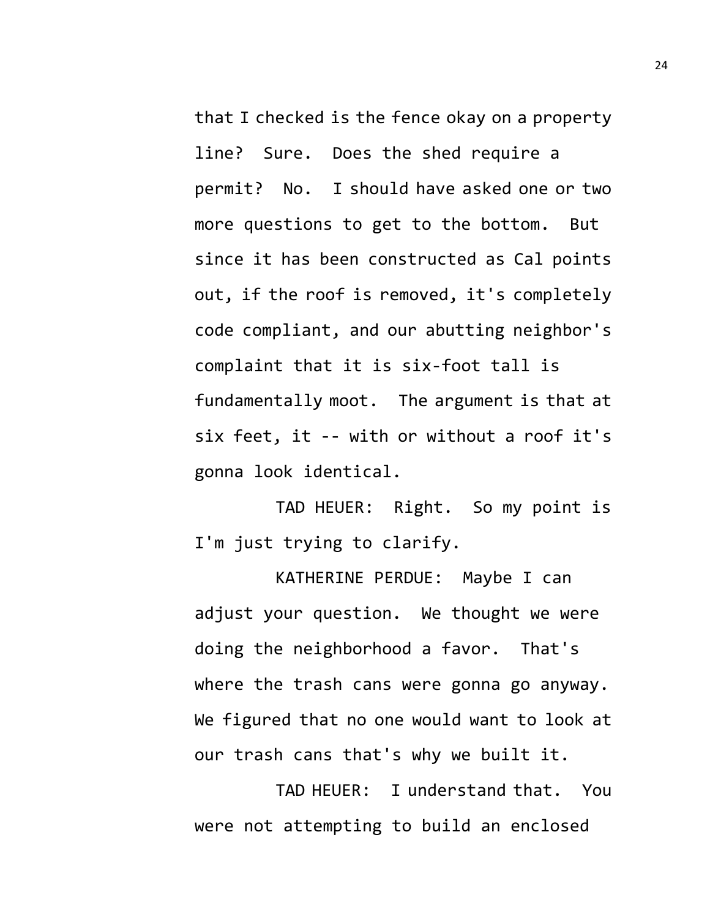that I checked is the fence okay on a property line? Sure. Does the shed require a permit? No. I should have asked one or two more questions to get to the bottom. But since it has been constructed as Cal points out, if the roof is removed, it's completely code compliant, and our abutting neighbor's complaint that it is six-foot tall is fundamentally moot. The argument is that at six feet, it -- with or without a roof it's gonna look identical.

TAD HEUER: Right. So my point is I'm just trying to clarify.

KATHERINE PERDUE: Maybe I can adjust your question. We thought we were doing the neighborhood a favor. That's where the trash cans were gonna go anyway. We figured that no one would want to look at our trash cans that's why we built it.

TAD HEUER: I understand that. You were not attempting to build an enclosed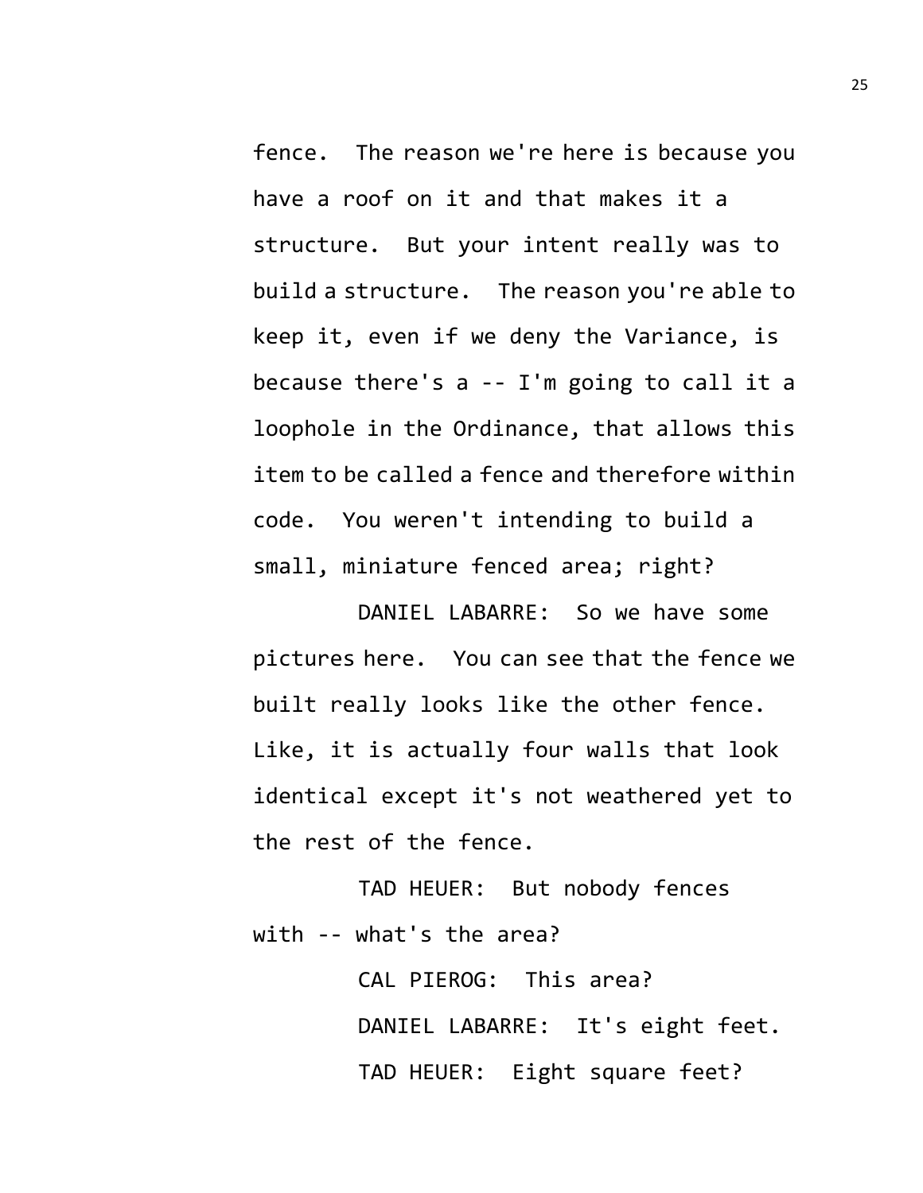fence. The reason we're here is because you have a roof on it and that makes it a structure. But your intent really was to build a structure. The reason you're able to keep it, even if we deny the Variance, is because there's a -- I'm going to call it a loophole in the Ordinance, that allows this item to be called a fence and therefore within code. You weren't intending to build a small, miniature fenced area; right?

DANIEL LABARRE: So we have some pictures here. You can see that the fence we built really looks like the other fence. Like, it is actually four walls that look identical except it's not weathered yet to the rest of the fence.

TAD HEUER: But nobody fences with -- what's the area?

CAL PIEROG: This area?

DANIEL LABARRE: It's eight feet.

TAD HEUER: Eight square feet?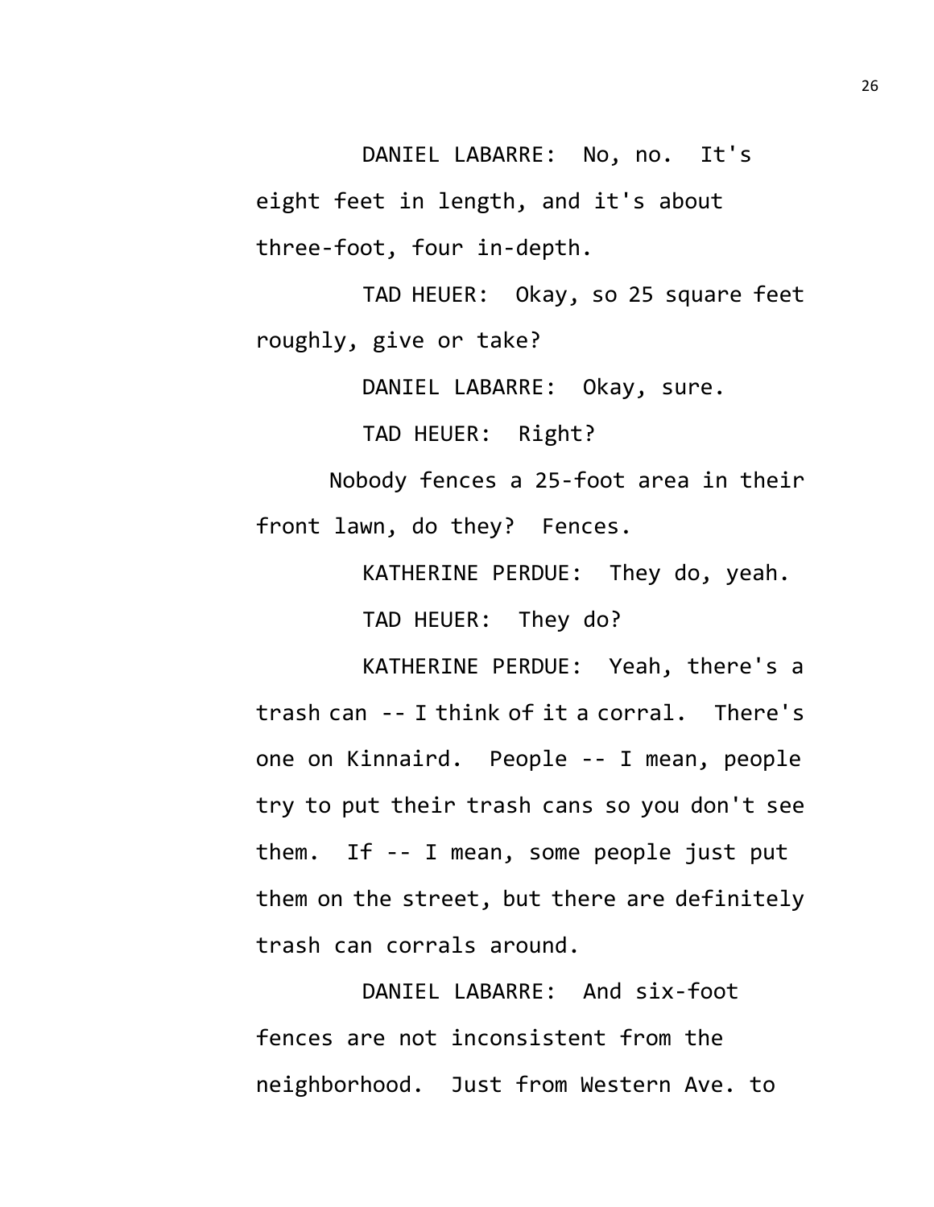DANIEL LABARRE: No, no. It's eight feet in length, and it's about three-foot, four in-depth.

TAD HEUER: Okay, so 25 square feet roughly, give or take?

DANIEL LABARRE: Okay, sure.

TAD HEUER: Right?

Nobody fences a 25-foot area in their front lawn, do they? Fences.

KATHERINE PERDUE: They do, yeah.

TAD HEUER: They do?

KATHERINE PERDUE: Yeah, there's a trash can -- I think of it a corral. There's one on Kinnaird. People -- I mean, people try to put their trash cans so you don't see them. If -- I mean, some people just put them on the street, but there are definitely trash can corrals around.

DANIEL LABARRE: And six-foot fences are not inconsistent from the neighborhood. Just from Western Ave. to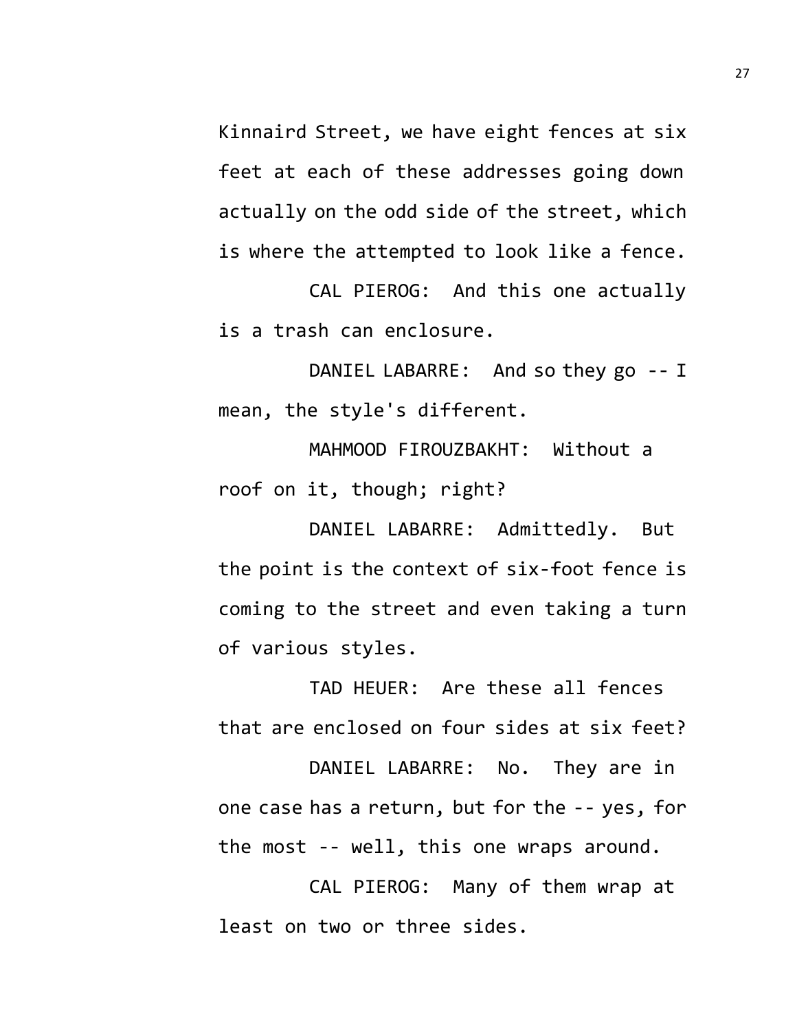Kinnaird Street, we have eight fences at six feet at each of these addresses going down actually on the odd side of the street, which is where the attempted to look like a fence.

CAL PIEROG: And this one actually is a trash can enclosure.

DANIEL LABARRE: And so they go -- I mean, the style's different.

MAHMOOD FIROUZBAKHT: Without a roof on it, though; right?

DANIEL LABARRE: Admittedly. But the point is the context of six-foot fence is coming to the street and even taking a turn of various styles.

TAD HEUER: Are these all fences that are enclosed on four sides at six feet?

DANIEL LABARRE: No. They are in one case has a return, but for the -- yes, for the most -- well, this one wraps around.

CAL PIEROG: Many of them wrap at least on two or three sides.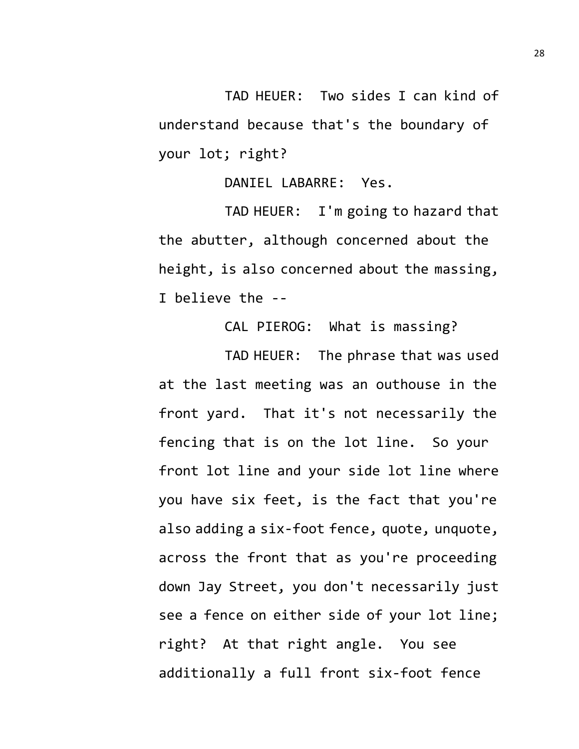TAD HEUER: Two sides I can kind of understand because that's the boundary of your lot; right?

DANIEL LABARRE: Yes.

TAD HEUER: I'm going to hazard that the abutter, although concerned about the height, is also concerned about the massing, I believe the --

CAL PIEROG: What is massing?

TAD HEUER: The phrase that was used at the last meeting was an outhouse in the front yard. That it's not necessarily the fencing that is on the lot line. So your front lot line and your side lot line where you have six feet, is the fact that you're also adding a six-foot fence, quote, unquote, across the front that as you're proceeding down Jay Street, you don't necessarily just see a fence on either side of your lot line; right? At that right angle. You see additionally a full front six-foot fence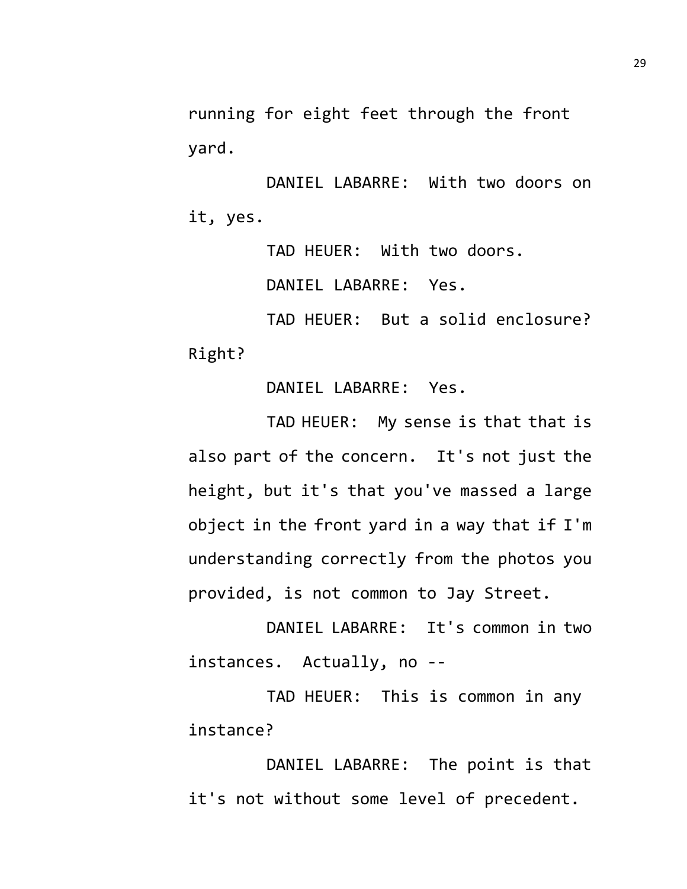running for eight feet through the front yard.

DANIEL LABARRE: With two doors on it, yes.

TAD HEUER: With two doors.

DANIEL LABARRE: Yes.

TAD HEUER: But a solid enclosure? Right?

DANIEL LABARRE: Yes.

TAD HEUER: My sense is that that is also part of the concern. It's not just the height, but it's that you've massed a large object in the front yard in a way that if I'm understanding correctly from the photos you provided, is not common to Jay Street.

DANIEL LABARRE: It's common in two instances. Actually, no --

TAD HEUER: This is common in any instance?

DANIEL LABARRE: The point is that it's not without some level of precedent.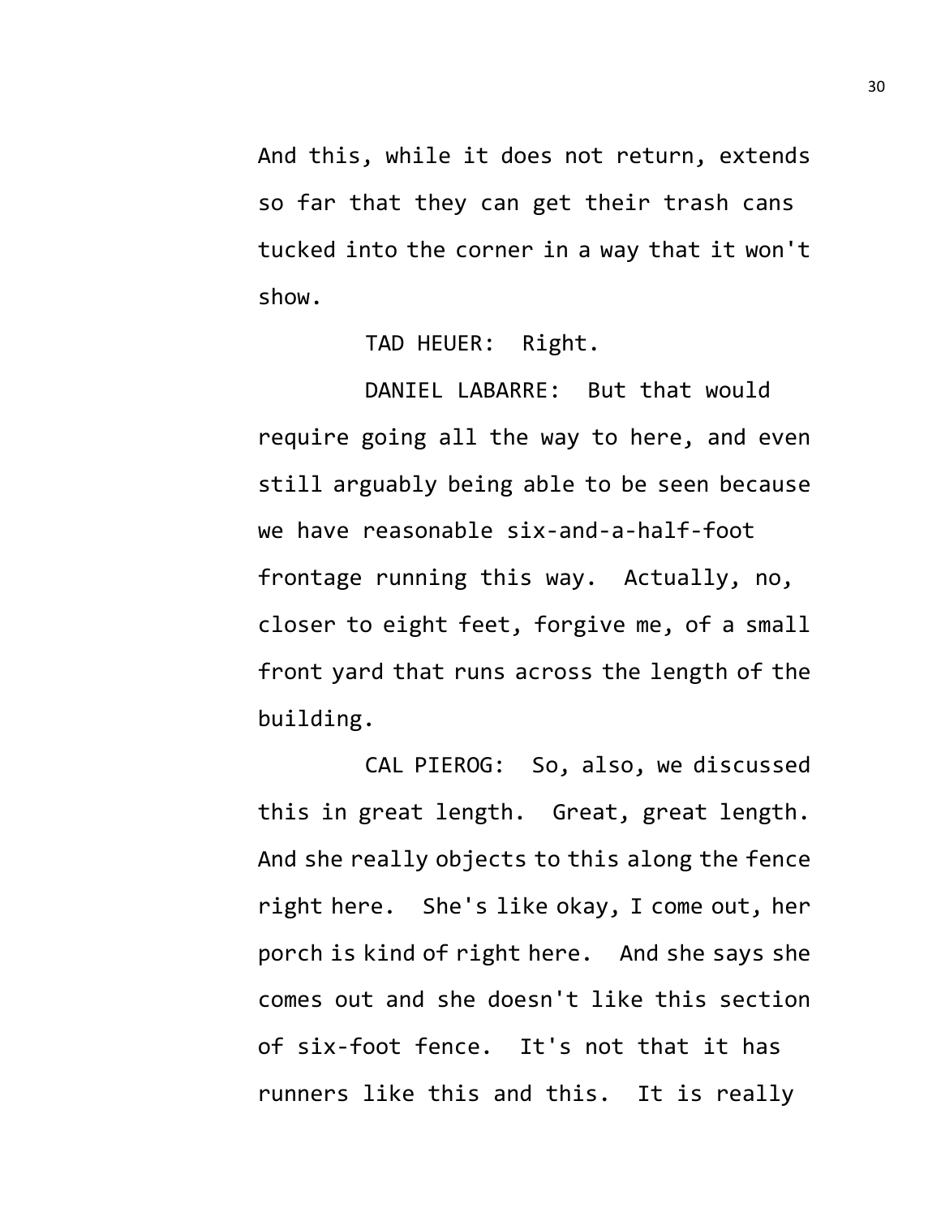And this, while it does not return, extends so far that they can get their trash cans tucked into the corner in a way that it won't show.

TAD HEUER: Right.

DANIEL LABARRE: But that would require going all the way to here, and even still arguably being able to be seen because we have reasonable six-and-a-half-foot frontage running this way. Actually, no, closer to eight feet, forgive me, of a small front yard that runs across the length of the building.

CAL PIEROG: So, also, we discussed this in great length. Great, great length. And she really objects to this along the fence right here. She's like okay, I come out, her porch is kind of right here. And she says she comes out and she doesn't like this section of six-foot fence. It's not that it has runners like this and this. It is really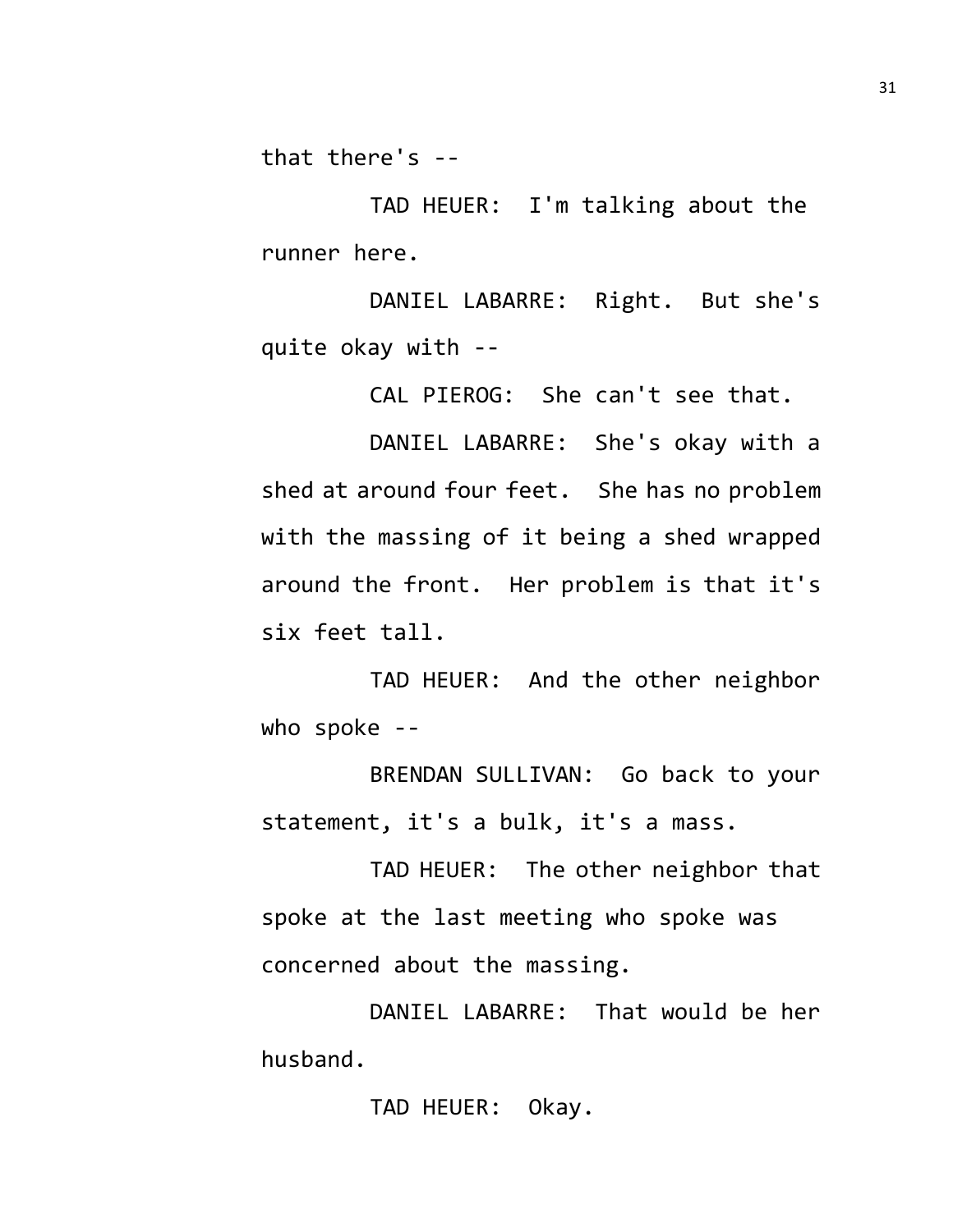that there's --

TAD HEUER: I'm talking about the runner here.

DANIEL LABARRE: Right. But she's quite okay with --

CAL PIEROG: She can't see that.

DANIEL LABARRE: She's okay with a shed at around four feet. She has no problem with the massing of it being a shed wrapped around the front. Her problem is that it's six feet tall.

TAD HEUER: And the other neighbor who spoke --

BRENDAN SULLIVAN: Go back to your statement, it's a bulk, it's a mass.

TAD HEUER: The other neighbor that spoke at the last meeting who spoke was concerned about the massing.

DANIEL LABARRE: That would be her husband.

TAD HEUER: Okay.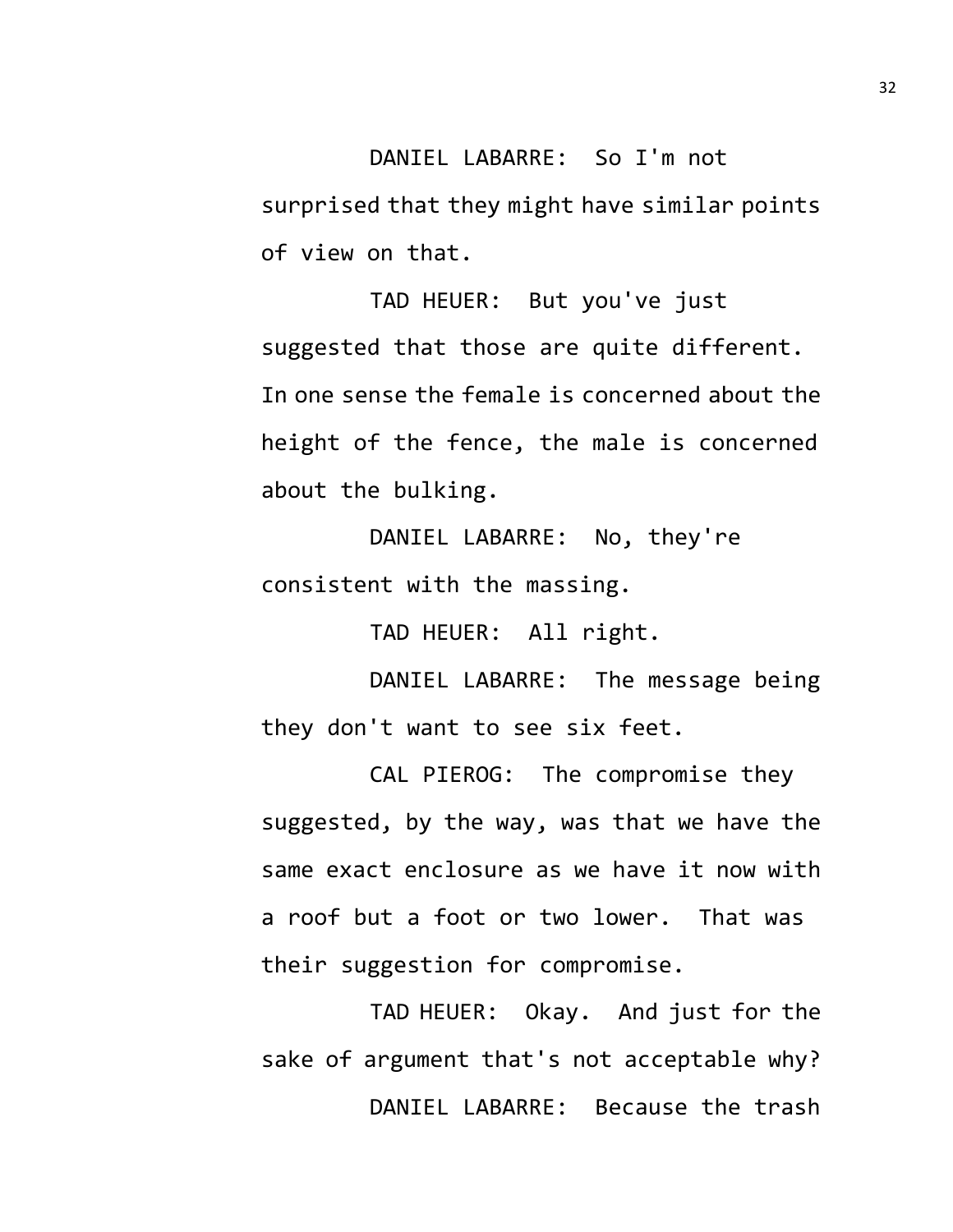DANIEL LABARRE: So I'm not surprised that they might have similar points of view on that.

TAD HEUER: But you've just suggested that those are quite different. In one sense the female is concerned about the height of the fence, the male is concerned about the bulking.

DANIEL LABARRE: No, they're consistent with the massing.

TAD HEUER: All right.

DANIEL LABARRE: The message being they don't want to see six feet.

CAL PIEROG: The compromise they suggested, by the way, was that we have the same exact enclosure as we have it now with a roof but a foot or two lower. That was their suggestion for compromise.

TAD HEUER: Okay. And just for the sake of argument that's not acceptable why?

DANIEL LABARRE: Because the trash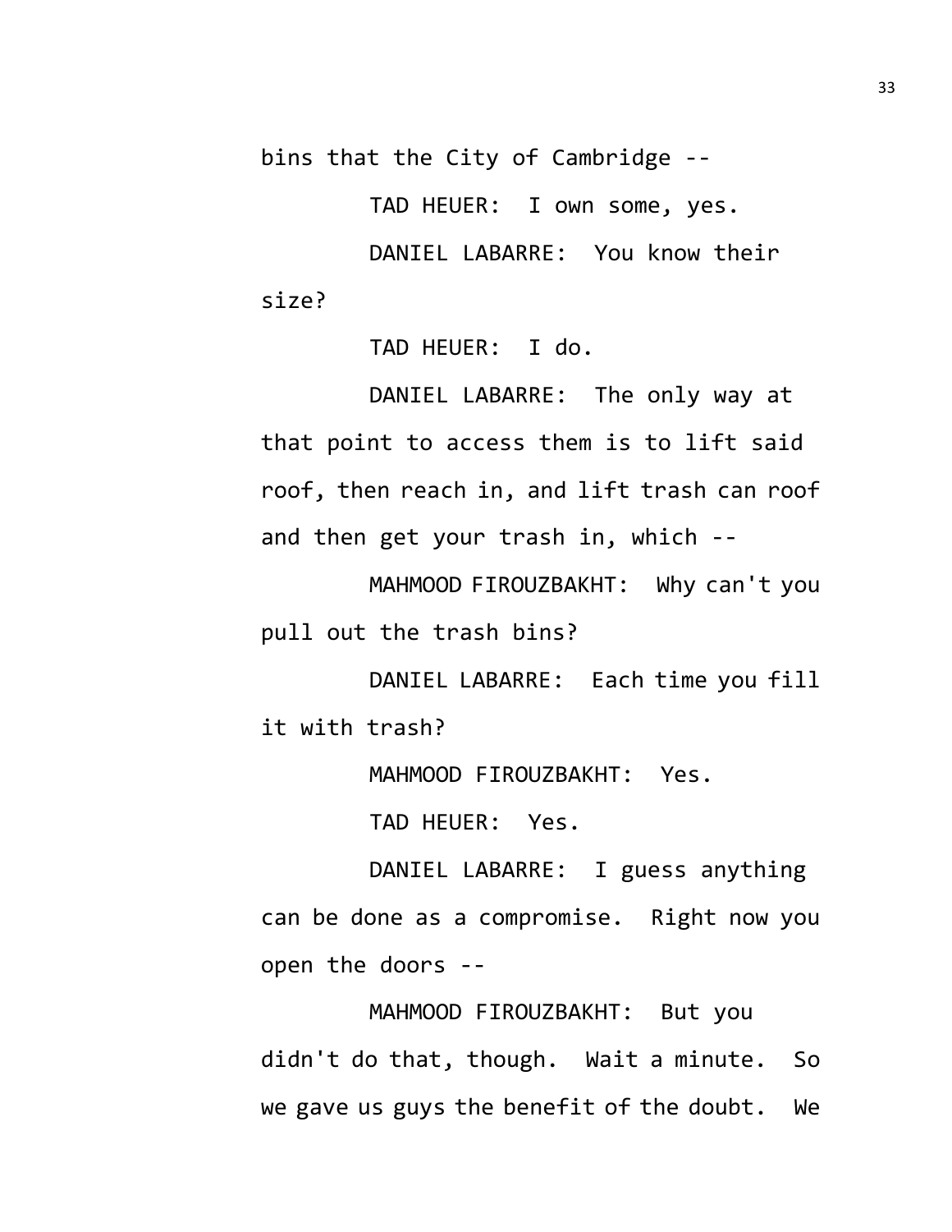bins that the City of Cambridge --

TAD HEUER: I own some, yes.

DANIEL LABARRE: You know their size?

TAD HEUER: I do.

DANIEL LABARRE: The only way at that point to access them is to lift said roof, then reach in, and lift trash can roof and then get your trash in, which --

MAHMOOD FIROUZBAKHT: Why can't you pull out the trash bins?

DANIEL LABARRE: Each time you fill it with trash?

MAHMOOD FIROUZBAKHT: Yes.

TAD HEUER: Yes.

DANIEL LABARRE: I guess anything can be done as a compromise. Right now you open the doors --

MAHMOOD FIROUZBAKHT: But you didn't do that, though. Wait a minute. So we gave us guys the benefit of the doubt. We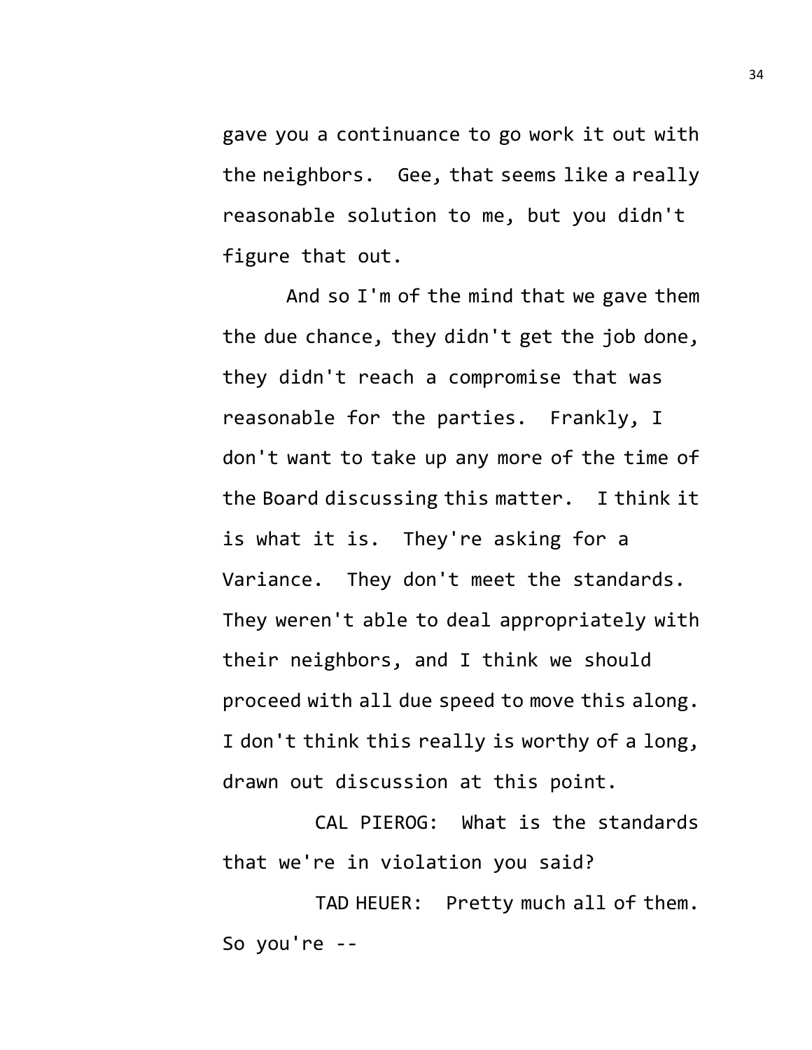gave you a continuance to go work it out with the neighbors. Gee, that seems like a really reasonable solution to me, but you didn't figure that out.

And so I'm of the mind that we gave them the due chance, they didn't get the job done, they didn't reach a compromise that was reasonable for the parties. Frankly, I don't want to take up any more of the time of the Board discussing this matter. I think it is what it is. They're asking for a Variance. They don't meet the standards. They weren't able to deal appropriately with their neighbors, and I think we should proceed with all due speed to move this along. I don't think this really is worthy of a long, drawn out discussion at this point.

CAL PIEROG: What is the standards that we're in violation you said?

TAD HEUER: Pretty much all of them. So you're --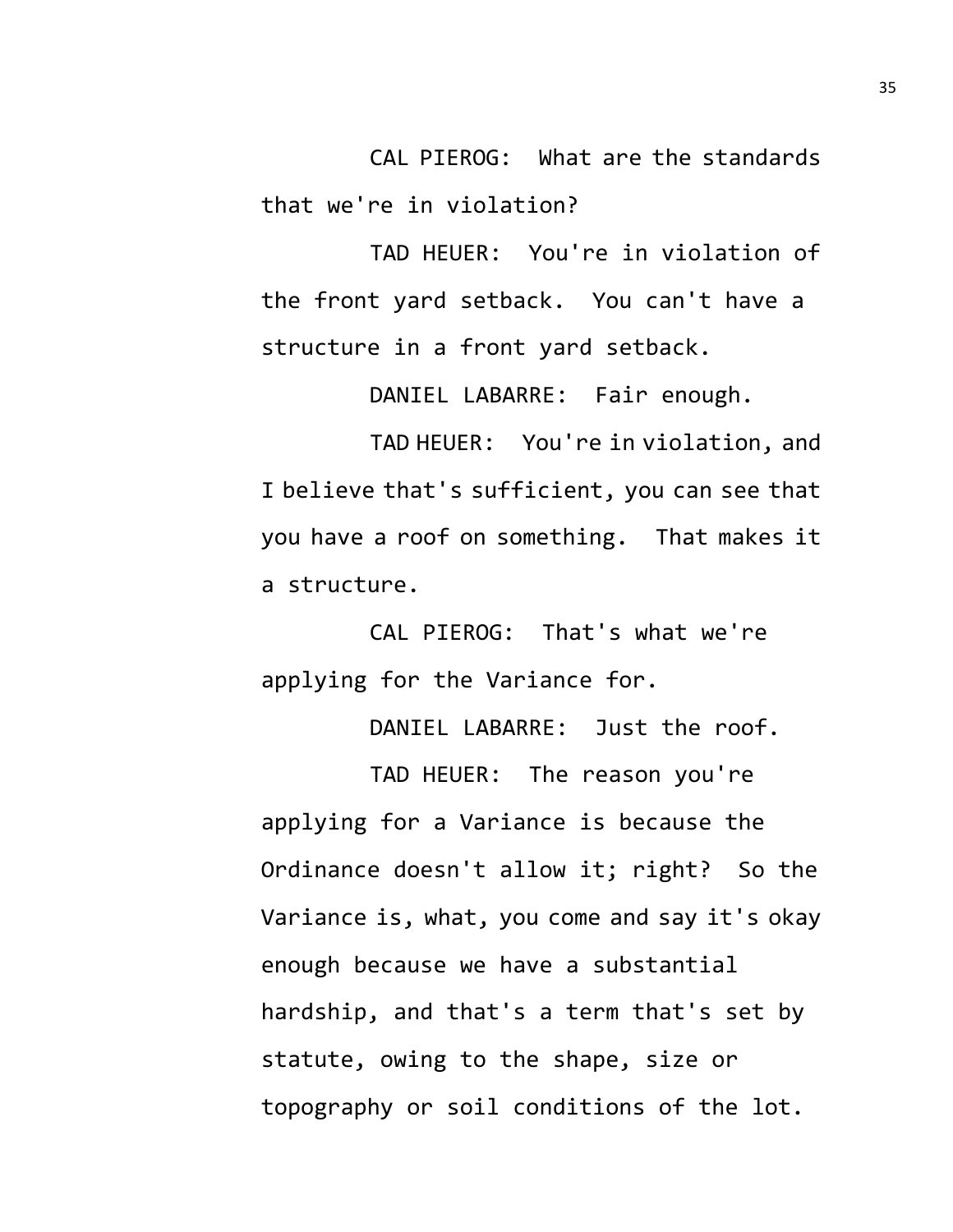CAL PIEROG: What are the standards that we're in violation?

TAD HEUER: You're in violation of the front yard setback. You can't have a structure in a front yard setback.

DANIEL LABARRE: Fair enough.

TAD HEUER: You're in violation, and I believe that's sufficient, you can see that you have a roof on something. That makes it a structure.

CAL PIEROG: That's what we're applying for the Variance for.

DANIEL LABARRE: Just the roof.

TAD HEUER: The reason you're applying for a Variance is because the Ordinance doesn't allow it; right? So the Variance is, what, you come and say it's okay enough because we have a substantial hardship, and that's a term that's set by statute, owing to the shape, size or topography or soil conditions of the lot.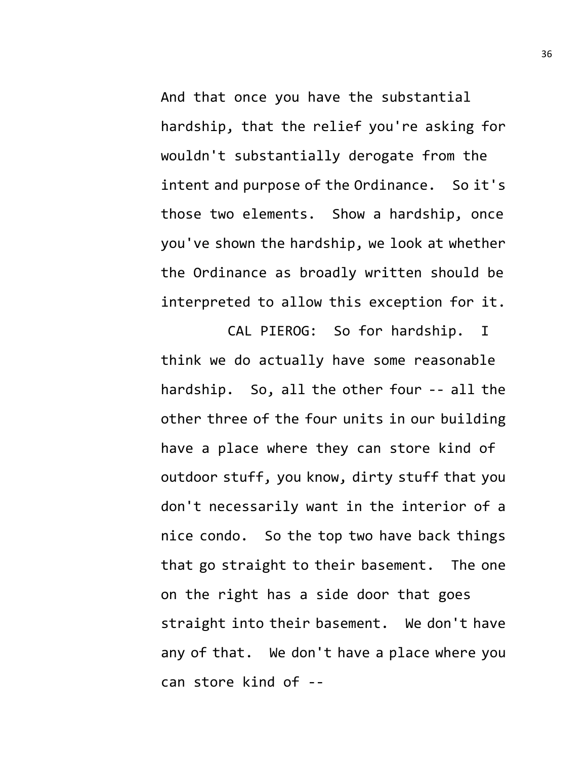And that once you have the substantial hardship, that the relief you're asking for wouldn't substantially derogate from the intent and purpose of the Ordinance. So it's those two elements. Show a hardship, once you've shown the hardship, we look at whether the Ordinance as broadly written should be interpreted to allow this exception for it.

CAL PIEROG: So for hardship. I think we do actually have some reasonable hardship. So, all the other four -- all the other three of the four units in our building have a place where they can store kind of outdoor stuff, you know, dirty stuff that you don't necessarily want in the interior of a nice condo. So the top two have back things that go straight to their basement. The one on the right has a side door that goes straight into their basement. We don't have any of that. We don't have a place where you can store kind of --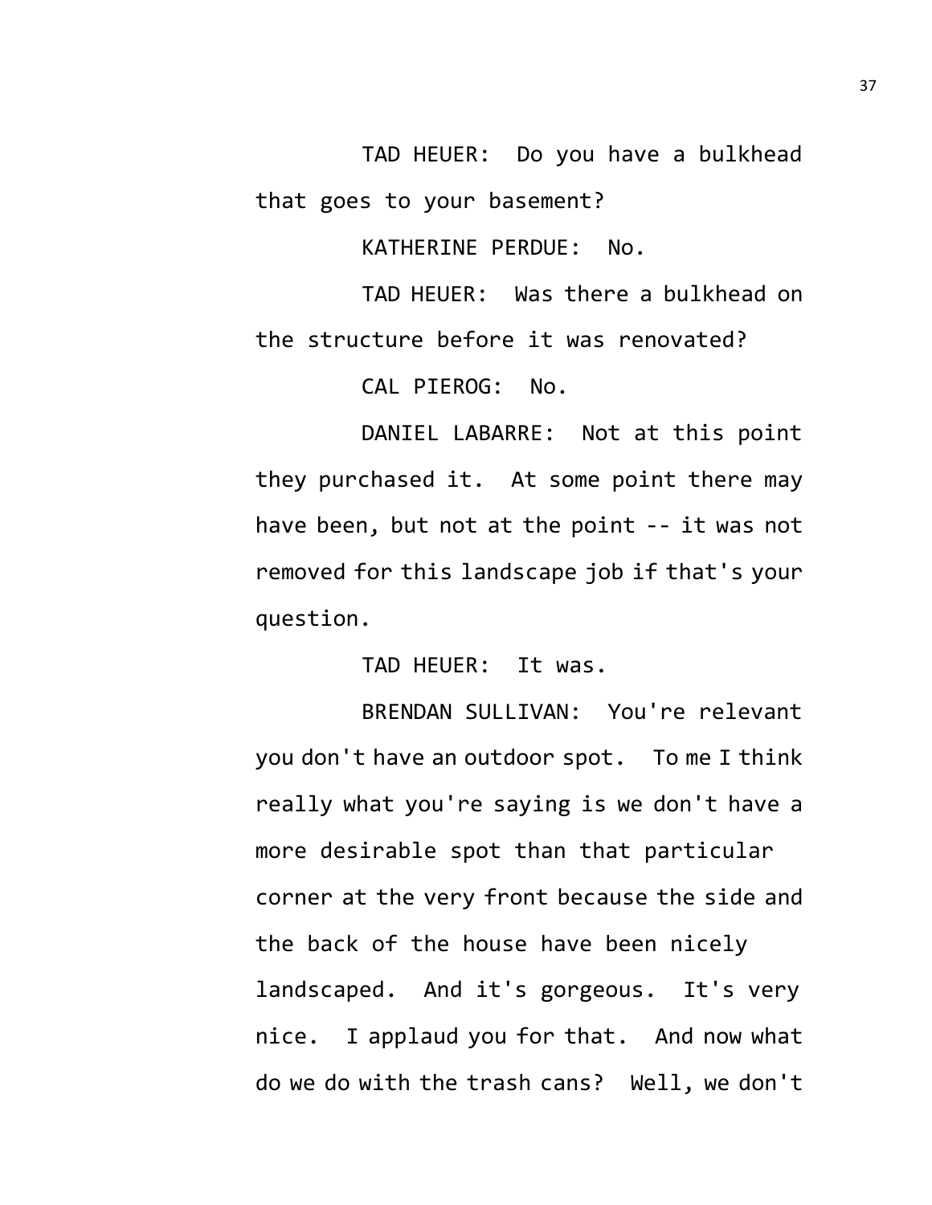TAD HEUER: Do you have a bulkhead that goes to your basement?

KATHERINE PERDUE: No.

TAD HEUER: Was there a bulkhead on the structure before it was renovated?

CAL PIEROG: No.

DANIEL LABARRE: Not at this point they purchased it. At some point there may have been, but not at the point -- it was not removed for this landscape job if that's your question.

TAD HEUER: It was.

BRENDAN SULLIVAN: You're relevant you don't have an outdoor spot. To me I think really what you're saying is we don't have a more desirable spot than that particular corner at the very front because the side and the back of the house have been nicely landscaped. And it's gorgeous. It's very nice. I applaud you for that. And now what do we do with the trash cans? Well, we don't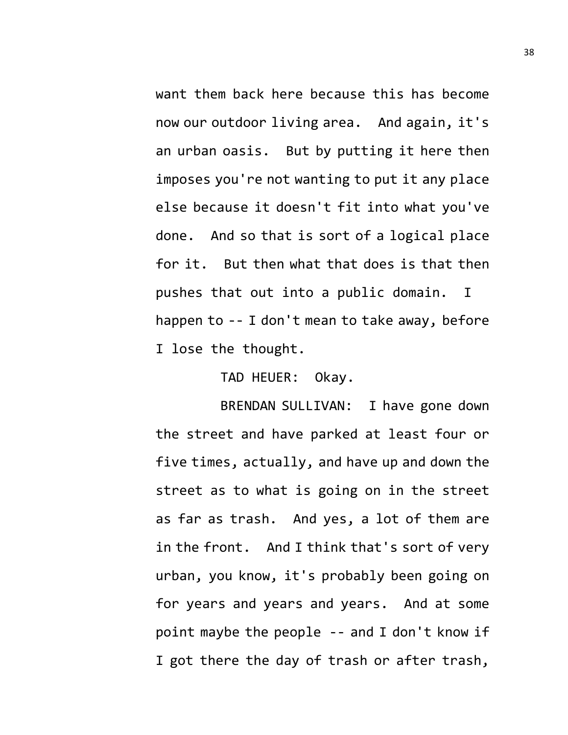want them back here because this has become now our outdoor living area. And again, it's an urban oasis. But by putting it here then imposes you're not wanting to put it any place else because it doesn't fit into what you've done. And so that is sort of a logical place for it. But then what that does is that then pushes that out into a public domain. I happen to -- I don't mean to take away, before I lose the thought.

TAD HEUER: Okay.

BRENDAN SULLIVAN: I have gone down the street and have parked at least four or five times, actually, and have up and down the street as to what is going on in the street as far as trash. And yes, a lot of them are in the front. And I think that's sort of very urban, you know, it's probably been going on for years and years and years. And at some point maybe the people -- and I don't know if I got there the day of trash or after trash,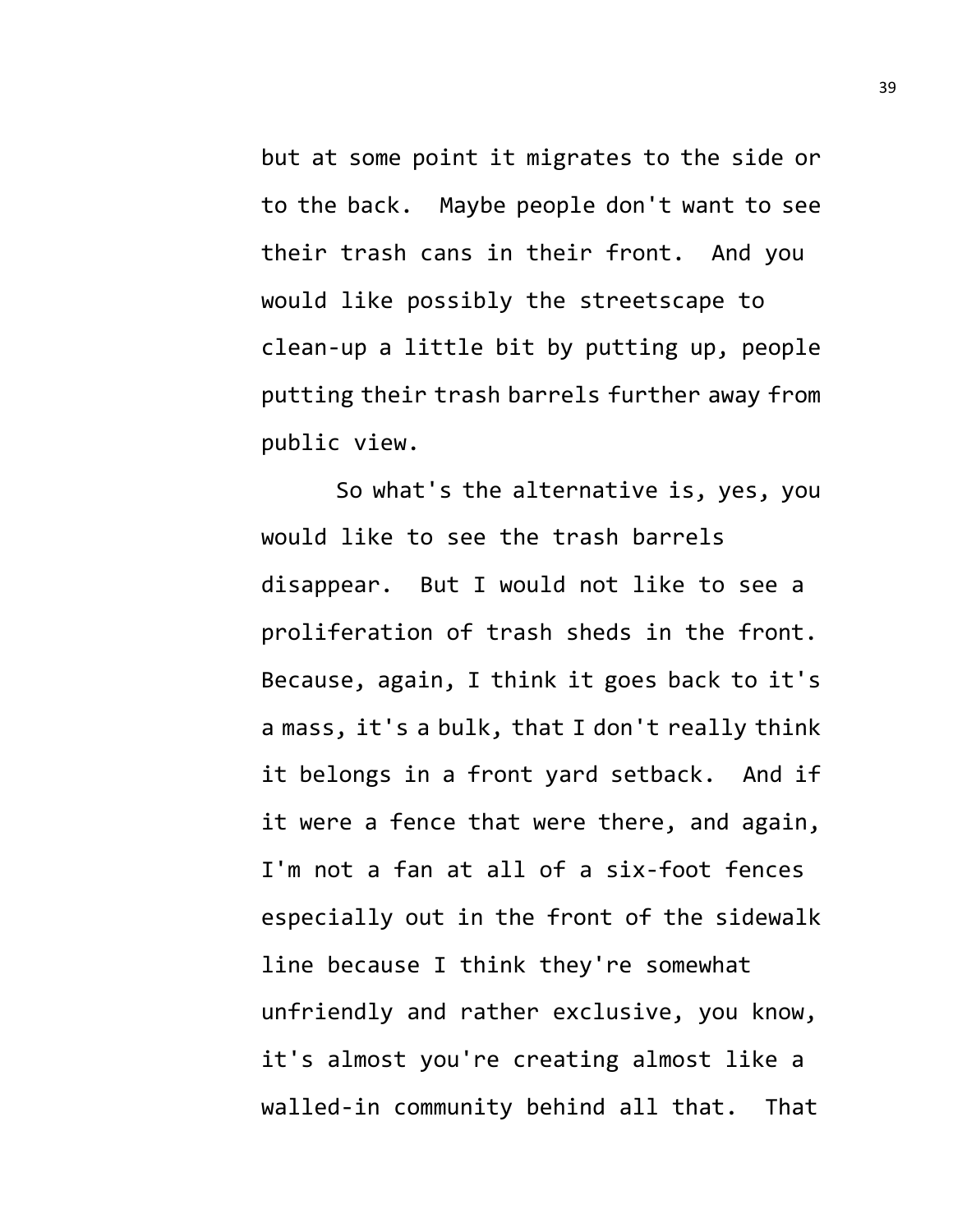but at some point it migrates to the side or to the back. Maybe people don't want to see their trash cans in their front. And you would like possibly the streetscape to clean-up a little bit by putting up, people putting their trash barrels further away from public view.

So what's the alternative is, yes, you would like to see the trash barrels disappear. But I would not like to see a proliferation of trash sheds in the front. Because, again, I think it goes back to it's a mass, it's a bulk, that I don't really think it belongs in a front yard setback. And if it were a fence that were there, and again, I'm not a fan at all of a six-foot fences especially out in the front of the sidewalk line because I think they're somewhat unfriendly and rather exclusive, you know, it's almost you're creating almost like a walled-in community behind all that. That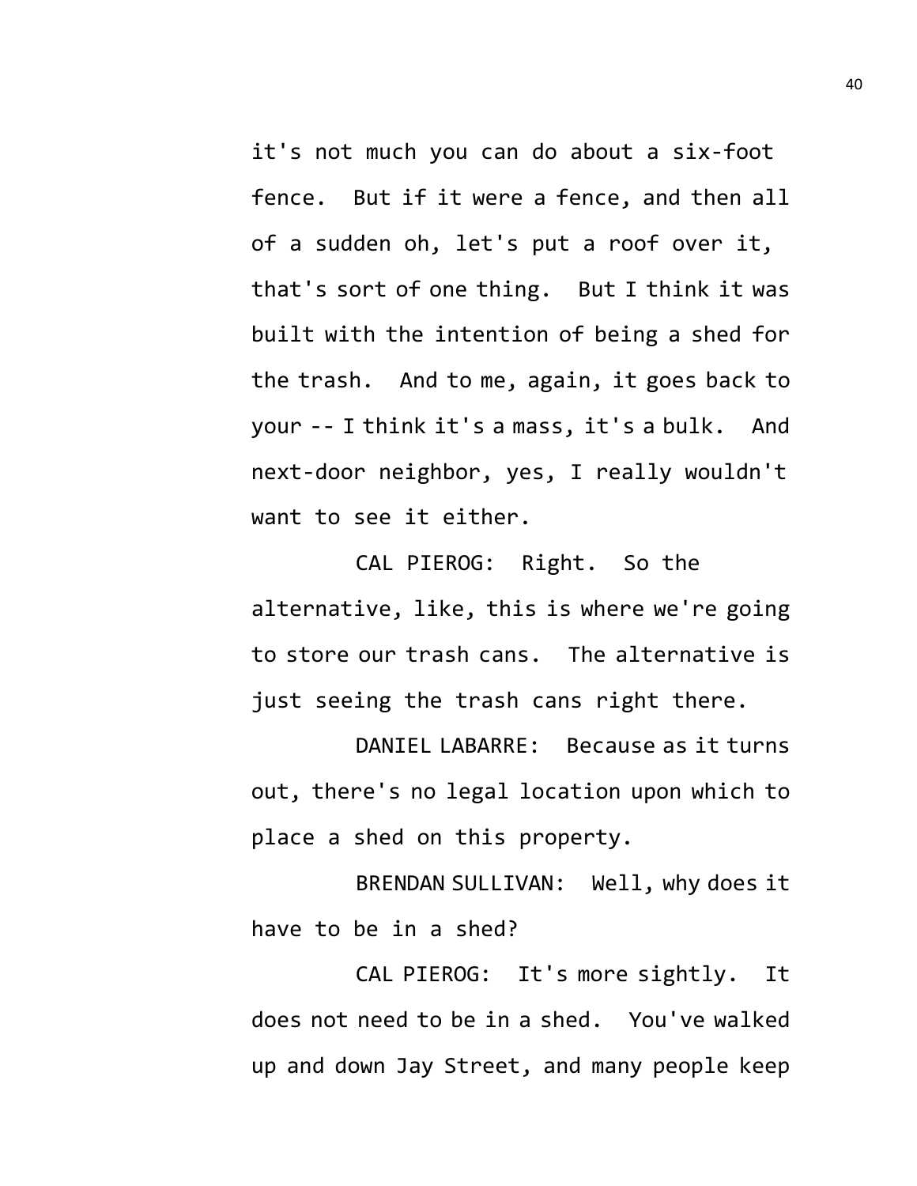it's not much you can do about a six-foot fence. But if it were a fence, and then all of a sudden oh, let's put a roof over it, that's sort of one thing. But I think it was built with the intention of being a shed for the trash. And to me, again, it goes back to your -- I think it's a mass, it's a bulk. And next-door neighbor, yes, I really wouldn't want to see it either.

CAL PIEROG: Right. So the alternative, like, this is where we're going to store our trash cans. The alternative is just seeing the trash cans right there.

DANIEL LABARRE: Because as it turns out, there's no legal location upon which to place a shed on this property.

BRENDAN SULLIVAN: Well, why does it have to be in a shed?

CAL PIEROG: It's more sightly. It does not need to be in a shed. You've walked up and down Jay Street, and many people keep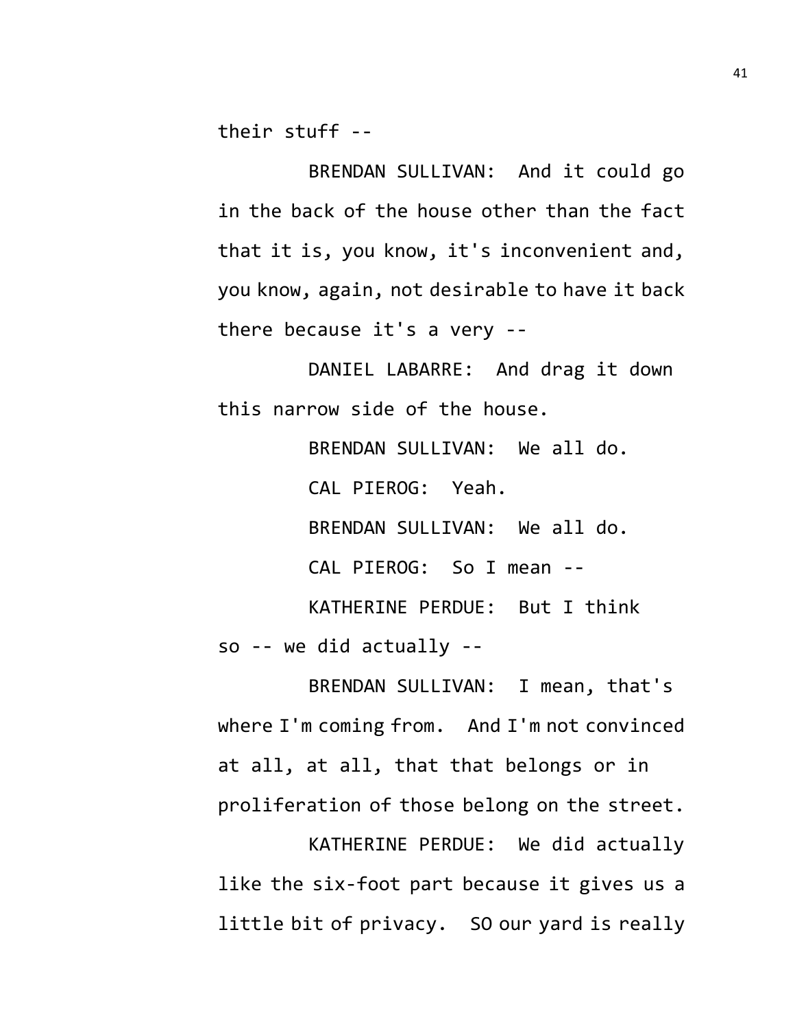their stuff --

BRENDAN SULLIVAN: And it could go in the back of the house other than the fact that it is, you know, it's inconvenient and, you know, again, not desirable to have it back there because it's a very --

DANIEL LABARRE: And drag it down this narrow side of the house.

BRENDAN SULLIVAN: We all do.

CAL PIEROG: Yeah.

BRENDAN SULLIVAN: We all do.

CAL PIEROG: So I mean --

KATHERINE PERDUE: But I think so -- we did actually --

BRENDAN SULLIVAN: I mean, that's where I'm coming from. And I'm not convinced at all, at all, that that belongs or in proliferation of those belong on the street.

KATHERINE PERDUE: We did actually like the six-foot part because it gives us a little bit of privacy. SO our yard is really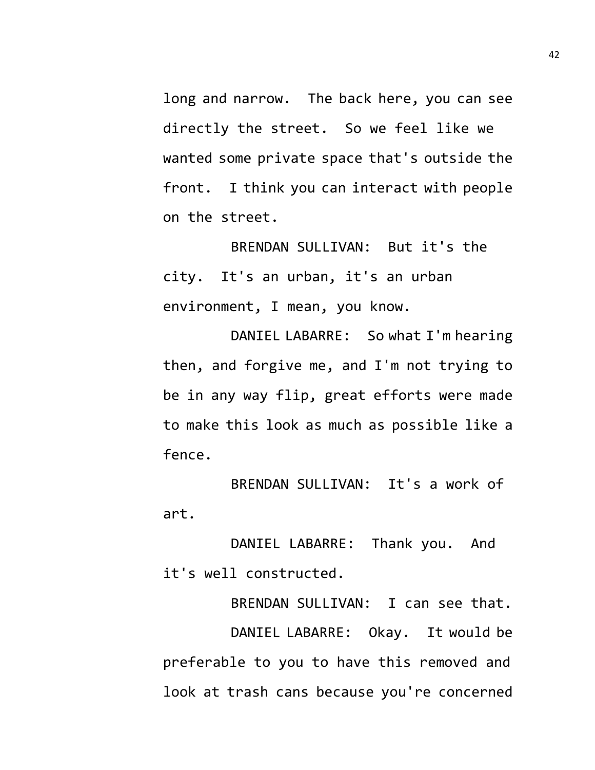long and narrow. The back here, you can see directly the street. So we feel like we wanted some private space that's outside the front. I think you can interact with people on the street.

BRENDAN SULLIVAN: But it's the city. It's an urban, it's an urban environment, I mean, you know.

DANIEL LABARRE: So what I'm hearing then, and forgive me, and I'm not trying to be in any way flip, great efforts were made to make this look as much as possible like a fence.

BRENDAN SULLIVAN: It's a work of art.

DANIEL LABARRE: Thank you. And it's well constructed.

BRENDAN SULLIVAN: I can see that.

DANIEL LABARRE: Okay. It would be preferable to you to have this removed and look at trash cans because you're concerned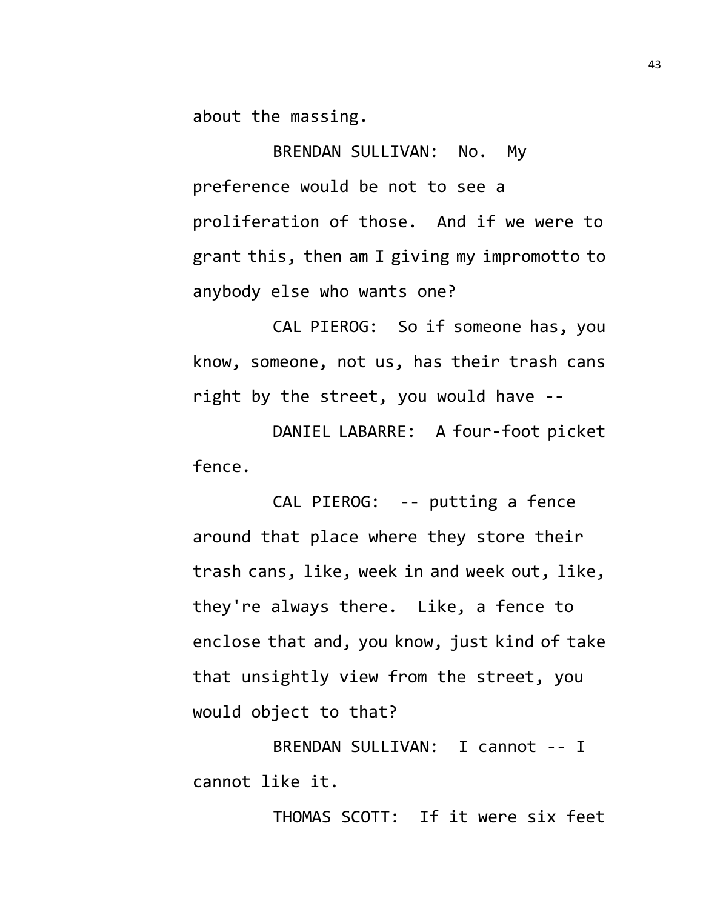about the massing.

BRENDAN SULLIVAN: No. My preference would be not to see a proliferation of those. And if we were to grant this, then am I giving my impromotto to anybody else who wants one?

CAL PIEROG: So if someone has, you know, someone, not us, has their trash cans right by the street, you would have --

DANIEL LABARRE: A four-foot picket fence.

CAL PIEROG: -- putting a fence around that place where they store their trash cans, like, week in and week out, like, they're always there. Like, a fence to enclose that and, you know, just kind of take that unsightly view from the street, you would object to that?

BRENDAN SULLIVAN: I cannot -- I cannot like it.

THOMAS SCOTT: If it were six feet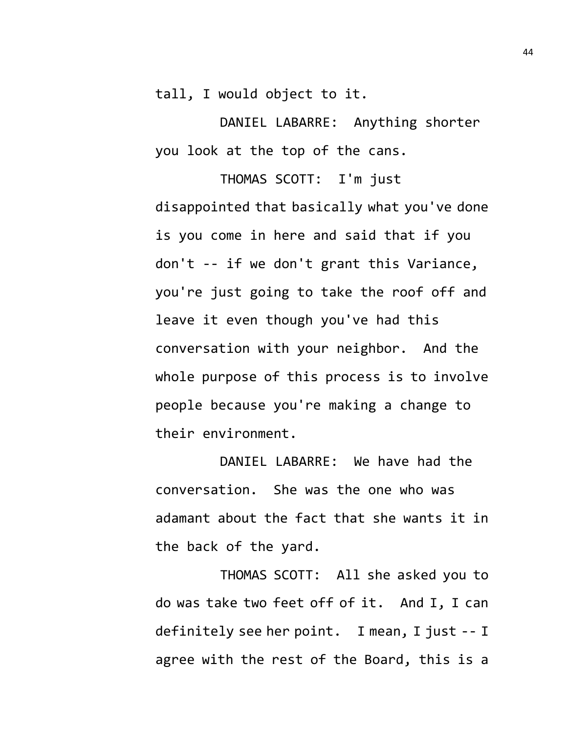tall, I would object to it.

DANIEL LABARRE: Anything shorter you look at the top of the cans.

THOMAS SCOTT: I'm just disappointed that basically what you've done is you come in here and said that if you don't -- if we don't grant this Variance, you're just going to take the roof off and leave it even though you've had this conversation with your neighbor. And the whole purpose of this process is to involve people because you're making a change to their environment.

DANIEL LABARRE: We have had the conversation. She was the one who was adamant about the fact that she wants it in the back of the yard.

THOMAS SCOTT: All she asked you to do was take two feet off of it. And I, I can definitely see her point. I mean, I just -- I agree with the rest of the Board, this is a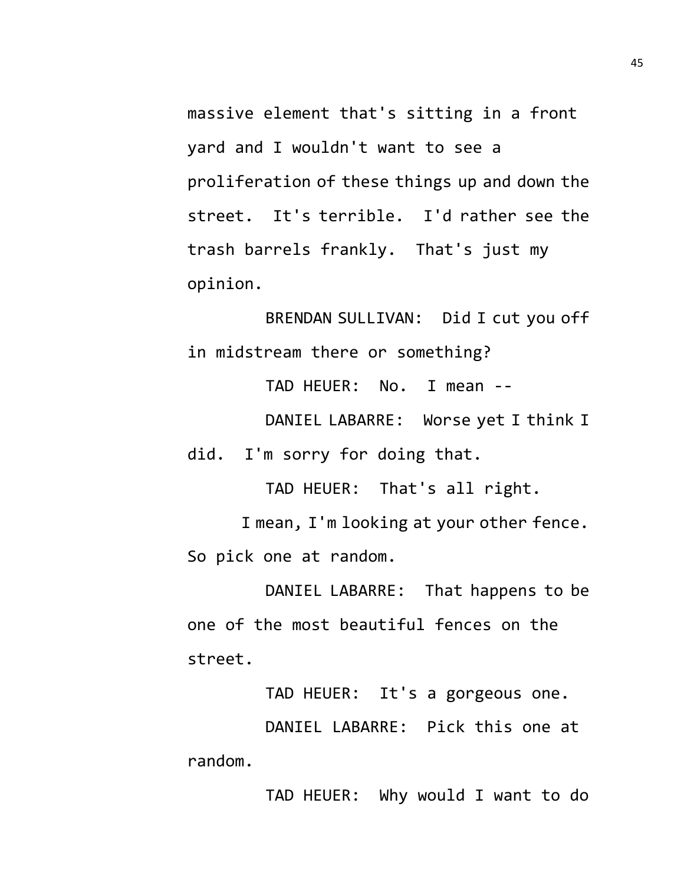massive element that's sitting in a front yard and I wouldn't want to see a proliferation of these things up and down the street. It's terrible. I'd rather see the trash barrels frankly. That's just my opinion.

BRENDAN SULLIVAN: Did I cut you off in midstream there or something?

TAD HEUER: No. I mean --

DANIEL LABARRE: Worse yet I think I did. I'm sorry for doing that.

TAD HEUER: That's all right.

I mean, I'm looking at your other fence. So pick one at random.

DANIEL LABARRE: That happens to be one of the most beautiful fences on the street.

TAD HEUER: It's a gorgeous one.

DANIEL LABARRE: Pick this one at random.

TAD HEUER: Why would I want to do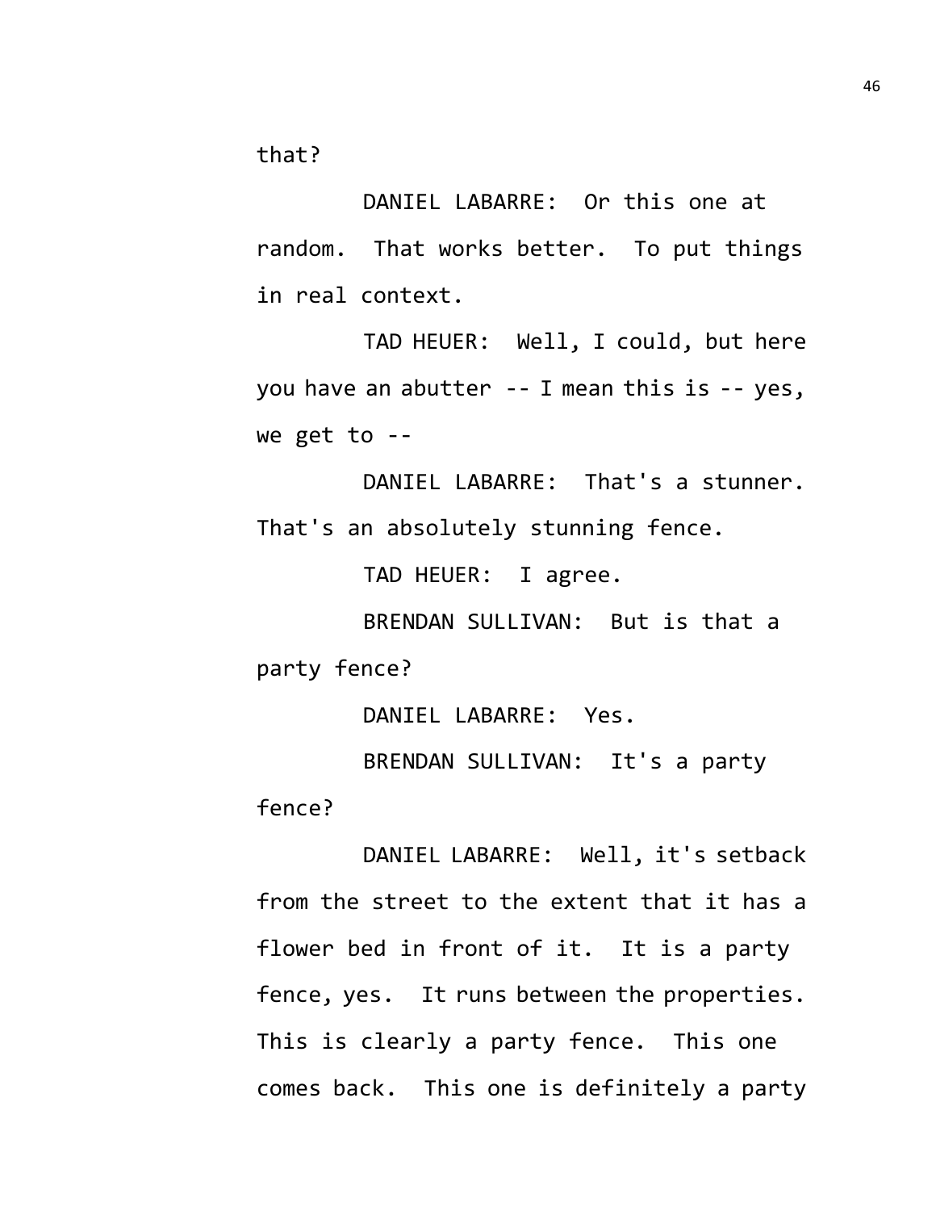that?

DANIEL LABARRE: Or this one at random. That works better. To put things in real context.

TAD HEUER: Well, I could, but here you have an abutter -- I mean this is -- yes, we get to --

DANIEL LABARRE: That's a stunner. That's an absolutely stunning fence.

TAD HEUER: I agree.

BRENDAN SULLIVAN: But is that a party fence?

DANIEL LABARRE: Yes.

BRENDAN SULLIVAN: It's a party fence?

DANIEL LABARRE: Well, it's setback from the street to the extent that it has a flower bed in front of it. It is a party fence, yes. It runs between the properties. This is clearly a party fence. This one comes back. This one is definitely a party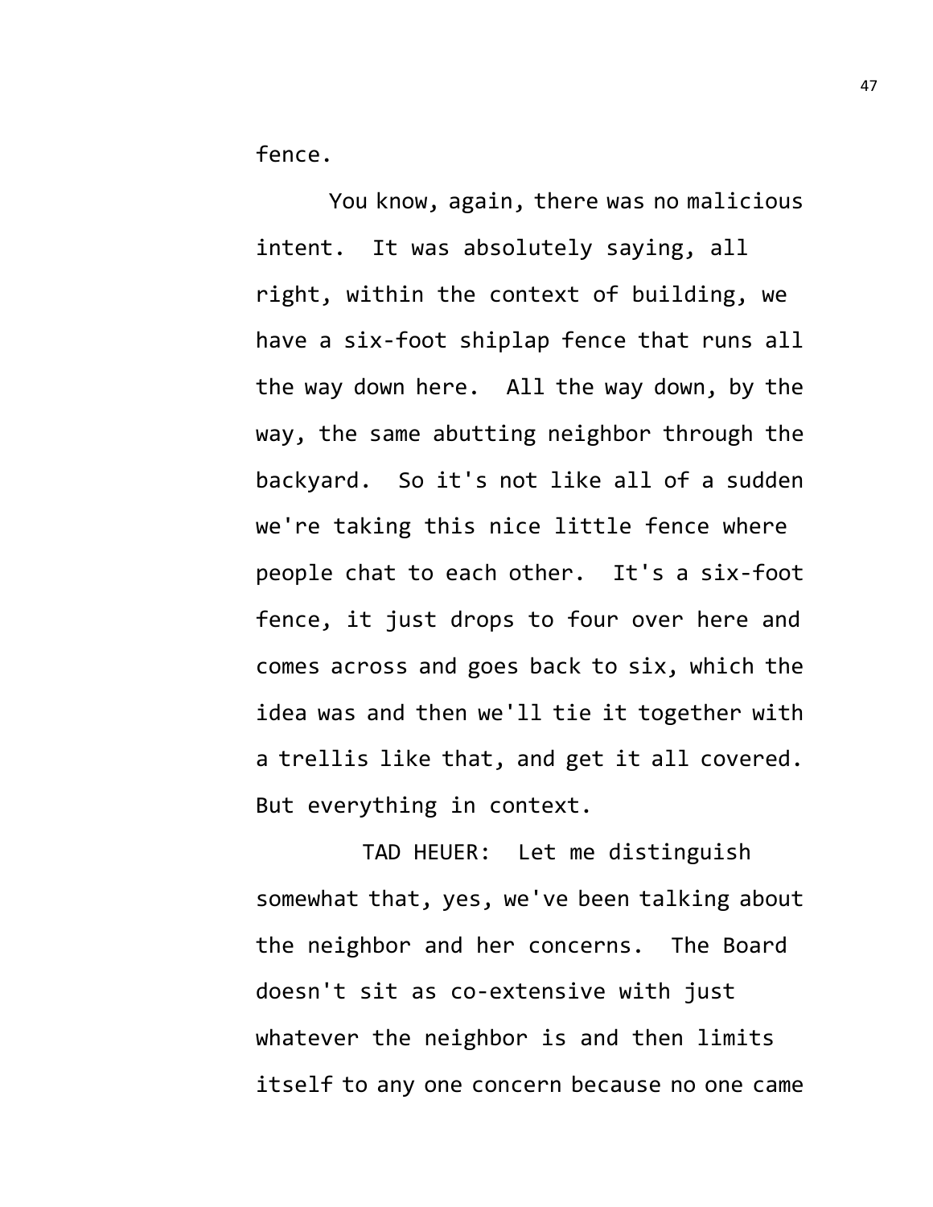fence.

You know, again, there was no malicious intent. It was absolutely saying, all right, within the context of building, we have a six-foot shiplap fence that runs all the way down here. All the way down, by the way, the same abutting neighbor through the backyard. So it's not like all of a sudden we're taking this nice little fence where people chat to each other. It's a six-foot fence, it just drops to four over here and comes across and goes back to six, which the idea was and then we'll tie it together with a trellis like that, and get it all covered. But everything in context.

TAD HEUER: Let me distinguish somewhat that, yes, we've been talking about the neighbor and her concerns. The Board doesn't sit as co-extensive with just whatever the neighbor is and then limits itself to any one concern because no one came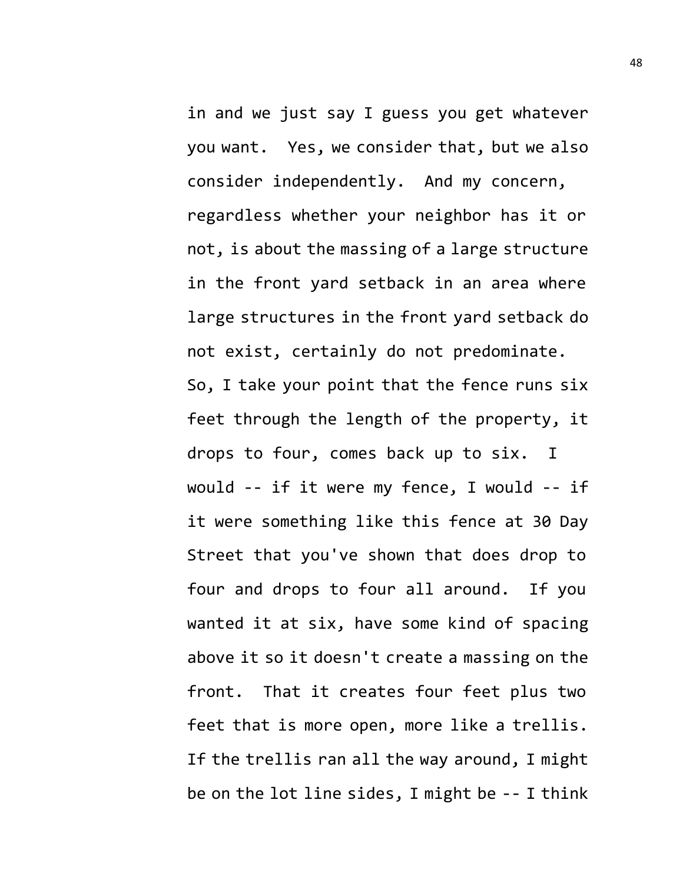in and we just say I guess you get whatever you want.  Yes, we consider that, but we also consider independently.  And my concern, regardless whether your neighbor has it or not, is about the massing of a large structure in the front yard setback in an area where large structures in the front yard setback do not exist, certainly do not predominate. So, I take your point that the fence runs six feet through the length of the property, it drops to four, comes back up to six.  I would -- if it were my fence, I would -- if it were something like this fence at 30 Day Street that you've shown that does drop to four and drops to four all around.  If you wanted it at six, have some kind of spacing above it so it doesn't create a massing on the front.  That it creates four feet plus two feet that is more open, more like a trellis. If the trellis ran all the way around, I might be on the lot line sides, I might be -- I think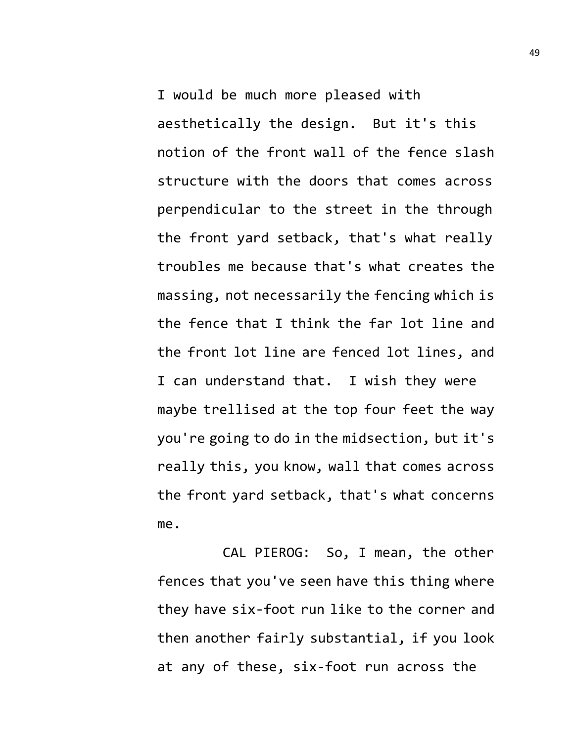I would be much more pleased with aesthetically the design. But it's this notion of the front wall of the fence slash structure with the doors that comes across perpendicular to the street in the through the front yard setback, that's what really troubles me because that's what creates the massing, not necessarily the fencing which is the fence that I think the far lot line and the front lot line are fenced lot lines, and I can understand that. I wish they were maybe trellised at the top four feet the way you're going to do in the midsection, but it's really this, you know, wall that comes across the front yard setback, that's what concerns me.

CAL PIEROG: So, I mean, the other fences that you've seen have this thing where they have six-foot run like to the corner and then another fairly substantial, if you look at any of these, six-foot run across the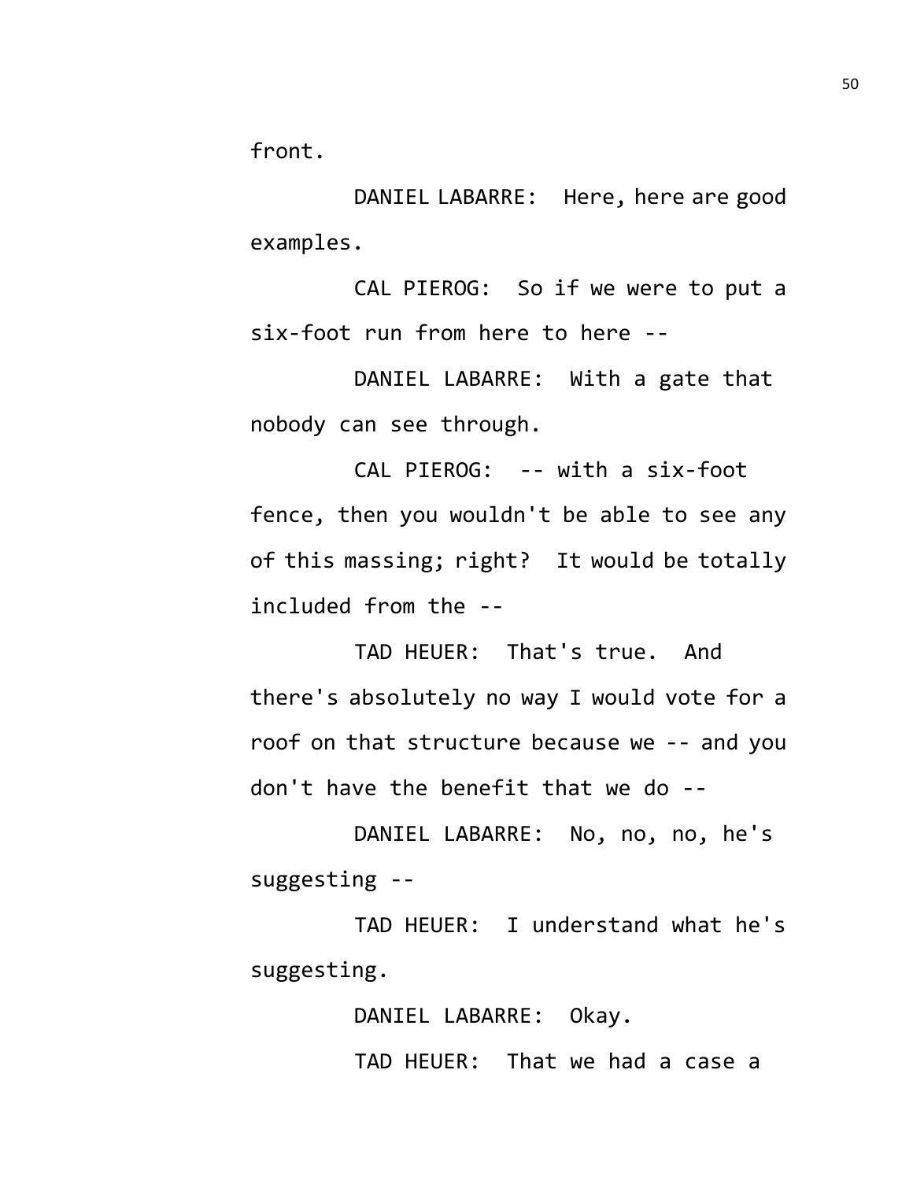front.

DANIEL LABARRE: Here, here are good examples.

CAL PIEROG: So if we were to put a six-foot run from here to here --

DANIEL LABARRE: With a gate that nobody can see through.

CAL PIEROG: -- with a six-foot fence, then you wouldn't be able to see any of this massing; right? It would be totally included from the --

TAD HEUER: That's true. And there's absolutely no way I would vote for a roof on that structure because we -- and you don't have the benefit that we do --

DANIEL LABARRE: No, no, no, he's suggesting --

TAD HEUER: I understand what he's suggesting.

DANIEL LABARRE: Okay.

TAD HEUER: That we had a case a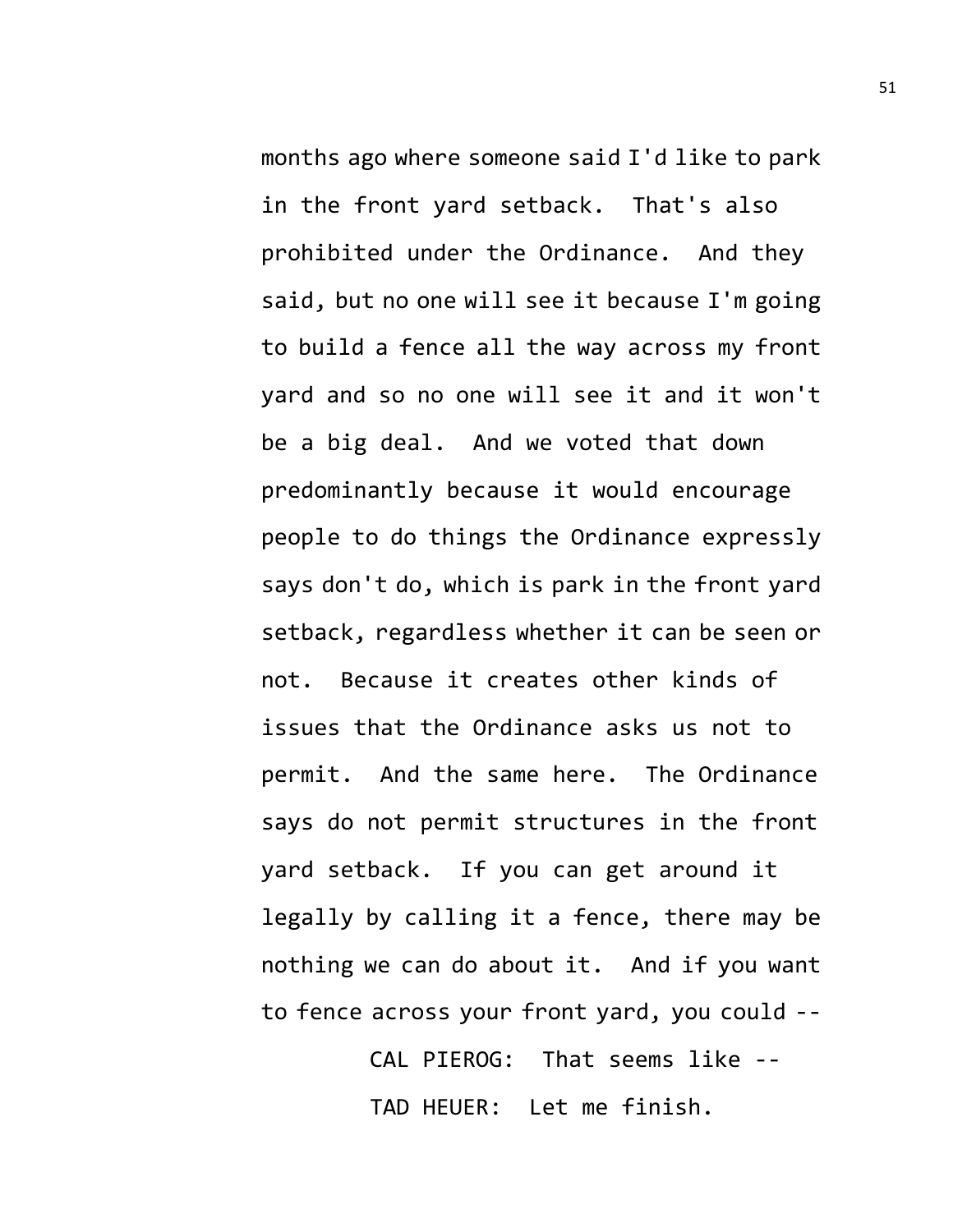months ago where someone said I'd like to park in the front yard setback. That's also prohibited under the Ordinance. And they said, but no one will see it because I'm going to build a fence all the way across my front yard and so no one will see it and it won't be a big deal. And we voted that down predominantly because it would encourage people to do things the Ordinance expressly says don't do, which is park in the front yard setback, regardless whether it can be seen or not. Because it creates other kinds of issues that the Ordinance asks us not to permit. And the same here. The Ordinance says do not permit structures in the front yard setback. If you can get around it legally by calling it a fence, there may be nothing we can do about it. And if you want to fence across your front yard, you could --

CAL PIEROG: That seems like --

TAD HEUER: Let me finish.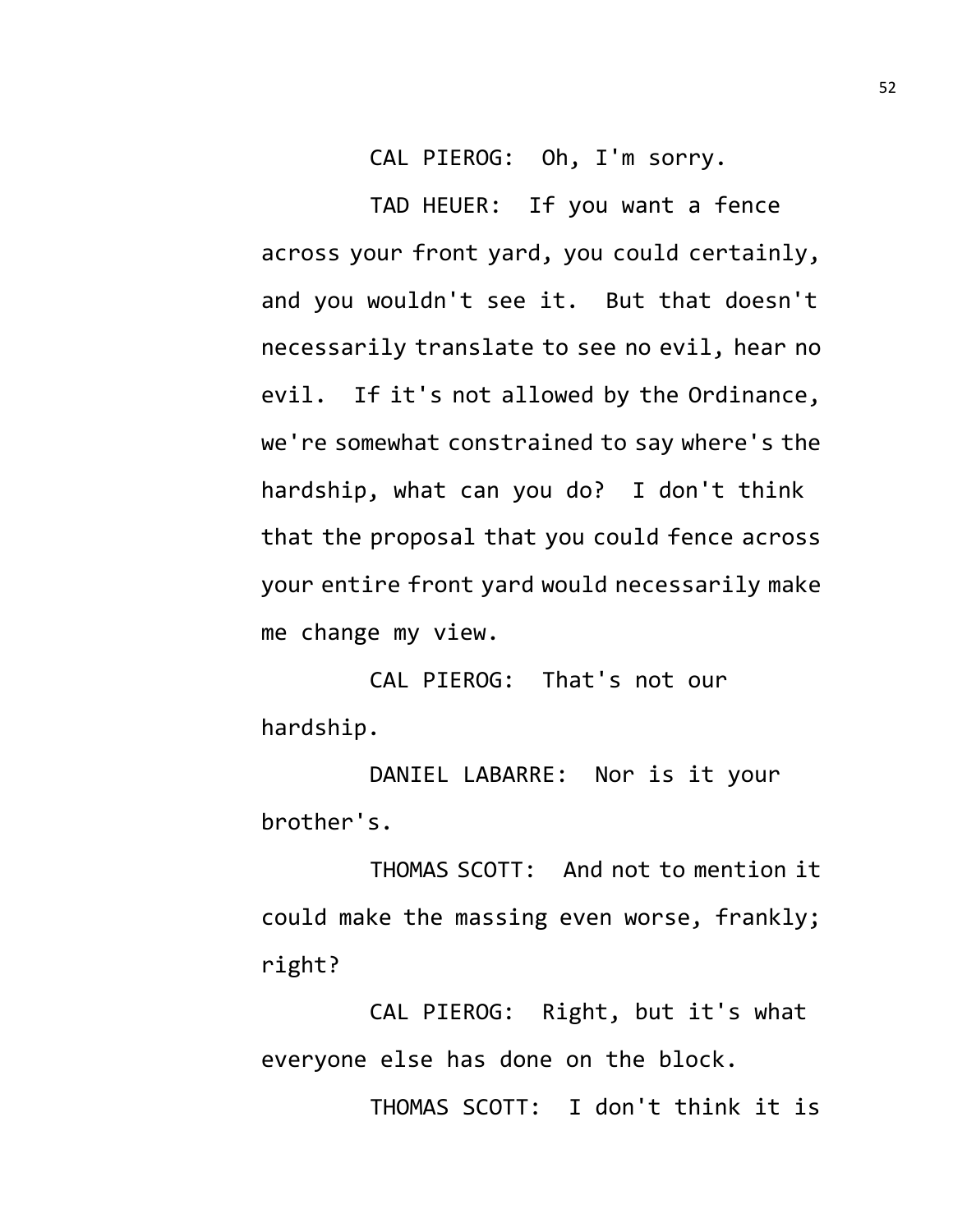CAL PIEROG: Oh, I'm sorry.

TAD HEUER: If you want a fence across your front yard, you could certainly, and you wouldn't see it. But that doesn't necessarily translate to see no evil, hear no evil. If it's not allowed by the Ordinance, we're somewhat constrained to say where's the hardship, what can you do? I don't think that the proposal that you could fence across your entire front yard would necessarily make me change my view.

CAL PIEROG: That's not our hardship.

DANIEL LABARRE: Nor is it your brother's.

THOMAS SCOTT: And not to mention it could make the massing even worse, frankly; right?

CAL PIEROG: Right, but it's what everyone else has done on the block.

THOMAS SCOTT: I don't think it is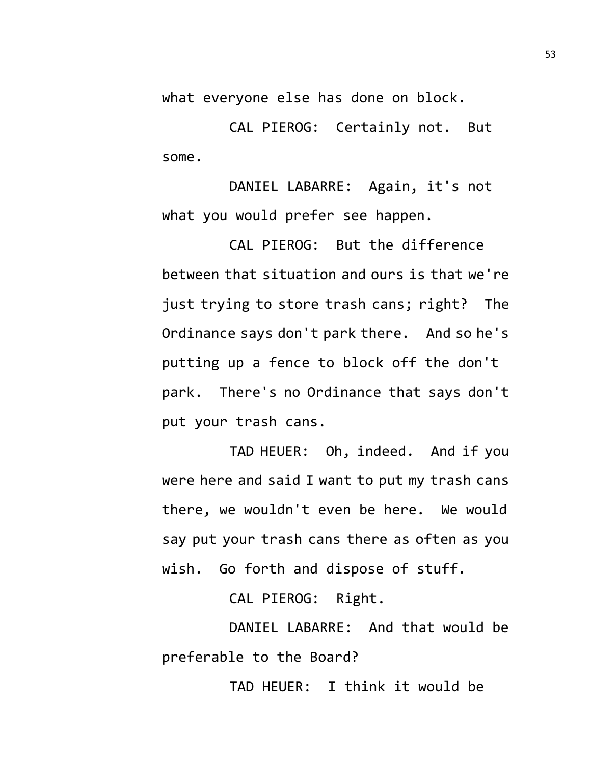what everyone else has done on block.

CAL PIEROG: Certainly not. But some.

DANIEL LABARRE: Again, it's not what you would prefer see happen.

CAL PIEROG: But the difference between that situation and ours is that we're just trying to store trash cans; right? The Ordinance says don't park there. And so he's putting up a fence to block off the don't park. There's no Ordinance that says don't put your trash cans.

TAD HEUER: Oh, indeed. And if you were here and said I want to put my trash cans there, we wouldn't even be here. We would say put your trash cans there as often as you wish. Go forth and dispose of stuff.

CAL PIEROG: Right.

DANIEL LABARRE: And that would be preferable to the Board?

TAD HEUER: I think it would be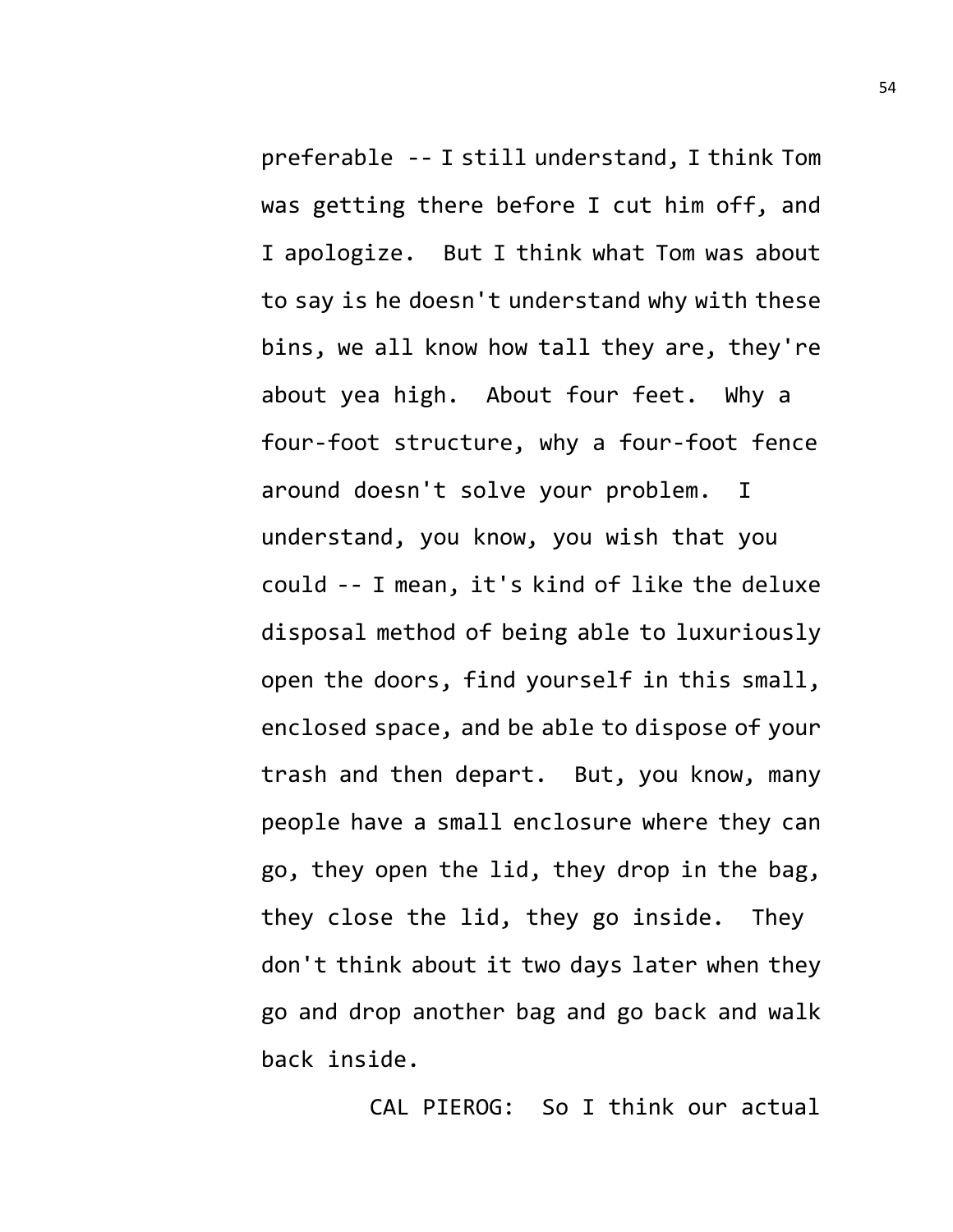preferable -- I still understand, I think Tom was getting there before I cut him off, and I apologize. But I think what Tom was about to say is he doesn't understand why with these bins, we all know how tall they are, they're about yea high. About four feet. Why a four-foot structure, why a four-foot fence around doesn't solve your problem. I understand, you know, you wish that you could -- I mean, it's kind of like the deluxe disposal method of being able to luxuriously open the doors, find yourself in this small, enclosed space, and be able to dispose of your trash and then depart. But, you know, many people have a small enclosure where they can go, they open the lid, they drop in the bag, they close the lid, they go inside. They don't think about it two days later when they go and drop another bag and go back and walk back inside.

CAL PIEROG: So I think our actual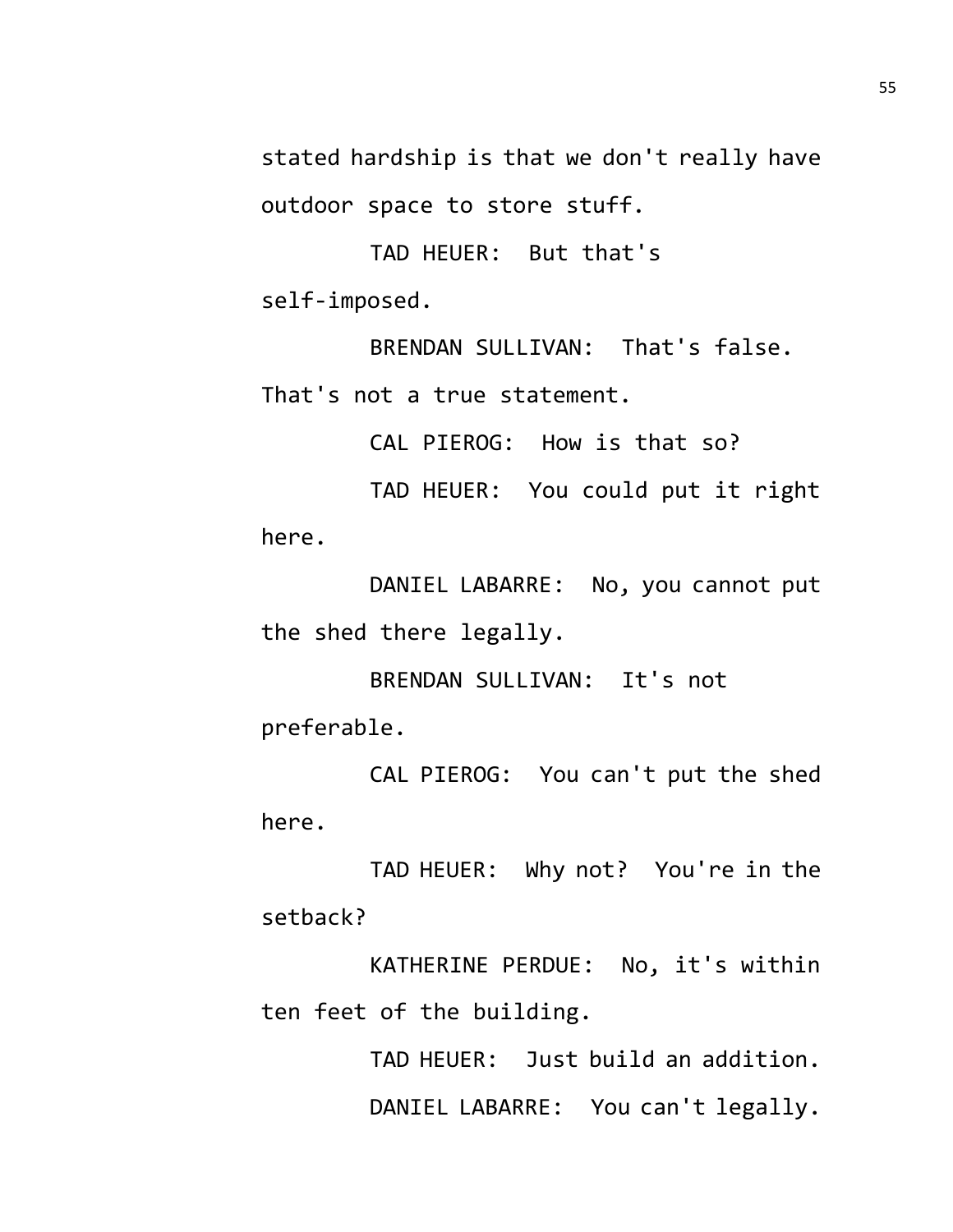stated hardship is that we don't really have outdoor space to store stuff.

TAD HEUER: But that's self-imposed.

BRENDAN SULLIVAN: That's false. That's not a true statement.

CAL PIEROG: How is that so?

TAD HEUER: You could put it right here.

DANIEL LABARRE: No, you cannot put the shed there legally.

BRENDAN SULLIVAN: It's not preferable.

CAL PIEROG: You can't put the shed here.

TAD HEUER: Why not? You're in the setback?

KATHERINE PERDUE: No, it's within ten feet of the building.

TAD HEUER: Just build an addition.

DANIEL LABARRE: You can't legally.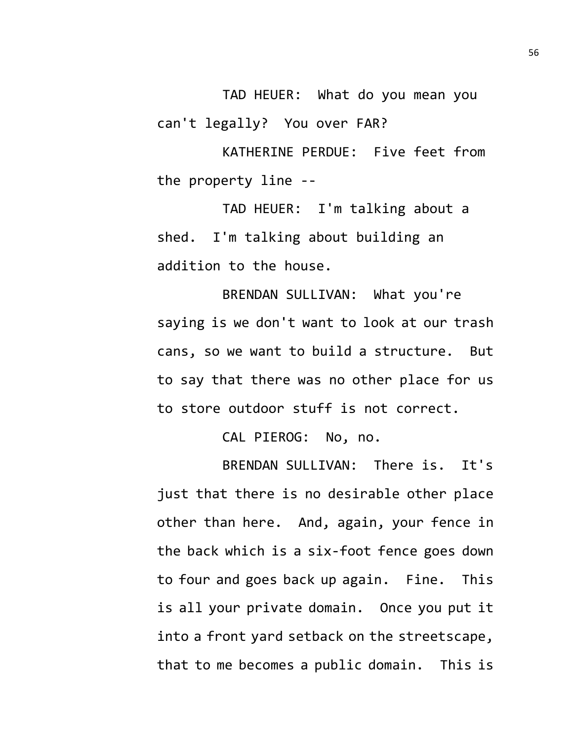TAD HEUER: What do you mean you can't legally? You over FAR?

KATHERINE PERDUE: Five feet from the property line --

TAD HEUER: I'm talking about a shed. I'm talking about building an addition to the house.

BRENDAN SULLIVAN: What you're saying is we don't want to look at our trash cans, so we want to build a structure. But to say that there was no other place for us to store outdoor stuff is not correct.

CAL PIEROG: No, no.

BRENDAN SULLIVAN: There is. It's just that there is no desirable other place other than here. And, again, your fence in the back which is a six-foot fence goes down to four and goes back up again. Fine. This is all your private domain. Once you put it into a front yard setback on the streetscape, that to me becomes a public domain. This is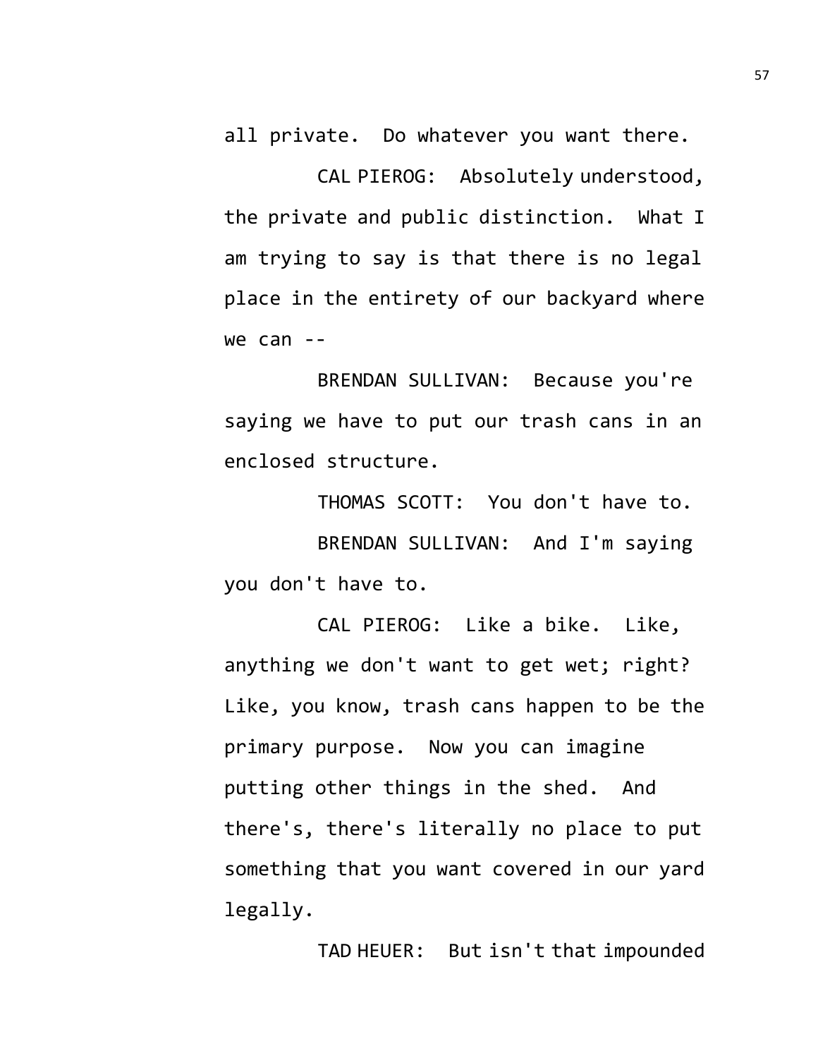all private. Do whatever you want there.

CAL PIEROG: Absolutely understood, the private and public distinction. What I am trying to say is that there is no legal place in the entirety of our backyard where we can --

BRENDAN SULLIVAN: Because you're saying we have to put our trash cans in an enclosed structure.

THOMAS SCOTT: You don't have to.

BRENDAN SULLIVAN: And I'm saying you don't have to.

CAL PIEROG: Like a bike. Like, anything we don't want to get wet; right? Like, you know, trash cans happen to be the primary purpose. Now you can imagine putting other things in the shed. And there's, there's literally no place to put something that you want covered in our yard legally.

TAD HEUER: But isn't that impounded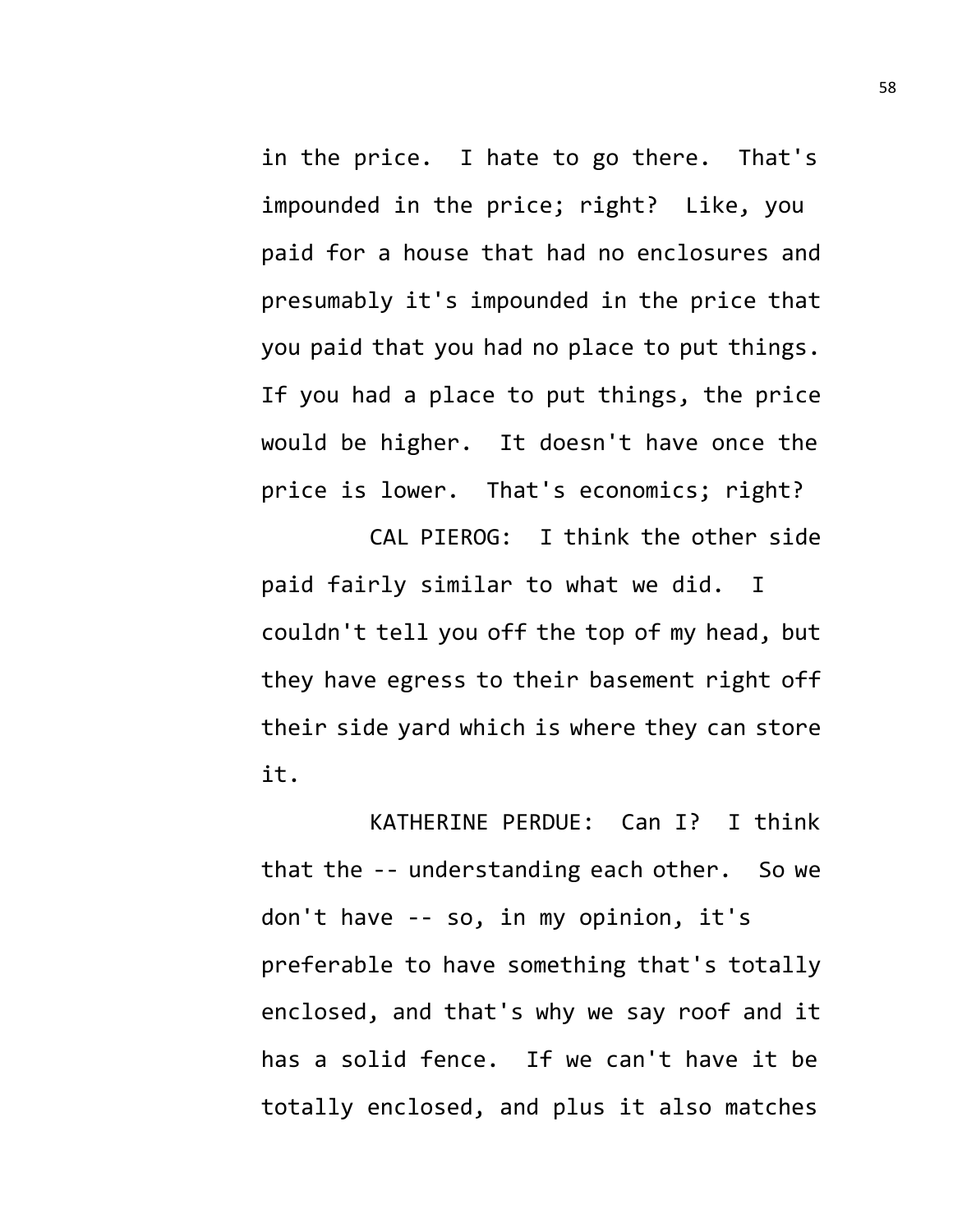in the price. I hate to go there. That's impounded in the price; right? Like, you paid for a house that had no enclosures and presumably it's impounded in the price that you paid that you had no place to put things. If you had a place to put things, the price would be higher. It doesn't have once the price is lower. That's economics; right?

CAL PIEROG: I think the other side paid fairly similar to what we did. I couldn't tell you off the top of my head, but they have egress to their basement right off their side yard which is where they can store it.

KATHERINE PERDUE: Can I? I think that the -- understanding each other. So we don't have -- so, in my opinion, it's preferable to have something that's totally enclosed, and that's why we say roof and it has a solid fence. If we can't have it be totally enclosed, and plus it also matches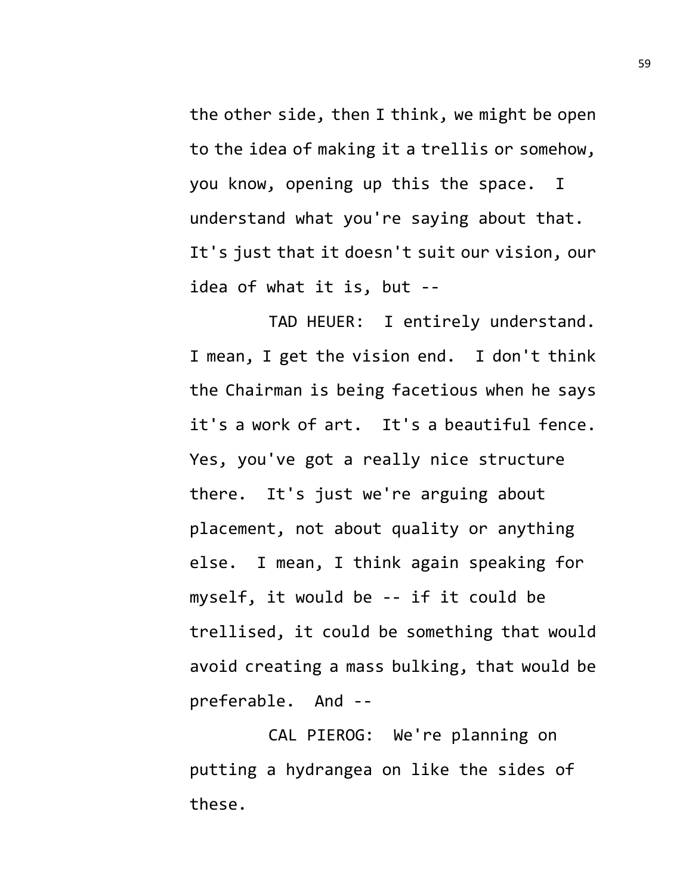the other side, then I think, we might be open to the idea of making it a trellis or somehow, you know, opening up this the space. I understand what you're saying about that. It's just that it doesn't suit our vision, our idea of what it is, but --

TAD HEUER: I entirely understand. I mean, I get the vision end. I don't think the Chairman is being facetious when he says it's a work of art. It's a beautiful fence. Yes, you've got a really nice structure there. It's just we're arguing about placement, not about quality or anything else. I mean, I think again speaking for myself, it would be -- if it could be trellised, it could be something that would avoid creating a mass bulking, that would be preferable. And --

CAL PIEROG: We're planning on putting a hydrangea on like the sides of these.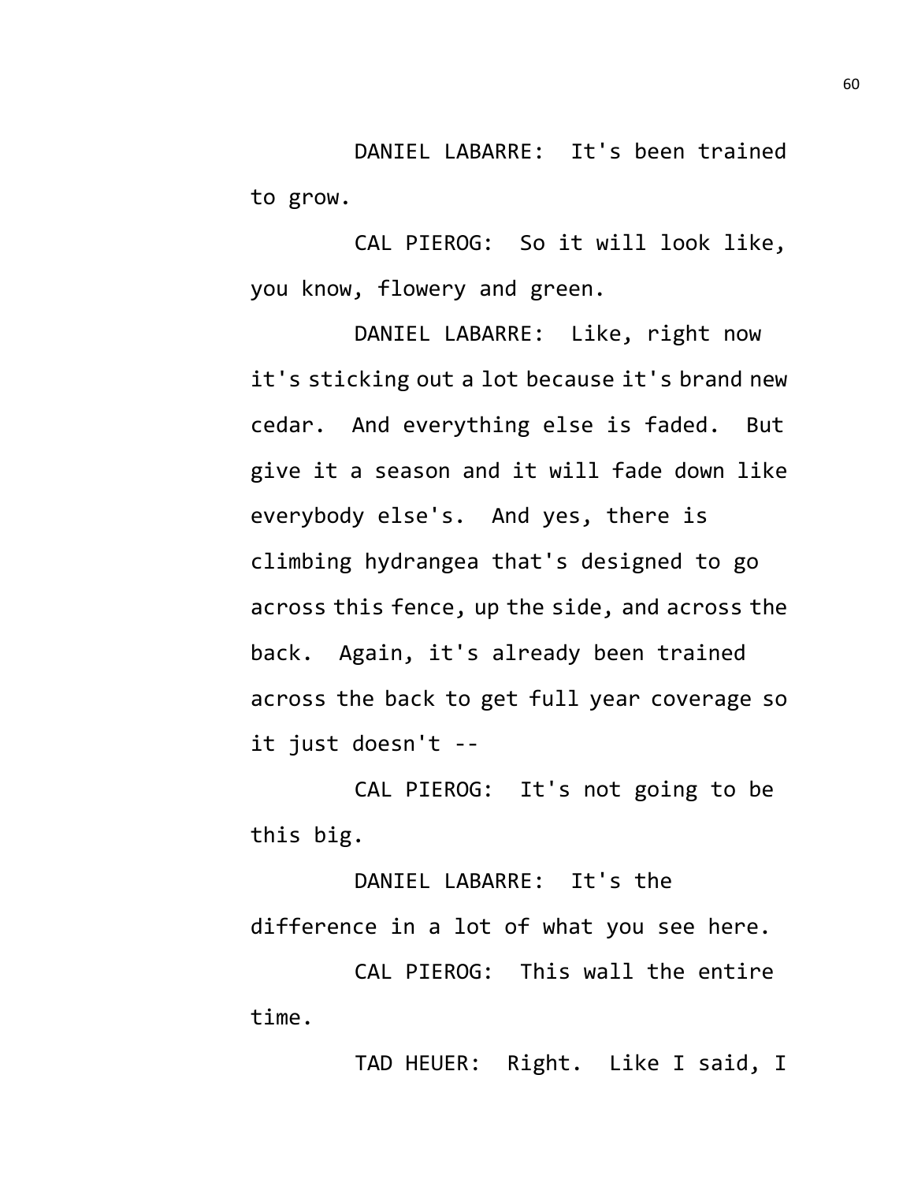DANIEL LABARRE: It's been trained to grow.

CAL PIEROG: So it will look like, you know, flowery and green.

DANIEL LABARRE: Like, right now it's sticking out a lot because it's brand new cedar. And everything else is faded. But give it a season and it will fade down like everybody else's. And yes, there is climbing hydrangea that's designed to go across this fence, up the side, and across the back. Again, it's already been trained across the back to get full year coverage so it just doesn't --

CAL PIEROG: It's not going to be this big.

DANIEL LABARRE: It's the difference in a lot of what you see here.

CAL PIEROG: This wall the entire time.

TAD HEUER: Right. Like I said, I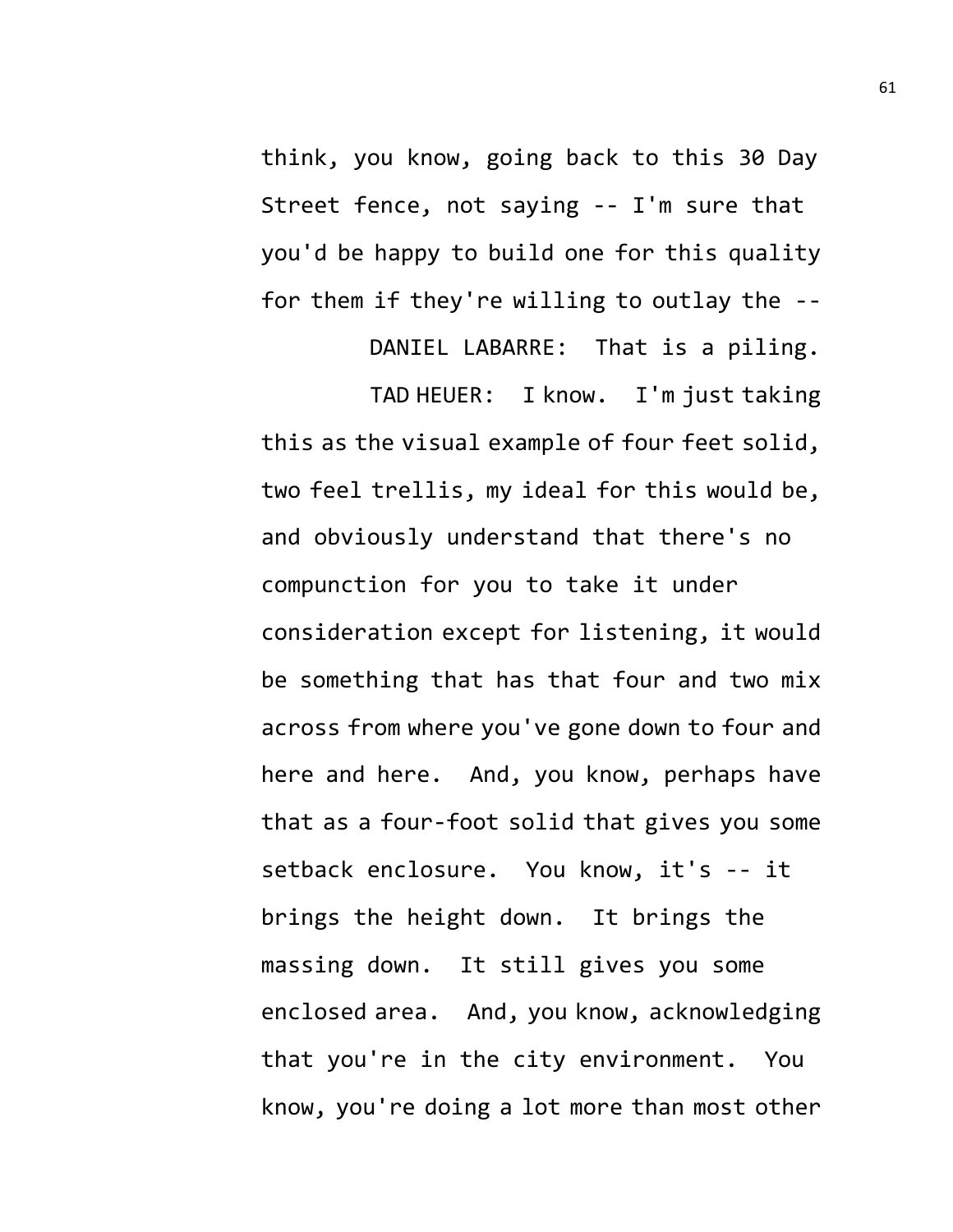think, you know, going back to this 30 Day Street fence, not saying -- I'm sure that you'd be happy to build one for this quality for them if they're willing to outlay the --

DANIEL LABARRE: That is a piling.

TAD HEUER: I know. I'm just taking this as the visual example of four feet solid, two feel trellis, my ideal for this would be, and obviously understand that there's no compunction for you to take it under consideration except for listening, it would be something that has that four and two mix across from where you've gone down to four and here and here. And, you know, perhaps have that as a four-foot solid that gives you some setback enclosure. You know, it's -- it brings the height down. It brings the massing down. It still gives you some enclosed area. And, you know, acknowledging that you're in the city environment. You know, you're doing a lot more than most other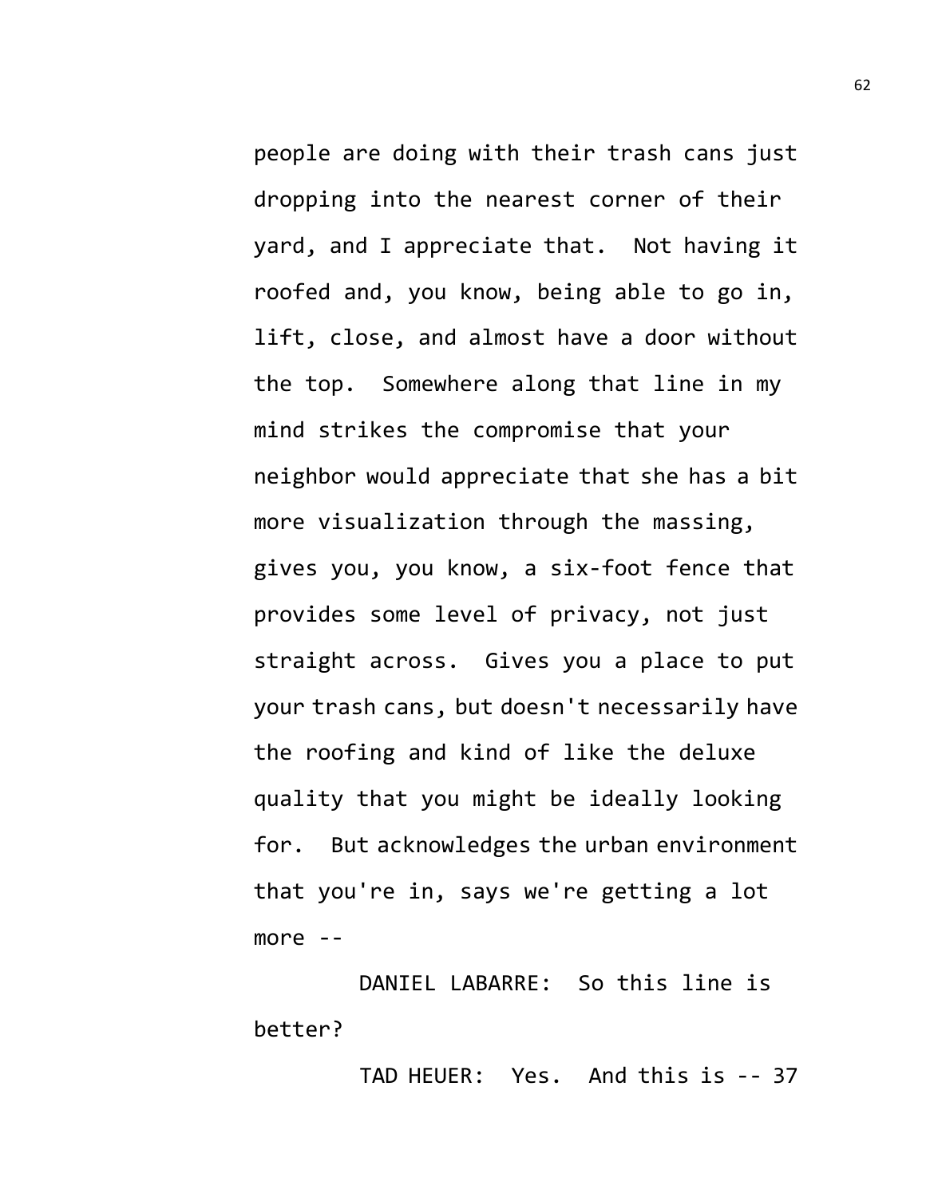people are doing with their trash cans just dropping into the nearest corner of their yard, and I appreciate that. Not having it roofed and, you know, being able to go in, lift, close, and almost have a door without the top. Somewhere along that line in my mind strikes the compromise that your neighbor would appreciate that she has a bit more visualization through the massing, gives you, you know, a six-foot fence that provides some level of privacy, not just straight across. Gives you a place to put your trash cans, but doesn't necessarily have the roofing and kind of like the deluxe quality that you might be ideally looking for. But acknowledges the urban environment that you're in, says we're getting a lot more --

DANIEL LABARRE: So this line is better?

TAD HEUER: Yes. And this is -- 37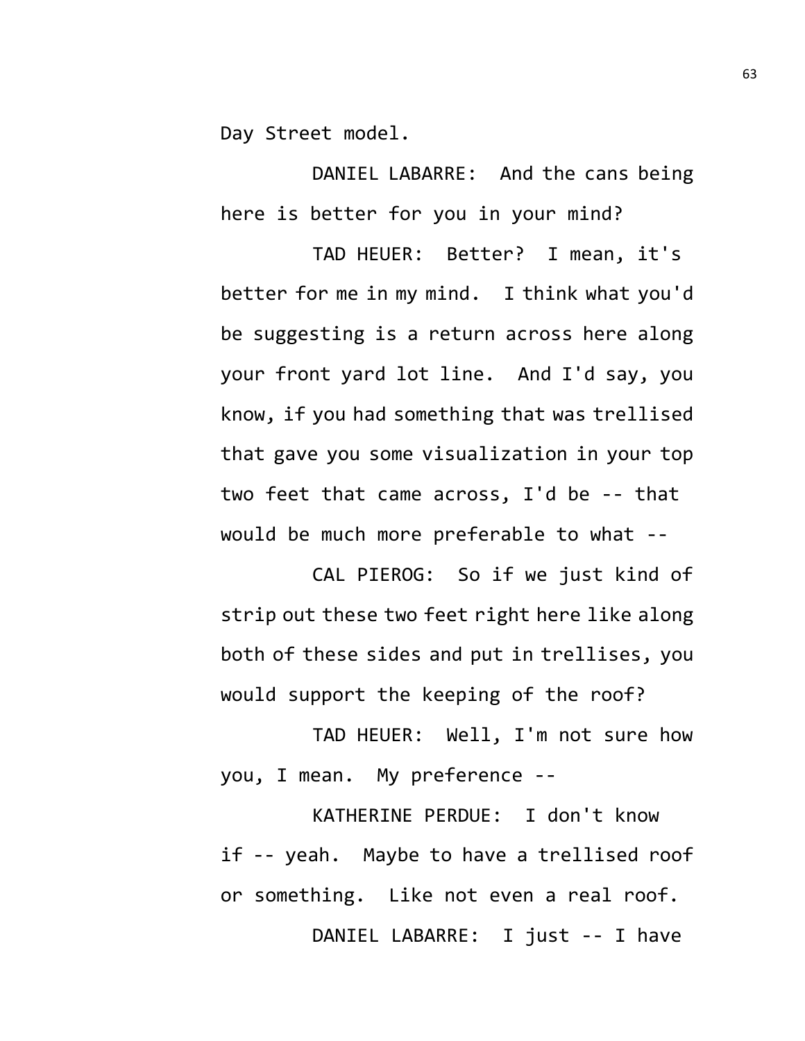Day Street model.

DANIEL LABARRE: And the cans being here is better for you in your mind?

TAD HEUER: Better? I mean, it's better for me in my mind. I think what you'd be suggesting is a return across here along your front yard lot line. And I'd say, you know, if you had something that was trellised that gave you some visualization in your top two feet that came across, I'd be -- that would be much more preferable to what --

CAL PIEROG: So if we just kind of strip out these two feet right here like along both of these sides and put in trellises, you would support the keeping of the roof?

TAD HEUER: Well, I'm not sure how you, I mean. My preference --

KATHERINE PERDUE: I don't know if -- yeah. Maybe to have a trellised roof or something. Like not even a real roof.

DANIEL LABARRE: I just -- I have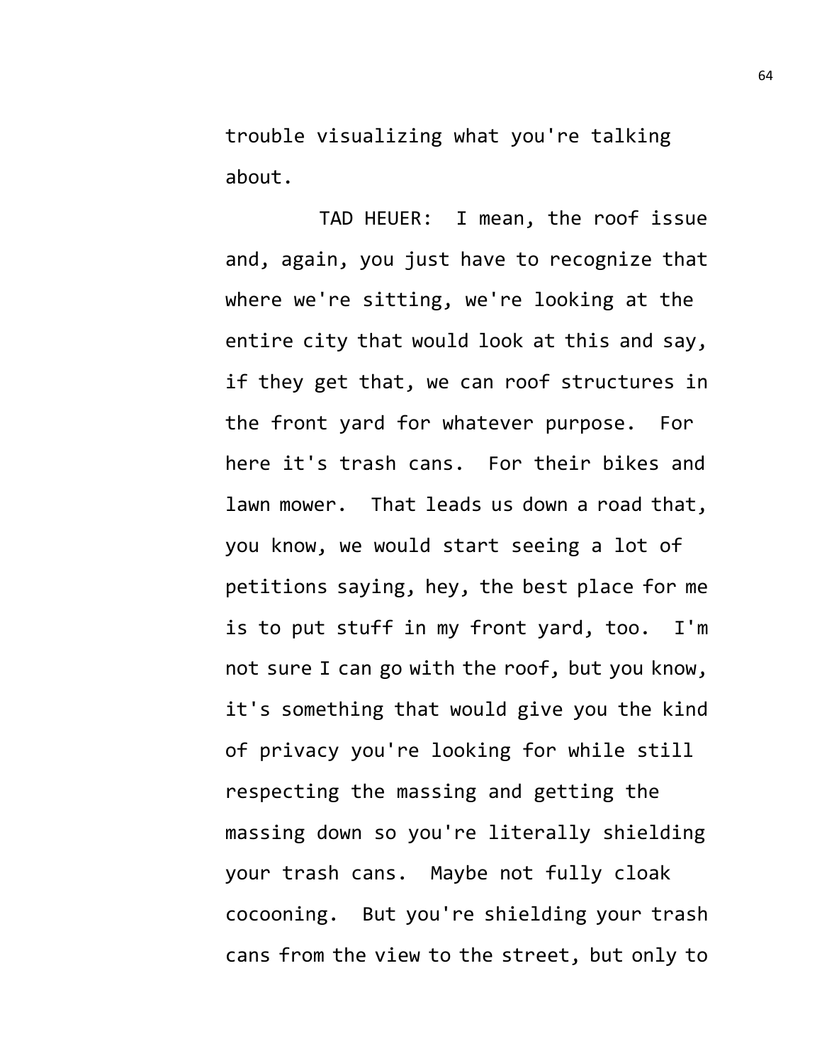trouble visualizing what you're talking about.

TAD HEUER: I mean, the roof issue and, again, you just have to recognize that where we're sitting, we're looking at the entire city that would look at this and say, if they get that, we can roof structures in the front yard for whatever purpose. For here it's trash cans. For their bikes and lawn mower. That leads us down a road that, you know, we would start seeing a lot of petitions saying, hey, the best place for me is to put stuff in my front yard, too. I'm not sure I can go with the roof, but you know, it's something that would give you the kind of privacy you're looking for while still respecting the massing and getting the massing down so you're literally shielding your trash cans. Maybe not fully cloak cocooning. But you're shielding your trash cans from the view to the street, but only to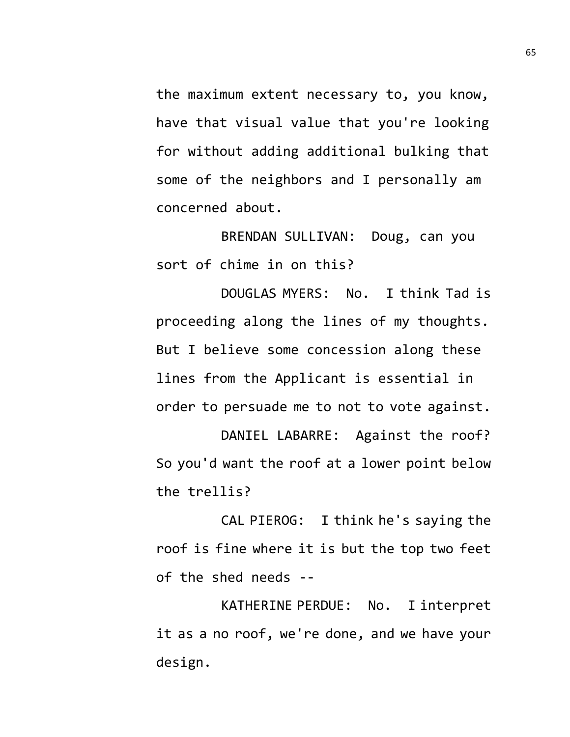the maximum extent necessary to, you know, have that visual value that you're looking for without adding additional bulking that some of the neighbors and I personally am concerned about.

BRENDAN SULLIVAN: Doug, can you sort of chime in on this?

DOUGLAS MYERS: No. I think Tad is proceeding along the lines of my thoughts. But I believe some concession along these lines from the Applicant is essential in order to persuade me to not to vote against.

DANIEL LABARRE: Against the roof? So you'd want the roof at a lower point below the trellis?

CAL PIEROG: I think he's saying the roof is fine where it is but the top two feet of the shed needs --

KATHERINE PERDUE: No. I interpret it as a no roof, we're done, and we have your design.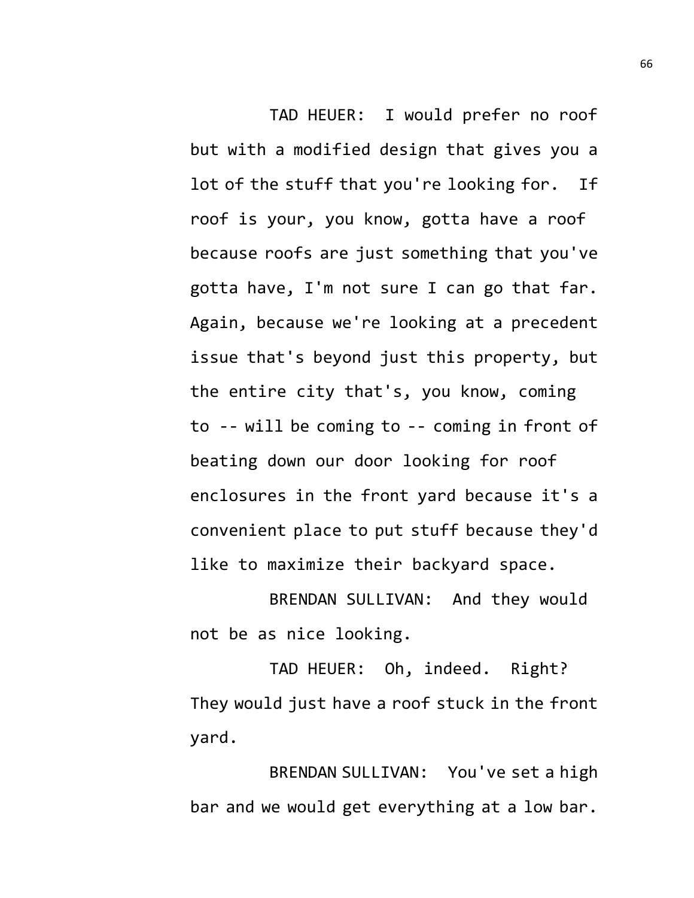TAD HEUER: I would prefer no roof but with a modified design that gives you a lot of the stuff that you're looking for. If roof is your, you know, gotta have a roof because roofs are just something that you've gotta have, I'm not sure I can go that far. Again, because we're looking at a precedent issue that's beyond just this property, but the entire city that's, you know, coming to -- will be coming to -- coming in front of beating down our door looking for roof enclosures in the front yard because it's a convenient place to put stuff because they'd like to maximize their backyard space.

BRENDAN SULLIVAN: And they would not be as nice looking.

TAD HEUER: Oh, indeed. Right? They would just have a roof stuck in the front yard.

BRENDAN SULLIVAN: You've set a high bar and we would get everything at a low bar.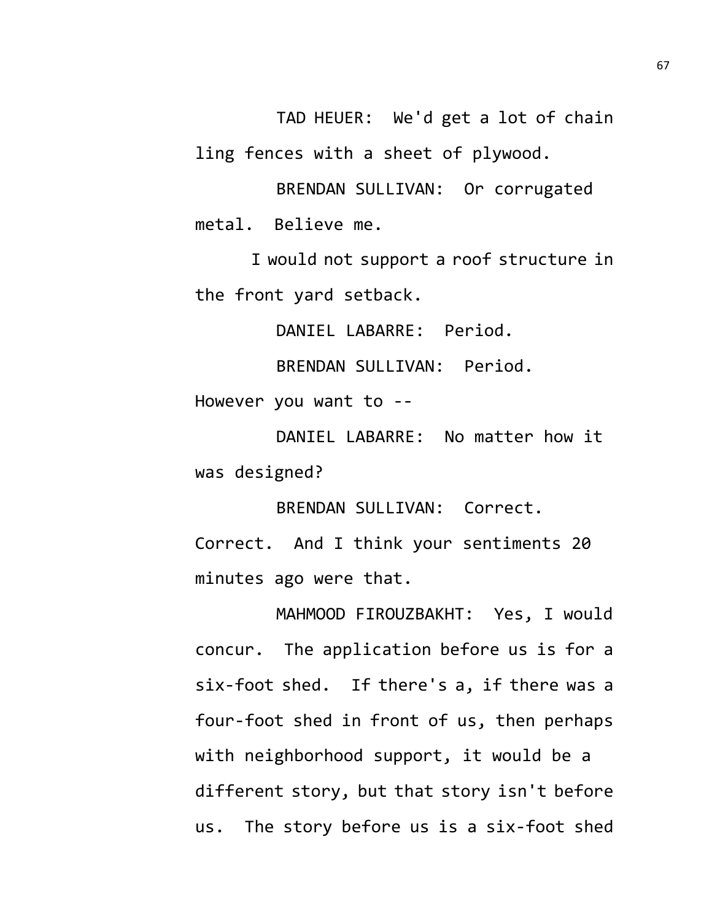TAD HEUER: We'd get a lot of chain ling fences with a sheet of plywood.

BRENDAN SULLIVAN: Or corrugated metal. Believe me.

I would not support a roof structure in the front yard setback.

DANIEL LABARRE: Period.

BRENDAN SULLIVAN: Period. However you want to --

DANIEL LABARRE: No matter how it was designed?

BRENDAN SULLIVAN: Correct. Correct. And I think your sentiments 20 minutes ago were that.

MAHMOOD FIROUZBAKHT: Yes, I would concur. The application before us is for a six-foot shed. If there's a, if there was a four-foot shed in front of us, then perhaps with neighborhood support, it would be a different story, but that story isn't before us. The story before us is a six-foot shed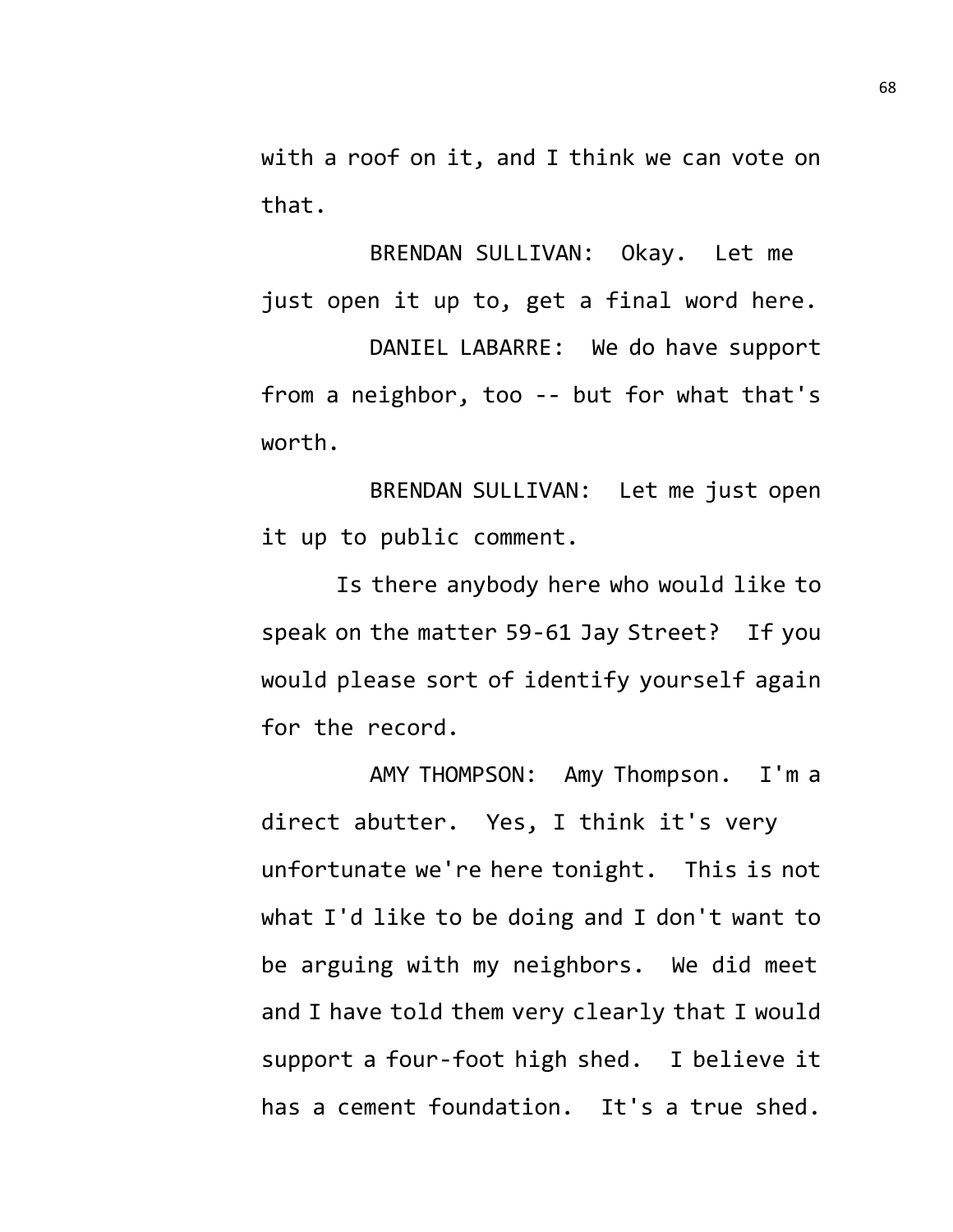with a roof on it, and I think we can vote on that.

BRENDAN SULLIVAN: Okay. Let me just open it up to, get a final word here.

DANIEL LABARRE: We do have support from a neighbor, too -- but for what that's worth.

BRENDAN SULLIVAN: Let me just open it up to public comment.

Is there anybody here who would like to speak on the matter 59-61 Jay Street? If you would please sort of identify yourself again for the record.

AMY THOMPSON: Amy Thompson. I'm a direct abutter. Yes, I think it's very unfortunate we're here tonight. This is not what I'd like to be doing and I don't want to be arguing with my neighbors. We did meet and I have told them very clearly that I would support a four-foot high shed. I believe it has a cement foundation. It's a true shed.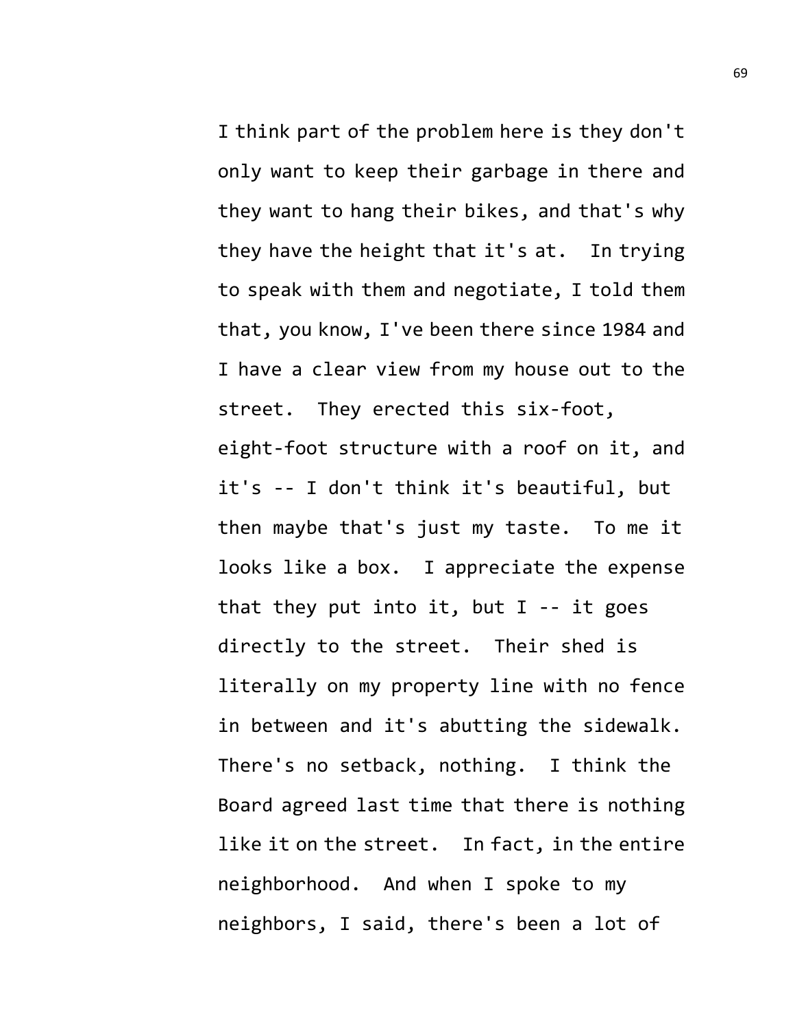I think part of the problem here is they don't only want to keep their garbage in there and they want to hang their bikes, and that's why they have the height that it's at. In trying to speak with them and negotiate, I told them that, you know, I've been there since 1984 and I have a clear view from my house out to the street. They erected this six-foot, eight-foot structure with a roof on it, and it's -- I don't think it's beautiful, but then maybe that's just my taste. To me it looks like a box. I appreciate the expense that they put into it, but I -- it goes directly to the street. Their shed is literally on my property line with no fence in between and it's abutting the sidewalk. There's no setback, nothing. I think the Board agreed last time that there is nothing like it on the street. In fact, in the entire neighborhood. And when I spoke to my neighbors, I said, there's been a lot of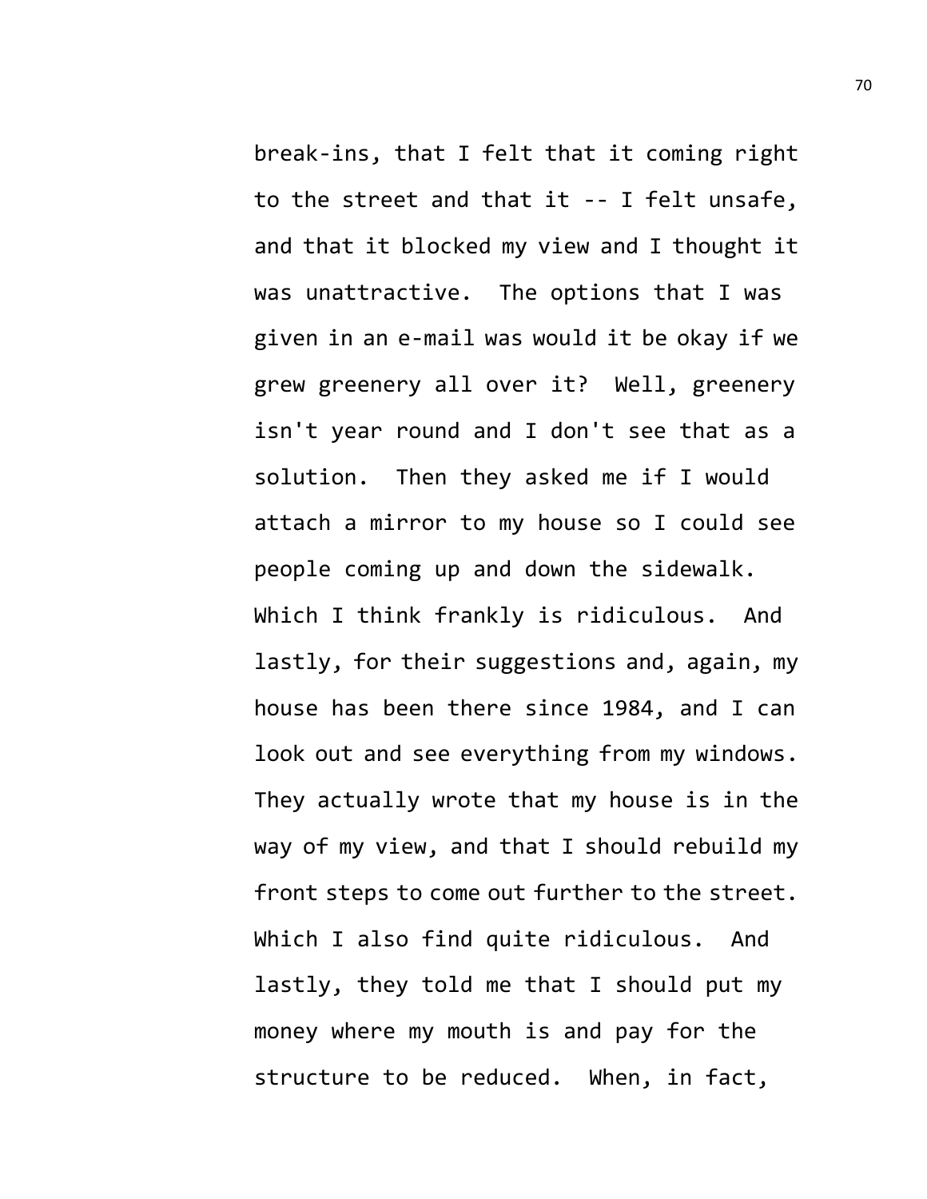break-ins, that I felt that it coming right to the street and that it -- I felt unsafe, and that it blocked my view and I thought it was unattractive. The options that I was given in an e-mail was would it be okay if we grew greenery all over it? Well, greenery isn't year round and I don't see that as a solution. Then they asked me if I would attach a mirror to my house so I could see people coming up and down the sidewalk. Which I think frankly is ridiculous. And lastly, for their suggestions and, again, my house has been there since 1984, and I can look out and see everything from my windows. They actually wrote that my house is in the way of my view, and that I should rebuild my front steps to come out further to the street. Which I also find quite ridiculous. And lastly, they told me that I should put my money where my mouth is and pay for the structure to be reduced. When, in fact,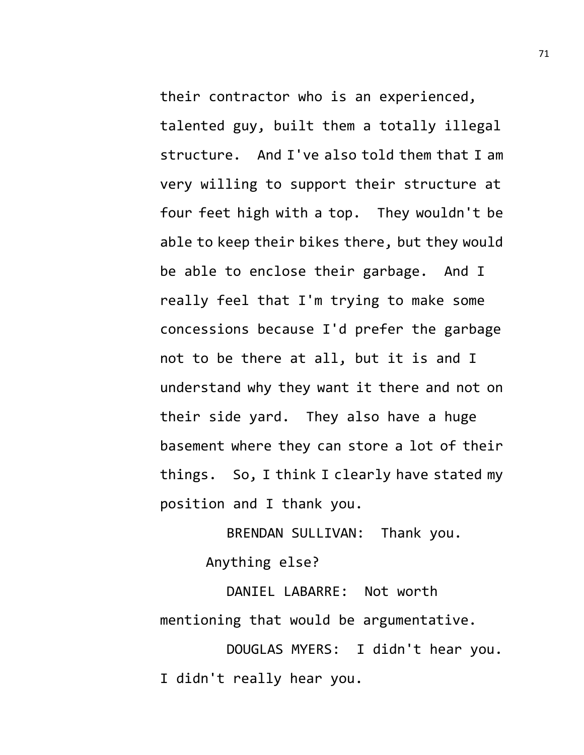their contractor who is an experienced, talented guy, built them a totally illegal structure. And I've also told them that I am very willing to support their structure at four feet high with a top. They wouldn't be able to keep their bikes there, but they would be able to enclose their garbage. And I really feel that I'm trying to make some concessions because I'd prefer the garbage not to be there at all, but it is and I understand why they want it there and not on their side yard. They also have a huge basement where they can store a lot of their things. So, I think I clearly have stated my position and I thank you.

BRENDAN SULLIVAN: Thank you.

Anything else?

DANIEL LABARRE: Not worth mentioning that would be argumentative.

DOUGLAS MYERS: I didn't hear you. I didn't really hear you.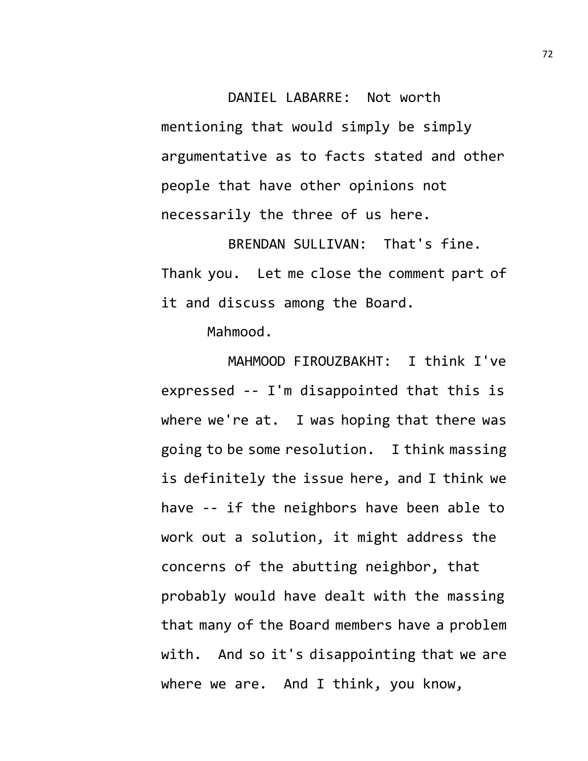DANIEL LABARRE: Not worth mentioning that would simply be simply argumentative as to facts stated and other people that have other opinions not necessarily the three of us here.

BRENDAN SULLIVAN: That's fine. Thank you. Let me close the comment part of it and discuss among the Board.

Mahmood.

MAHMOOD FIROUZBAKHT: I think I've expressed -- I'm disappointed that this is where we're at. I was hoping that there was going to be some resolution. I think massing is definitely the issue here, and I think we have -- if the neighbors have been able to work out a solution, it might address the concerns of the abutting neighbor, that probably would have dealt with the massing that many of the Board members have a problem with. And so it's disappointing that we are where we are. And I think, you know,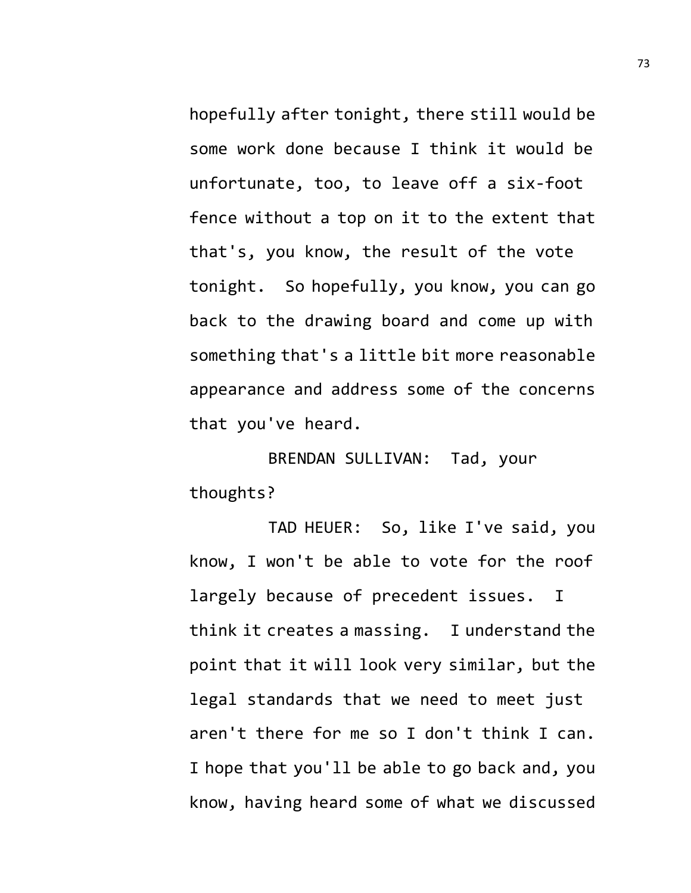hopefully after tonight, there still would be some work done because I think it would be unfortunate, too, to leave off a six-foot fence without a top on it to the extent that that's, you know, the result of the vote tonight. So hopefully, you know, you can go back to the drawing board and come up with something that's a little bit more reasonable appearance and address some of the concerns that you've heard.

BRENDAN SULLIVAN: Tad, your thoughts?

TAD HEUER: So, like I've said, you know, I won't be able to vote for the roof largely because of precedent issues. I think it creates a massing. I understand the point that it will look very similar, but the legal standards that we need to meet just aren't there for me so I don't think I can. I hope that you'll be able to go back and, you know, having heard some of what we discussed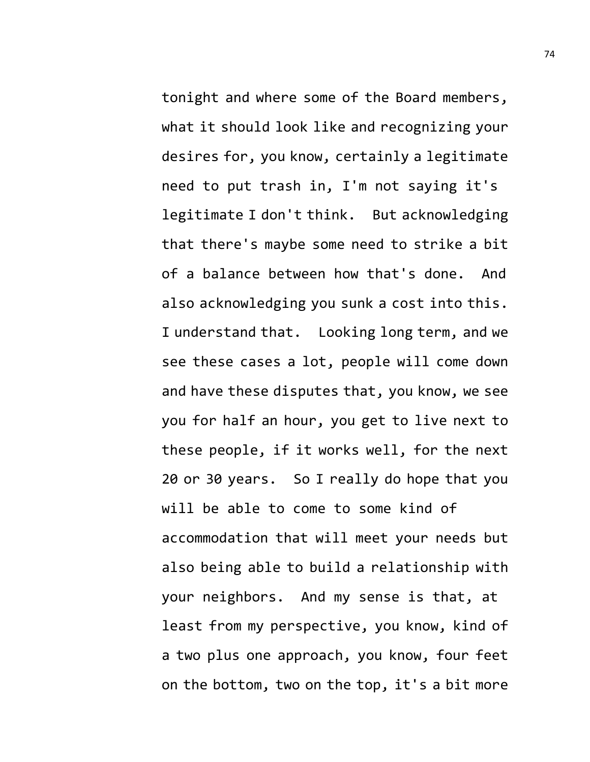tonight and where some of the Board members, what it should look like and recognizing your desires for, you know, certainly a legitimate need to put trash in, I'm not saying it's legitimate I don't think. But acknowledging that there's maybe some need to strike a bit of a balance between how that's done. And also acknowledging you sunk a cost into this. I understand that. Looking long term, and we see these cases a lot, people will come down and have these disputes that, you know, we see you for half an hour, you get to live next to these people, if it works well, for the next 20 or 30 years. So I really do hope that you will be able to come to some kind of accommodation that will meet your needs but also being able to build a relationship with your neighbors. And my sense is that, at least from my perspective, you know, kind of a two plus one approach, you know, four feet on the bottom, two on the top, it's a bit more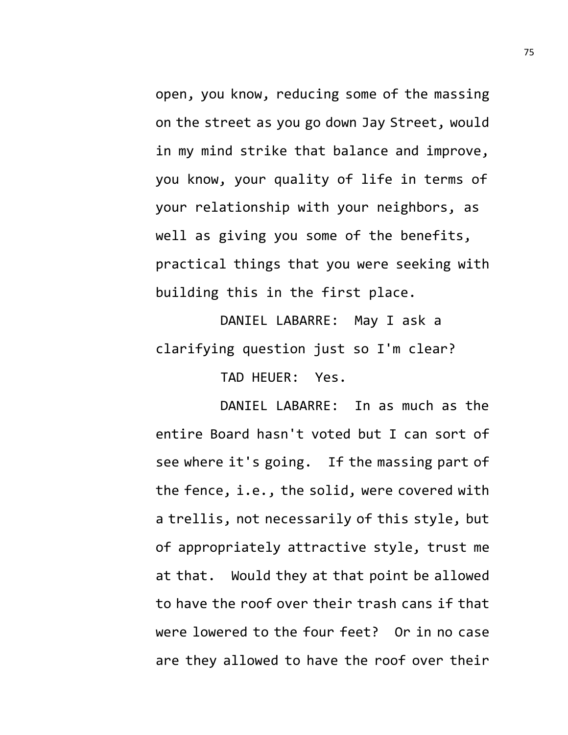open, you know, reducing some of the massing on the street as you go down Jay Street, would in my mind strike that balance and improve, you know, your quality of life in terms of your relationship with your neighbors, as well as giving you some of the benefits, practical things that you were seeking with building this in the first place.

DANIEL LABARRE: May I ask a clarifying question just so I'm clear?

TAD HEUER: Yes.

DANIEL LABARRE: In as much as the entire Board hasn't voted but I can sort of see where it's going. If the massing part of the fence, i.e., the solid, were covered with a trellis, not necessarily of this style, but of appropriately attractive style, trust me at that. Would they at that point be allowed to have the roof over their trash cans if that were lowered to the four feet? Or in no case are they allowed to have the roof over their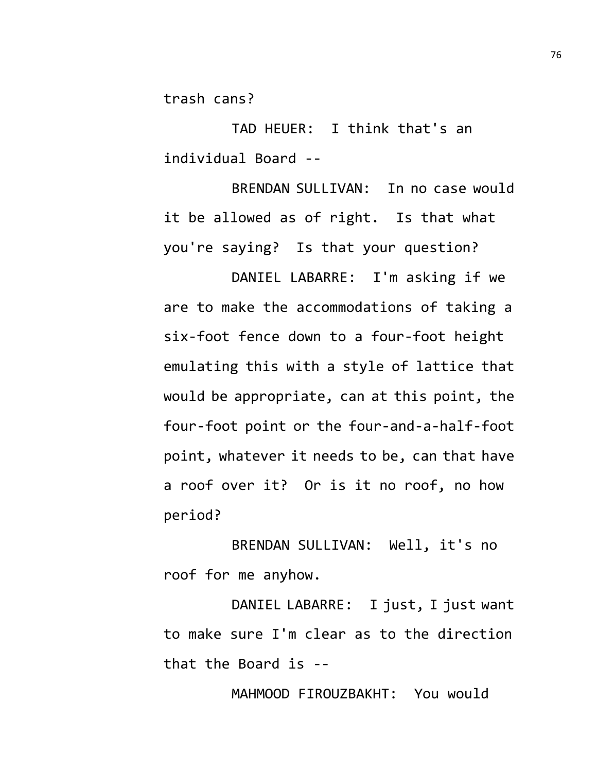trash cans?

TAD HEUER: I think that's an individual Board --

BRENDAN SULLIVAN: In no case would it be allowed as of right. Is that what you're saying? Is that your question?

DANIEL LABARRE: I'm asking if we are to make the accommodations of taking a six-foot fence down to a four-foot height emulating this with a style of lattice that would be appropriate, can at this point, the four-foot point or the four-and-a-half-foot point, whatever it needs to be, can that have a roof over it? Or is it no roof, no how period?

BRENDAN SULLIVAN: Well, it's no roof for me anyhow.

DANIEL LABARRE: I just, I just want to make sure I'm clear as to the direction that the Board is --

MAHMOOD FIROUZBAKHT: You would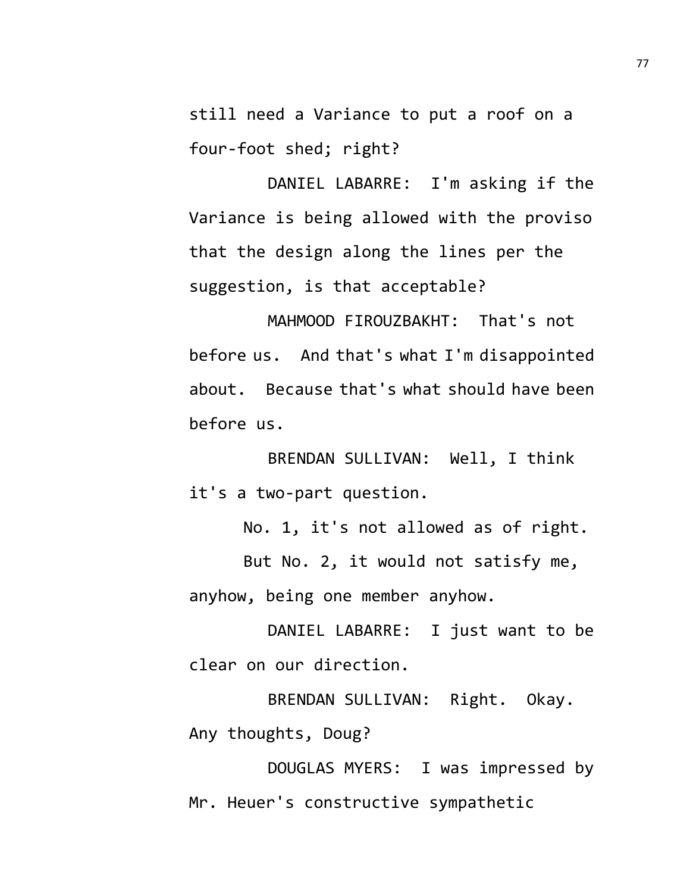still need a Variance to put a roof on a four-foot shed; right?

DANIEL LABARRE: I'm asking if the Variance is being allowed with the proviso that the design along the lines per the suggestion, is that acceptable?

MAHMOOD FIROUZBAKHT: That's not before us. And that's what I'm disappointed about. Because that's what should have been before us.

BRENDAN SULLIVAN: Well, I think it's a two-part question.

No. 1, it's not allowed as of right.

But No. 2, it would not satisfy me, anyhow, being one member anyhow.

DANIEL LABARRE: I just want to be clear on our direction.

BRENDAN SULLIVAN: Right. Okay. Any thoughts, Doug?

DOUGLAS MYERS: I was impressed by Mr. Heuer's constructive sympathetic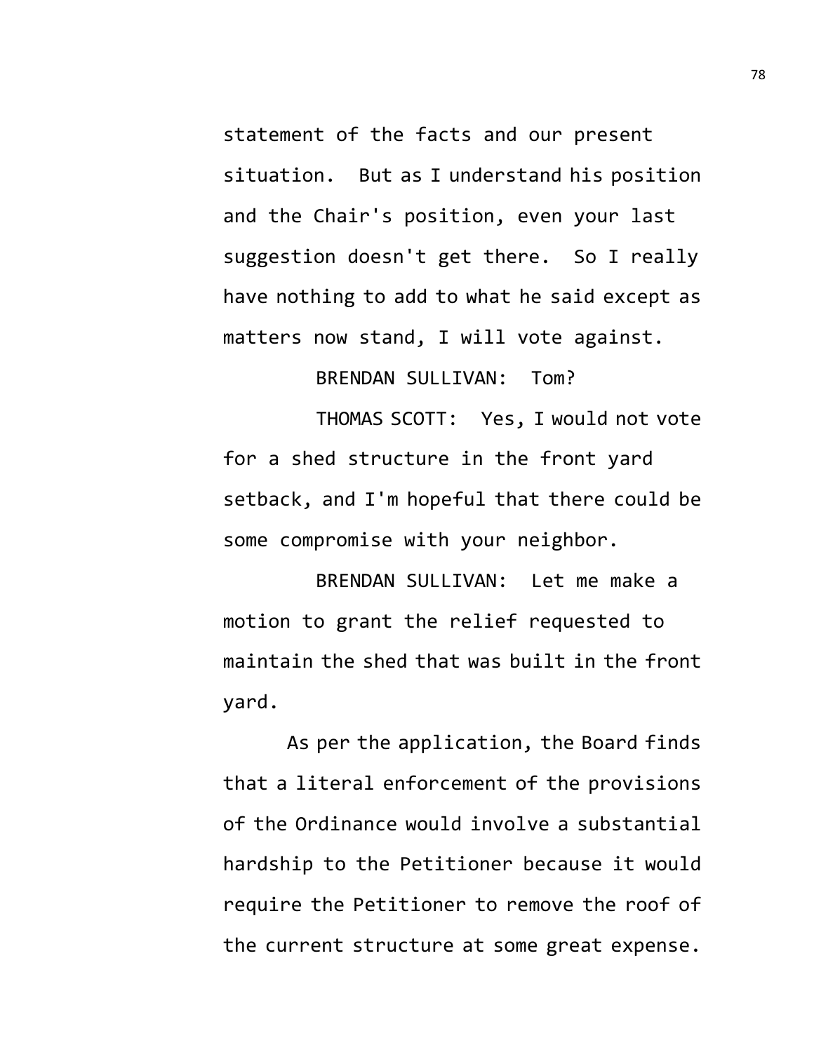statement of the facts and our present situation. But as I understand his position and the Chair's position, even your last suggestion doesn't get there. So I really have nothing to add to what he said except as matters now stand, I will vote against.

BRENDAN SULLIVAN: Tom?

THOMAS SCOTT: Yes, I would not vote for a shed structure in the front yard setback, and I'm hopeful that there could be some compromise with your neighbor.

BRENDAN SULLIVAN: Let me make a motion to grant the relief requested to maintain the shed that was built in the front yard.

As per the application, the Board finds that a literal enforcement of the provisions of the Ordinance would involve a substantial hardship to the Petitioner because it would require the Petitioner to remove the roof of the current structure at some great expense.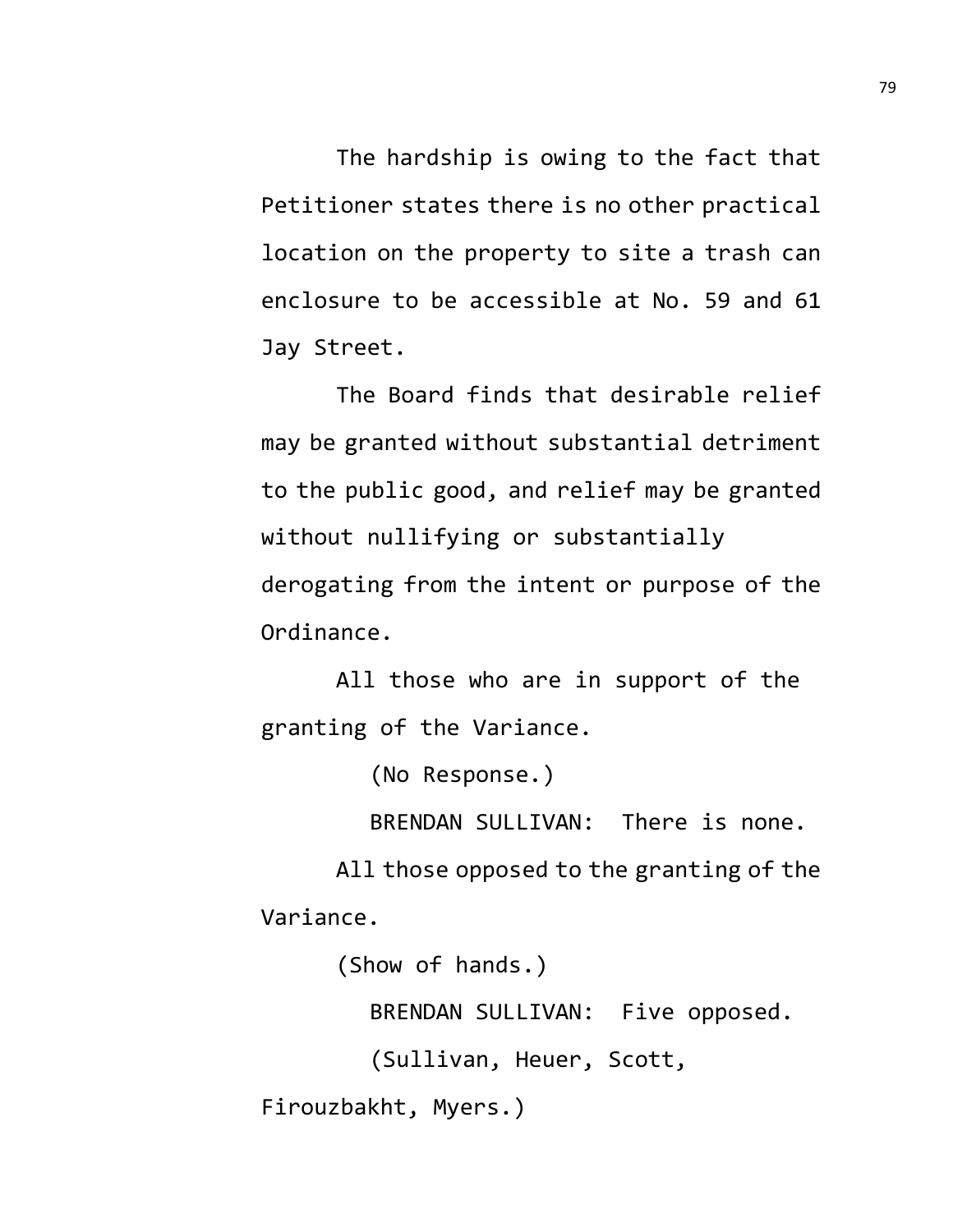The hardship is owing to the fact that Petitioner states there is no other practical location on the property to site a trash can enclosure to be accessible at No. 59 and 61 Jay Street.

The Board finds that desirable relief may be granted without substantial detriment to the public good, and relief may be granted without nullifying or substantially derogating from the intent or purpose of the Ordinance.

All those who are in support of the granting of the Variance.

(No Response.)

BRENDAN SULLIVAN: There is none.

All those opposed to the granting of the Variance.

(Show of hands.)

BRENDAN SULLIVAN: Five opposed.

(Sullivan, Heuer, Scott, Firouzbakht, Myers.)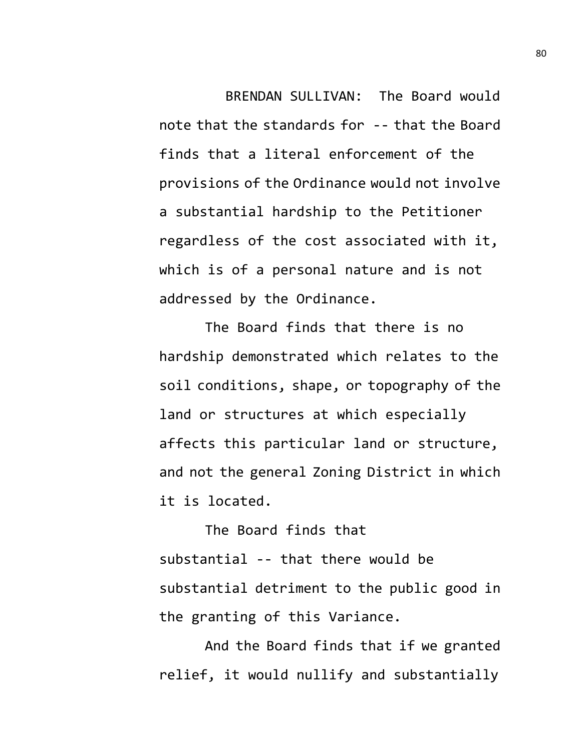BRENDAN SULLIVAN: The Board would note that the standards for -- that the Board finds that a literal enforcement of the provisions of the Ordinance would not involve a substantial hardship to the Petitioner regardless of the cost associated with it, which is of a personal nature and is not addressed by the Ordinance.

The Board finds that there is no hardship demonstrated which relates to the soil conditions, shape, or topography of the land or structures at which especially affects this particular land or structure, and not the general Zoning District in which it is located.

The Board finds that substantial -- that there would be substantial detriment to the public good in the granting of this Variance.

And the Board finds that if we granted relief, it would nullify and substantially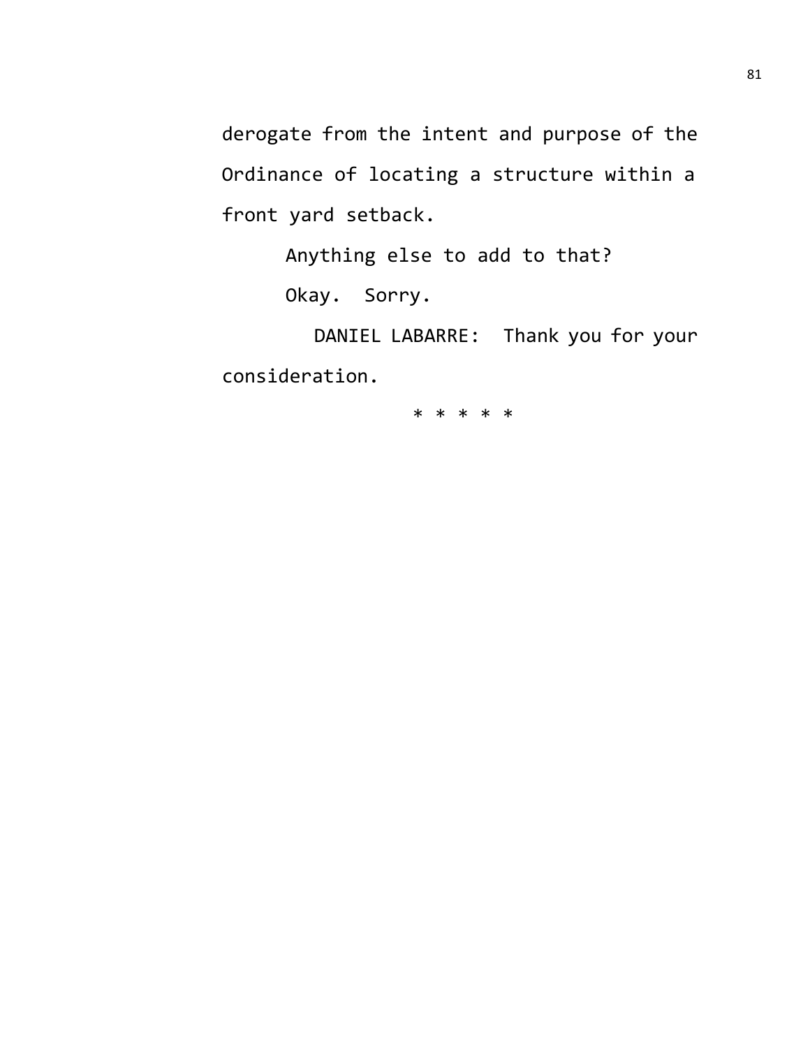derogate from the intent and purpose of the Ordinance of locating a structure within a front yard setback.

Anything else to add to that?

Okay. Sorry.

DANIEL LABARRE: Thank you for your consideration.

* * * * *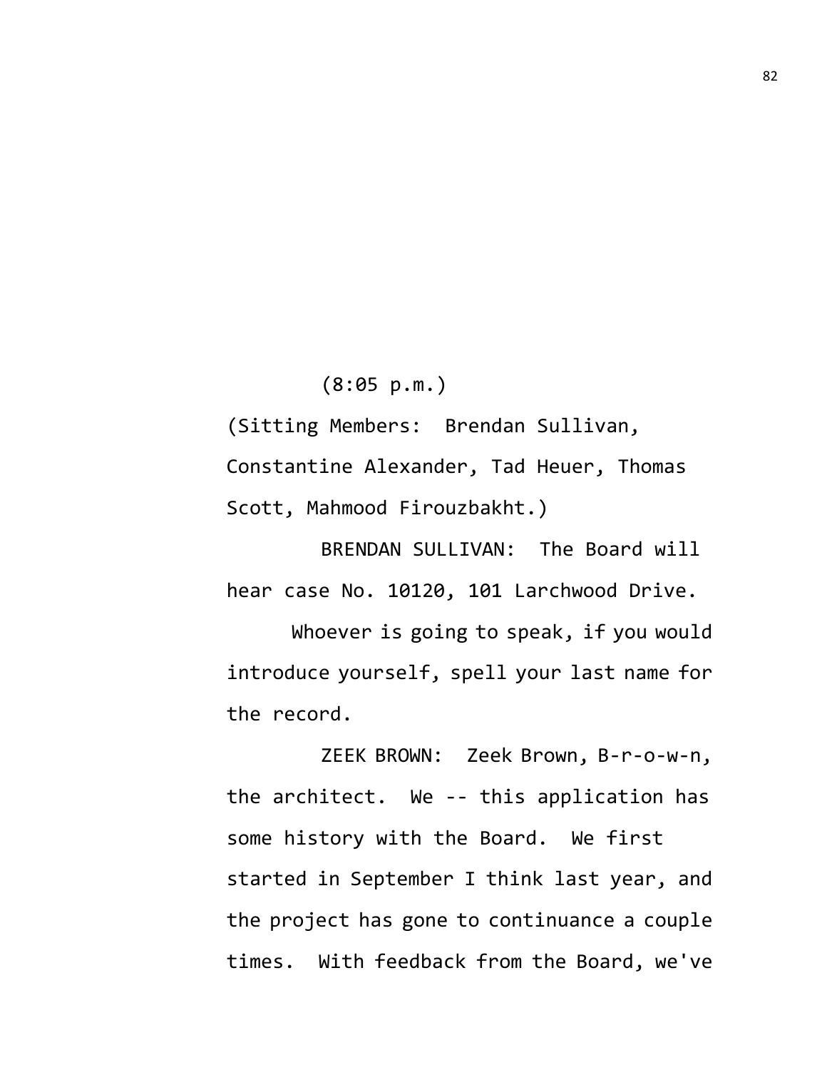(8:05 p.m.)

(Sitting Members: Brendan Sullivan, Constantine Alexander, Tad Heuer, Thomas Scott, Mahmood Firouzbakht.)

BRENDAN SULLIVAN: The Board will hear case No. 10120, 101 Larchwood Drive.

Whoever is going to speak, if you would introduce yourself, spell your last name for the record.

ZEEK BROWN: Zeek Brown, B-r-o-w-n, the architect. We -- this application has some history with the Board. We first started in September I think last year, and the project has gone to continuance a couple times. With feedback from the Board, we've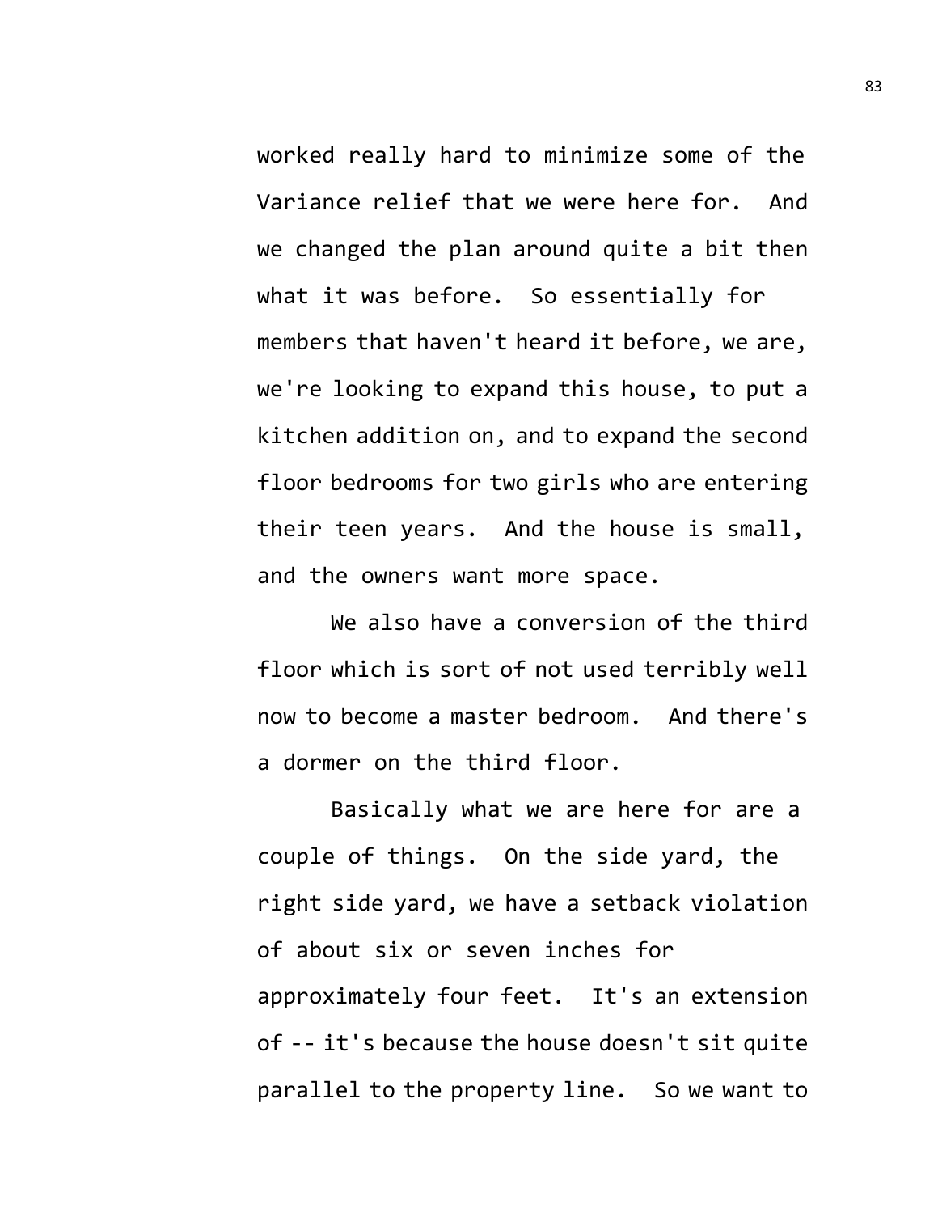worked really hard to minimize some of the Variance relief that we were here for. And we changed the plan around quite a bit then what it was before. So essentially for members that haven't heard it before, we are, we're looking to expand this house, to put a kitchen addition on, and to expand the second floor bedrooms for two girls who are entering their teen years. And the house is small, and the owners want more space.

We also have a conversion of the third floor which is sort of not used terribly well now to become a master bedroom. And there's a dormer on the third floor.

Basically what we are here for are a couple of things. On the side yard, the right side yard, we have a setback violation of about six or seven inches for approximately four feet. It's an extension of -- it's because the house doesn't sit quite parallel to the property line. So we want to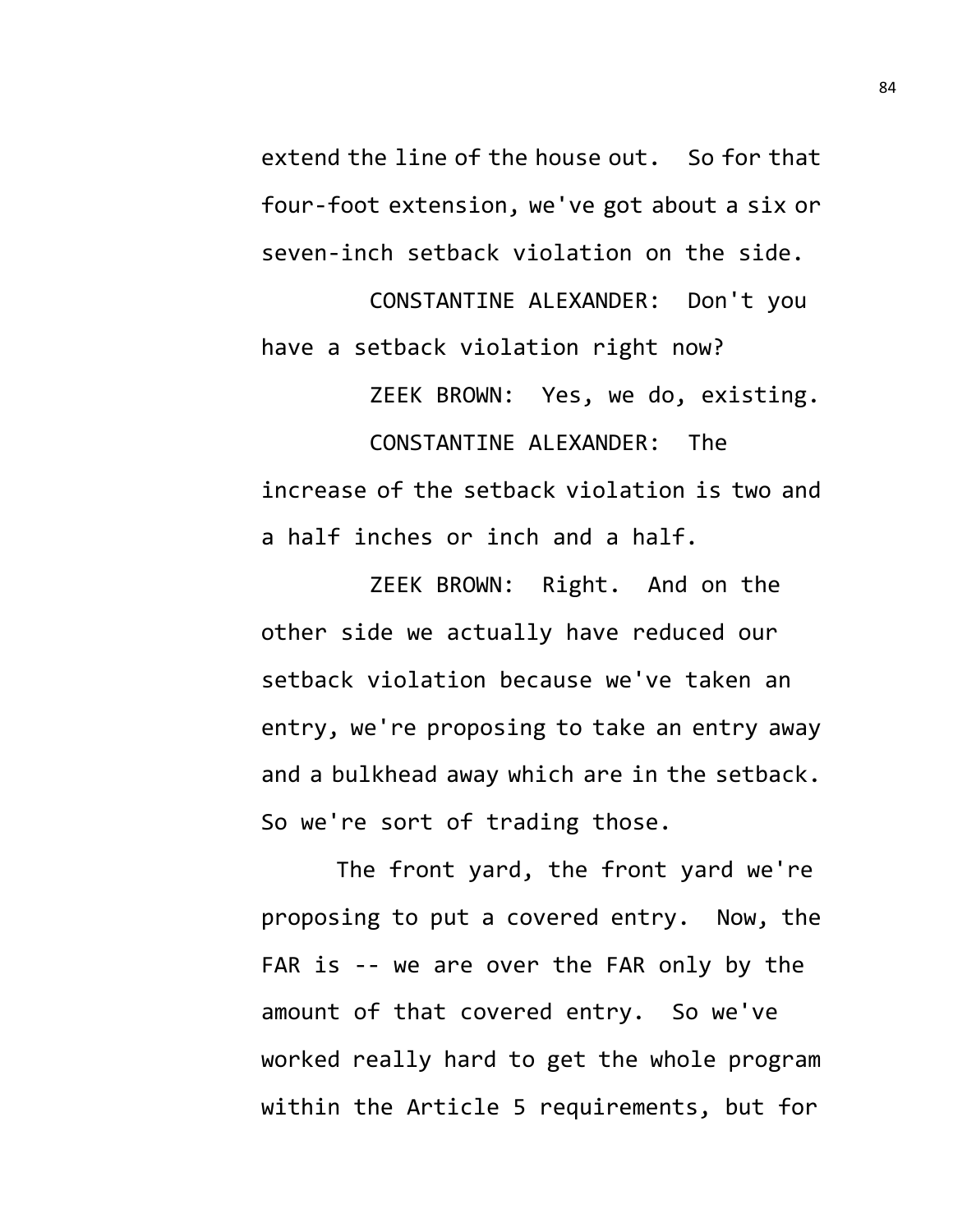extend the line of the house out. So for that four-foot extension, we've got about a six or seven-inch setback violation on the side.

CONSTANTINE ALEXANDER: Don't you have a setback violation right now?

ZEEK BROWN: Yes, we do, existing.

CONSTANTINE ALEXANDER: The increase of the setback violation is two and a half inches or inch and a half.

ZEEK BROWN: Right. And on the other side we actually have reduced our setback violation because we've taken an entry, we're proposing to take an entry away and a bulkhead away which are in the setback. So we're sort of trading those.

The front yard, the front yard we're proposing to put a covered entry. Now, the FAR is -- we are over the FAR only by the amount of that covered entry. So we've worked really hard to get the whole program within the Article 5 requirements, but for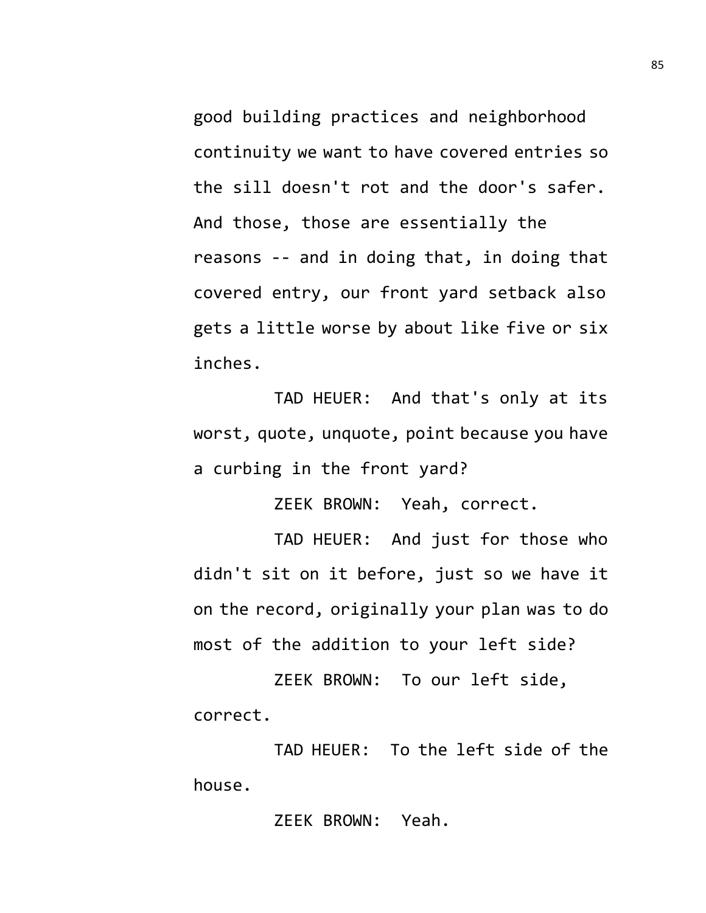good building practices and neighborhood continuity we want to have covered entries so the sill doesn't rot and the door's safer. And those, those are essentially the reasons -- and in doing that, in doing that covered entry, our front yard setback also gets a little worse by about like five or six inches.

TAD HEUER: And that's only at its worst, quote, unquote, point because you have a curbing in the front yard?

ZEEK BROWN: Yeah, correct.

TAD HEUER: And just for those who didn't sit on it before, just so we have it on the record, originally your plan was to do most of the addition to your left side?

ZEEK BROWN: To our left side, correct.

TAD HEUER: To the left side of the house.

ZEEK BROWN: Yeah.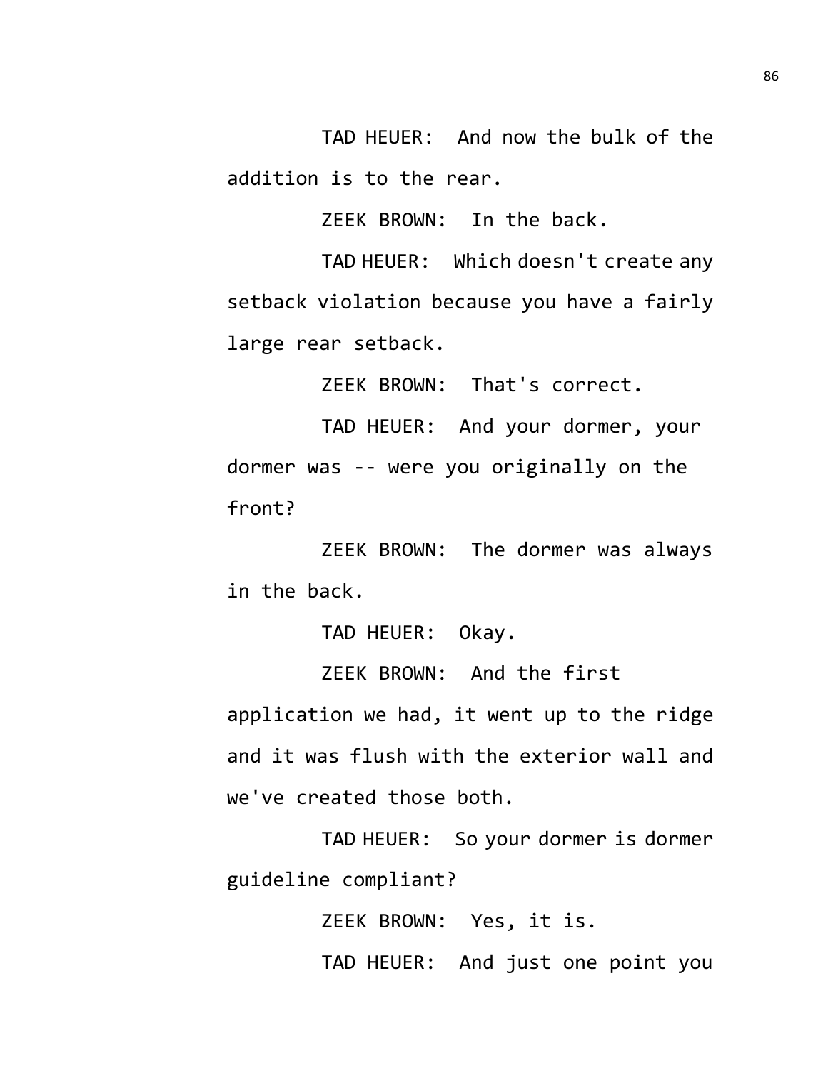TAD HEUER: And now the bulk of the addition is to the rear.

ZEEK BROWN: In the back.

TAD HEUER: Which doesn't create any setback violation because you have a fairly large rear setback.

ZEEK BROWN: That's correct.

TAD HEUER: And your dormer, your dormer was -- were you originally on the front?

ZEEK BROWN: The dormer was always in the back.

TAD HEUER: Okay.

ZEEK BROWN: And the first application we had, it went up to the ridge and it was flush with the exterior wall and we've created those both.

TAD HEUER: So your dormer is dormer guideline compliant?

ZEEK BROWN: Yes, it is.

TAD HEUER: And just one point you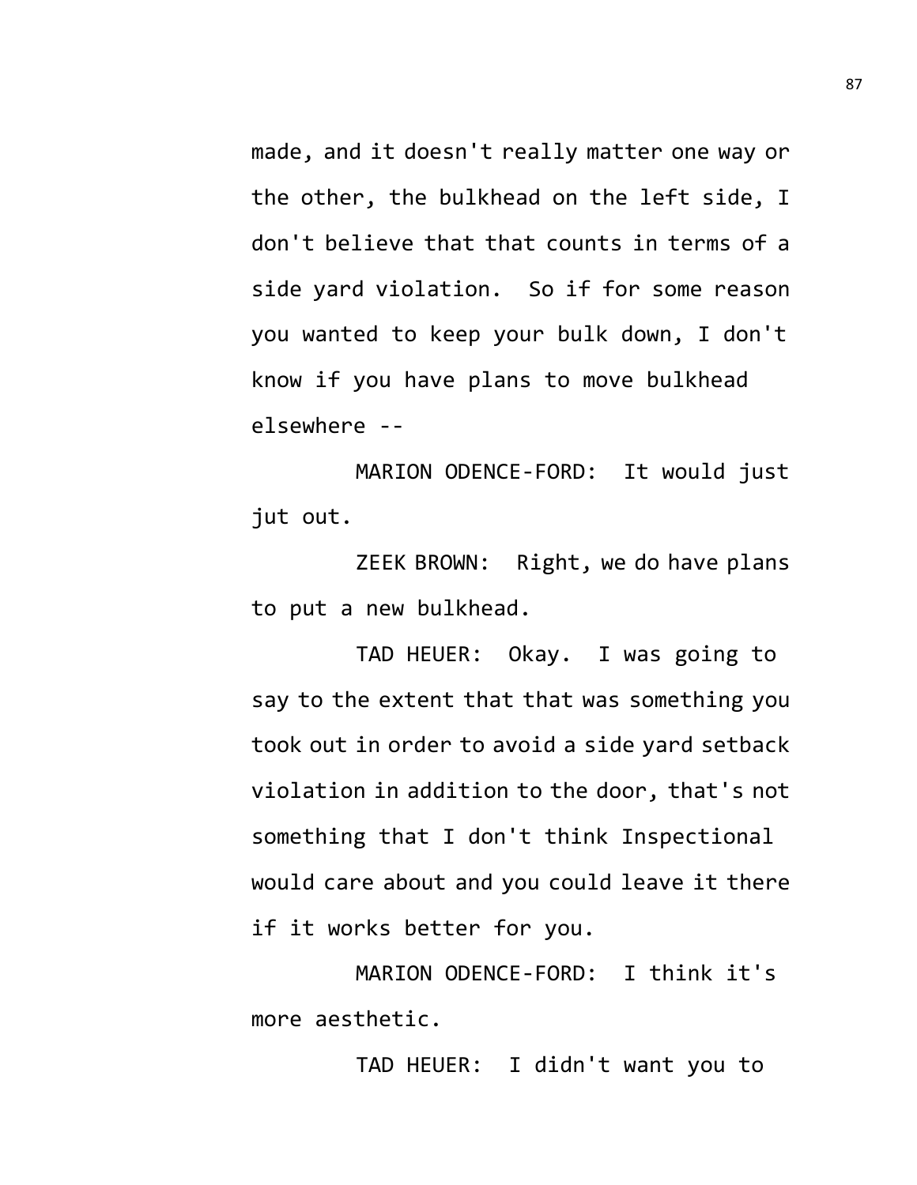made, and it doesn't really matter one way or the other, the bulkhead on the left side, I don't believe that that counts in terms of a side yard violation. So if for some reason you wanted to keep your bulk down, I don't know if you have plans to move bulkhead elsewhere --

MARION ODENCE-FORD: It would just jut out.

ZEEK BROWN: Right, we do have plans to put a new bulkhead.

TAD HEUER: Okay. I was going to say to the extent that that was something you took out in order to avoid a side yard setback violation in addition to the door, that's not something that I don't think Inspectional would care about and you could leave it there if it works better for you.

MARION ODENCE-FORD: I think it's more aesthetic.

TAD HEUER: I didn't want you to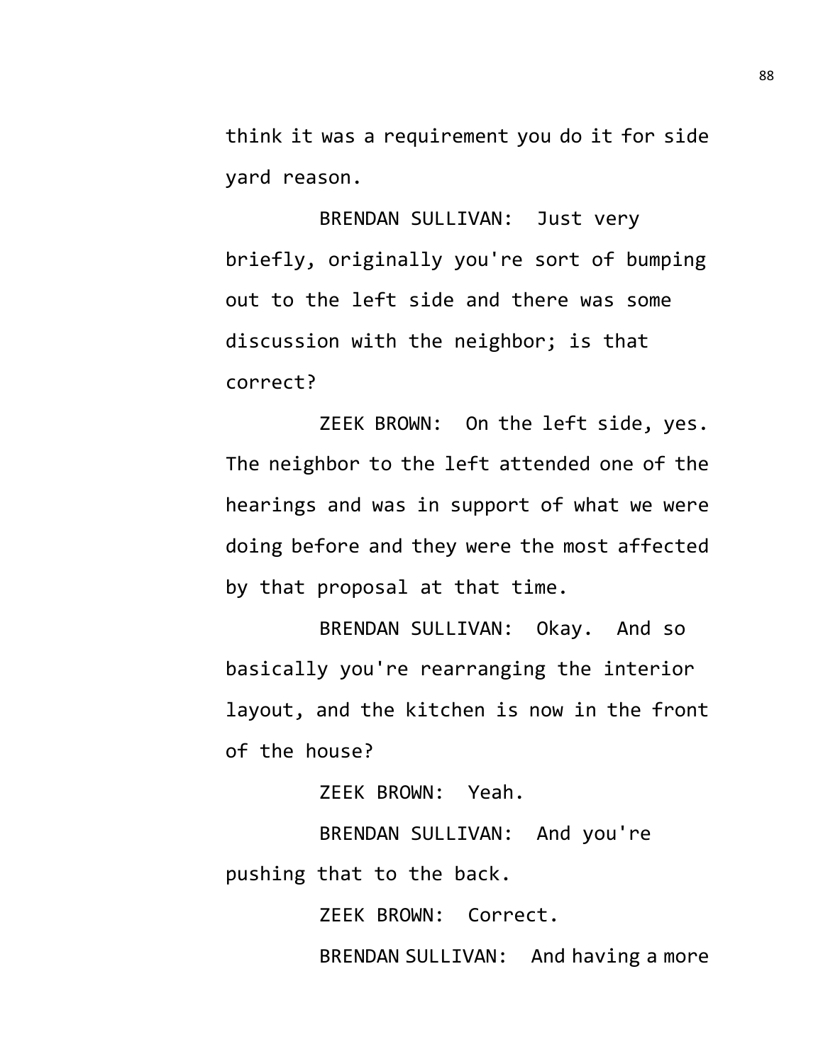think it was a requirement you do it for side yard reason.

BRENDAN SULLIVAN: Just very briefly, originally you're sort of bumping out to the left side and there was some discussion with the neighbor; is that correct?

ZEEK BROWN: On the left side, yes. The neighbor to the left attended one of the hearings and was in support of what we were doing before and they were the most affected by that proposal at that time.

BRENDAN SULLIVAN: Okay. And so basically you're rearranging the interior layout, and the kitchen is now in the front of the house?

ZEEK BROWN: Yeah.

BRENDAN SULLIVAN: And you're pushing that to the back.

ZEEK BROWN: Correct.

BRENDAN SULLIVAN: And having a more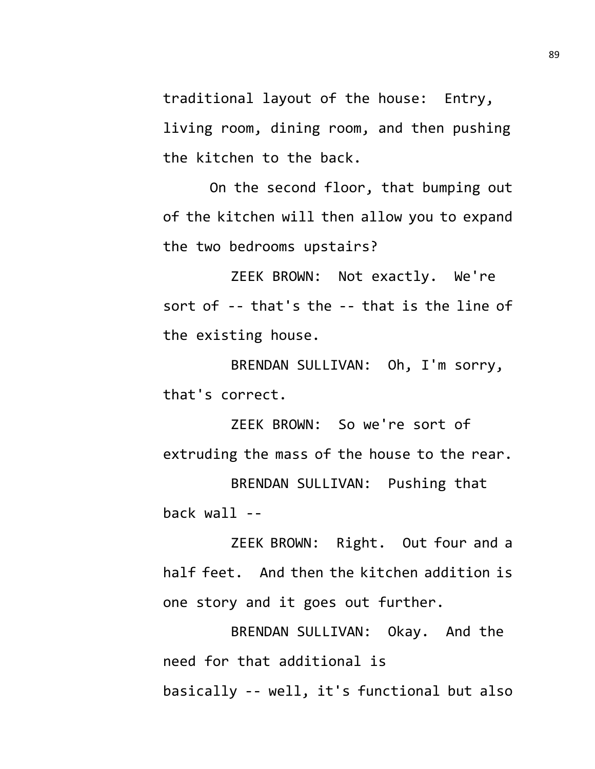traditional layout of the house: Entry, living room, dining room, and then pushing the kitchen to the back.

On the second floor, that bumping out of the kitchen will then allow you to expand the two bedrooms upstairs?

ZEEK BROWN: Not exactly. We're sort of -- that's the -- that is the line of the existing house.

BRENDAN SULLIVAN: Oh, I'm sorry, that's correct.

ZEEK BROWN: So we're sort of extruding the mass of the house to the rear.

BRENDAN SULLIVAN: Pushing that back wall --

ZEEK BROWN: Right. Out four and a half feet. And then the kitchen addition is one story and it goes out further.

BRENDAN SULLIVAN: Okay. And the need for that additional is basically -- well, it's functional but also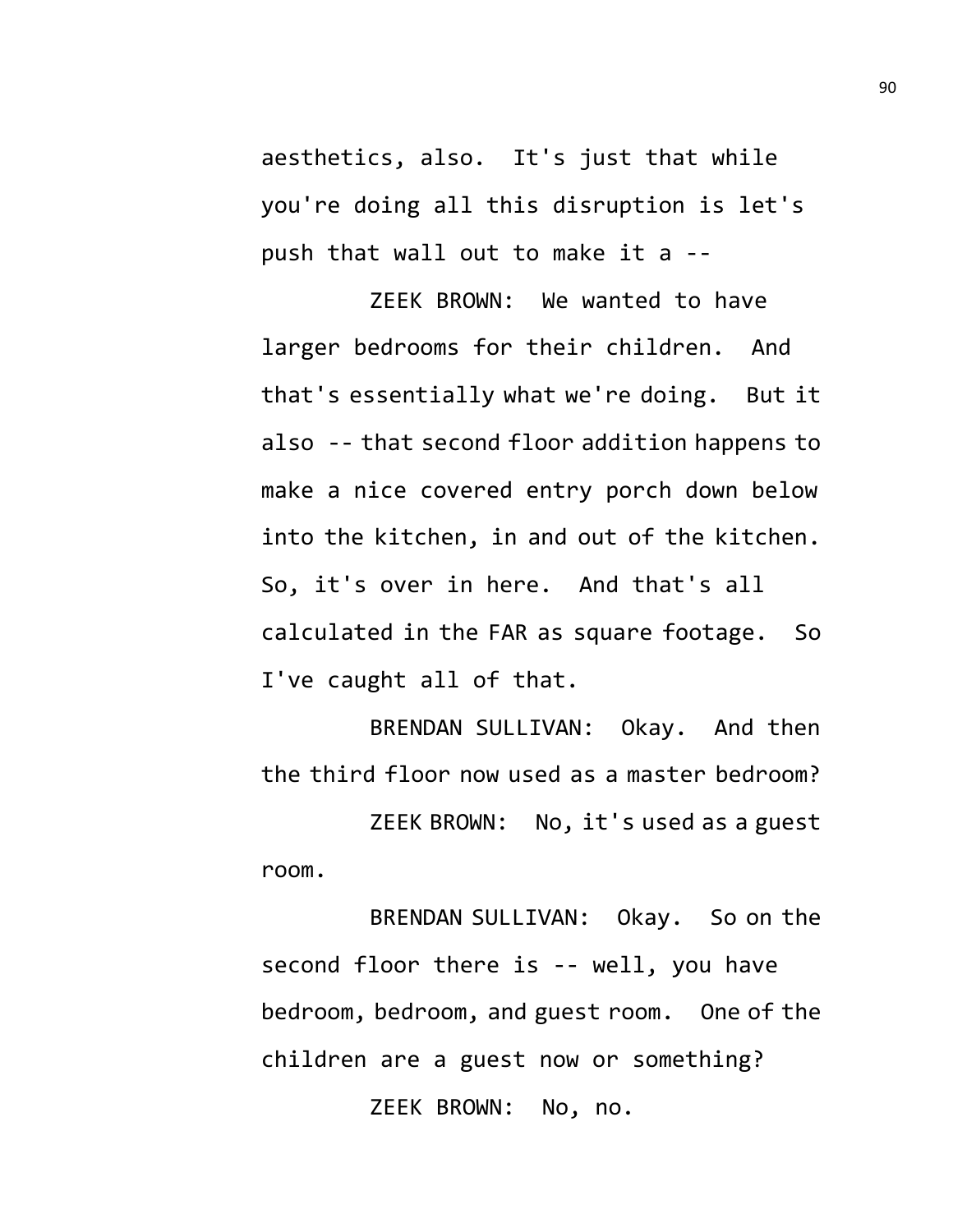aesthetics, also. It's just that while you're doing all this disruption is let's push that wall out to make it a --

ZEEK BROWN: We wanted to have larger bedrooms for their children. And that's essentially what we're doing. But it also -- that second floor addition happens to make a nice covered entry porch down below into the kitchen, in and out of the kitchen. So, it's over in here. And that's all calculated in the FAR as square footage. So I've caught all of that.

BRENDAN SULLIVAN: Okay. And then the third floor now used as a master bedroom?

ZEEK BROWN: No, it's used as a guest room.

BRENDAN SULLIVAN: Okay. So on the second floor there is -- well, you have bedroom, bedroom, and guest room. One of the children are a guest now or something?

ZEEK BROWN: No, no.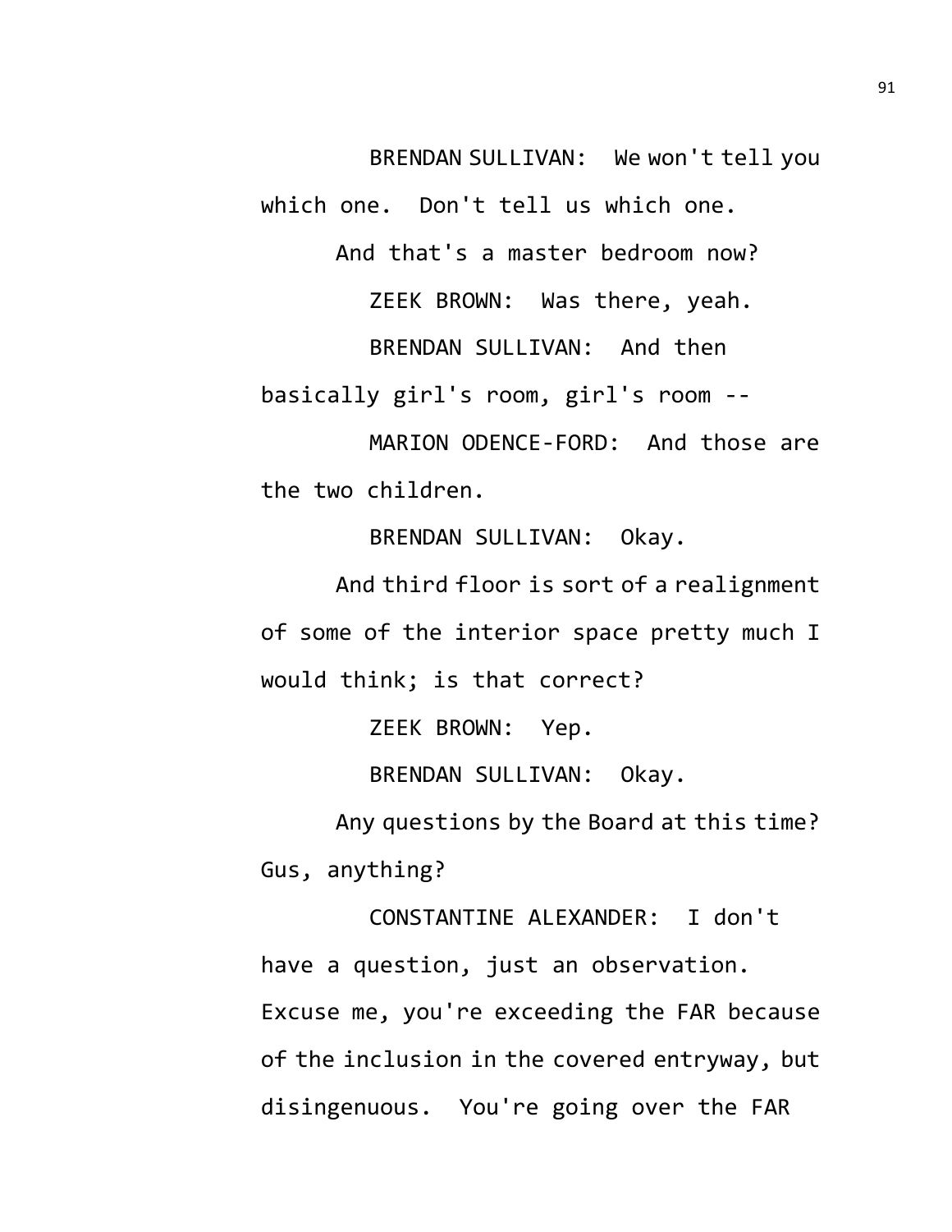BRENDAN SULLIVAN: We won't tell you which one. Don't tell us which one.

And that's a master bedroom now?

ZEEK BROWN: Was there, yeah.

BRENDAN SULLIVAN: And then basically girl's room, girl's room --

MARION ODENCE-FORD: And those are the two children.

BRENDAN SULLIVAN: Okay.

And third floor is sort of a realignment of some of the interior space pretty much I would think; is that correct?

ZEEK BROWN: Yep.

BRENDAN SULLIVAN: Okay.

Any questions by the Board at this time? Gus, anything?

CONSTANTINE ALEXANDER: I don't have a question, just an observation. Excuse me, you're exceeding the FAR because of the inclusion in the covered entryway, but disingenuous. You're going over the FAR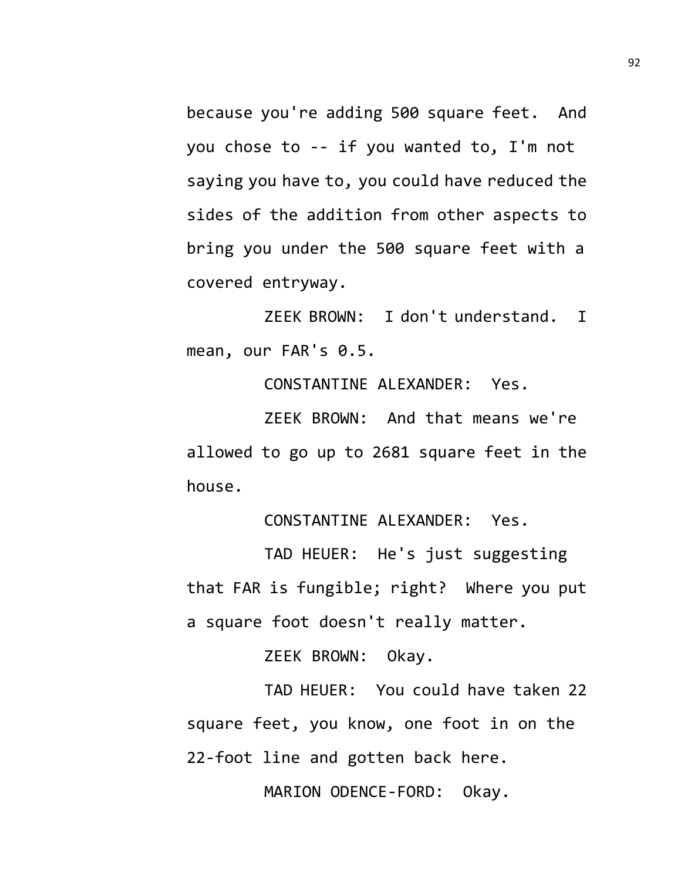because you're adding 500 square feet. And you chose to -- if you wanted to, I'm not saying you have to, you could have reduced the sides of the addition from other aspects to bring you under the 500 square feet with a covered entryway.

ZEEK BROWN: I don't understand. I mean, our FAR's 0.5.

CONSTANTINE ALEXANDER: Yes.

ZEEK BROWN: And that means we're allowed to go up to 2681 square feet in the house.

CONSTANTINE ALEXANDER: Yes.

TAD HEUER: He's just suggesting that FAR is fungible; right? Where you put a square foot doesn't really matter.

ZEEK BROWN: Okay.

TAD HEUER: You could have taken 22 square feet, you know, one foot in on the 22-foot line and gotten back here.

MARION ODENCE-FORD: Okay.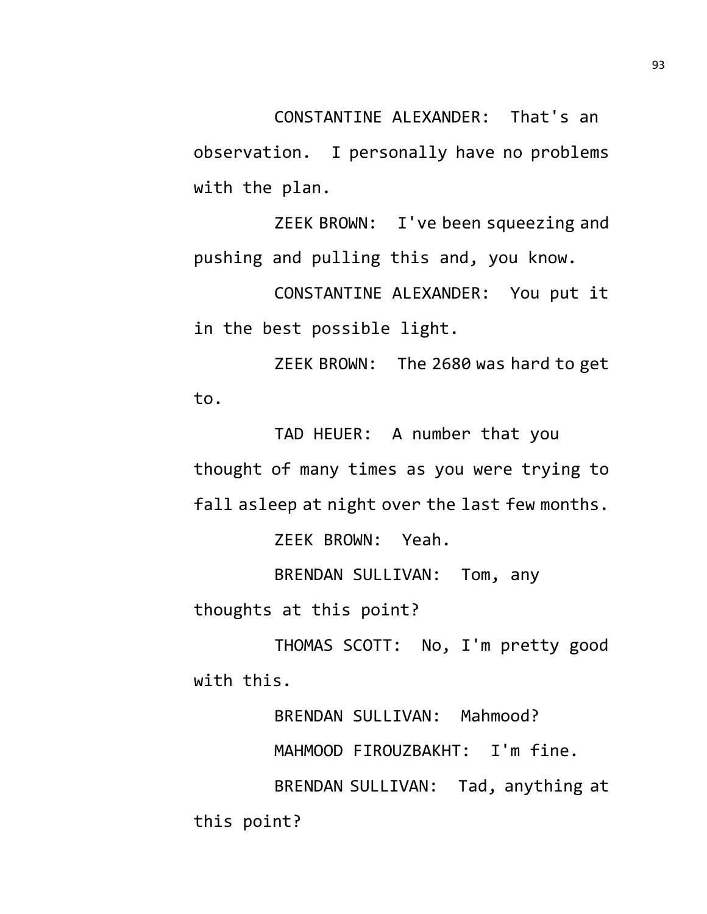CONSTANTINE ALEXANDER: That's an observation. I personally have no problems with the plan.

ZEEK BROWN: I've been squeezing and pushing and pulling this and, you know.

CONSTANTINE ALEXANDER: You put it in the best possible light.

ZEEK BROWN: The 2680 was hard to get to.

TAD HEUER: A number that you thought of many times as you were trying to fall asleep at night over the last few months.

ZEEK BROWN: Yeah.

BRENDAN SULLIVAN: Tom, any thoughts at this point?

THOMAS SCOTT: No, I'm pretty good with this.

BRENDAN SULLIVAN: Mahmood?

MAHMOOD FIROUZBAKHT: I'm fine.

BRENDAN SULLIVAN: Tad, anything at this point?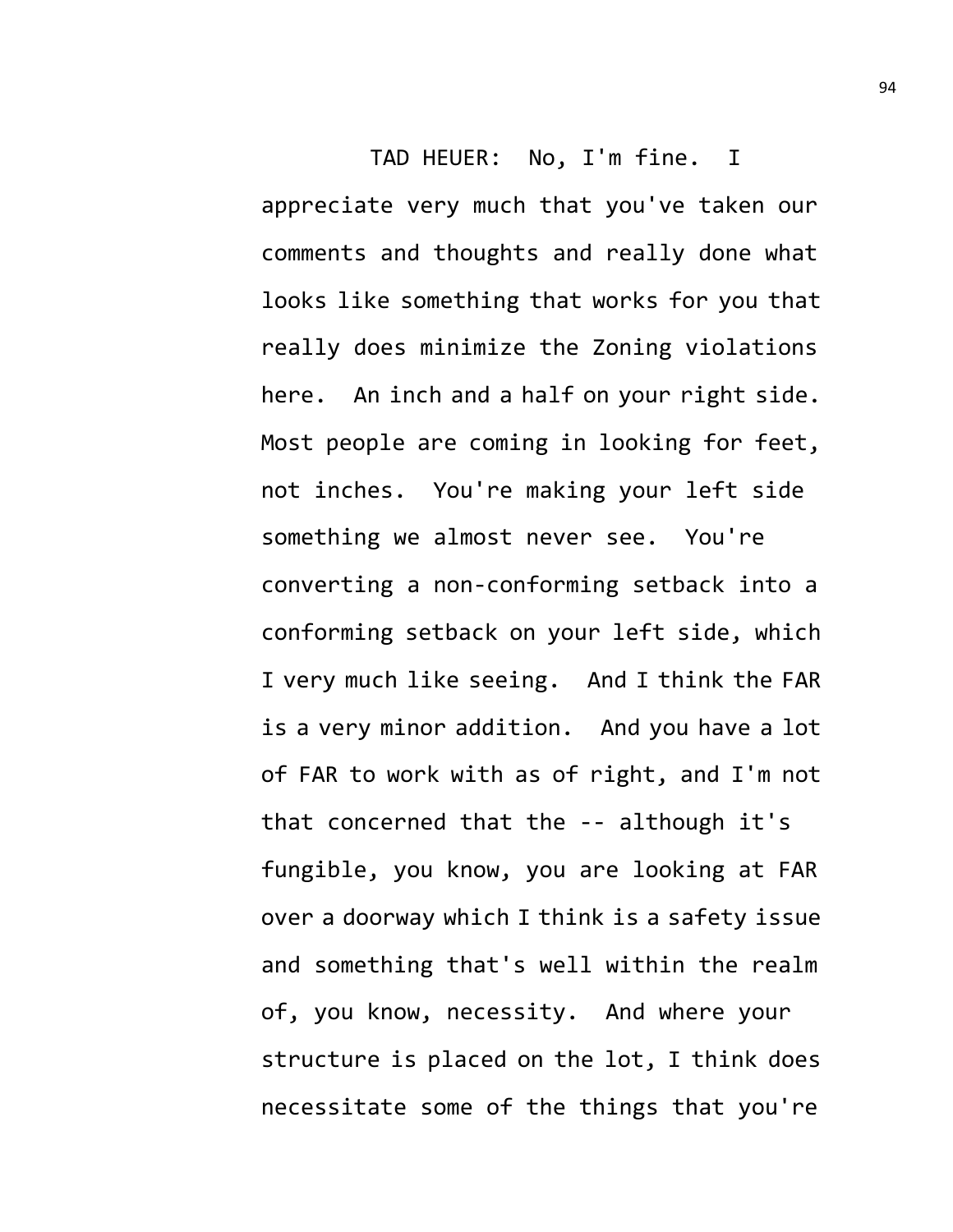TAD HEUER: No, I'm fine. I appreciate very much that you've taken our comments and thoughts and really done what looks like something that works for you that really does minimize the Zoning violations here. An inch and a half on your right side. Most people are coming in looking for feet, not inches. You're making your left side something we almost never see. You're converting a non-conforming setback into a conforming setback on your left side, which I very much like seeing. And I think the FAR is a very minor addition. And you have a lot of FAR to work with as of right, and I'm not that concerned that the -- although it's fungible, you know, you are looking at FAR over a doorway which I think is a safety issue and something that's well within the realm of, you know, necessity. And where your structure is placed on the lot, I think does necessitate some of the things that you're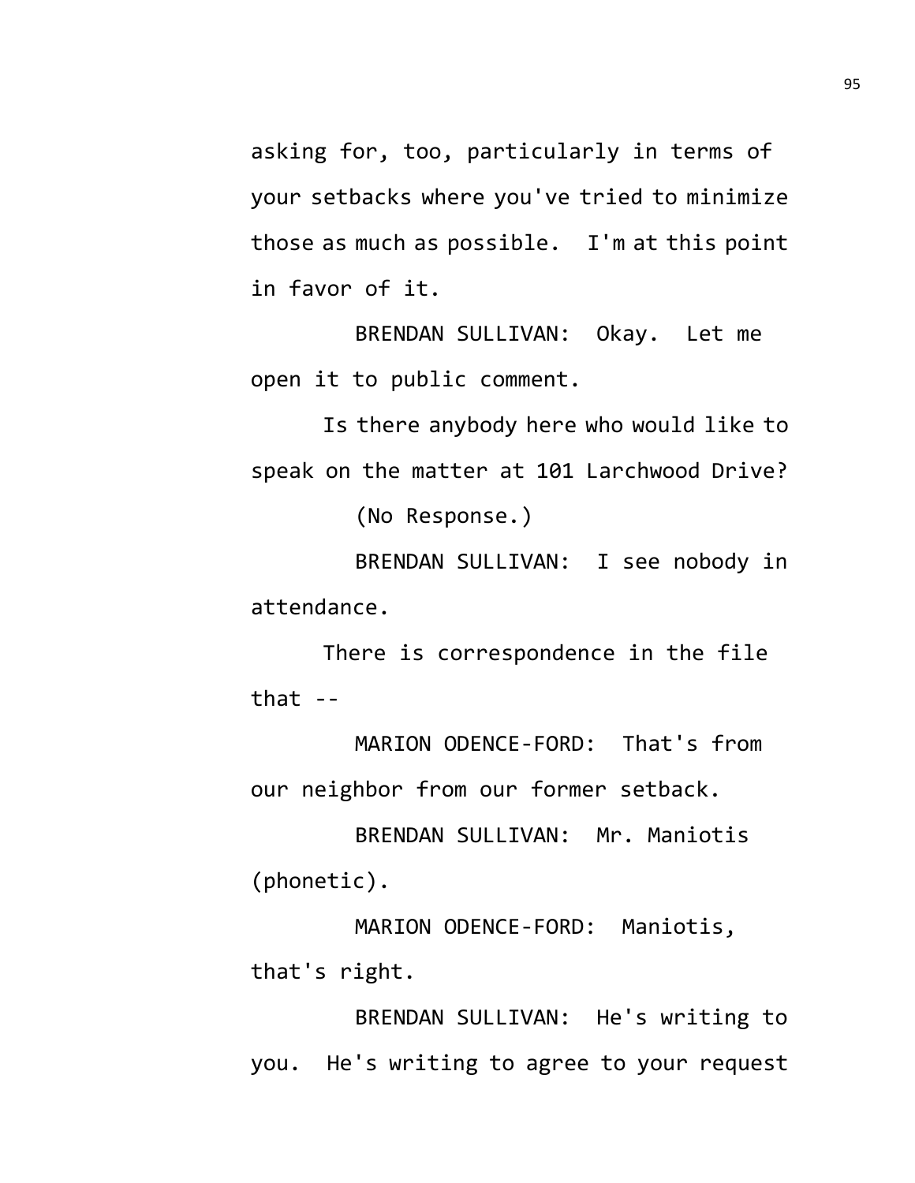asking for, too, particularly in terms of your setbacks where you've tried to minimize those as much as possible. I'm at this point in favor of it.

BRENDAN SULLIVAN: Okay. Let me open it to public comment.

Is there anybody here who would like to speak on the matter at 101 Larchwood Drive?

(No Response.)

BRENDAN SULLIVAN: I see nobody in attendance.

There is correspondence in the file that --

MARION ODENCE-FORD: That's from our neighbor from our former setback.

BRENDAN SULLIVAN: Mr. Maniotis (phonetic).

MARION ODENCE-FORD: Maniotis, that's right.

BRENDAN SULLIVAN: He's writing to you. He's writing to agree to your request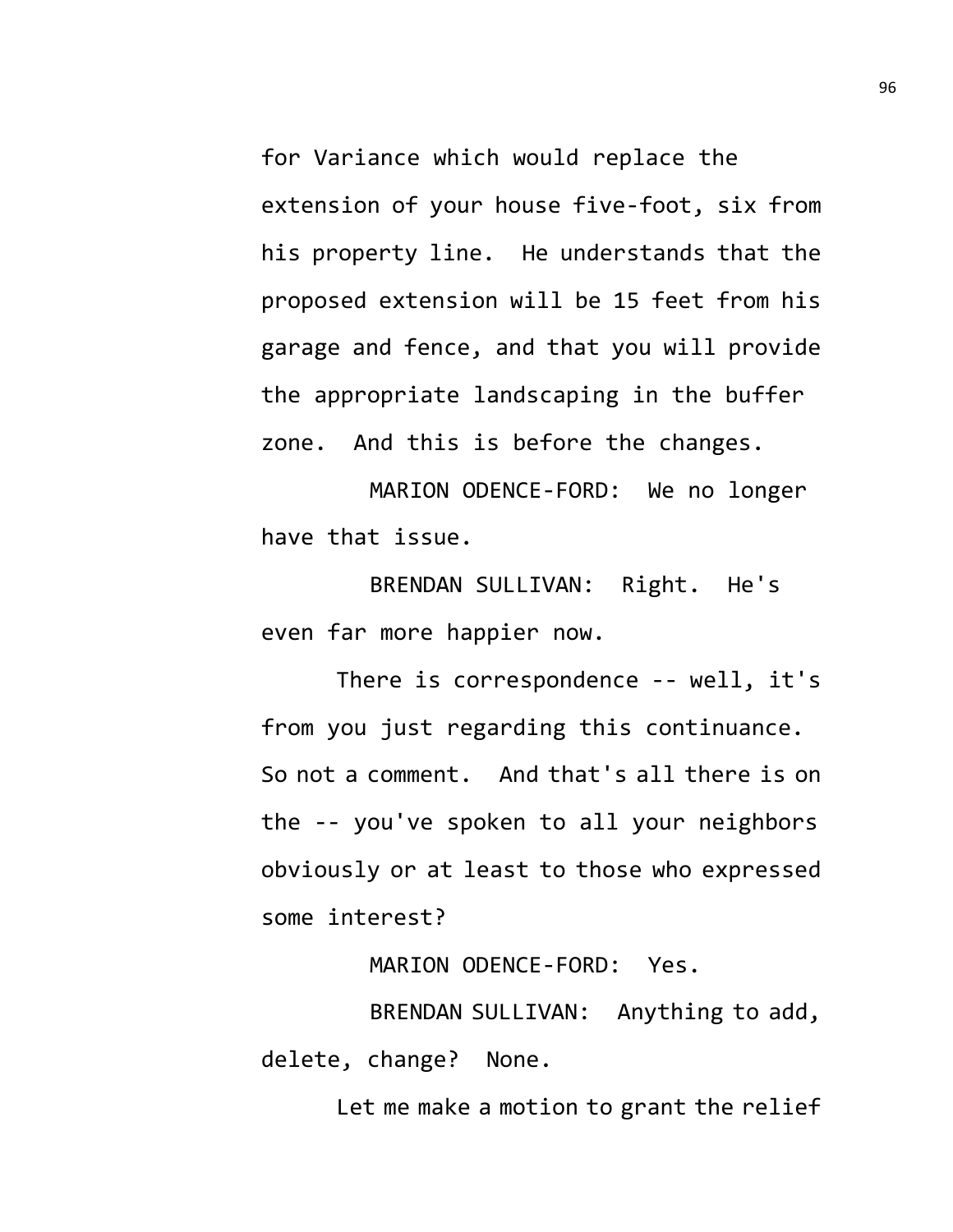for Variance which would replace the extension of your house five-foot, six from his property line. He understands that the proposed extension will be 15 feet from his garage and fence, and that you will provide the appropriate landscaping in the buffer zone. And this is before the changes.

MARION ODENCE-FORD: We no longer have that issue.

BRENDAN SULLIVAN: Right. He's even far more happier now.

There is correspondence -- well, it's from you just regarding this continuance. So not a comment. And that's all there is on the -- you've spoken to all your neighbors obviously or at least to those who expressed some interest?

MARION ODENCE-FORD: Yes.

BRENDAN SULLIVAN: Anything to add, delete, change? None.

Let me make a motion to grant the relief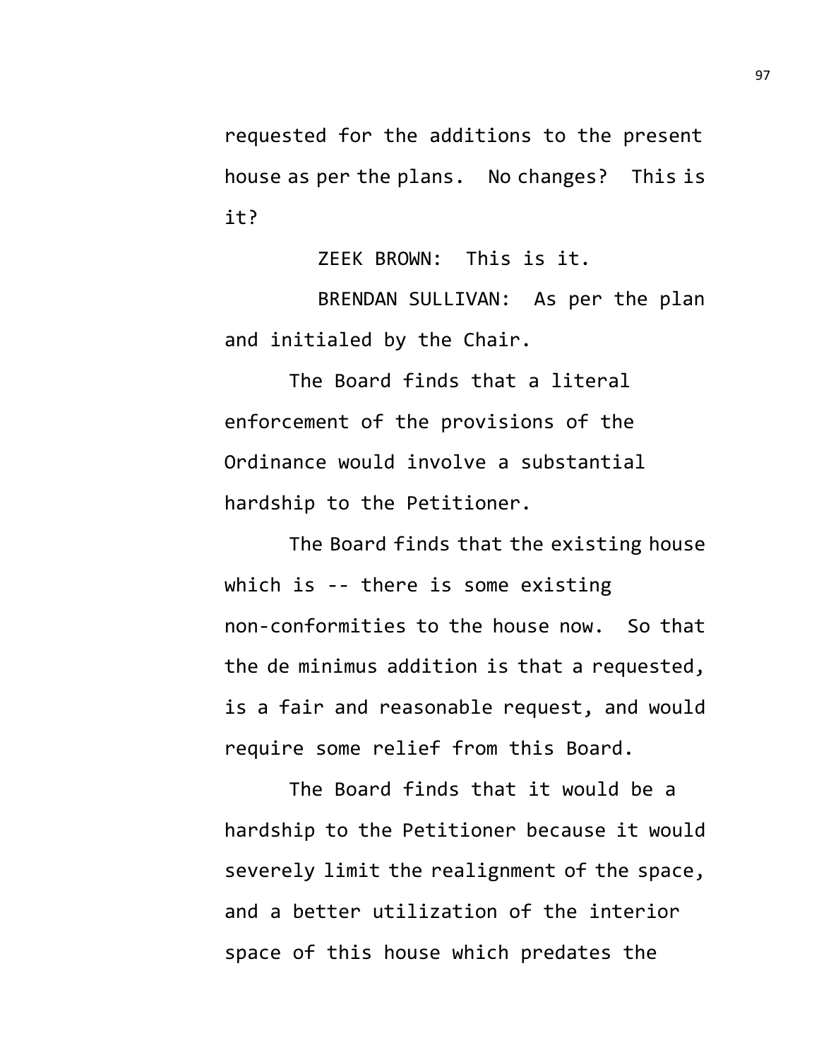requested for the additions to the present house as per the plans. No changes? This is it?

ZEEK BROWN: This is it.

BRENDAN SULLIVAN: As per the plan and initialed by the Chair.

The Board finds that a literal enforcement of the provisions of the Ordinance would involve a substantial hardship to the Petitioner.

The Board finds that the existing house which is -- there is some existing non-conformities to the house now. So that the de minimus addition is that a requested, is a fair and reasonable request, and would require some relief from this Board.

The Board finds that it would be a hardship to the Petitioner because it would severely limit the realignment of the space, and a better utilization of the interior space of this house which predates the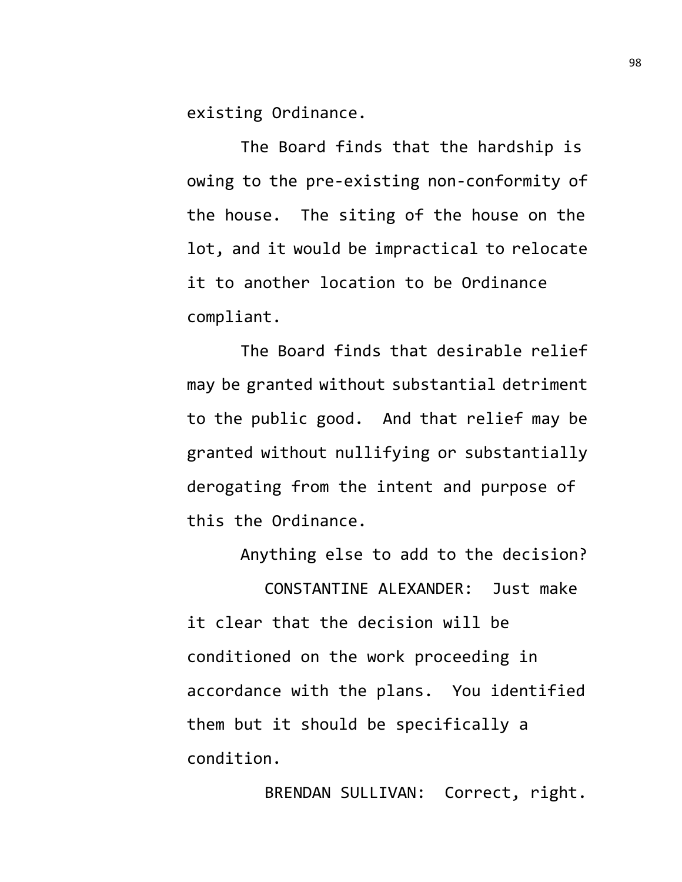existing Ordinance.

The Board finds that the hardship is owing to the pre-existing non-conformity of the house. The siting of the house on the lot, and it would be impractical to relocate it to another location to be Ordinance compliant.

The Board finds that desirable relief may be granted without substantial detriment to the public good. And that relief may be granted without nullifying or substantially derogating from the intent and purpose of this the Ordinance.

Anything else to add to the decision?

CONSTANTINE ALEXANDER: Just make it clear that the decision will be conditioned on the work proceeding in accordance with the plans. You identified them but it should be specifically a condition.

BRENDAN SULLIVAN: Correct, right.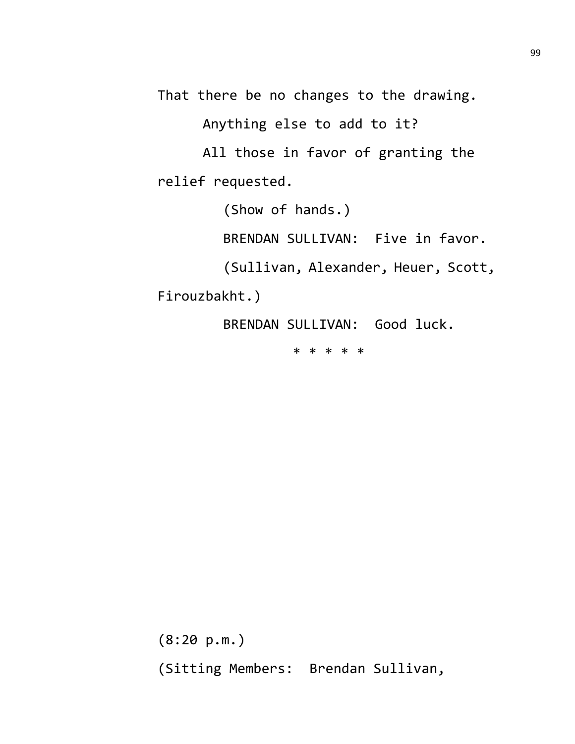That there be no changes to the drawing.

Anything else to add to it?

All those in favor of granting the relief requested.

(Show of hands.)

BRENDAN SULLIVAN: Five in favor.

(Sullivan, Alexander, Heuer, Scott, Firouzbakht.)

BRENDAN SULLIVAN: Good luck.

* * * * *

(8:20 p.m.)

(Sitting Members: Brendan Sullivan,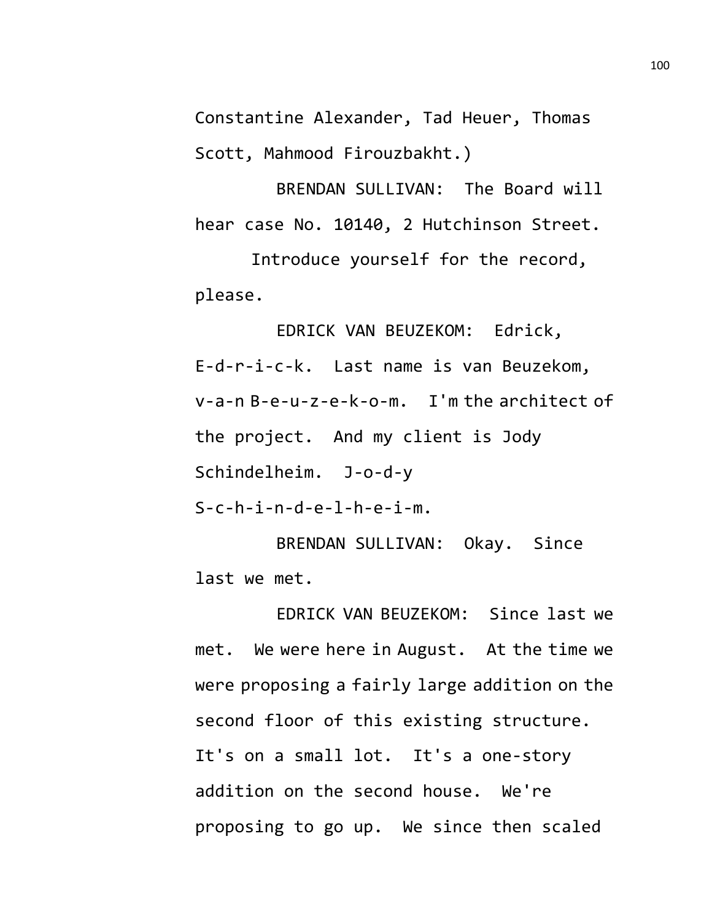Constantine Alexander, Tad Heuer, Thomas Scott, Mahmood Firouzbakht.)

BRENDAN SULLIVAN: The Board will hear case No. 10140, 2 Hutchinson Street.

Introduce yourself for the record, please.

EDRICK VAN BEUZEKOM: Edrick, E-d-r-i-c-k. Last name is van Beuzekom, v-a-n B-e-u-z-e-k-o-m. I'm the architect of the project. And my client is Jody Schindelheim. J-o-d-y S-c-h-i-n-d-e-l-h-e-i-m.

BRENDAN SULLIVAN: Okay. Since last we met.

EDRICK VAN BEUZEKOM: Since last we met. We were here in August. At the time we were proposing a fairly large addition on the second floor of this existing structure. It's on a small lot. It's a one-story addition on the second house. We're proposing to go up. We since then scaled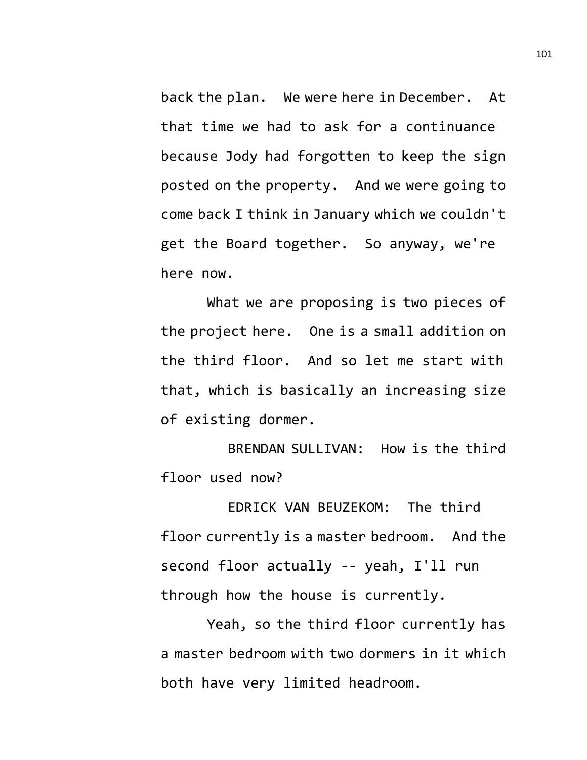back the plan. We were here in December. At that time we had to ask for a continuance because Jody had forgotten to keep the sign posted on the property. And we were going to come back I think in January which we couldn't get the Board together. So anyway, we're here now.

What we are proposing is two pieces of the project here. One is a small addition on the third floor. And so let me start with that, which is basically an increasing size of existing dormer.

BRENDAN SULLIVAN: How is the third floor used now?

EDRICK VAN BEUZEKOM: The third floor currently is a master bedroom. And the second floor actually -- yeah, I'll run through how the house is currently.

Yeah, so the third floor currently has a master bedroom with two dormers in it which both have very limited headroom.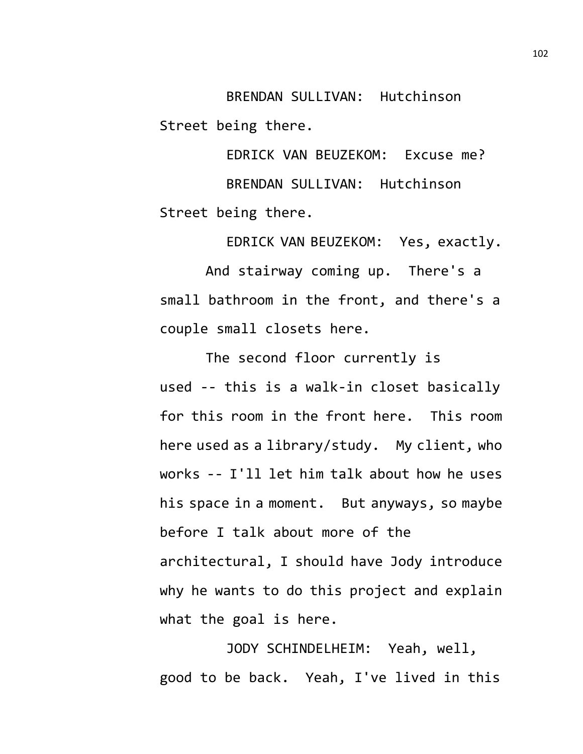BRENDAN SULLIVAN: Hutchinson Street being there.

EDRICK VAN BEUZEKOM: Excuse me?

BRENDAN SULLIVAN: Hutchinson Street being there.

EDRICK VAN BEUZEKOM: Yes, exactly.

And stairway coming up. There's a small bathroom in the front, and there's a couple small closets here.

The second floor currently is used -- this is a walk-in closet basically for this room in the front here. This room here used as a library/study. My client, who works -- I'll let him talk about how he uses his space in a moment. But anyways, so maybe before I talk about more of the architectural, I should have Jody introduce why he wants to do this project and explain what the goal is here.

JODY SCHINDELHEIM: Yeah, well, good to be back. Yeah, I've lived in this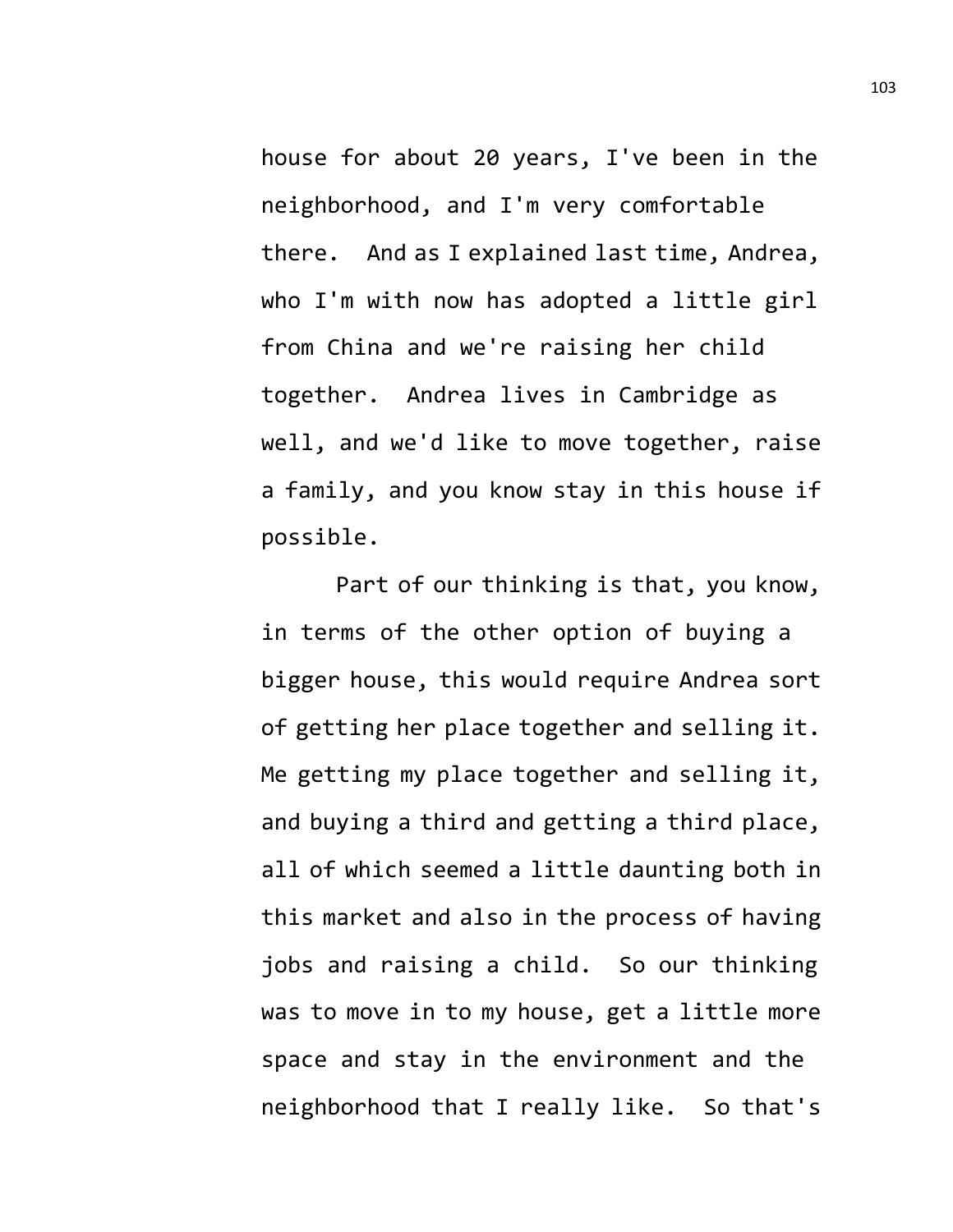house for about 20 years, I've been in the neighborhood, and I'm very comfortable there. And as I explained last time, Andrea, who I'm with now has adopted a little girl from China and we're raising her child together. Andrea lives in Cambridge as well, and we'd like to move together, raise a family, and you know stay in this house if possible.

Part of our thinking is that, you know, in terms of the other option of buying a bigger house, this would require Andrea sort of getting her place together and selling it. Me getting my place together and selling it, and buying a third and getting a third place, all of which seemed a little daunting both in this market and also in the process of having jobs and raising a child. So our thinking was to move in to my house, get a little more space and stay in the environment and the neighborhood that I really like. So that's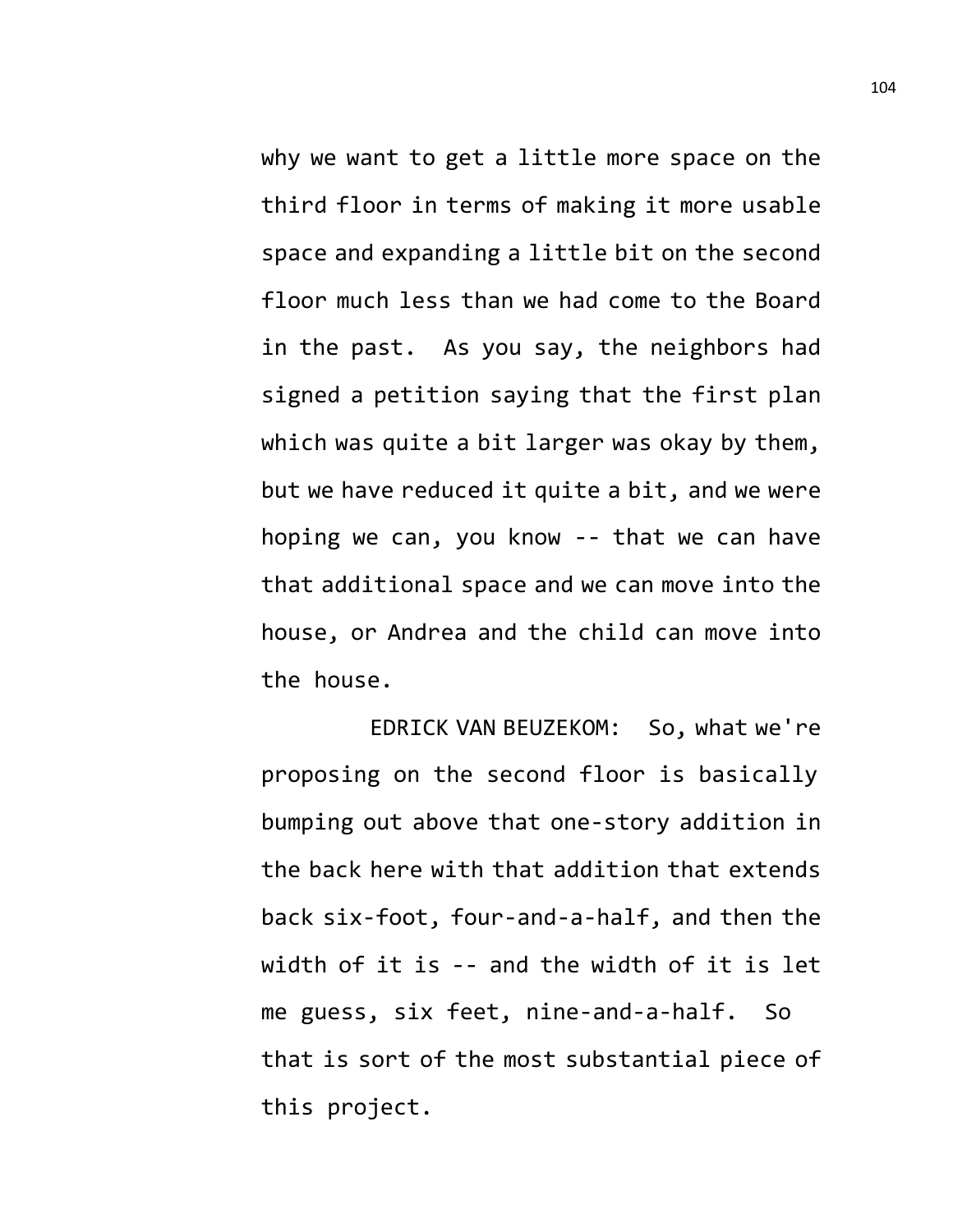why we want to get a little more space on the third floor in terms of making it more usable space and expanding a little bit on the second floor much less than we had come to the Board in the past. As you say, the neighbors had signed a petition saying that the first plan which was quite a bit larger was okay by them, but we have reduced it quite a bit, and we were hoping we can, you know -- that we can have that additional space and we can move into the house, or Andrea and the child can move into the house.

EDRICK VAN BEUZEKOM: So, what we're proposing on the second floor is basically bumping out above that one-story addition in the back here with that addition that extends back six-foot, four-and-a-half, and then the width of it is -- and the width of it is let me guess, six feet, nine-and-a-half. So that is sort of the most substantial piece of this project.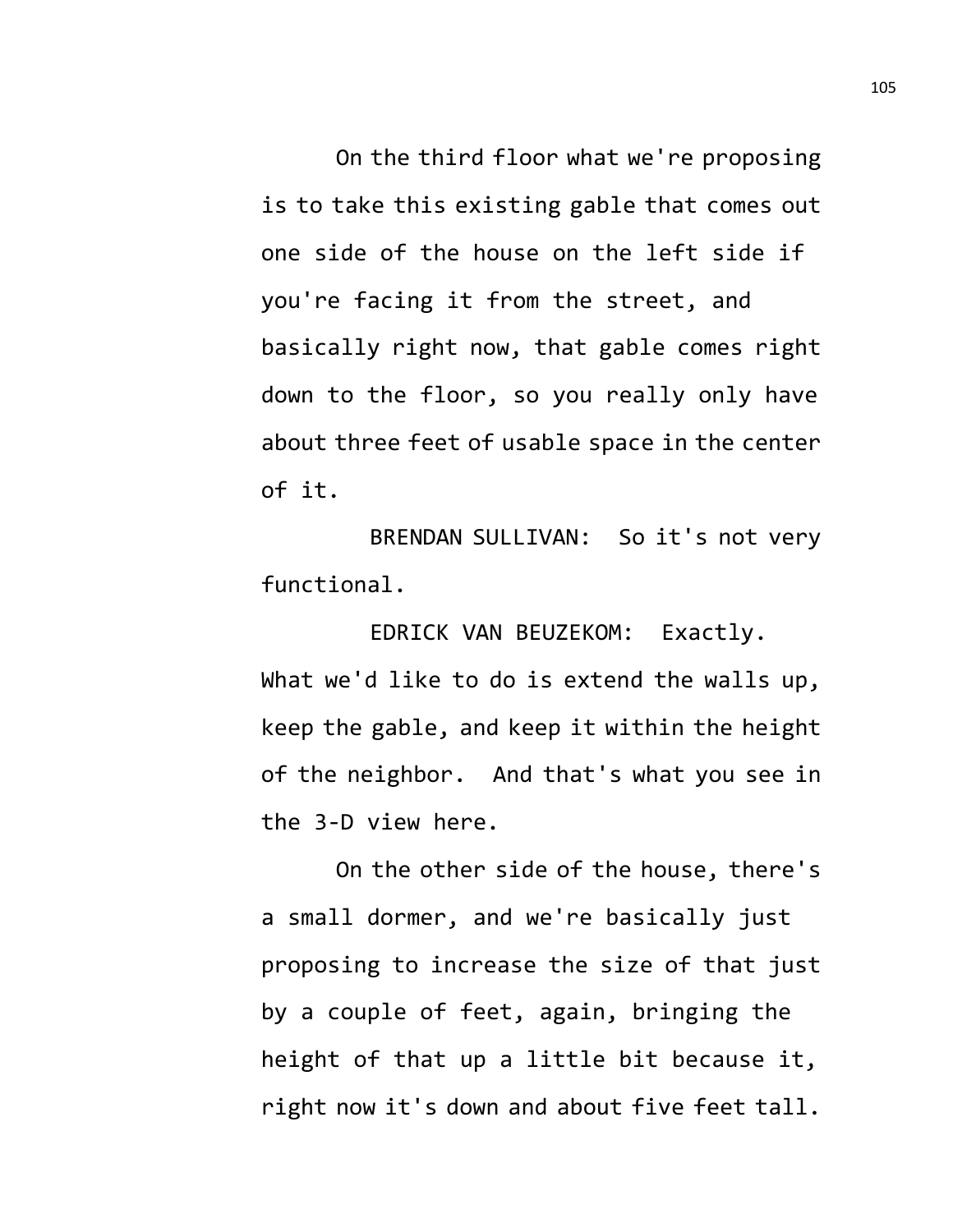On the third floor what we're proposing is to take this existing gable that comes out one side of the house on the left side if you're facing it from the street, and basically right now, that gable comes right down to the floor, so you really only have about three feet of usable space in the center of it.

BRENDAN SULLIVAN: So it's not very functional.

EDRICK VAN BEUZEKOM: Exactly. What we'd like to do is extend the walls up, keep the gable, and keep it within the height of the neighbor. And that's what you see in the 3-D view here.

On the other side of the house, there's a small dormer, and we're basically just proposing to increase the size of that just by a couple of feet, again, bringing the height of that up a little bit because it, right now it's down and about five feet tall.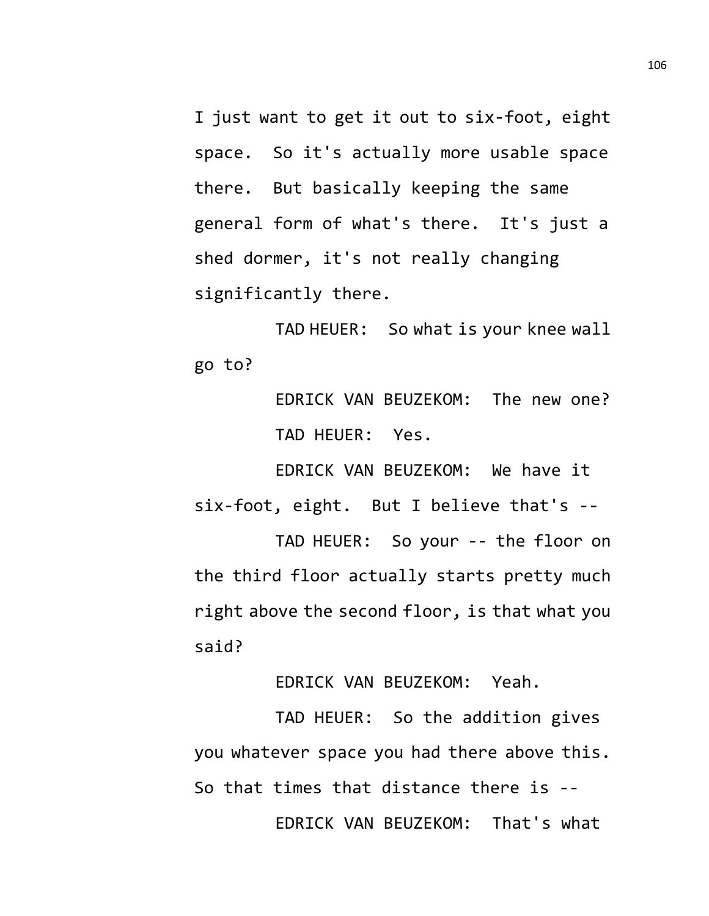I just want to get it out to six-foot, eight space. So it's actually more usable space there. But basically keeping the same general form of what's there. It's just a shed dormer, it's not really changing significantly there.

TAD HEUER: So what is your knee wall go to?

EDRICK VAN BEUZEKOM: The new one?

TAD HEUER: Yes.

EDRICK VAN BEUZEKOM: We have it six-foot, eight. But I believe that's --

TAD HEUER: So your -- the floor on the third floor actually starts pretty much right above the second floor, is that what you said?

EDRICK VAN BEUZEKOM: Yeah.

TAD HEUER: So the addition gives you whatever space you had there above this. So that times that distance there is --

EDRICK VAN BEUZEKOM: That's what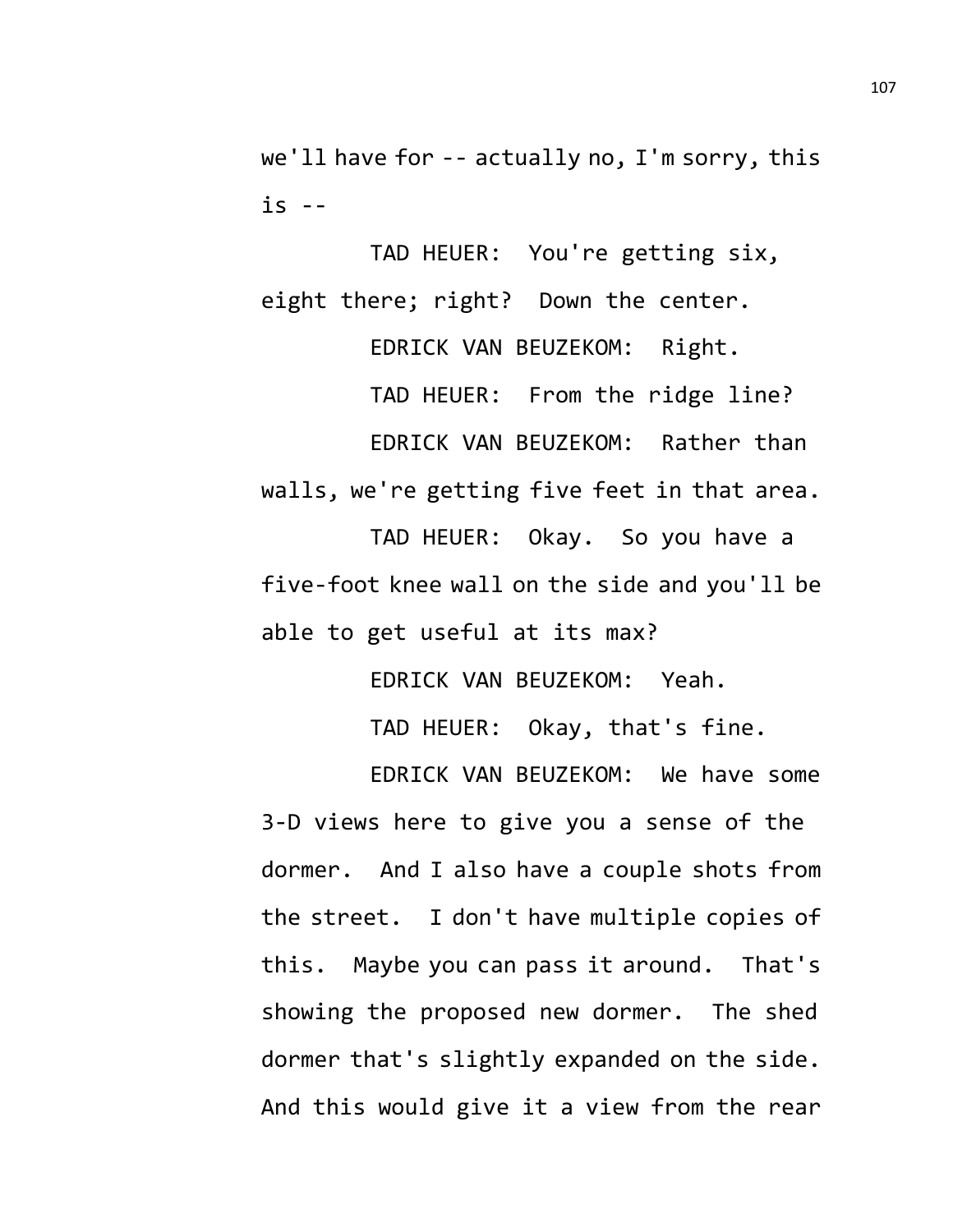we'll have for -- actually no, I'm sorry, this is --

TAD HEUER: You're getting six, eight there; right? Down the center.

EDRICK VAN BEUZEKOM: Right.

TAD HEUER: From the ridge line?

EDRICK VAN BEUZEKOM: Rather than walls, we're getting five feet in that area.

TAD HEUER: Okay. So you have a five-foot knee wall on the side and you'll be able to get useful at its max?

EDRICK VAN BEUZEKOM: Yeah.

TAD HEUER: Okay, that's fine.

EDRICK VAN BEUZEKOM: We have some 3-D views here to give you a sense of the dormer. And I also have a couple shots from the street. I don't have multiple copies of this. Maybe you can pass it around. That's showing the proposed new dormer. The shed dormer that's slightly expanded on the side. And this would give it a view from the rear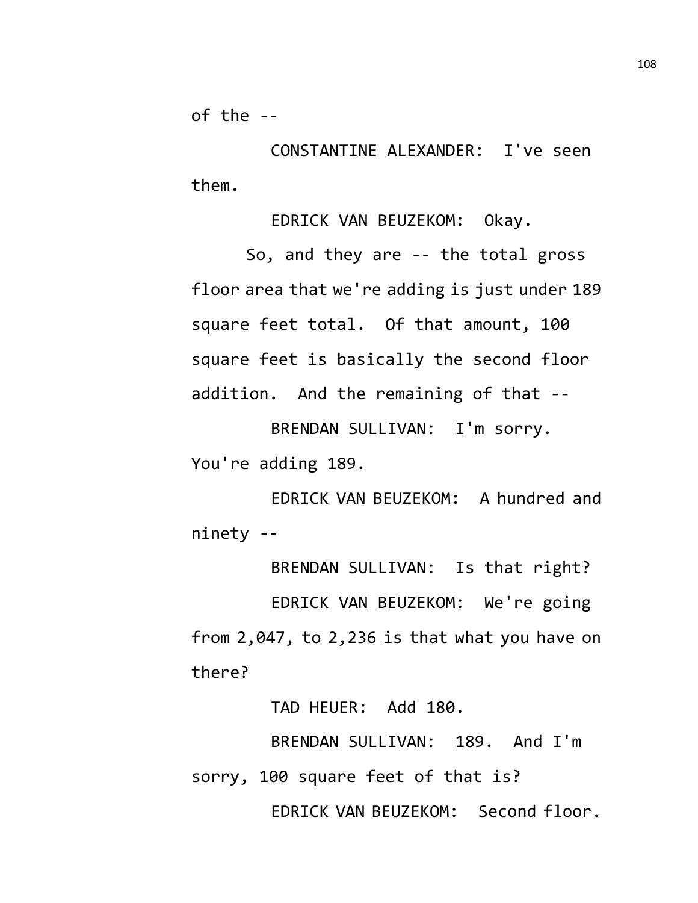of the --

CONSTANTINE ALEXANDER: I've seen them.

EDRICK VAN BEUZEKOM: Okay.

So, and they are -- the total gross floor area that we're adding is just under 189 square feet total. Of that amount, 100 square feet is basically the second floor addition. And the remaining of that --

BRENDAN SULLIVAN: I'm sorry. You're adding 189.

EDRICK VAN BEUZEKOM: A hundred and ninety --

BRENDAN SULLIVAN: Is that right?

EDRICK VAN BEUZEKOM: We're going from 2,047, to 2,236 is that what you have on there?

TAD HEUER: Add 180.

BRENDAN SULLIVAN: 189. And I'm sorry, 100 square feet of that is?

EDRICK VAN BEUZEKOM: Second floor.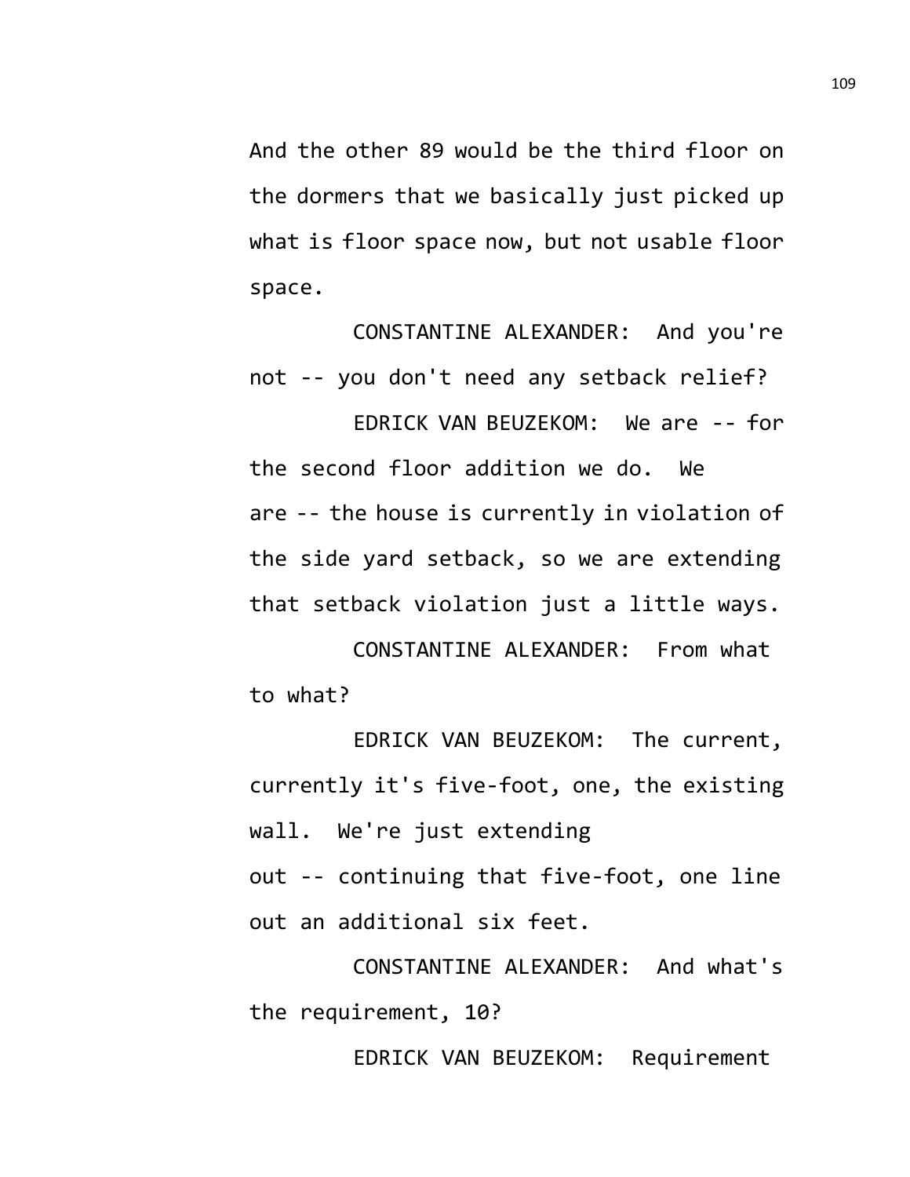And the other 89 would be the third floor on the dormers that we basically just picked up what is floor space now, but not usable floor space.

CONSTANTINE ALEXANDER: And you're not -- you don't need any setback relief?

EDRICK VAN BEUZEKOM: We are -- for the second floor addition we do. We are -- the house is currently in violation of the side yard setback, so we are extending that setback violation just a little ways.

CONSTANTINE ALEXANDER: From what to what?

EDRICK VAN BEUZEKOM: The current, currently it's five-foot, one, the existing wall. We're just extending out -- continuing that five-foot, one line out an additional six feet.

CONSTANTINE ALEXANDER: And what's the requirement, 10?

EDRICK VAN BEUZEKOM: Requirement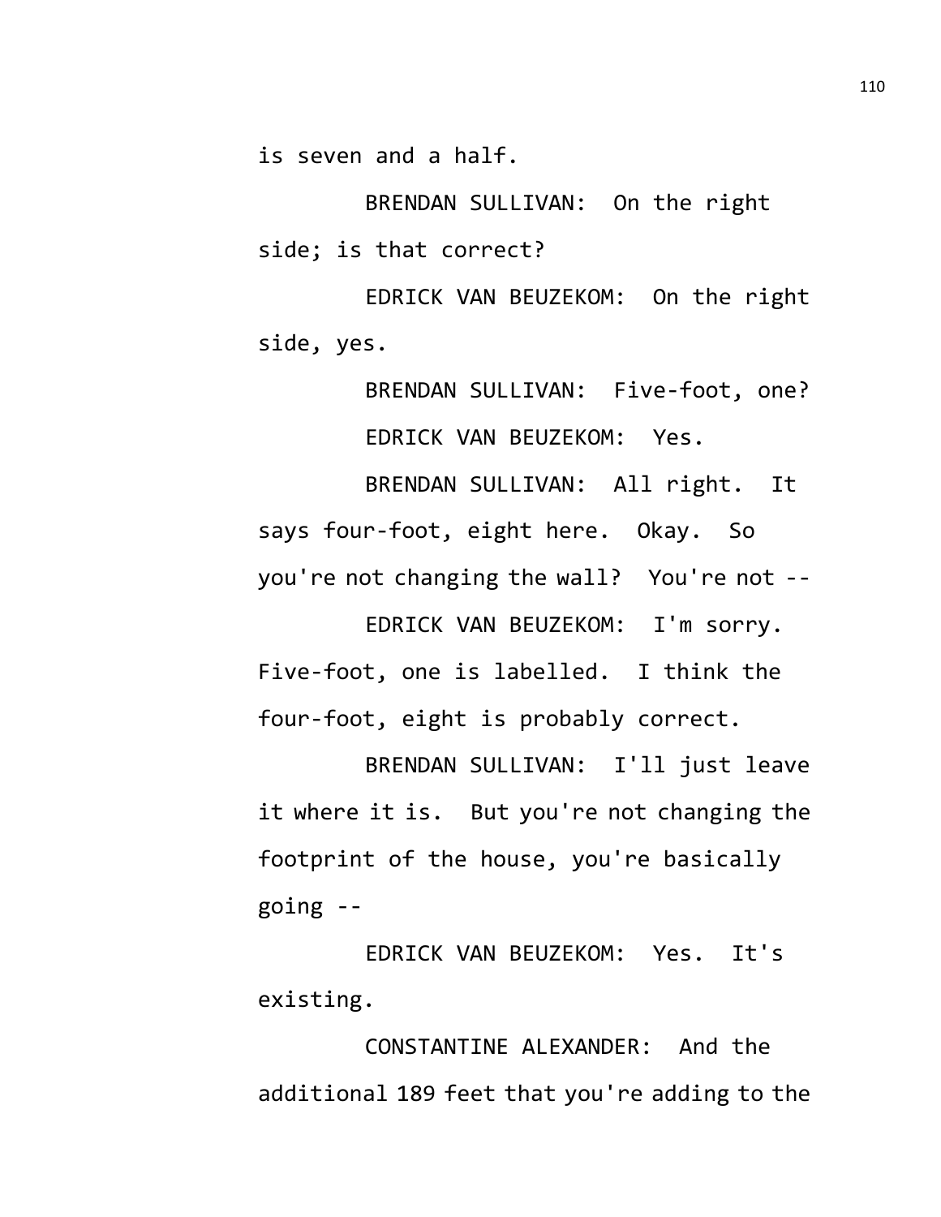is seven and a half.

BRENDAN SULLIVAN: On the right side; is that correct?

EDRICK VAN BEUZEKOM: On the right side, yes.

BRENDAN SULLIVAN: Five-foot, one?

EDRICK VAN BEUZEKOM: Yes.

BRENDAN SULLIVAN: All right. It says four-foot, eight here. Okay. So you're not changing the wall? You're not --

EDRICK VAN BEUZEKOM: I'm sorry. Five-foot, one is labelled. I think the four-foot, eight is probably correct.

BRENDAN SULLIVAN: I'll just leave it where it is. But you're not changing the footprint of the house, you're basically going --

EDRICK VAN BEUZEKOM: Yes. It's existing.

CONSTANTINE ALEXANDER: And the additional 189 feet that you're adding to the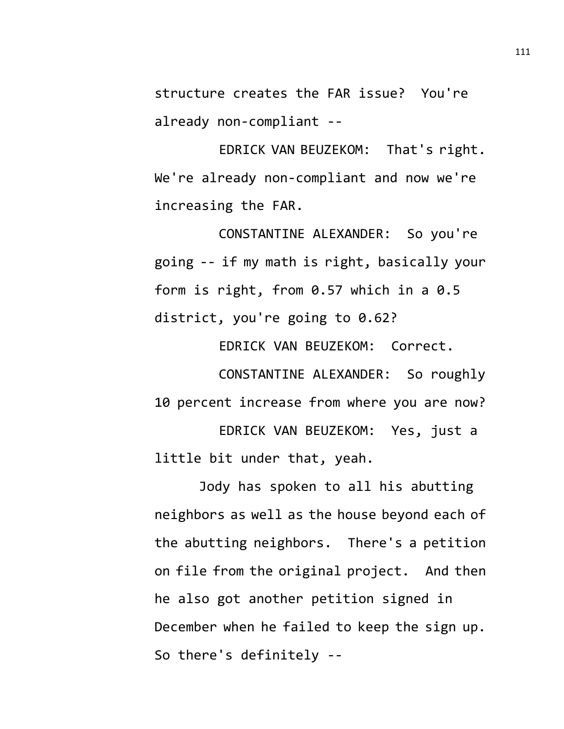structure creates the FAR issue? You're already non-compliant --

EDRICK VAN BEUZEKOM: That's right. We're already non-compliant and now we're increasing the FAR.

CONSTANTINE ALEXANDER: So you're going -- if my math is right, basically your form is right, from 0.57 which in a 0.5 district, you're going to 0.62?

EDRICK VAN BEUZEKOM: Correct.

CONSTANTINE ALEXANDER: So roughly 10 percent increase from where you are now?

EDRICK VAN BEUZEKOM: Yes, just a little bit under that, yeah.

Jody has spoken to all his abutting neighbors as well as the house beyond each of the abutting neighbors. There's a petition on file from the original project. And then he also got another petition signed in December when he failed to keep the sign up. So there's definitely --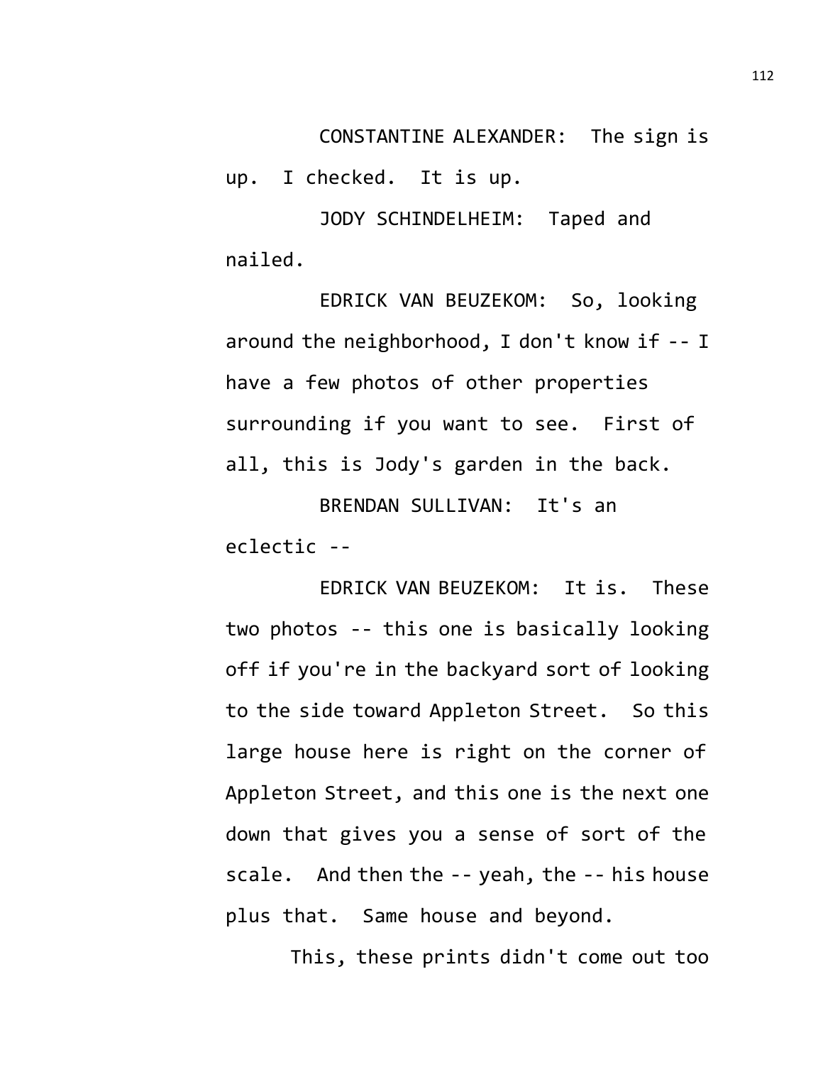CONSTANTINE ALEXANDER: The sign is up. I checked. It is up.

JODY SCHINDELHEIM: Taped and nailed.

EDRICK VAN BEUZEKOM: So, looking around the neighborhood, I don't know if -- I have a few photos of other properties surrounding if you want to see. First of all, this is Jody's garden in the back.

BRENDAN SULLIVAN: It's an eclectic --

EDRICK VAN BEUZEKOM: It is. These two photos -- this one is basically looking off if you're in the backyard sort of looking to the side toward Appleton Street. So this large house here is right on the corner of Appleton Street, and this one is the next one down that gives you a sense of sort of the scale. And then the -- yeah, the -- his house plus that. Same house and beyond.

This, these prints didn't come out too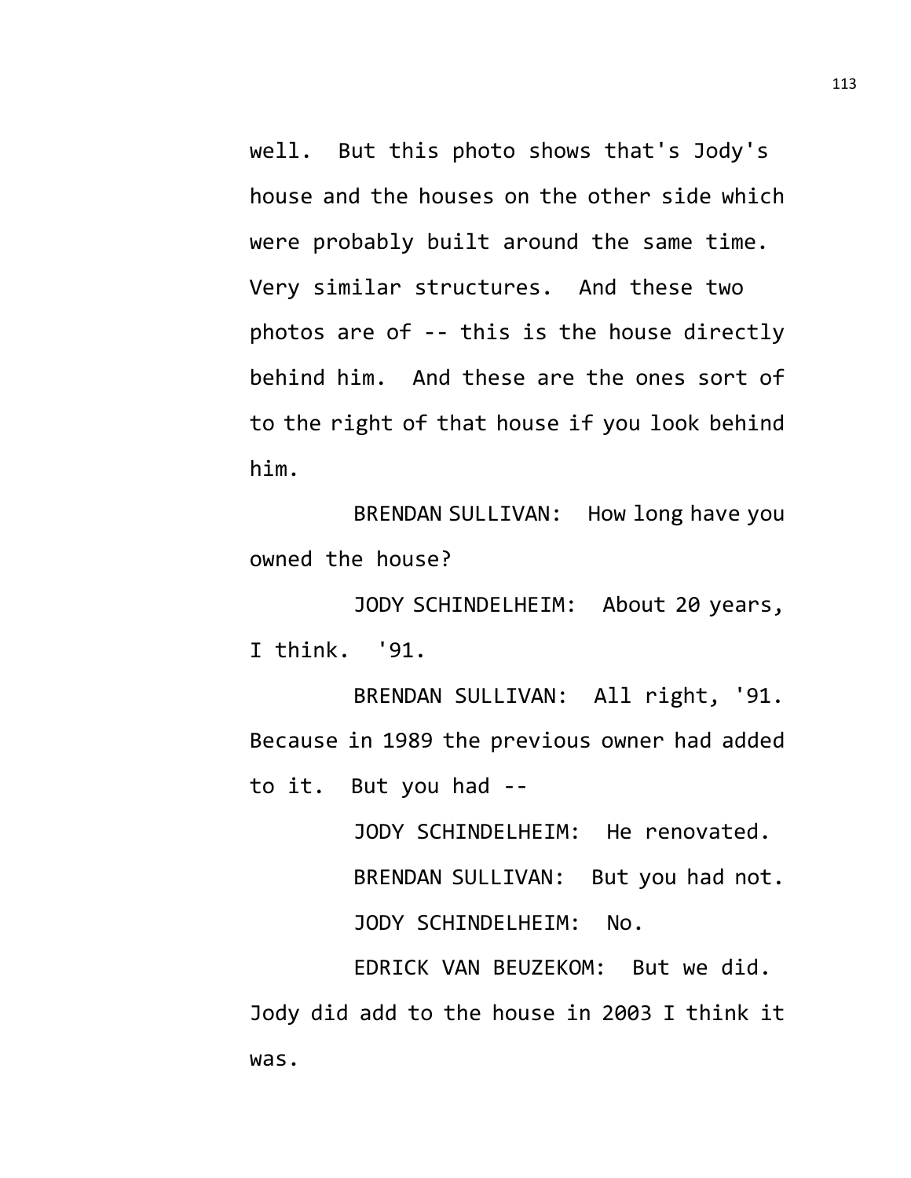well. But this photo shows that's Jody's house and the houses on the other side which were probably built around the same time. Very similar structures. And these two photos are of -- this is the house directly behind him. And these are the ones sort of to the right of that house if you look behind him.

BRENDAN SULLIVAN: How long have you owned the house?

JODY SCHINDELHEIM: About 20 years, I think. '91.

BRENDAN SULLIVAN: All right, '91. Because in 1989 the previous owner had added to it. But you had --

JODY SCHINDELHEIM: He renovated.

BRENDAN SULLIVAN: But you had not.

JODY SCHINDELHEIM: No.

EDRICK VAN BEUZEKOM: But we did. Jody did add to the house in 2003 I think it was.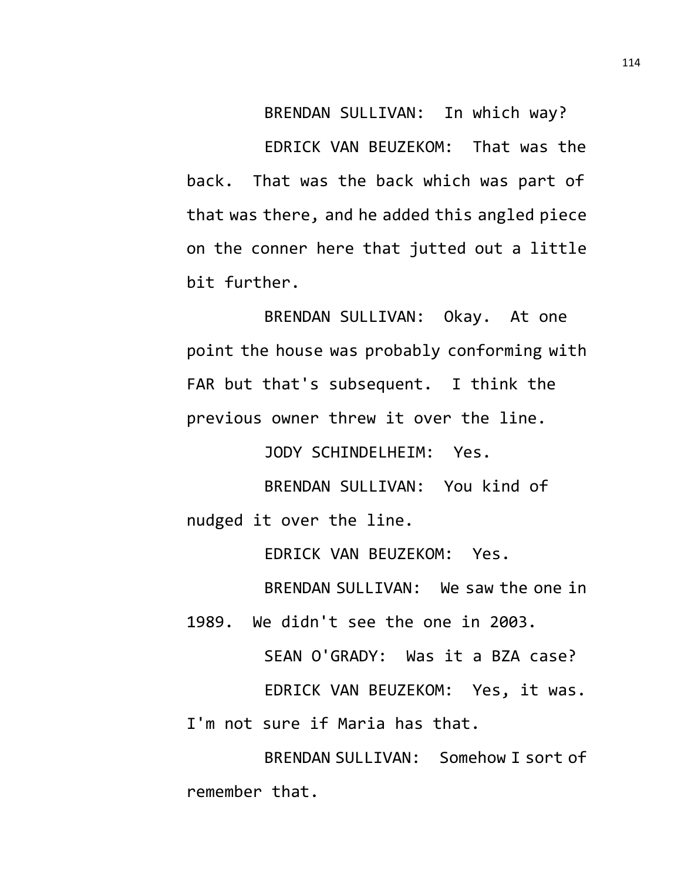BRENDAN SULLIVAN: In which way?

EDRICK VAN BEUZEKOM: That was the back. That was the back which was part of that was there, and he added this angled piece on the conner here that jutted out a little bit further.

BRENDAN SULLIVAN: Okay. At one point the house was probably conforming with FAR but that's subsequent. I think the previous owner threw it over the line.

JODY SCHINDELHEIM: Yes.

BRENDAN SULLIVAN: You kind of nudged it over the line.

EDRICK VAN BEUZEKOM: Yes.

BRENDAN SULLIVAN: We saw the one in 1989. We didn't see the one in 2003.

SEAN O'GRADY: Was it a BZA case?

EDRICK VAN BEUZEKOM: Yes, it was. I'm not sure if Maria has that.

BRENDAN SULLIVAN: Somehow I sort of remember that.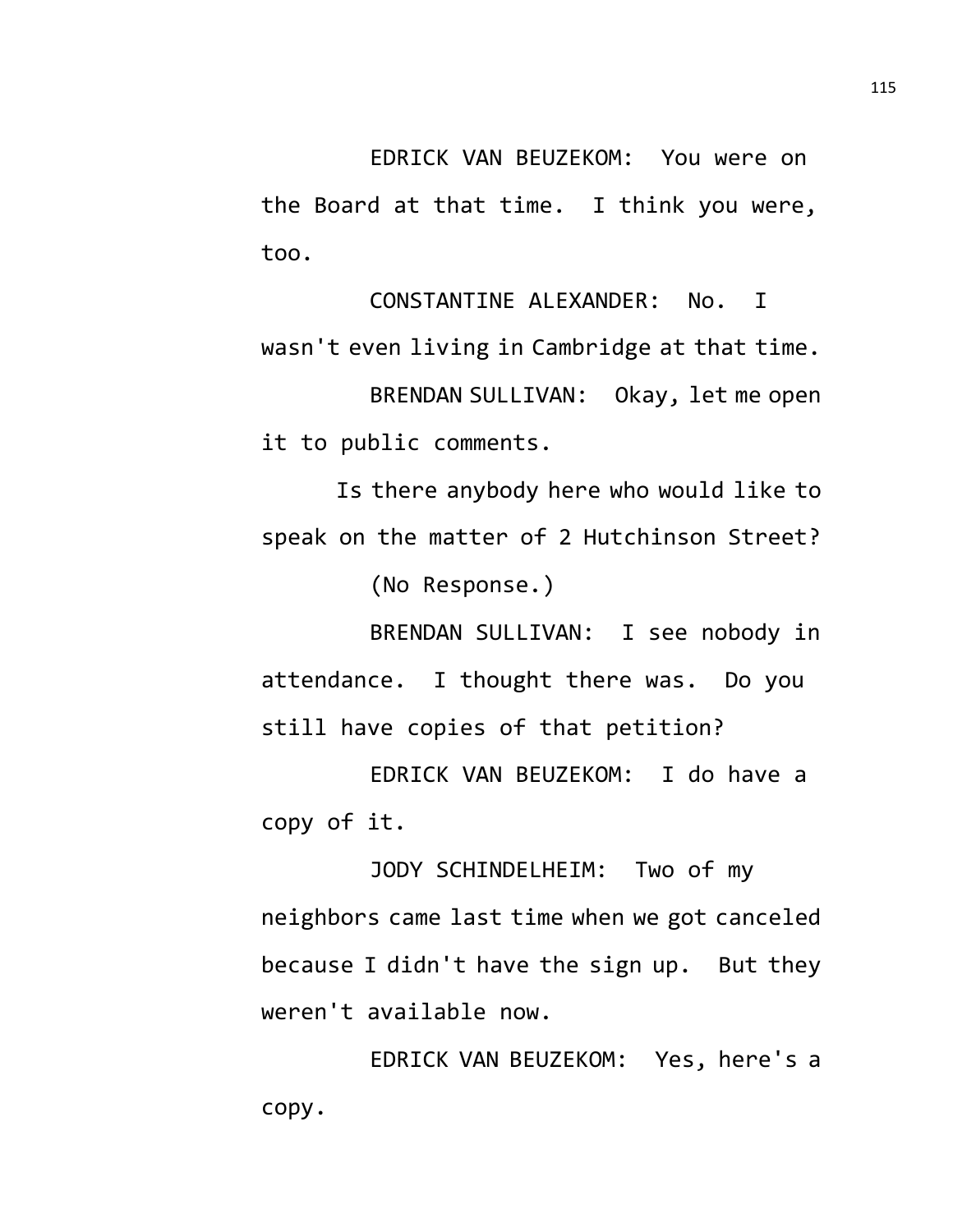EDRICK VAN BEUZEKOM: You were on the Board at that time. I think you were, too.

CONSTANTINE ALEXANDER: No. I wasn't even living in Cambridge at that time.

BRENDAN SULLIVAN: Okay, let me open it to public comments.

Is there anybody here who would like to speak on the matter of 2 Hutchinson Street?

(No Response.)

BRENDAN SULLIVAN: I see nobody in attendance. I thought there was. Do you still have copies of that petition?

EDRICK VAN BEUZEKOM: I do have a copy of it.

JODY SCHINDELHEIM: Two of my neighbors came last time when we got canceled because I didn't have the sign up. But they weren't available now.

EDRICK VAN BEUZEKOM: Yes, here's a copy.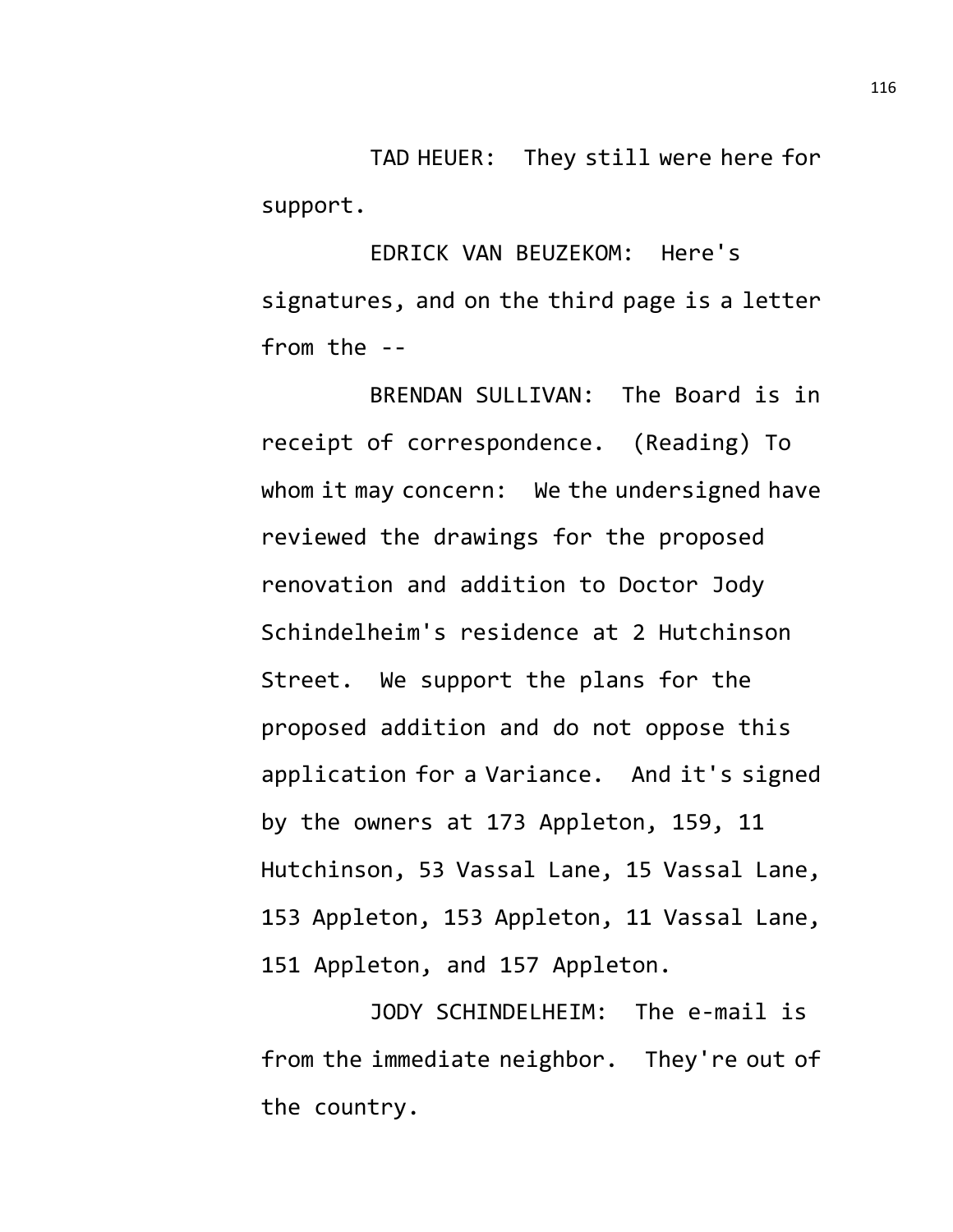TAD HEUER: They still were here for support.

EDRICK VAN BEUZEKOM: Here's signatures, and on the third page is a letter from the --

BRENDAN SULLIVAN: The Board is in receipt of correspondence. (Reading) To whom it may concern: We the undersigned have reviewed the drawings for the proposed renovation and addition to Doctor Jody Schindelheim's residence at 2 Hutchinson Street. We support the plans for the proposed addition and do not oppose this application for a Variance. And it's signed by the owners at 173 Appleton, 159, 11 Hutchinson, 53 Vassal Lane, 15 Vassal Lane, 153 Appleton, 153 Appleton, 11 Vassal Lane, 151 Appleton, and 157 Appleton.

JODY SCHINDELHEIM: The e-mail is from the immediate neighbor. They're out of the country.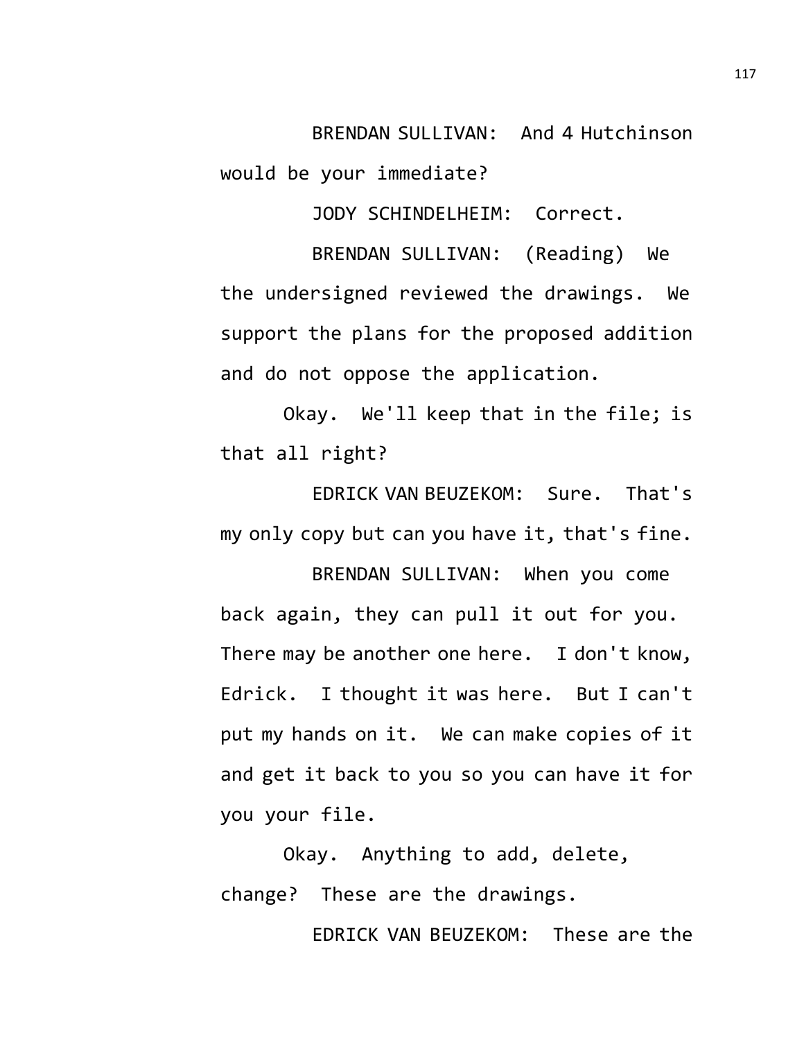BRENDAN SULLIVAN: And 4 Hutchinson would be your immediate?

JODY SCHINDELHEIM: Correct.

BRENDAN SULLIVAN: (Reading) We the undersigned reviewed the drawings. We support the plans for the proposed addition and do not oppose the application.

Okay. We'll keep that in the file; is that all right?

EDRICK VAN BEUZEKOM: Sure. That's my only copy but can you have it, that's fine.

BRENDAN SULLIVAN: When you come back again, they can pull it out for you. There may be another one here. I don't know, Edrick. I thought it was here. But I can't put my hands on it. We can make copies of it and get it back to you so you can have it for you your file.

Okay. Anything to add, delete, change? These are the drawings.

EDRICK VAN BEUZEKOM: These are the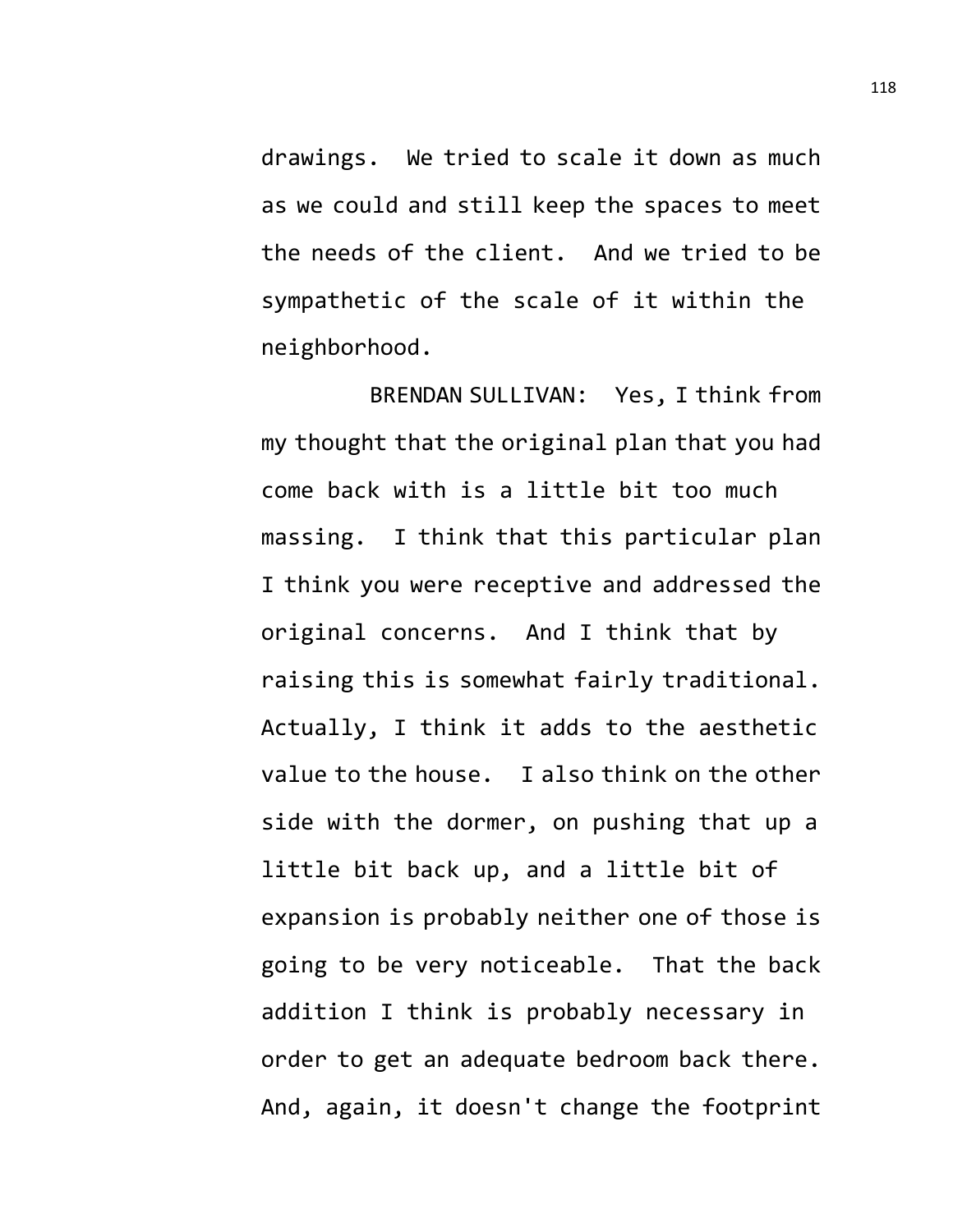drawings. We tried to scale it down as much as we could and still keep the spaces to meet the needs of the client. And we tried to be sympathetic of the scale of it within the neighborhood.

BRENDAN SULLIVAN: Yes, I think from my thought that the original plan that you had come back with is a little bit too much massing. I think that this particular plan I think you were receptive and addressed the original concerns. And I think that by raising this is somewhat fairly traditional. Actually, I think it adds to the aesthetic value to the house. I also think on the other side with the dormer, on pushing that up a little bit back up, and a little bit of expansion is probably neither one of those is going to be very noticeable. That the back addition I think is probably necessary in order to get an adequate bedroom back there. And, again, it doesn't change the footprint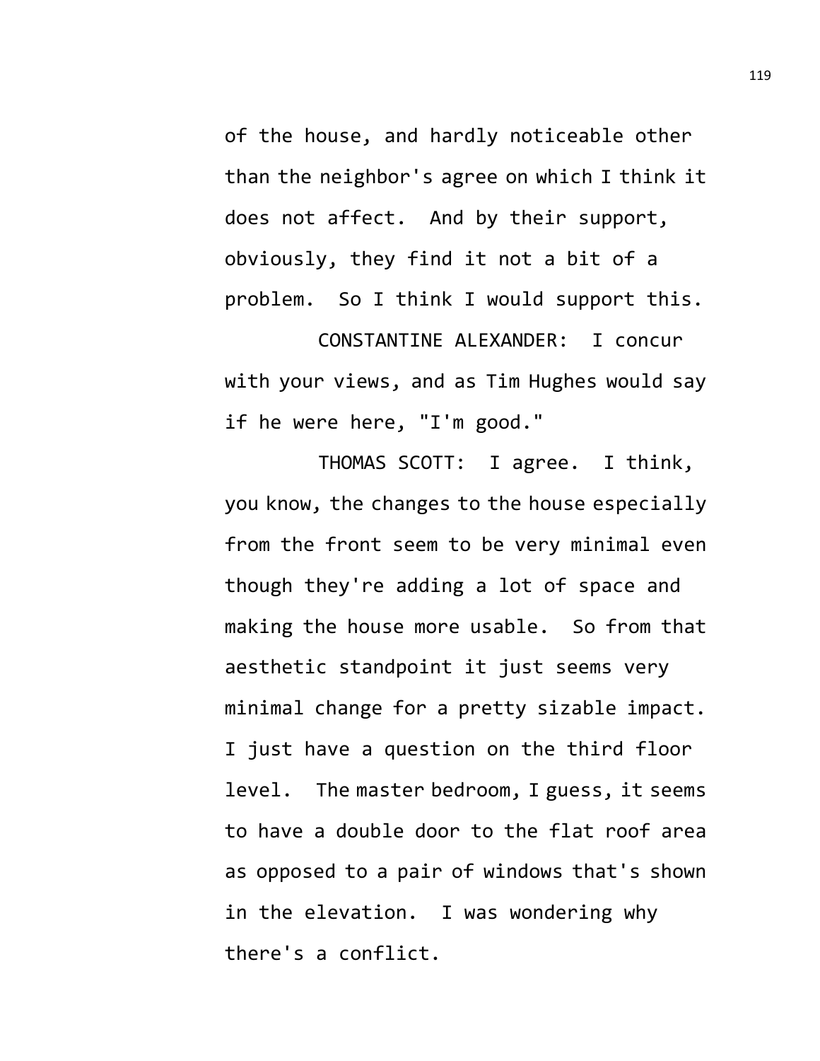of the house, and hardly noticeable other than the neighbor's agree on which I think it does not affect. And by their support, obviously, they find it not a bit of a problem. So I think I would support this.

CONSTANTINE ALEXANDER: I concur with your views, and as Tim Hughes would say if he were here, "I'm good."

THOMAS SCOTT: I agree. I think, you know, the changes to the house especially from the front seem to be very minimal even though they're adding a lot of space and making the house more usable. So from that aesthetic standpoint it just seems very minimal change for a pretty sizable impact. I just have a question on the third floor level. The master bedroom, I guess, it seems to have a double door to the flat roof area as opposed to a pair of windows that's shown in the elevation. I was wondering why there's a conflict.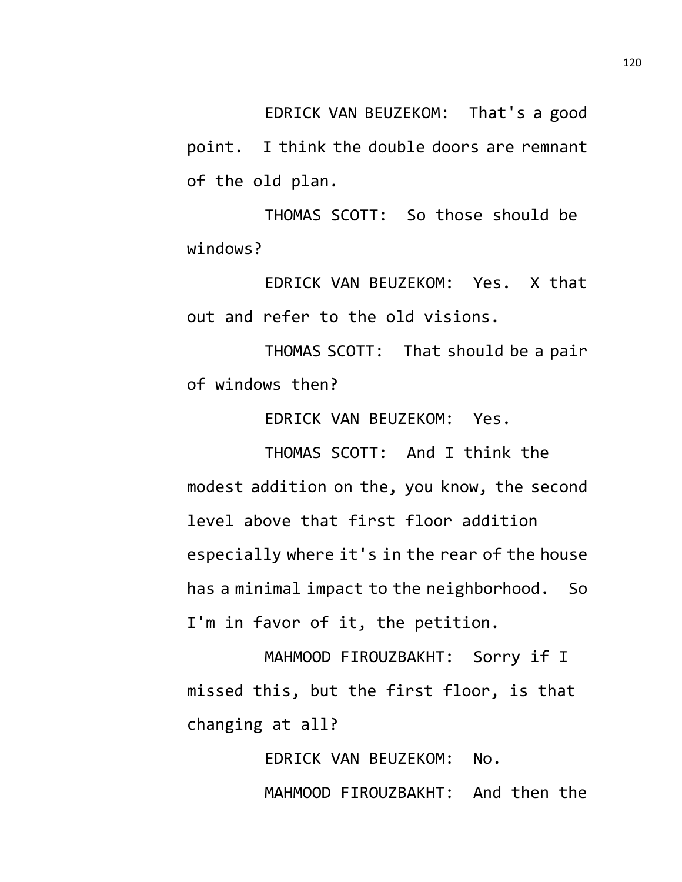EDRICK VAN BEUZEKOM: That's a good point. I think the double doors are remnant of the old plan.

THOMAS SCOTT: So those should be windows?

EDRICK VAN BEUZEKOM: Yes. X that out and refer to the old visions.

THOMAS SCOTT: That should be a pair of windows then?

EDRICK VAN BEUZEKOM: Yes.

THOMAS SCOTT: And I think the modest addition on the, you know, the second level above that first floor addition especially where it's in the rear of the house has a minimal impact to the neighborhood. So I'm in favor of it, the petition.

MAHMOOD FIROUZBAKHT: Sorry if I missed this, but the first floor, is that changing at all?

EDRICK VAN BEUZEKOM: No.

MAHMOOD FIROUZBAKHT: And then the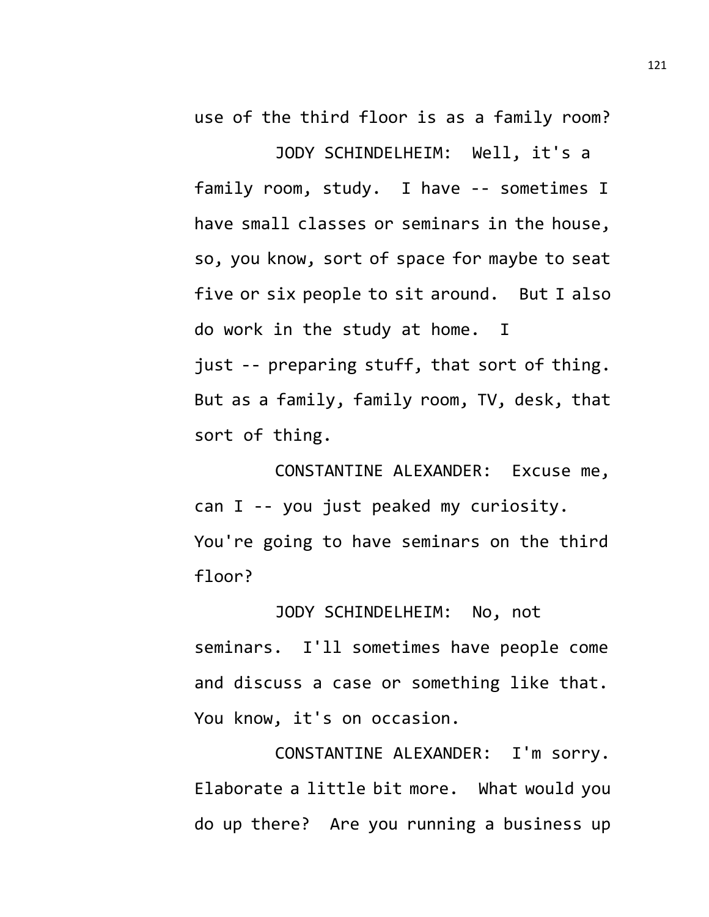use of the third floor is as a family room?

JODY SCHINDELHEIM: Well, it's a family room, study. I have -- sometimes I have small classes or seminars in the house, so, you know, sort of space for maybe to seat five or six people to sit around. But I also do work in the study at home. I just -- preparing stuff, that sort of thing. But as a family, family room, TV, desk, that sort of thing.

CONSTANTINE ALEXANDER: Excuse me, can I -- you just peaked my curiosity. You're going to have seminars on the third floor?

JODY SCHINDELHEIM: No, not seminars. I'll sometimes have people come and discuss a case or something like that. You know, it's on occasion.

CONSTANTINE ALEXANDER: I'm sorry. Elaborate a little bit more. What would you do up there? Are you running a business up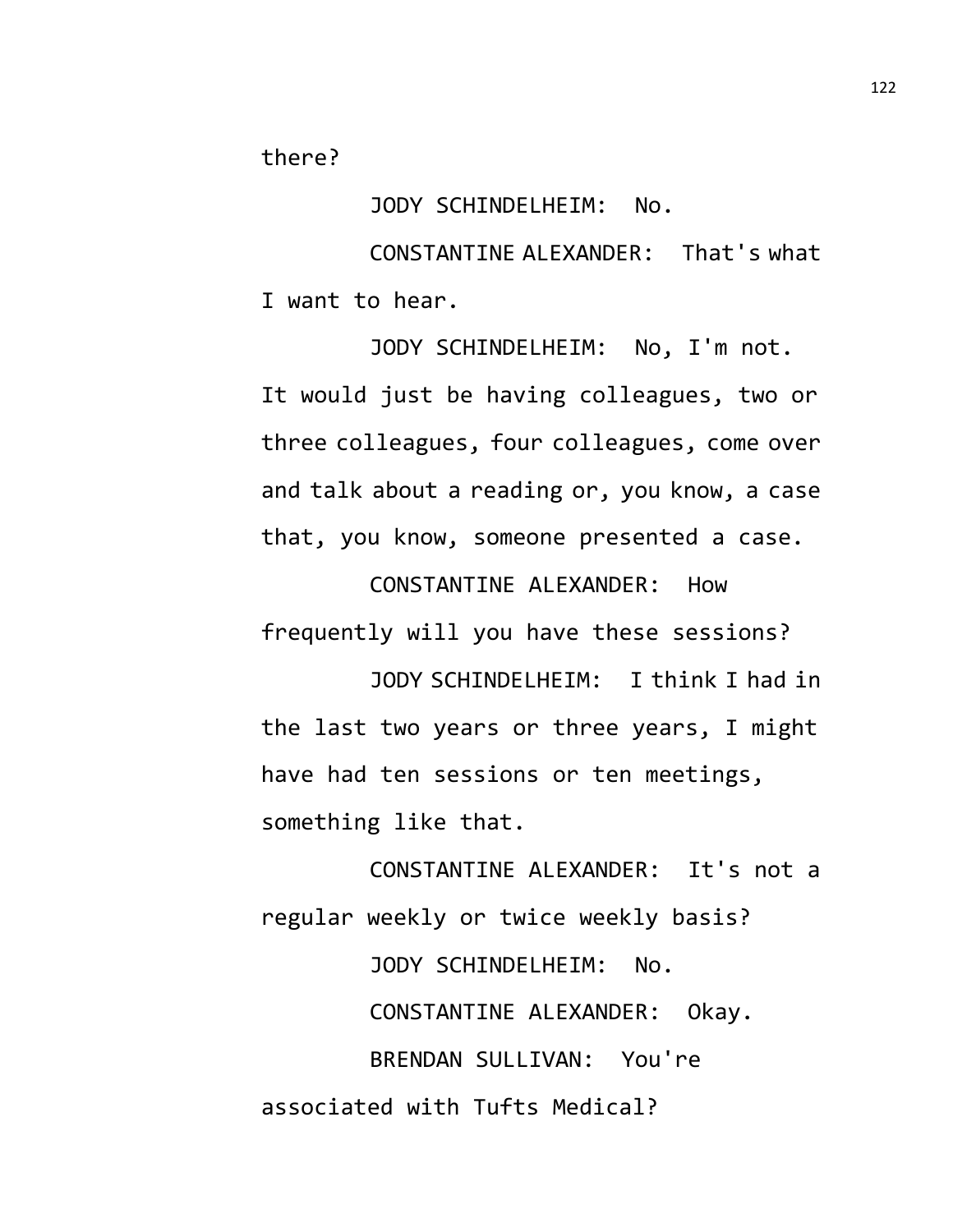there?

JODY SCHINDELHEIM: No.

CONSTANTINE ALEXANDER: That's what I want to hear.

JODY SCHINDELHEIM: No, I'm not. It would just be having colleagues, two or three colleagues, four colleagues, come over and talk about a reading or, you know, a case that, you know, someone presented a case.

CONSTANTINE ALEXANDER: How frequently will you have these sessions?

JODY SCHINDELHEIM: I think I had in the last two years or three years, I might have had ten sessions or ten meetings, something like that.

CONSTANTINE ALEXANDER: It's not a regular weekly or twice weekly basis?

JODY SCHINDELHEIM: No.

CONSTANTINE ALEXANDER: Okay.

BRENDAN SULLIVAN: You're associated with Tufts Medical?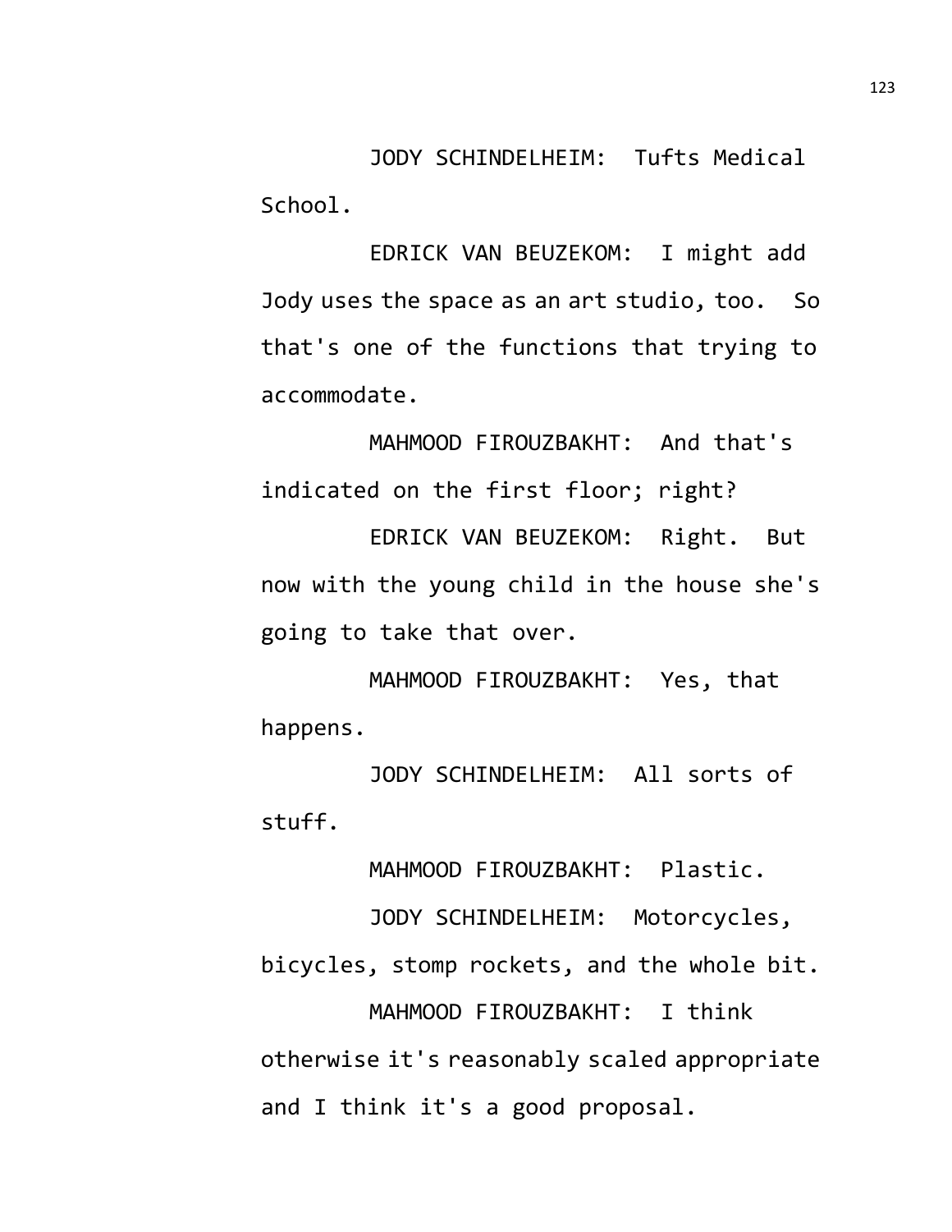JODY SCHINDELHEIM: Tufts Medical School.

EDRICK VAN BEUZEKOM: I might add Jody uses the space as an art studio, too. So that's one of the functions that trying to accommodate.

MAHMOOD FIROUZBAKHT: And that's indicated on the first floor; right?

EDRICK VAN BEUZEKOM: Right. But now with the young child in the house she's going to take that over.

MAHMOOD FIROUZBAKHT: Yes, that happens.

JODY SCHINDELHEIM: All sorts of stuff.

MAHMOOD FIROUZBAKHT: Plastic.

JODY SCHINDELHEIM: Motorcycles, bicycles, stomp rockets, and the whole bit.

MAHMOOD FIROUZBAKHT: I think otherwise it's reasonably scaled appropriate and I think it's a good proposal.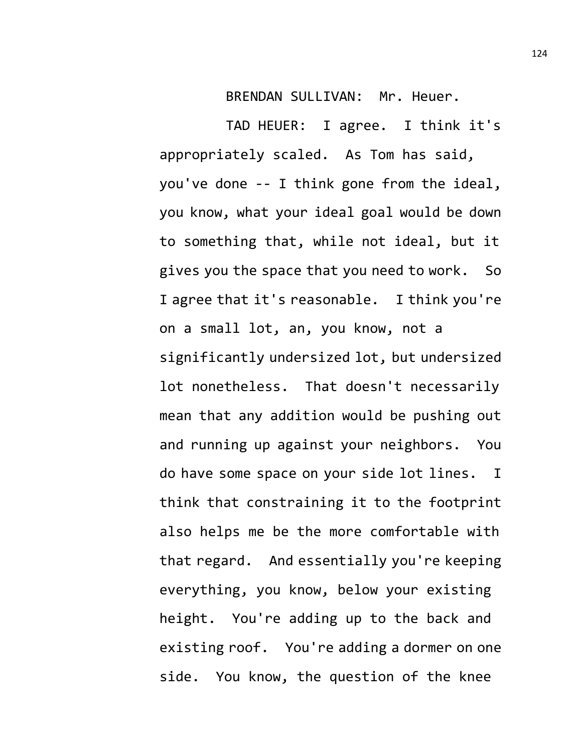BRENDAN SULLIVAN: Mr. Heuer.

TAD HEUER: I agree. I think it's appropriately scaled. As Tom has said, you've done -- I think gone from the ideal, you know, what your ideal goal would be down to something that, while not ideal, but it gives you the space that you need to work. So I agree that it's reasonable. I think you're on a small lot, an, you know, not a significantly undersized lot, but undersized lot nonetheless. That doesn't necessarily mean that any addition would be pushing out and running up against your neighbors. You do have some space on your side lot lines. I think that constraining it to the footprint also helps me be the more comfortable with that regard. And essentially you're keeping everything, you know, below your existing height. You're adding up to the back and existing roof. You're adding a dormer on one side. You know, the question of the knee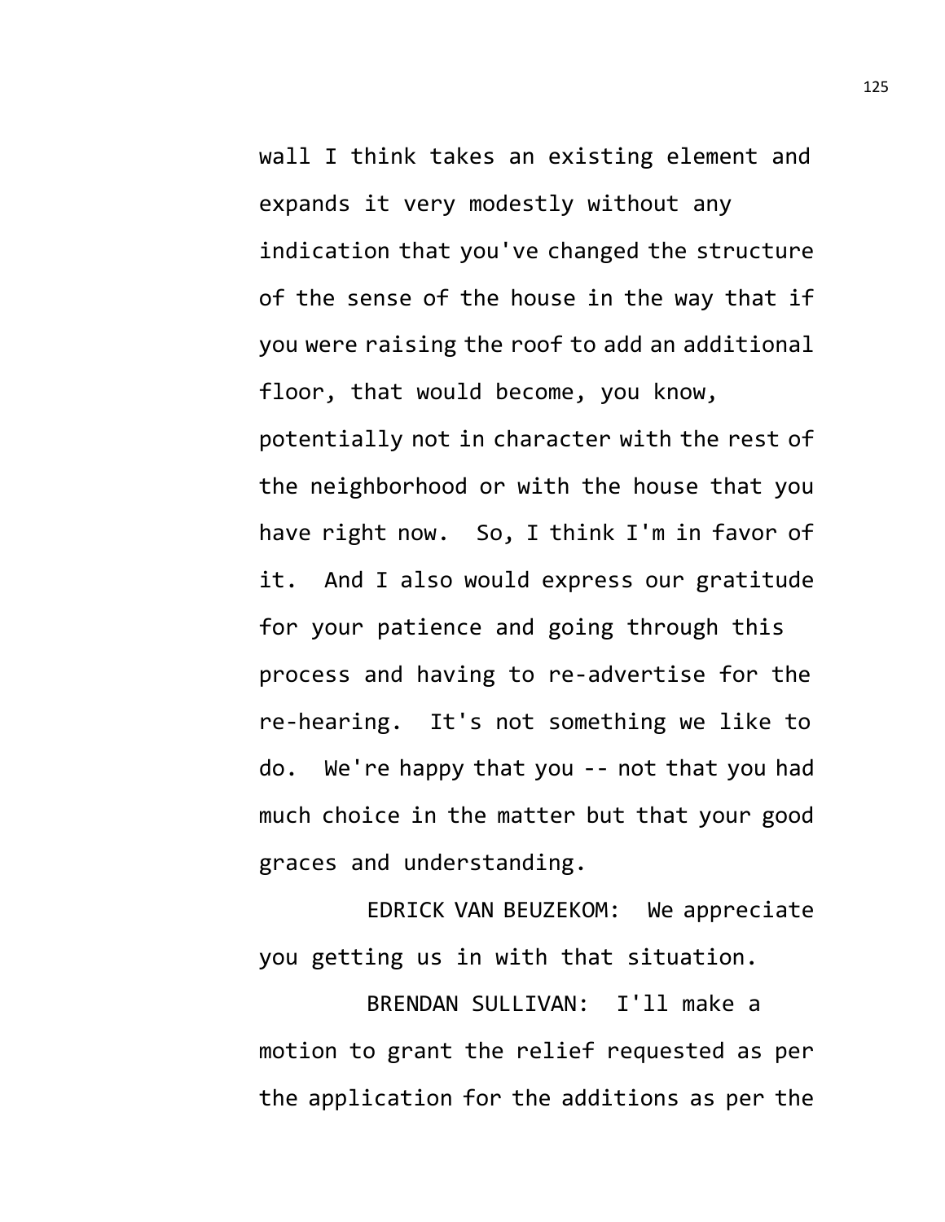wall I think takes an existing element and expands it very modestly without any indication that you've changed the structure of the sense of the house in the way that if you were raising the roof to add an additional floor, that would become, you know, potentially not in character with the rest of the neighborhood or with the house that you have right now. So, I think I'm in favor of it. And I also would express our gratitude for your patience and going through this process and having to re-advertise for the re-hearing. It's not something we like to do. We're happy that you -- not that you had much choice in the matter but that your good graces and understanding.

EDRICK VAN BEUZEKOM: We appreciate you getting us in with that situation.

BRENDAN SULLIVAN: I'll make a motion to grant the relief requested as per the application for the additions as per the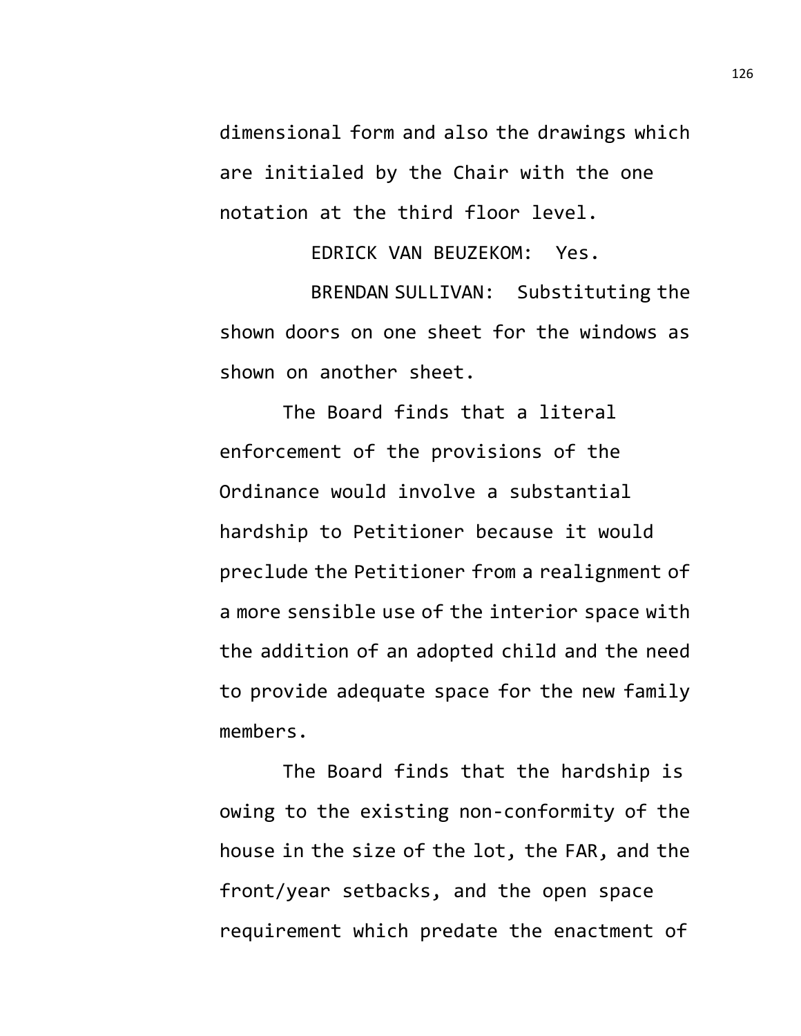dimensional form and also the drawings which are initialed by the Chair with the one notation at the third floor level.

EDRICK VAN BEUZEKOM: Yes.

BRENDAN SULLIVAN: Substituting the shown doors on one sheet for the windows as shown on another sheet.

The Board finds that a literal enforcement of the provisions of the Ordinance would involve a substantial hardship to Petitioner because it would preclude the Petitioner from a realignment of a more sensible use of the interior space with the addition of an adopted child and the need to provide adequate space for the new family members.

The Board finds that the hardship is owing to the existing non-conformity of the house in the size of the lot, the FAR, and the front/year setbacks, and the open space requirement which predate the enactment of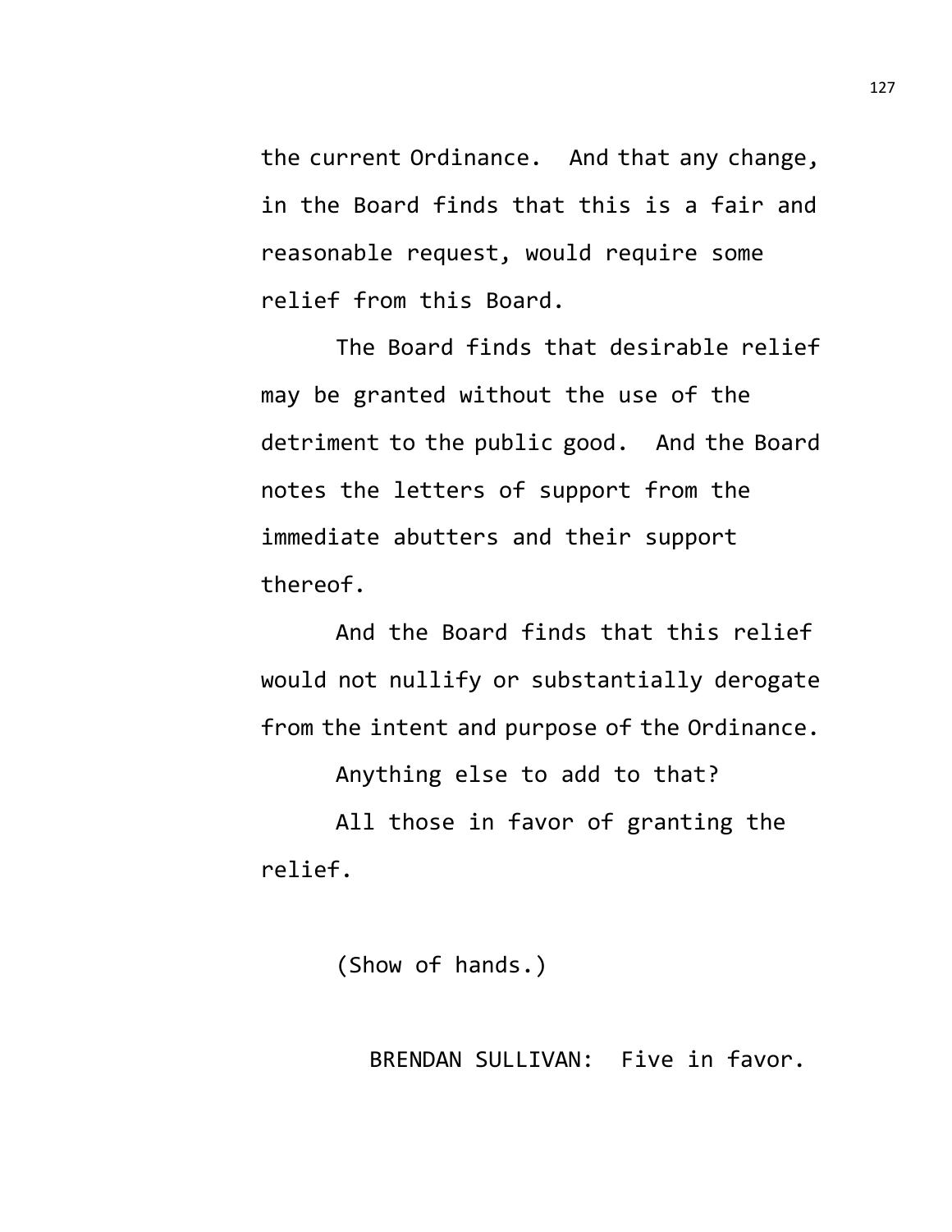the current Ordinance. And that any change, in the Board finds that this is a fair and reasonable request, would require some relief from this Board.

The Board finds that desirable relief may be granted without the use of the detriment to the public good. And the Board notes the letters of support from the immediate abutters and their support thereof.

And the Board finds that this relief would not nullify or substantially derogate from the intent and purpose of the Ordinance.

Anything else to add to that?

All those in favor of granting the relief.

(Show of hands.)

BRENDAN SULLIVAN: Five in favor.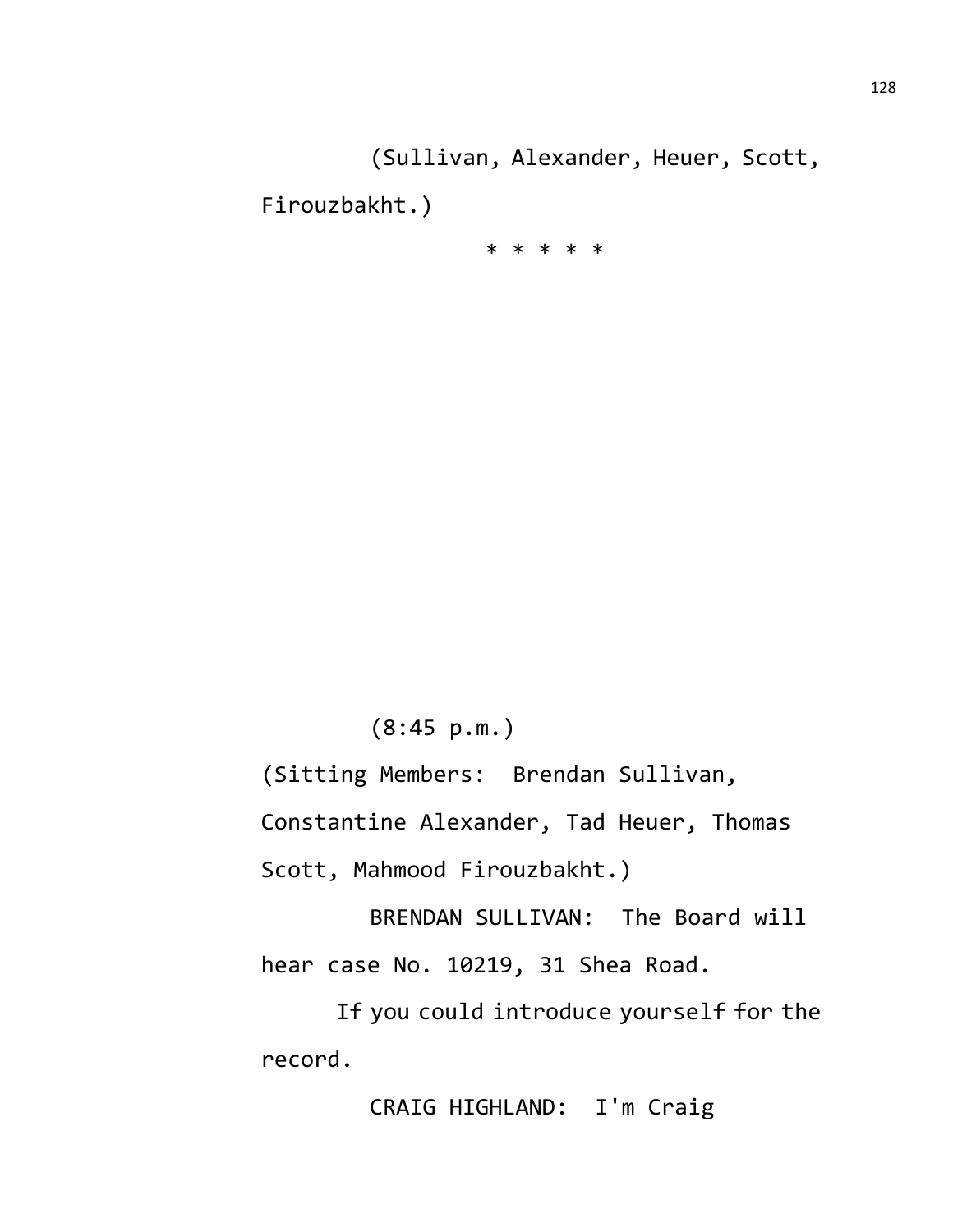(Sullivan, Alexander, Heuer, Scott, Firouzbakht.)

* * * * *

(8:45 p.m.)

(Sitting Members: Brendan Sullivan, Constantine Alexander, Tad Heuer, Thomas Scott, Mahmood Firouzbakht.)

BRENDAN SULLIVAN: The Board will hear case No. 10219, 31 Shea Road.

If you could introduce yourself for the record.

CRAIG HIGHLAND: I'm Craig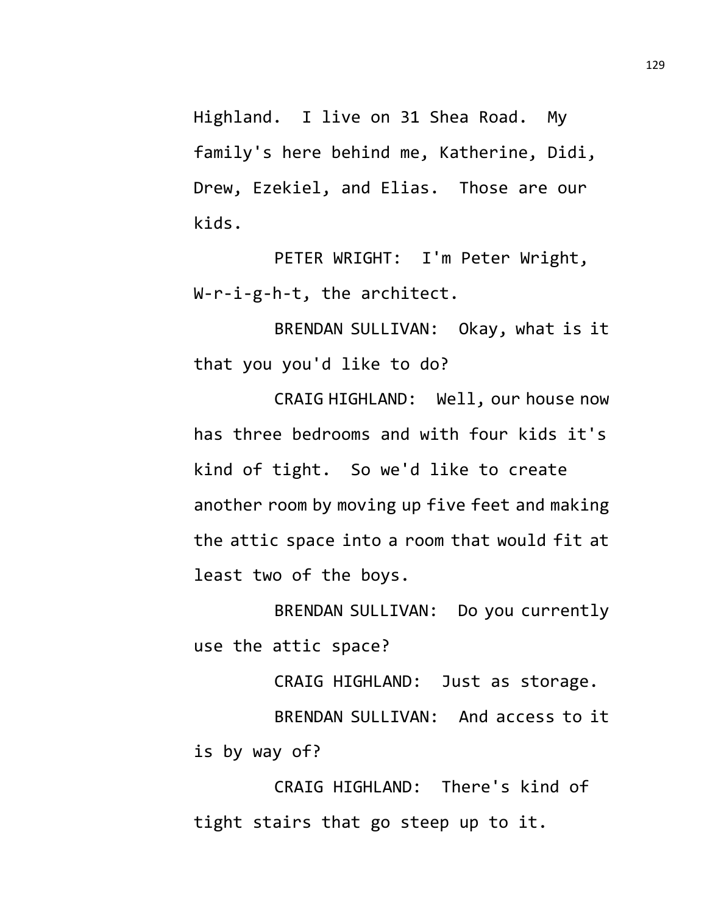Highland. I live on 31 Shea Road. My family's here behind me, Katherine, Didi, Drew, Ezekiel, and Elias. Those are our kids.

PETER WRIGHT: I'm Peter Wright, W-r-i-g-h-t, the architect.

BRENDAN SULLIVAN: Okay, what is it that you you'd like to do?

CRAIG HIGHLAND: Well, our house now has three bedrooms and with four kids it's kind of tight. So we'd like to create another room by moving up five feet and making the attic space into a room that would fit at least two of the boys.

BRENDAN SULLIVAN: Do you currently use the attic space?

CRAIG HIGHLAND: Just as storage.

BRENDAN SULLIVAN: And access to it is by way of?

CRAIG HIGHLAND: There's kind of tight stairs that go steep up to it.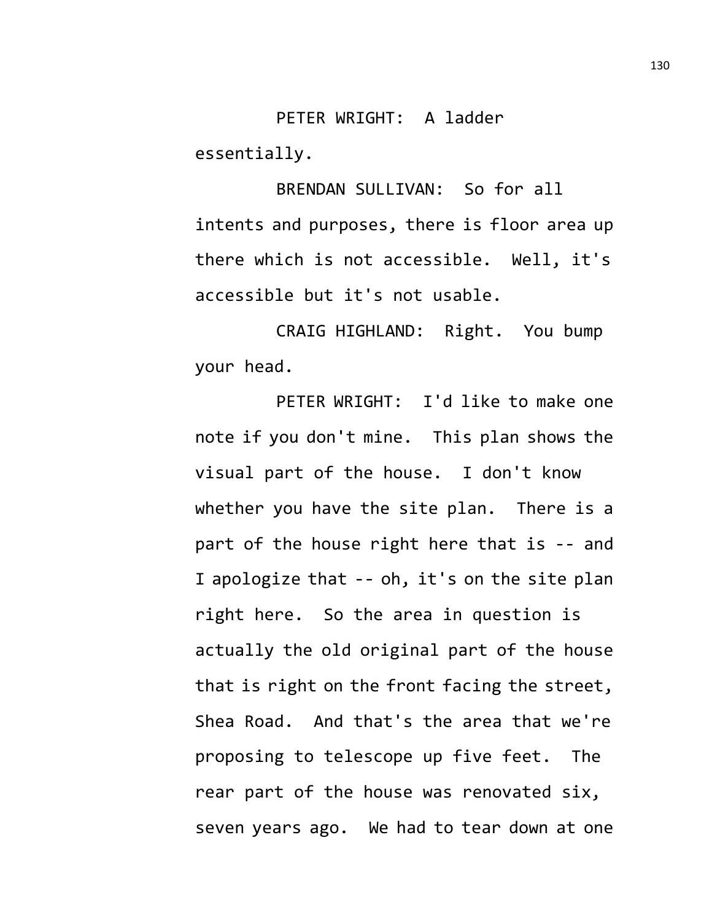PETER WRIGHT: A ladder essentially.

BRENDAN SULLIVAN: So for all intents and purposes, there is floor area up there which is not accessible. Well, it's accessible but it's not usable.

CRAIG HIGHLAND: Right. You bump your head.

PETER WRIGHT: I'd like to make one note if you don't mine. This plan shows the visual part of the house. I don't know whether you have the site plan. There is a part of the house right here that is -- and I apologize that -- oh, it's on the site plan right here. So the area in question is actually the old original part of the house that is right on the front facing the street, Shea Road. And that's the area that we're proposing to telescope up five feet. The rear part of the house was renovated six, seven years ago. We had to tear down at one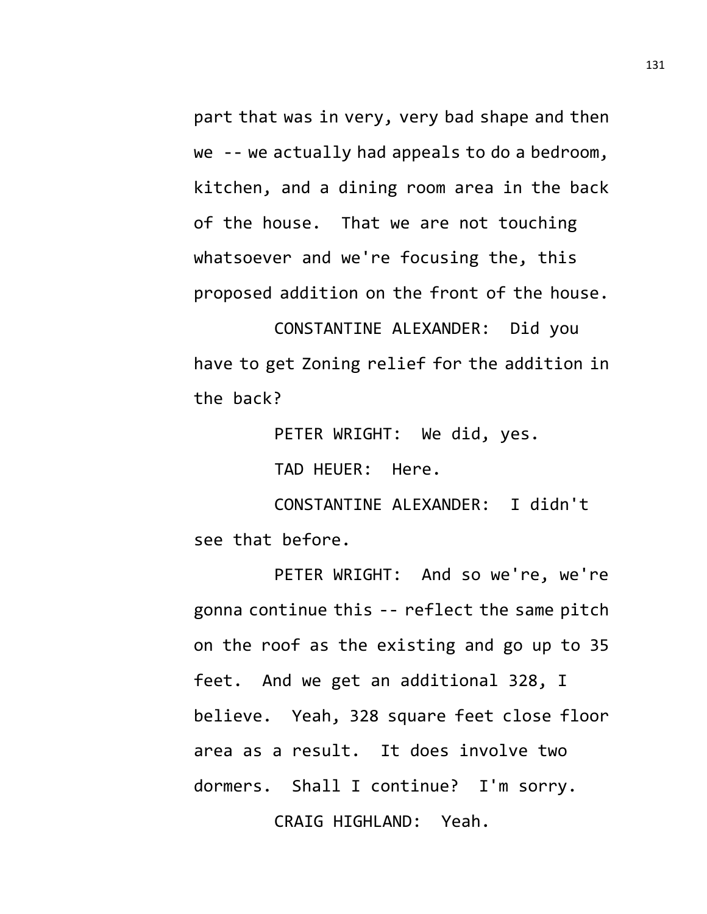part that was in very, very bad shape and then we -- we actually had appeals to do a bedroom, kitchen, and a dining room area in the back of the house. That we are not touching whatsoever and we're focusing the, this proposed addition on the front of the house.

CONSTANTINE ALEXANDER: Did you have to get Zoning relief for the addition in the back?

PETER WRIGHT: We did, yes.

TAD HEUER: Here.

CONSTANTINE ALEXANDER: I didn't see that before.

PETER WRIGHT: And so we're, we're gonna continue this -- reflect the same pitch on the roof as the existing and go up to 35 feet. And we get an additional 328, I believe. Yeah, 328 square feet close floor area as a result. It does involve two dormers. Shall I continue? I'm sorry.

CRAIG HIGHLAND: Yeah.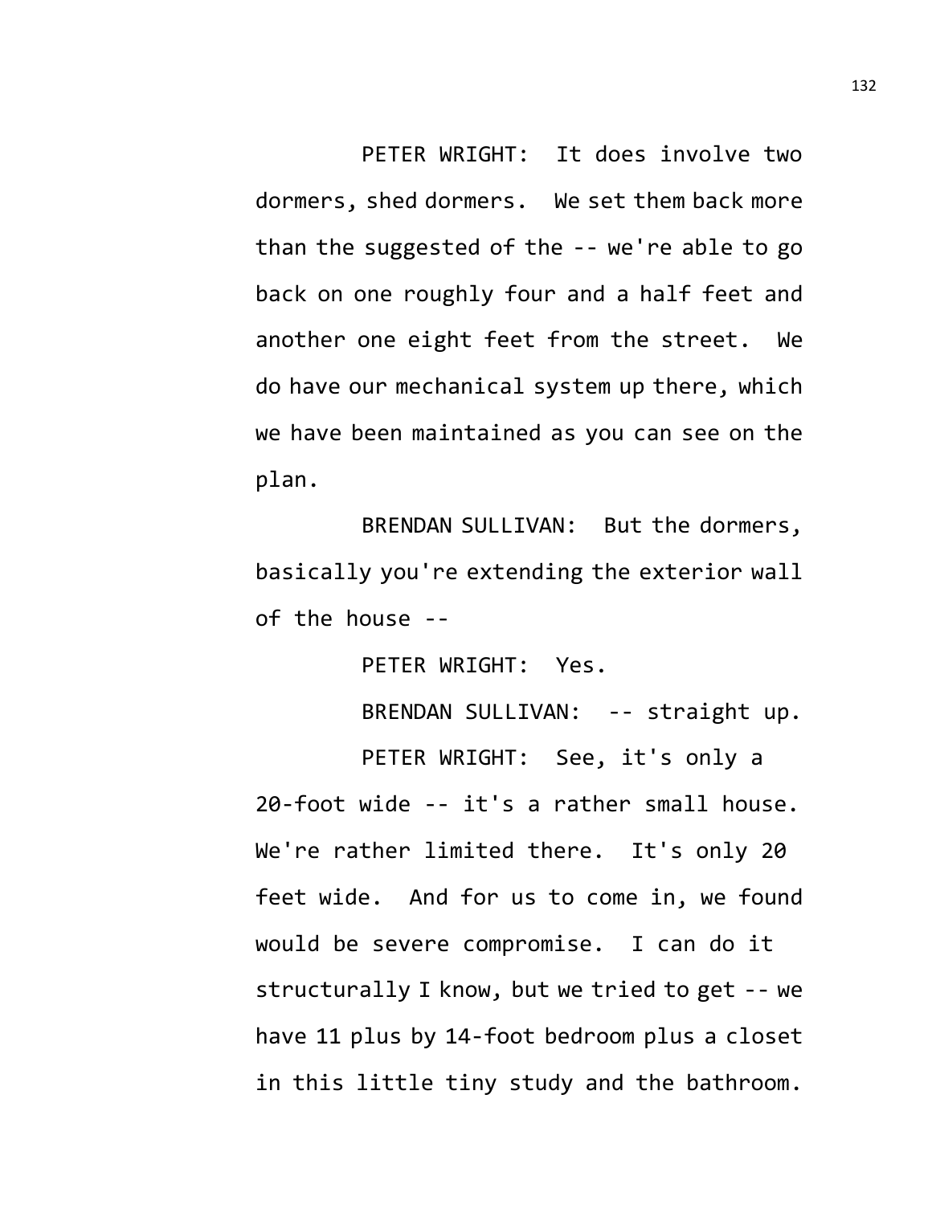PETER WRIGHT: It does involve two dormers, shed dormers. We set them back more than the suggested of the -- we're able to go back on one roughly four and a half feet and another one eight feet from the street. We do have our mechanical system up there, which we have been maintained as you can see on the plan.

BRENDAN SULLIVAN: But the dormers, basically you're extending the exterior wall of the house --

PETER WRIGHT: Yes.

BRENDAN SULLIVAN: -- straight up.

PETER WRIGHT: See, it's only a 20-foot wide -- it's a rather small house. We're rather limited there. It's only 20 feet wide. And for us to come in, we found would be severe compromise. I can do it structurally I know, but we tried to get -- we have 11 plus by 14-foot bedroom plus a closet in this little tiny study and the bathroom.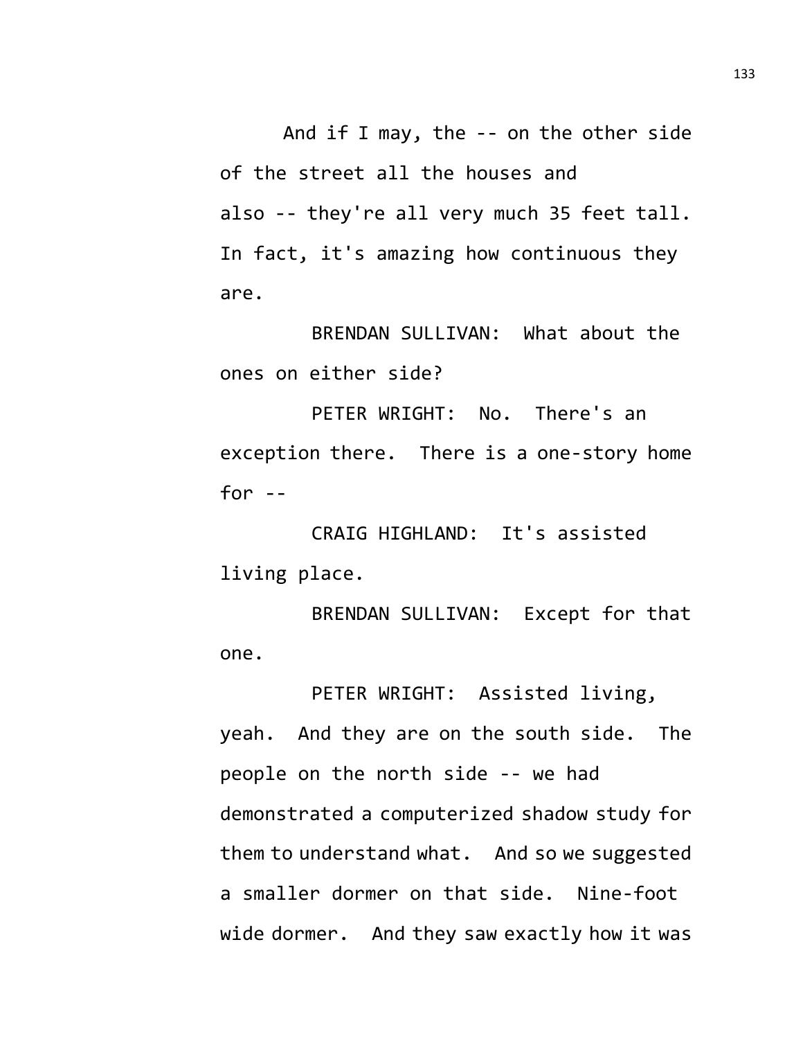And if I may, the -- on the other side of the street all the houses and also -- they're all very much 35 feet tall. In fact, it's amazing how continuous they are.

BRENDAN SULLIVAN: What about the ones on either side?

PETER WRIGHT: No. There's an exception there. There is a one-story home for --

CRAIG HIGHLAND: It's assisted living place.

BRENDAN SULLIVAN: Except for that one.

PETER WRIGHT: Assisted living, yeah. And they are on the south side. The people on the north side -- we had demonstrated a computerized shadow study for them to understand what. And so we suggested a smaller dormer on that side. Nine-foot wide dormer. And they saw exactly how it was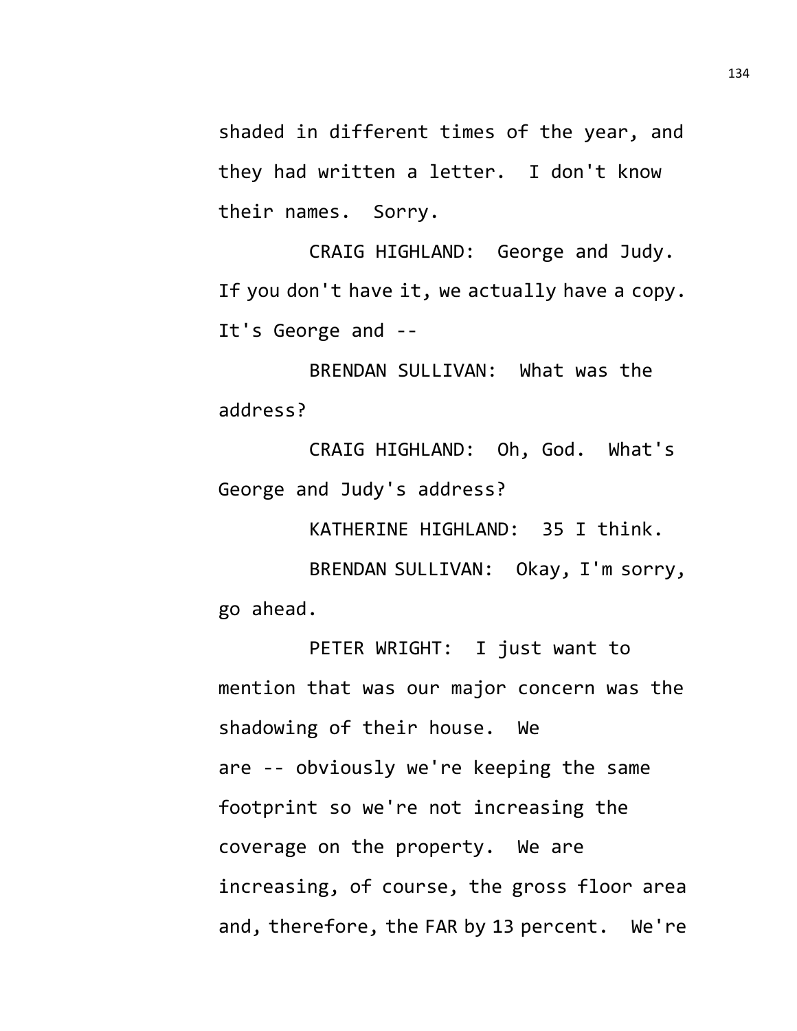shaded in different times of the year, and they had written a letter. I don't know their names. Sorry.

CRAIG HIGHLAND: George and Judy. If you don't have it, we actually have a copy. It's George and --

BRENDAN SULLIVAN: What was the address?

CRAIG HIGHLAND: Oh, God. What's George and Judy's address?

KATHERINE HIGHLAND: 35 I think.

BRENDAN SULLIVAN: Okay, I'm sorry, go ahead.

PETER WRIGHT: I just want to mention that was our major concern was the shadowing of their house. We are -- obviously we're keeping the same footprint so we're not increasing the coverage on the property. We are increasing, of course, the gross floor area and, therefore, the FAR by 13 percent. We're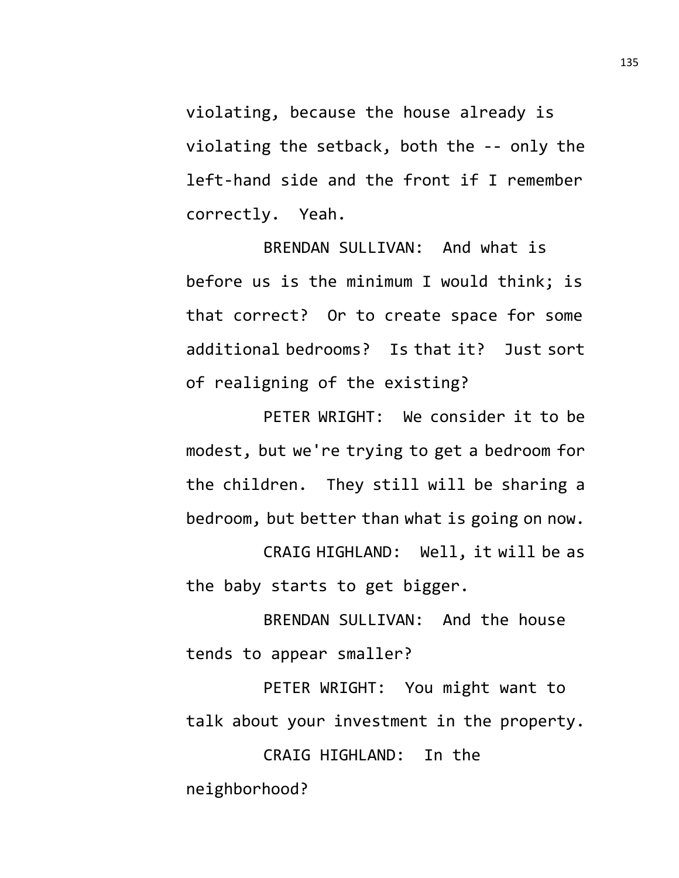violating, because the house already is violating the setback, both the -- only the left-hand side and the front if I remember correctly. Yeah.

BRENDAN SULLIVAN: And what is before us is the minimum I would think; is that correct? Or to create space for some additional bedrooms? Is that it? Just sort of realigning of the existing?

PETER WRIGHT: We consider it to be modest, but we're trying to get a bedroom for the children. They still will be sharing a bedroom, but better than what is going on now.

CRAIG HIGHLAND: Well, it will be as the baby starts to get bigger.

BRENDAN SULLIVAN: And the house tends to appear smaller?

PETER WRIGHT: You might want to talk about your investment in the property.

CRAIG HIGHLAND: In the neighborhood?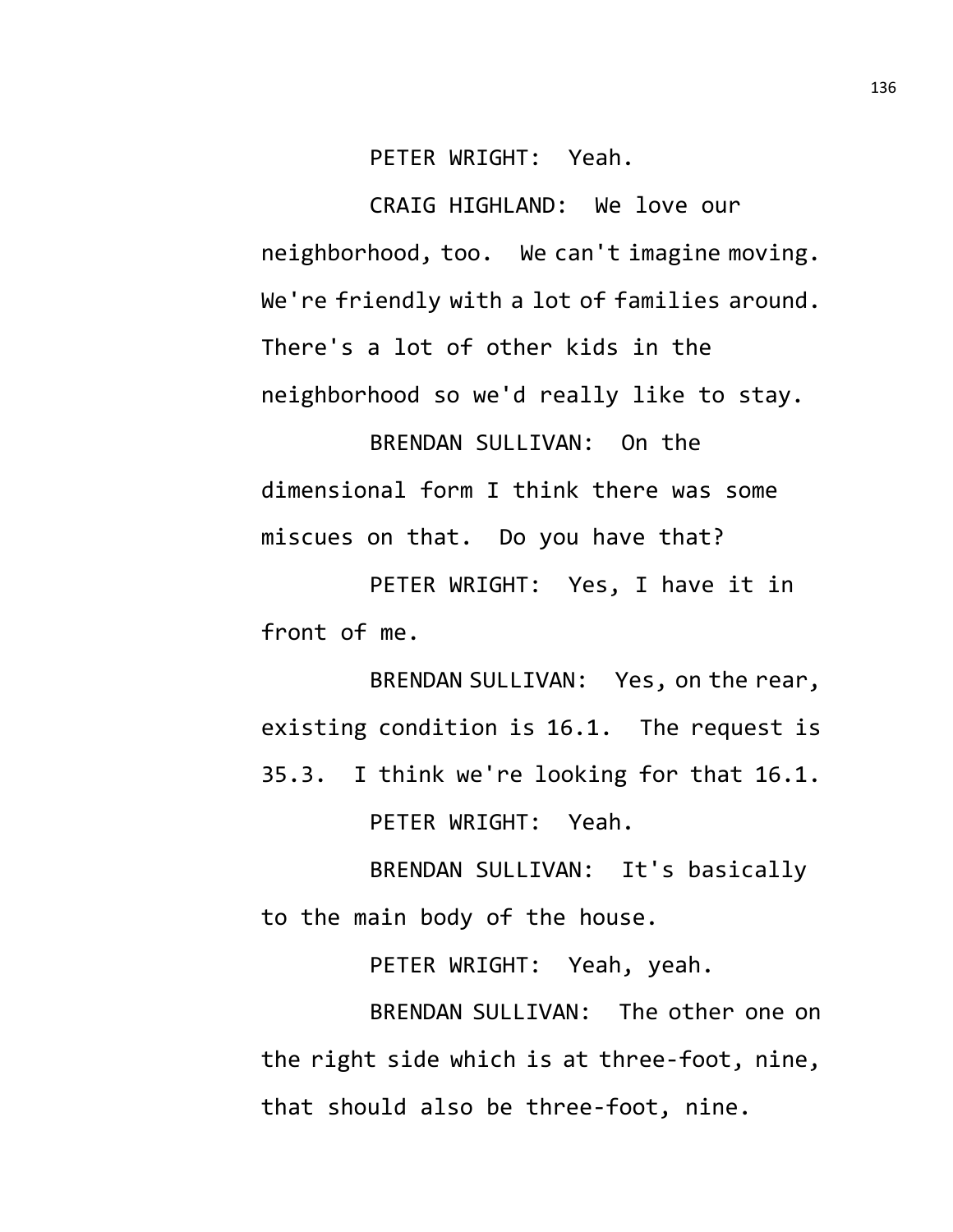PETER WRIGHT: Yeah.

CRAIG HIGHLAND: We love our neighborhood, too. We can't imagine moving. We're friendly with a lot of families around. There's a lot of other kids in the neighborhood so we'd really like to stay.

BRENDAN SULLIVAN: On the dimensional form I think there was some miscues on that. Do you have that?

PETER WRIGHT: Yes, I have it in front of me.

BRENDAN SULLIVAN: Yes, on the rear, existing condition is 16.1. The request is 35.3. I think we're looking for that 16.1.

PETER WRIGHT: Yeah.

BRENDAN SULLIVAN: It's basically to the main body of the house.

PETER WRIGHT: Yeah, yeah.

BRENDAN SULLIVAN: The other one on the right side which is at three-foot, nine, that should also be three-foot, nine.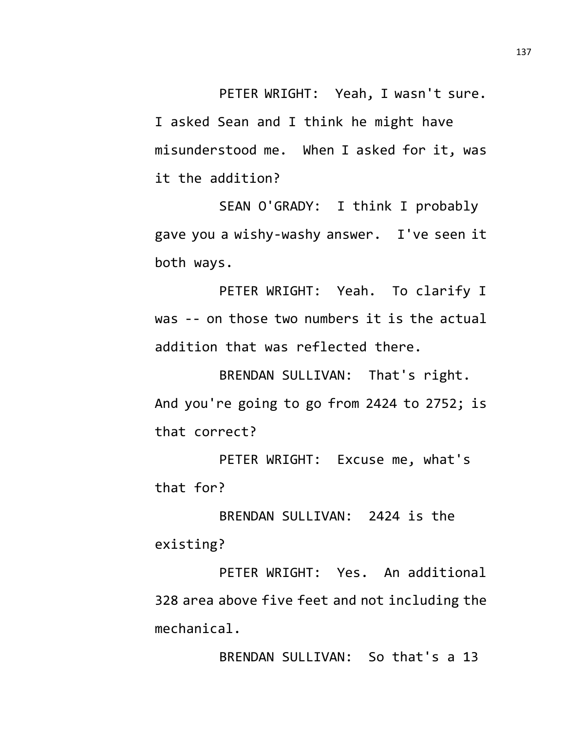PETER WRIGHT: Yeah, I wasn't sure. I asked Sean and I think he might have misunderstood me. When I asked for it, was it the addition?

SEAN O'GRADY: I think I probably gave you a wishy-washy answer. I've seen it both ways.

PETER WRIGHT: Yeah. To clarify I was -- on those two numbers it is the actual addition that was reflected there.

BRENDAN SULLIVAN: That's right. And you're going to go from 2424 to 2752; is that correct?

PETER WRIGHT: Excuse me, what's that for?

BRENDAN SULLIVAN: 2424 is the existing?

PETER WRIGHT: Yes. An additional 328 area above five feet and not including the mechanical.

BRENDAN SULLIVAN: So that's a 13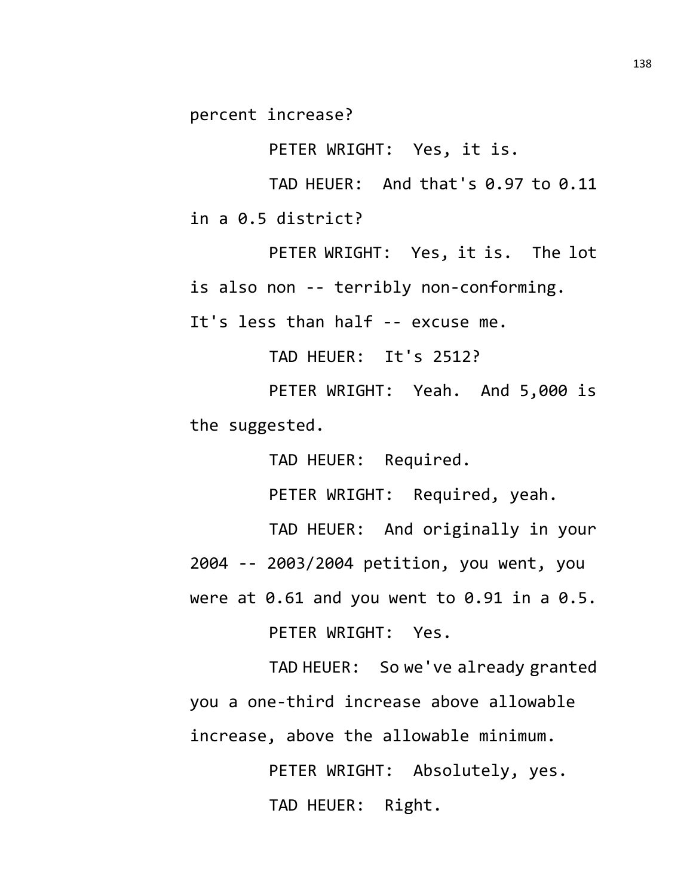percent increase?

PETER WRIGHT: Yes, it is.

TAD HEUER: And that's 0.97 to 0.11 in a 0.5 district?

PETER WRIGHT: Yes, it is. The lot is also non -- terribly non-conforming. It's less than half -- excuse me.

TAD HEUER: It's 2512?

PETER WRIGHT: Yeah. And 5,000 is the suggested.

TAD HEUER: Required.

PETER WRIGHT: Required, yeah.

TAD HEUER: And originally in your 2004 -- 2003/2004 petition, you went, you were at 0.61 and you went to 0.91 in a 0.5.

PETER WRIGHT: Yes.

TAD HEUER: So we've already granted you a one-third increase above allowable increase, above the allowable minimum.

PETER WRIGHT: Absolutely, yes.

TAD HEUER: Right.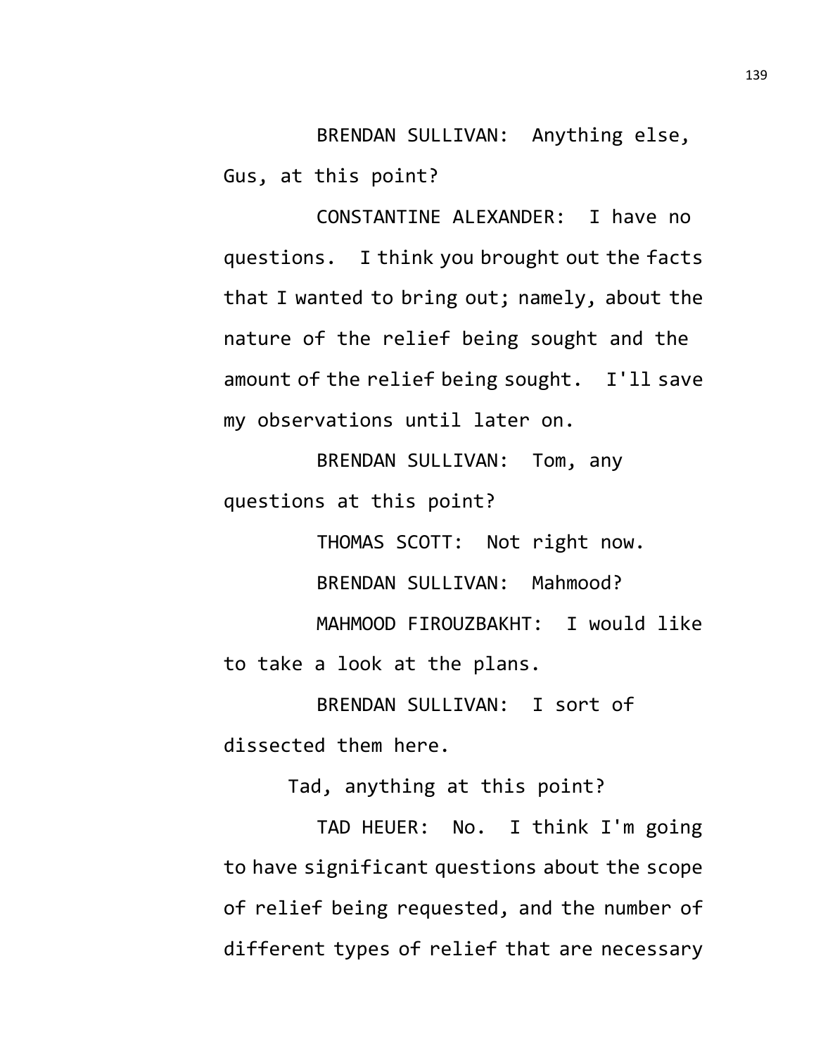BRENDAN SULLIVAN: Anything else, Gus, at this point?

CONSTANTINE ALEXANDER: I have no questions. I think you brought out the facts that I wanted to bring out; namely, about the nature of the relief being sought and the amount of the relief being sought. I'll save my observations until later on.

BRENDAN SULLIVAN: Tom, any questions at this point?

THOMAS SCOTT: Not right now.

BRENDAN SULLIVAN: Mahmood?

MAHMOOD FIROUZBAKHT: I would like to take a look at the plans.

BRENDAN SULLIVAN: I sort of dissected them here.

Tad, anything at this point?

TAD HEUER: No. I think I'm going to have significant questions about the scope of relief being requested, and the number of different types of relief that are necessary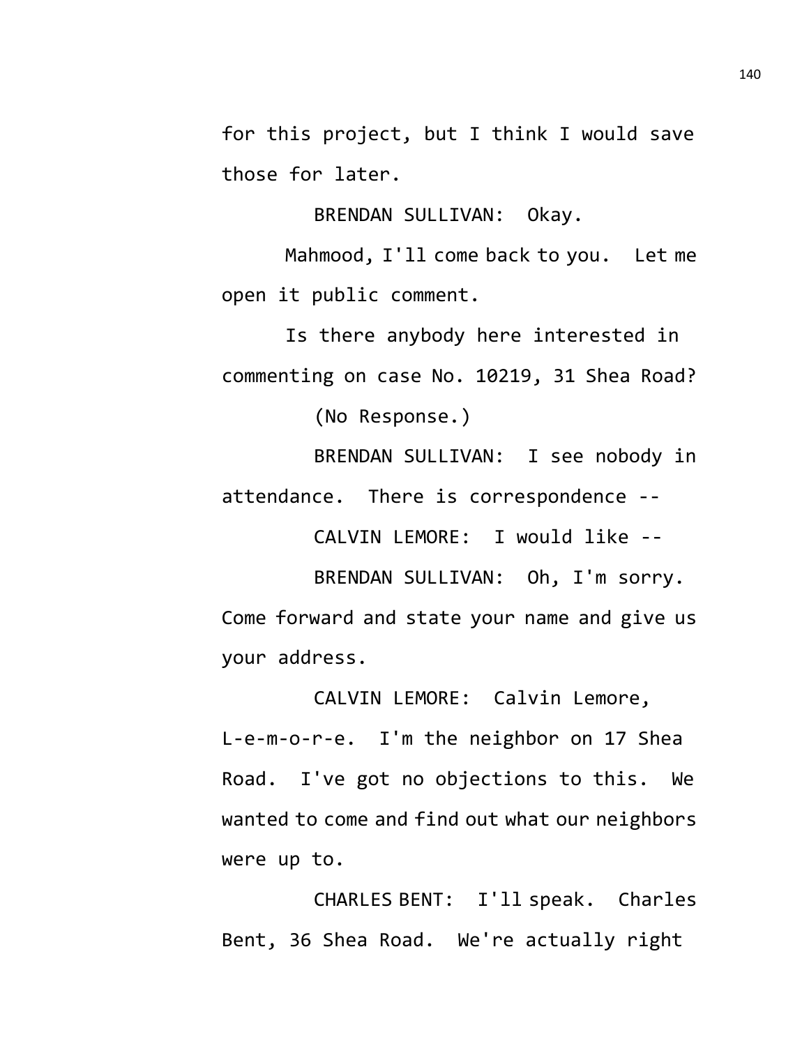for this project, but I think I would save those for later.

BRENDAN SULLIVAN: Okay.

Mahmood, I'll come back to you. Let me open it public comment.

Is there anybody here interested in commenting on case No. 10219, 31 Shea Road?

(No Response.)

BRENDAN SULLIVAN: I see nobody in attendance. There is correspondence --

CALVIN LEMORE: I would like --

BRENDAN SULLIVAN: Oh, I'm sorry. Come forward and state your name and give us your address.

CALVIN LEMORE: Calvin Lemore, L-e-m-o-r-e. I'm the neighbor on 17 Shea Road. I've got no objections to this. We wanted to come and find out what our neighbors were up to.

CHARLES BENT: I'll speak. Charles Bent, 36 Shea Road. We're actually right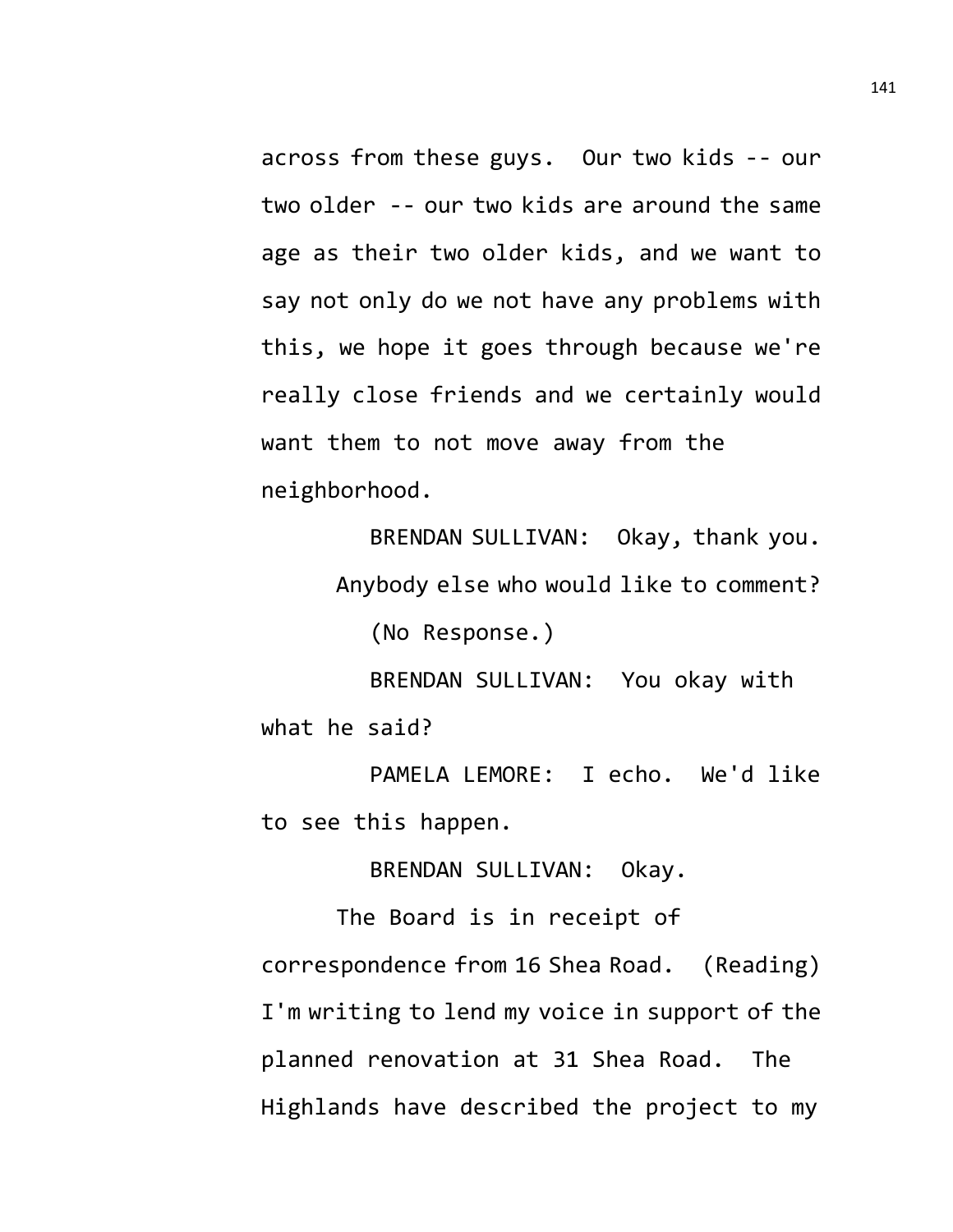across from these guys. Our two kids -- our two older -- our two kids are around the same age as their two older kids, and we want to say not only do we not have any problems with this, we hope it goes through because we're really close friends and we certainly would want them to not move away from the neighborhood.

BRENDAN SULLIVAN: Okay, thank you.

Anybody else who would like to comment?

(No Response.)

BRENDAN SULLIVAN: You okay with what he said?

PAMELA LEMORE: I echo. We'd like to see this happen.

BRENDAN SULLIVAN: Okay.

The Board is in receipt of correspondence from 16 Shea Road. (Reading) I'm writing to lend my voice in support of the planned renovation at 31 Shea Road. The Highlands have described the project to my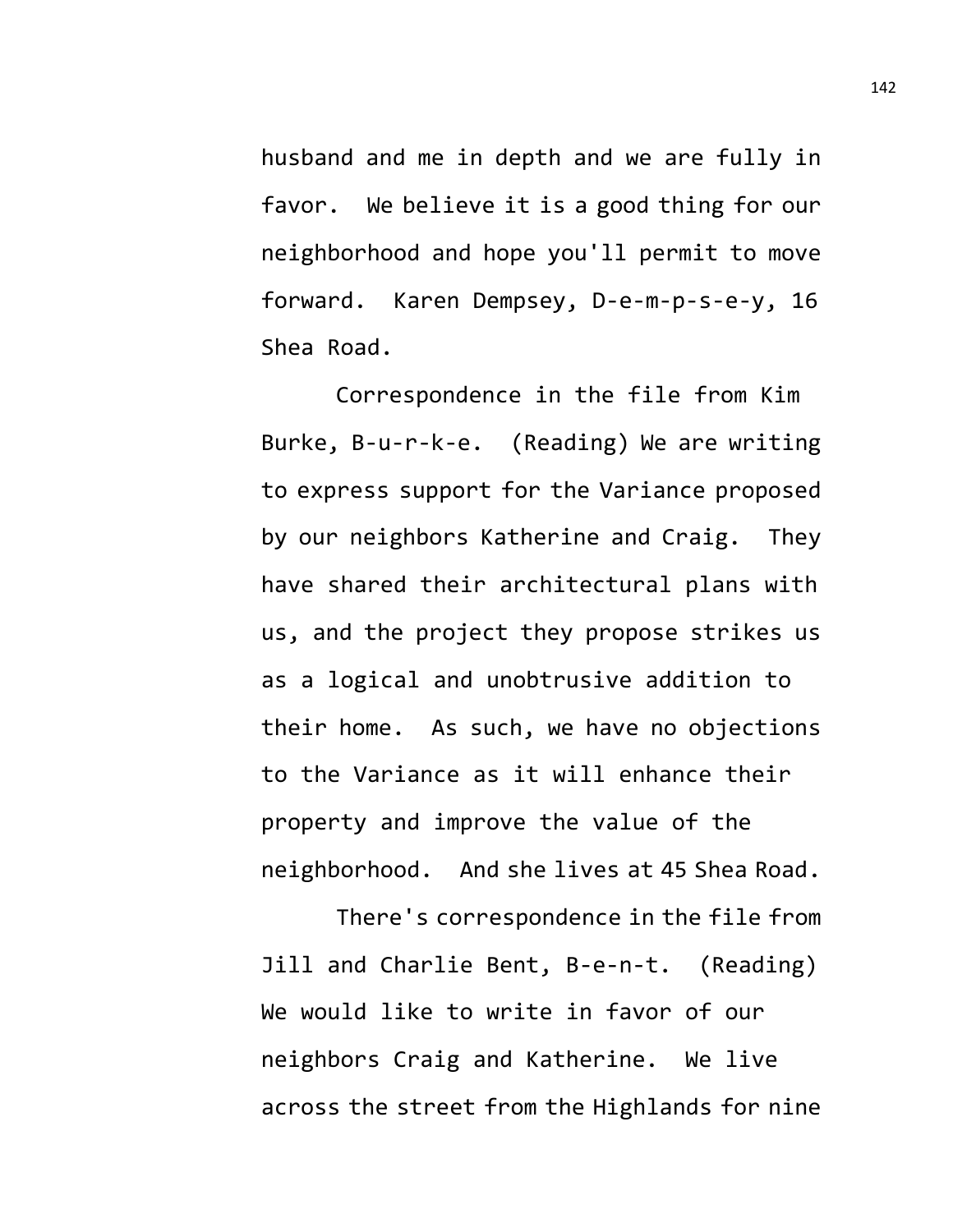husband and me in depth and we are fully in favor. We believe it is a good thing for our neighborhood and hope you'll permit to move forward. Karen Dempsey, D-e-m-p-s-e-y, 16 Shea Road.

Correspondence in the file from Kim Burke, B-u-r-k-e. (Reading) We are writing to express support for the Variance proposed by our neighbors Katherine and Craig. They have shared their architectural plans with us, and the project they propose strikes us as a logical and unobtrusive addition to their home. As such, we have no objections to the Variance as it will enhance their property and improve the value of the neighborhood. And she lives at 45 Shea Road.

There's correspondence in the file from Jill and Charlie Bent, B-e-n-t. (Reading) We would like to write in favor of our neighbors Craig and Katherine. We live across the street from the Highlands for nine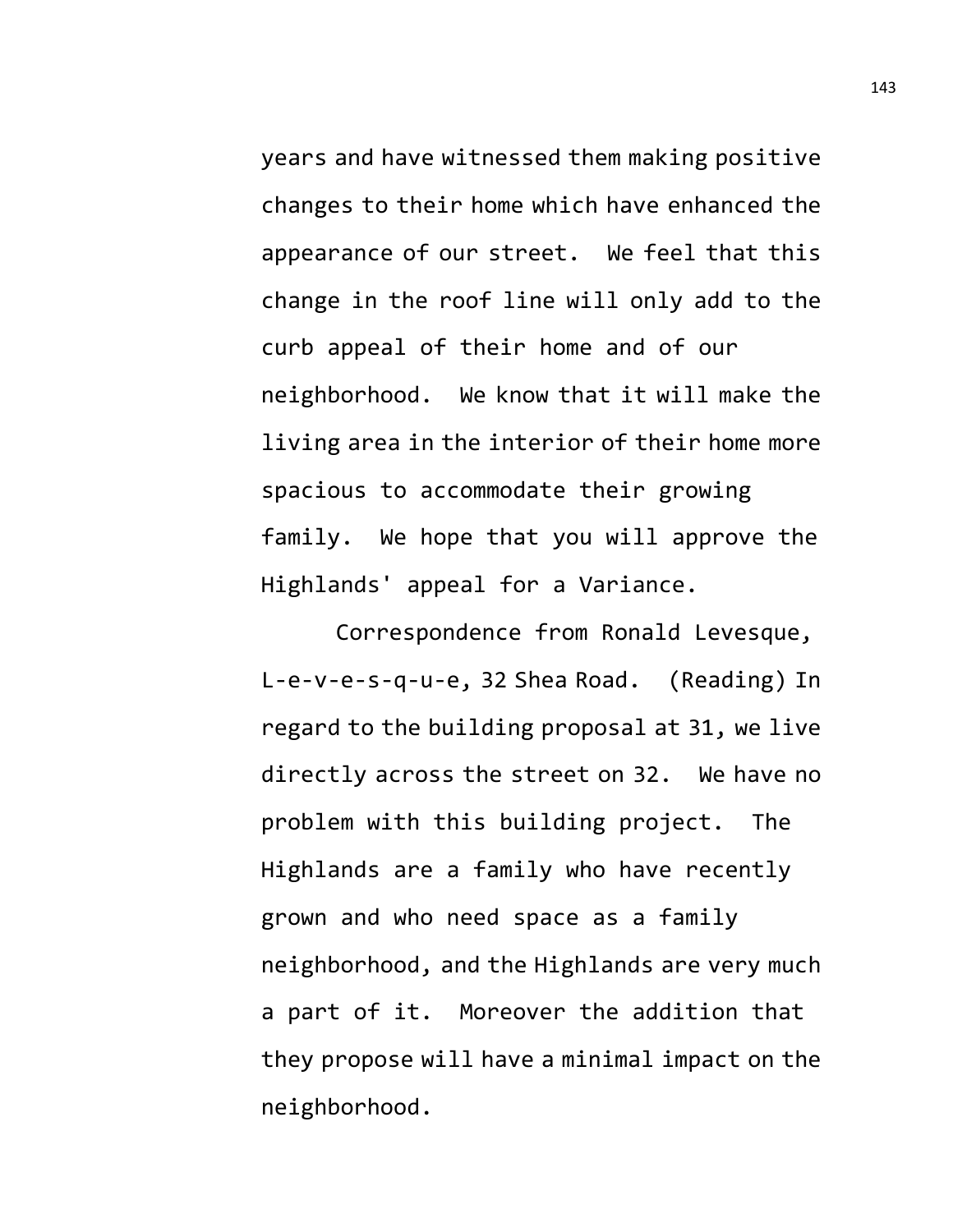years and have witnessed them making positive changes to their home which have enhanced the appearance of our street. We feel that this change in the roof line will only add to the curb appeal of their home and of our neighborhood. We know that it will make the living area in the interior of their home more spacious to accommodate their growing family. We hope that you will approve the Highlands' appeal for a Variance.

Correspondence from Ronald Levesque, L-e-v-e-s-q-u-e, 32 Shea Road. (Reading) In regard to the building proposal at 31, we live directly across the street on 32. We have no problem with this building project. The Highlands are a family who have recently grown and who need space as a family neighborhood, and the Highlands are very much a part of it. Moreover the addition that they propose will have a minimal impact on the neighborhood.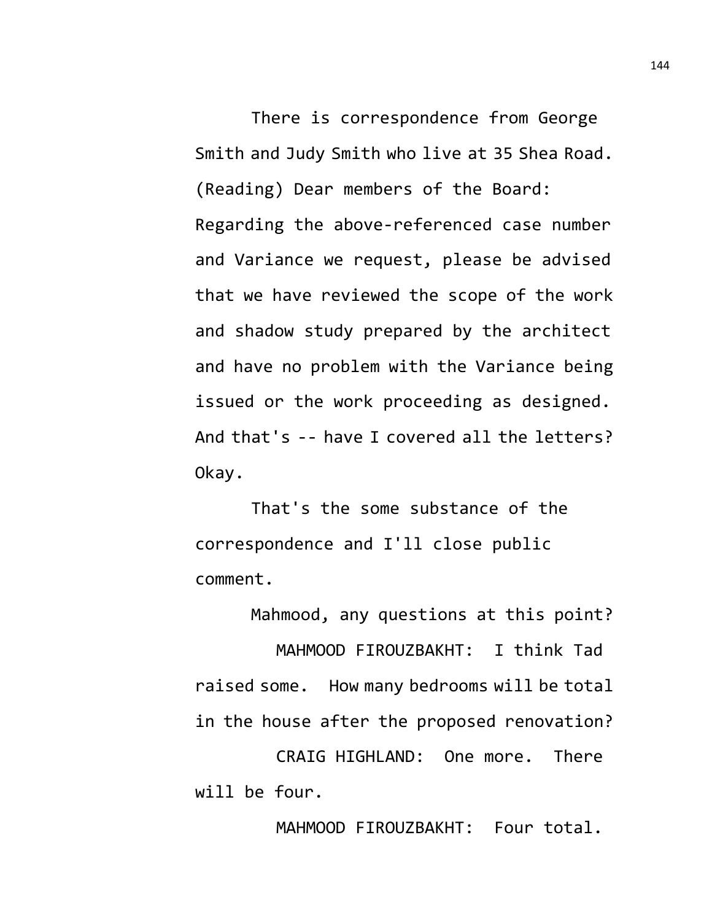There is correspondence from George Smith and Judy Smith who live at 35 Shea Road. (Reading) Dear members of the Board: Regarding the above-referenced case number and Variance we request, please be advised that we have reviewed the scope of the work and shadow study prepared by the architect and have no problem with the Variance being issued or the work proceeding as designed. And that's -- have I covered all the letters? Okay.

That's the some substance of the correspondence and I'll close public comment.

Mahmood, any questions at this point?

MAHMOOD FIROUZBAKHT: I think Tad raised some. How many bedrooms will be total in the house after the proposed renovation?

CRAIG HIGHLAND: One more. There will be four.

MAHMOOD FIROUZBAKHT: Four total.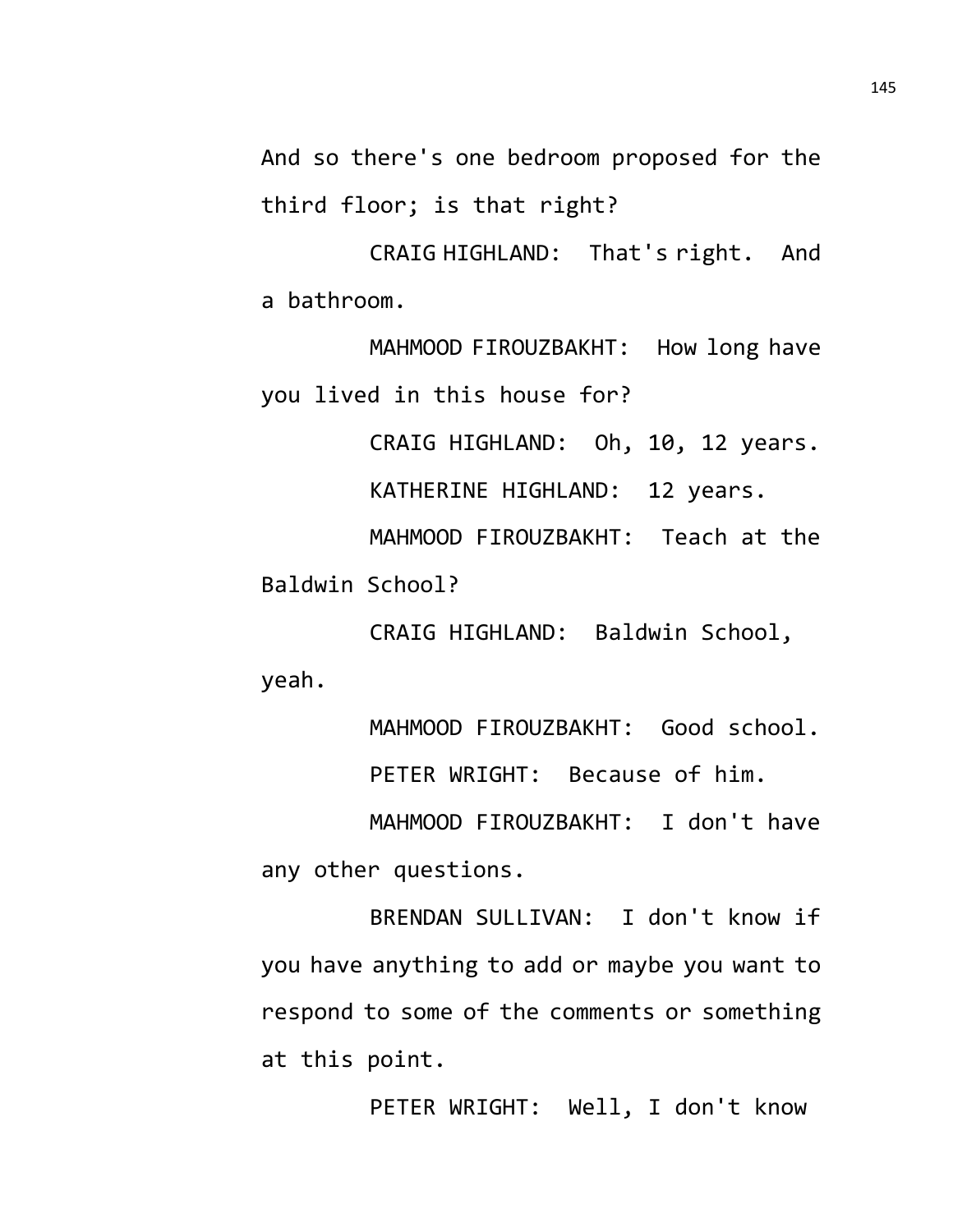And so there's one bedroom proposed for the third floor; is that right?

CRAIG HIGHLAND: That's right. And a bathroom.

MAHMOOD FIROUZBAKHT: How long have you lived in this house for?

CRAIG HIGHLAND: Oh, 10, 12 years.

KATHERINE HIGHLAND: 12 years.

MAHMOOD FIROUZBAKHT: Teach at the Baldwin School?

CRAIG HIGHLAND: Baldwin School, yeah.

MAHMOOD FIROUZBAKHT: Good school.

PETER WRIGHT: Because of him.

MAHMOOD FIROUZBAKHT: I don't have any other questions.

BRENDAN SULLIVAN: I don't know if you have anything to add or maybe you want to respond to some of the comments or something at this point.

PETER WRIGHT: Well, I don't know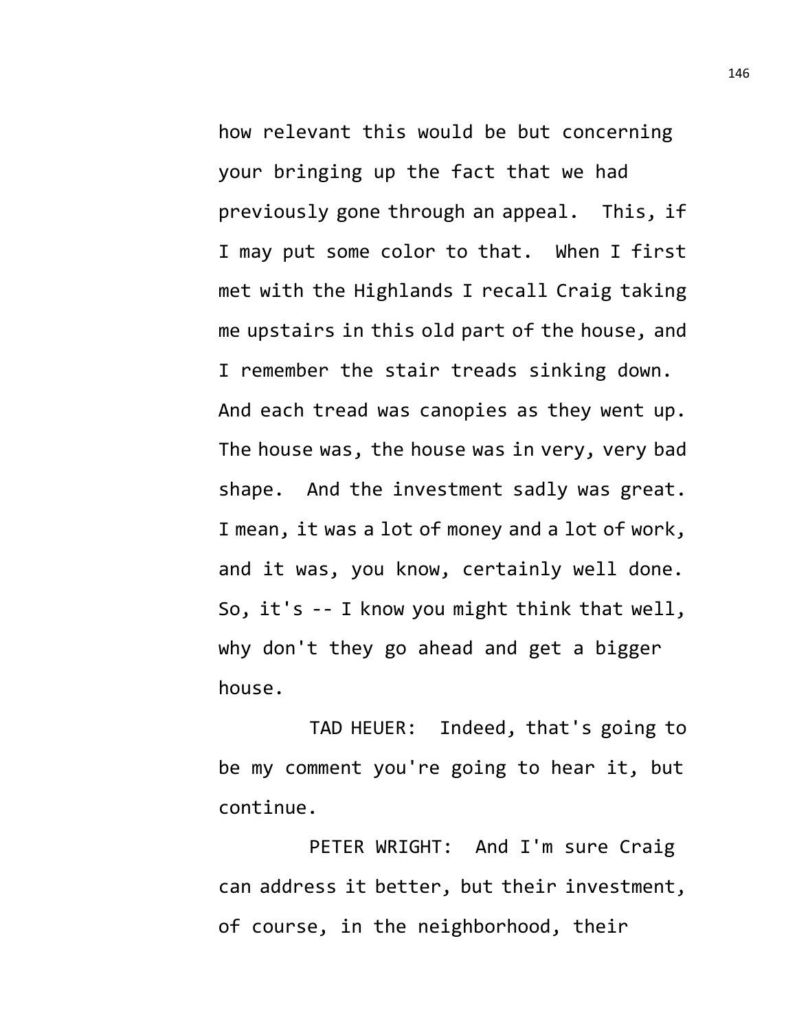how relevant this would be but concerning your bringing up the fact that we had previously gone through an appeal. This, if I may put some color to that. When I first met with the Highlands I recall Craig taking me upstairs in this old part of the house, and I remember the stair treads sinking down. And each tread was canopies as they went up. The house was, the house was in very, very bad shape. And the investment sadly was great. I mean, it was a lot of money and a lot of work, and it was, you know, certainly well done. So, it's -- I know you might think that well, why don't they go ahead and get a bigger house.

TAD HEUER: Indeed, that's going to be my comment you're going to hear it, but continue.

PETER WRIGHT: And I'm sure Craig can address it better, but their investment, of course, in the neighborhood, their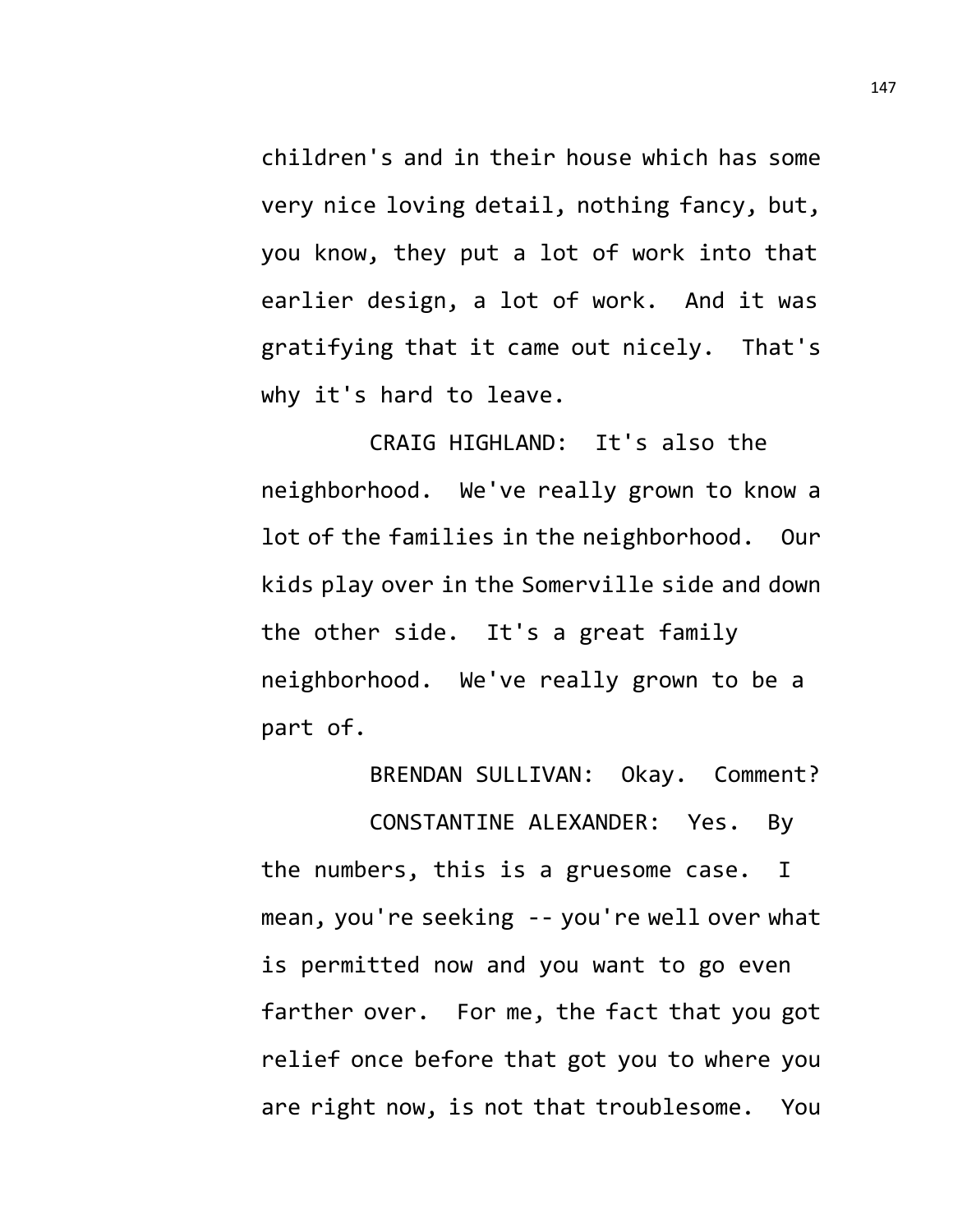children's and in their house which has some very nice loving detail, nothing fancy, but, you know, they put a lot of work into that earlier design, a lot of work. And it was gratifying that it came out nicely. That's why it's hard to leave.

CRAIG HIGHLAND: It's also the neighborhood. We've really grown to know a lot of the families in the neighborhood. Our kids play over in the Somerville side and down the other side. It's a great family neighborhood. We've really grown to be a part of.

BRENDAN SULLIVAN: Okay. Comment?

CONSTANTINE ALEXANDER: Yes. By the numbers, this is a gruesome case. I mean, you're seeking -- you're well over what is permitted now and you want to go even farther over. For me, the fact that you got relief once before that got you to where you are right now, is not that troublesome. You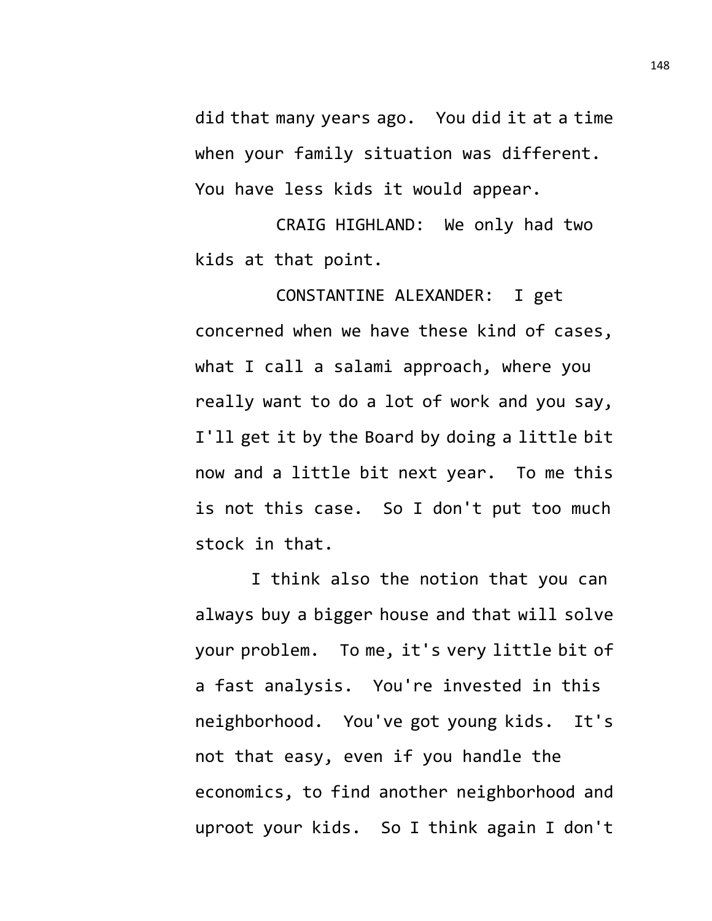did that many years ago. You did it at a time when your family situation was different. You have less kids it would appear.

CRAIG HIGHLAND: We only had two kids at that point.

CONSTANTINE ALEXANDER: I get concerned when we have these kind of cases, what I call a salami approach, where you really want to do a lot of work and you say, I'll get it by the Board by doing a little bit now and a little bit next year. To me this is not this case. So I don't put too much stock in that.

I think also the notion that you can always buy a bigger house and that will solve your problem. To me, it's very little bit of a fast analysis. You're invested in this neighborhood. You've got young kids. It's not that easy, even if you handle the economics, to find another neighborhood and uproot your kids. So I think again I don't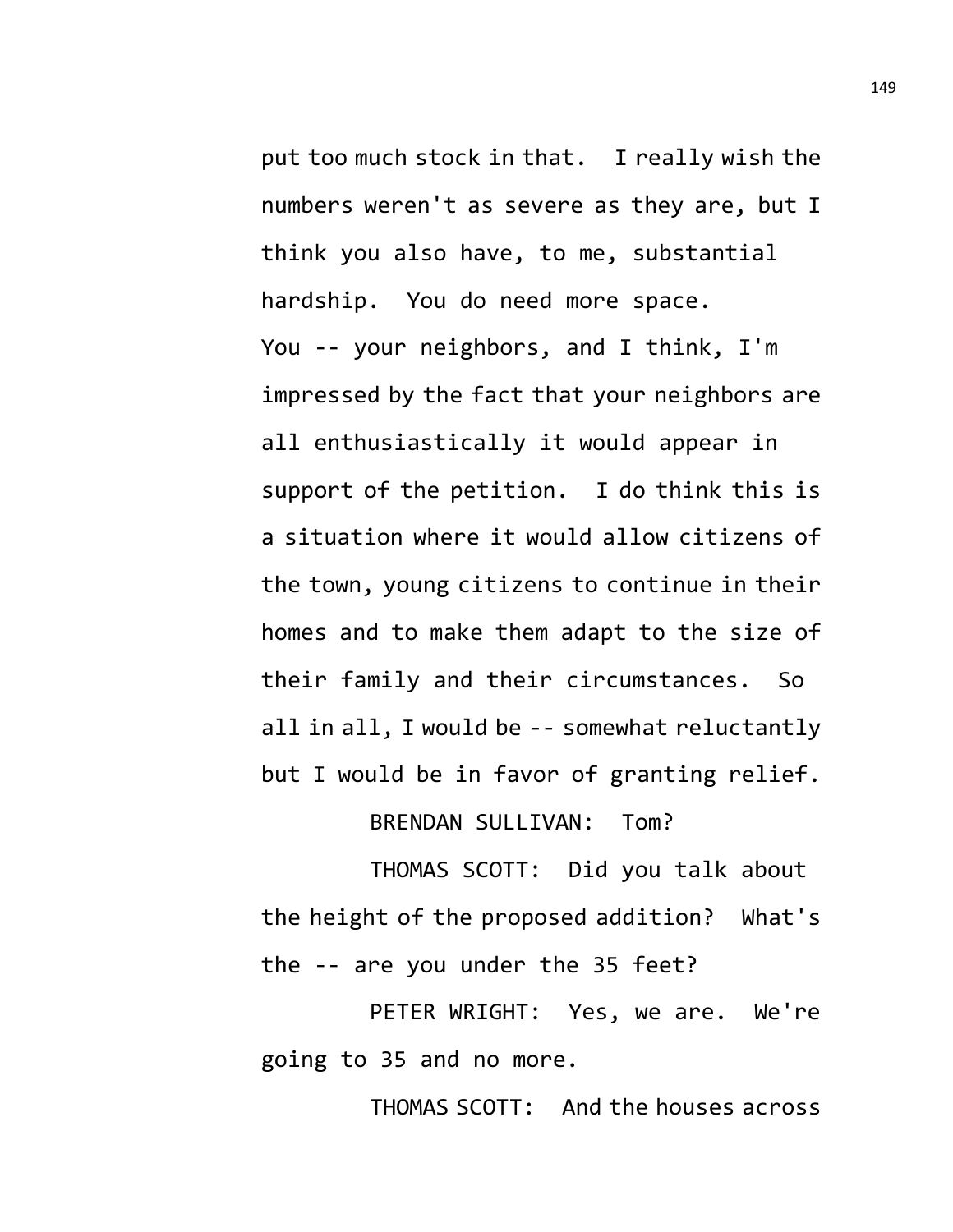put too much stock in that. I really wish the numbers weren't as severe as they are, but I think you also have, to me, substantial hardship. You do need more space. You -- your neighbors, and I think, I'm impressed by the fact that your neighbors are all enthusiastically it would appear in support of the petition. I do think this is a situation where it would allow citizens of the town, young citizens to continue in their homes and to make them adapt to the size of their family and their circumstances. So all in all, I would be -- somewhat reluctantly but I would be in favor of granting relief.

BRENDAN SULLIVAN: Tom?

THOMAS SCOTT: Did you talk about the height of the proposed addition? What's the -- are you under the 35 feet?

PETER WRIGHT: Yes, we are. We're going to 35 and no more.

THOMAS SCOTT: And the houses across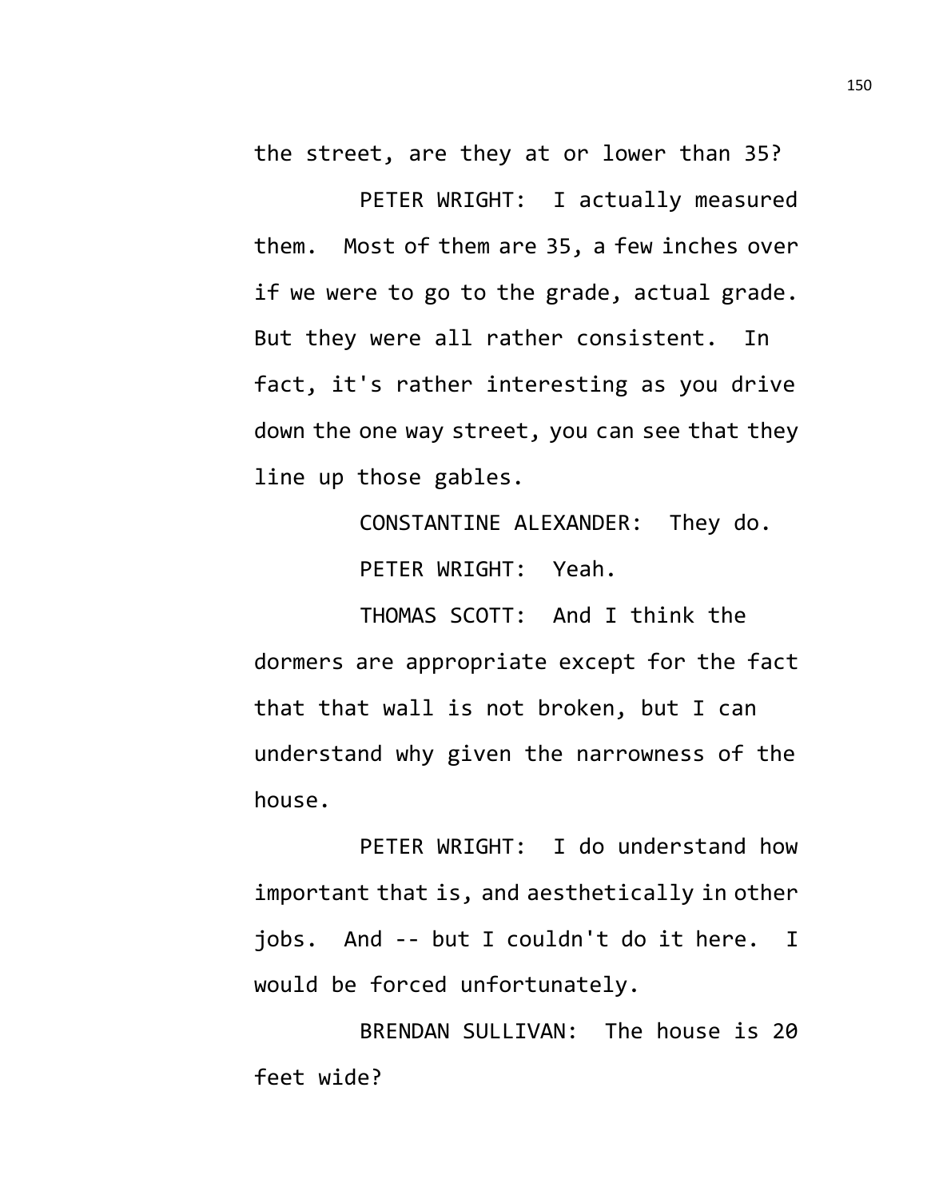the street, are they at or lower than 35?

PETER WRIGHT: I actually measured them. Most of them are 35, a few inches over if we were to go to the grade, actual grade. But they were all rather consistent. In fact, it's rather interesting as you drive down the one way street, you can see that they line up those gables.

CONSTANTINE ALEXANDER: They do.

PETER WRIGHT: Yeah.

THOMAS SCOTT: And I think the dormers are appropriate except for the fact that that wall is not broken, but I can understand why given the narrowness of the house.

PETER WRIGHT: I do understand how important that is, and aesthetically in other jobs. And -- but I couldn't do it here. I would be forced unfortunately.

BRENDAN SULLIVAN: The house is 20 feet wide?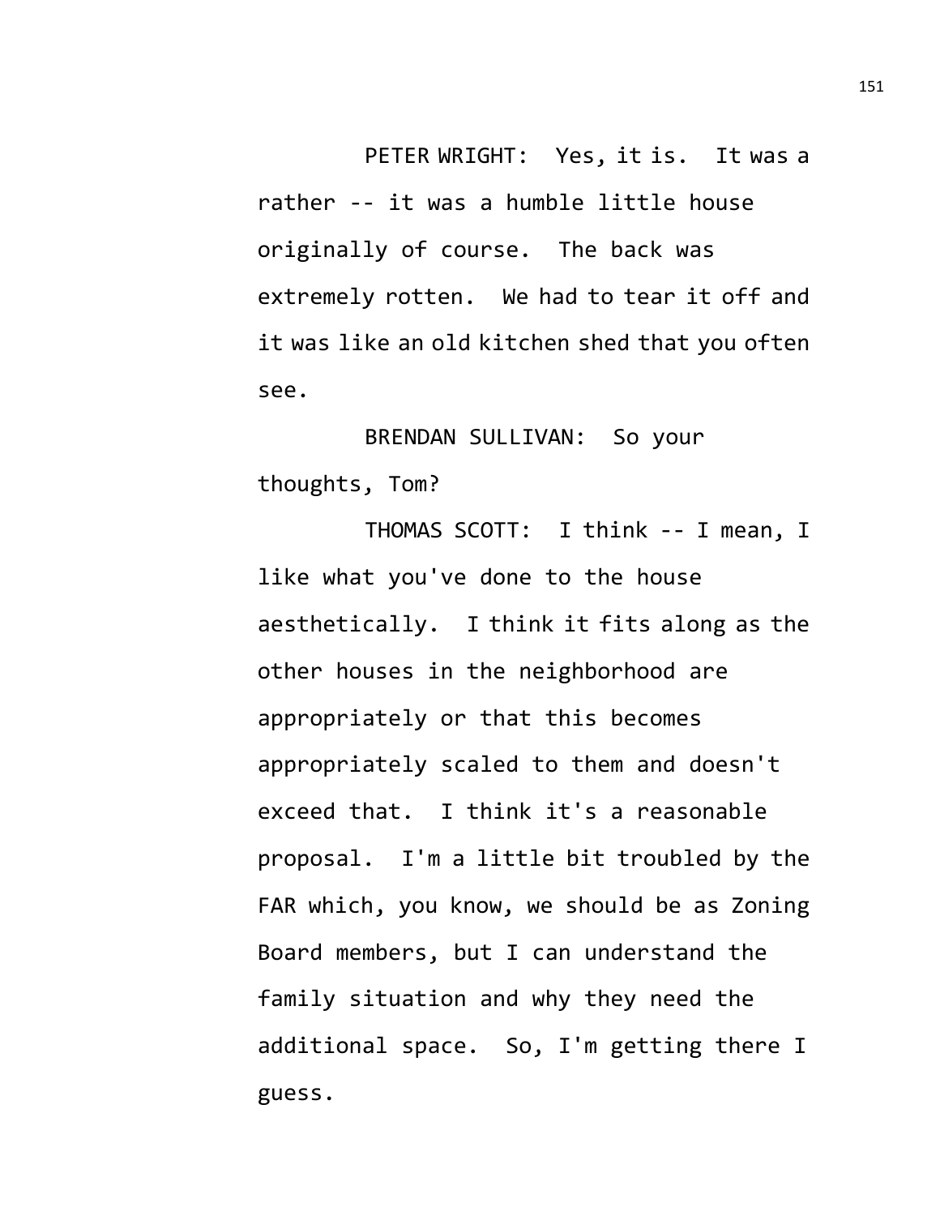PETER WRIGHT: Yes, it is. It was a rather -- it was a humble little house originally of course. The back was extremely rotten. We had to tear it off and it was like an old kitchen shed that you often see.

BRENDAN SULLIVAN: So your thoughts, Tom?

THOMAS SCOTT: I think -- I mean, I like what you've done to the house aesthetically. I think it fits along as the other houses in the neighborhood are appropriately or that this becomes appropriately scaled to them and doesn't exceed that. I think it's a reasonable proposal. I'm a little bit troubled by the FAR which, you know, we should be as Zoning Board members, but I can understand the family situation and why they need the additional space. So, I'm getting there I guess.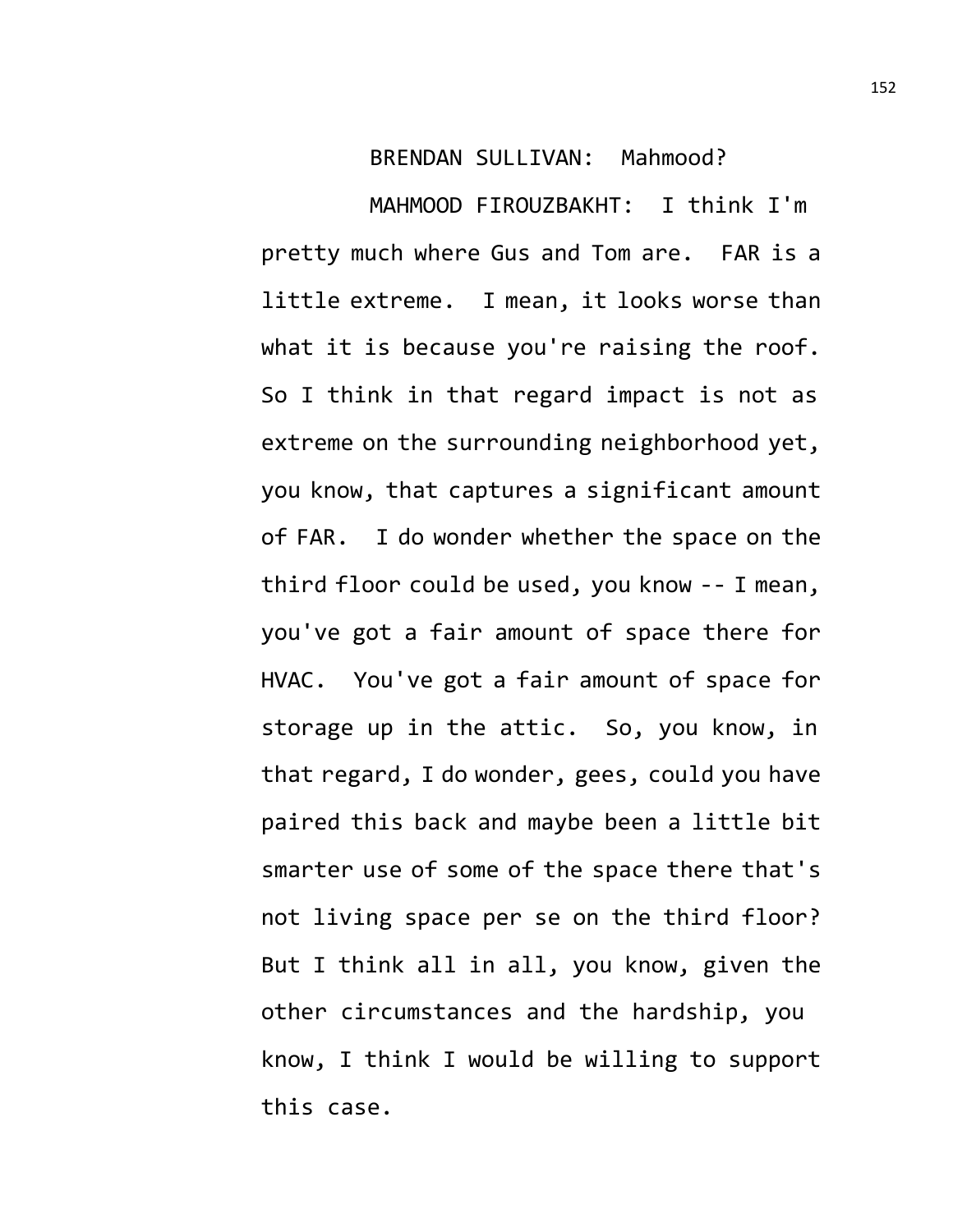BRENDAN SULLIVAN: Mahmood?

MAHMOOD FIROUZBAKHT: I think I'm pretty much where Gus and Tom are. FAR is a little extreme. I mean, it looks worse than what it is because you're raising the roof. So I think in that regard impact is not as extreme on the surrounding neighborhood yet, you know, that captures a significant amount of FAR. I do wonder whether the space on the third floor could be used, you know -- I mean, you've got a fair amount of space there for HVAC. You've got a fair amount of space for storage up in the attic. So, you know, in that regard, I do wonder, gees, could you have paired this back and maybe been a little bit smarter use of some of the space there that's not living space per se on the third floor? But I think all in all, you know, given the other circumstances and the hardship, you know, I think I would be willing to support this case.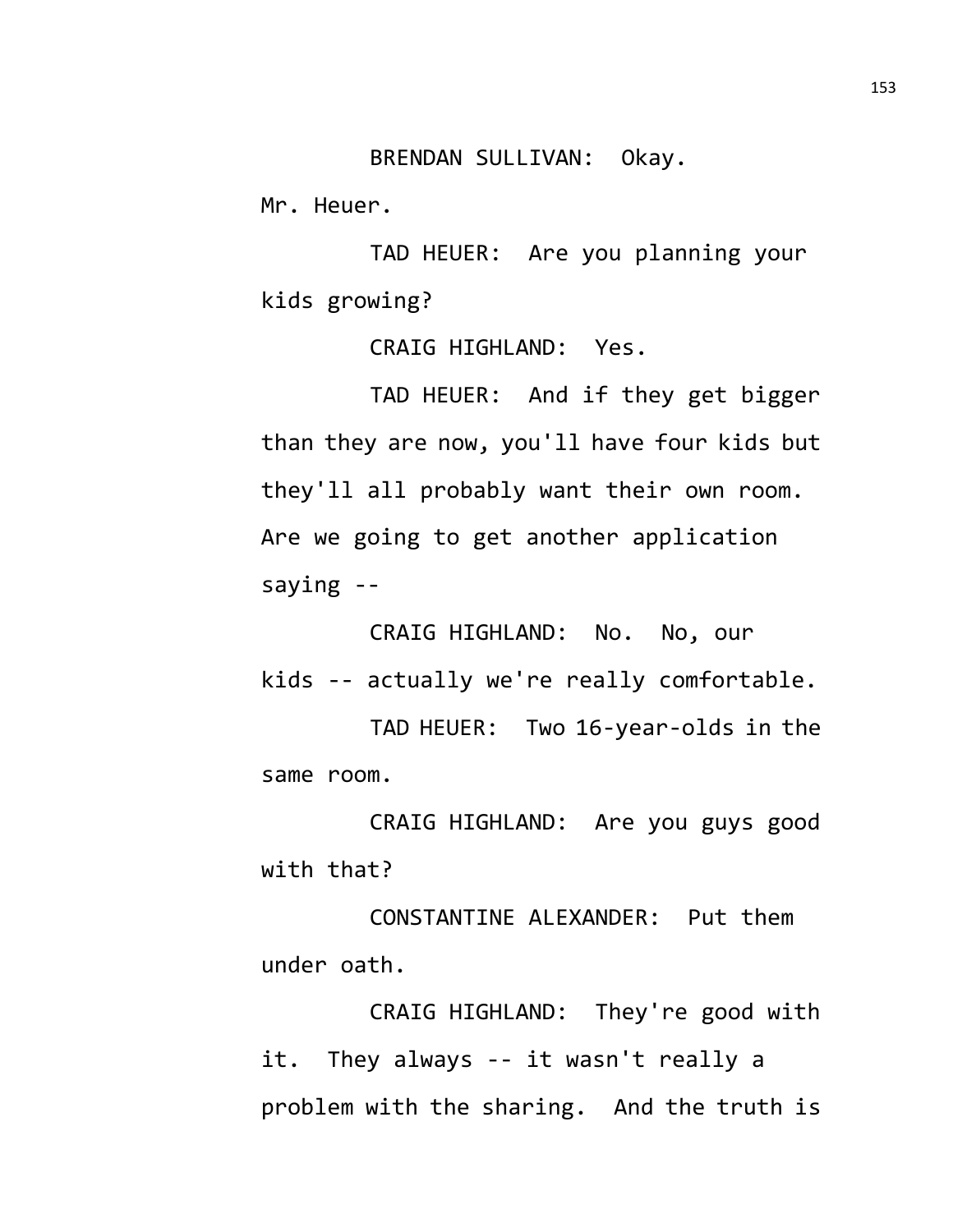BRENDAN SULLIVAN: Okay.

Mr. Heuer.

TAD HEUER: Are you planning your kids growing?

CRAIG HIGHLAND: Yes.

TAD HEUER: And if they get bigger than they are now, you'll have four kids but they'll all probably want their own room. Are we going to get another application saying --

CRAIG HIGHLAND: No. No, our kids -- actually we're really comfortable.

TAD HEUER: Two 16-year-olds in the same room.

CRAIG HIGHLAND: Are you guys good with that?

CONSTANTINE ALEXANDER: Put them under oath.

CRAIG HIGHLAND: They're good with it. They always -- it wasn't really a problem with the sharing. And the truth is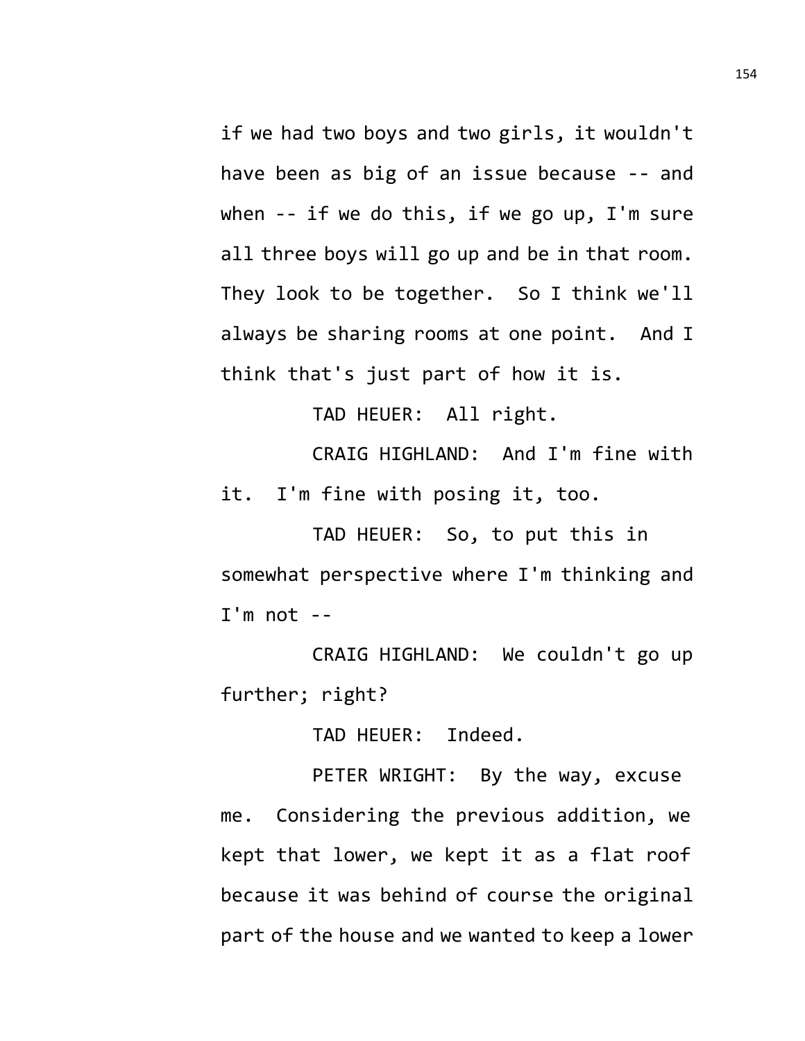if we had two boys and two girls, it wouldn't have been as big of an issue because -- and when -- if we do this, if we go up, I'm sure all three boys will go up and be in that room. They look to be together. So I think we'll always be sharing rooms at one point. And I think that's just part of how it is.

TAD HEUER: All right.

CRAIG HIGHLAND: And I'm fine with it. I'm fine with posing it, too.

TAD HEUER: So, to put this in somewhat perspective where I'm thinking and I'm not --

CRAIG HIGHLAND: We couldn't go up further; right?

TAD HEUER: Indeed.

PETER WRIGHT: By the way, excuse me. Considering the previous addition, we kept that lower, we kept it as a flat roof because it was behind of course the original part of the house and we wanted to keep a lower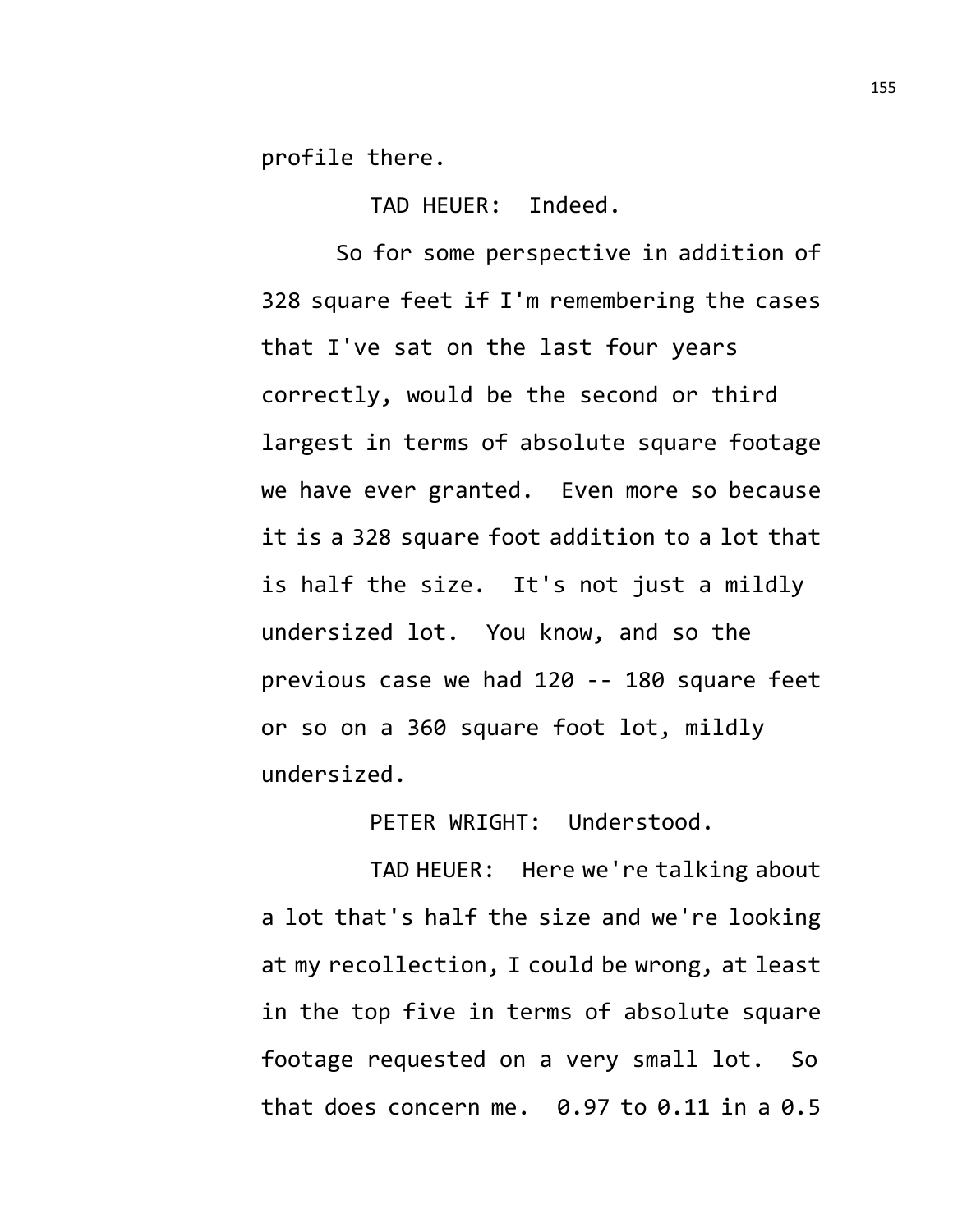profile there.

TAD HEUER: Indeed.

So for some perspective in addition of 328 square feet if I'm remembering the cases that I've sat on the last four years correctly, would be the second or third largest in terms of absolute square footage we have ever granted. Even more so because it is a 328 square foot addition to a lot that is half the size. It's not just a mildly undersized lot. You know, and so the previous case we had 120 -- 180 square feet or so on a 360 square foot lot, mildly undersized.

PETER WRIGHT: Understood.

TAD HEUER: Here we're talking about a lot that's half the size and we're looking at my recollection, I could be wrong, at least in the top five in terms of absolute square footage requested on a very small lot. So that does concern me. 0.97 to 0.11 in a 0.5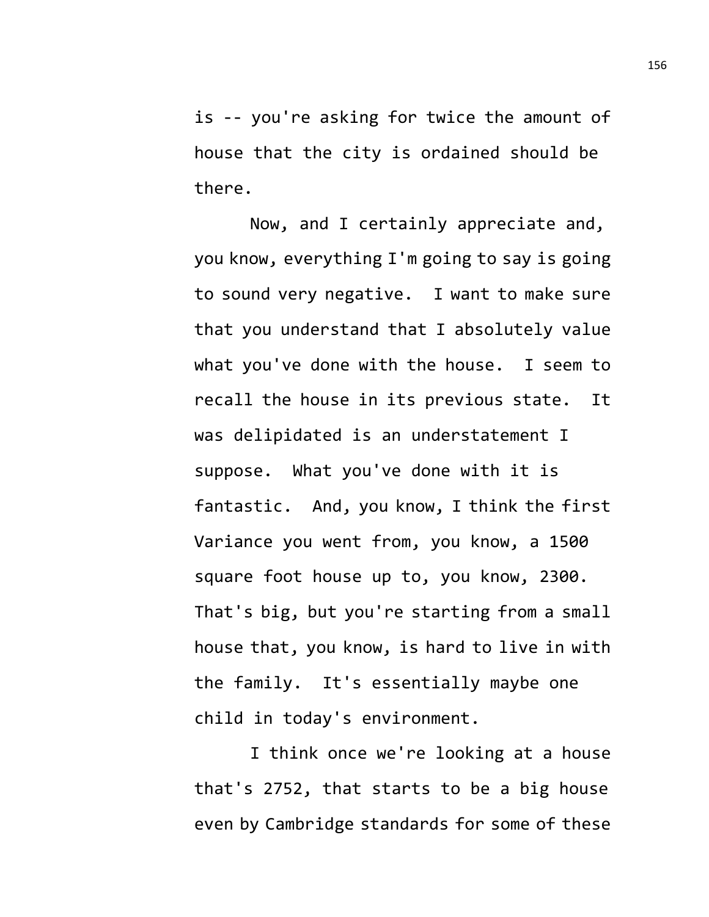is -- you're asking for twice the amount of house that the city is ordained should be there.

Now, and I certainly appreciate and, you know, everything I'm going to say is going to sound very negative. I want to make sure that you understand that I absolutely value what you've done with the house. I seem to recall the house in its previous state. It was delipidated is an understatement I suppose. What you've done with it is fantastic. And, you know, I think the first Variance you went from, you know, a 1500 square foot house up to, you know, 2300. That's big, but you're starting from a small house that, you know, is hard to live in with the family. It's essentially maybe one child in today's environment.

I think once we're looking at a house that's 2752, that starts to be a big house even by Cambridge standards for some of these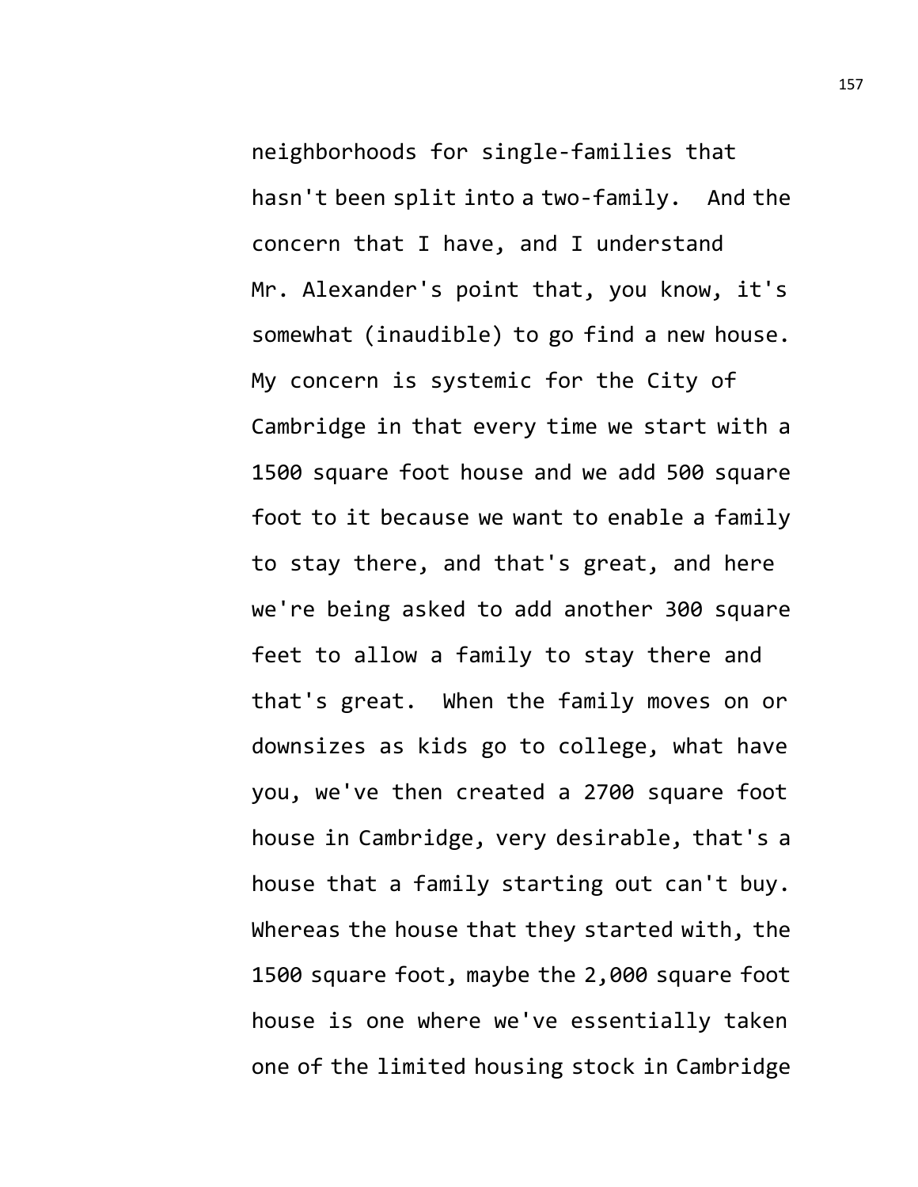neighborhoods for single-families that hasn't been split into a two-family. And the concern that I have, and I understand Mr. Alexander's point that, you know, it's somewhat (inaudible) to go find a new house. My concern is systemic for the City of Cambridge in that every time we start with a 1500 square foot house and we add 500 square foot to it because we want to enable a family to stay there, and that's great, and here we're being asked to add another 300 square feet to allow a family to stay there and that's great. When the family moves on or downsizes as kids go to college, what have you, we've then created a 2700 square foot house in Cambridge, very desirable, that's a house that a family starting out can't buy. Whereas the house that they started with, the 1500 square foot, maybe the 2,000 square foot house is one where we've essentially taken one of the limited housing stock in Cambridge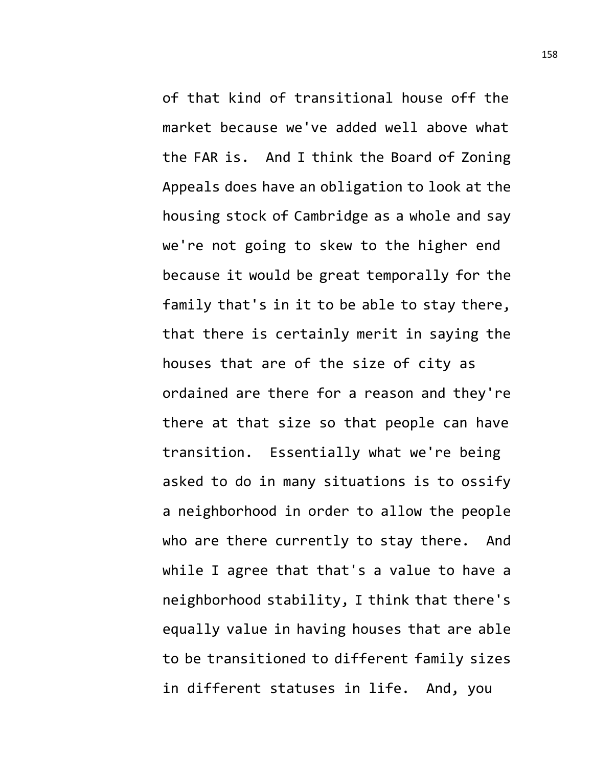of that kind of transitional house off the market because we've added well above what the FAR is. And I think the Board of Zoning Appeals does have an obligation to look at the housing stock of Cambridge as a whole and say we're not going to skew to the higher end because it would be great temporally for the family that's in it to be able to stay there, that there is certainly merit in saying the houses that are of the size of city as ordained are there for a reason and they're there at that size so that people can have transition. Essentially what we're being asked to do in many situations is to ossify a neighborhood in order to allow the people who are there currently to stay there. And while I agree that that's a value to have a neighborhood stability, I think that there's equally value in having houses that are able to be transitioned to different family sizes in different statuses in life. And, you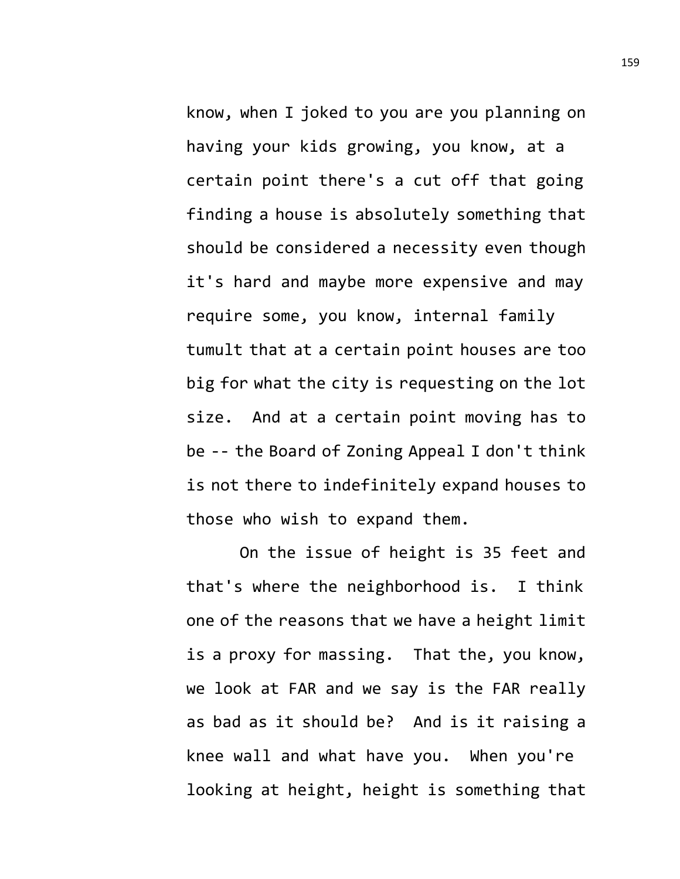know, when I joked to you are you planning on having your kids growing, you know, at a certain point there's a cut off that going finding a house is absolutely something that should be considered a necessity even though it's hard and maybe more expensive and may require some, you know, internal family tumult that at a certain point houses are too big for what the city is requesting on the lot size. And at a certain point moving has to be -- the Board of Zoning Appeal I don't think is not there to indefinitely expand houses to those who wish to expand them.

On the issue of height is 35 feet and that's where the neighborhood is. I think one of the reasons that we have a height limit is a proxy for massing. That the, you know, we look at FAR and we say is the FAR really as bad as it should be? And is it raising a knee wall and what have you. When you're looking at height, height is something that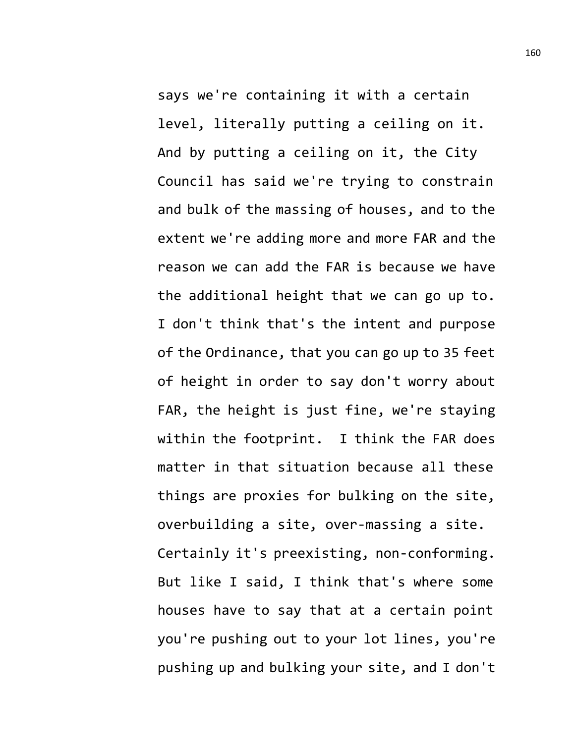says we're containing it with a certain level, literally putting a ceiling on it. And by putting a ceiling on it, the City Council has said we're trying to constrain and bulk of the massing of houses, and to the extent we're adding more and more FAR and the reason we can add the FAR is because we have the additional height that we can go up to. I don't think that's the intent and purpose of the Ordinance, that you can go up to 35 feet of height in order to say don't worry about FAR, the height is just fine, we're staying within the footprint. I think the FAR does matter in that situation because all these things are proxies for bulking on the site, overbuilding a site, over-massing a site. Certainly it's preexisting, non-conforming. But like I said, I think that's where some houses have to say that at a certain point you're pushing out to your lot lines, you're pushing up and bulking your site, and I don't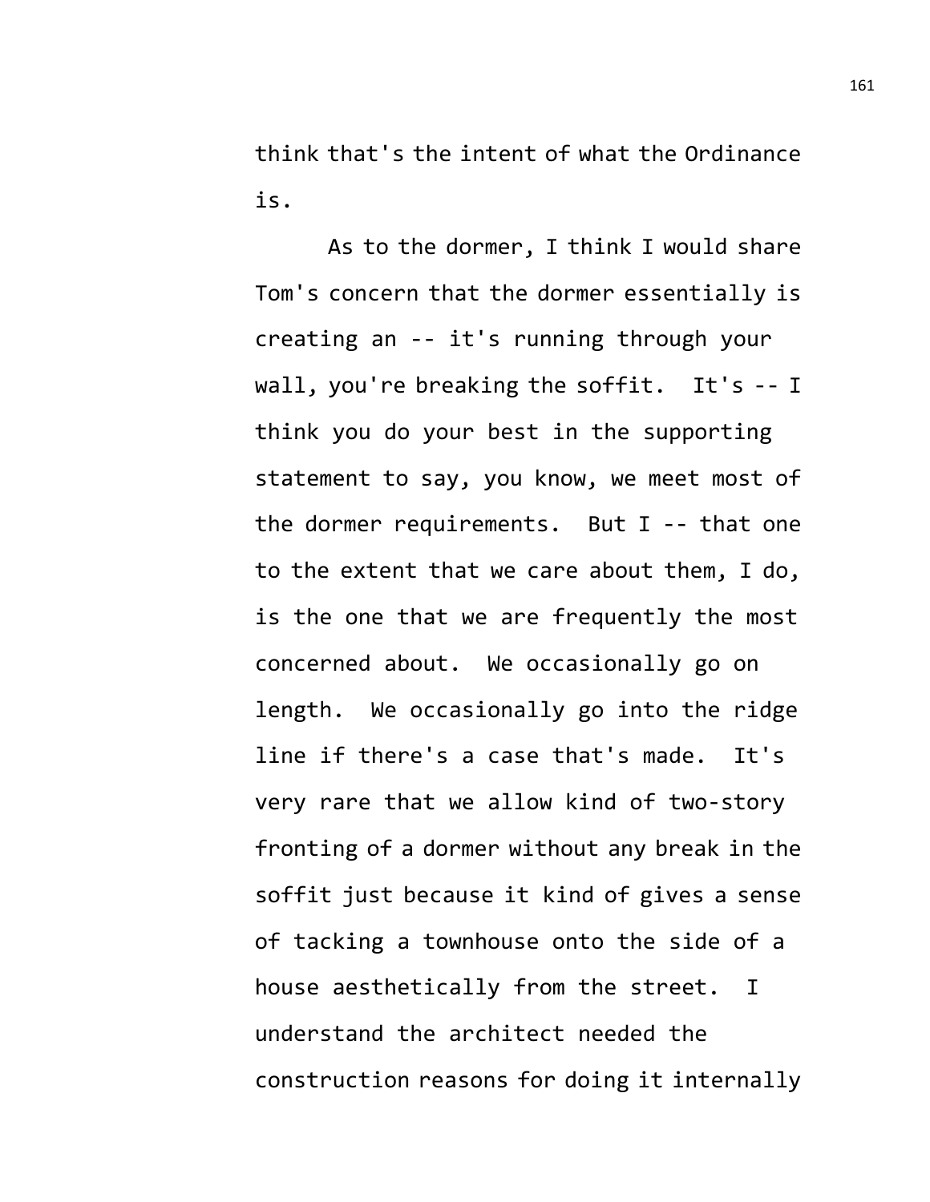think that's the intent of what the Ordinance is.

As to the dormer, I think I would share Tom's concern that the dormer essentially is creating an -- it's running through your wall, you're breaking the soffit. It's -- I think you do your best in the supporting statement to say, you know, we meet most of the dormer requirements. But I -- that one to the extent that we care about them, I do, is the one that we are frequently the most concerned about. We occasionally go on length. We occasionally go into the ridge line if there's a case that's made. It's very rare that we allow kind of two-story fronting of a dormer without any break in the soffit just because it kind of gives a sense of tacking a townhouse onto the side of a house aesthetically from the street. I understand the architect needed the construction reasons for doing it internally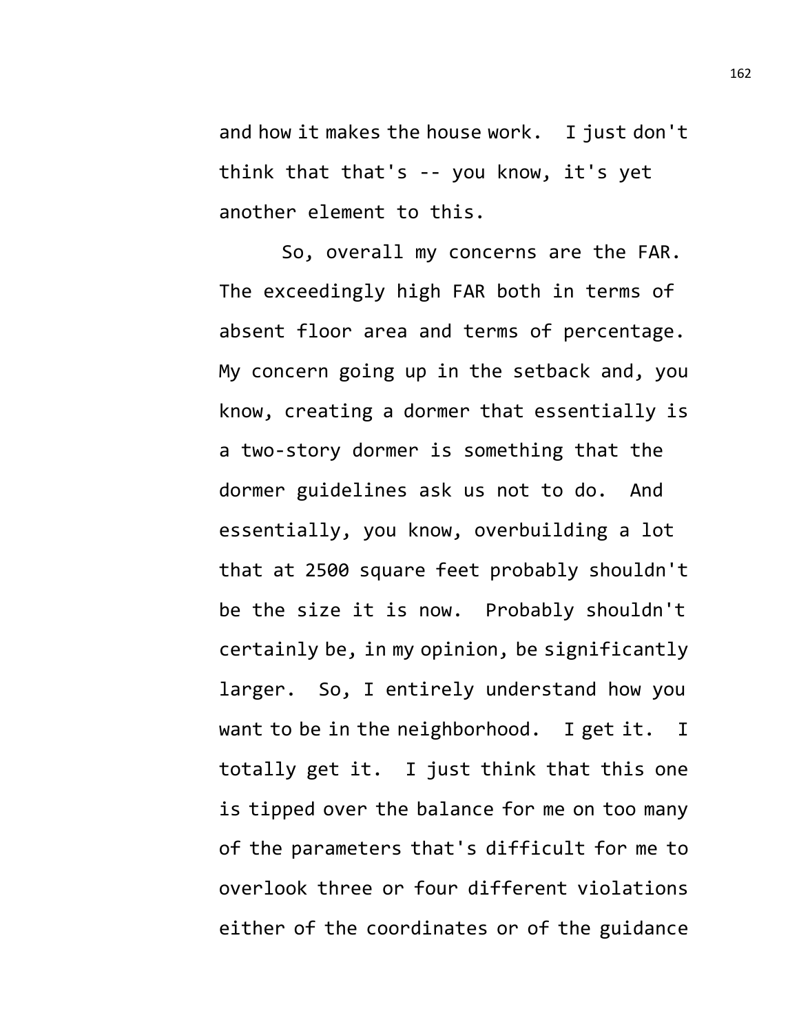and how it makes the house work. I just don't think that that's -- you know, it's yet another element to this.

So, overall my concerns are the FAR. The exceedingly high FAR both in terms of absent floor area and terms of percentage. My concern going up in the setback and, you know, creating a dormer that essentially is a two-story dormer is something that the dormer guidelines ask us not to do. And essentially, you know, overbuilding a lot that at 2500 square feet probably shouldn't be the size it is now. Probably shouldn't certainly be, in my opinion, be significantly larger. So, I entirely understand how you want to be in the neighborhood. I get it. I totally get it. I just think that this one is tipped over the balance for me on too many of the parameters that's difficult for me to overlook three or four different violations either of the coordinates or of the guidance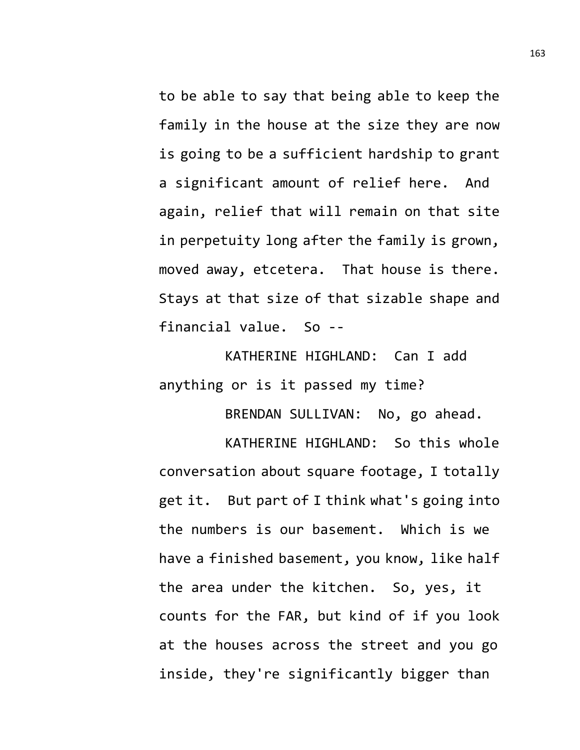to be able to say that being able to keep the family in the house at the size they are now is going to be a sufficient hardship to grant a significant amount of relief here. And again, relief that will remain on that site in perpetuity long after the family is grown, moved away, etcetera. That house is there. Stays at that size of that sizable shape and financial value. So --

KATHERINE HIGHLAND: Can I add anything or is it passed my time?

BRENDAN SULLIVAN: No, go ahead.

KATHERINE HIGHLAND: So this whole conversation about square footage, I totally get it. But part of I think what's going into the numbers is our basement. Which is we have a finished basement, you know, like half the area under the kitchen. So, yes, it counts for the FAR, but kind of if you look at the houses across the street and you go inside, they're significantly bigger than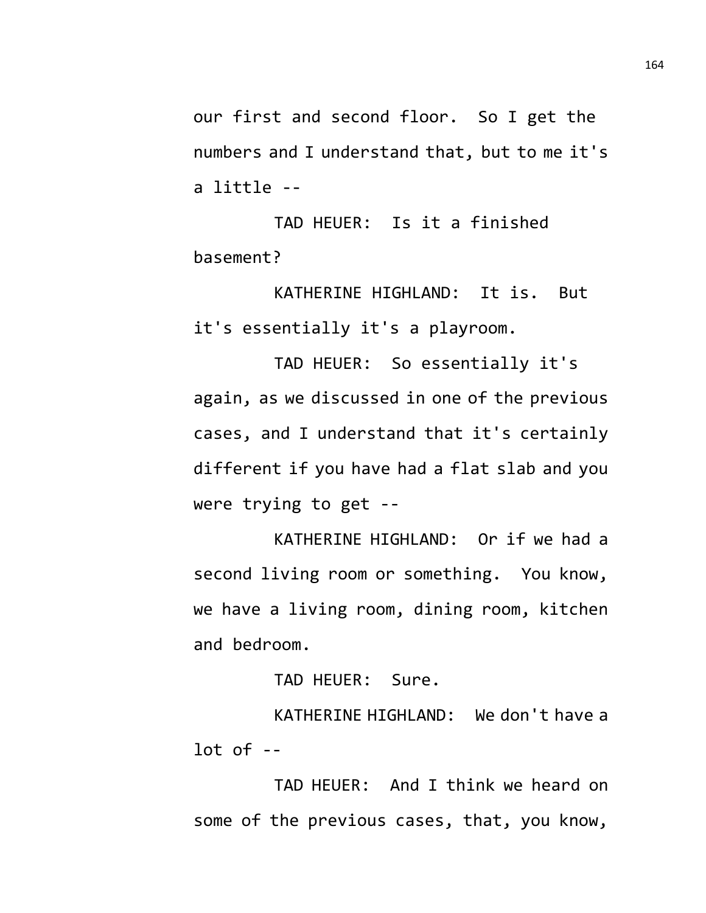our first and second floor. So I get the numbers and I understand that, but to me it's a little --

TAD HEUER: Is it a finished basement?

KATHERINE HIGHLAND: It is. But it's essentially it's a playroom.

TAD HEUER: So essentially it's again, as we discussed in one of the previous cases, and I understand that it's certainly different if you have had a flat slab and you were trying to get --

KATHERINE HIGHLAND: Or if we had a second living room or something. You know, we have a living room, dining room, kitchen and bedroom.

TAD HEUER: Sure.

KATHERINE HIGHLAND: We don't have a lot of --

TAD HEUER: And I think we heard on some of the previous cases, that, you know,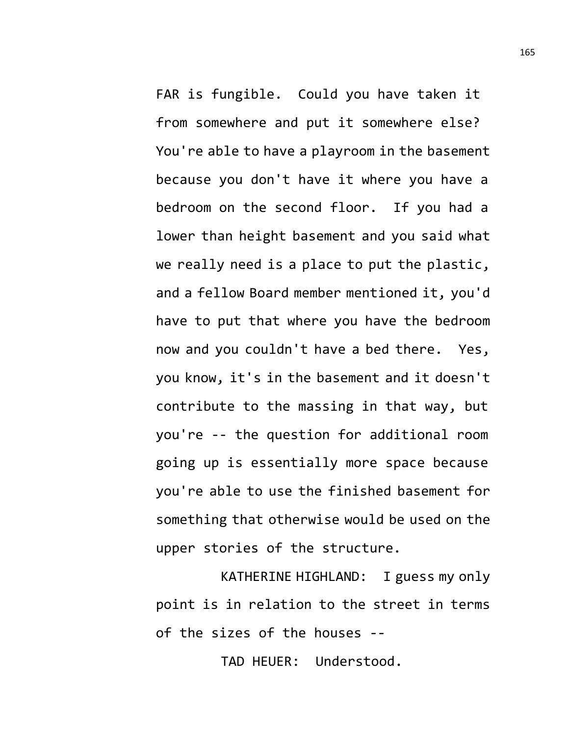FAR is fungible. Could you have taken it from somewhere and put it somewhere else? You're able to have a playroom in the basement because you don't have it where you have a bedroom on the second floor. If you had a lower than height basement and you said what we really need is a place to put the plastic, and a fellow Board member mentioned it, you'd have to put that where you have the bedroom now and you couldn't have a bed there. Yes, you know, it's in the basement and it doesn't contribute to the massing in that way, but you're -- the question for additional room going up is essentially more space because you're able to use the finished basement for something that otherwise would be used on the upper stories of the structure.

KATHERINE HIGHLAND: I guess my only point is in relation to the street in terms of the sizes of the houses --

TAD HEUER: Understood.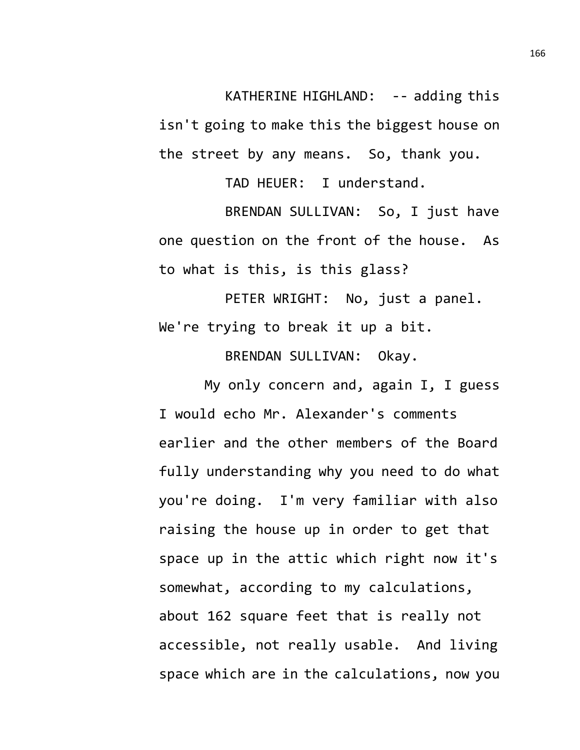KATHERINE HIGHLAND: -- adding this isn't going to make this the biggest house on the street by any means. So, thank you.

TAD HEUER: I understand.

BRENDAN SULLIVAN: So, I just have one question on the front of the house. As to what is this, is this glass?

PETER WRIGHT: No, just a panel. We're trying to break it up a bit.

BRENDAN SULLIVAN: Okay.

My only concern and, again I, I guess I would echo Mr. Alexander's comments earlier and the other members of the Board fully understanding why you need to do what you're doing. I'm very familiar with also raising the house up in order to get that space up in the attic which right now it's somewhat, according to my calculations, about 162 square feet that is really not accessible, not really usable. And living space which are in the calculations, now you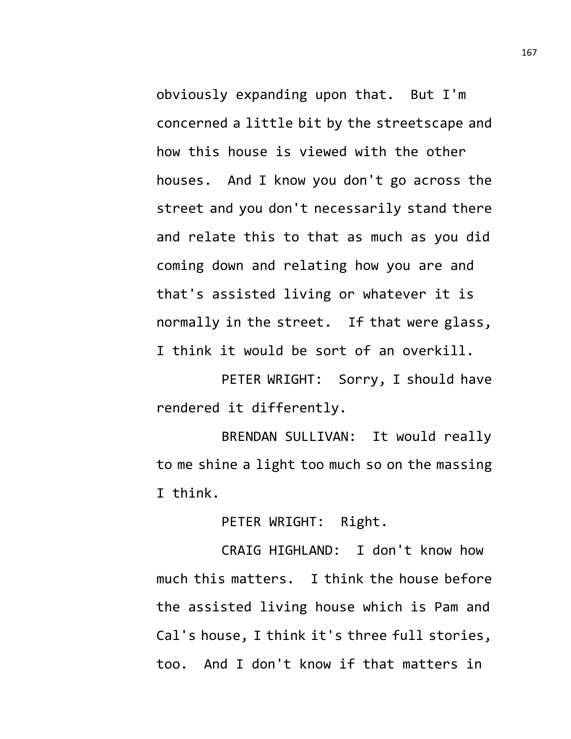obviously expanding upon that. But I'm concerned a little bit by the streetscape and how this house is viewed with the other houses. And I know you don't go across the street and you don't necessarily stand there and relate this to that as much as you did coming down and relating how you are and that's assisted living or whatever it is normally in the street. If that were glass, I think it would be sort of an overkill.

PETER WRIGHT: Sorry, I should have rendered it differently.

BRENDAN SULLIVAN: It would really to me shine a light too much so on the massing I think.

PETER WRIGHT: Right.

CRAIG HIGHLAND: I don't know how much this matters. I think the house before the assisted living house which is Pam and Cal's house, I think it's three full stories, too. And I don't know if that matters in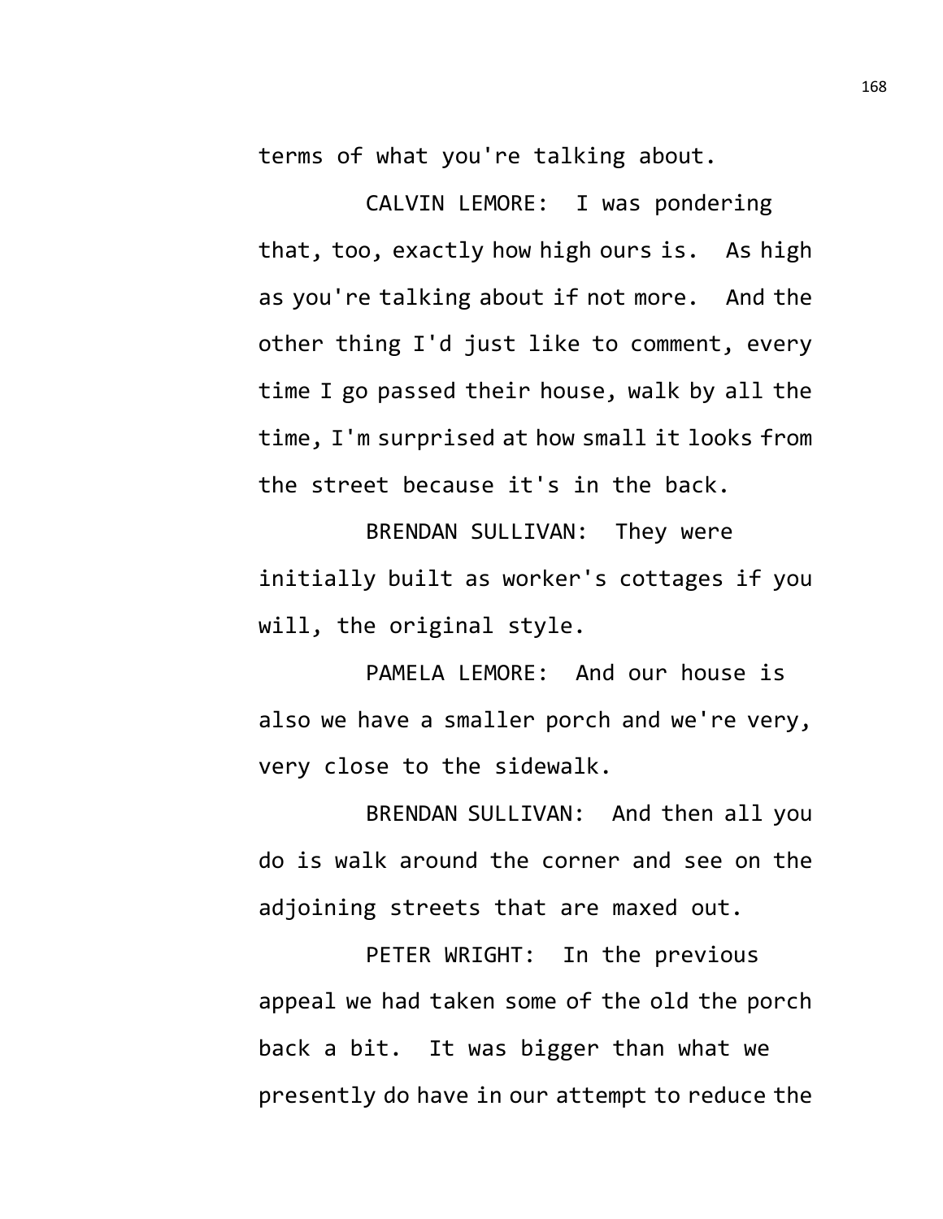terms of what you're talking about.

CALVIN LEMORE: I was pondering that, too, exactly how high ours is. As high as you're talking about if not more. And the other thing I'd just like to comment, every time I go passed their house, walk by all the time, I'm surprised at how small it looks from the street because it's in the back.

BRENDAN SULLIVAN: They were initially built as worker's cottages if you will, the original style.

PAMELA LEMORE: And our house is also we have a smaller porch and we're very, very close to the sidewalk.

BRENDAN SULLIVAN: And then all you do is walk around the corner and see on the adjoining streets that are maxed out.

PETER WRIGHT: In the previous appeal we had taken some of the old the porch back a bit. It was bigger than what we presently do have in our attempt to reduce the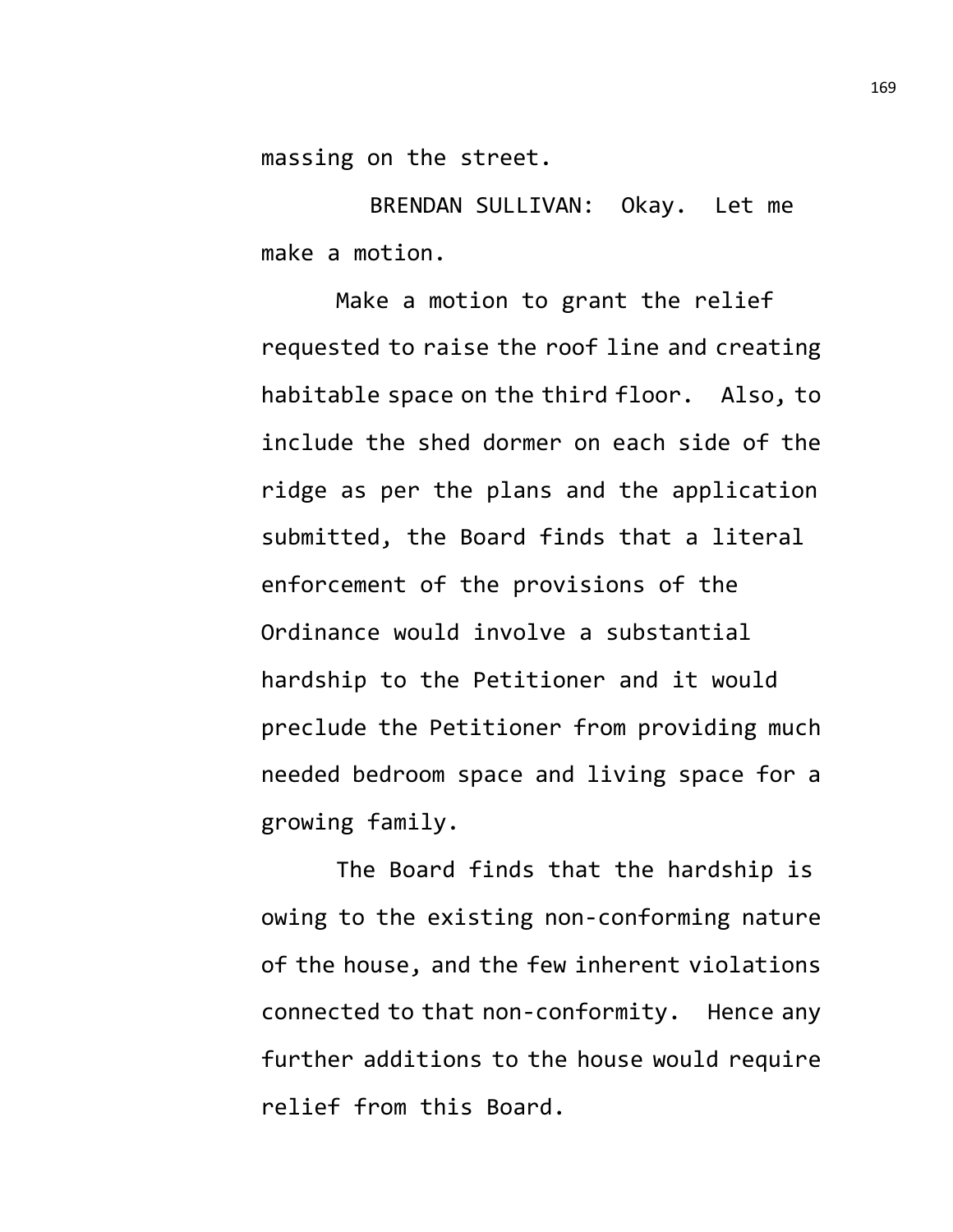massing on the street.

BRENDAN SULLIVAN: Okay. Let me make a motion.

Make a motion to grant the relief requested to raise the roof line and creating habitable space on the third floor. Also, to include the shed dormer on each side of the ridge as per the plans and the application submitted, the Board finds that a literal enforcement of the provisions of the Ordinance would involve a substantial hardship to the Petitioner and it would preclude the Petitioner from providing much needed bedroom space and living space for a growing family.

The Board finds that the hardship is owing to the existing non-conforming nature of the house, and the few inherent violations connected to that non-conformity. Hence any further additions to the house would require relief from this Board.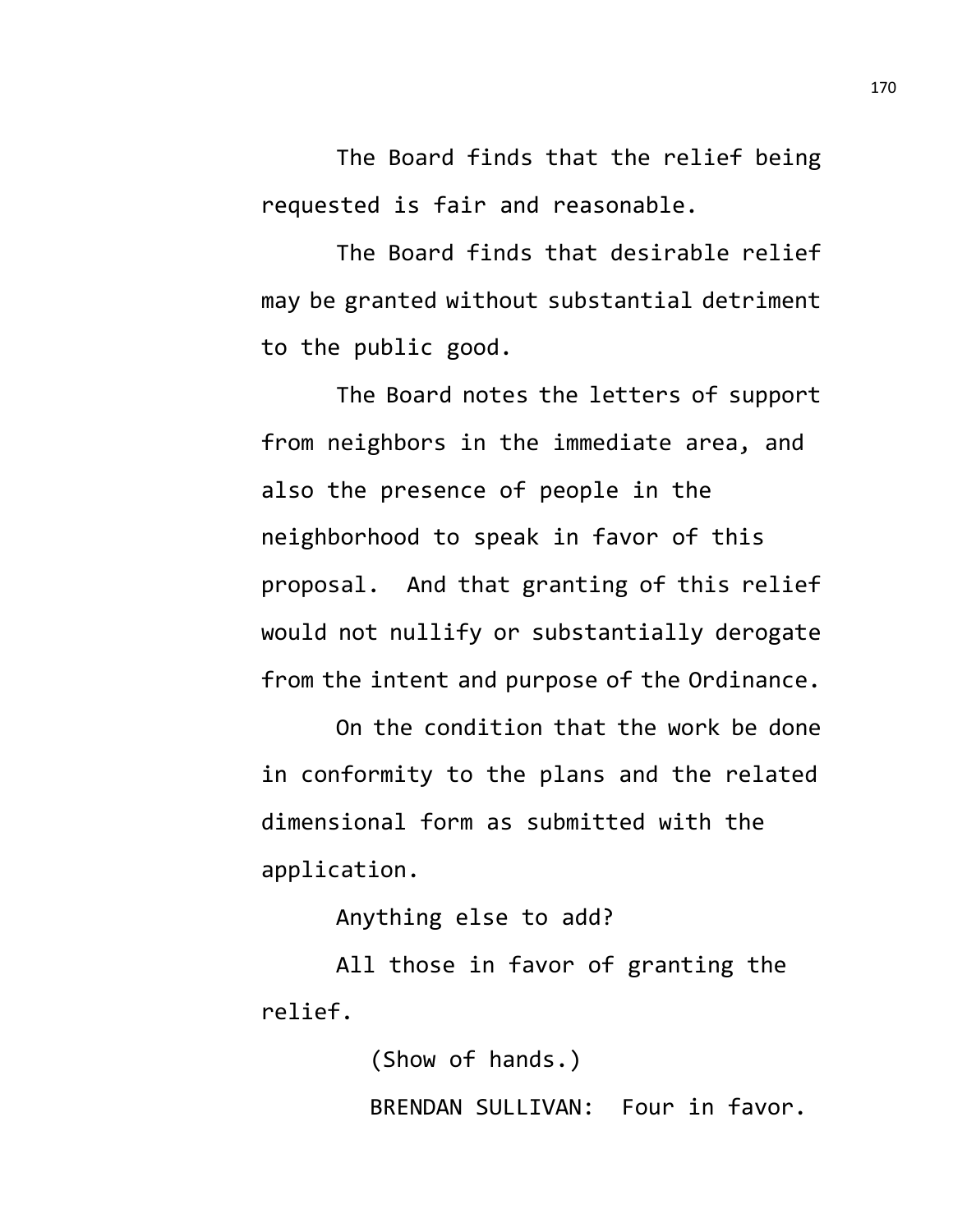The Board finds that the relief being requested is fair and reasonable.

The Board finds that desirable relief may be granted without substantial detriment to the public good.

The Board notes the letters of support from neighbors in the immediate area, and also the presence of people in the neighborhood to speak in favor of this proposal.  And that granting of this relief would not nullify or substantially derogate from the intent and purpose of the Ordinance.

On the condition that the work be done in conformity to the plans and the related dimensional form as submitted with the application.

Anything else to add?

All those in favor of granting the relief.

(Show of hands.)

BRENDAN SULLIVAN:  Four in favor.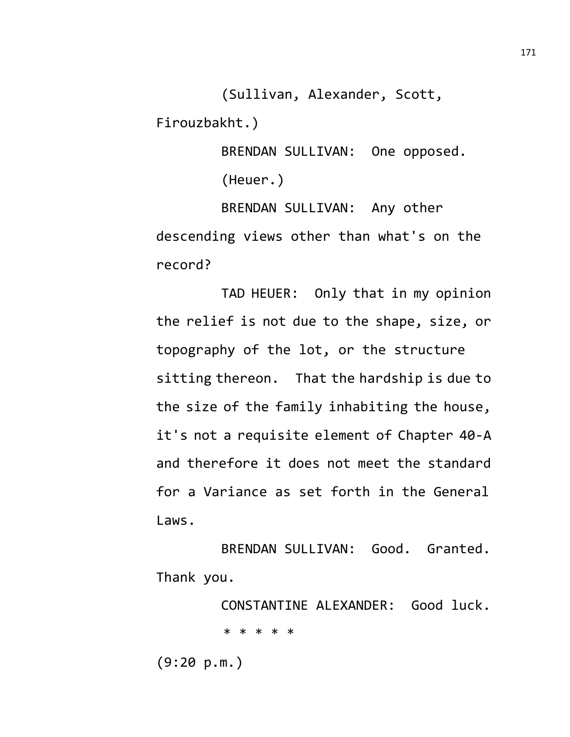(Sullivan, Alexander, Scott, Firouzbakht.)

BRENDAN SULLIVAN: One opposed.

(Heuer.)

BRENDAN SULLIVAN: Any other descending views other than what's on the record?

TAD HEUER: Only that in my opinion the relief is not due to the shape, size, or topography of the lot, or the structure sitting thereon. That the hardship is due to the size of the family inhabiting the house, it's not a requisite element of Chapter 40-A and therefore it does not meet the standard for a Variance as set forth in the General Laws.

BRENDAN SULLIVAN: Good. Granted. Thank you.

CONSTANTINE ALEXANDER: Good luck.

* * * * *

(9:20 p.m.)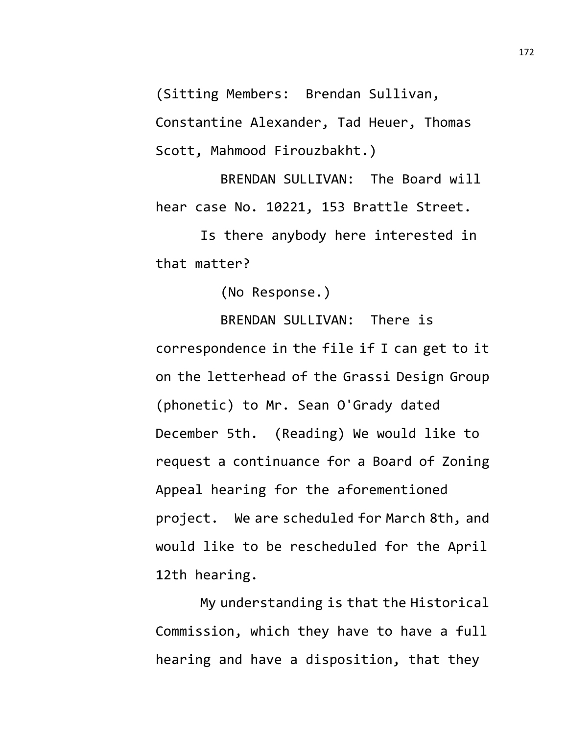(Sitting Members: Brendan Sullivan, Constantine Alexander, Tad Heuer, Thomas Scott, Mahmood Firouzbakht.)

BRENDAN SULLIVAN: The Board will hear case No. 10221, 153 Brattle Street.

Is there anybody here interested in that matter?

(No Response.)

BRENDAN SULLIVAN: There is correspondence in the file if I can get to it on the letterhead of the Grassi Design Group (phonetic) to Mr. Sean O'Grady dated December 5th. (Reading) We would like to request a continuance for a Board of Zoning Appeal hearing for the aforementioned project. We are scheduled for March 8th, and would like to be rescheduled for the April 12th hearing.

My understanding is that the Historical Commission, which they have to have a full hearing and have a disposition, that they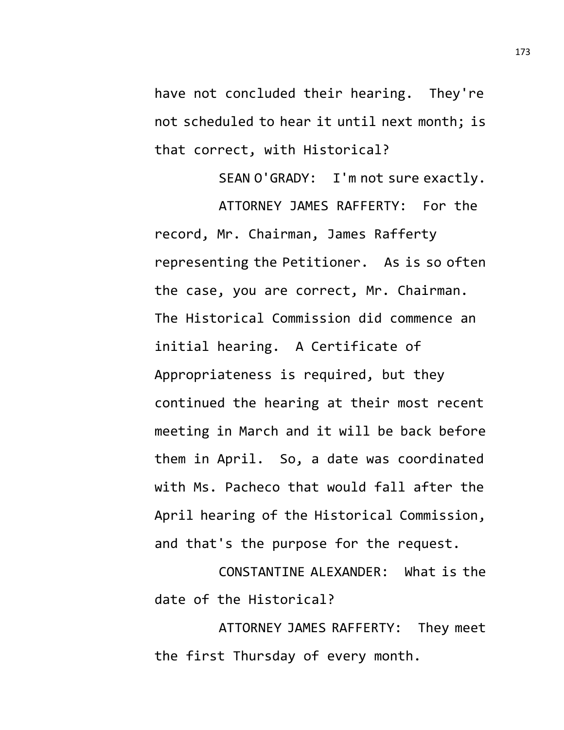have not concluded their hearing. They're not scheduled to hear it until next month; is that correct, with Historical?

SEAN O'GRADY: I'm not sure exactly.

ATTORNEY JAMES RAFFERTY: For the record, Mr. Chairman, James Rafferty representing the Petitioner. As is so often the case, you are correct, Mr. Chairman. The Historical Commission did commence an initial hearing. A Certificate of Appropriateness is required, but they continued the hearing at their most recent meeting in March and it will be back before them in April. So, a date was coordinated with Ms. Pacheco that would fall after the April hearing of the Historical Commission, and that's the purpose for the request.

CONSTANTINE ALEXANDER: What is the date of the Historical?

ATTORNEY JAMES RAFFERTY: They meet the first Thursday of every month.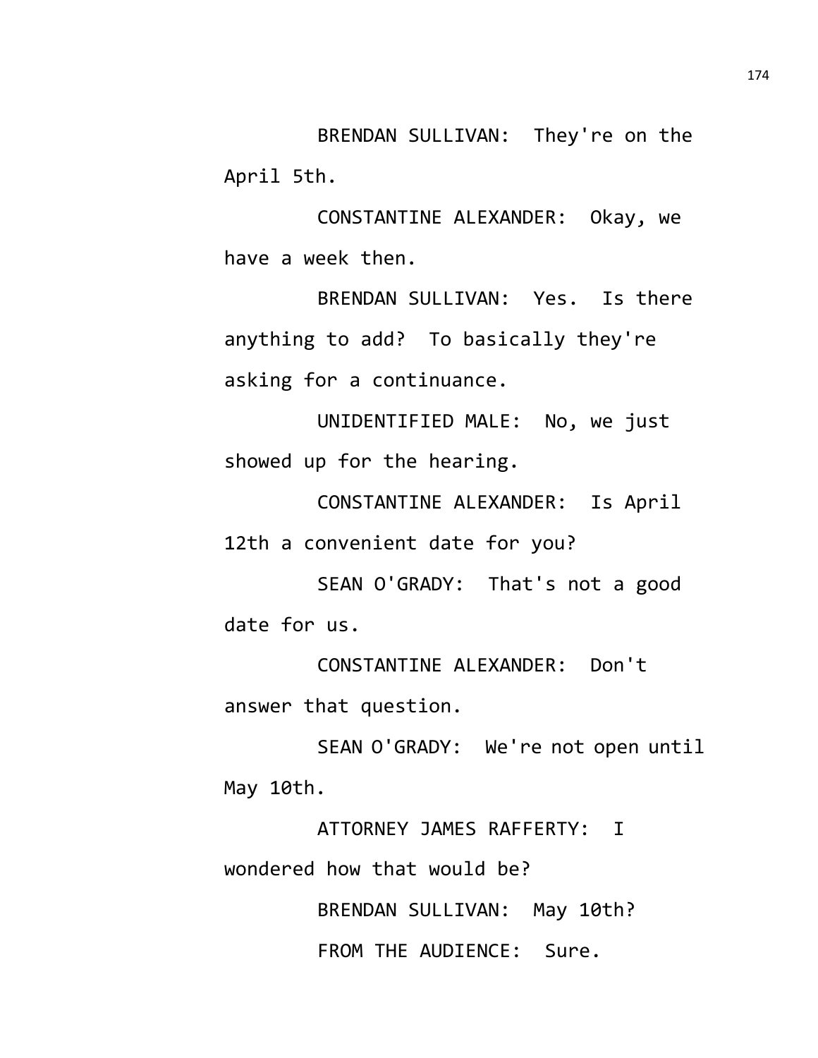BRENDAN SULLIVAN: They're on the April 5th.

CONSTANTINE ALEXANDER: Okay, we have a week then.

BRENDAN SULLIVAN: Yes. Is there anything to add? To basically they're asking for a continuance.

UNIDENTIFIED MALE: No, we just showed up for the hearing.

CONSTANTINE ALEXANDER: Is April 12th a convenient date for you?

SEAN O'GRADY: That's not a good date for us.

CONSTANTINE ALEXANDER: Don't answer that question.

SEAN O'GRADY: We're not open until May 10th.

ATTORNEY JAMES RAFFERTY: I wondered how that would be?

BRENDAN SULLIVAN: May 10th?

FROM THE AUDIENCE: Sure.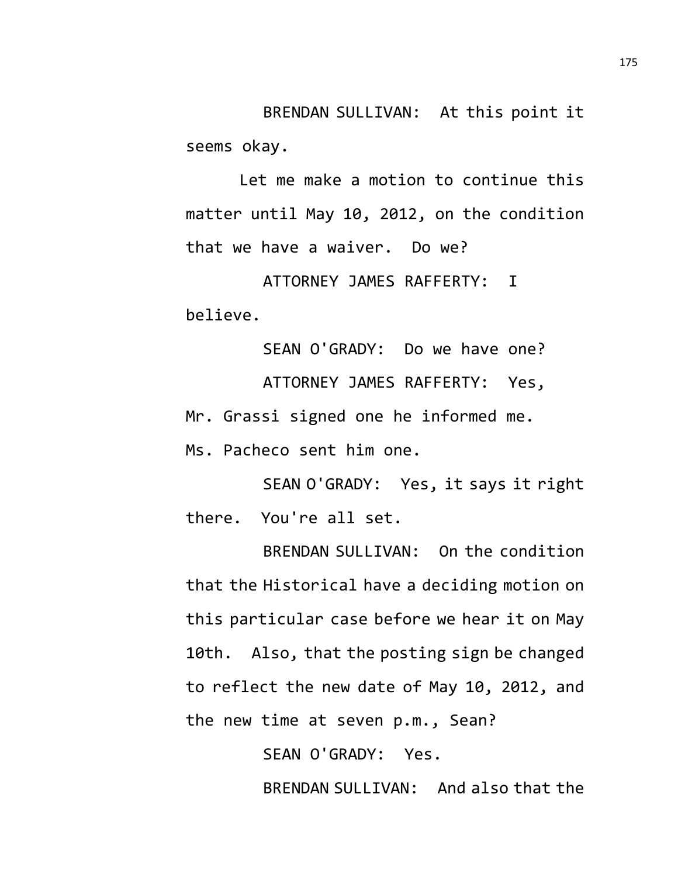BRENDAN SULLIVAN: At this point it seems okay.

Let me make a motion to continue this matter until May 10, 2012, on the condition that we have a waiver. Do we?

ATTORNEY JAMES RAFFERTY: I believe.

SEAN O'GRADY: Do we have one?

ATTORNEY JAMES RAFFERTY: Yes, Mr. Grassi signed one he informed me. Ms. Pacheco sent him one.

SEAN O'GRADY: Yes, it says it right there. You're all set.

BRENDAN SULLIVAN: On the condition that the Historical have a deciding motion on this particular case before we hear it on May 10th. Also, that the posting sign be changed to reflect the new date of May 10, 2012, and the new time at seven p.m., Sean?

SEAN O'GRADY: Yes.

BRENDAN SULLIVAN: And also that the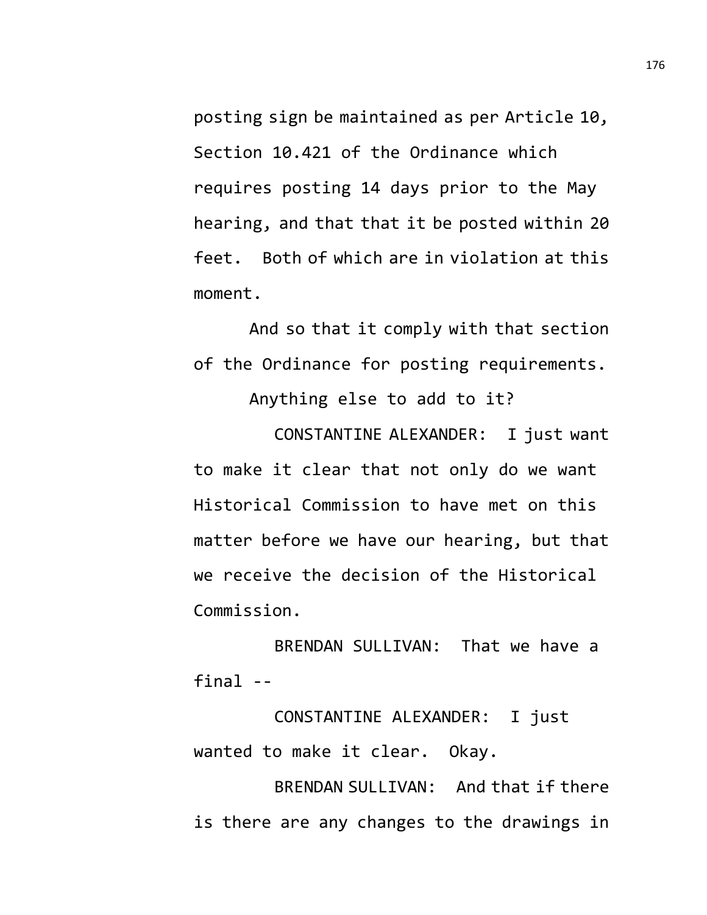posting sign be maintained as per Article 10, Section 10.421 of the Ordinance which requires posting 14 days prior to the May hearing, and that that it be posted within 20 feet. Both of which are in violation at this moment.

And so that it comply with that section of the Ordinance for posting requirements.

Anything else to add to it?

CONSTANTINE ALEXANDER: I just want to make it clear that not only do we want Historical Commission to have met on this matter before we have our hearing, but that we receive the decision of the Historical Commission.

BRENDAN SULLIVAN: That we have a final --

CONSTANTINE ALEXANDER: I just wanted to make it clear. Okay.

BRENDAN SULLIVAN: And that if there is there are any changes to the drawings in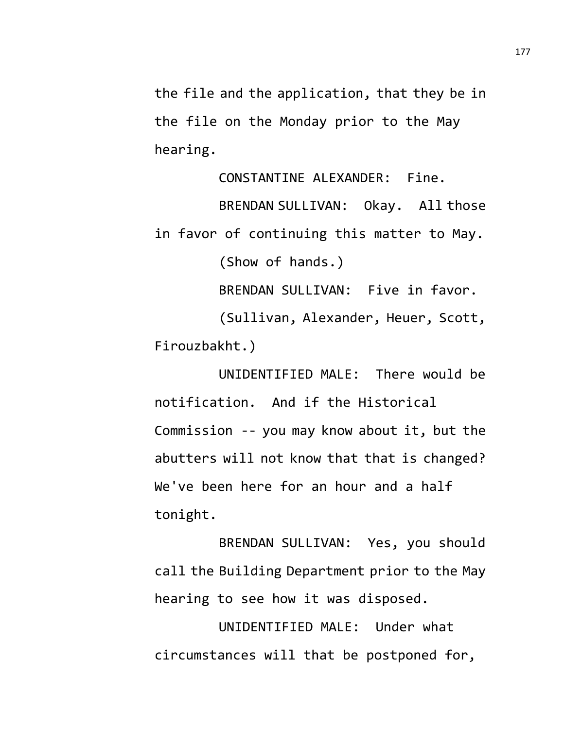the file and the application, that they be in the file on the Monday prior to the May hearing.

CONSTANTINE ALEXANDER: Fine.

BRENDAN SULLIVAN: Okay. All those in favor of continuing this matter to May.

(Show of hands.)

BRENDAN SULLIVAN: Five in favor.

(Sullivan, Alexander, Heuer, Scott, Firouzbakht.)

UNIDENTIFIED MALE: There would be notification. And if the Historical Commission -- you may know about it, but the abutters will not know that that is changed? We've been here for an hour and a half tonight.

BRENDAN SULLIVAN: Yes, you should call the Building Department prior to the May hearing to see how it was disposed.

UNIDENTIFIED MALE: Under what circumstances will that be postponed for,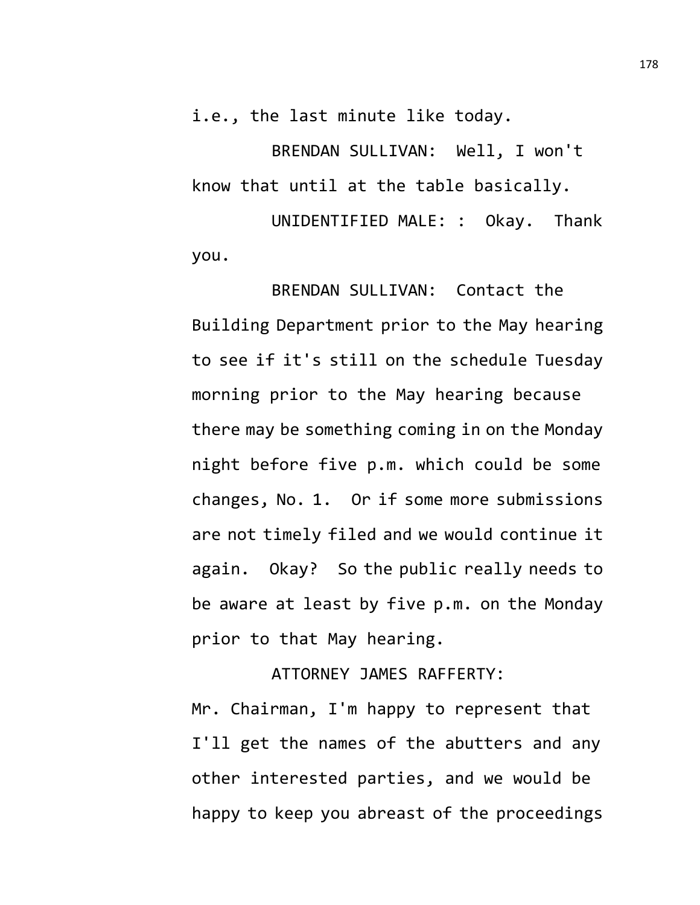i.e., the last minute like today.

BRENDAN SULLIVAN: Well, I won't know that until at the table basically.

UNIDENTIFIED MALE: : Okay. Thank you.

BRENDAN SULLIVAN: Contact the Building Department prior to the May hearing to see if it's still on the schedule Tuesday morning prior to the May hearing because there may be something coming in on the Monday night before five p.m. which could be some changes, No. 1. Or if some more submissions are not timely filed and we would continue it again. Okay? So the public really needs to be aware at least by five p.m. on the Monday prior to that May hearing.

ATTORNEY JAMES RAFFERTY: Mr. Chairman, I'm happy to represent that I'll get the names of the abutters and any other interested parties, and we would be happy to keep you abreast of the proceedings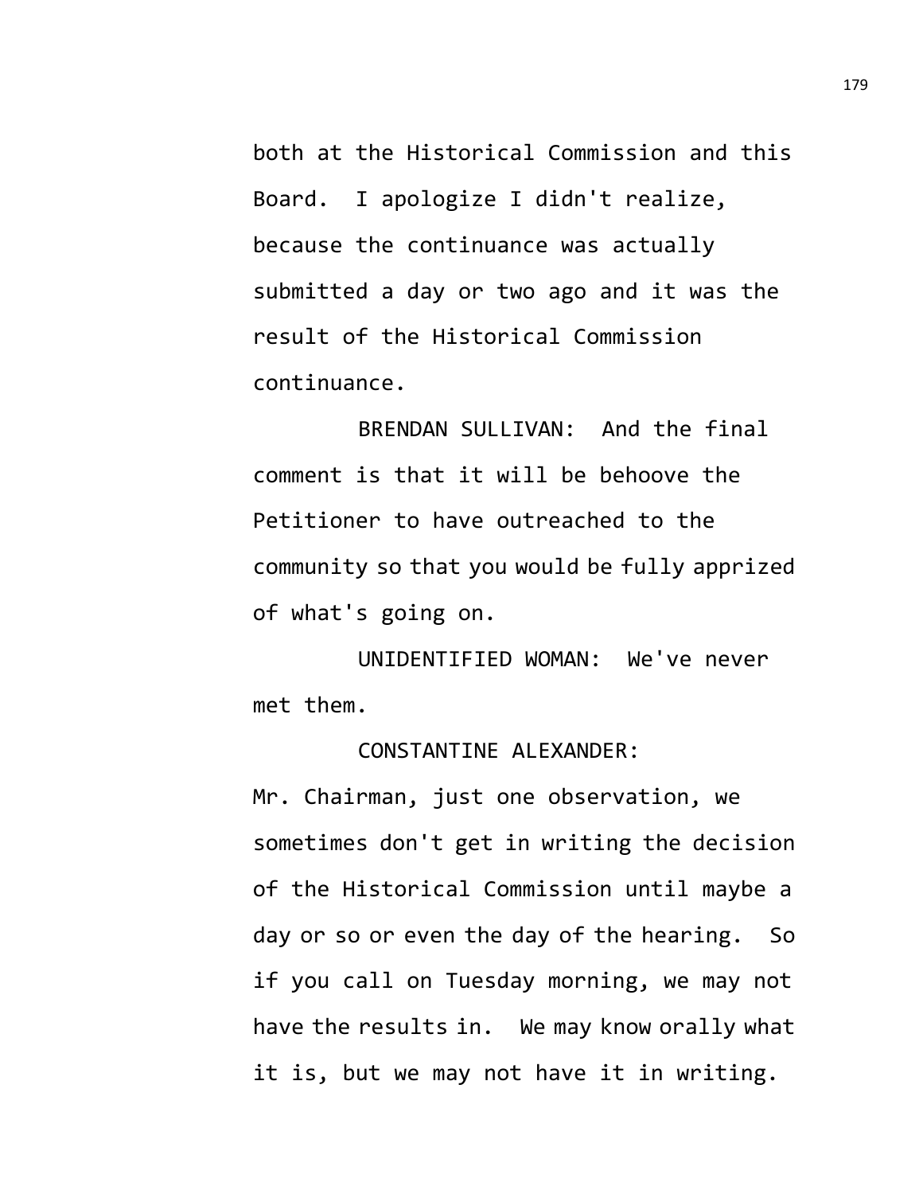both at the Historical Commission and this Board. I apologize I didn't realize, because the continuance was actually submitted a day or two ago and it was the result of the Historical Commission continuance.

BRENDAN SULLIVAN: And the final comment is that it will be behoove the Petitioner to have outreached to the community so that you would be fully apprized of what's going on.

UNIDENTIFIED WOMAN: We've never met them.

CONSTANTINE ALEXANDER: Mr. Chairman, just one observation, we sometimes don't get in writing the decision of the Historical Commission until maybe a day or so or even the day of the hearing. So if you call on Tuesday morning, we may not have the results in. We may know orally what it is, but we may not have it in writing.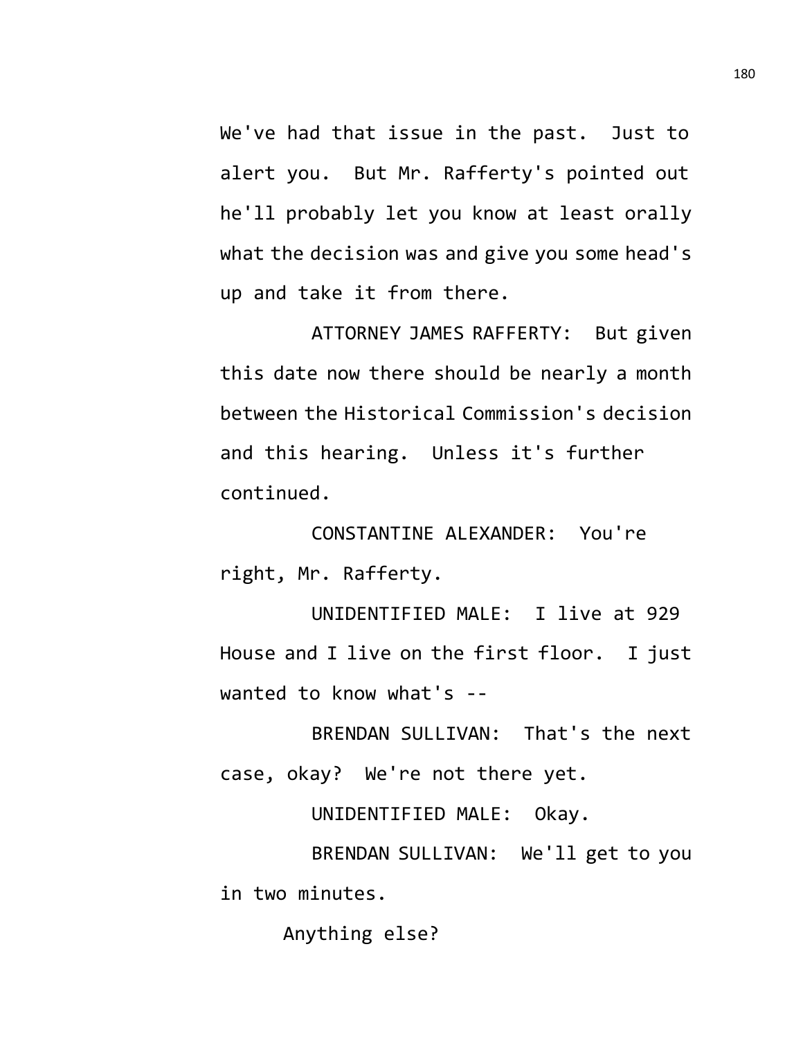We've had that issue in the past. Just to alert you. But Mr. Rafferty's pointed out he'll probably let you know at least orally what the decision was and give you some head's up and take it from there.

ATTORNEY JAMES RAFFERTY: But given this date now there should be nearly a month between the Historical Commission's decision and this hearing. Unless it's further continued.

CONSTANTINE ALEXANDER: You're right, Mr. Rafferty.

UNIDENTIFIED MALE: I live at 929 House and I live on the first floor. I just wanted to know what's --

BRENDAN SULLIVAN: That's the next case, okay? We're not there yet.

UNIDENTIFIED MALE: Okay.

BRENDAN SULLIVAN: We'll get to you in two minutes.

Anything else?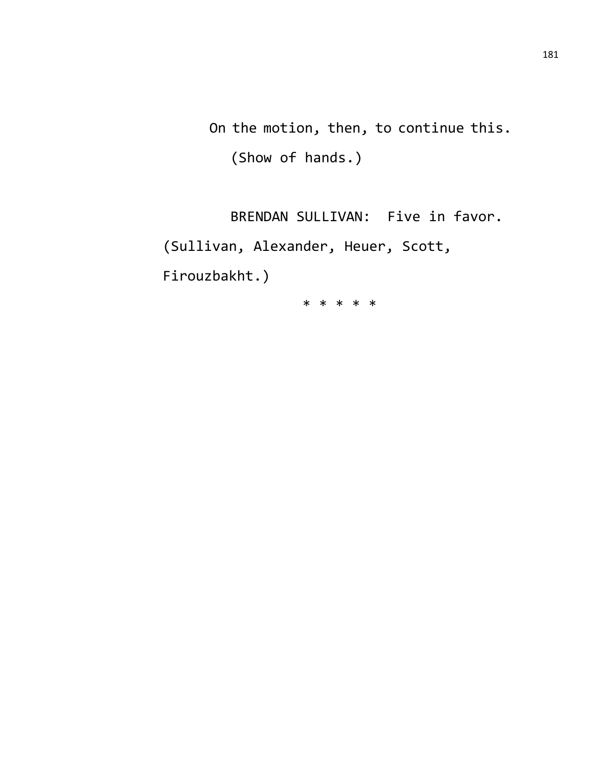On the motion, then, to continue this.

(Show of hands.)

BRENDAN SULLIVAN: Five in favor. (Sullivan, Alexander, Heuer, Scott, Firouzbakht.)

* * * * *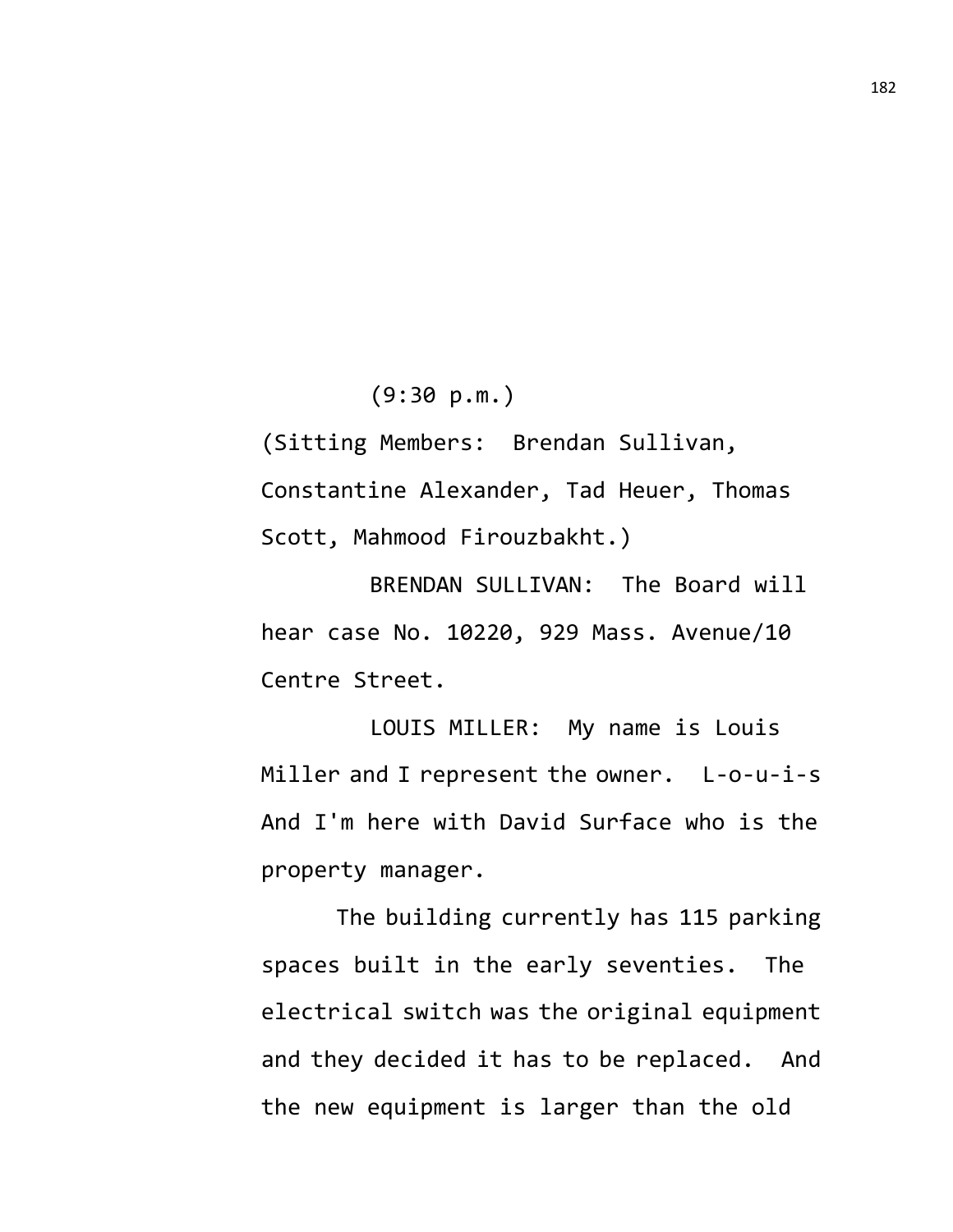(9:30 p.m.)

(Sitting Members: Brendan Sullivan, Constantine Alexander, Tad Heuer, Thomas Scott, Mahmood Firouzbakht.)

BRENDAN SULLIVAN: The Board will hear case No. 10220, 929 Mass. Avenue/10 Centre Street.

LOUIS MILLER: My name is Louis Miller and I represent the owner. L-o-u-i-s And I'm here with David Surface who is the property manager.

The building currently has 115 parking spaces built in the early seventies. The electrical switch was the original equipment and they decided it has to be replaced. And the new equipment is larger than the old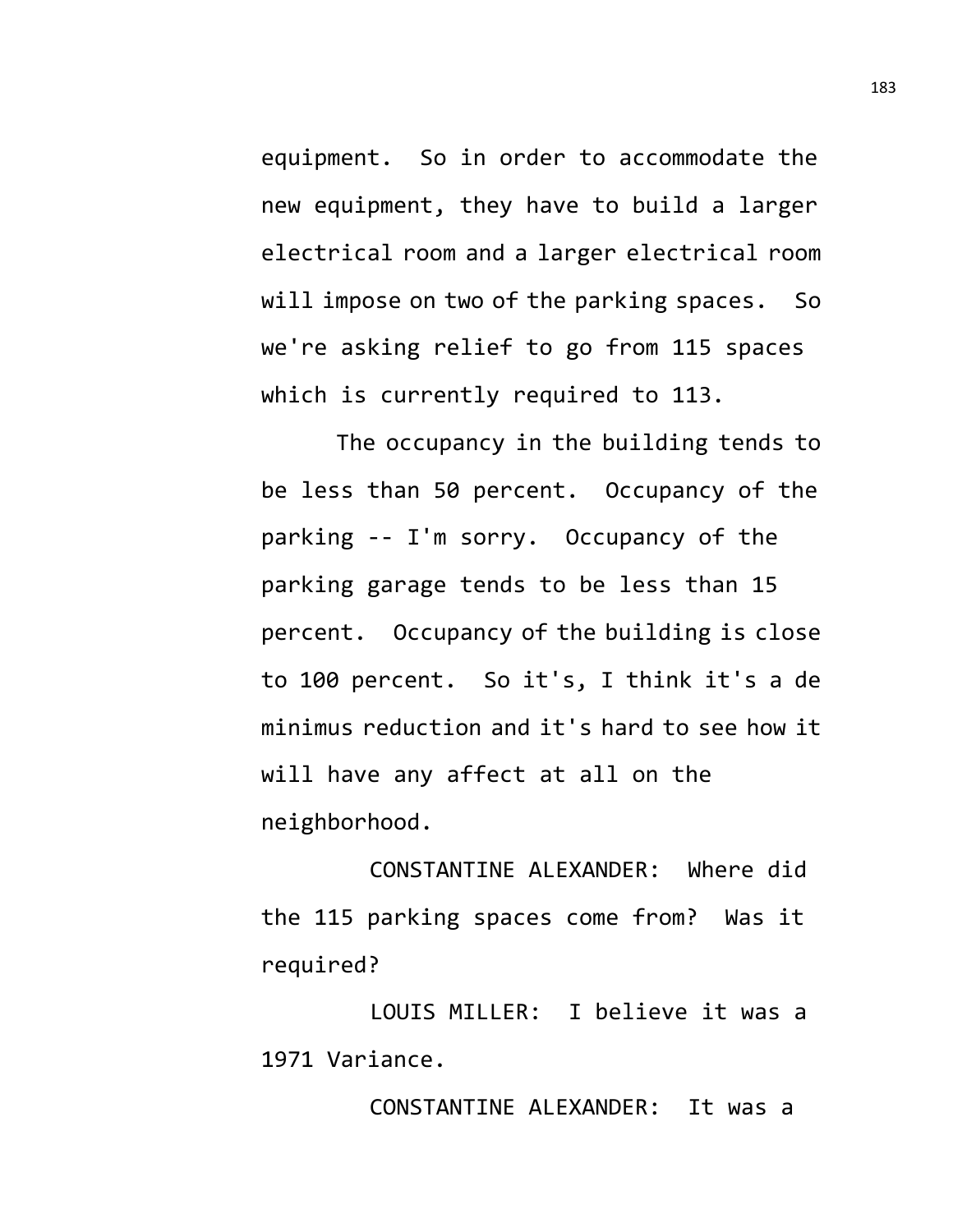equipment. So in order to accommodate the new equipment, they have to build a larger electrical room and a larger electrical room will impose on two of the parking spaces. So we're asking relief to go from 115 spaces which is currently required to 113.

The occupancy in the building tends to be less than 50 percent. Occupancy of the parking -- I'm sorry. Occupancy of the parking garage tends to be less than 15 percent. Occupancy of the building is close to 100 percent. So it's, I think it's a de minimus reduction and it's hard to see how it will have any affect at all on the neighborhood.

CONSTANTINE ALEXANDER: Where did the 115 parking spaces come from? Was it required?

LOUIS MILLER: I believe it was a 1971 Variance.

CONSTANTINE ALEXANDER: It was a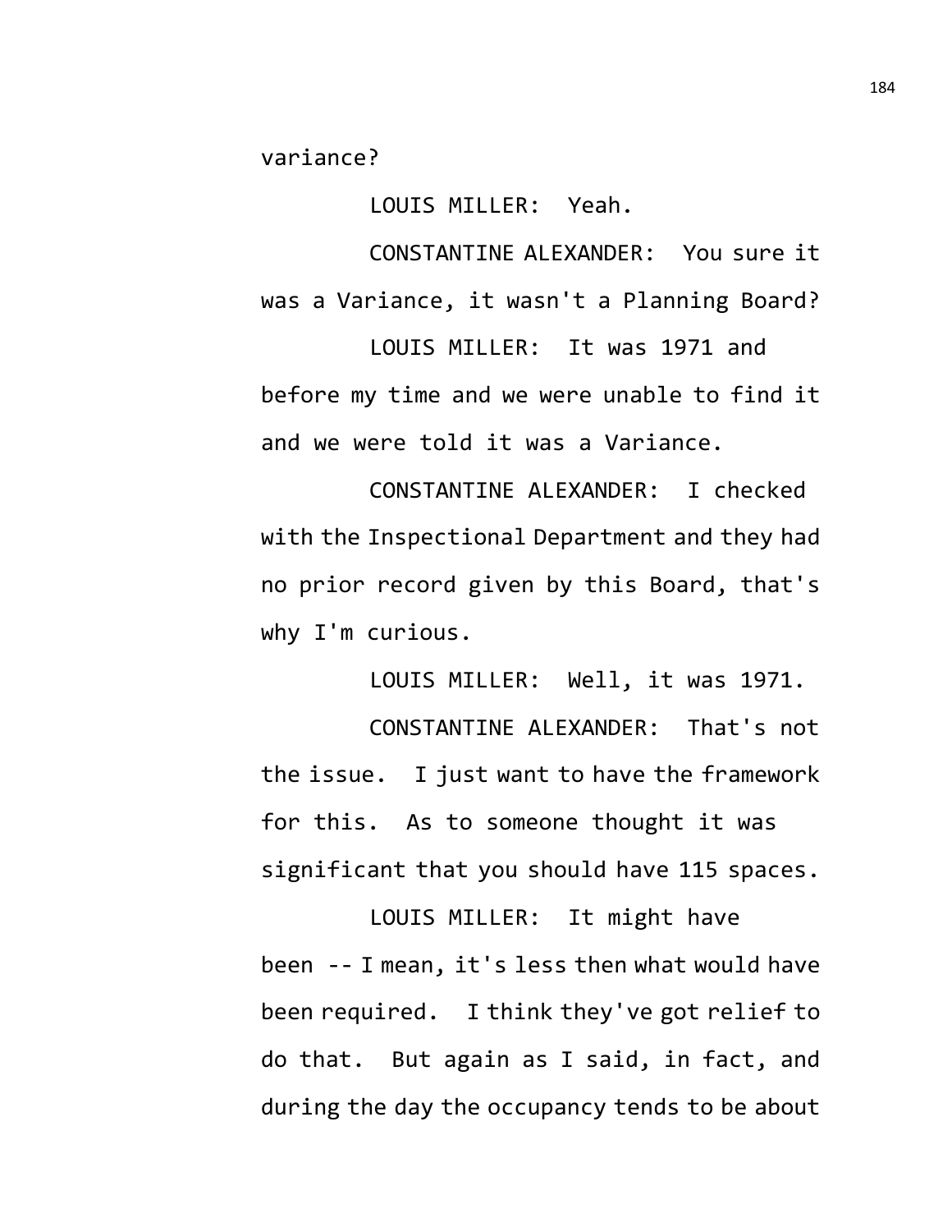variance?

LOUIS MILLER: Yeah.

CONSTANTINE ALEXANDER: You sure it was a Variance, it wasn't a Planning Board?

LOUIS MILLER: It was 1971 and before my time and we were unable to find it and we were told it was a Variance.

CONSTANTINE ALEXANDER: I checked with the Inspectional Department and they had no prior record given by this Board, that's why I'm curious.

LOUIS MILLER: Well, it was 1971.

CONSTANTINE ALEXANDER: That's not the issue. I just want to have the framework for this. As to someone thought it was significant that you should have 115 spaces.

LOUIS MILLER: It might have been -- I mean, it's less then what would have been required. I think they've got relief to do that. But again as I said, in fact, and during the day the occupancy tends to be about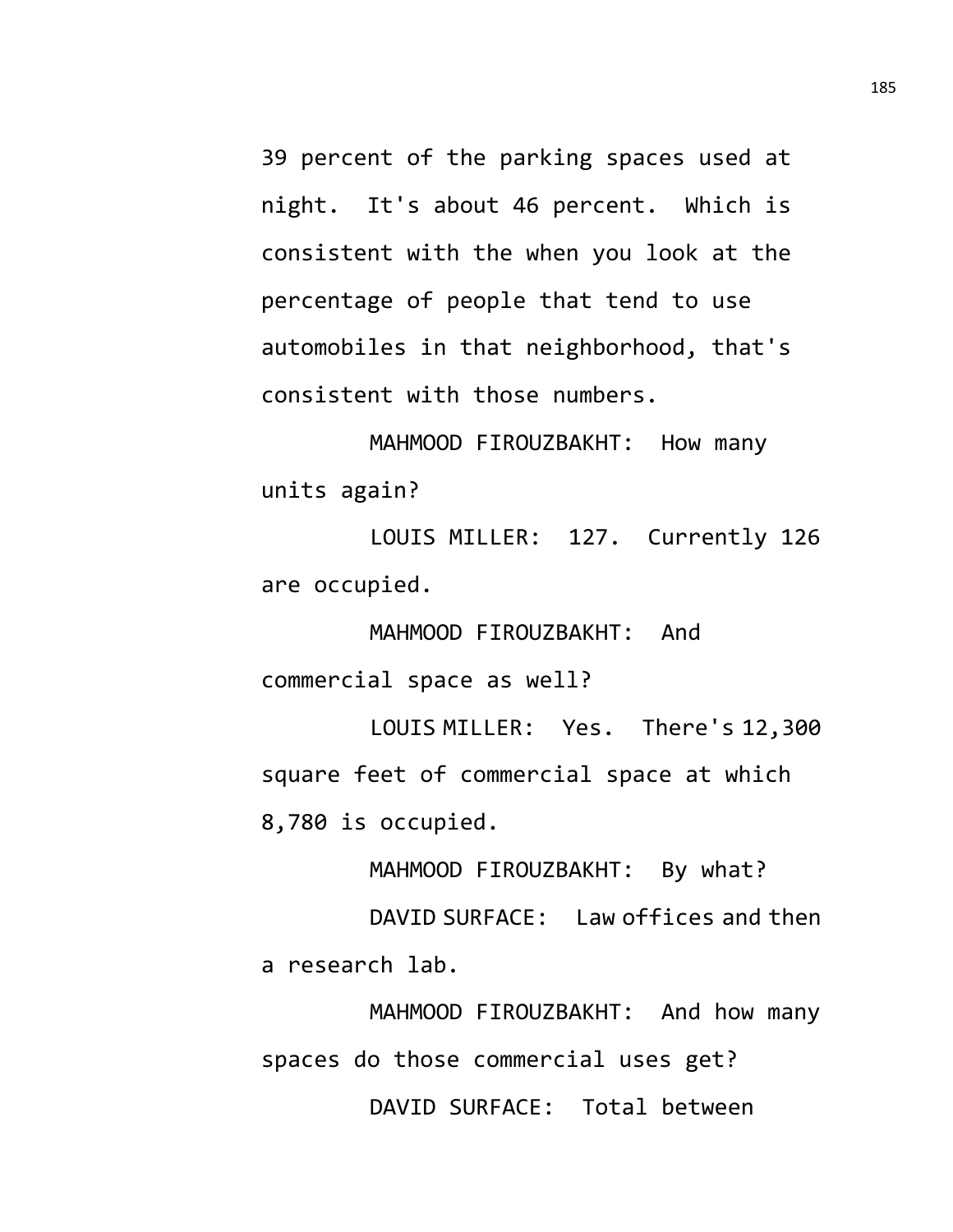39 percent of the parking spaces used at night. It's about 46 percent. Which is consistent with the when you look at the percentage of people that tend to use automobiles in that neighborhood, that's consistent with those numbers.

MAHMOOD FIROUZBAKHT: How many units again?

LOUIS MILLER: 127. Currently 126 are occupied.

MAHMOOD FIROUZBAKHT: And commercial space as well?

LOUIS MILLER: Yes. There's 12,300 square feet of commercial space at which 8,780 is occupied.

MAHMOOD FIROUZBAKHT: By what?

DAVID SURFACE: Law offices and then a research lab.

MAHMOOD FIROUZBAKHT: And how many spaces do those commercial uses get?

DAVID SURFACE: Total between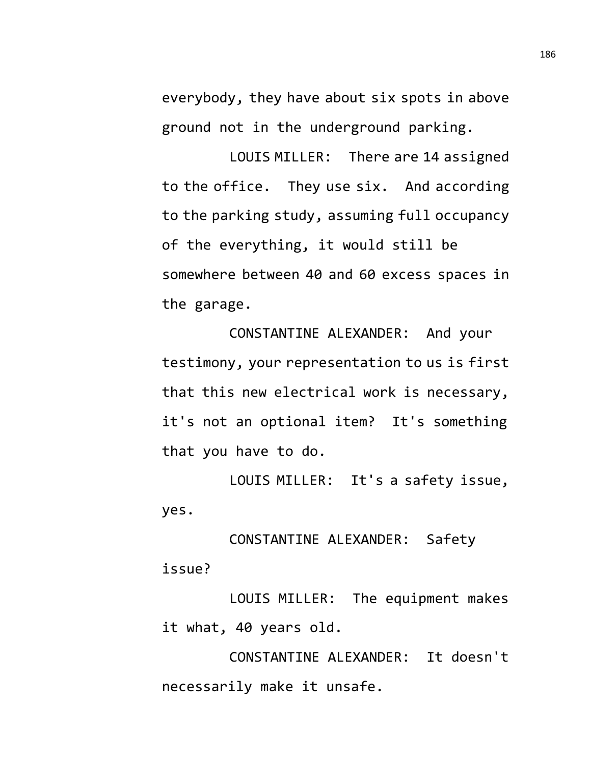everybody, they have about six spots in above ground not in the underground parking.

LOUIS MILLER: There are 14 assigned to the office. They use six. And according to the parking study, assuming full occupancy of the everything, it would still be somewhere between 40 and 60 excess spaces in the garage.

CONSTANTINE ALEXANDER: And your testimony, your representation to us is first that this new electrical work is necessary, it's not an optional item? It's something that you have to do.

LOUIS MILLER: It's a safety issue, yes.

CONSTANTINE ALEXANDER: Safety issue?

LOUIS MILLER: The equipment makes it what, 40 years old.

CONSTANTINE ALEXANDER: It doesn't necessarily make it unsafe.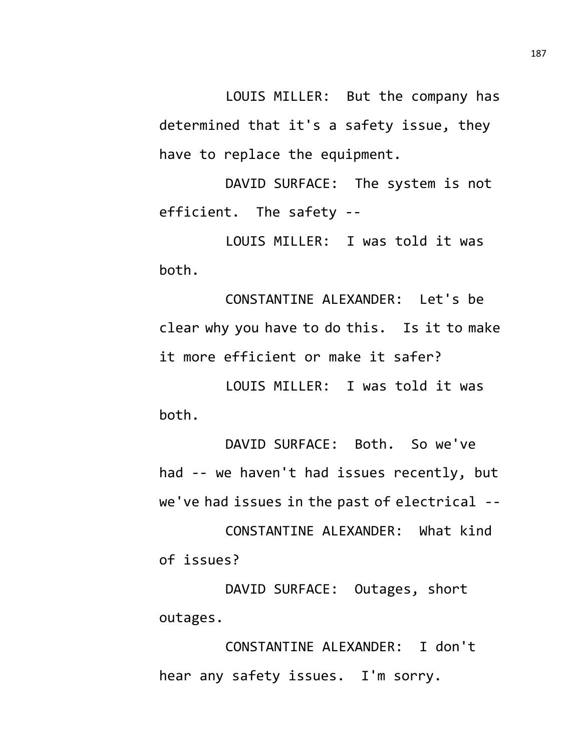LOUIS MILLER: But the company has determined that it's a safety issue, they have to replace the equipment.

DAVID SURFACE: The system is not efficient. The safety --

LOUIS MILLER: I was told it was both.

CONSTANTINE ALEXANDER: Let's be clear why you have to do this. Is it to make it more efficient or make it safer?

LOUIS MILLER: I was told it was both.

DAVID SURFACE: Both. So we've had -- we haven't had issues recently, but we've had issues in the past of electrical --

CONSTANTINE ALEXANDER: What kind of issues?

DAVID SURFACE: Outages, short outages.

CONSTANTINE ALEXANDER: I don't hear any safety issues. I'm sorry.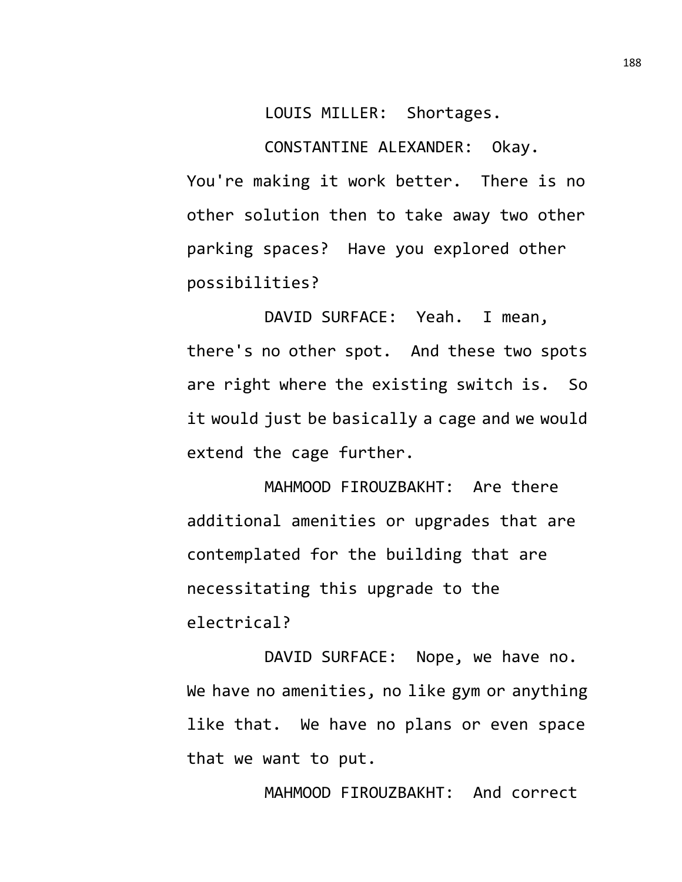LOUIS MILLER: Shortages.

CONSTANTINE ALEXANDER: Okay. You're making it work better. There is no other solution then to take away two other parking spaces? Have you explored other possibilities?

DAVID SURFACE: Yeah. I mean, there's no other spot. And these two spots are right where the existing switch is. So it would just be basically a cage and we would extend the cage further.

MAHMOOD FIROUZBAKHT: Are there additional amenities or upgrades that are contemplated for the building that are necessitating this upgrade to the electrical?

DAVID SURFACE: Nope, we have no. We have no amenities, no like gym or anything like that. We have no plans or even space that we want to put.

MAHMOOD FIROUZBAKHT: And correct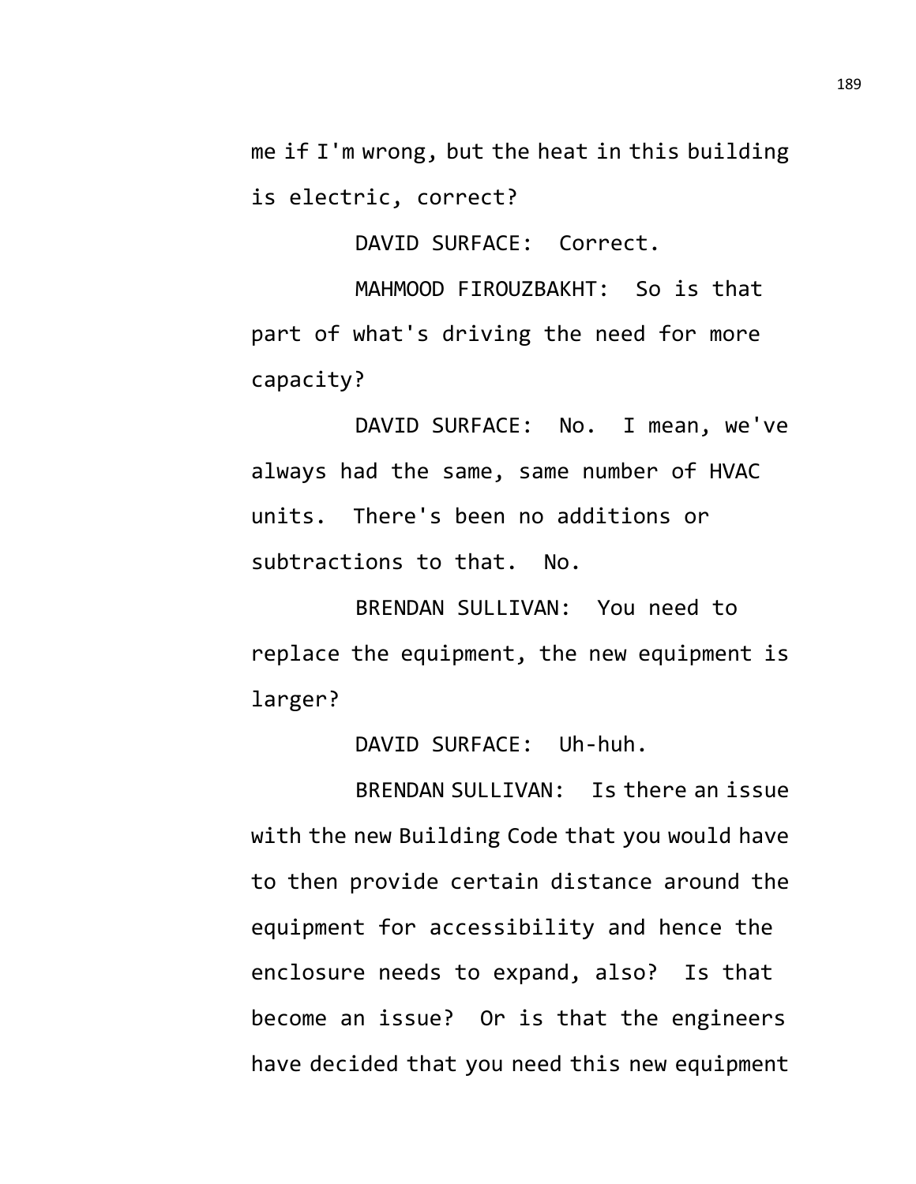me if I'm wrong, but the heat in this building is electric, correct?

DAVID SURFACE: Correct.

MAHMOOD FIROUZBAKHT: So is that part of what's driving the need for more capacity?

DAVID SURFACE: No. I mean, we've always had the same, same number of HVAC units. There's been no additions or subtractions to that. No.

BRENDAN SULLIVAN: You need to replace the equipment, the new equipment is larger?

DAVID SURFACE: Uh-huh.

BRENDAN SULLIVAN: Is there an issue with the new Building Code that you would have to then provide certain distance around the equipment for accessibility and hence the enclosure needs to expand, also? Is that become an issue? Or is that the engineers have decided that you need this new equipment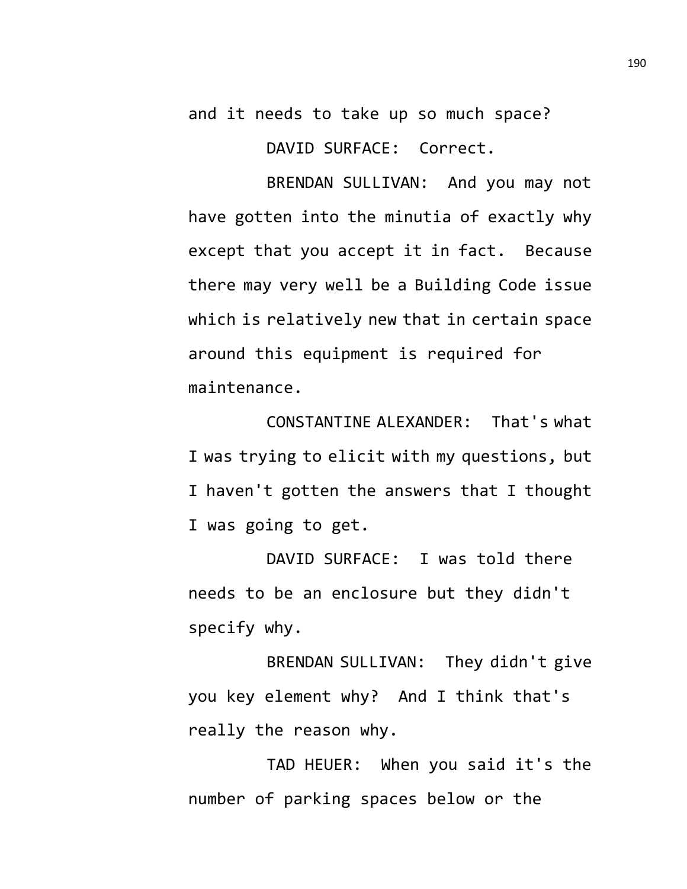and it needs to take up so much space?

DAVID SURFACE: Correct.

BRENDAN SULLIVAN: And you may not have gotten into the minutia of exactly why except that you accept it in fact. Because there may very well be a Building Code issue which is relatively new that in certain space around this equipment is required for maintenance.

CONSTANTINE ALEXANDER: That's what I was trying to elicit with my questions, but I haven't gotten the answers that I thought I was going to get.

DAVID SURFACE: I was told there needs to be an enclosure but they didn't specify why.

BRENDAN SULLIVAN: They didn't give you key element why? And I think that's really the reason why.

TAD HEUER: When you said it's the number of parking spaces below or the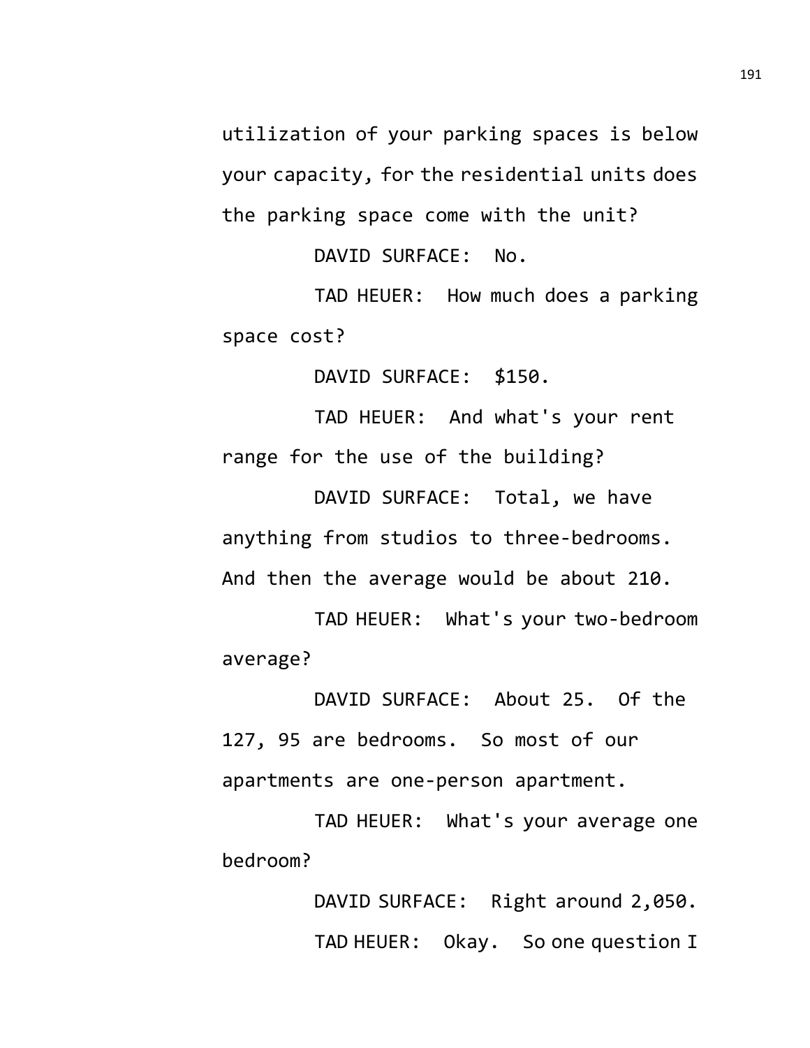utilization of your parking spaces is below your capacity, for the residential units does the parking space come with the unit?

DAVID SURFACE: No.

TAD HEUER: How much does a parking space cost?

DAVID SURFACE: $150.

TAD HEUER: And what's your rent range for the use of the building?

DAVID SURFACE: Total, we have anything from studios to three-bedrooms. And then the average would be about 210.

TAD HEUER: What's your two-bedroom average?

DAVID SURFACE: About 25. Of the 127, 95 are bedrooms. So most of our apartments are one-person apartment.

TAD HEUER: What's your average one bedroom?

DAVID SURFACE: Right around 2,050.

TAD HEUER: Okay. So one question I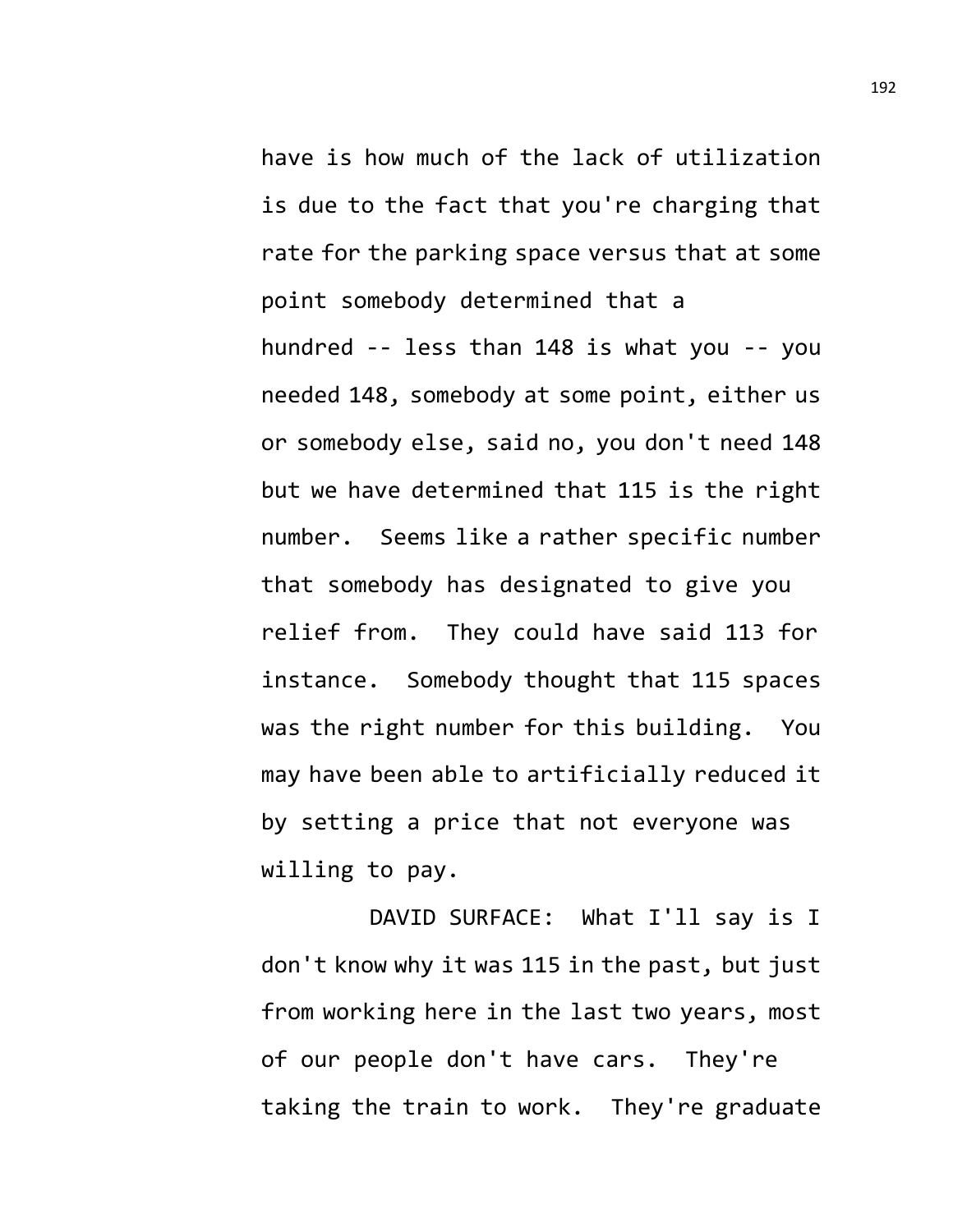have is how much of the lack of utilization is due to the fact that you're charging that rate for the parking space versus that at some point somebody determined that a hundred -- less than 148 is what you -- you needed 148, somebody at some point, either us or somebody else, said no, you don't need 148 but we have determined that 115 is the right number. Seems like a rather specific number that somebody has designated to give you relief from. They could have said 113 for instance. Somebody thought that 115 spaces was the right number for this building. You may have been able to artificially reduced it by setting a price that not everyone was willing to pay.

DAVID SURFACE: What I'll say is I don't know why it was 115 in the past, but just from working here in the last two years, most of our people don't have cars. They're taking the train to work. They're graduate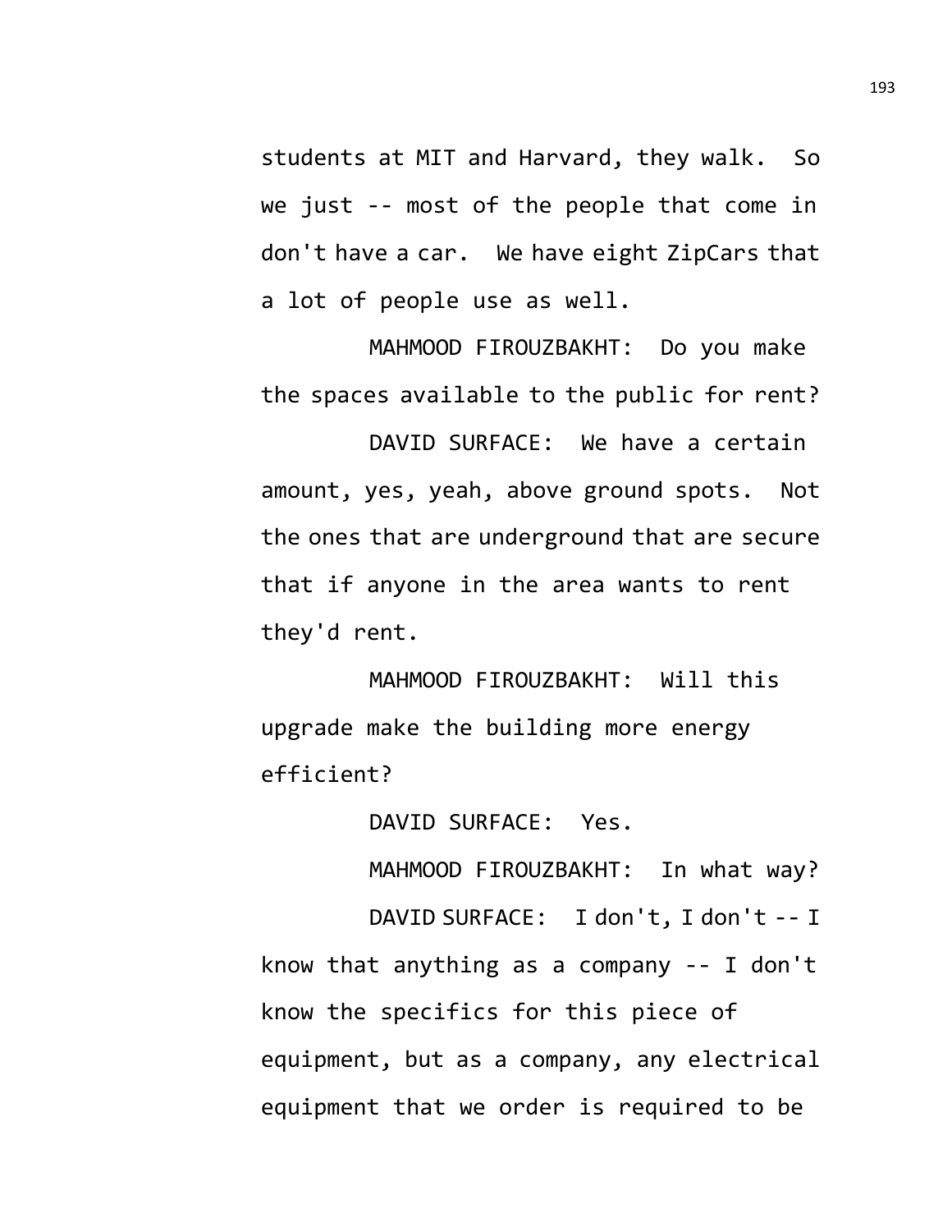students at MIT and Harvard, they walk. So we just -- most of the people that come in don't have a car. We have eight ZipCars that a lot of people use as well.

MAHMOOD FIROUZBAKHT: Do you make the spaces available to the public for rent?

DAVID SURFACE: We have a certain amount, yes, yeah, above ground spots. Not the ones that are underground that are secure that if anyone in the area wants to rent they'd rent.

MAHMOOD FIROUZBAKHT: Will this upgrade make the building more energy efficient?

DAVID SURFACE: Yes.

MAHMOOD FIROUZBAKHT: In what way?

DAVID SURFACE: I don't, I don't -- I know that anything as a company -- I don't know the specifics for this piece of equipment, but as a company, any electrical equipment that we order is required to be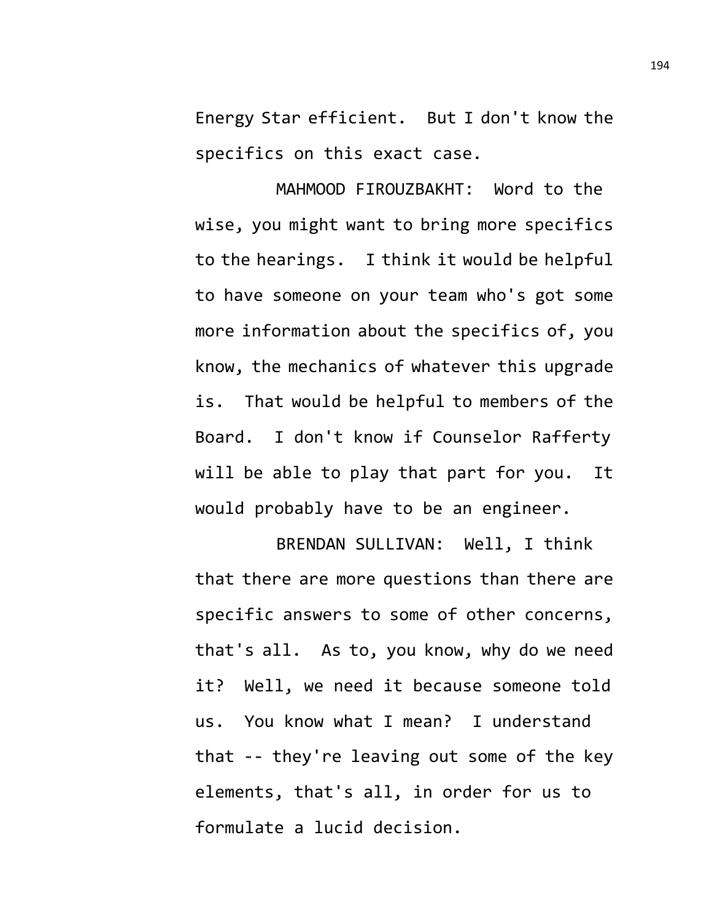Energy Star efficient. But I don't know the specifics on this exact case.

MAHMOOD FIROUZBAKHT: Word to the wise, you might want to bring more specifics to the hearings. I think it would be helpful to have someone on your team who's got some more information about the specifics of, you know, the mechanics of whatever this upgrade is. That would be helpful to members of the Board. I don't know if Counselor Rafferty will be able to play that part for you. It would probably have to be an engineer.

BRENDAN SULLIVAN: Well, I think that there are more questions than there are specific answers to some of other concerns, that's all. As to, you know, why do we need it? Well, we need it because someone told us. You know what I mean? I understand that -- they're leaving out some of the key elements, that's all, in order for us to formulate a lucid decision.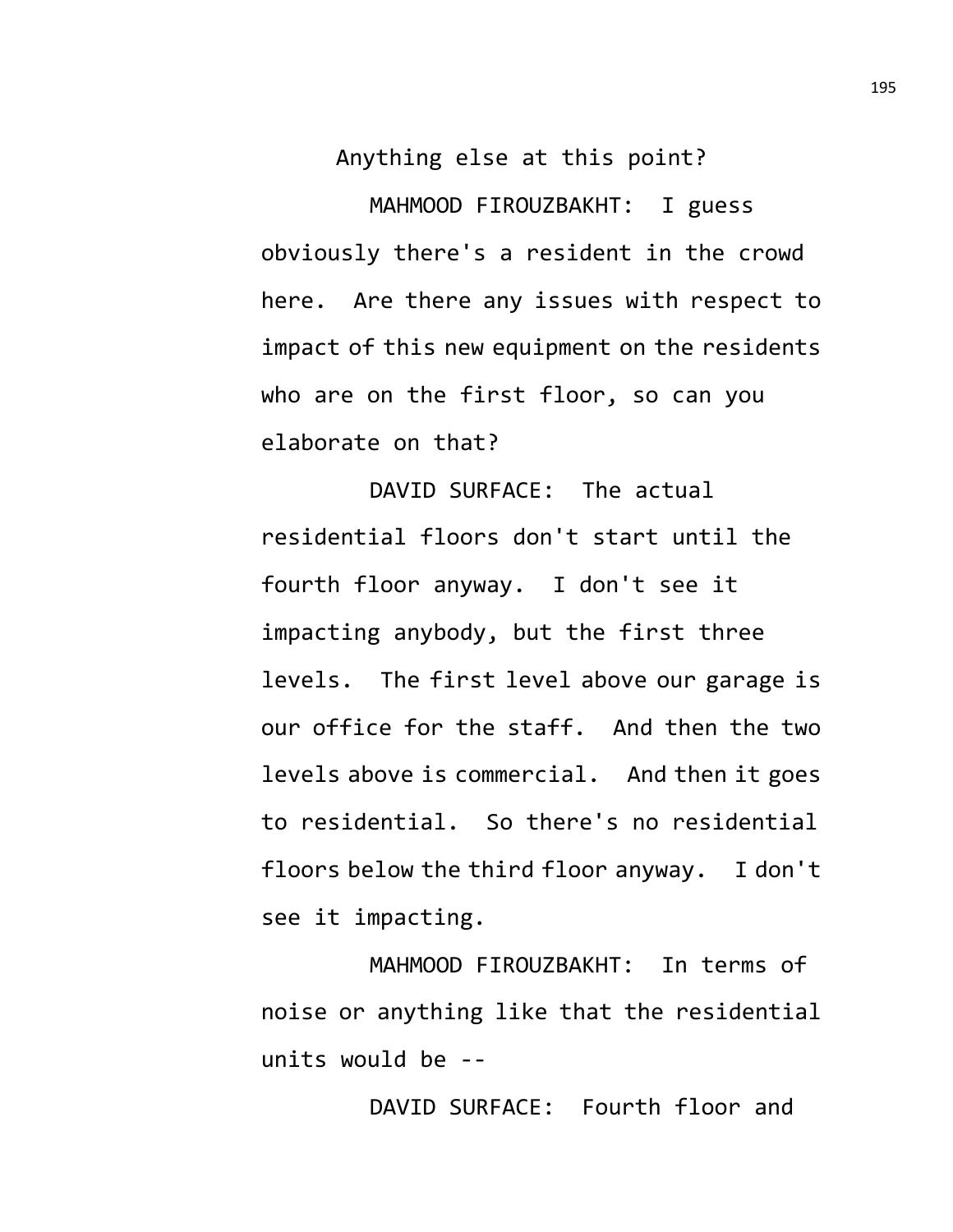Anything else at this point?

MAHMOOD FIROUZBAKHT: I guess obviously there's a resident in the crowd here. Are there any issues with respect to impact of this new equipment on the residents who are on the first floor, so can you elaborate on that?

DAVID SURFACE: The actual residential floors don't start until the fourth floor anyway. I don't see it impacting anybody, but the first three levels. The first level above our garage is our office for the staff. And then the two levels above is commercial. And then it goes to residential. So there's no residential floors below the third floor anyway. I don't see it impacting.

MAHMOOD FIROUZBAKHT: In terms of noise or anything like that the residential units would be --

DAVID SURFACE: Fourth floor and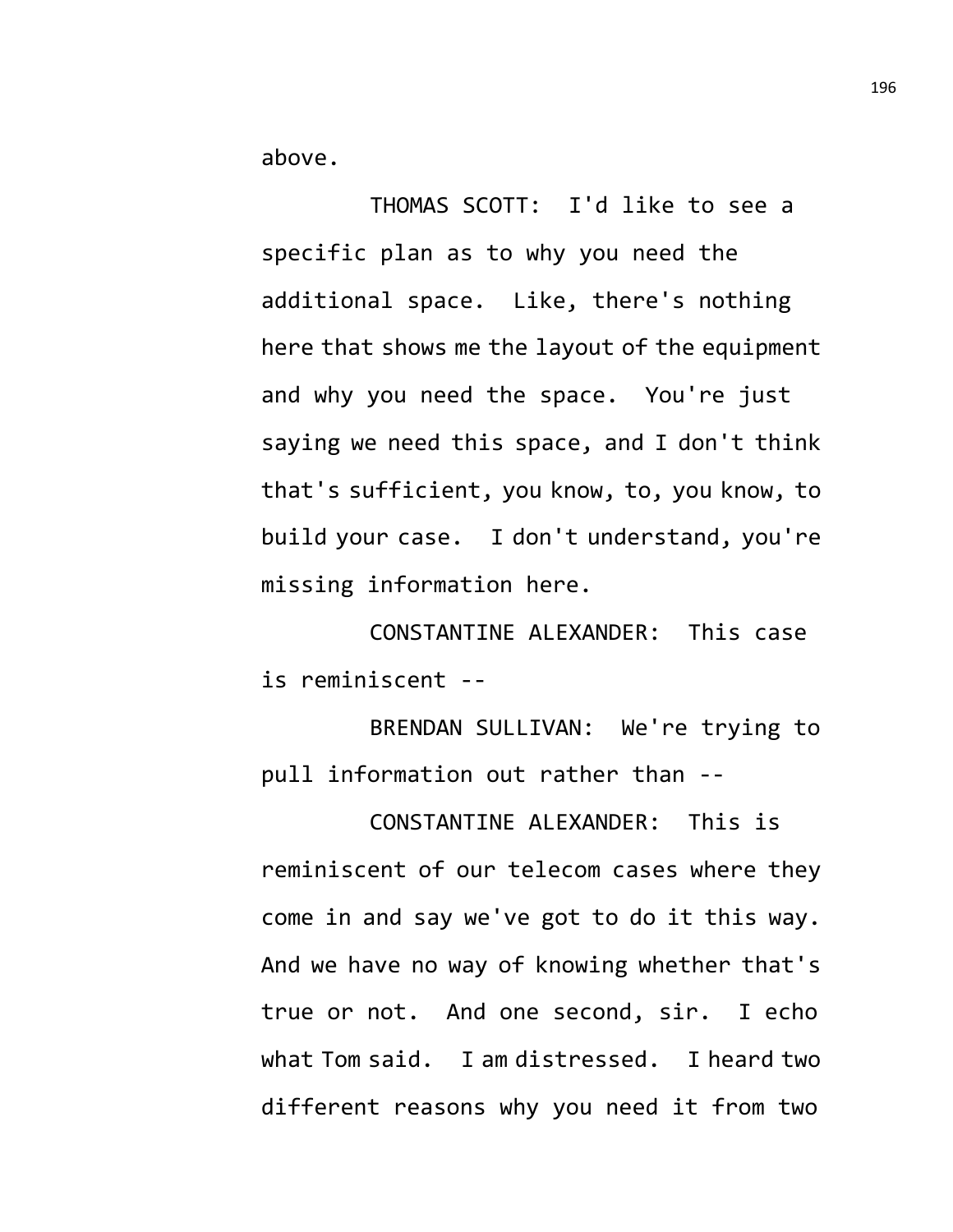above.

THOMAS SCOTT: I'd like to see a specific plan as to why you need the additional space. Like, there's nothing here that shows me the layout of the equipment and why you need the space. You're just saying we need this space, and I don't think that's sufficient, you know, to, you know, to build your case. I don't understand, you're missing information here.

CONSTANTINE ALEXANDER: This case is reminiscent --

BRENDAN SULLIVAN: We're trying to pull information out rather than --

CONSTANTINE ALEXANDER: This is reminiscent of our telecom cases where they come in and say we've got to do it this way. And we have no way of knowing whether that's true or not. And one second, sir. I echo what Tom said. I am distressed. I heard two different reasons why you need it from two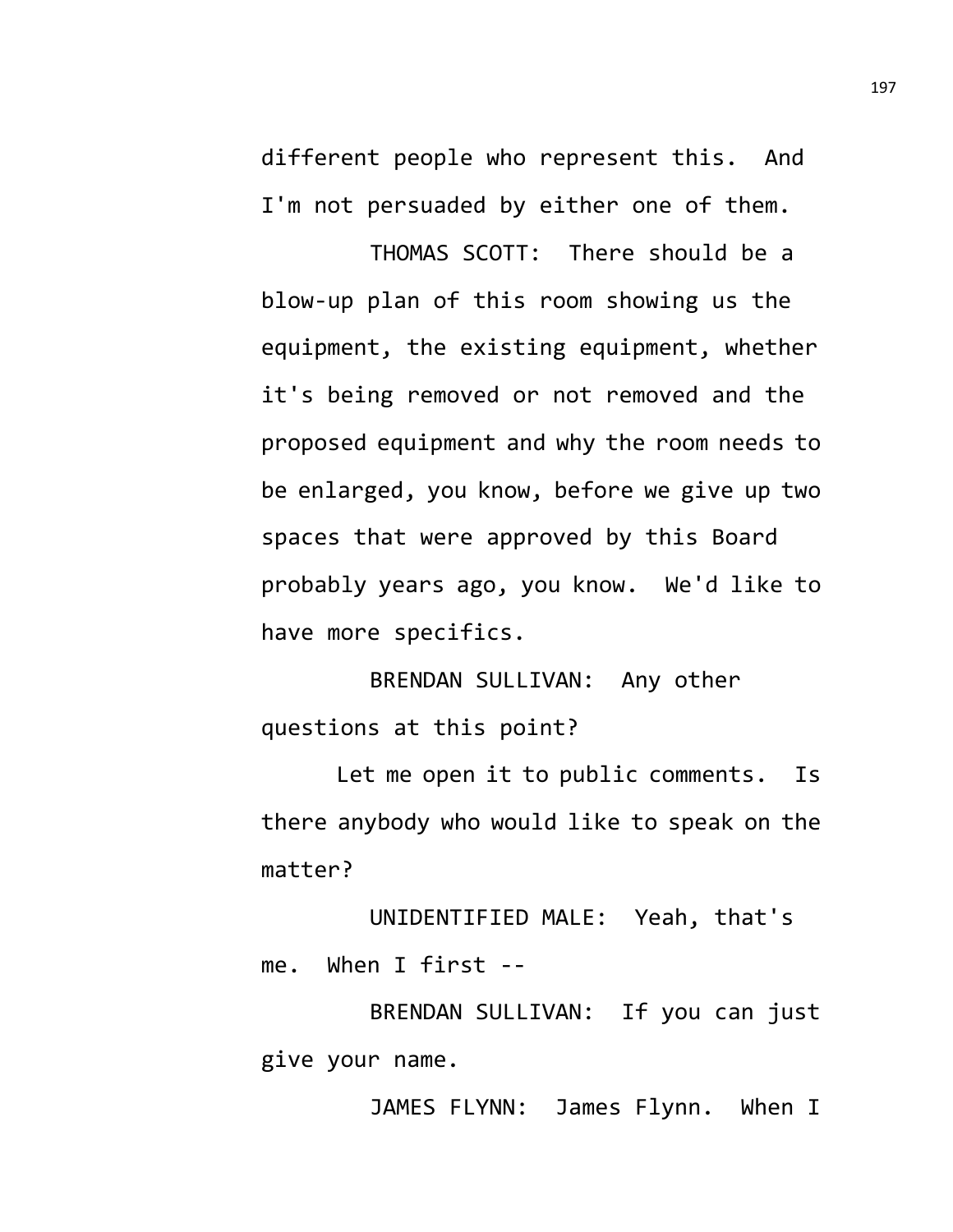different people who represent this. And I'm not persuaded by either one of them.

THOMAS SCOTT: There should be a blow-up plan of this room showing us the equipment, the existing equipment, whether it's being removed or not removed and the proposed equipment and why the room needs to be enlarged, you know, before we give up two spaces that were approved by this Board probably years ago, you know. We'd like to have more specifics.

BRENDAN SULLIVAN: Any other questions at this point?

Let me open it to public comments. Is there anybody who would like to speak on the matter?

UNIDENTIFIED MALE: Yeah, that's me. When I first --

BRENDAN SULLIVAN: If you can just give your name.

JAMES FLYNN: James Flynn. When I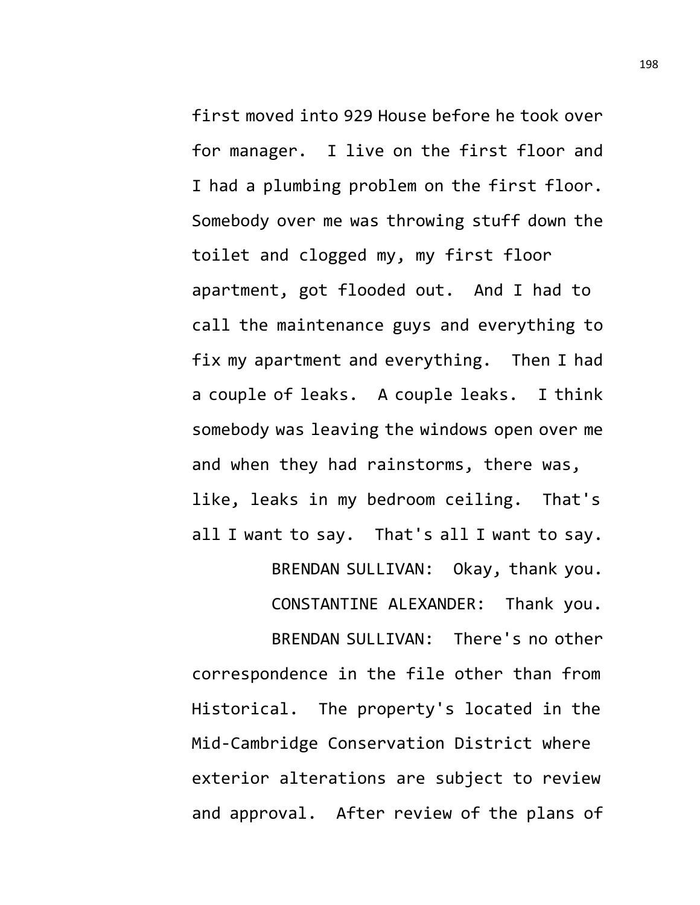first moved into 929 House before he took over for manager. I live on the first floor and I had a plumbing problem on the first floor. Somebody over me was throwing stuff down the toilet and clogged my, my first floor apartment, got flooded out. And I had to call the maintenance guys and everything to fix my apartment and everything. Then I had a couple of leaks. A couple leaks. I think somebody was leaving the windows open over me and when they had rainstorms, there was, like, leaks in my bedroom ceiling. That's all I want to say. That's all I want to say.

BRENDAN SULLIVAN: Okay, thank you.

CONSTANTINE ALEXANDER: Thank you.

BRENDAN SULLIVAN: There's no other correspondence in the file other than from Historical. The property's located in the Mid-Cambridge Conservation District where exterior alterations are subject to review and approval. After review of the plans of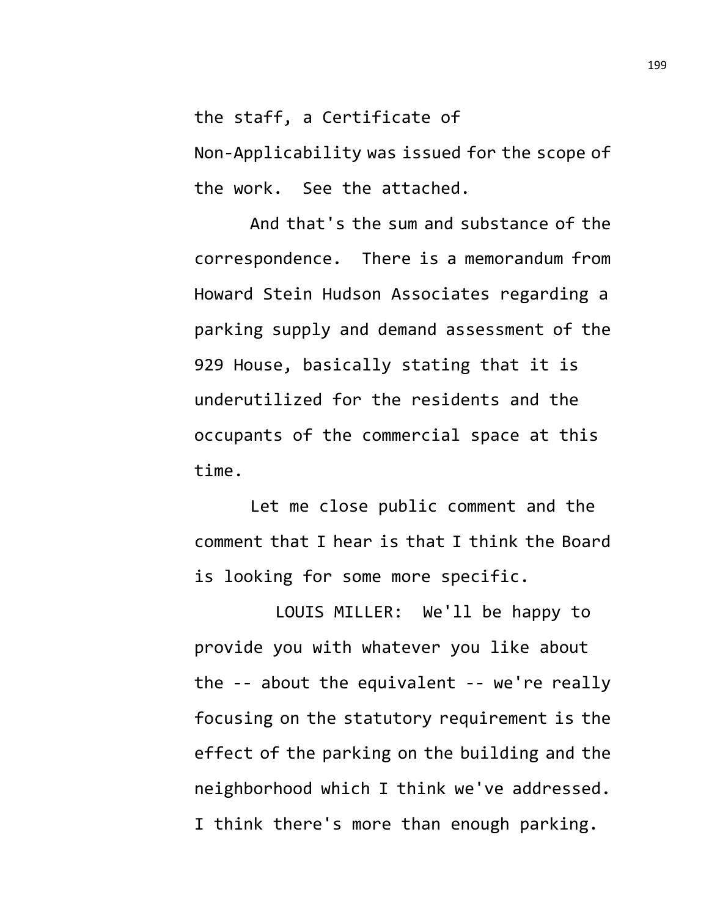the staff, a Certificate of Non-Applicability was issued for the scope of the work. See the attached.

And that's the sum and substance of the correspondence. There is a memorandum from Howard Stein Hudson Associates regarding a parking supply and demand assessment of the 929 House, basically stating that it is underutilized for the residents and the occupants of the commercial space at this time.

Let me close public comment and the comment that I hear is that I think the Board is looking for some more specific.

LOUIS MILLER: We'll be happy to provide you with whatever you like about the -- about the equivalent -- we're really focusing on the statutory requirement is the effect of the parking on the building and the neighborhood which I think we've addressed. I think there's more than enough parking.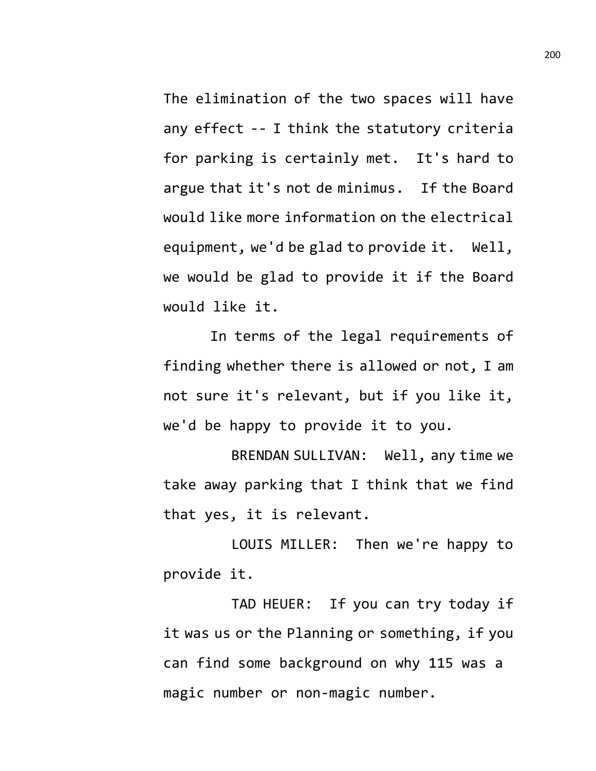The elimination of the two spaces will have any effect -- I think the statutory criteria for parking is certainly met. It's hard to argue that it's not de minimus. If the Board would like more information on the electrical equipment, we'd be glad to provide it. Well, we would be glad to provide it if the Board would like it.

In terms of the legal requirements of finding whether there is allowed or not, I am not sure it's relevant, but if you like it, we'd be happy to provide it to you.

BRENDAN SULLIVAN: Well, any time we take away parking that I think that we find that yes, it is relevant.

LOUIS MILLER: Then we're happy to provide it.

TAD HEUER: If you can try today if it was us or the Planning or something, if you can find some background on why 115 was a magic number or non-magic number.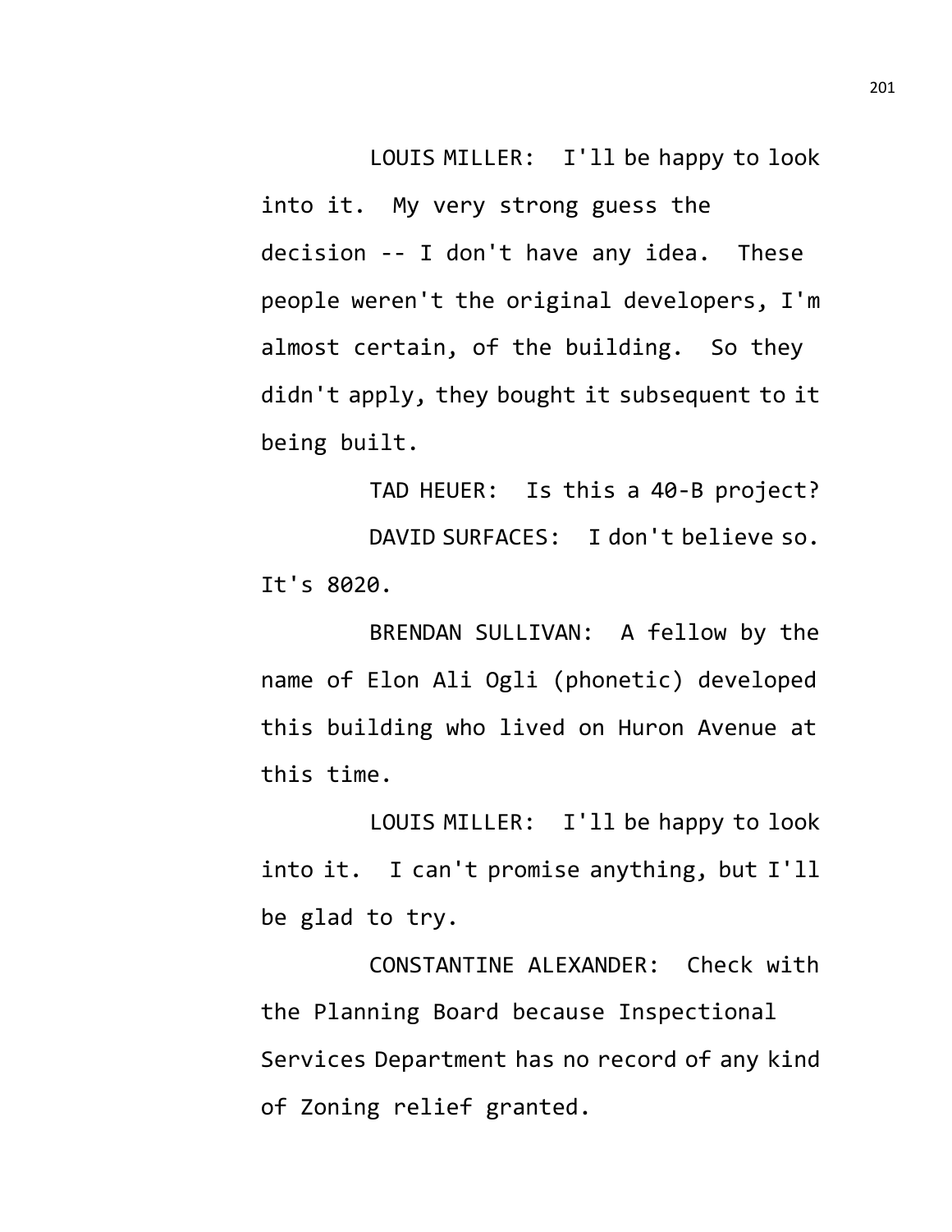LOUIS MILLER: I'll be happy to look into it. My very strong guess the decision -- I don't have any idea. These people weren't the original developers, I'm almost certain, of the building. So they didn't apply, they bought it subsequent to it being built.

TAD HEUER: Is this a 40-B project?

DAVID SURFACES: I don't believe so. It's 8020.

BRENDAN SULLIVAN: A fellow by the name of Elon Ali Ogli (phonetic) developed this building who lived on Huron Avenue at this time.

LOUIS MILLER: I'll be happy to look into it. I can't promise anything, but I'll be glad to try.

CONSTANTINE ALEXANDER: Check with the Planning Board because Inspectional Services Department has no record of any kind of Zoning relief granted.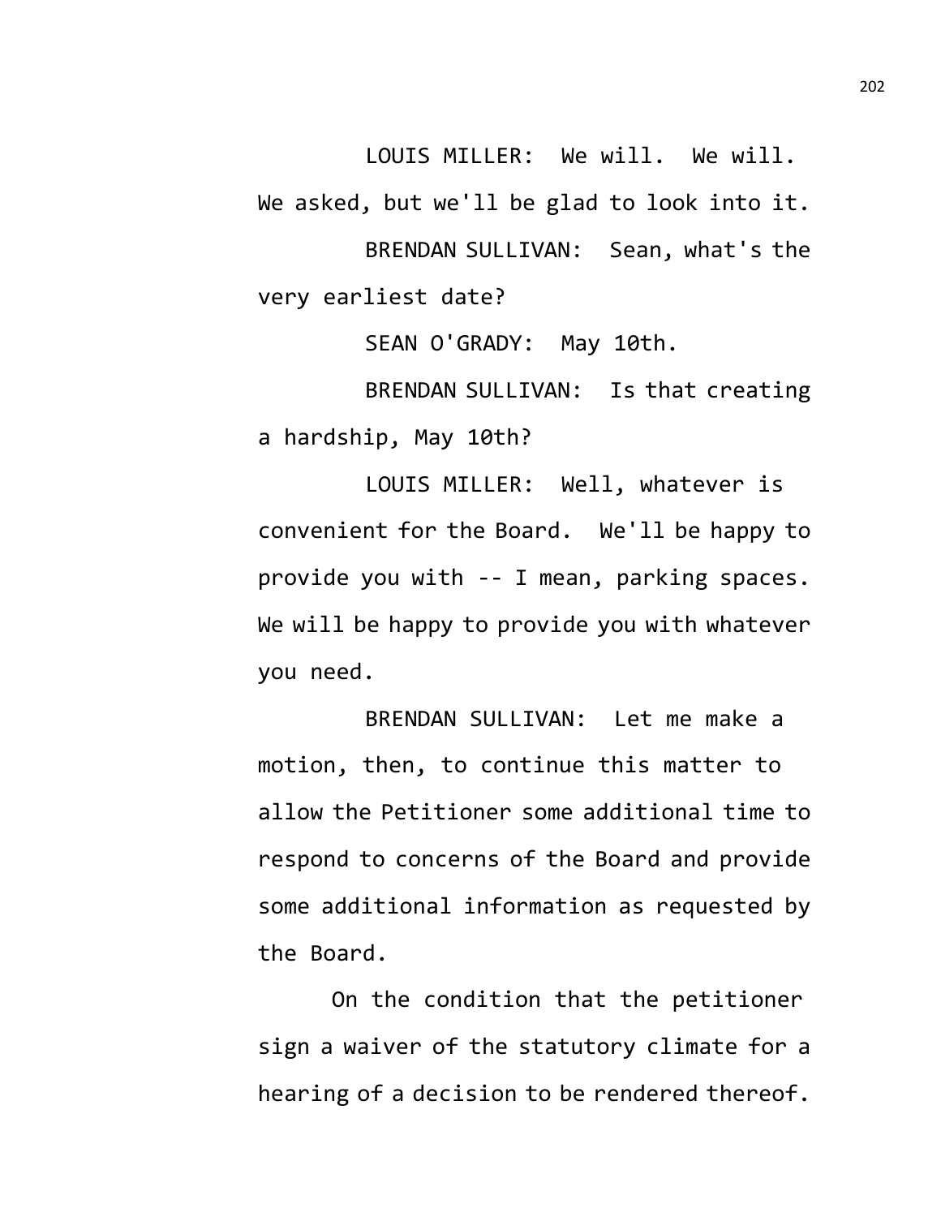LOUIS MILLER: We will. We will. We asked, but we'll be glad to look into it.

BRENDAN SULLIVAN: Sean, what's the very earliest date?

SEAN O'GRADY: May 10th.

BRENDAN SULLIVAN: Is that creating a hardship, May 10th?

LOUIS MILLER: Well, whatever is convenient for the Board. We'll be happy to provide you with -- I mean, parking spaces. We will be happy to provide you with whatever you need.

BRENDAN SULLIVAN: Let me make a motion, then, to continue this matter to allow the Petitioner some additional time to respond to concerns of the Board and provide some additional information as requested by the Board.

On the condition that the petitioner sign a waiver of the statutory climate for a hearing of a decision to be rendered thereof.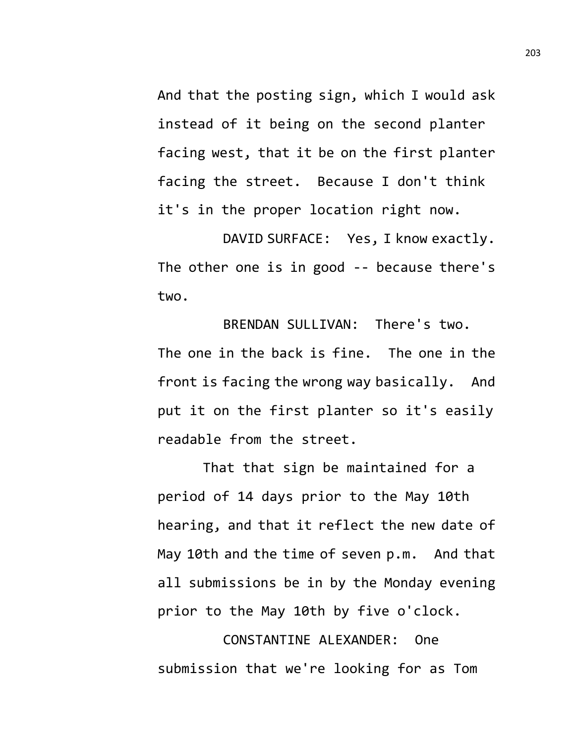And that the posting sign, which I would ask instead of it being on the second planter facing west, that it be on the first planter facing the street. Because I don't think it's in the proper location right now.

DAVID SURFACE: Yes, I know exactly. The other one is in good -- because there's two.

BRENDAN SULLIVAN: There's two. The one in the back is fine. The one in the front is facing the wrong way basically. And put it on the first planter so it's easily readable from the street.

That that sign be maintained for a period of 14 days prior to the May 10th hearing, and that it reflect the new date of May 10th and the time of seven p.m. And that all submissions be in by the Monday evening prior to the May 10th by five o'clock.

CONSTANTINE ALEXANDER: One submission that we're looking for as Tom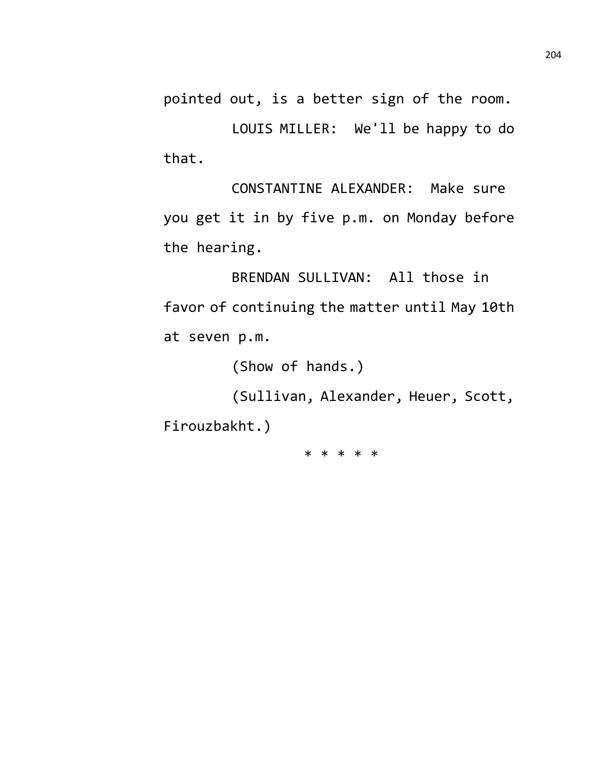pointed out, is a better sign of the room.

LOUIS MILLER: We'll be happy to do that.

CONSTANTINE ALEXANDER: Make sure you get it in by five p.m. on Monday before the hearing.

BRENDAN SULLIVAN: All those in favor of continuing the matter until May 10th at seven p.m.

(Show of hands.)

(Sullivan, Alexander, Heuer, Scott, Firouzbakht.)

* * * * *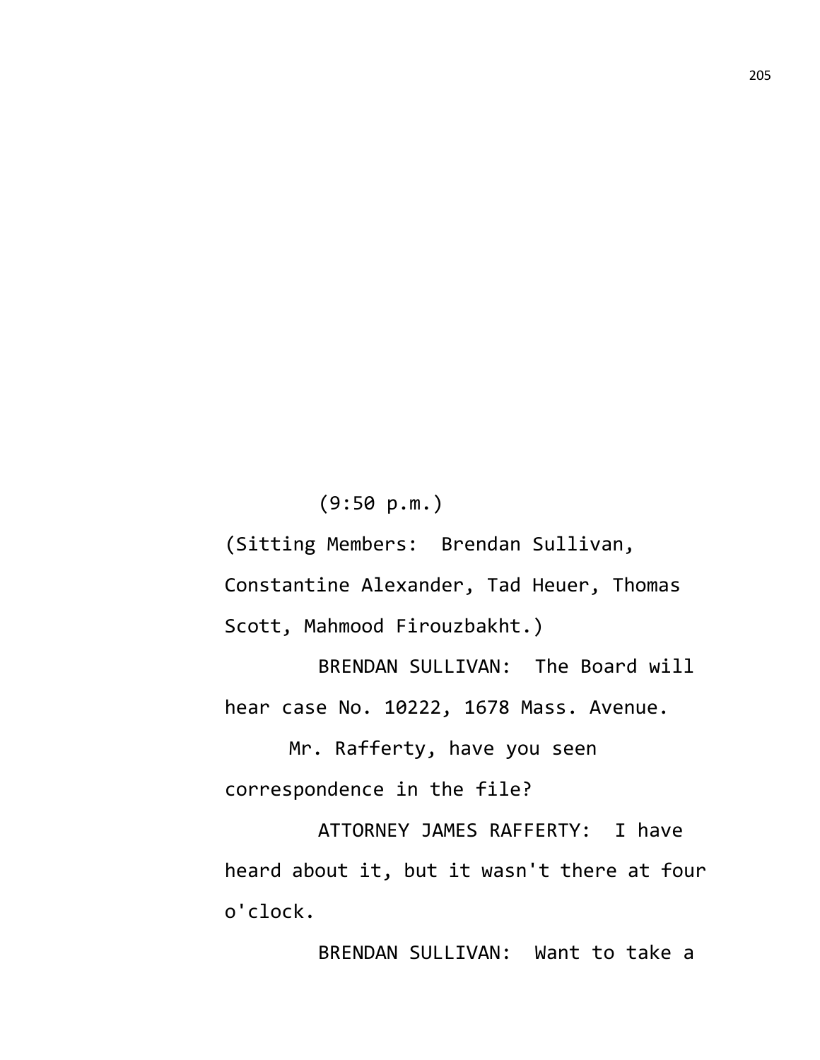(9:50 p.m.)

(Sitting Members: Brendan Sullivan, Constantine Alexander, Tad Heuer, Thomas Scott, Mahmood Firouzbakht.)

BRENDAN SULLIVAN: The Board will hear case No. 10222, 1678 Mass. Avenue.

Mr. Rafferty, have you seen correspondence in the file?

ATTORNEY JAMES RAFFERTY: I have heard about it, but it wasn't there at four o'clock.

BRENDAN SULLIVAN: Want to take a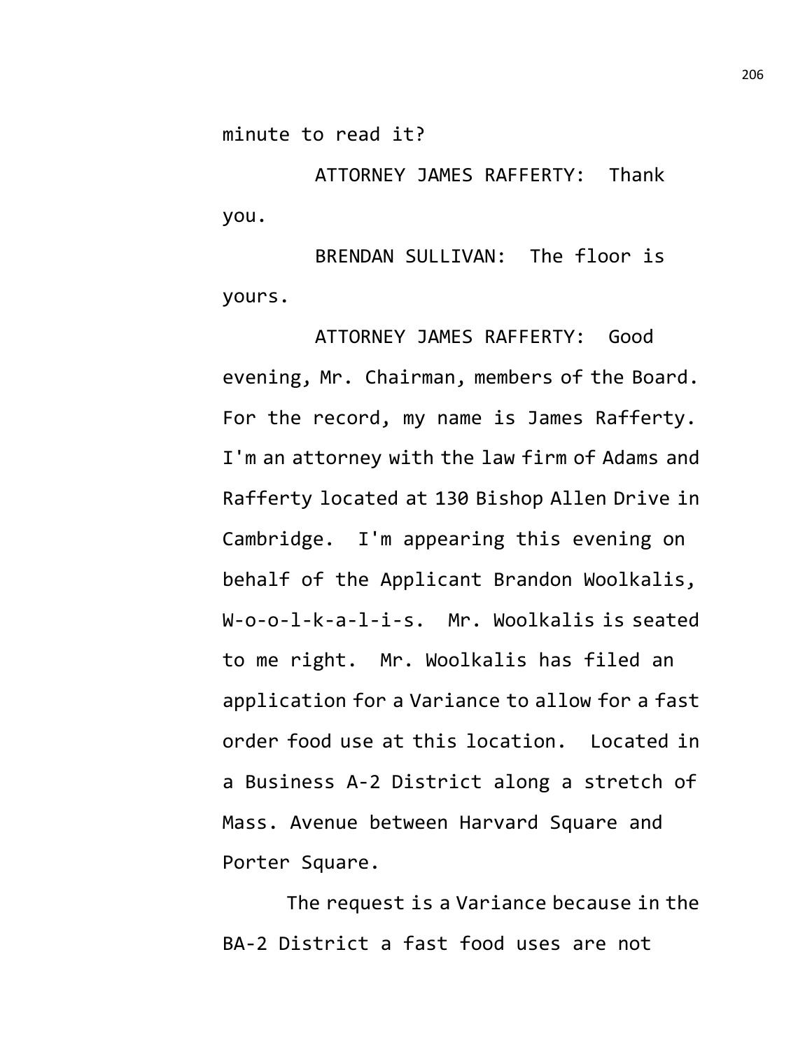minute to read it?

ATTORNEY JAMES RAFFERTY: Thank you.

BRENDAN SULLIVAN: The floor is yours.

ATTORNEY JAMES RAFFERTY: Good evening, Mr. Chairman, members of the Board. For the record, my name is James Rafferty. I'm an attorney with the law firm of Adams and Rafferty located at 130 Bishop Allen Drive in Cambridge. I'm appearing this evening on behalf of the Applicant Brandon Woolkalis, W-o-o-l-k-a-l-i-s. Mr. Woolkalis is seated to me right. Mr. Woolkalis has filed an application for a Variance to allow for a fast order food use at this location. Located in a Business A-2 District along a stretch of Mass. Avenue between Harvard Square and Porter Square.

The request is a Variance because in the BA-2 District a fast food uses are not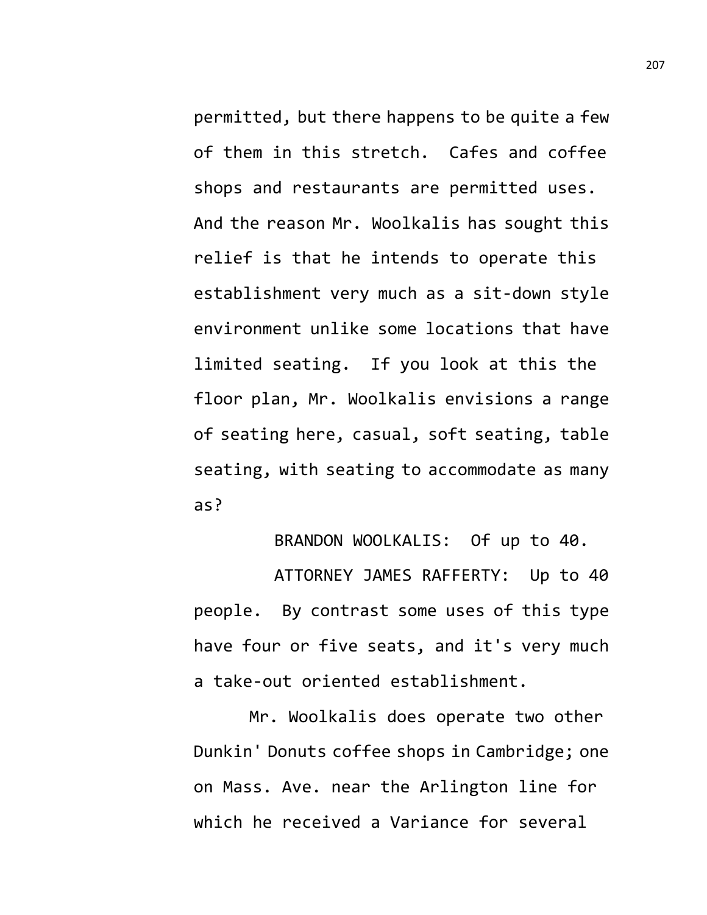permitted, but there happens to be quite a few of them in this stretch. Cafes and coffee shops and restaurants are permitted uses. And the reason Mr. Woolkalis has sought this relief is that he intends to operate this establishment very much as a sit-down style environment unlike some locations that have limited seating. If you look at this the floor plan, Mr. Woolkalis envisions a range of seating here, casual, soft seating, table seating, with seating to accommodate as many as?

BRANDON WOOLKALIS: Of up to 40.

ATTORNEY JAMES RAFFERTY: Up to 40 people. By contrast some uses of this type have four or five seats, and it's very much a take-out oriented establishment.

Mr. Woolkalis does operate two other Dunkin' Donuts coffee shops in Cambridge; one on Mass. Ave. near the Arlington line for which he received a Variance for several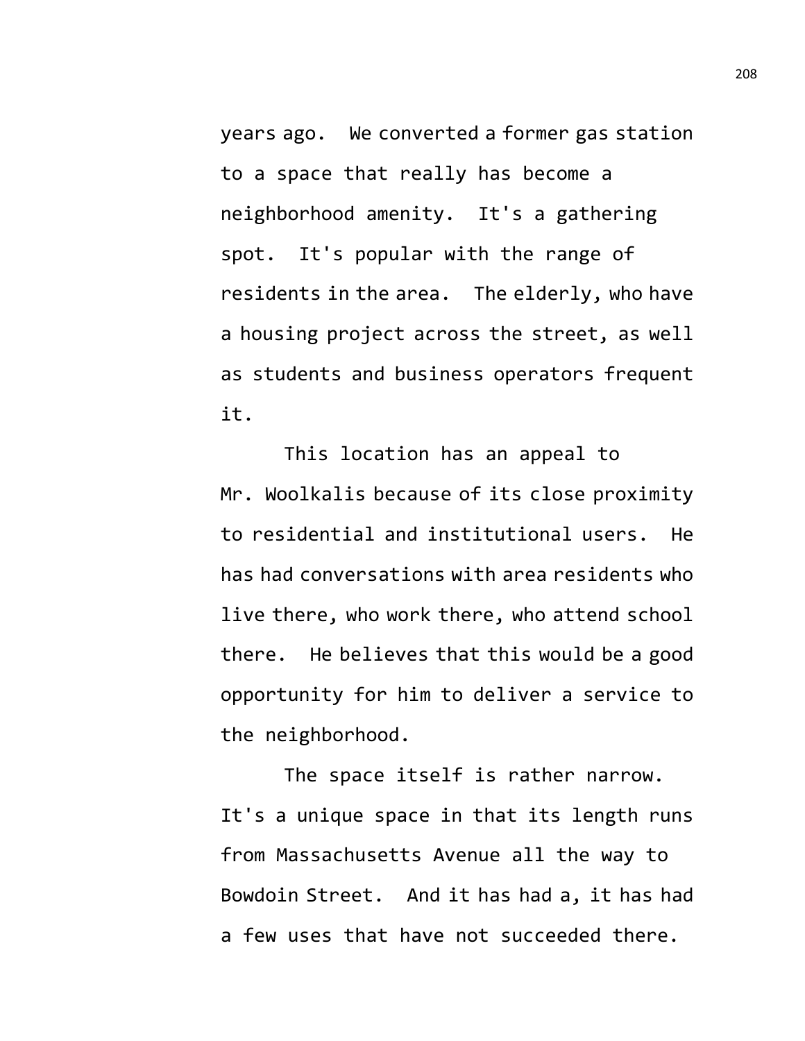years ago. We converted a former gas station to a space that really has become a neighborhood amenity. It's a gathering spot. It's popular with the range of residents in the area. The elderly, who have a housing project across the street, as well as students and business operators frequent it.

This location has an appeal to Mr. Woolkalis because of its close proximity to residential and institutional users. He has had conversations with area residents who live there, who work there, who attend school there. He believes that this would be a good opportunity for him to deliver a service to the neighborhood.

The space itself is rather narrow. It's a unique space in that its length runs from Massachusetts Avenue all the way to Bowdoin Street. And it has had a, it has had a few uses that have not succeeded there.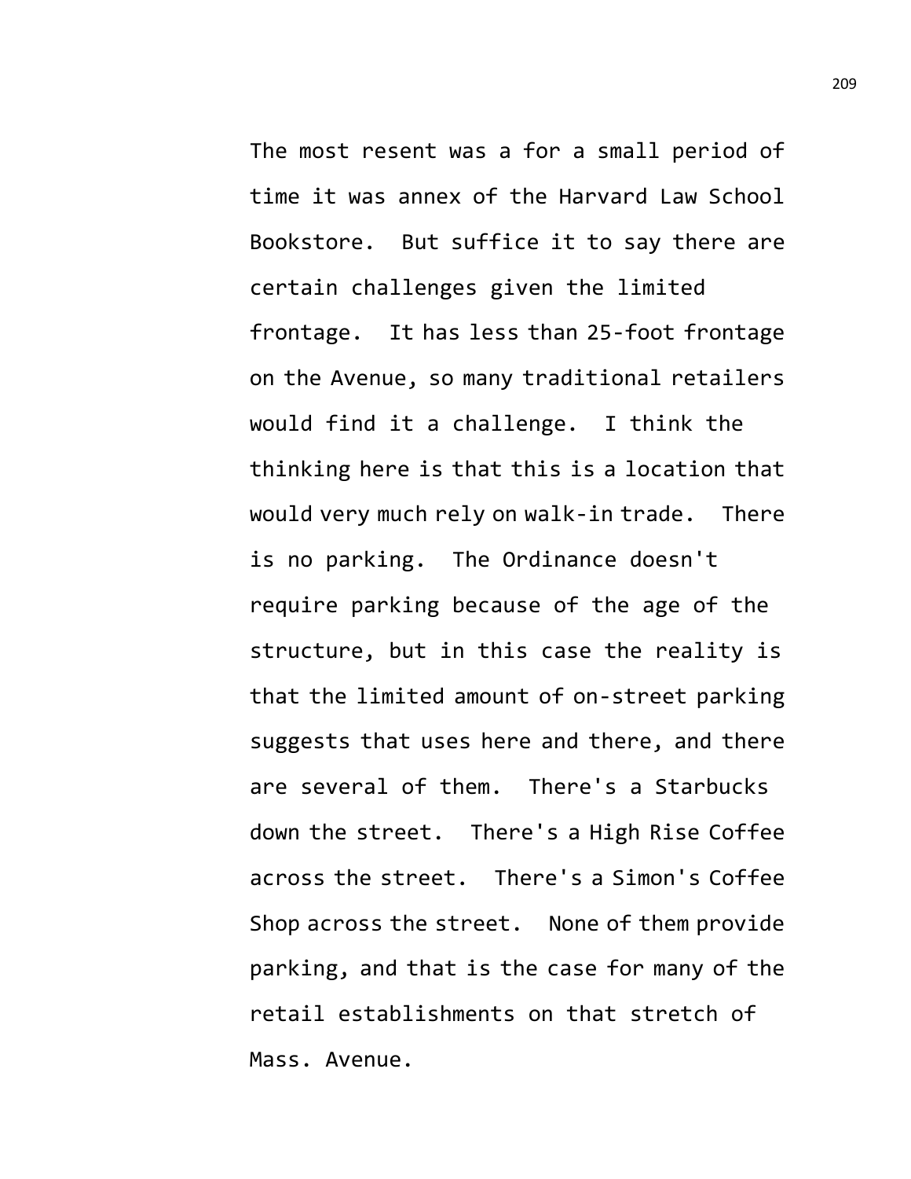The most resent was a for a small period of time it was annex of the Harvard Law School Bookstore. But suffice it to say there are certain challenges given the limited frontage. It has less than 25-foot frontage on the Avenue, so many traditional retailers would find it a challenge. I think the thinking here is that this is a location that would very much rely on walk-in trade. There is no parking. The Ordinance doesn't require parking because of the age of the structure, but in this case the reality is that the limited amount of on-street parking suggests that uses here and there, and there are several of them. There's a Starbucks down the street. There's a High Rise Coffee across the street. There's a Simon's Coffee Shop across the street. None of them provide parking, and that is the case for many of the retail establishments on that stretch of Mass. Avenue.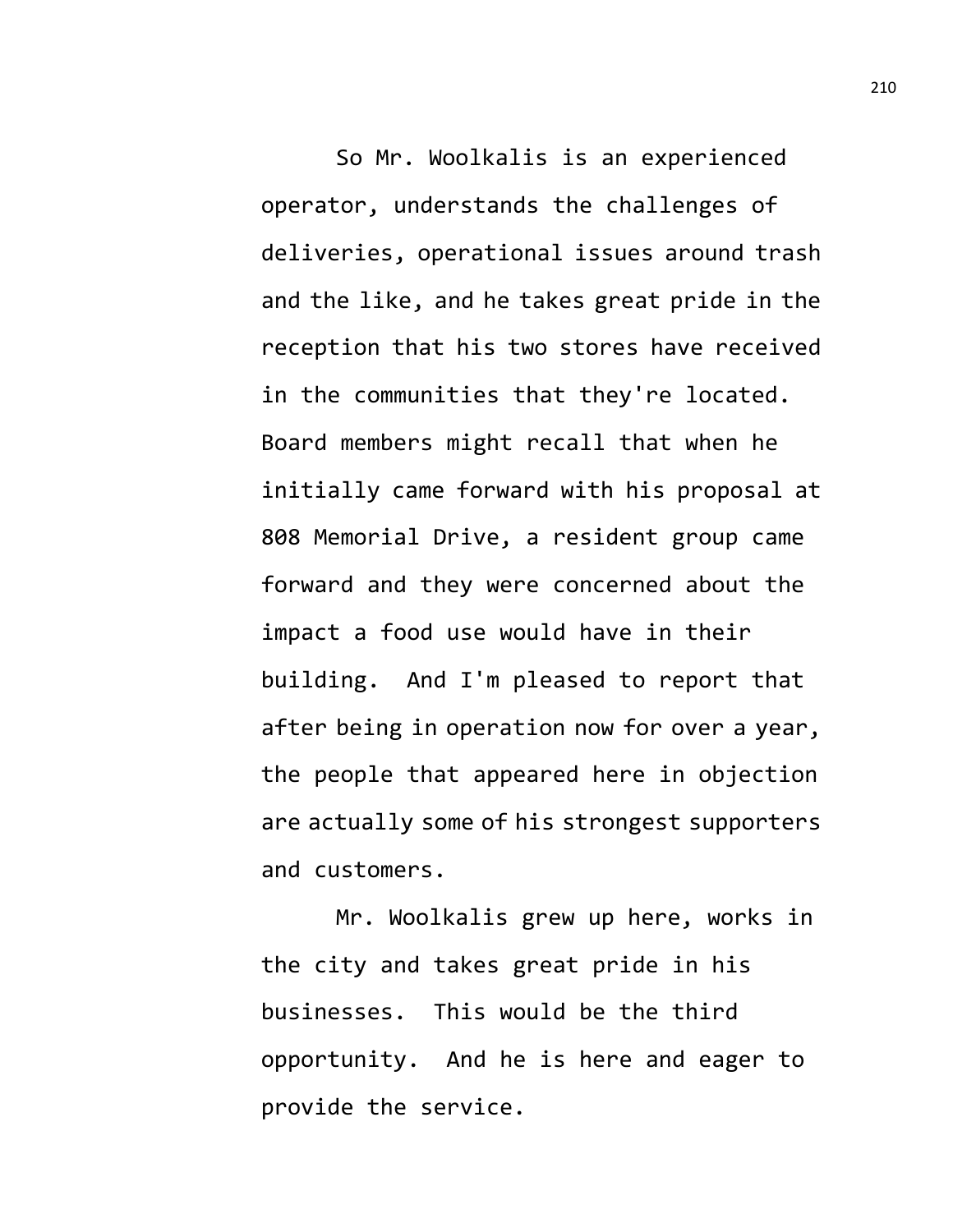So Mr. Woolkalis is an experienced operator, understands the challenges of deliveries, operational issues around trash and the like, and he takes great pride in the reception that his two stores have received in the communities that they're located. Board members might recall that when he initially came forward with his proposal at 808 Memorial Drive, a resident group came forward and they were concerned about the impact a food use would have in their building. And I'm pleased to report that after being in operation now for over a year, the people that appeared here in objection are actually some of his strongest supporters and customers.

Mr. Woolkalis grew up here, works in the city and takes great pride in his businesses. This would be the third opportunity. And he is here and eager to provide the service.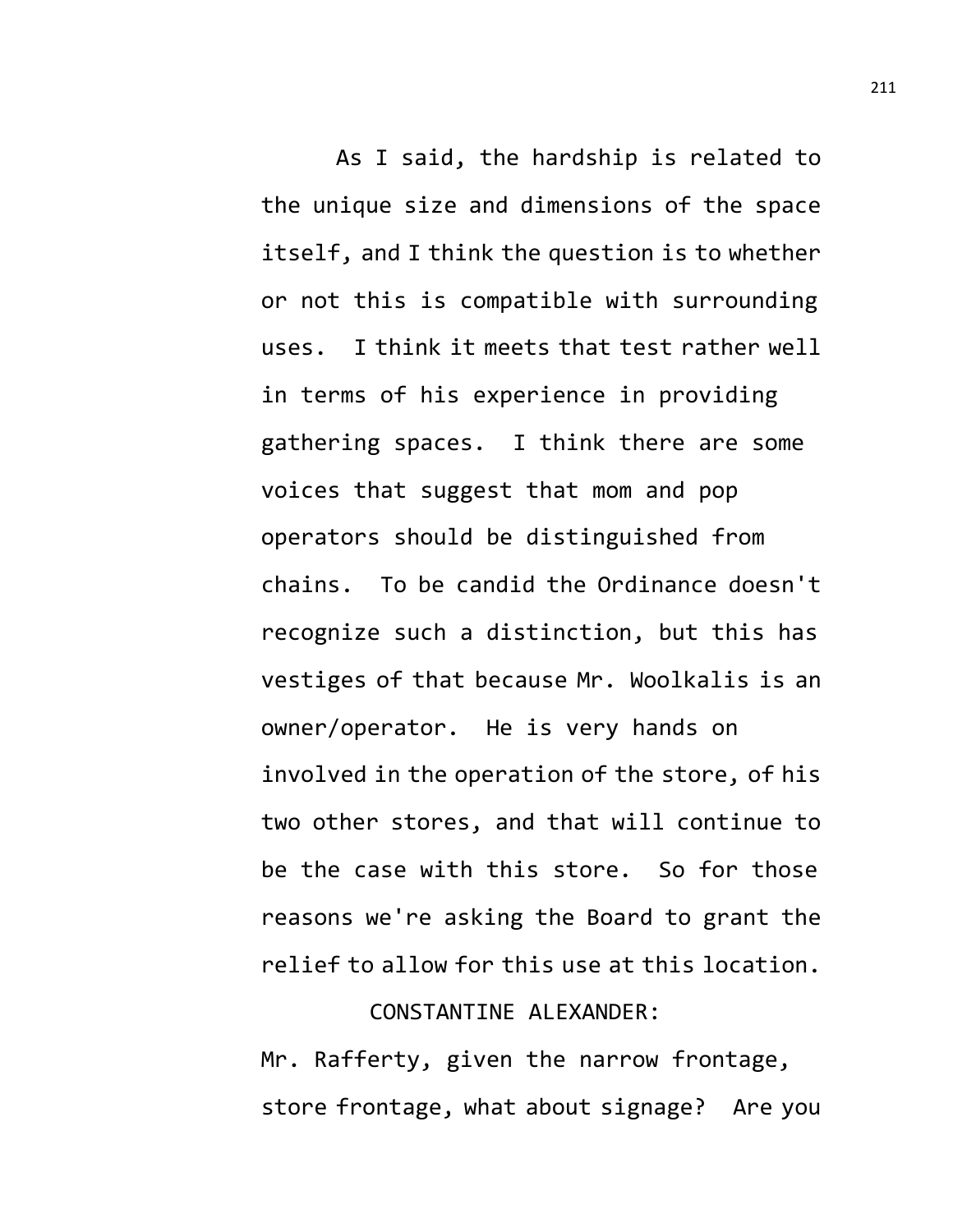As I said, the hardship is related to the unique size and dimensions of the space itself, and I think the question is to whether or not this is compatible with surrounding uses. I think it meets that test rather well in terms of his experience in providing gathering spaces. I think there are some voices that suggest that mom and pop operators should be distinguished from chains. To be candid the Ordinance doesn't recognize such a distinction, but this has vestiges of that because Mr. Woolkalis is an owner/operator. He is very hands on involved in the operation of the store, of his two other stores, and that will continue to be the case with this store. So for those reasons we're asking the Board to grant the relief to allow for this use at this location.

CONSTANTINE ALEXANDER:

Mr. Rafferty, given the narrow frontage, store frontage, what about signage? Are you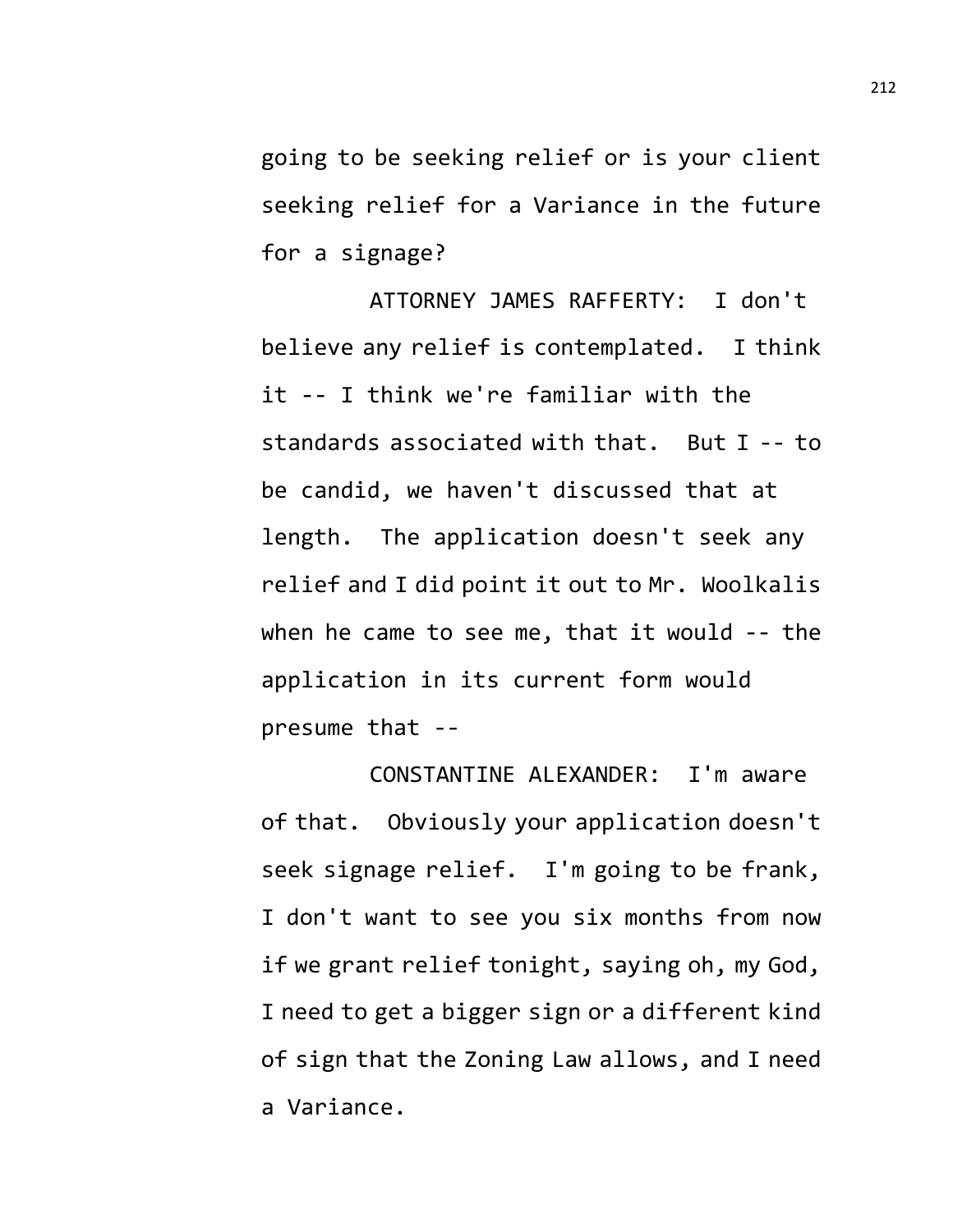going to be seeking relief or is your client seeking relief for a Variance in the future for a signage?

ATTORNEY JAMES RAFFERTY: I don't believe any relief is contemplated. I think it -- I think we're familiar with the standards associated with that. But I -- to be candid, we haven't discussed that at length. The application doesn't seek any relief and I did point it out to Mr. Woolkalis when he came to see me, that it would -- the application in its current form would presume that --

CONSTANTINE ALEXANDER: I'm aware of that. Obviously your application doesn't seek signage relief. I'm going to be frank, I don't want to see you six months from now if we grant relief tonight, saying oh, my God, I need to get a bigger sign or a different kind of sign that the Zoning Law allows, and I need a Variance.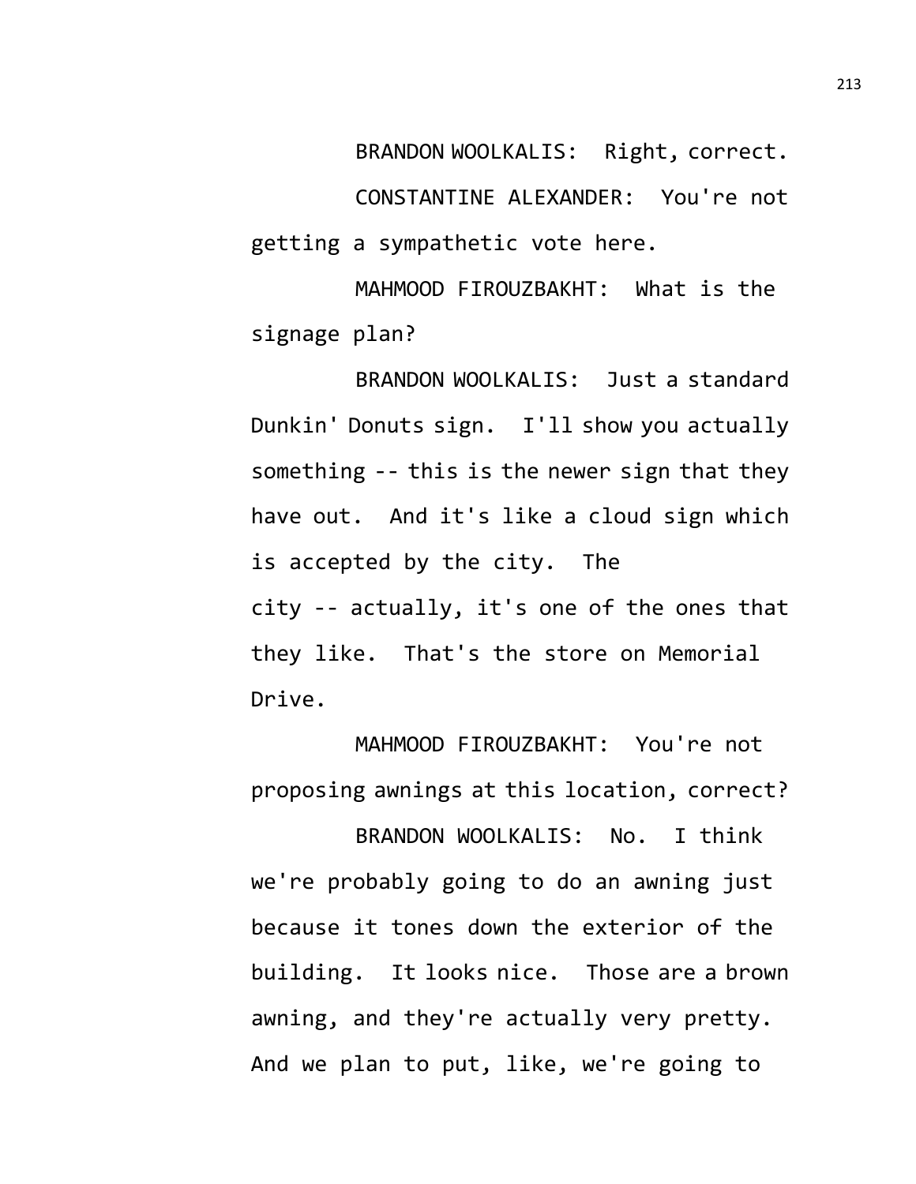BRANDON WOOLKALIS: Right, correct.

CONSTANTINE ALEXANDER: You're not getting a sympathetic vote here.

MAHMOOD FIROUZBAKHT: What is the signage plan?

BRANDON WOOLKALIS: Just a standard Dunkin' Donuts sign. I'll show you actually something -- this is the newer sign that they have out. And it's like a cloud sign which is accepted by the city. The city -- actually, it's one of the ones that they like. That's the store on Memorial Drive.

MAHMOOD FIROUZBAKHT: You're not proposing awnings at this location, correct?

BRANDON WOOLKALIS: No. I think we're probably going to do an awning just because it tones down the exterior of the building. It looks nice. Those are a brown awning, and they're actually very pretty. And we plan to put, like, we're going to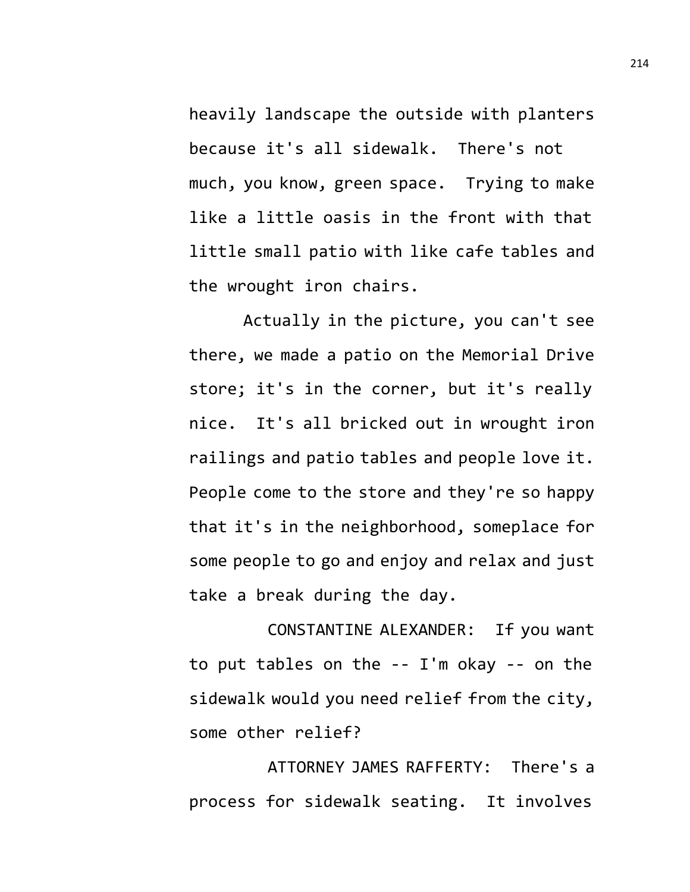heavily landscape the outside with planters because it's all sidewalk. There's not much, you know, green space. Trying to make like a little oasis in the front with that little small patio with like cafe tables and the wrought iron chairs.

Actually in the picture, you can't see there, we made a patio on the Memorial Drive store; it's in the corner, but it's really nice. It's all bricked out in wrought iron railings and patio tables and people love it. People come to the store and they're so happy that it's in the neighborhood, someplace for some people to go and enjoy and relax and just take a break during the day.

CONSTANTINE ALEXANDER: If you want to put tables on the -- I'm okay -- on the sidewalk would you need relief from the city, some other relief?

ATTORNEY JAMES RAFFERTY: There's a process for sidewalk seating. It involves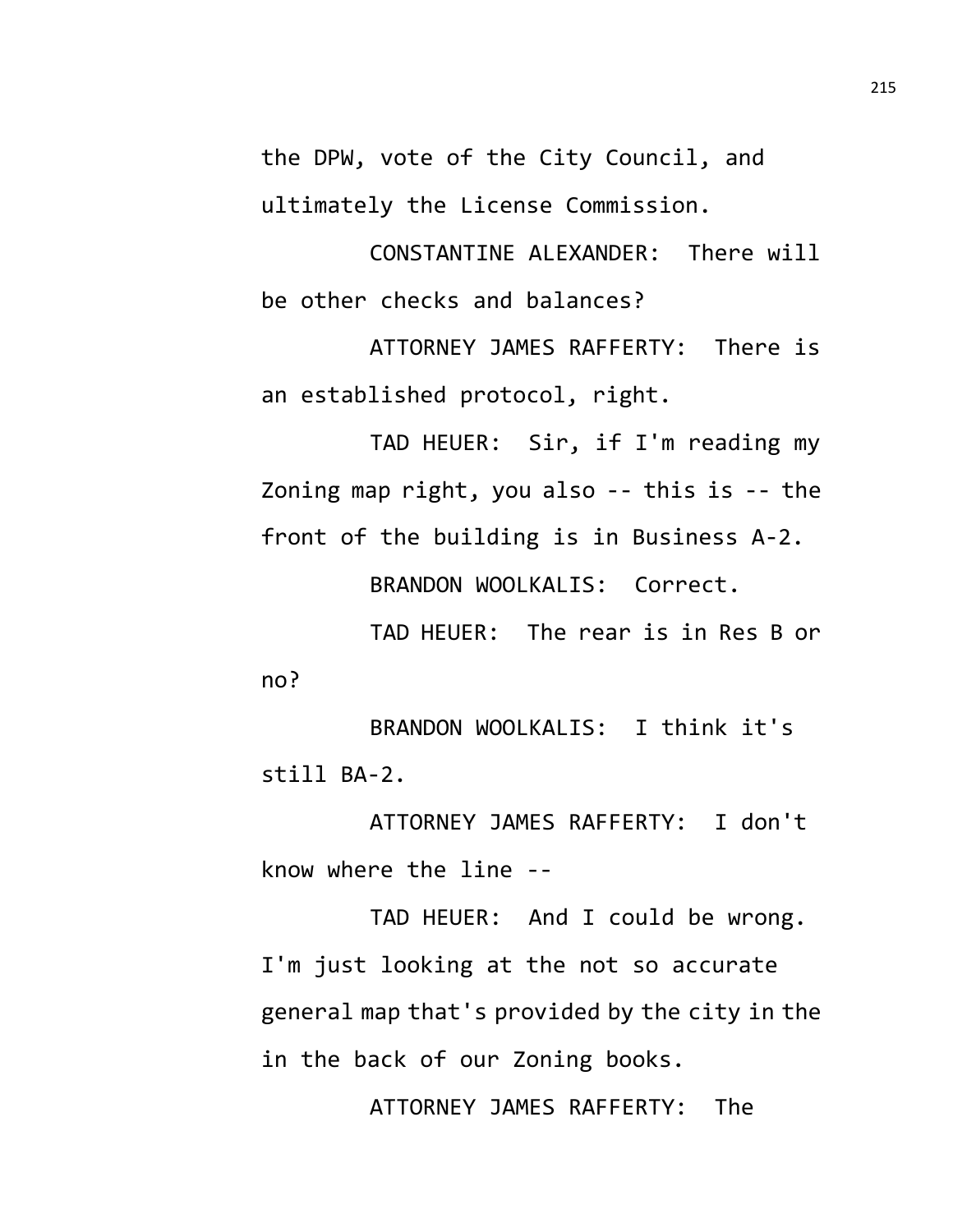the DPW, vote of the City Council, and ultimately the License Commission.

CONSTANTINE ALEXANDER: There will be other checks and balances?

ATTORNEY JAMES RAFFERTY: There is an established protocol, right.

TAD HEUER: Sir, if I'm reading my Zoning map right, you also -- this is -- the front of the building is in Business A-2.

BRANDON WOOLKALIS: Correct.

TAD HEUER: The rear is in Res B or no?

BRANDON WOOLKALIS: I think it's still BA-2.

ATTORNEY JAMES RAFFERTY: I don't know where the line --

TAD HEUER: And I could be wrong. I'm just looking at the not so accurate general map that's provided by the city in the in the back of our Zoning books.

ATTORNEY JAMES RAFFERTY: The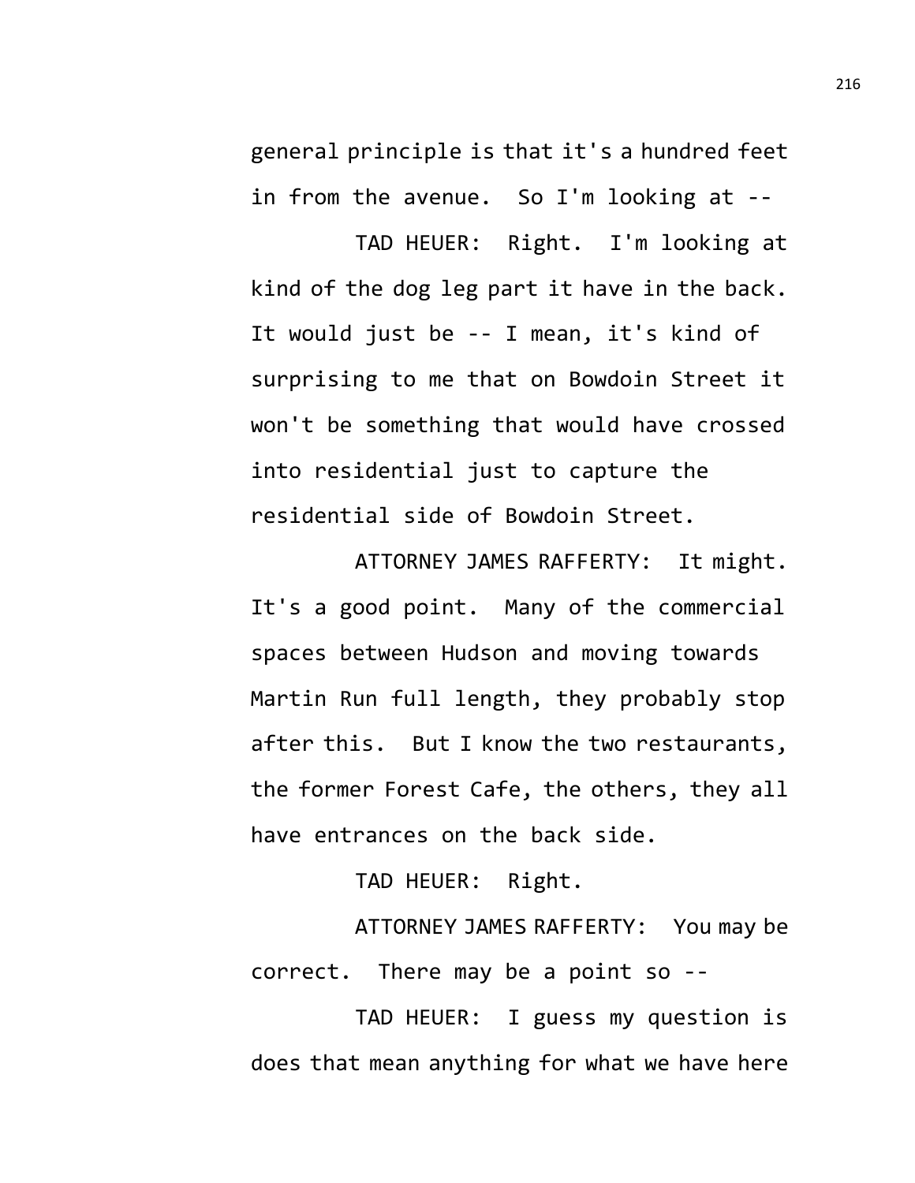general principle is that it's a hundred feet in from the avenue. So I'm looking at --

TAD HEUER: Right. I'm looking at kind of the dog leg part it have in the back. It would just be -- I mean, it's kind of surprising to me that on Bowdoin Street it won't be something that would have crossed into residential just to capture the residential side of Bowdoin Street.

ATTORNEY JAMES RAFFERTY: It might. It's a good point. Many of the commercial spaces between Hudson and moving towards Martin Run full length, they probably stop after this. But I know the two restaurants, the former Forest Cafe, the others, they all have entrances on the back side.

TAD HEUER: Right.

ATTORNEY JAMES RAFFERTY: You may be correct. There may be a point so --

TAD HEUER: I guess my question is does that mean anything for what we have here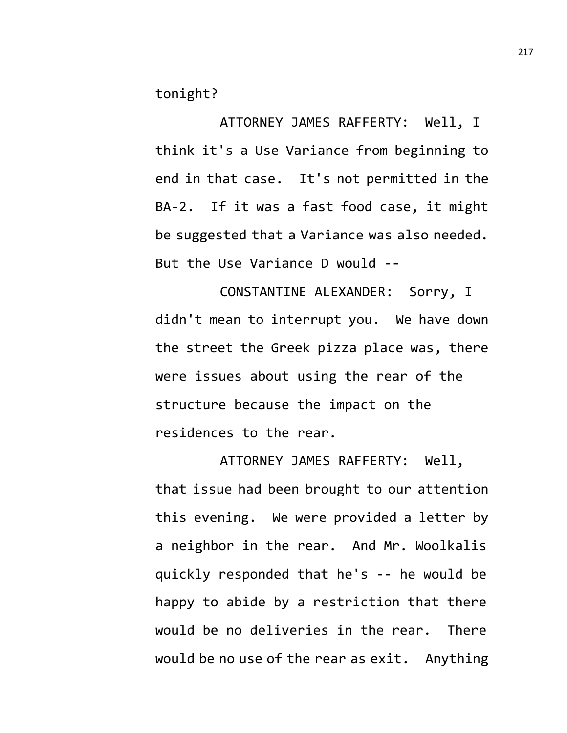tonight?

ATTORNEY JAMES RAFFERTY: Well, I think it's a Use Variance from beginning to end in that case. It's not permitted in the BA-2. If it was a fast food case, it might be suggested that a Variance was also needed. But the Use Variance D would --

CONSTANTINE ALEXANDER: Sorry, I didn't mean to interrupt you. We have down the street the Greek pizza place was, there were issues about using the rear of the structure because the impact on the residences to the rear.

ATTORNEY JAMES RAFFERTY: Well, that issue had been brought to our attention this evening. We were provided a letter by a neighbor in the rear. And Mr. Woolkalis quickly responded that he's -- he would be happy to abide by a restriction that there would be no deliveries in the rear. There would be no use of the rear as exit. Anything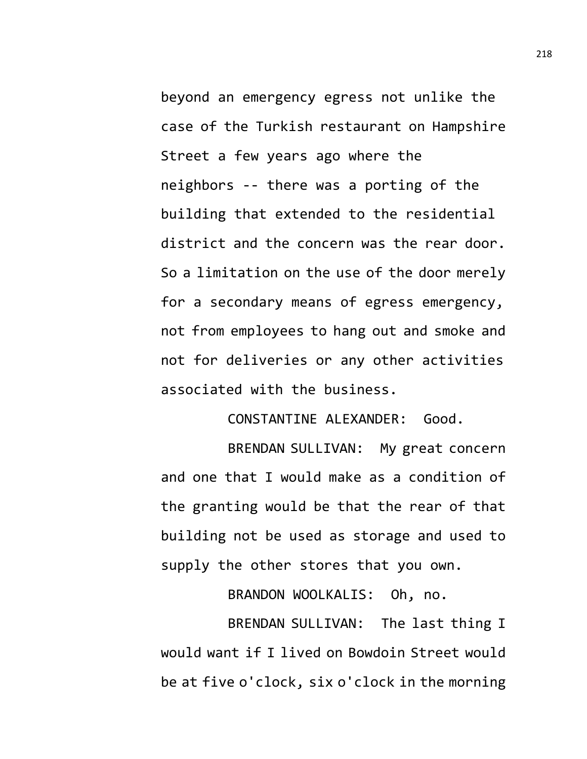beyond an emergency egress not unlike the case of the Turkish restaurant on Hampshire Street a few years ago where the neighbors -- there was a porting of the building that extended to the residential district and the concern was the rear door. So a limitation on the use of the door merely for a secondary means of egress emergency, not from employees to hang out and smoke and not for deliveries or any other activities associated with the business.

CONSTANTINE ALEXANDER: Good.

BRENDAN SULLIVAN: My great concern and one that I would make as a condition of the granting would be that the rear of that building not be used as storage and used to supply the other stores that you own.

BRANDON WOOLKALIS: Oh, no.

BRENDAN SULLIVAN: The last thing I would want if I lived on Bowdoin Street would be at five o'clock, six o'clock in the morning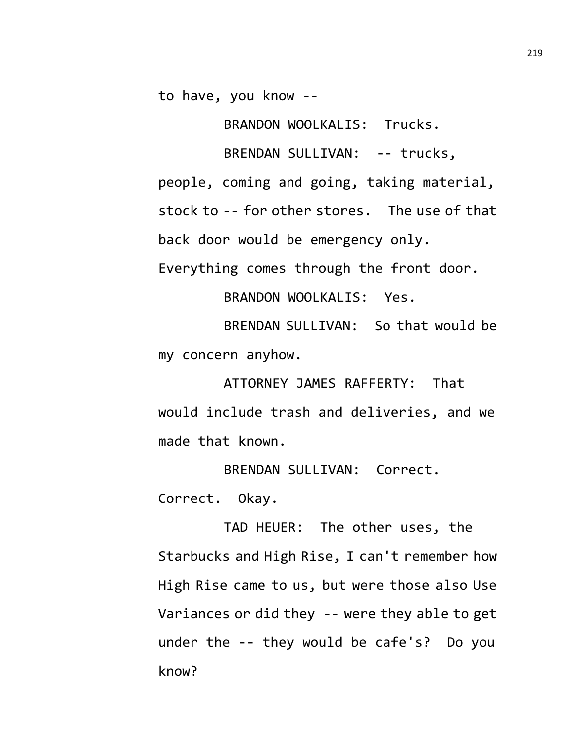to have, you know --

BRANDON WOOLKALIS: Trucks.

BRENDAN SULLIVAN: -- trucks, people, coming and going, taking material, stock to -- for other stores. The use of that back door would be emergency only. Everything comes through the front door.

BRANDON WOOLKALIS: Yes.

BRENDAN SULLIVAN: So that would be my concern anyhow.

ATTORNEY JAMES RAFFERTY: That would include trash and deliveries, and we made that known.

BRENDAN SULLIVAN: Correct. Correct. Okay.

TAD HEUER: The other uses, the Starbucks and High Rise, I can't remember how High Rise came to us, but were those also Use Variances or did they -- were they able to get under the -- they would be cafe's? Do you know?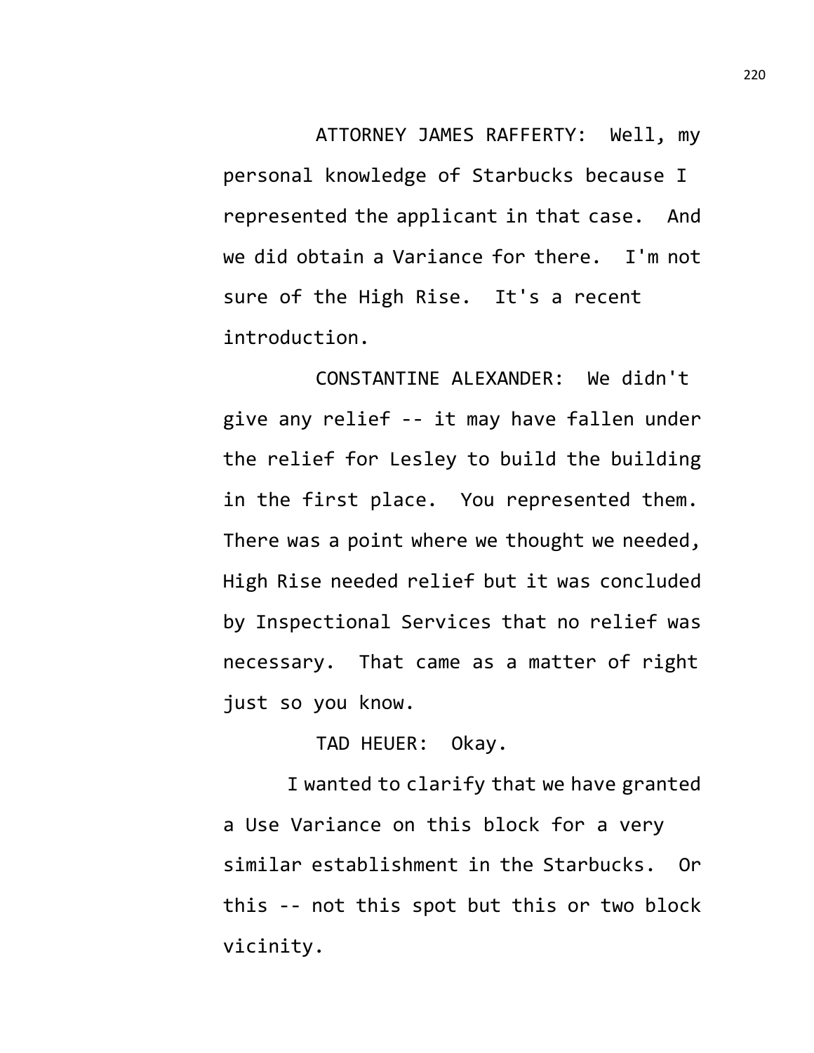ATTORNEY JAMES RAFFERTY: Well, my personal knowledge of Starbucks because I represented the applicant in that case. And we did obtain a Variance for there. I'm not sure of the High Rise. It's a recent introduction.

CONSTANTINE ALEXANDER: We didn't give any relief -- it may have fallen under the relief for Lesley to build the building in the first place. You represented them. There was a point where we thought we needed, High Rise needed relief but it was concluded by Inspectional Services that no relief was necessary. That came as a matter of right just so you know.

TAD HEUER: Okay.

I wanted to clarify that we have granted a Use Variance on this block for a very similar establishment in the Starbucks. Or this -- not this spot but this or two block vicinity.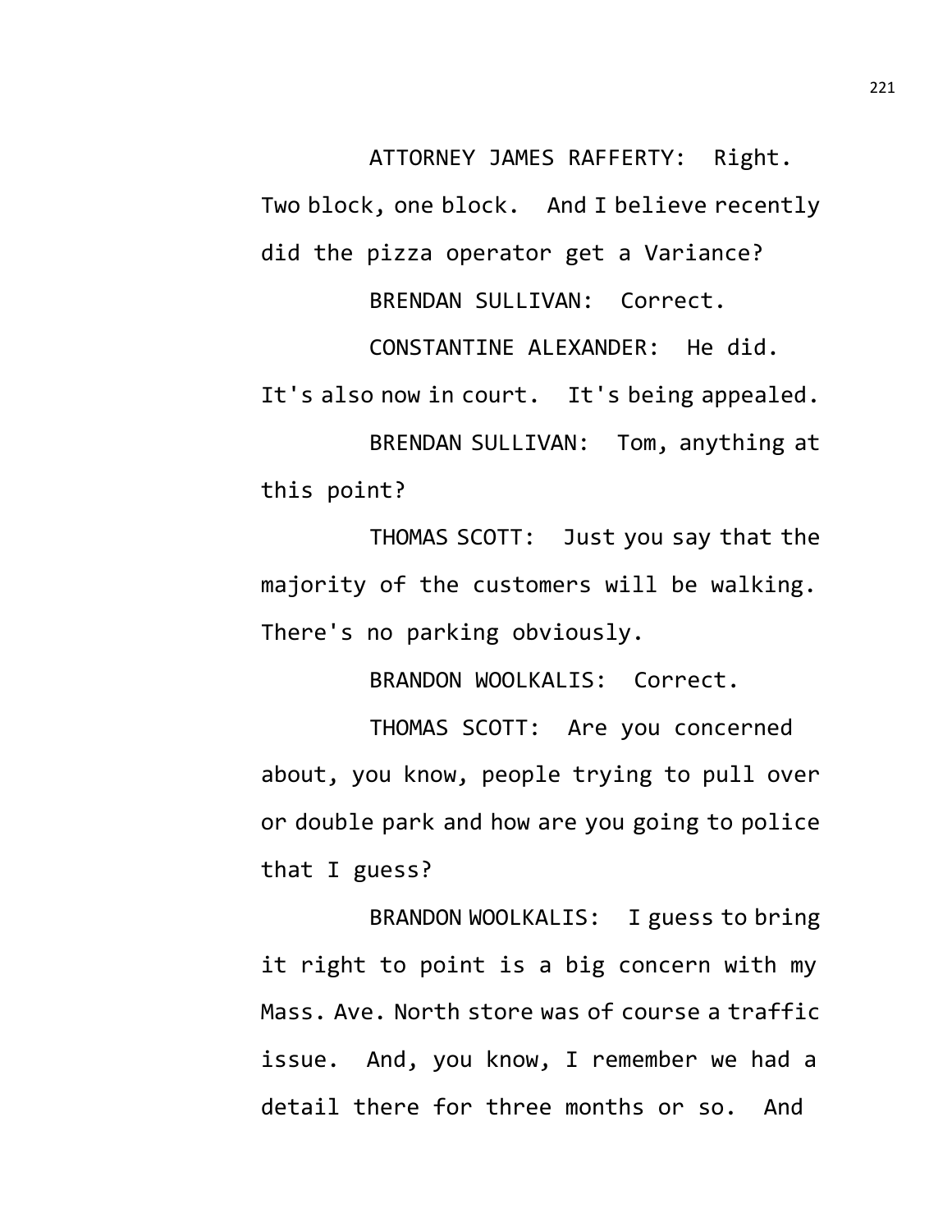ATTORNEY JAMES RAFFERTY: Right. Two block, one block. And I believe recently did the pizza operator get a Variance?

BRENDAN SULLIVAN: Correct.

CONSTANTINE ALEXANDER: He did. It's also now in court. It's being appealed.

BRENDAN SULLIVAN: Tom, anything at this point?

THOMAS SCOTT: Just you say that the majority of the customers will be walking. There's no parking obviously.

BRANDON WOOLKALIS: Correct.

THOMAS SCOTT: Are you concerned about, you know, people trying to pull over or double park and how are you going to police that I guess?

BRANDON WOOLKALIS: I guess to bring it right to point is a big concern with my Mass. Ave. North store was of course a traffic issue. And, you know, I remember we had a detail there for three months or so. And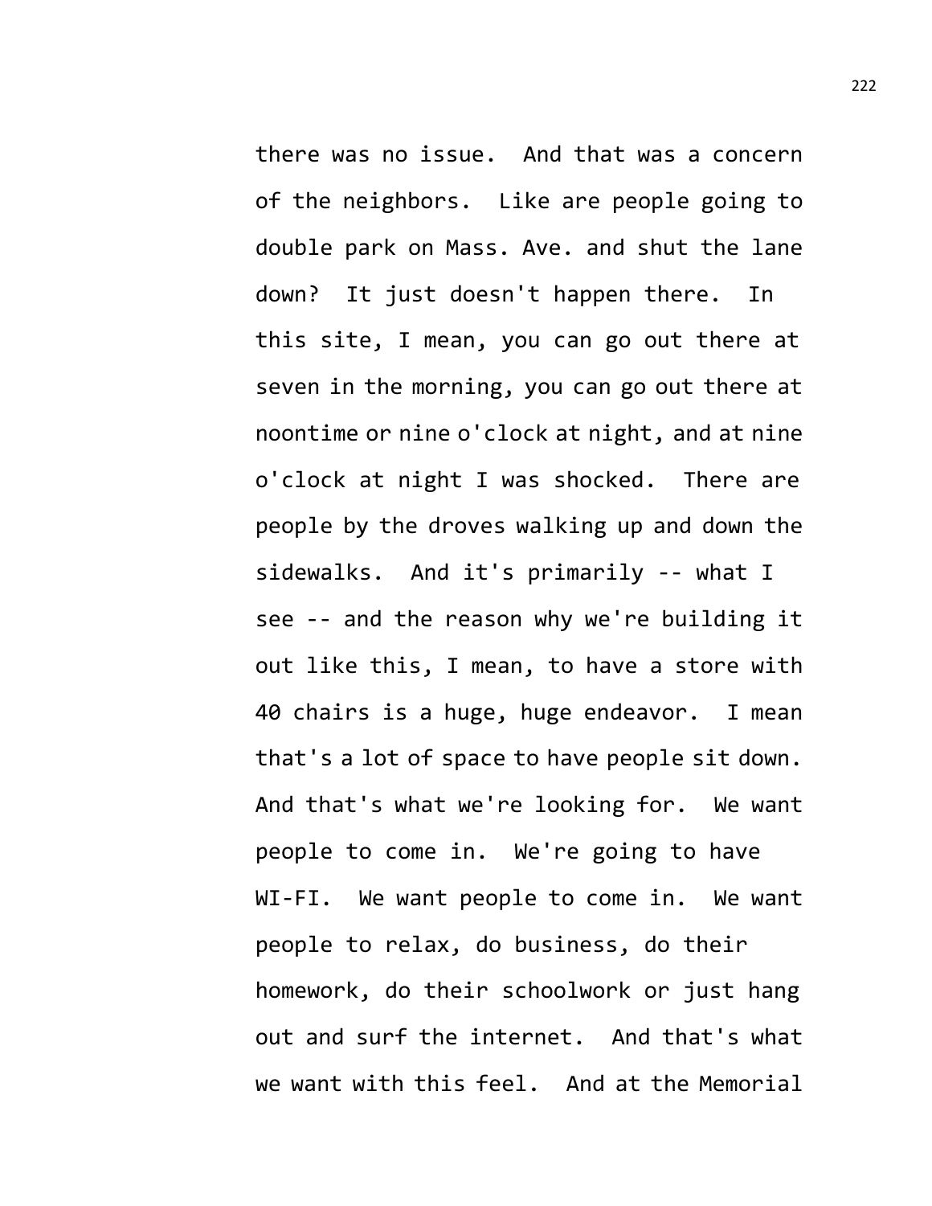there was no issue. And that was a concern of the neighbors. Like are people going to double park on Mass. Ave. and shut the lane down? It just doesn't happen there. In this site, I mean, you can go out there at seven in the morning, you can go out there at noontime or nine o'clock at night, and at nine o'clock at night I was shocked. There are people by the droves walking up and down the sidewalks. And it's primarily -- what I see -- and the reason why we're building it out like this, I mean, to have a store with 40 chairs is a huge, huge endeavor. I mean that's a lot of space to have people sit down. And that's what we're looking for. We want people to come in. We're going to have WI-FI. We want people to come in. We want people to relax, do business, do their homework, do their schoolwork or just hang out and surf the internet. And that's what we want with this feel. And at the Memorial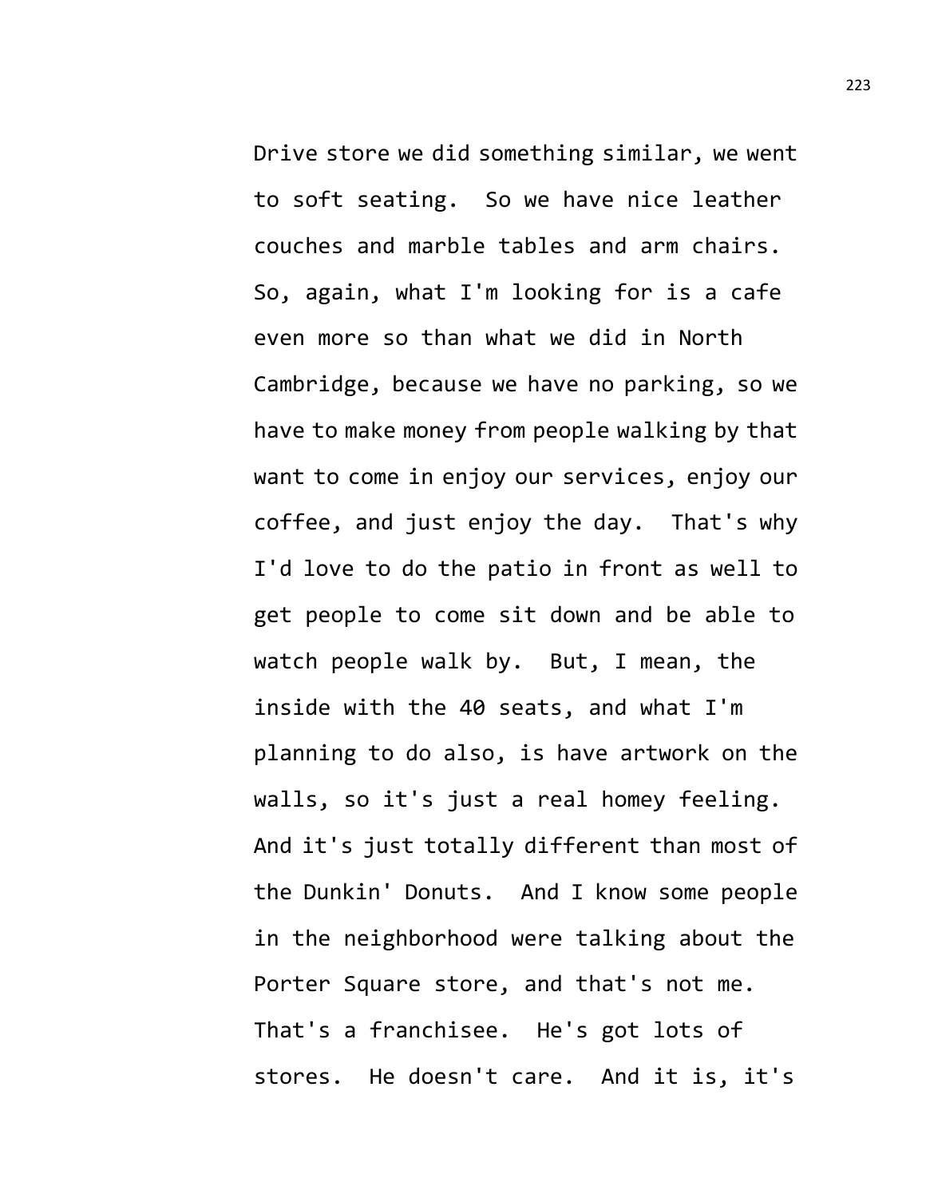Drive store we did something similar, we went to soft seating. So we have nice leather couches and marble tables and arm chairs. So, again, what I'm looking for is a cafe even more so than what we did in North Cambridge, because we have no parking, so we have to make money from people walking by that want to come in enjoy our services, enjoy our coffee, and just enjoy the day. That's why I'd love to do the patio in front as well to get people to come sit down and be able to watch people walk by. But, I mean, the inside with the 40 seats, and what I'm planning to do also, is have artwork on the walls, so it's just a real homey feeling. And it's just totally different than most of the Dunkin' Donuts. And I know some people in the neighborhood were talking about the Porter Square store, and that's not me. That's a franchisee. He's got lots of stores. He doesn't care. And it is, it's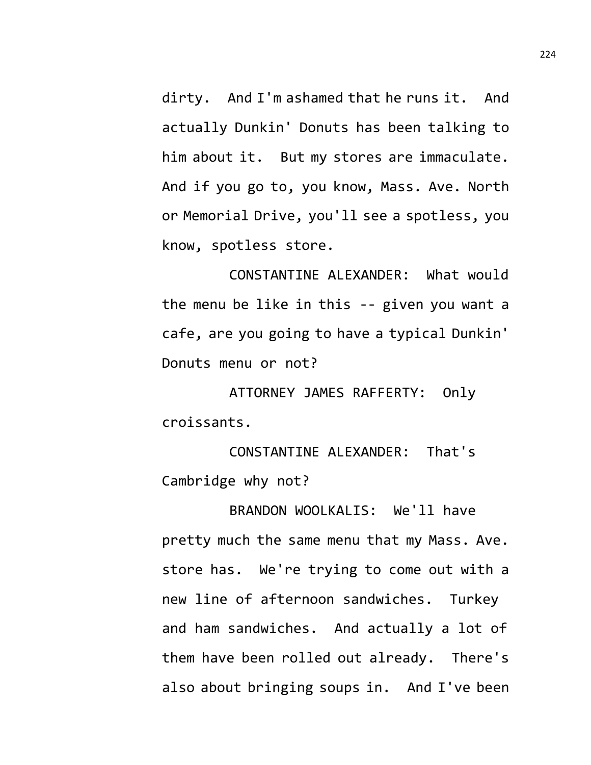dirty. And I'm ashamed that he runs it. And actually Dunkin' Donuts has been talking to him about it. But my stores are immaculate. And if you go to, you know, Mass. Ave. North or Memorial Drive, you'll see a spotless, you know, spotless store.

CONSTANTINE ALEXANDER: What would the menu be like in this -- given you want a cafe, are you going to have a typical Dunkin' Donuts menu or not?

ATTORNEY JAMES RAFFERTY: Only croissants.

CONSTANTINE ALEXANDER: That's Cambridge why not?

BRANDON WOOLKALIS: We'll have pretty much the same menu that my Mass. Ave. store has. We're trying to come out with a new line of afternoon sandwiches. Turkey and ham sandwiches. And actually a lot of them have been rolled out already. There's also about bringing soups in. And I've been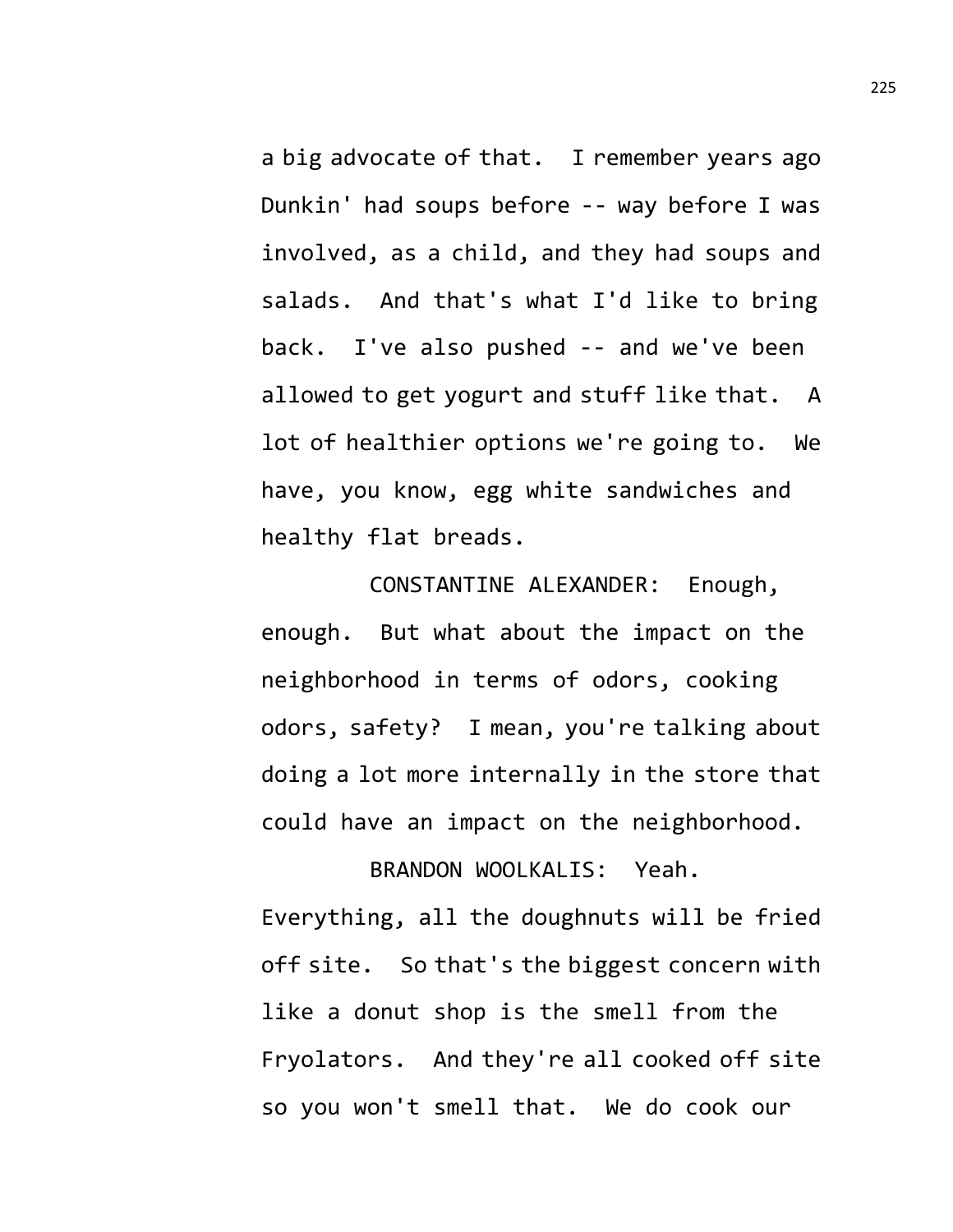a big advocate of that. I remember years ago Dunkin' had soups before -- way before I was involved, as a child, and they had soups and salads. And that's what I'd like to bring back. I've also pushed -- and we've been allowed to get yogurt and stuff like that. A lot of healthier options we're going to. We have, you know, egg white sandwiches and healthy flat breads.

CONSTANTINE ALEXANDER: Enough, enough. But what about the impact on the neighborhood in terms of odors, cooking odors, safety? I mean, you're talking about doing a lot more internally in the store that could have an impact on the neighborhood.

BRANDON WOOLKALIS: Yeah. Everything, all the doughnuts will be fried off site. So that's the biggest concern with like a donut shop is the smell from the Fryolators. And they're all cooked off site so you won't smell that. We do cook our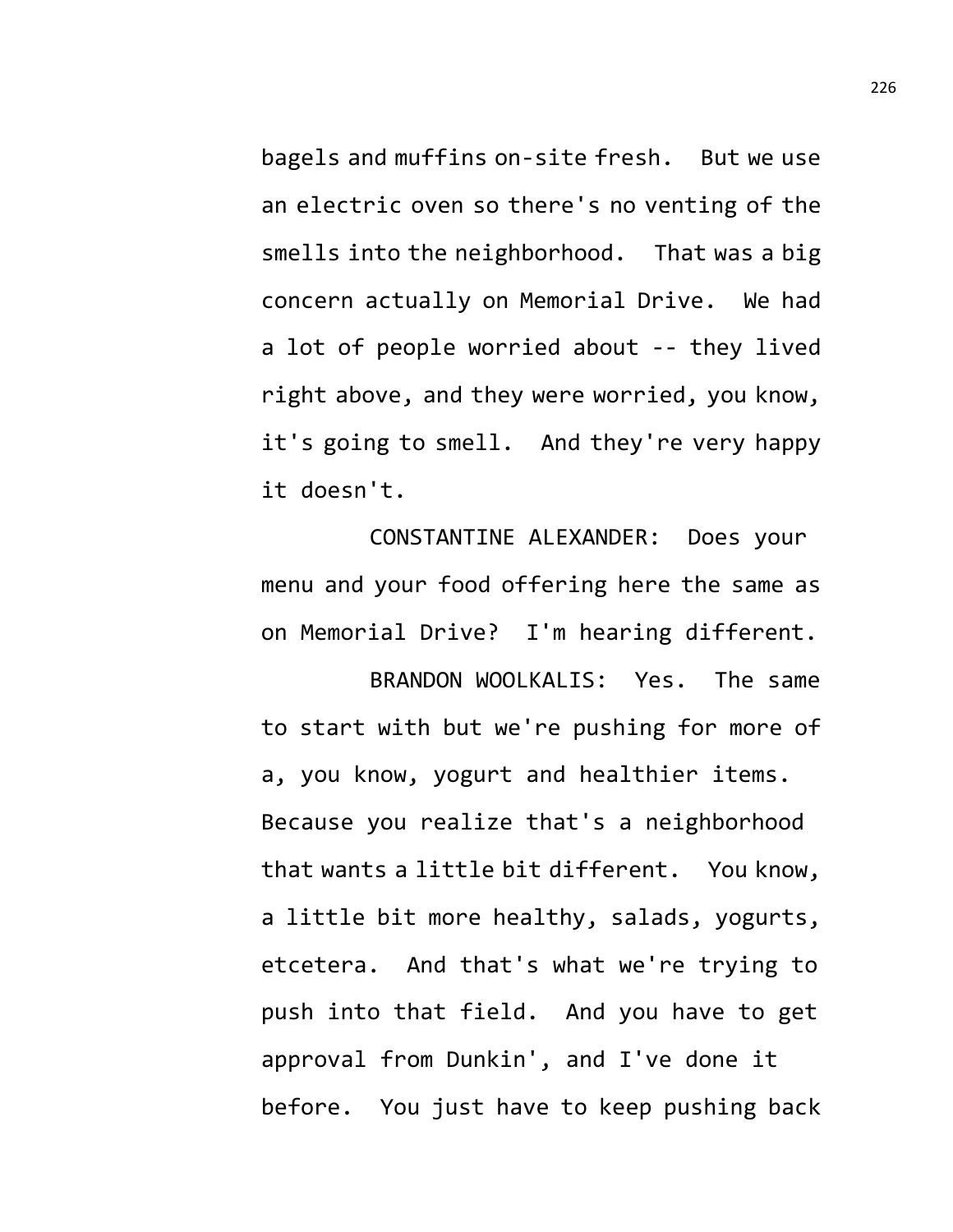bagels and muffins on-site fresh. But we use an electric oven so there's no venting of the smells into the neighborhood. That was a big concern actually on Memorial Drive. We had a lot of people worried about -- they lived right above, and they were worried, you know, it's going to smell. And they're very happy it doesn't.

CONSTANTINE ALEXANDER: Does your menu and your food offering here the same as on Memorial Drive? I'm hearing different.

BRANDON WOOLKALIS: Yes. The same to start with but we're pushing for more of a, you know, yogurt and healthier items. Because you realize that's a neighborhood that wants a little bit different. You know, a little bit more healthy, salads, yogurts, etcetera. And that's what we're trying to push into that field. And you have to get approval from Dunkin', and I've done it before. You just have to keep pushing back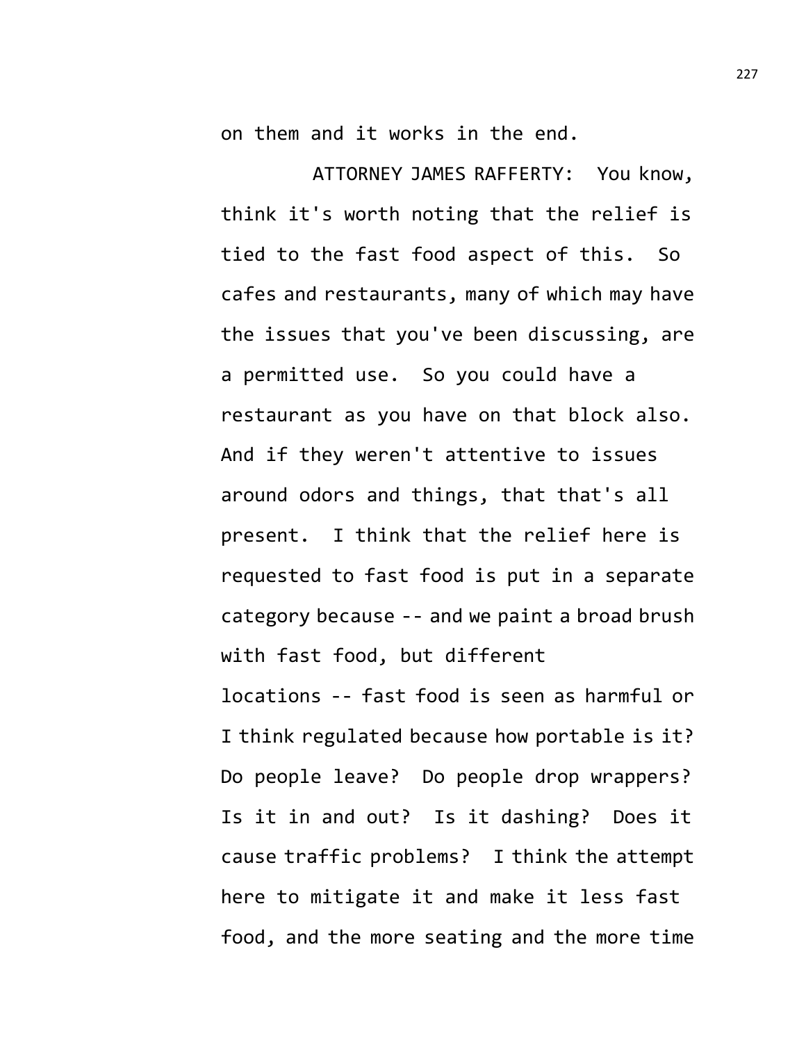on them and it works in the end.

ATTORNEY JAMES RAFFERTY: You know, think it's worth noting that the relief is tied to the fast food aspect of this. So cafes and restaurants, many of which may have the issues that you've been discussing, are a permitted use. So you could have a restaurant as you have on that block also. And if they weren't attentive to issues around odors and things, that that's all present. I think that the relief here is requested to fast food is put in a separate category because -- and we paint a broad brush with fast food, but different locations -- fast food is seen as harmful or I think regulated because how portable is it? Do people leave? Do people drop wrappers? Is it in and out? Is it dashing? Does it cause traffic problems? I think the attempt here to mitigate it and make it less fast food, and the more seating and the more time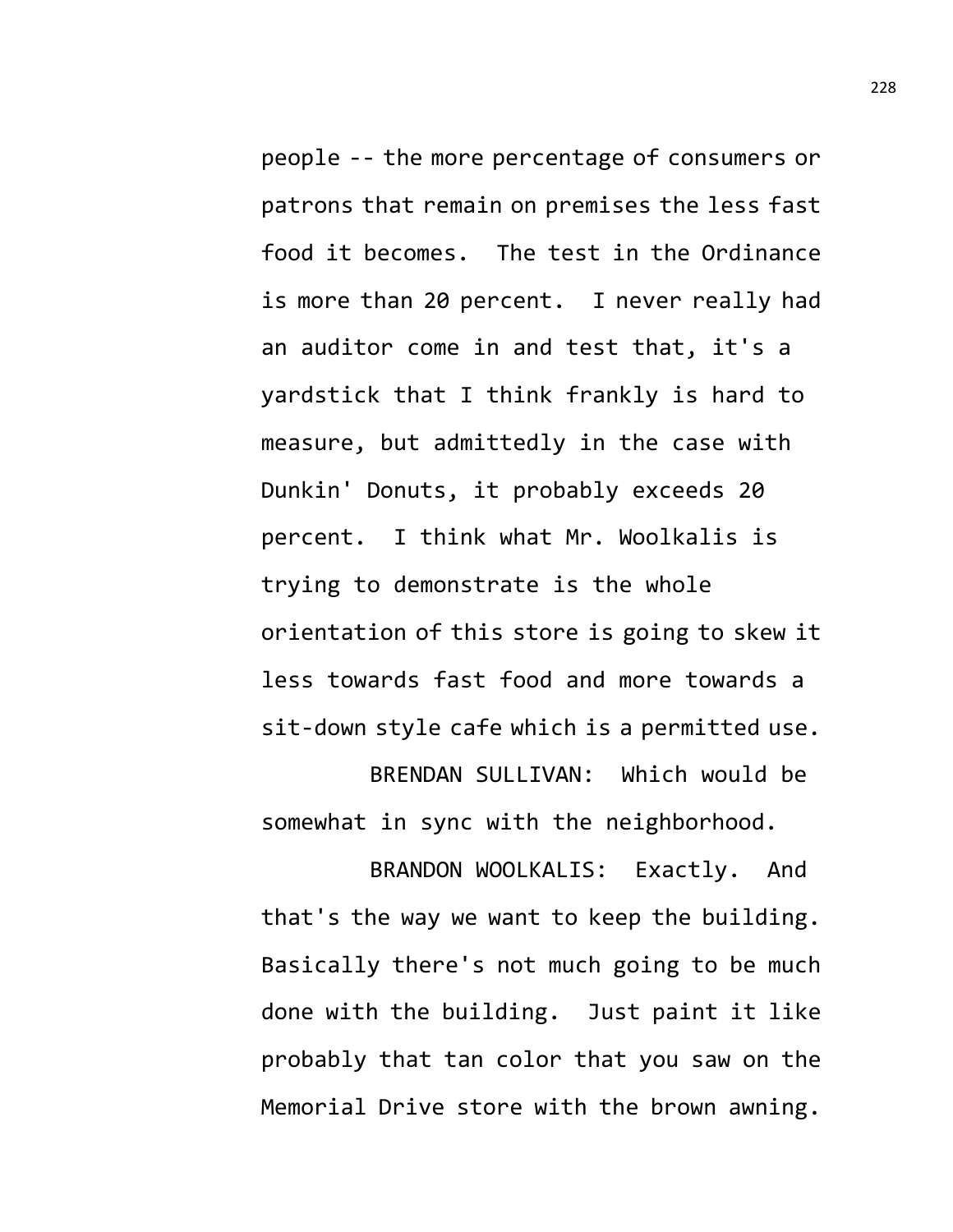people -- the more percentage of consumers or patrons that remain on premises the less fast food it becomes. The test in the Ordinance is more than 20 percent. I never really had an auditor come in and test that, it's a yardstick that I think frankly is hard to measure, but admittedly in the case with Dunkin' Donuts, it probably exceeds 20 percent. I think what Mr. Woolkalis is trying to demonstrate is the whole orientation of this store is going to skew it less towards fast food and more towards a sit-down style cafe which is a permitted use.

BRENDAN SULLIVAN: Which would be somewhat in sync with the neighborhood.

BRANDON WOOLKALIS: Exactly. And that's the way we want to keep the building. Basically there's not much going to be much done with the building. Just paint it like probably that tan color that you saw on the Memorial Drive store with the brown awning.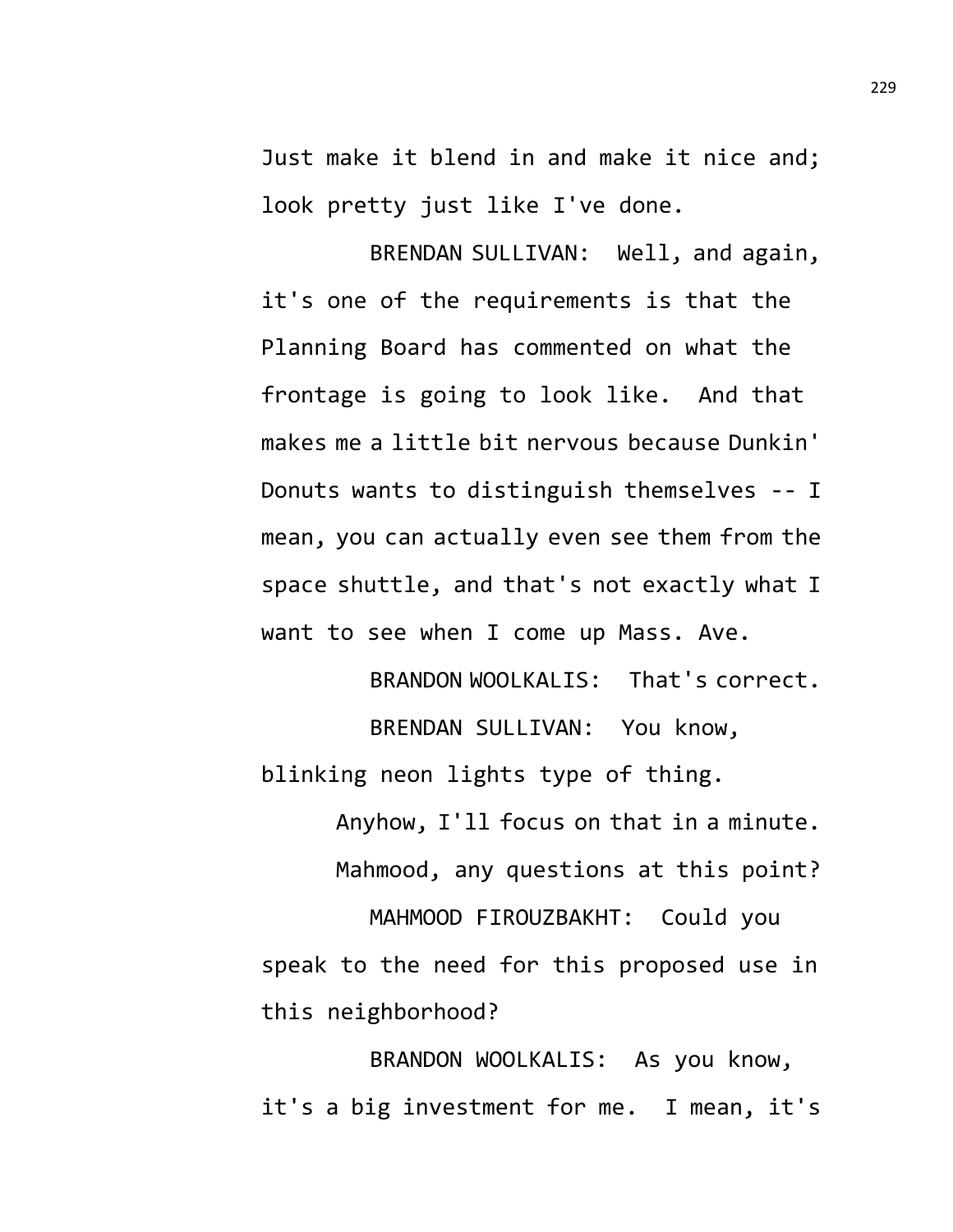Just make it blend in and make it nice and; look pretty just like I've done.

BRENDAN SULLIVAN: Well, and again, it's one of the requirements is that the Planning Board has commented on what the frontage is going to look like. And that makes me a little bit nervous because Dunkin' Donuts wants to distinguish themselves -- I mean, you can actually even see them from the space shuttle, and that's not exactly what I want to see when I come up Mass. Ave.

BRANDON WOOLKALIS: That's correct.

BRENDAN SULLIVAN: You know, blinking neon lights type of thing.

Anyhow, I'll focus on that in a minute.

Mahmood, any questions at this point?

MAHMOOD FIROUZBAKHT: Could you speak to the need for this proposed use in this neighborhood?

BRANDON WOOLKALIS: As you know, it's a big investment for me. I mean, it's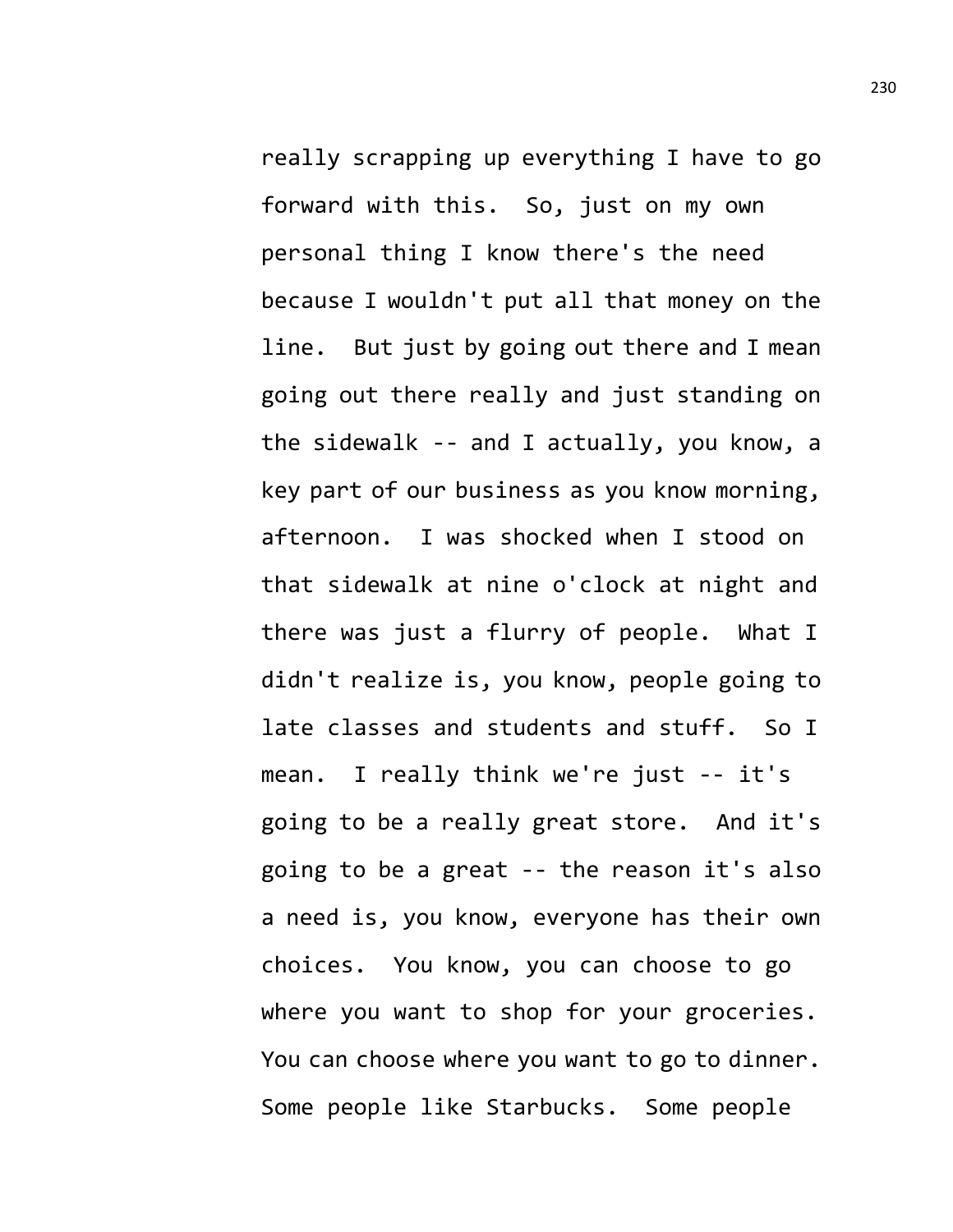really scrapping up everything I have to go forward with this. So, just on my own personal thing I know there's the need because I wouldn't put all that money on the line. But just by going out there and I mean going out there really and just standing on the sidewalk -- and I actually, you know, a key part of our business as you know morning, afternoon. I was shocked when I stood on that sidewalk at nine o'clock at night and there was just a flurry of people. What I didn't realize is, you know, people going to late classes and students and stuff. So I mean. I really think we're just -- it's going to be a really great store. And it's going to be a great -- the reason it's also a need is, you know, everyone has their own choices. You know, you can choose to go where you want to shop for your groceries. You can choose where you want to go to dinner. Some people like Starbucks. Some people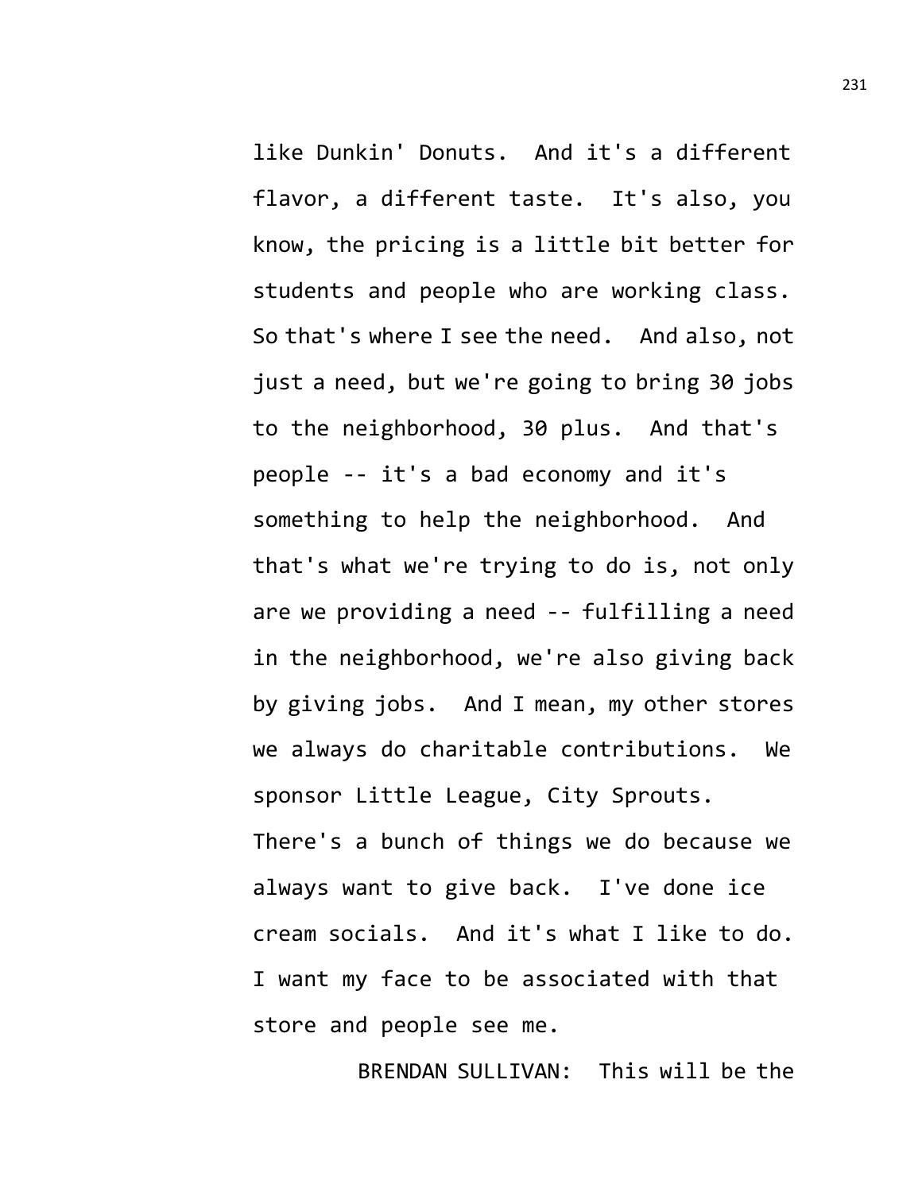like Dunkin' Donuts. And it's a different flavor, a different taste. It's also, you know, the pricing is a little bit better for students and people who are working class. So that's where I see the need. And also, not just a need, but we're going to bring 30 jobs to the neighborhood, 30 plus. And that's people -- it's a bad economy and it's something to help the neighborhood. And that's what we're trying to do is, not only are we providing a need -- fulfilling a need in the neighborhood, we're also giving back by giving jobs. And I mean, my other stores we always do charitable contributions. We sponsor Little League, City Sprouts. There's a bunch of things we do because we always want to give back. I've done ice cream socials. And it's what I like to do. I want my face to be associated with that store and people see me.

BRENDAN SULLIVAN: This will be the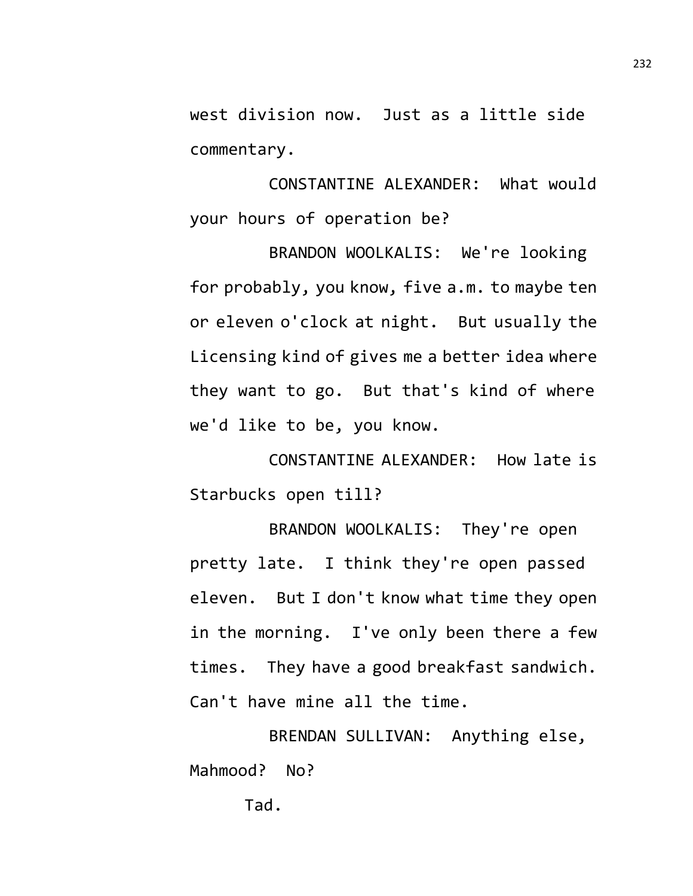west division now. Just as a little side commentary.

CONSTANTINE ALEXANDER: What would your hours of operation be?

BRANDON WOOLKALIS: We're looking for probably, you know, five a.m. to maybe ten or eleven o'clock at night. But usually the Licensing kind of gives me a better idea where they want to go. But that's kind of where we'd like to be, you know.

CONSTANTINE ALEXANDER: How late is Starbucks open till?

BRANDON WOOLKALIS: They're open pretty late. I think they're open passed eleven. But I don't know what time they open in the morning. I've only been there a few times. They have a good breakfast sandwich. Can't have mine all the time.

BRENDAN SULLIVAN: Anything else, Mahmood? No?

Tad.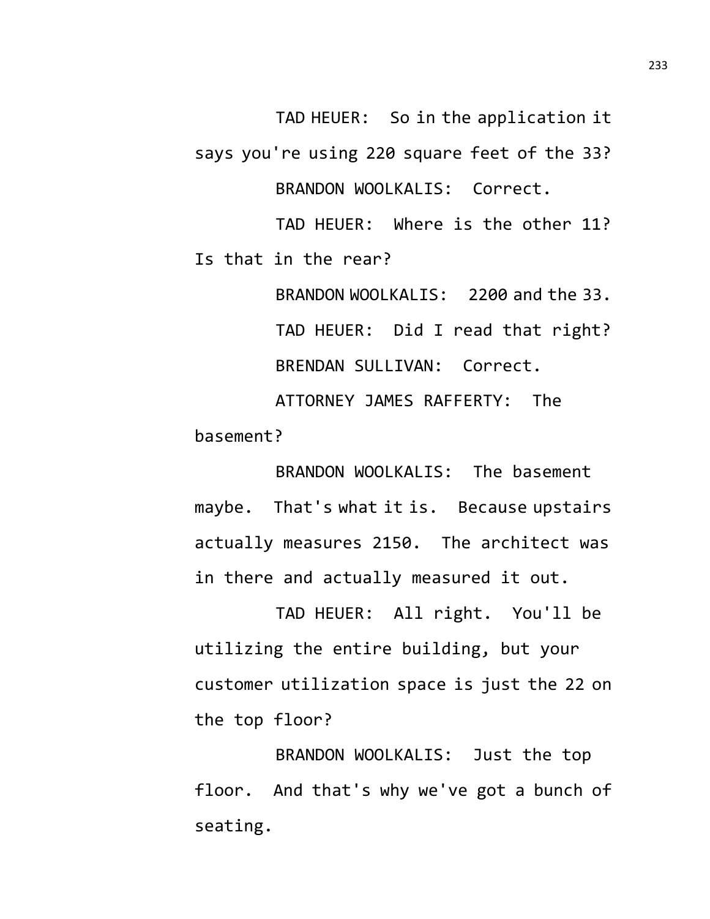TAD HEUER: So in the application it says you're using 220 square feet of the 33?

BRANDON WOOLKALIS: Correct.

TAD HEUER: Where is the other 11? Is that in the rear?

BRANDON WOOLKALIS: 2200 and the 33.

TAD HEUER: Did I read that right?

BRENDAN SULLIVAN: Correct.

ATTORNEY JAMES RAFFERTY: The basement?

BRANDON WOOLKALIS: The basement maybe. That's what it is. Because upstairs actually measures 2150. The architect was in there and actually measured it out.

TAD HEUER: All right. You'll be utilizing the entire building, but your customer utilization space is just the 22 on the top floor?

BRANDON WOOLKALIS: Just the top floor. And that's why we've got a bunch of seating.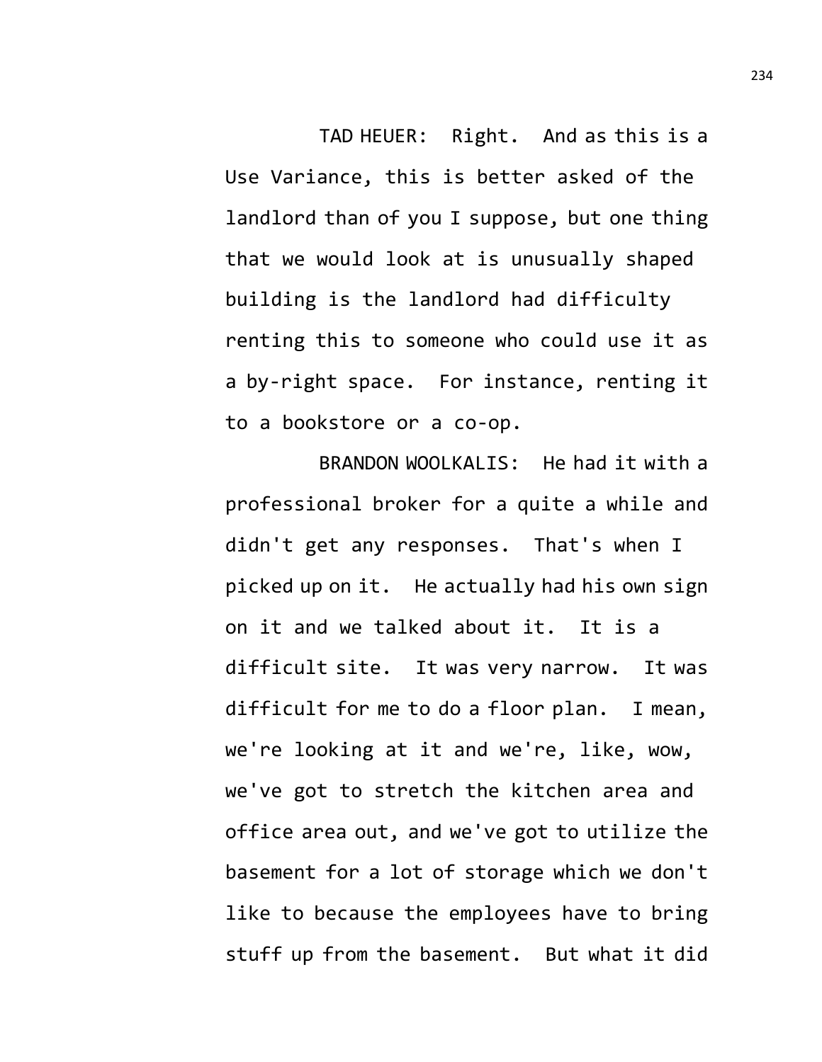TAD HEUER: Right. And as this is a Use Variance, this is better asked of the landlord than of you I suppose, but one thing that we would look at is unusually shaped building is the landlord had difficulty renting this to someone who could use it as a by-right space. For instance, renting it to a bookstore or a co-op.

BRANDON WOOLKALIS: He had it with a professional broker for a quite a while and didn't get any responses. That's when I picked up on it. He actually had his own sign on it and we talked about it. It is a difficult site. It was very narrow. It was difficult for me to do a floor plan. I mean, we're looking at it and we're, like, wow, we've got to stretch the kitchen area and office area out, and we've got to utilize the basement for a lot of storage which we don't like to because the employees have to bring stuff up from the basement. But what it did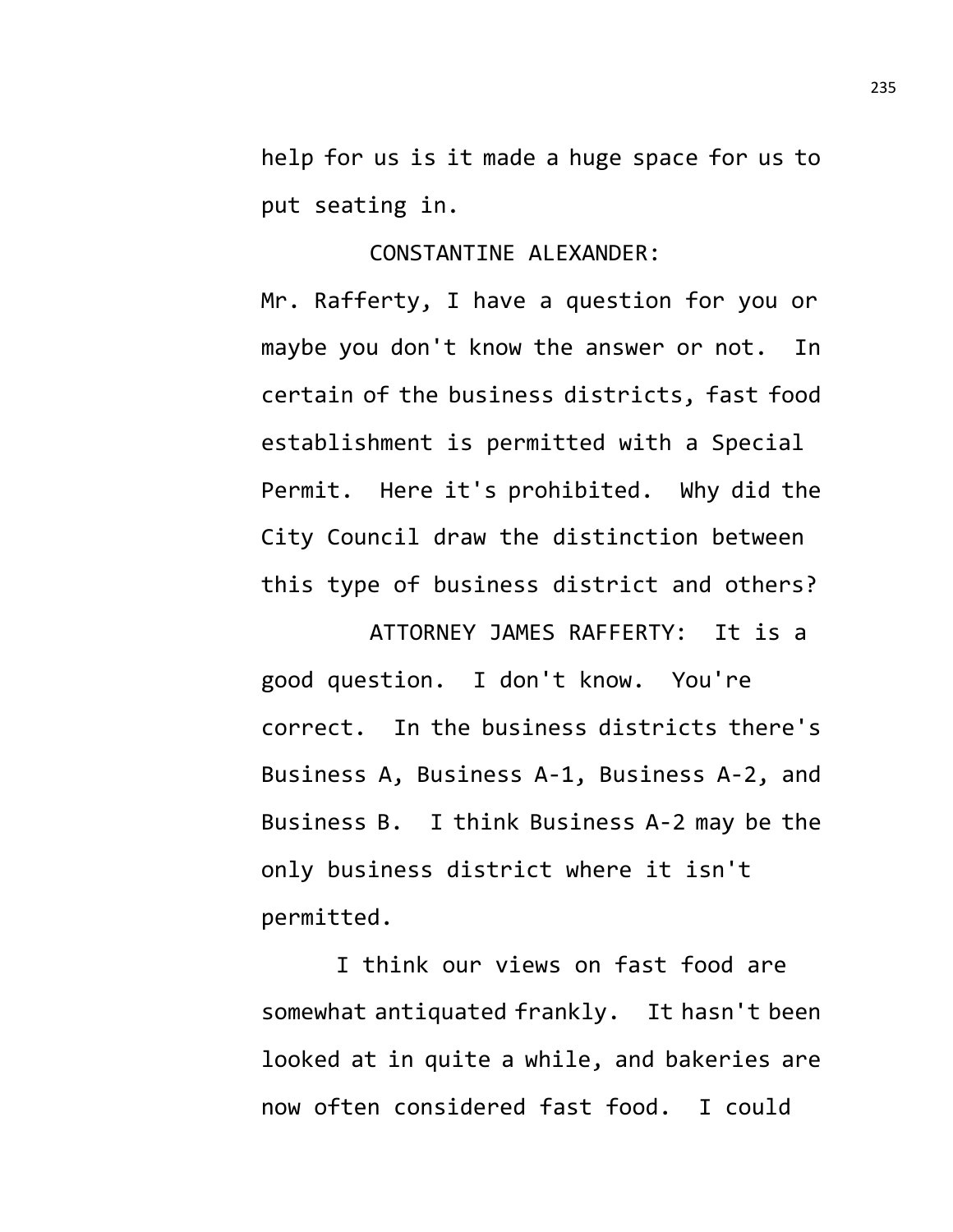help for us is it made a huge space for us to put seating in.

CONSTANTINE ALEXANDER: Mr. Rafferty, I have a question for you or maybe you don't know the answer or not. In certain of the business districts, fast food establishment is permitted with a Special Permit. Here it's prohibited. Why did the City Council draw the distinction between this type of business district and others?

ATTORNEY JAMES RAFFERTY: It is a good question. I don't know. You're correct. In the business districts there's Business A, Business A-1, Business A-2, and Business B. I think Business A-2 may be the only business district where it isn't permitted.

I think our views on fast food are somewhat antiquated frankly. It hasn't been looked at in quite a while, and bakeries are now often considered fast food. I could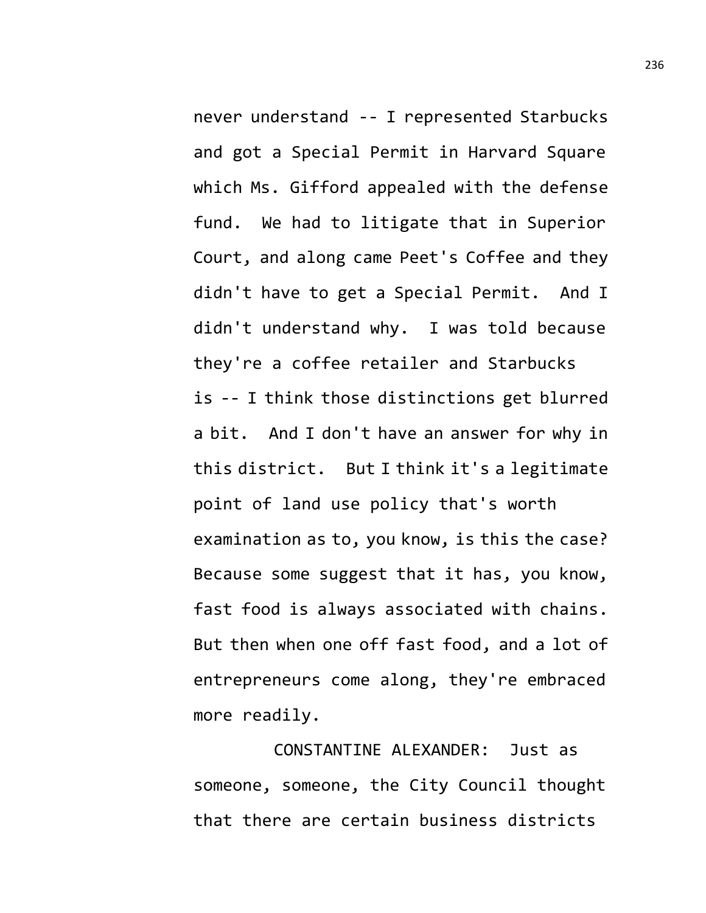never understand -- I represented Starbucks and got a Special Permit in Harvard Square which Ms. Gifford appealed with the defense fund. We had to litigate that in Superior Court, and along came Peet's Coffee and they didn't have to get a Special Permit. And I didn't understand why. I was told because they're a coffee retailer and Starbucks is -- I think those distinctions get blurred a bit. And I don't have an answer for why in this district. But I think it's a legitimate point of land use policy that's worth examination as to, you know, is this the case? Because some suggest that it has, you know, fast food is always associated with chains. But then when one off fast food, and a lot of entrepreneurs come along, they're embraced more readily.

CONSTANTINE ALEXANDER: Just as someone, someone, the City Council thought that there are certain business districts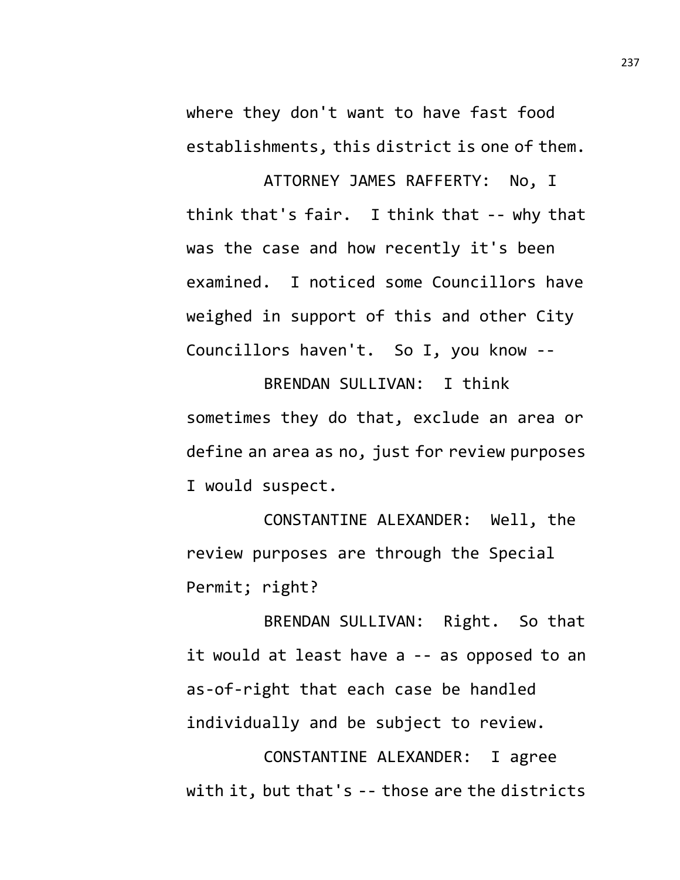where they don't want to have fast food establishments, this district is one of them.

ATTORNEY JAMES RAFFERTY: No, I think that's fair. I think that -- why that was the case and how recently it's been examined. I noticed some Councillors have weighed in support of this and other City Councillors haven't. So I, you know --

BRENDAN SULLIVAN: I think sometimes they do that, exclude an area or define an area as no, just for review purposes I would suspect.

CONSTANTINE ALEXANDER: Well, the review purposes are through the Special Permit; right?

BRENDAN SULLIVAN: Right. So that it would at least have a -- as opposed to an as-of-right that each case be handled individually and be subject to review.

CONSTANTINE ALEXANDER: I agree with it, but that's -- those are the districts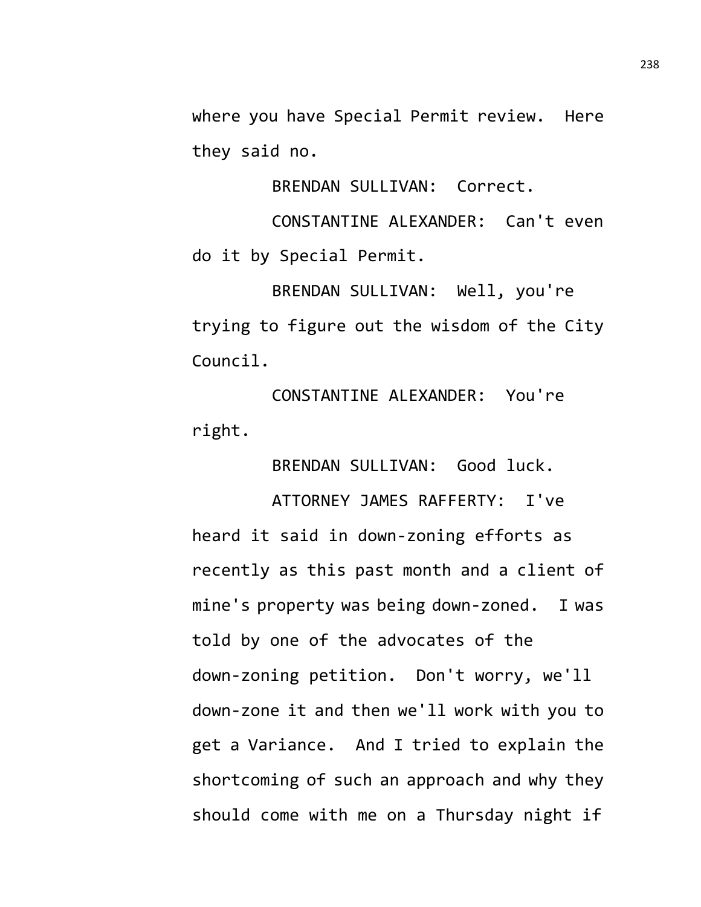where you have Special Permit review. Here they said no.

BRENDAN SULLIVAN: Correct.

CONSTANTINE ALEXANDER: Can't even do it by Special Permit.

BRENDAN SULLIVAN: Well, you're trying to figure out the wisdom of the City Council.

CONSTANTINE ALEXANDER: You're right.

BRENDAN SULLIVAN: Good luck.

ATTORNEY JAMES RAFFERTY: I've heard it said in down-zoning efforts as recently as this past month and a client of mine's property was being down-zoned. I was told by one of the advocates of the down-zoning petition. Don't worry, we'll down-zone it and then we'll work with you to get a Variance. And I tried to explain the shortcoming of such an approach and why they should come with me on a Thursday night if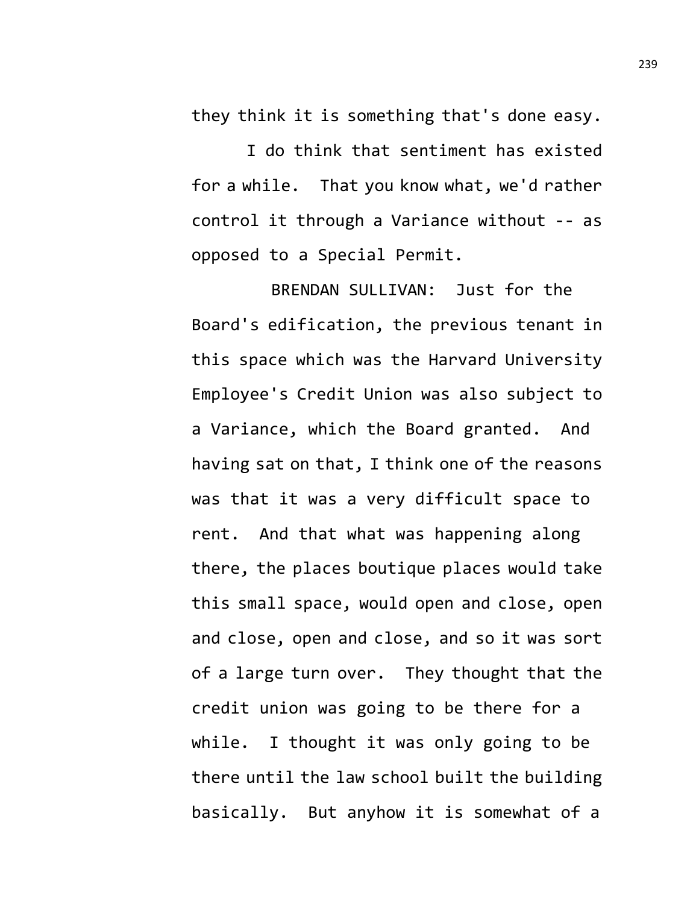they think it is something that's done easy.

I do think that sentiment has existed for a while. That you know what, we'd rather control it through a Variance without -- as opposed to a Special Permit.

BRENDAN SULLIVAN: Just for the Board's edification, the previous tenant in this space which was the Harvard University Employee's Credit Union was also subject to a Variance, which the Board granted. And having sat on that, I think one of the reasons was that it was a very difficult space to rent. And that what was happening along there, the places boutique places would take this small space, would open and close, open and close, open and close, and so it was sort of a large turn over. They thought that the credit union was going to be there for a while. I thought it was only going to be there until the law school built the building basically. But anyhow it is somewhat of a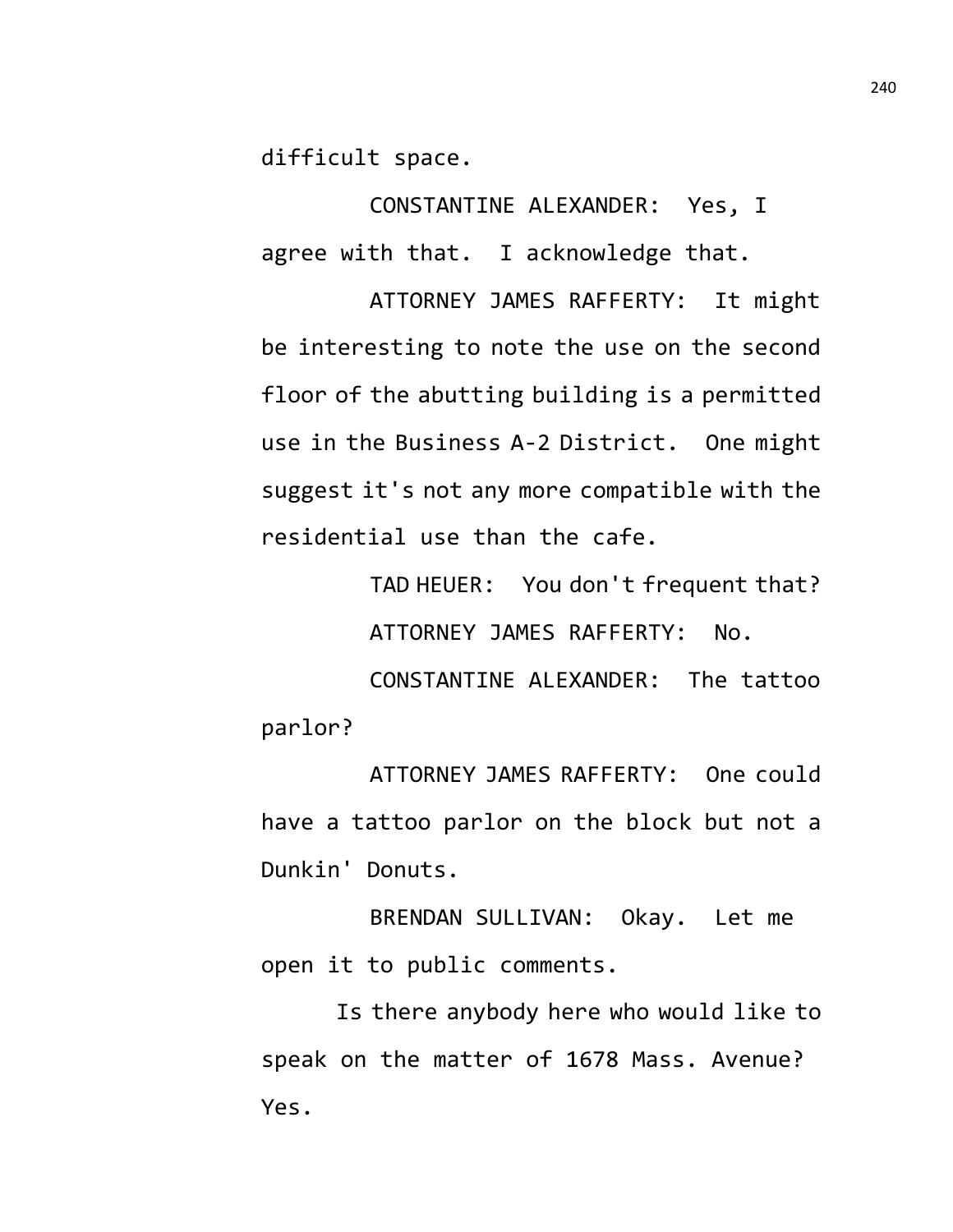difficult space.

CONSTANTINE ALEXANDER: Yes, I agree with that. I acknowledge that.

ATTORNEY JAMES RAFFERTY: It might be interesting to note the use on the second floor of the abutting building is a permitted use in the Business A-2 District. One might suggest it's not any more compatible with the residential use than the cafe.

TAD HEUER: You don't frequent that?

ATTORNEY JAMES RAFFERTY: No.

CONSTANTINE ALEXANDER: The tattoo parlor?

ATTORNEY JAMES RAFFERTY: One could have a tattoo parlor on the block but not a Dunkin' Donuts.

BRENDAN SULLIVAN: Okay. Let me open it to public comments.

Is there anybody here who would like to speak on the matter of 1678 Mass. Avenue? Yes.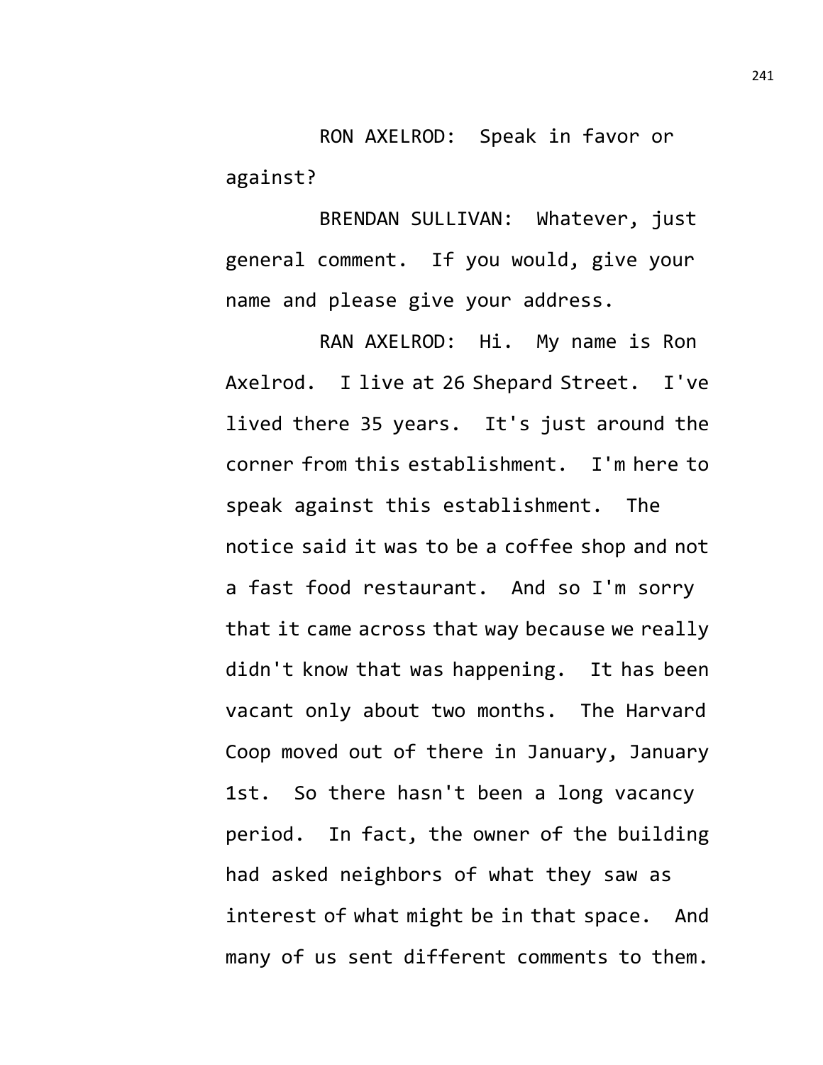RON AXELROD: Speak in favor or against?

BRENDAN SULLIVAN: Whatever, just general comment. If you would, give your name and please give your address.

RAN AXELROD: Hi. My name is Ron Axelrod. I live at 26 Shepard Street. I've lived there 35 years. It's just around the corner from this establishment. I'm here to speak against this establishment. The notice said it was to be a coffee shop and not a fast food restaurant. And so I'm sorry that it came across that way because we really didn't know that was happening. It has been vacant only about two months. The Harvard Coop moved out of there in January, January 1st. So there hasn't been a long vacancy period. In fact, the owner of the building had asked neighbors of what they saw as interest of what might be in that space. And many of us sent different comments to them.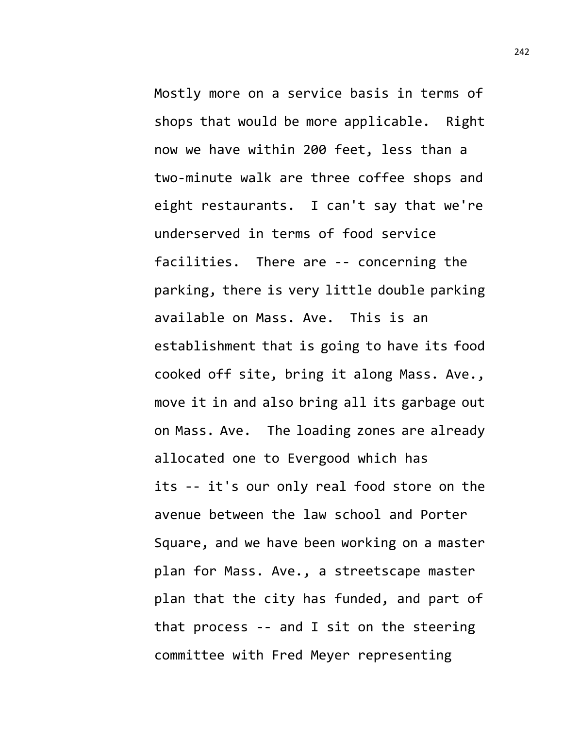Mostly more on a service basis in terms of shops that would be more applicable. Right now we have within 200 feet, less than a two-minute walk are three coffee shops and eight restaurants. I can't say that we're underserved in terms of food service facilities. There are -- concerning the parking, there is very little double parking available on Mass. Ave. This is an establishment that is going to have its food cooked off site, bring it along Mass. Ave., move it in and also bring all its garbage out on Mass. Ave. The loading zones are already allocated one to Evergood which has its -- it's our only real food store on the avenue between the law school and Porter Square, and we have been working on a master plan for Mass. Ave., a streetscape master plan that the city has funded, and part of that process -- and I sit on the steering committee with Fred Meyer representing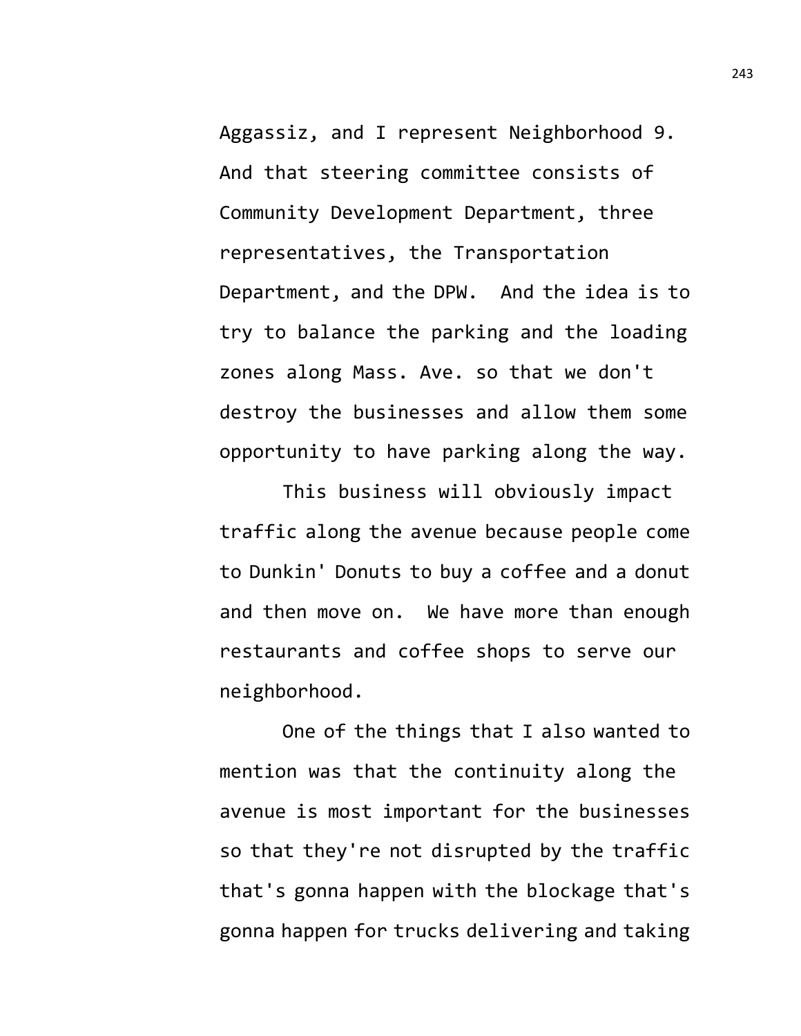Aggassiz, and I represent Neighborhood 9. And that steering committee consists of Community Development Department, three representatives, the Transportation Department, and the DPW. And the idea is to try to balance the parking and the loading zones along Mass. Ave. so that we don't destroy the businesses and allow them some opportunity to have parking along the way.

This business will obviously impact traffic along the avenue because people come to Dunkin' Donuts to buy a coffee and a donut and then move on. We have more than enough restaurants and coffee shops to serve our neighborhood.

One of the things that I also wanted to mention was that the continuity along the avenue is most important for the businesses so that they're not disrupted by the traffic that's gonna happen with the blockage that's gonna happen for trucks delivering and taking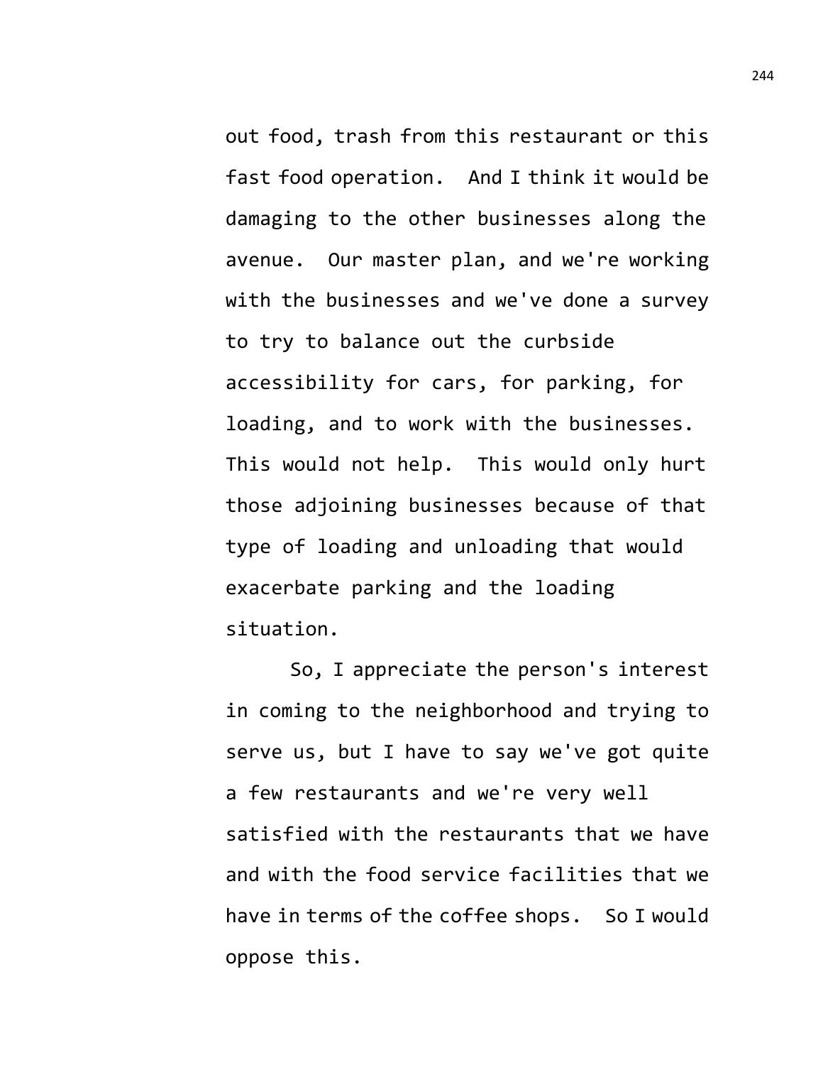out food, trash from this restaurant or this fast food operation. And I think it would be damaging to the other businesses along the avenue. Our master plan, and we're working with the businesses and we've done a survey to try to balance out the curbside accessibility for cars, for parking, for loading, and to work with the businesses. This would not help. This would only hurt those adjoining businesses because of that type of loading and unloading that would exacerbate parking and the loading situation.

So, I appreciate the person's interest in coming to the neighborhood and trying to serve us, but I have to say we've got quite a few restaurants and we're very well satisfied with the restaurants that we have and with the food service facilities that we have in terms of the coffee shops. So I would oppose this.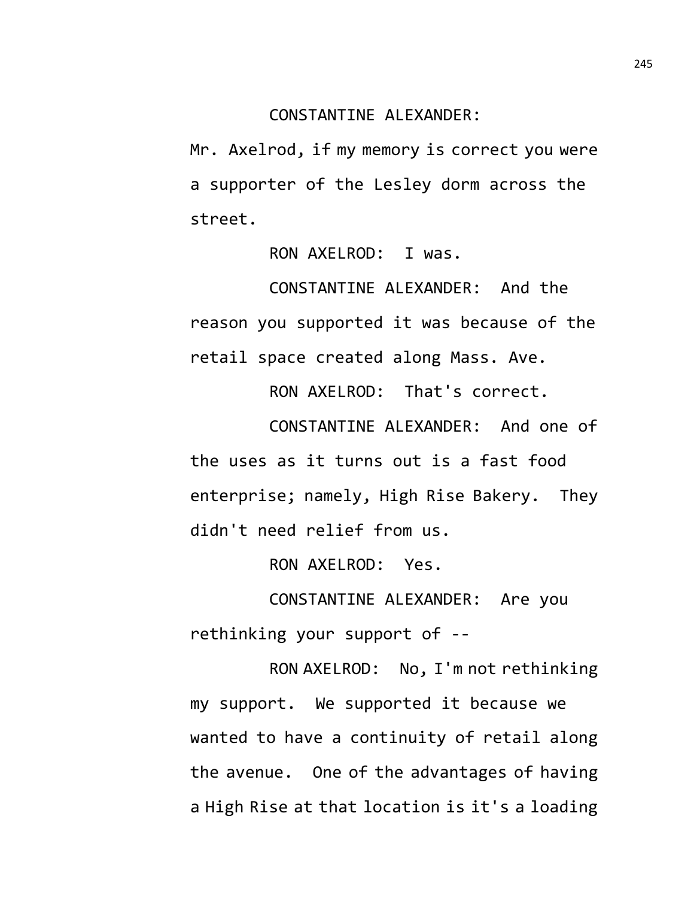CONSTANTINE ALEXANDER: Mr. Axelrod, if my memory is correct you were a supporter of the Lesley dorm across the street.

RON AXELROD: I was.

CONSTANTINE ALEXANDER: And the reason you supported it was because of the retail space created along Mass. Ave.

RON AXELROD: That's correct.

CONSTANTINE ALEXANDER: And one of the uses as it turns out is a fast food enterprise; namely, High Rise Bakery. They didn't need relief from us.

RON AXELROD: Yes.

CONSTANTINE ALEXANDER: Are you rethinking your support of --

RON AXELROD: No, I'm not rethinking my support. We supported it because we wanted to have a continuity of retail along the avenue. One of the advantages of having a High Rise at that location is it's a loading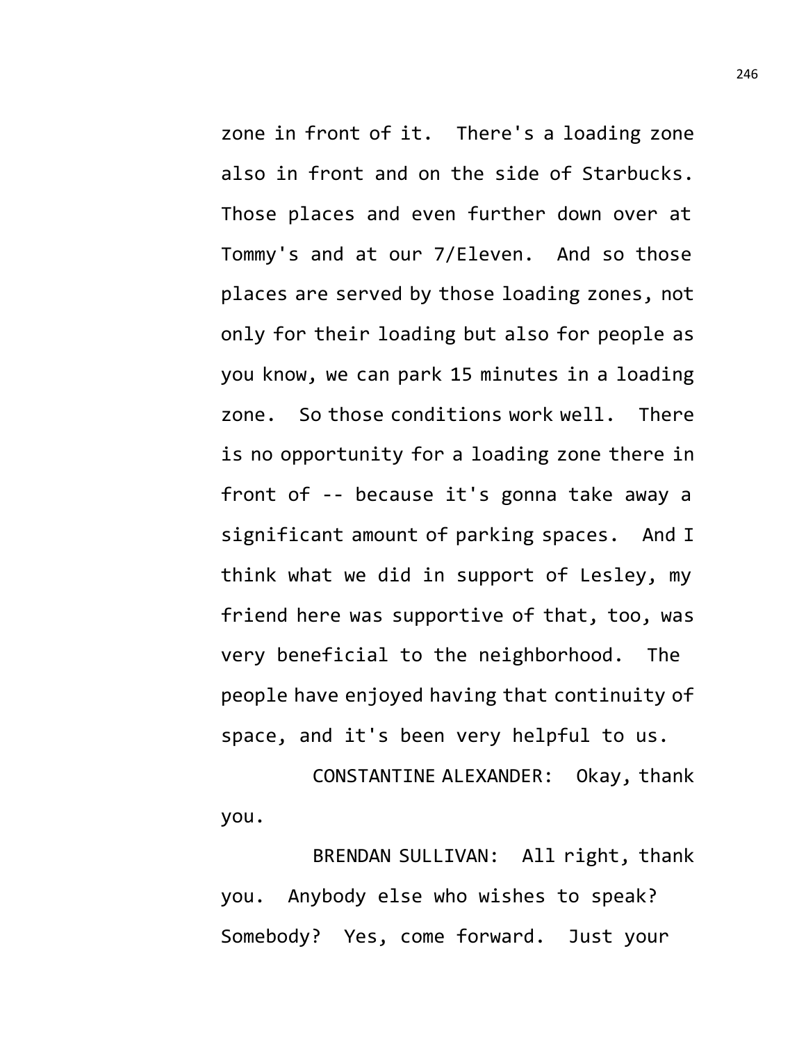zone in front of it. There's a loading zone also in front and on the side of Starbucks. Those places and even further down over at Tommy's and at our 7/Eleven. And so those places are served by those loading zones, not only for their loading but also for people as you know, we can park 15 minutes in a loading zone. So those conditions work well. There is no opportunity for a loading zone there in front of -- because it's gonna take away a significant amount of parking spaces. And I think what we did in support of Lesley, my friend here was supportive of that, too, was very beneficial to the neighborhood. The people have enjoyed having that continuity of space, and it's been very helpful to us.

CONSTANTINE ALEXANDER: Okay, thank you.

BRENDAN SULLIVAN: All right, thank you. Anybody else who wishes to speak? Somebody? Yes, come forward. Just your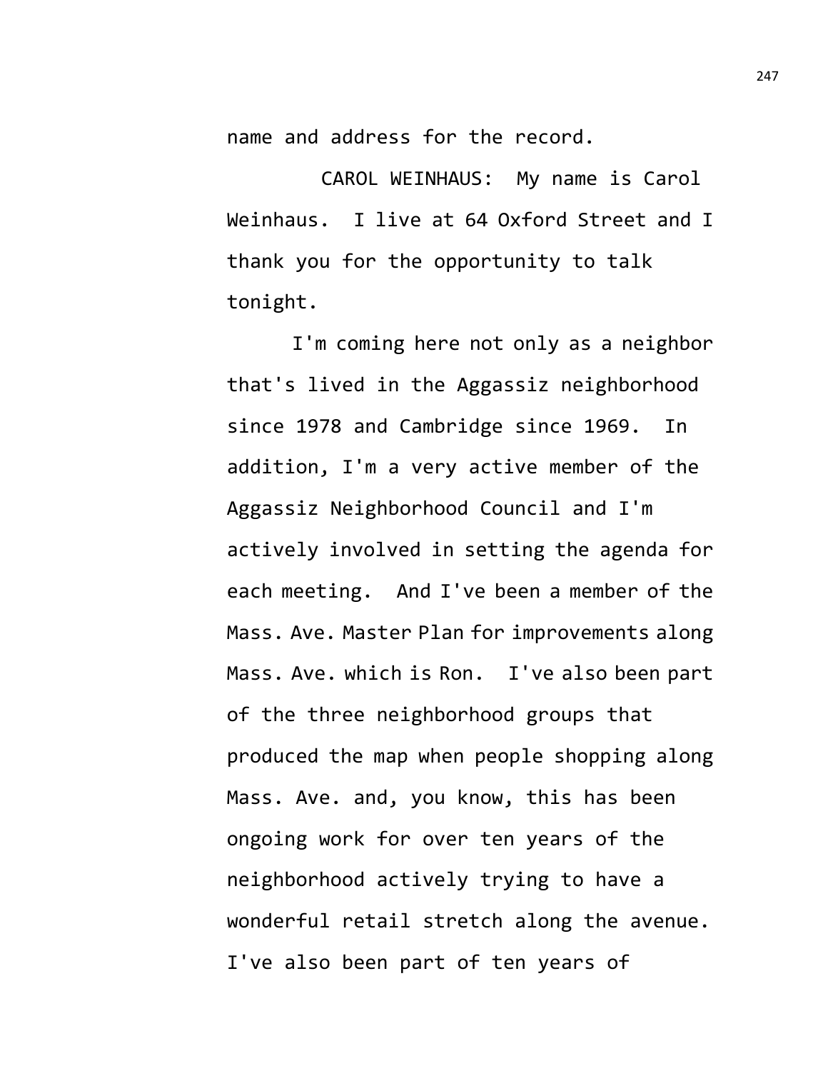name and address for the record.

CAROL WEINHAUS: My name is Carol Weinhaus. I live at 64 Oxford Street and I thank you for the opportunity to talk tonight.

I'm coming here not only as a neighbor that's lived in the Aggassiz neighborhood since 1978 and Cambridge since 1969. In addition, I'm a very active member of the Aggassiz Neighborhood Council and I'm actively involved in setting the agenda for each meeting. And I've been a member of the Mass. Ave. Master Plan for improvements along Mass. Ave. which is Ron. I've also been part of the three neighborhood groups that produced the map when people shopping along Mass. Ave. and, you know, this has been ongoing work for over ten years of the neighborhood actively trying to have a wonderful retail stretch along the avenue. I've also been part of ten years of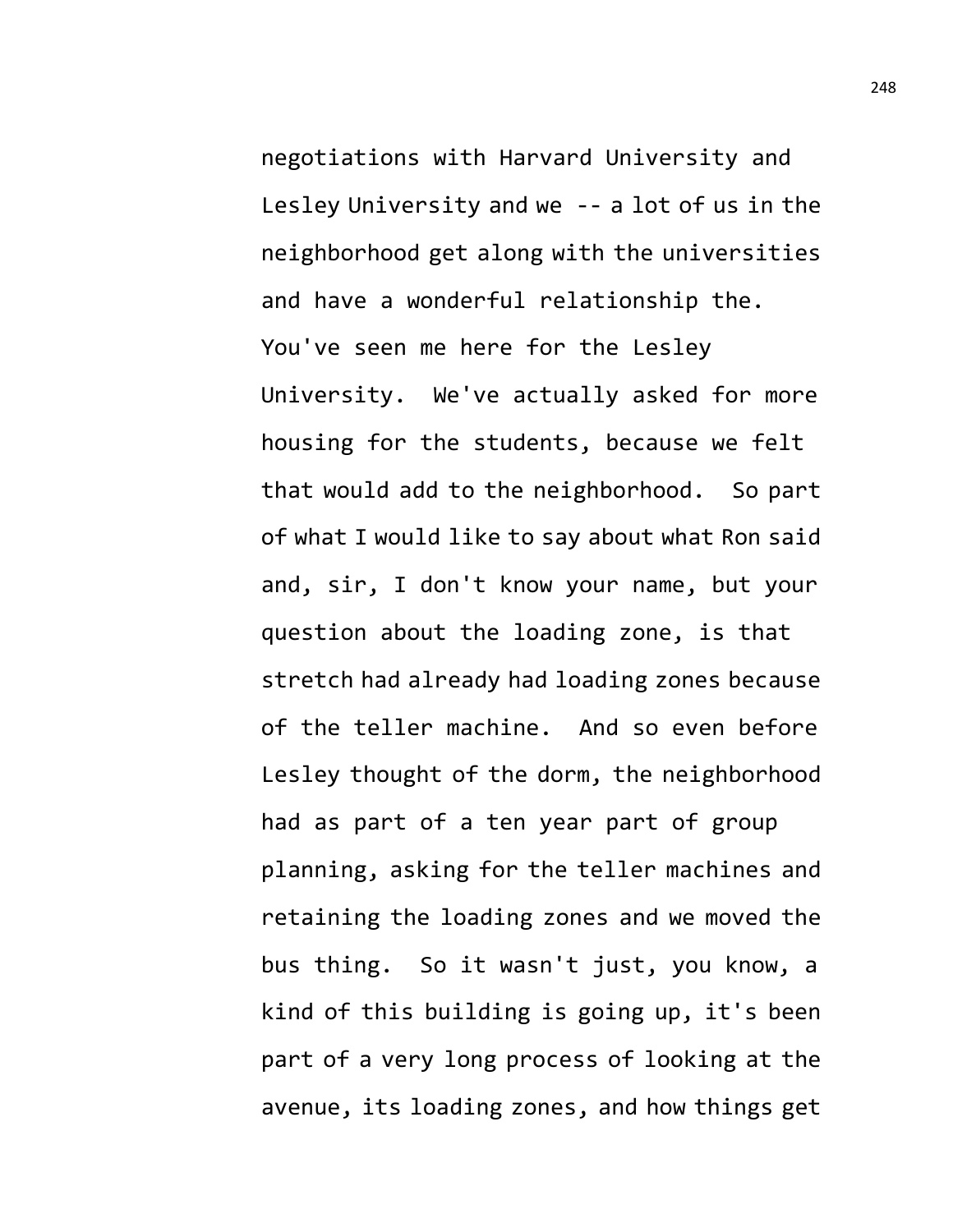negotiations with Harvard University and Lesley University and we -- a lot of us in the neighborhood get along with the universities and have a wonderful relationship the. You've seen me here for the Lesley University. We've actually asked for more housing for the students, because we felt that would add to the neighborhood. So part of what I would like to say about what Ron said and, sir, I don't know your name, but your question about the loading zone, is that stretch had already had loading zones because of the teller machine. And so even before Lesley thought of the dorm, the neighborhood had as part of a ten year part of group planning, asking for the teller machines and retaining the loading zones and we moved the bus thing. So it wasn't just, you know, a kind of this building is going up, it's been part of a very long process of looking at the avenue, its loading zones, and how things get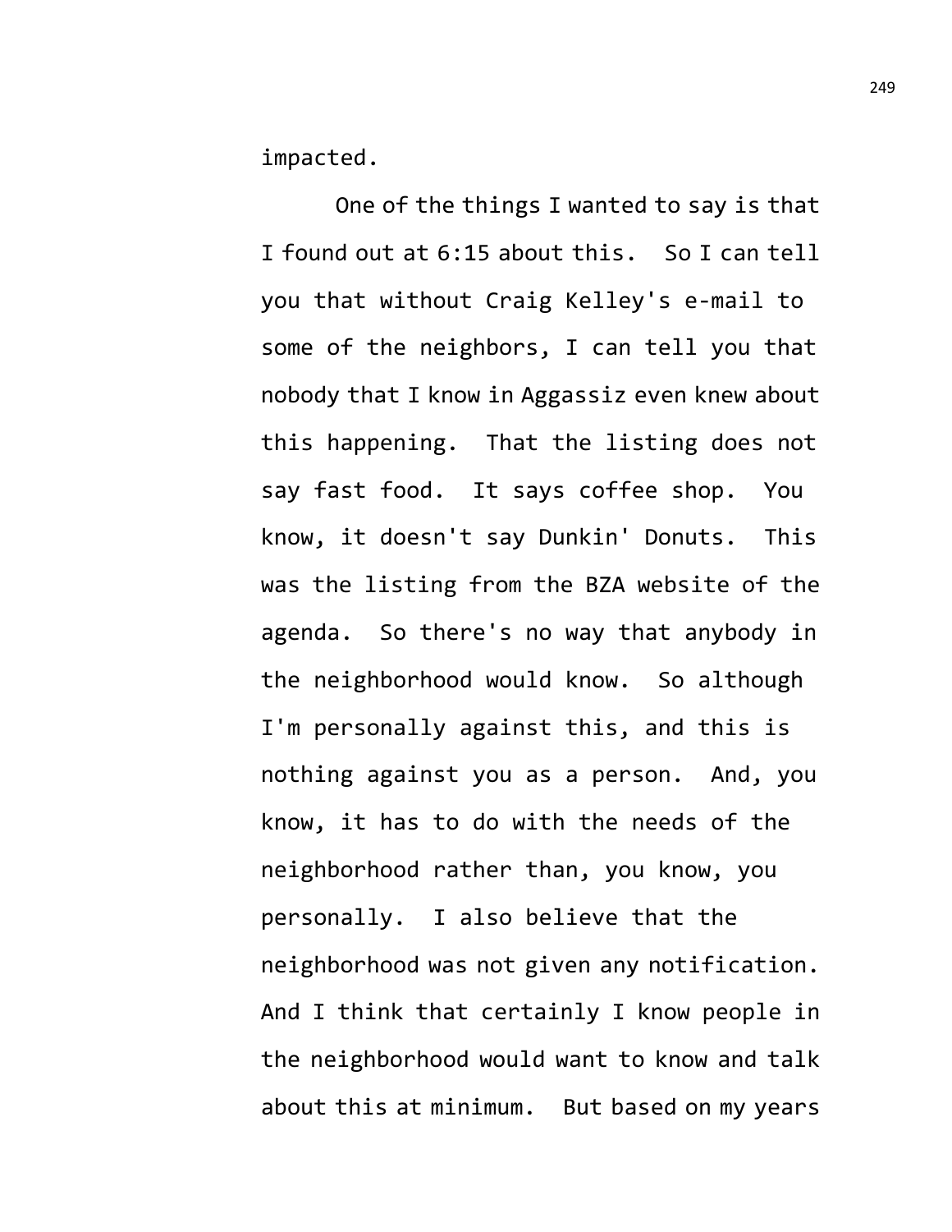impacted.

One of the things I wanted to say is that I found out at 6:15 about this. So I can tell you that without Craig Kelley's e-mail to some of the neighbors, I can tell you that nobody that I know in Aggassiz even knew about this happening. That the listing does not say fast food. It says coffee shop. You know, it doesn't say Dunkin' Donuts. This was the listing from the BZA website of the agenda. So there's no way that anybody in the neighborhood would know. So although I'm personally against this, and this is nothing against you as a person. And, you know, it has to do with the needs of the neighborhood rather than, you know, you personally. I also believe that the neighborhood was not given any notification. And I think that certainly I know people in the neighborhood would want to know and talk about this at minimum. But based on my years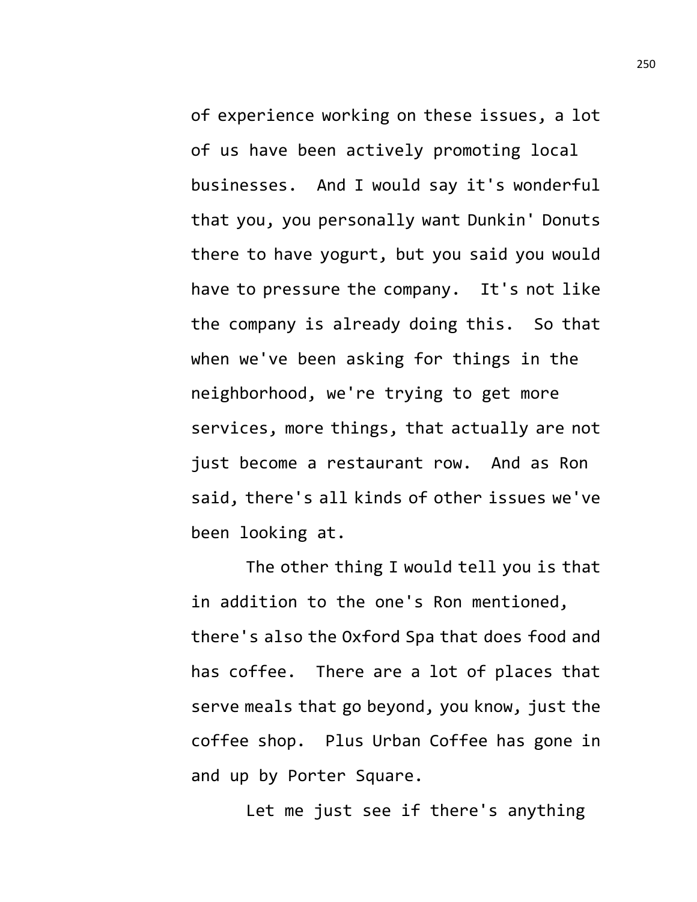of experience working on these issues, a lot of us have been actively promoting local businesses. And I would say it's wonderful that you, you personally want Dunkin' Donuts there to have yogurt, but you said you would have to pressure the company. It's not like the company is already doing this. So that when we've been asking for things in the neighborhood, we're trying to get more services, more things, that actually are not just become a restaurant row. And as Ron said, there's all kinds of other issues we've been looking at.

The other thing I would tell you is that in addition to the one's Ron mentioned, there's also the Oxford Spa that does food and has coffee. There are a lot of places that serve meals that go beyond, you know, just the coffee shop. Plus Urban Coffee has gone in and up by Porter Square.

Let me just see if there's anything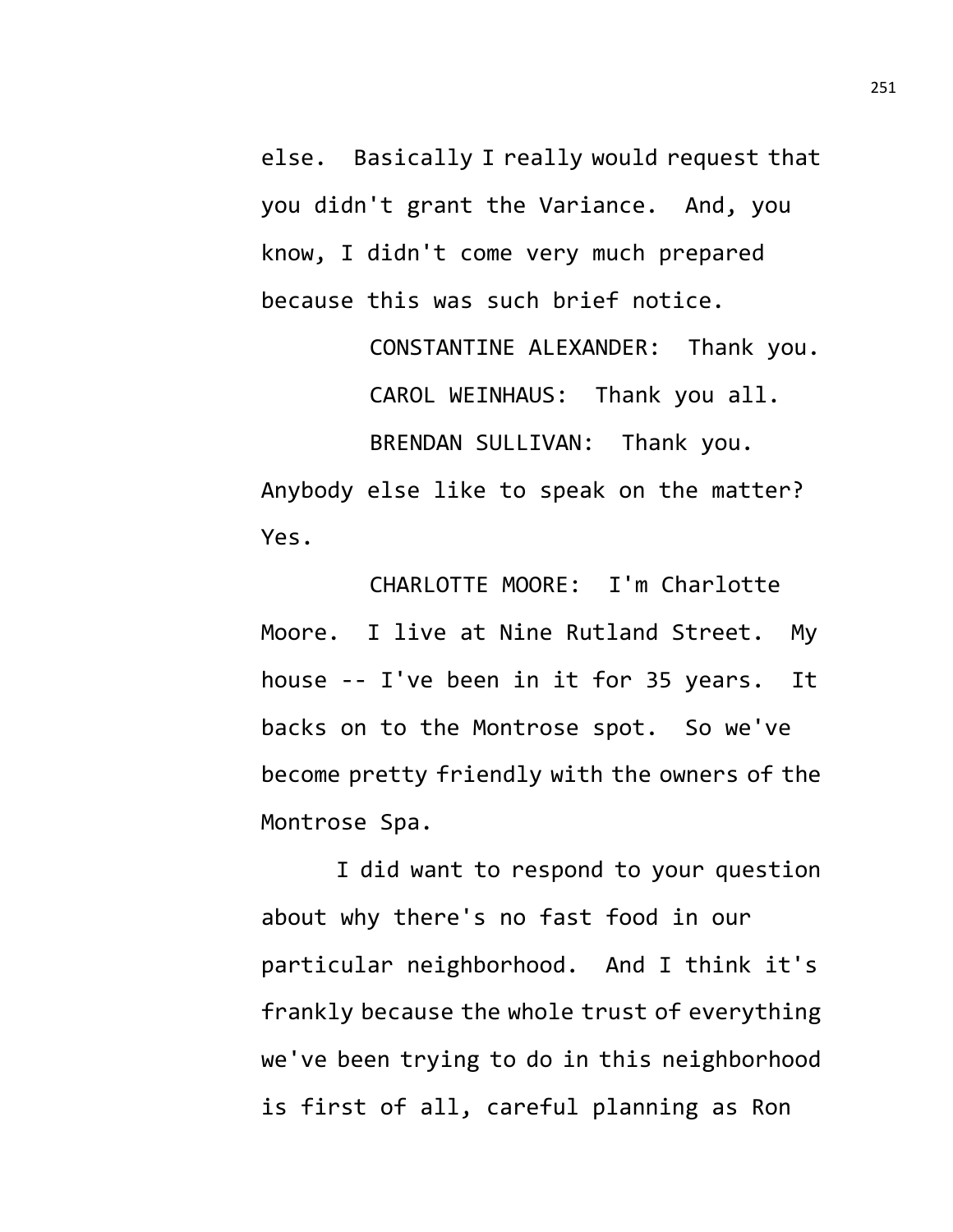else. Basically I really would request that you didn't grant the Variance. And, you know, I didn't come very much prepared because this was such brief notice.

CONSTANTINE ALEXANDER: Thank you.

CAROL WEINHAUS: Thank you all.

BRENDAN SULLIVAN: Thank you. Anybody else like to speak on the matter? Yes.

CHARLOTTE MOORE: I'm Charlotte Moore. I live at Nine Rutland Street. My house -- I've been in it for 35 years. It backs on to the Montrose spot. So we've become pretty friendly with the owners of the Montrose Spa.

I did want to respond to your question about why there's no fast food in our particular neighborhood. And I think it's frankly because the whole trust of everything we've been trying to do in this neighborhood is first of all, careful planning as Ron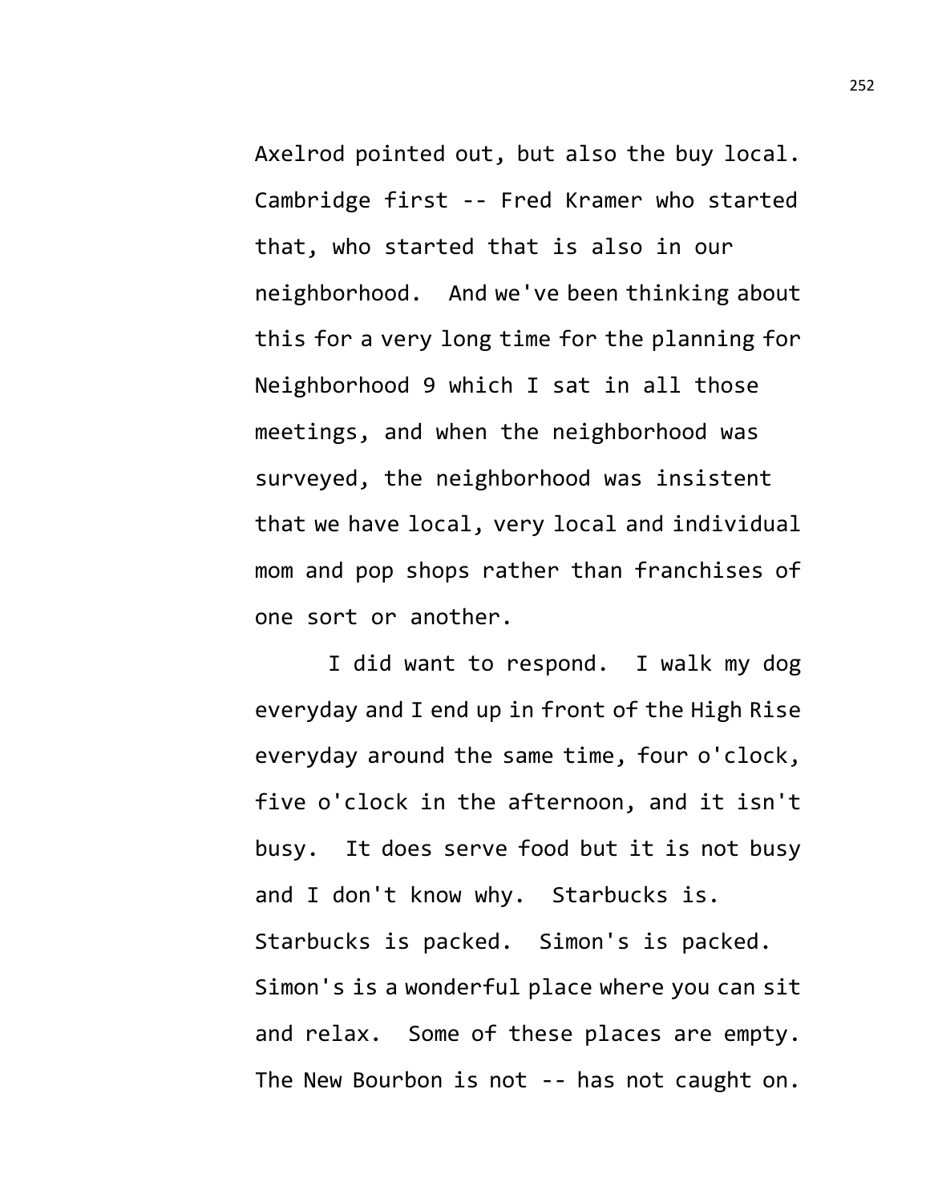Axelrod pointed out, but also the buy local. Cambridge first -- Fred Kramer who started that, who started that is also in our neighborhood. And we've been thinking about this for a very long time for the planning for Neighborhood 9 which I sat in all those meetings, and when the neighborhood was surveyed, the neighborhood was insistent that we have local, very local and individual mom and pop shops rather than franchises of one sort or another.

I did want to respond. I walk my dog everyday and I end up in front of the High Rise everyday around the same time, four o'clock, five o'clock in the afternoon, and it isn't busy. It does serve food but it is not busy and I don't know why. Starbucks is. Starbucks is packed. Simon's is packed. Simon's is a wonderful place where you can sit and relax. Some of these places are empty. The New Bourbon is not -- has not caught on.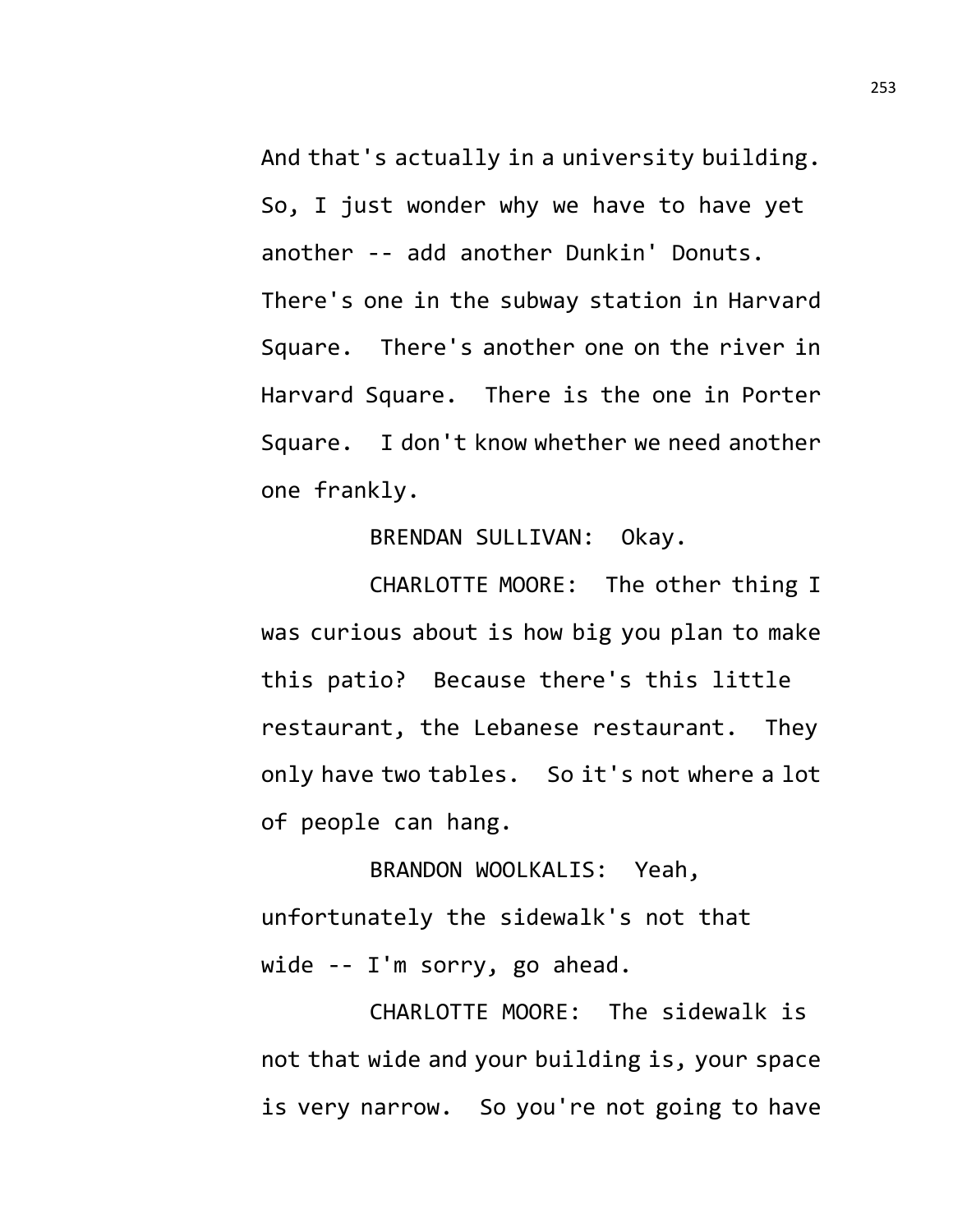And that's actually in a university building. So, I just wonder why we have to have yet another -- add another Dunkin' Donuts. There's one in the subway station in Harvard Square. There's another one on the river in Harvard Square. There is the one in Porter Square. I don't know whether we need another one frankly.

BRENDAN SULLIVAN: Okay.

CHARLOTTE MOORE: The other thing I was curious about is how big you plan to make this patio? Because there's this little restaurant, the Lebanese restaurant. They only have two tables. So it's not where a lot of people can hang.

BRANDON WOOLKALIS: Yeah, unfortunately the sidewalk's not that wide -- I'm sorry, go ahead.

CHARLOTTE MOORE: The sidewalk is not that wide and your building is, your space is very narrow. So you're not going to have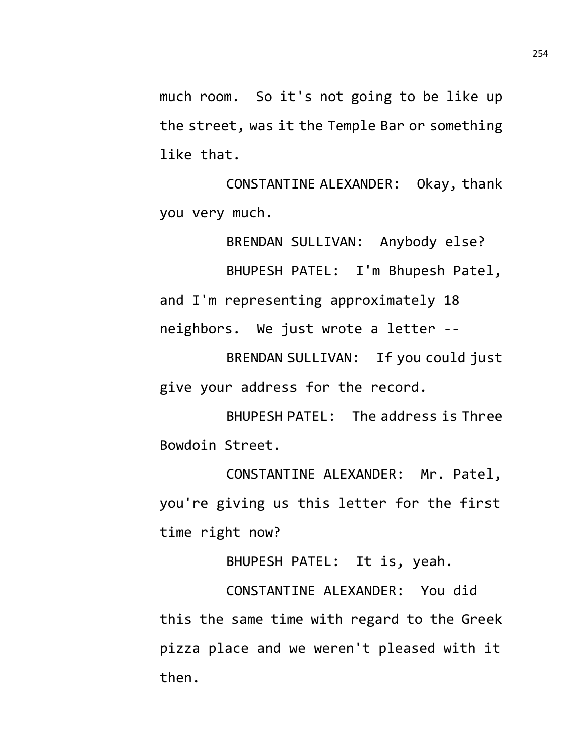much room. So it's not going to be like up the street, was it the Temple Bar or something like that.

CONSTANTINE ALEXANDER: Okay, thank you very much.

BRENDAN SULLIVAN: Anybody else?

BHUPESH PATEL: I'm Bhupesh Patel, and I'm representing approximately 18 neighbors. We just wrote a letter --

BRENDAN SULLIVAN: If you could just give your address for the record.

BHUPESH PATEL: The address is Three Bowdoin Street.

CONSTANTINE ALEXANDER: Mr. Patel, you're giving us this letter for the first time right now?

BHUPESH PATEL: It is, yeah.

CONSTANTINE ALEXANDER: You did this the same time with regard to the Greek pizza place and we weren't pleased with it then.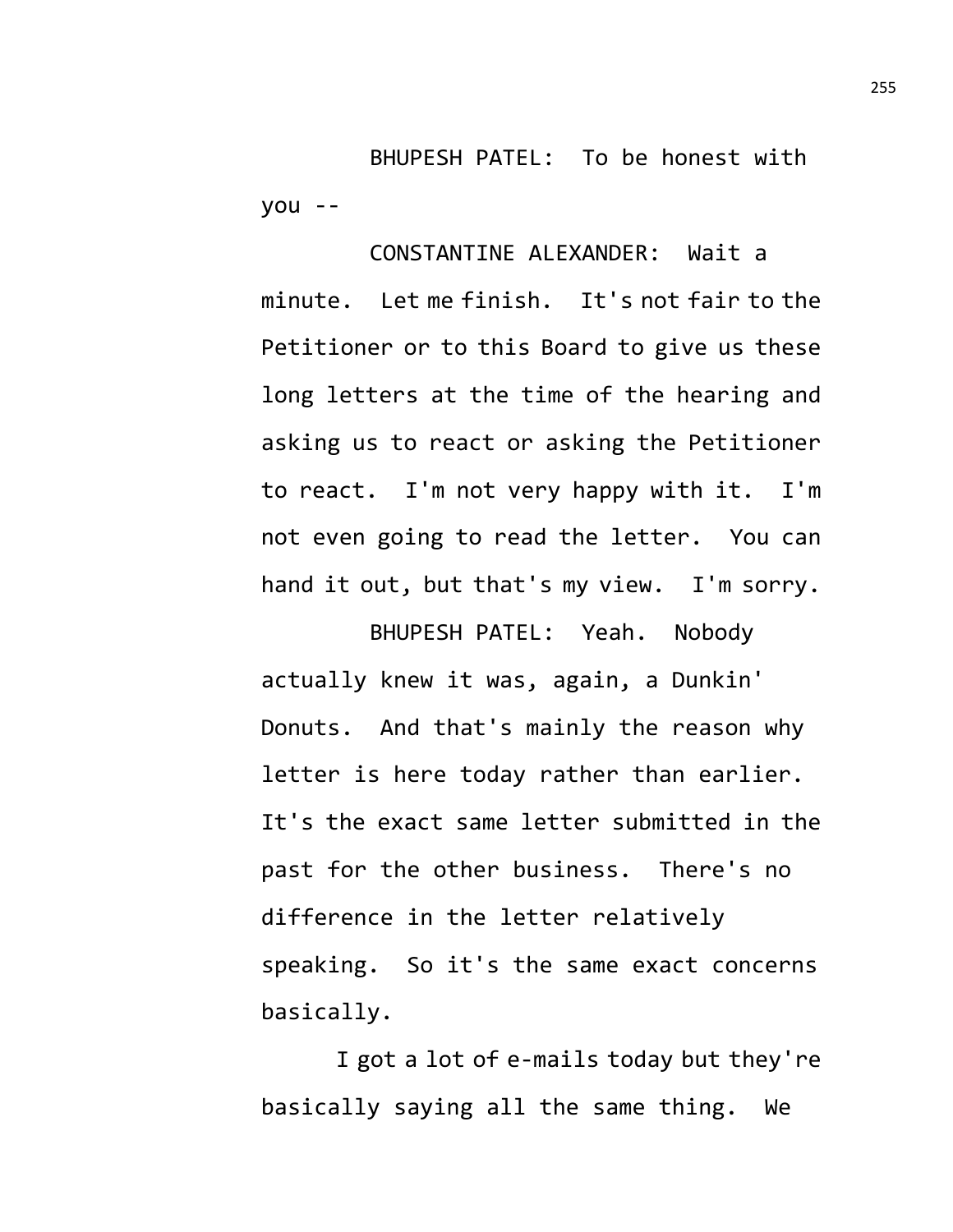BHUPESH PATEL: To be honest with you --

CONSTANTINE ALEXANDER: Wait a minute. Let me finish. It's not fair to the Petitioner or to this Board to give us these long letters at the time of the hearing and asking us to react or asking the Petitioner to react. I'm not very happy with it. I'm not even going to read the letter. You can hand it out, but that's my view. I'm sorry.

BHUPESH PATEL: Yeah. Nobody actually knew it was, again, a Dunkin' Donuts. And that's mainly the reason why letter is here today rather than earlier. It's the exact same letter submitted in the past for the other business. There's no difference in the letter relatively speaking. So it's the same exact concerns basically.

I got a lot of e-mails today but they're basically saying all the same thing. We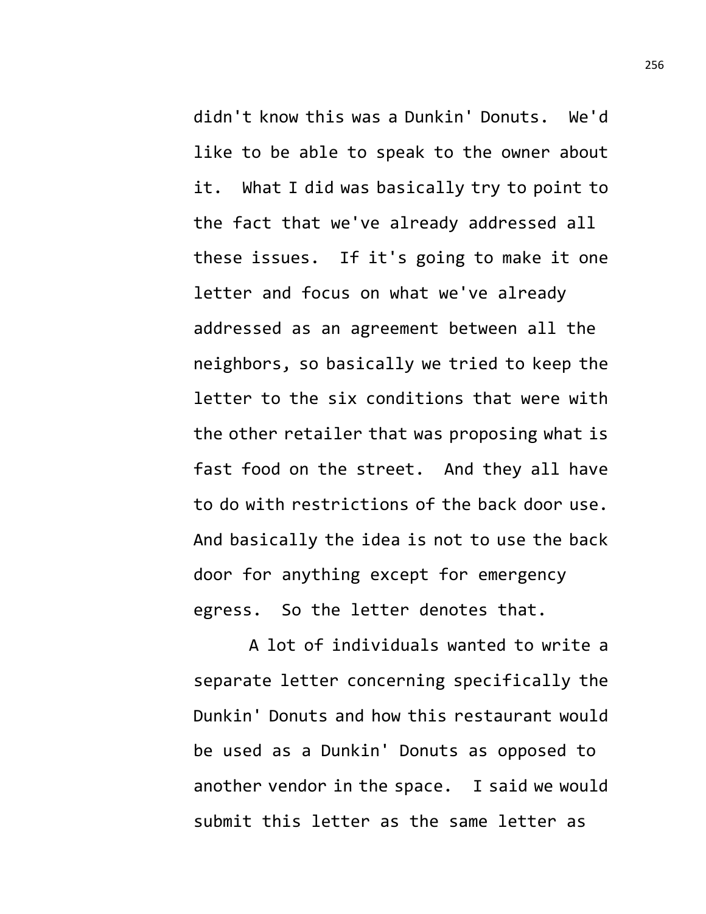didn't know this was a Dunkin' Donuts. We'd like to be able to speak to the owner about it. What I did was basically try to point to the fact that we've already addressed all these issues. If it's going to make it one letter and focus on what we've already addressed as an agreement between all the neighbors, so basically we tried to keep the letter to the six conditions that were with the other retailer that was proposing what is fast food on the street. And they all have to do with restrictions of the back door use. And basically the idea is not to use the back door for anything except for emergency egress. So the letter denotes that.

A lot of individuals wanted to write a separate letter concerning specifically the Dunkin' Donuts and how this restaurant would be used as a Dunkin' Donuts as opposed to another vendor in the space. I said we would submit this letter as the same letter as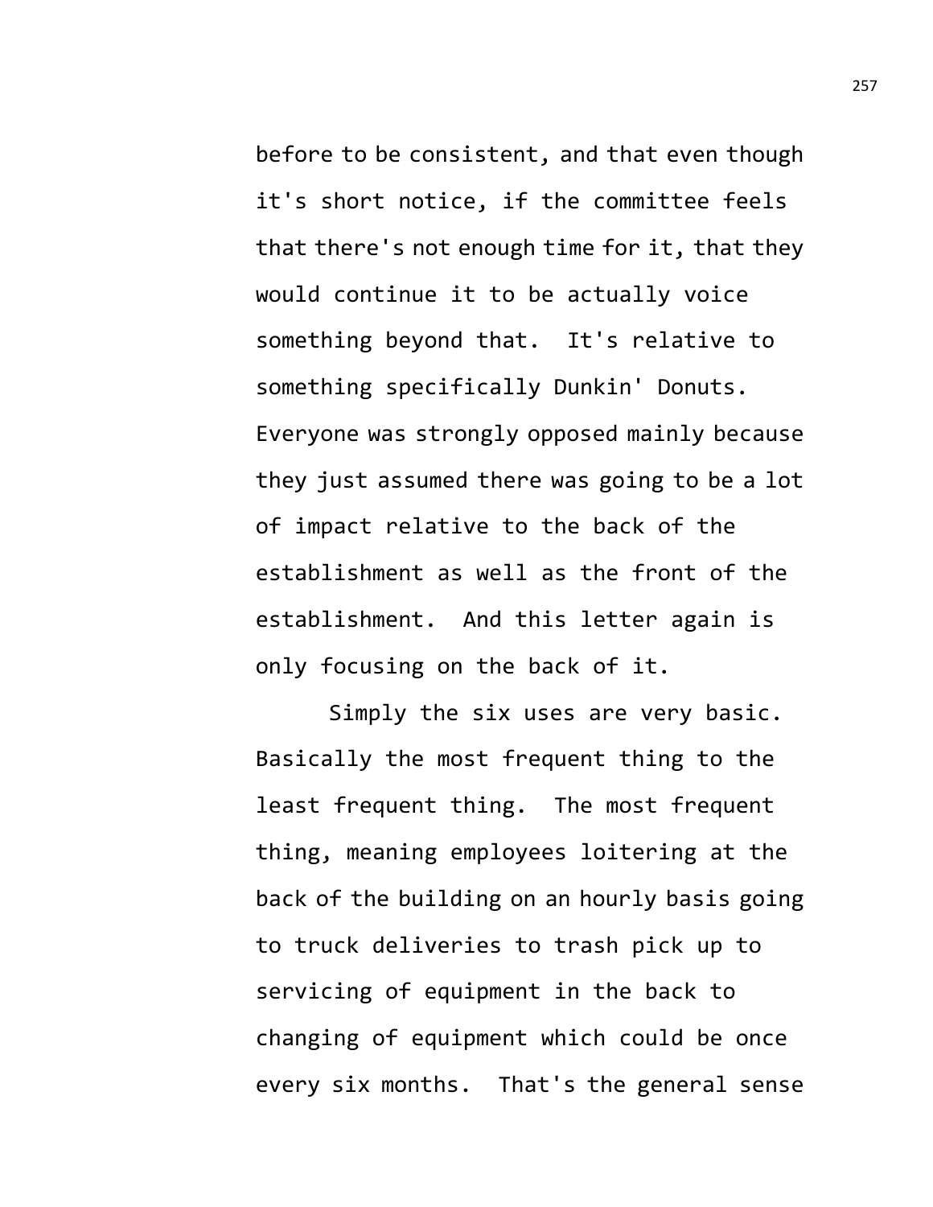before to be consistent, and that even though it's short notice, if the committee feels that there's not enough time for it, that they would continue it to be actually voice something beyond that. It's relative to something specifically Dunkin' Donuts. Everyone was strongly opposed mainly because they just assumed there was going to be a lot of impact relative to the back of the establishment as well as the front of the establishment. And this letter again is only focusing on the back of it.

Simply the six uses are very basic. Basically the most frequent thing to the least frequent thing. The most frequent thing, meaning employees loitering at the back of the building on an hourly basis going to truck deliveries to trash pick up to servicing of equipment in the back to changing of equipment which could be once every six months. That's the general sense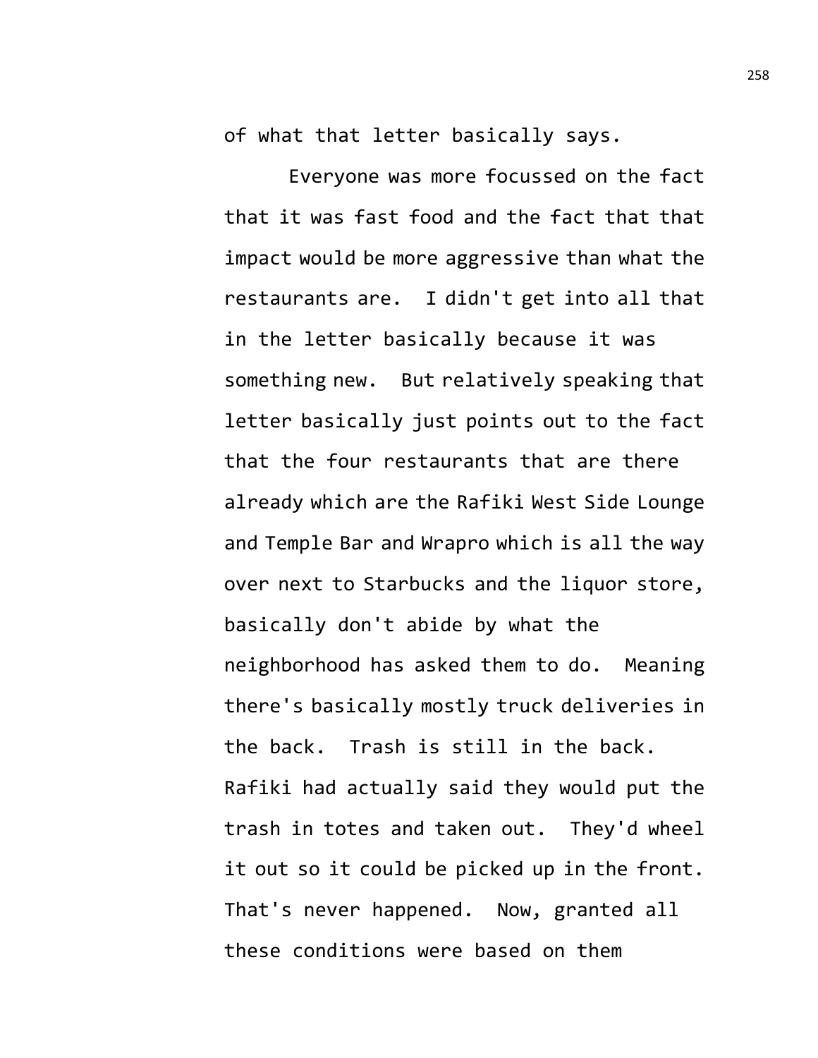of what that letter basically says.

Everyone was more focussed on the fact that it was fast food and the fact that that impact would be more aggressive than what the restaurants are. I didn't get into all that in the letter basically because it was something new. But relatively speaking that letter basically just points out to the fact that the four restaurants that are there already which are the Rafiki West Side Lounge and Temple Bar and Wrapro which is all the way over next to Starbucks and the liquor store, basically don't abide by what the neighborhood has asked them to do. Meaning there's basically mostly truck deliveries in the back. Trash is still in the back. Rafiki had actually said they would put the trash in totes and taken out. They'd wheel it out so it could be picked up in the front. That's never happened. Now, granted all these conditions were based on them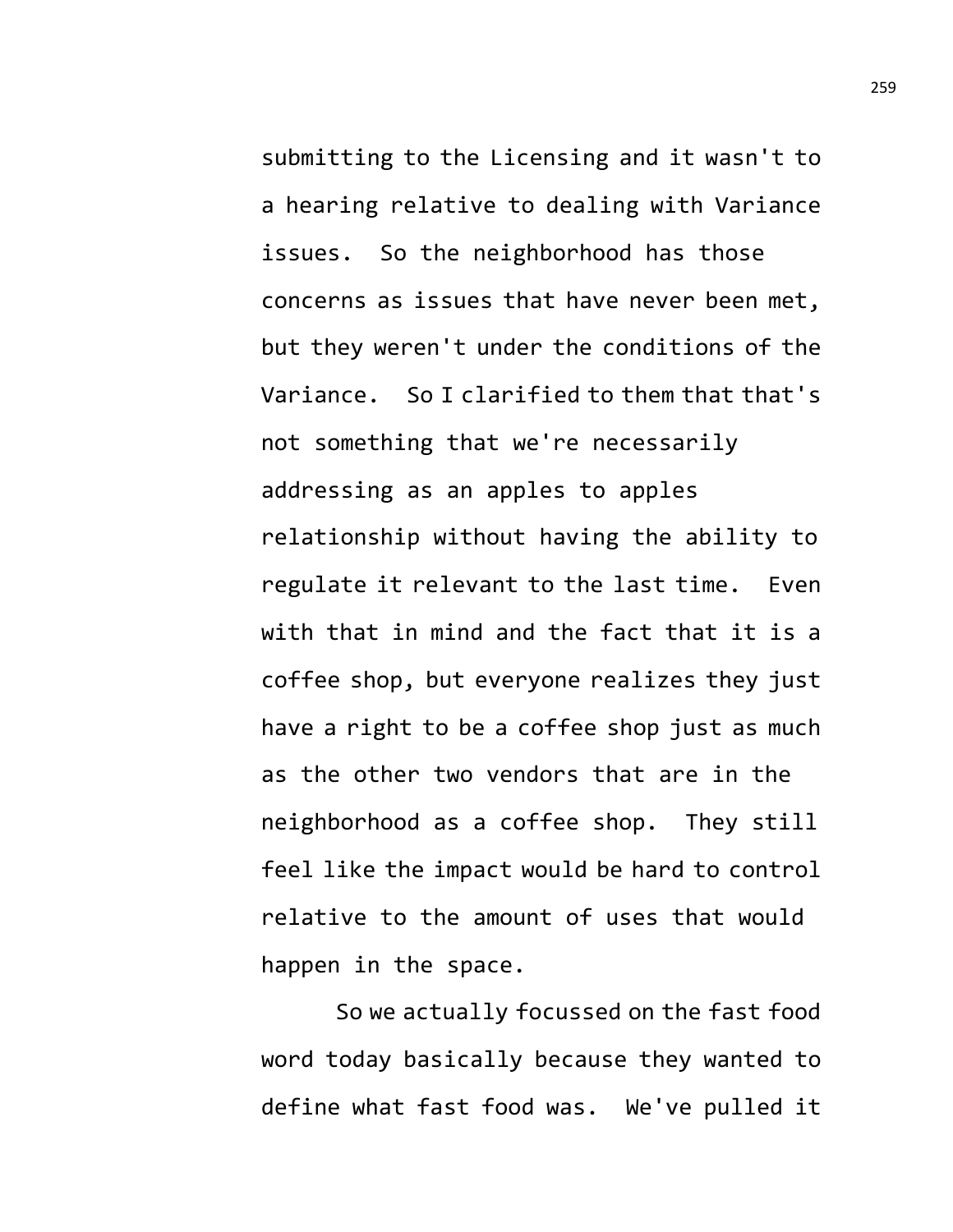submitting to the Licensing and it wasn't to a hearing relative to dealing with Variance issues. So the neighborhood has those concerns as issues that have never been met, but they weren't under the conditions of the Variance. So I clarified to them that that's not something that we're necessarily addressing as an apples to apples relationship without having the ability to regulate it relevant to the last time. Even with that in mind and the fact that it is a coffee shop, but everyone realizes they just have a right to be a coffee shop just as much as the other two vendors that are in the neighborhood as a coffee shop. They still feel like the impact would be hard to control relative to the amount of uses that would happen in the space.

So we actually focussed on the fast food word today basically because they wanted to define what fast food was. We've pulled it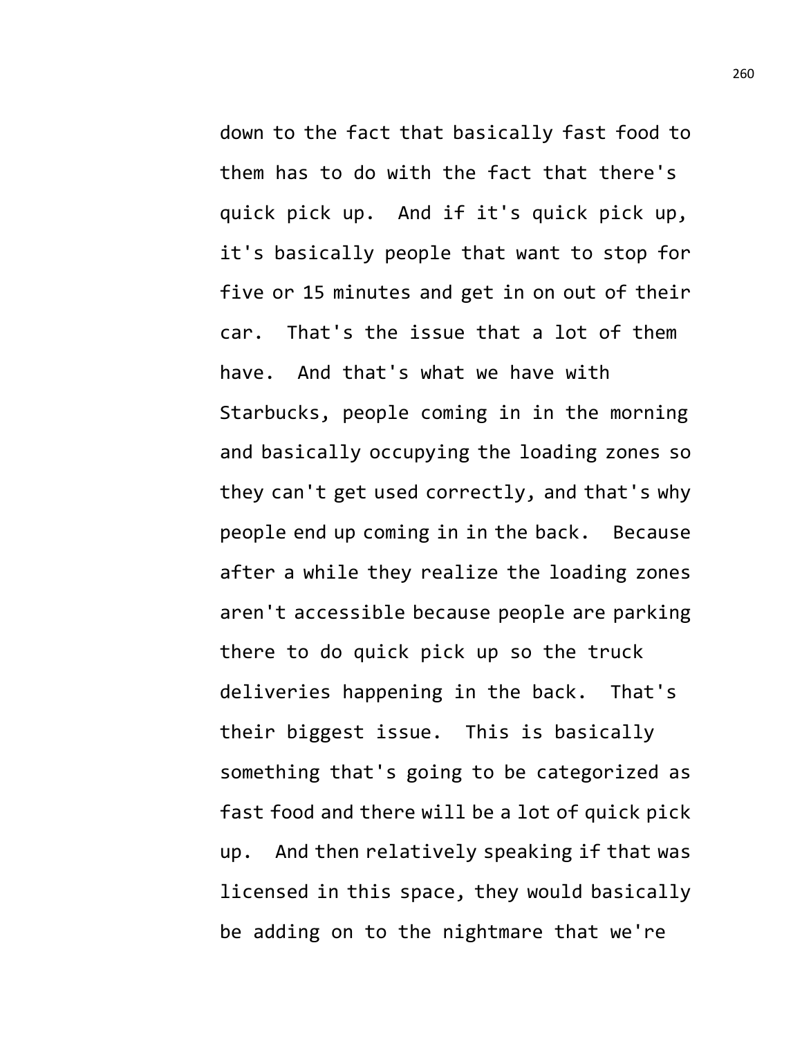down to the fact that basically fast food to them has to do with the fact that there's quick pick up. And if it's quick pick up, it's basically people that want to stop for five or 15 minutes and get in on out of their car. That's the issue that a lot of them have. And that's what we have with Starbucks, people coming in in the morning and basically occupying the loading zones so they can't get used correctly, and that's why people end up coming in in the back. Because after a while they realize the loading zones aren't accessible because people are parking there to do quick pick up so the truck deliveries happening in the back. That's their biggest issue. This is basically something that's going to be categorized as fast food and there will be a lot of quick pick up. And then relatively speaking if that was licensed in this space, they would basically be adding on to the nightmare that we're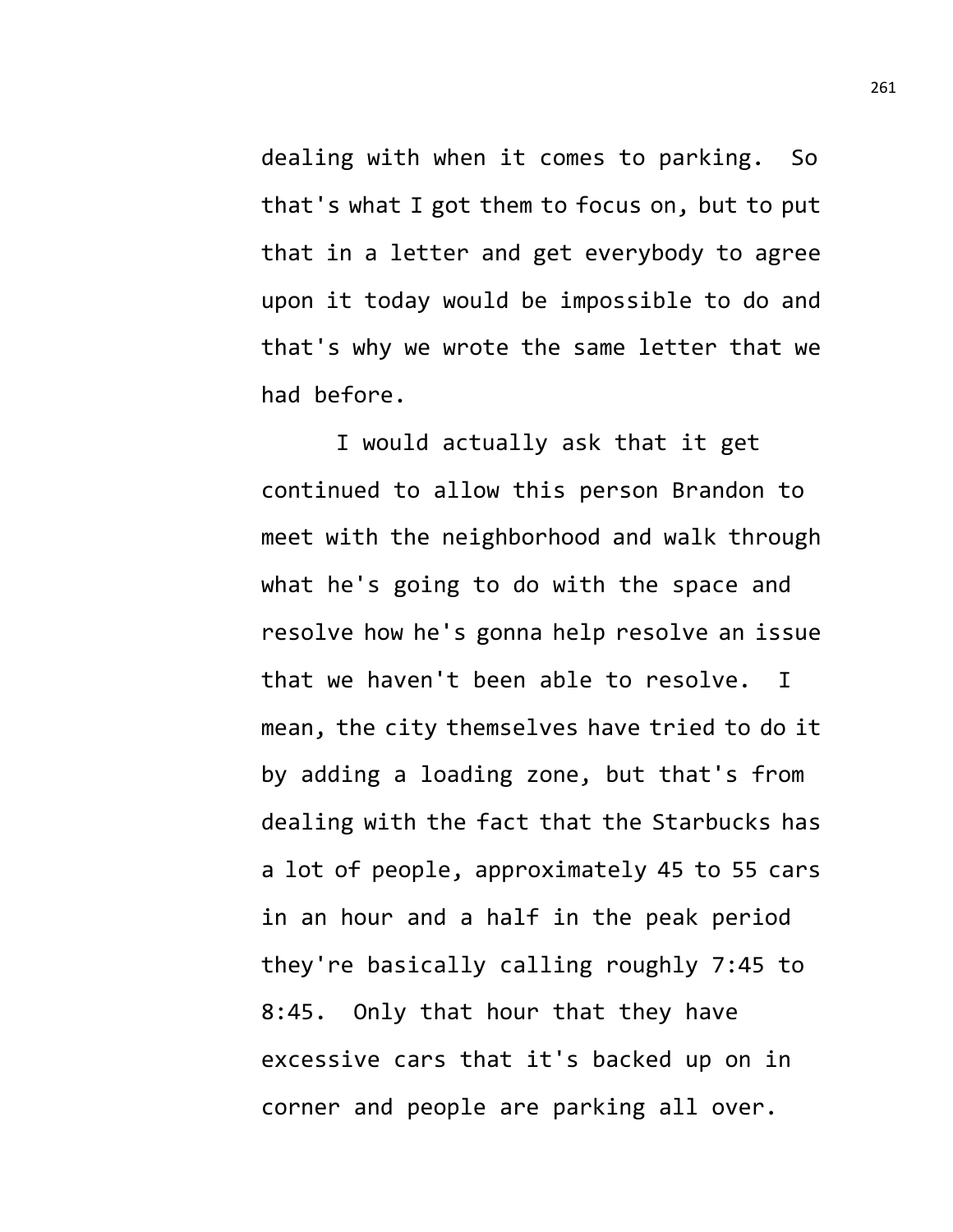dealing with when it comes to parking. So that's what I got them to focus on, but to put that in a letter and get everybody to agree upon it today would be impossible to do and that's why we wrote the same letter that we had before.

I would actually ask that it get continued to allow this person Brandon to meet with the neighborhood and walk through what he's going to do with the space and resolve how he's gonna help resolve an issue that we haven't been able to resolve. I mean, the city themselves have tried to do it by adding a loading zone, but that's from dealing with the fact that the Starbucks has a lot of people, approximately 45 to 55 cars in an hour and a half in the peak period they're basically calling roughly 7:45 to 8:45. Only that hour that they have excessive cars that it's backed up on in corner and people are parking all over.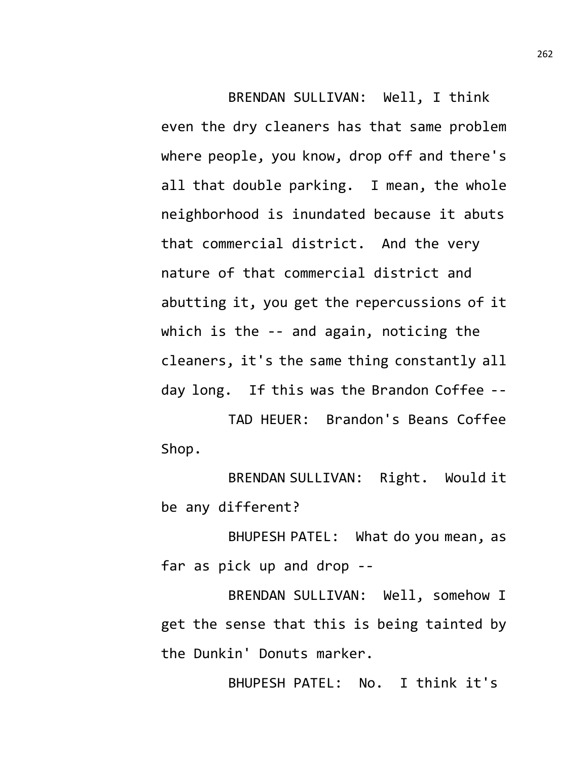BRENDAN SULLIVAN: Well, I think even the dry cleaners has that same problem where people, you know, drop off and there's all that double parking. I mean, the whole neighborhood is inundated because it abuts that commercial district. And the very nature of that commercial district and abutting it, you get the repercussions of it which is the -- and again, noticing the cleaners, it's the same thing constantly all day long. If this was the Brandon Coffee --

TAD HEUER: Brandon's Beans Coffee Shop.

BRENDAN SULLIVAN: Right. Would it be any different?

BHUPESH PATEL: What do you mean, as far as pick up and drop --

BRENDAN SULLIVAN: Well, somehow I get the sense that this is being tainted by the Dunkin' Donuts marker.

BHUPESH PATEL: No. I think it's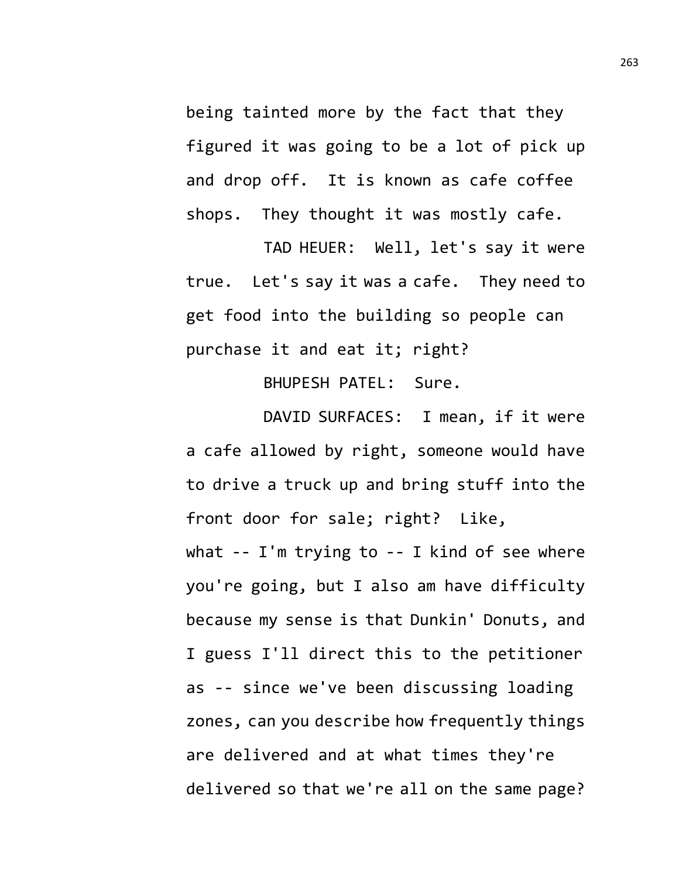being tainted more by the fact that they figured it was going to be a lot of pick up and drop off. It is known as cafe coffee shops. They thought it was mostly cafe.

TAD HEUER: Well, let's say it were true. Let's say it was a cafe. They need to get food into the building so people can purchase it and eat it; right?

BHUPESH PATEL: Sure.

DAVID SURFACES: I mean, if it were a cafe allowed by right, someone would have to drive a truck up and bring stuff into the front door for sale; right? Like, what -- I'm trying to -- I kind of see where you're going, but I also am have difficulty because my sense is that Dunkin' Donuts, and I guess I'll direct this to the petitioner as -- since we've been discussing loading zones, can you describe how frequently things are delivered and at what times they're delivered so that we're all on the same page?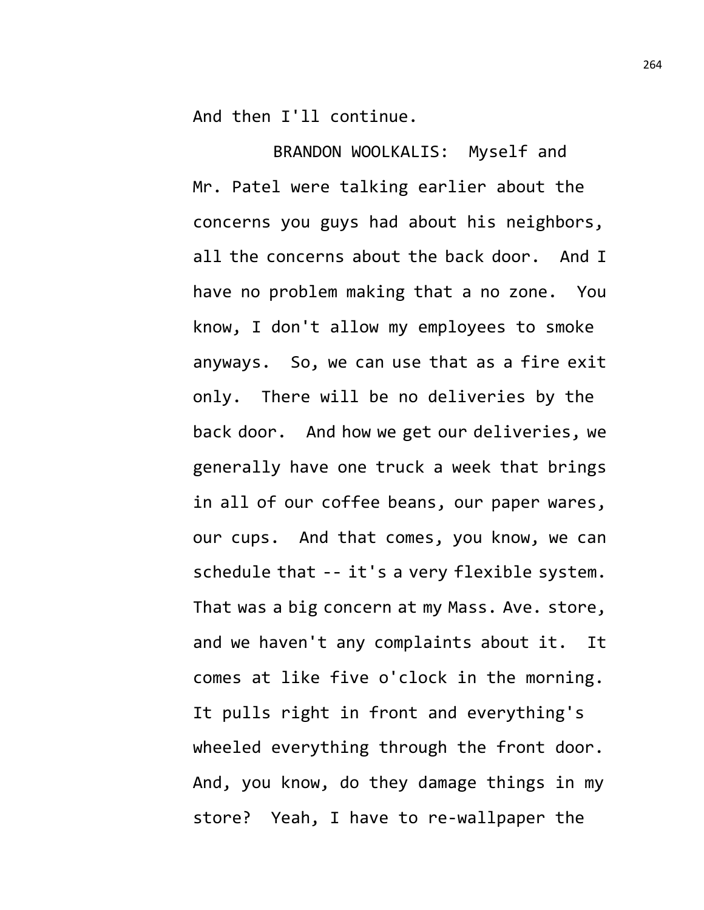And then I'll continue.

BRANDON WOOLKALIS: Myself and Mr. Patel were talking earlier about the concerns you guys had about his neighbors, all the concerns about the back door. And I have no problem making that a no zone. You know, I don't allow my employees to smoke anyways. So, we can use that as a fire exit only. There will be no deliveries by the back door. And how we get our deliveries, we generally have one truck a week that brings in all of our coffee beans, our paper wares, our cups. And that comes, you know, we can schedule that -- it's a very flexible system. That was a big concern at my Mass. Ave. store, and we haven't any complaints about it. It comes at like five o'clock in the morning. It pulls right in front and everything's wheeled everything through the front door. And, you know, do they damage things in my store? Yeah, I have to re-wallpaper the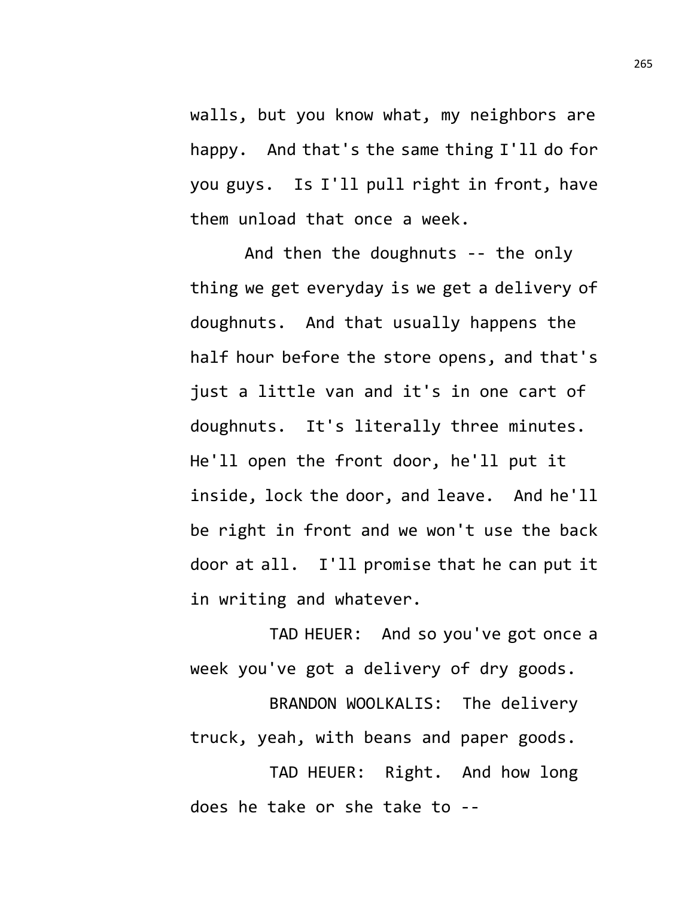walls, but you know what, my neighbors are happy. And that's the same thing I'll do for you guys. Is I'll pull right in front, have them unload that once a week.

And then the doughnuts -- the only thing we get everyday is we get a delivery of doughnuts. And that usually happens the half hour before the store opens, and that's just a little van and it's in one cart of doughnuts. It's literally three minutes. He'll open the front door, he'll put it inside, lock the door, and leave. And he'll be right in front and we won't use the back door at all. I'll promise that he can put it in writing and whatever.

TAD HEUER: And so you've got once a week you've got a delivery of dry goods.

BRANDON WOOLKALIS: The delivery truck, yeah, with beans and paper goods.

TAD HEUER: Right. And how long does he take or she take to --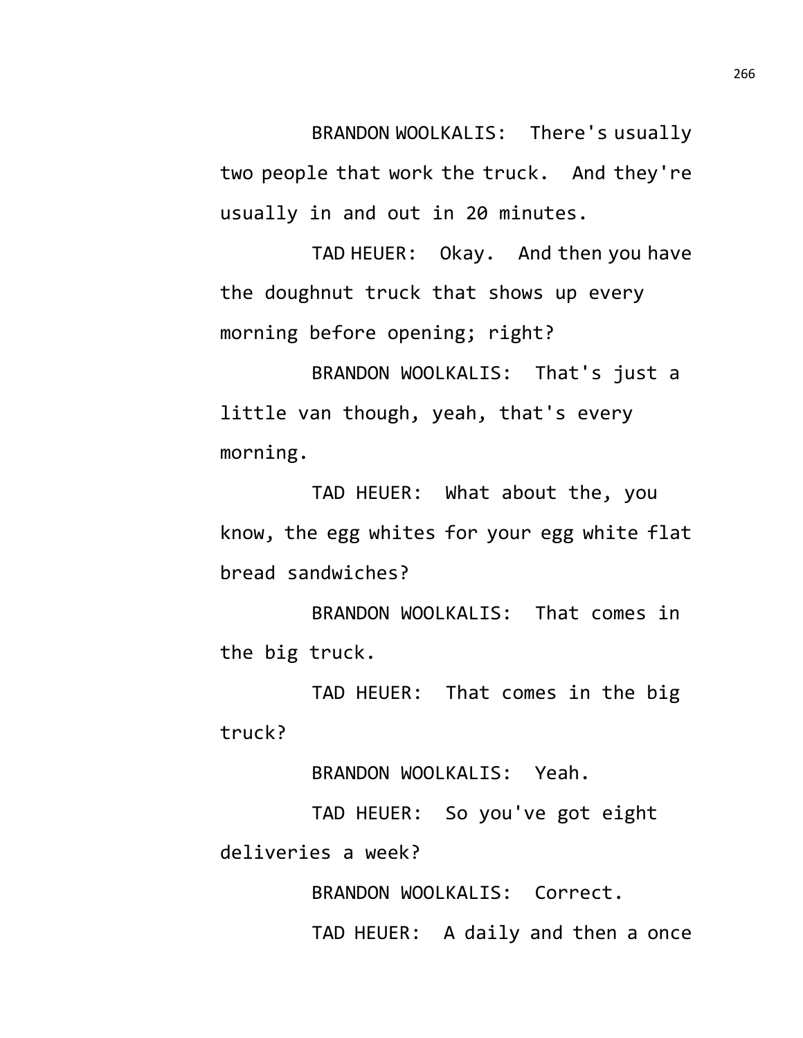BRANDON WOOLKALIS: There's usually two people that work the truck. And they're usually in and out in 20 minutes.

TAD HEUER: Okay. And then you have the doughnut truck that shows up every morning before opening; right?

BRANDON WOOLKALIS: That's just a little van though, yeah, that's every morning.

TAD HEUER: What about the, you know, the egg whites for your egg white flat bread sandwiches?

BRANDON WOOLKALIS: That comes in the big truck.

TAD HEUER: That comes in the big truck?

BRANDON WOOLKALIS: Yeah.

TAD HEUER: So you've got eight deliveries a week?

BRANDON WOOLKALIS: Correct.

TAD HEUER: A daily and then a once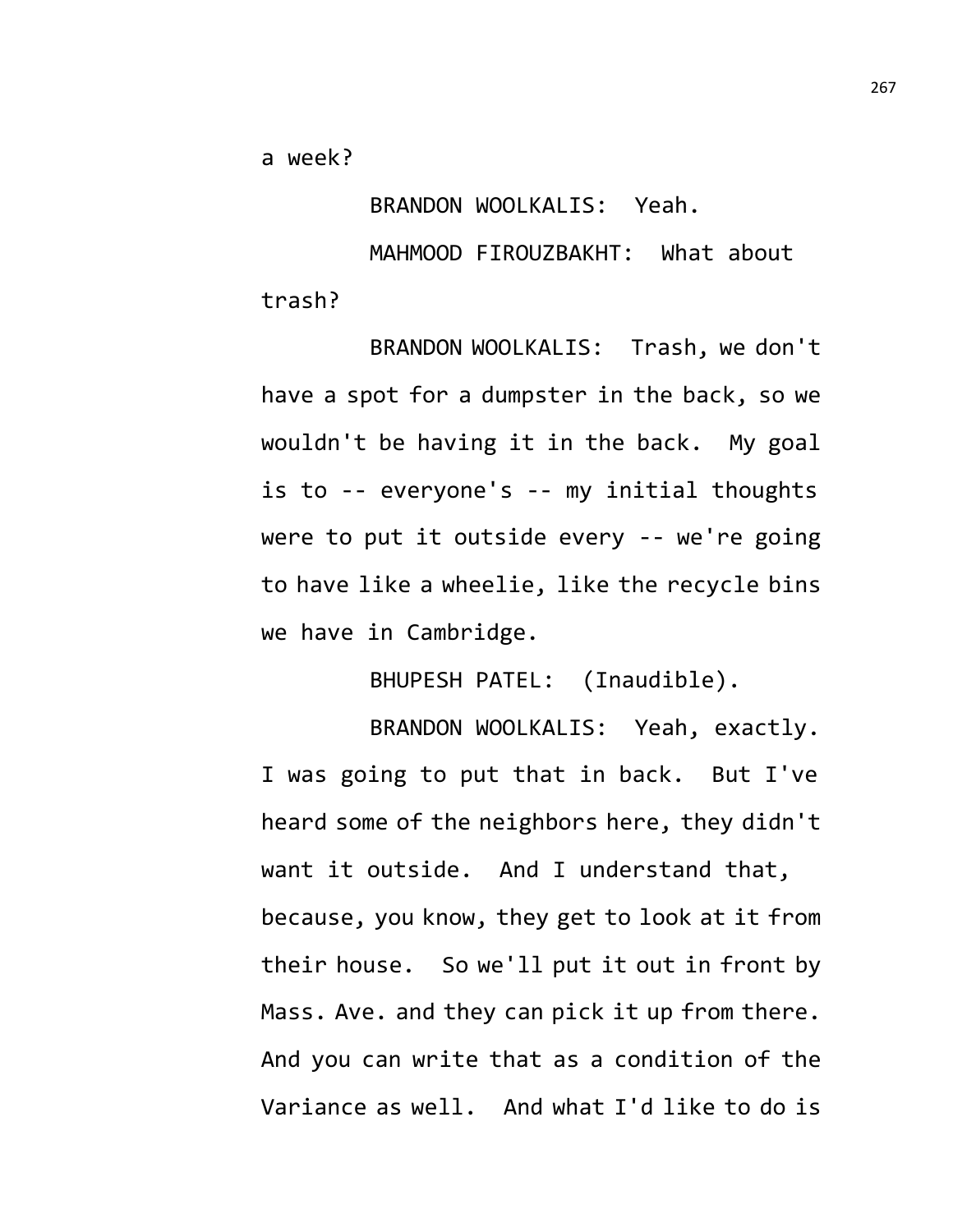a week?

BRANDON WOOLKALIS: Yeah.

MAHMOOD FIROUZBAKHT: What about trash?

BRANDON WOOLKALIS: Trash, we don't have a spot for a dumpster in the back, so we wouldn't be having it in the back. My goal is to -- everyone's -- my initial thoughts were to put it outside every -- we're going to have like a wheelie, like the recycle bins we have in Cambridge.

BHUPESH PATEL: (Inaudible).

BRANDON WOOLKALIS: Yeah, exactly. I was going to put that in back. But I've heard some of the neighbors here, they didn't want it outside. And I understand that, because, you know, they get to look at it from their house. So we'll put it out in front by Mass. Ave. and they can pick it up from there. And you can write that as a condition of the Variance as well. And what I'd like to do is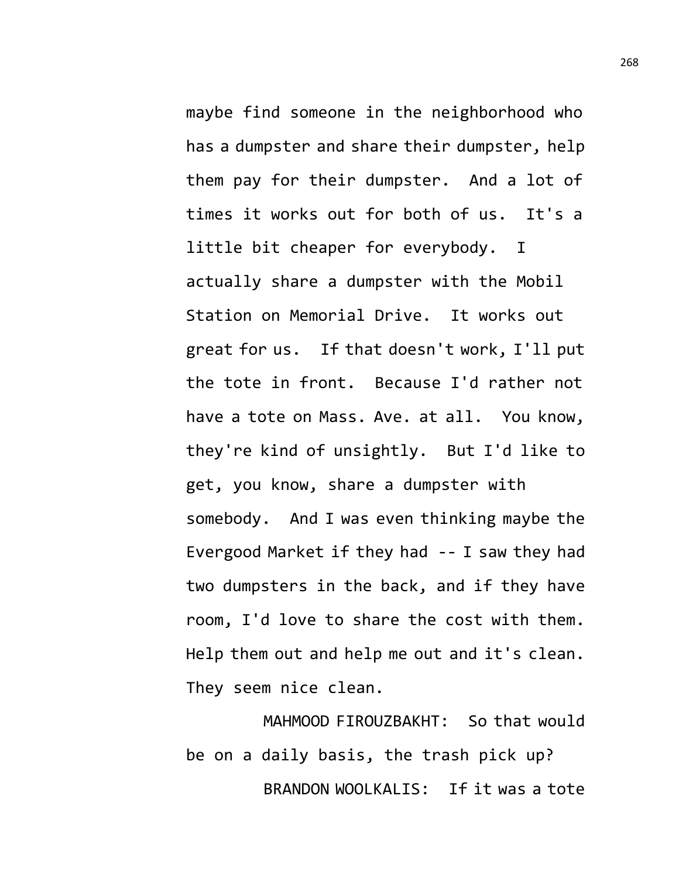maybe find someone in the neighborhood who has a dumpster and share their dumpster, help them pay for their dumpster. And a lot of times it works out for both of us. It's a little bit cheaper for everybody. I actually share a dumpster with the Mobil Station on Memorial Drive. It works out great for us. If that doesn't work, I'll put the tote in front. Because I'd rather not have a tote on Mass. Ave. at all. You know, they're kind of unsightly. But I'd like to get, you know, share a dumpster with somebody. And I was even thinking maybe the Evergood Market if they had -- I saw they had two dumpsters in the back, and if they have room, I'd love to share the cost with them. Help them out and help me out and it's clean. They seem nice clean.

MAHMOOD FIROUZBAKHT: So that would be on a daily basis, the trash pick up?

BRANDON WOOLKALIS: If it was a tote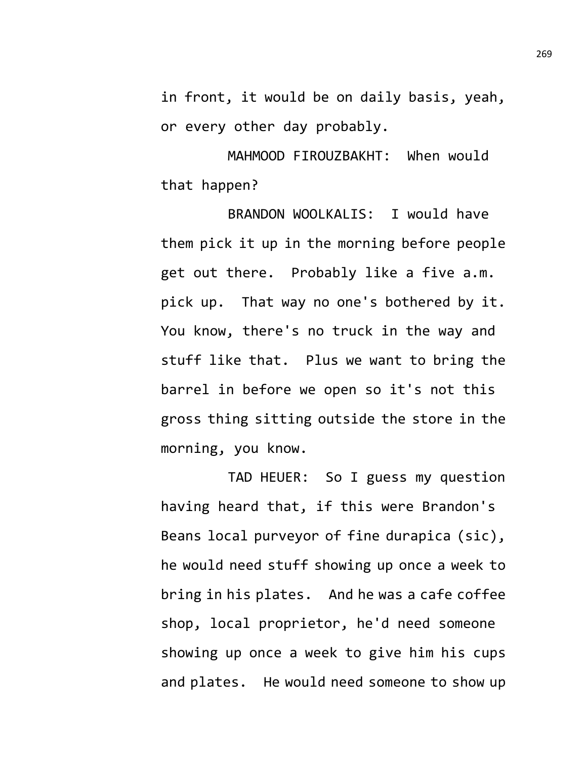in front, it would be on daily basis, yeah, or every other day probably.

MAHMOOD FIROUZBAKHT: When would that happen?

BRANDON WOOLKALIS: I would have them pick it up in the morning before people get out there. Probably like a five a.m. pick up. That way no one's bothered by it. You know, there's no truck in the way and stuff like that. Plus we want to bring the barrel in before we open so it's not this gross thing sitting outside the store in the morning, you know.

TAD HEUER: So I guess my question having heard that, if this were Brandon's Beans local purveyor of fine durapica (sic), he would need stuff showing up once a week to bring in his plates. And he was a cafe coffee shop, local proprietor, he'd need someone showing up once a week to give him his cups and plates. He would need someone to show up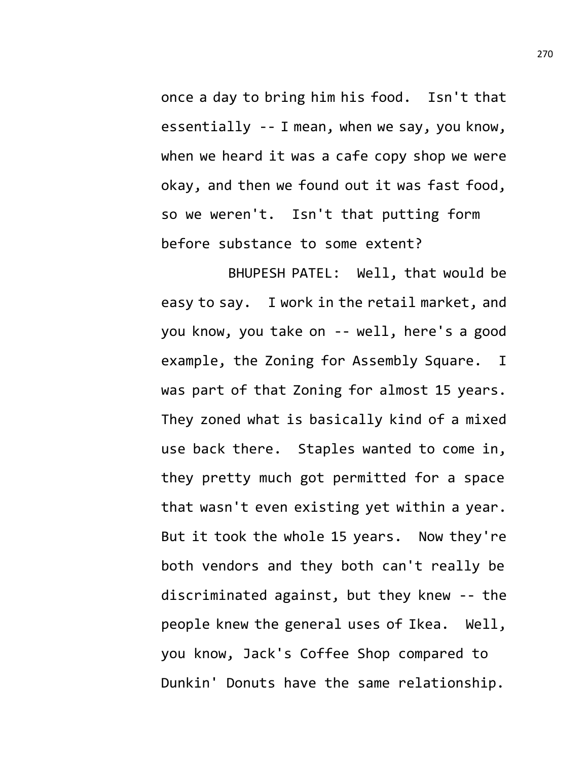once a day to bring him his food. Isn't that essentially -- I mean, when we say, you know, when we heard it was a cafe copy shop we were okay, and then we found out it was fast food, so we weren't. Isn't that putting form before substance to some extent?

BHUPESH PATEL: Well, that would be easy to say. I work in the retail market, and you know, you take on -- well, here's a good example, the Zoning for Assembly Square. I was part of that Zoning for almost 15 years. They zoned what is basically kind of a mixed use back there. Staples wanted to come in, they pretty much got permitted for a space that wasn't even existing yet within a year. But it took the whole 15 years. Now they're both vendors and they both can't really be discriminated against, but they knew -- the people knew the general uses of Ikea. Well, you know, Jack's Coffee Shop compared to Dunkin' Donuts have the same relationship.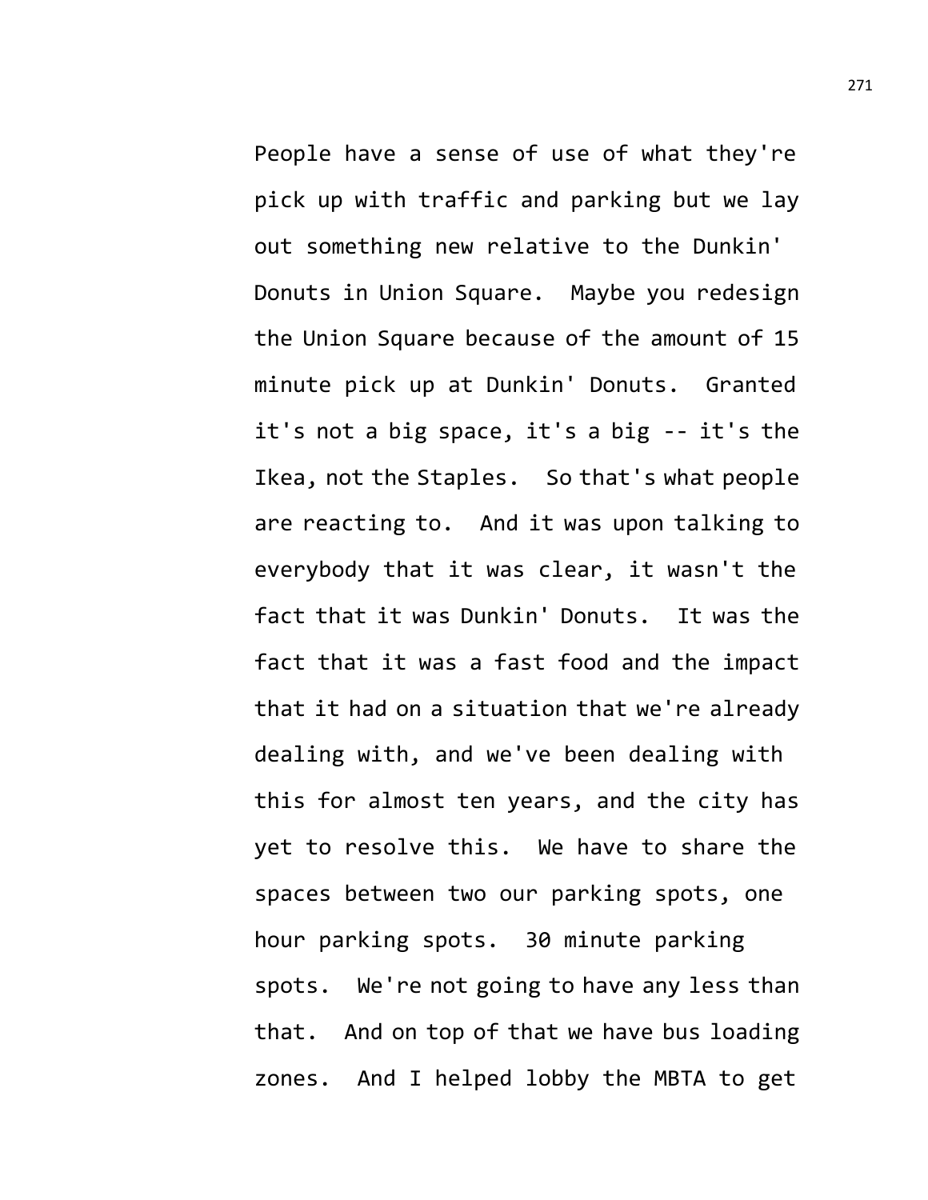People have a sense of use of what they're pick up with traffic and parking but we lay out something new relative to the Dunkin' Donuts in Union Square. Maybe you redesign the Union Square because of the amount of 15 minute pick up at Dunkin' Donuts. Granted it's not a big space, it's a big -- it's the Ikea, not the Staples. So that's what people are reacting to. And it was upon talking to everybody that it was clear, it wasn't the fact that it was Dunkin' Donuts. It was the fact that it was a fast food and the impact that it had on a situation that we're already dealing with, and we've been dealing with this for almost ten years, and the city has yet to resolve this. We have to share the spaces between two our parking spots, one hour parking spots. 30 minute parking spots. We're not going to have any less than that. And on top of that we have bus loading zones. And I helped lobby the MBTA to get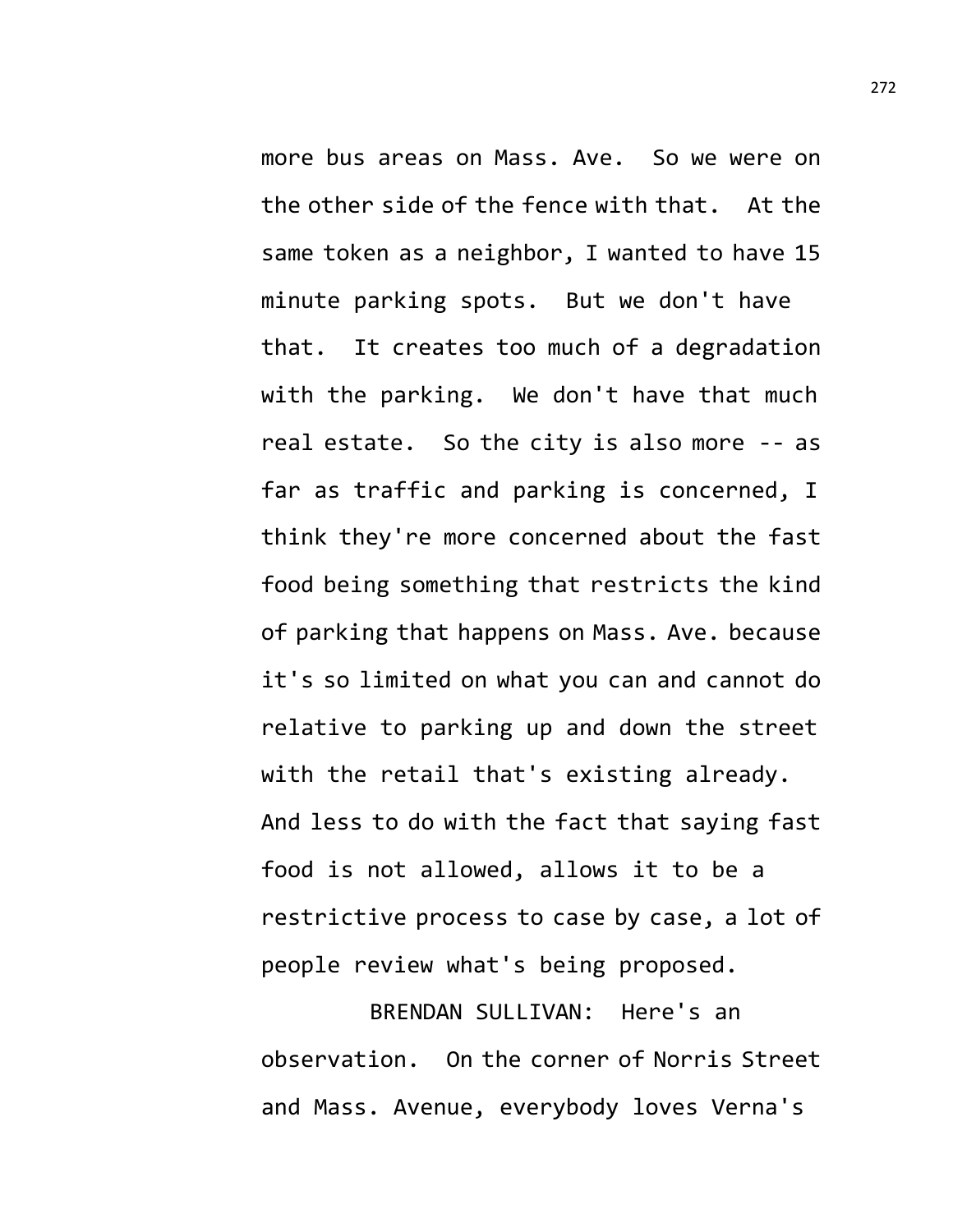more bus areas on Mass. Ave. So we were on the other side of the fence with that. At the same token as a neighbor, I wanted to have 15 minute parking spots. But we don't have that. It creates too much of a degradation with the parking. We don't have that much real estate. So the city is also more -- as far as traffic and parking is concerned, I think they're more concerned about the fast food being something that restricts the kind of parking that happens on Mass. Ave. because it's so limited on what you can and cannot do relative to parking up and down the street with the retail that's existing already. And less to do with the fact that saying fast food is not allowed, allows it to be a restrictive process to case by case, a lot of people review what's being proposed.

BRENDAN SULLIVAN: Here's an observation. On the corner of Norris Street and Mass. Avenue, everybody loves Verna's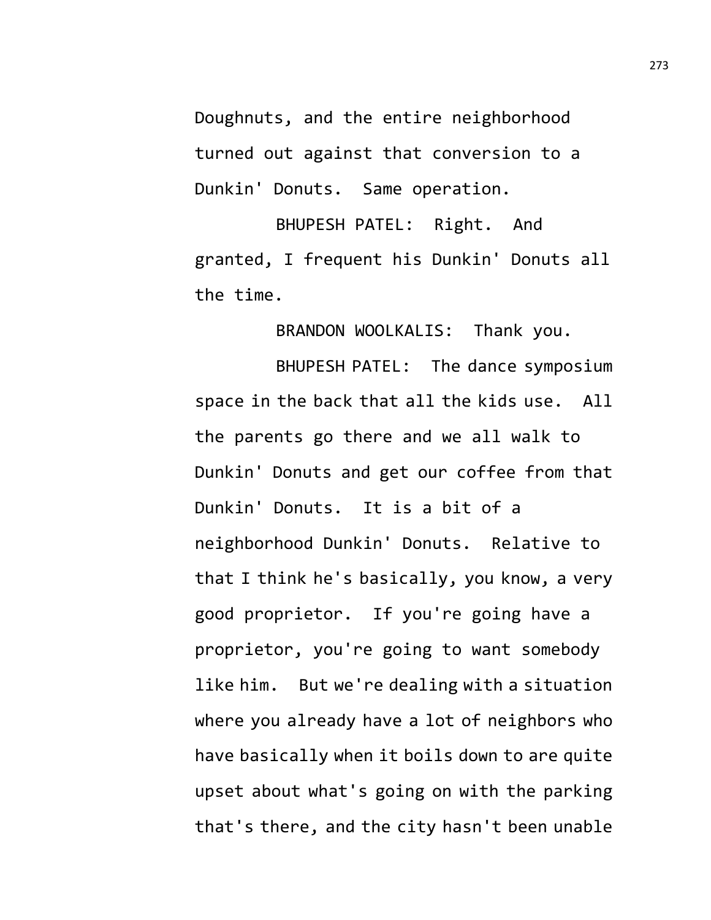Doughnuts, and the entire neighborhood turned out against that conversion to a Dunkin' Donuts. Same operation.

BHUPESH PATEL: Right. And granted, I frequent his Dunkin' Donuts all the time.

BRANDON WOOLKALIS: Thank you.

BHUPESH PATEL: The dance symposium space in the back that all the kids use. All the parents go there and we all walk to Dunkin' Donuts and get our coffee from that Dunkin' Donuts. It is a bit of a neighborhood Dunkin' Donuts. Relative to that I think he's basically, you know, a very good proprietor. If you're going have a proprietor, you're going to want somebody like him. But we're dealing with a situation where you already have a lot of neighbors who have basically when it boils down to are quite upset about what's going on with the parking that's there, and the city hasn't been unable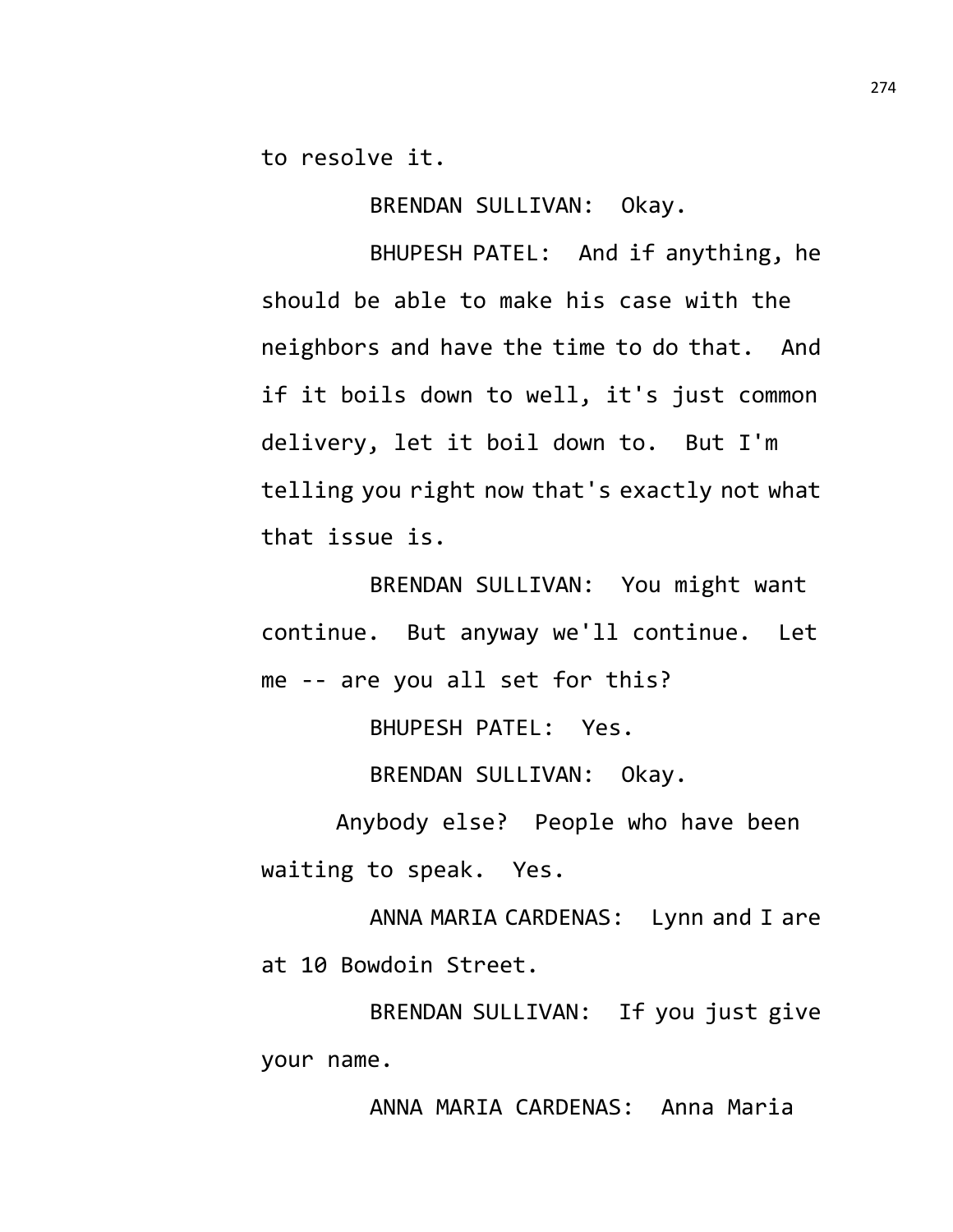to resolve it.

BRENDAN SULLIVAN: Okay.

BHUPESH PATEL: And if anything, he should be able to make his case with the neighbors and have the time to do that. And if it boils down to well, it's just common delivery, let it boil down to. But I'm telling you right now that's exactly not what that issue is.

BRENDAN SULLIVAN: You might want continue. But anyway we'll continue. Let me -- are you all set for this?

BHUPESH PATEL: Yes.

BRENDAN SULLIVAN: Okay.

Anybody else? People who have been waiting to speak. Yes.

ANNA MARIA CARDENAS: Lynn and I are at 10 Bowdoin Street.

BRENDAN SULLIVAN: If you just give your name.

ANNA MARIA CARDENAS: Anna Maria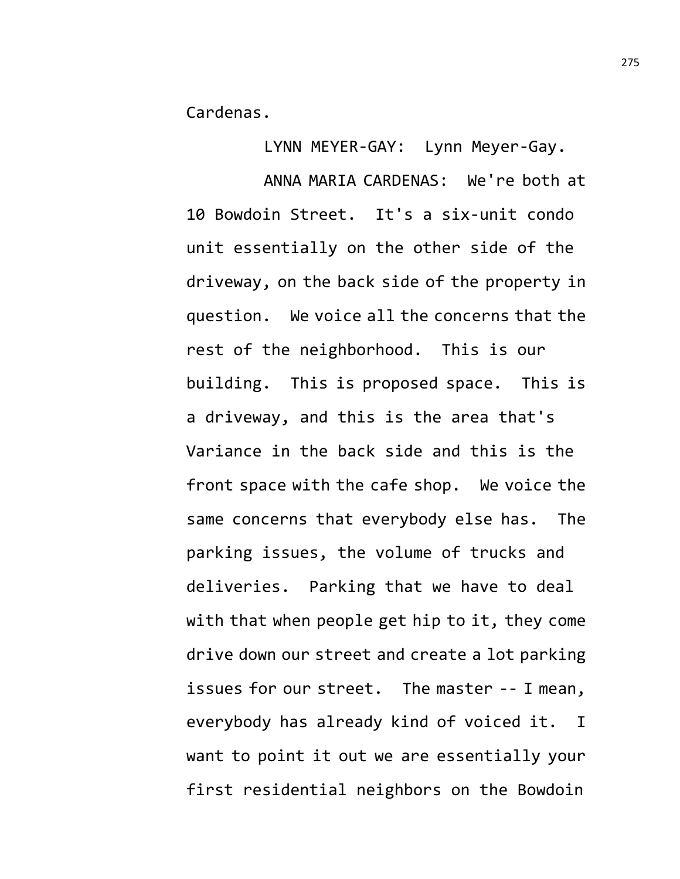Cardenas.

LYNN MEYER-GAY: Lynn Meyer-Gay.

ANNA MARIA CARDENAS: We're both at 10 Bowdoin Street. It's a six-unit condo unit essentially on the other side of the driveway, on the back side of the property in question. We voice all the concerns that the rest of the neighborhood. This is our building. This is proposed space. This is a driveway, and this is the area that's Variance in the back side and this is the front space with the cafe shop. We voice the same concerns that everybody else has. The parking issues, the volume of trucks and deliveries. Parking that we have to deal with that when people get hip to it, they come drive down our street and create a lot parking issues for our street. The master -- I mean, everybody has already kind of voiced it. I want to point it out we are essentially your first residential neighbors on the Bowdoin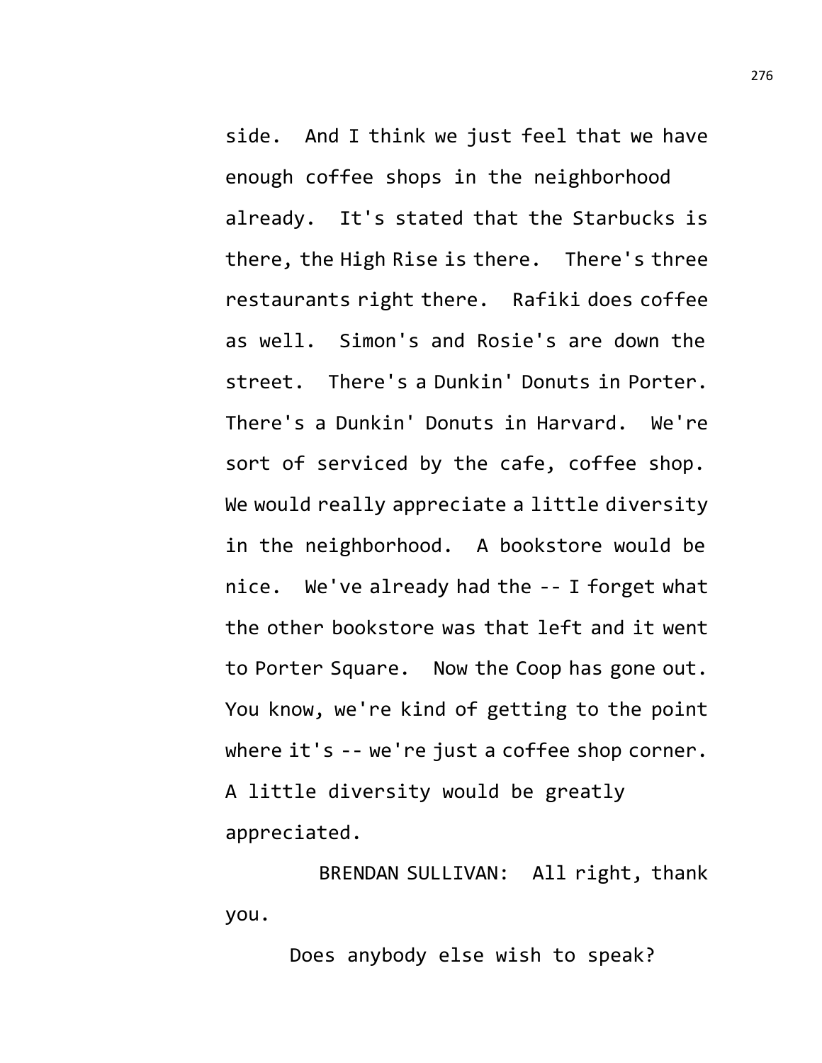side. And I think we just feel that we have enough coffee shops in the neighborhood already. It's stated that the Starbucks is there, the High Rise is there. There's three restaurants right there. Rafiki does coffee as well. Simon's and Rosie's are down the street. There's a Dunkin' Donuts in Porter. There's a Dunkin' Donuts in Harvard. We're sort of serviced by the cafe, coffee shop. We would really appreciate a little diversity in the neighborhood. A bookstore would be nice. We've already had the -- I forget what the other bookstore was that left and it went to Porter Square. Now the Coop has gone out. You know, we're kind of getting to the point where it's -- we're just a coffee shop corner. A little diversity would be greatly appreciated.

BRENDAN SULLIVAN: All right, thank you.

Does anybody else wish to speak?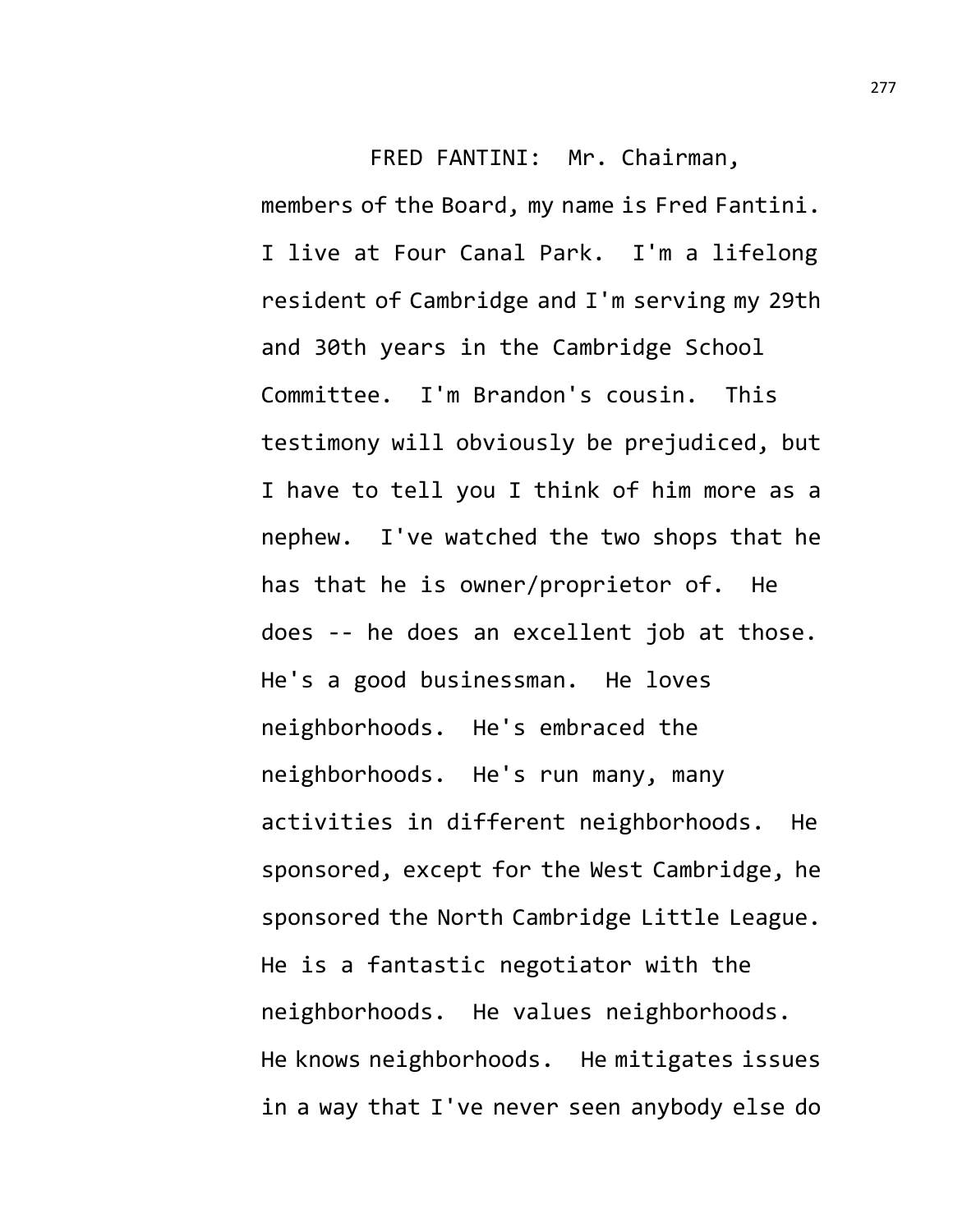FRED FANTINI: Mr. Chairman, members of the Board, my name is Fred Fantini. I live at Four Canal Park. I'm a lifelong resident of Cambridge and I'm serving my 29th and 30th years in the Cambridge School Committee. I'm Brandon's cousin. This testimony will obviously be prejudiced, but I have to tell you I think of him more as a nephew. I've watched the two shops that he has that he is owner/proprietor of. He does -- he does an excellent job at those. He's a good businessman. He loves neighborhoods. He's embraced the neighborhoods. He's run many, many activities in different neighborhoods. He sponsored, except for the West Cambridge, he sponsored the North Cambridge Little League. He is a fantastic negotiator with the neighborhoods. He values neighborhoods. He knows neighborhoods. He mitigates issues in a way that I've never seen anybody else do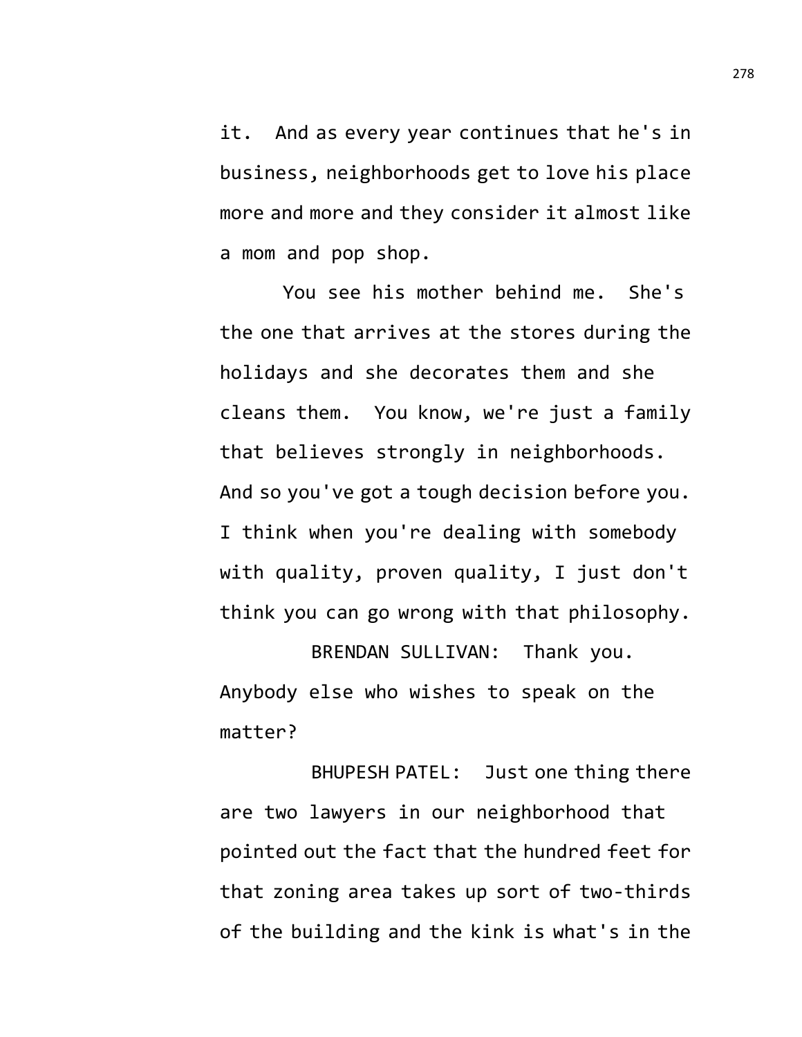it. And as every year continues that he's in business, neighborhoods get to love his place more and more and they consider it almost like a mom and pop shop.

You see his mother behind me. She's the one that arrives at the stores during the holidays and she decorates them and she cleans them. You know, we're just a family that believes strongly in neighborhoods. And so you've got a tough decision before you. I think when you're dealing with somebody with quality, proven quality, I just don't think you can go wrong with that philosophy.

BRENDAN SULLIVAN: Thank you. Anybody else who wishes to speak on the matter?

BHUPESH PATEL: Just one thing there are two lawyers in our neighborhood that pointed out the fact that the hundred feet for that zoning area takes up sort of two-thirds of the building and the kink is what's in the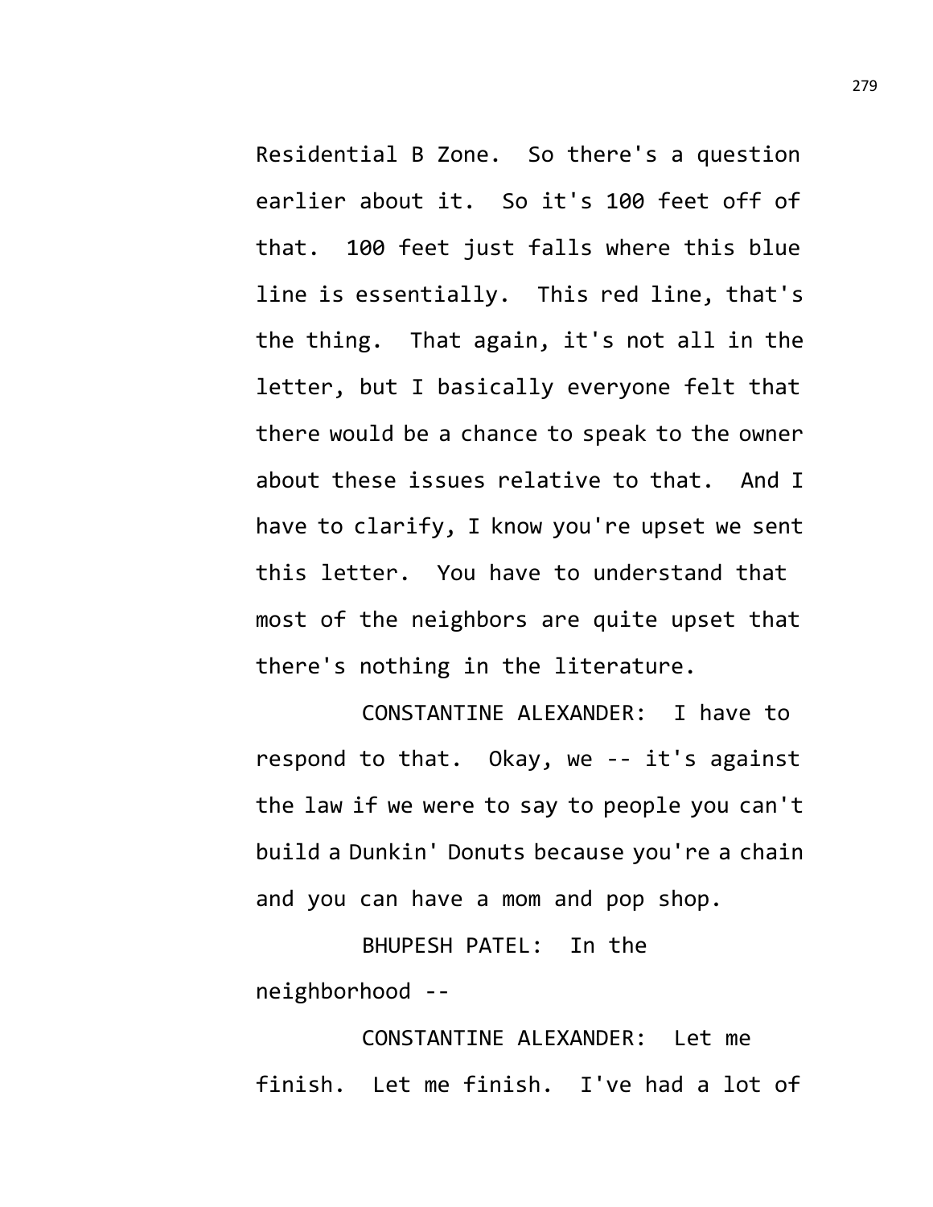Residential B Zone. So there's a question earlier about it. So it's 100 feet off of that. 100 feet just falls where this blue line is essentially. This red line, that's the thing. That again, it's not all in the letter, but I basically everyone felt that there would be a chance to speak to the owner about these issues relative to that. And I have to clarify, I know you're upset we sent this letter. You have to understand that most of the neighbors are quite upset that there's nothing in the literature.

CONSTANTINE ALEXANDER: I have to respond to that. Okay, we -- it's against the law if we were to say to people you can't build a Dunkin' Donuts because you're a chain and you can have a mom and pop shop.

BHUPESH PATEL: In the neighborhood --

CONSTANTINE ALEXANDER: Let me finish. Let me finish. I've had a lot of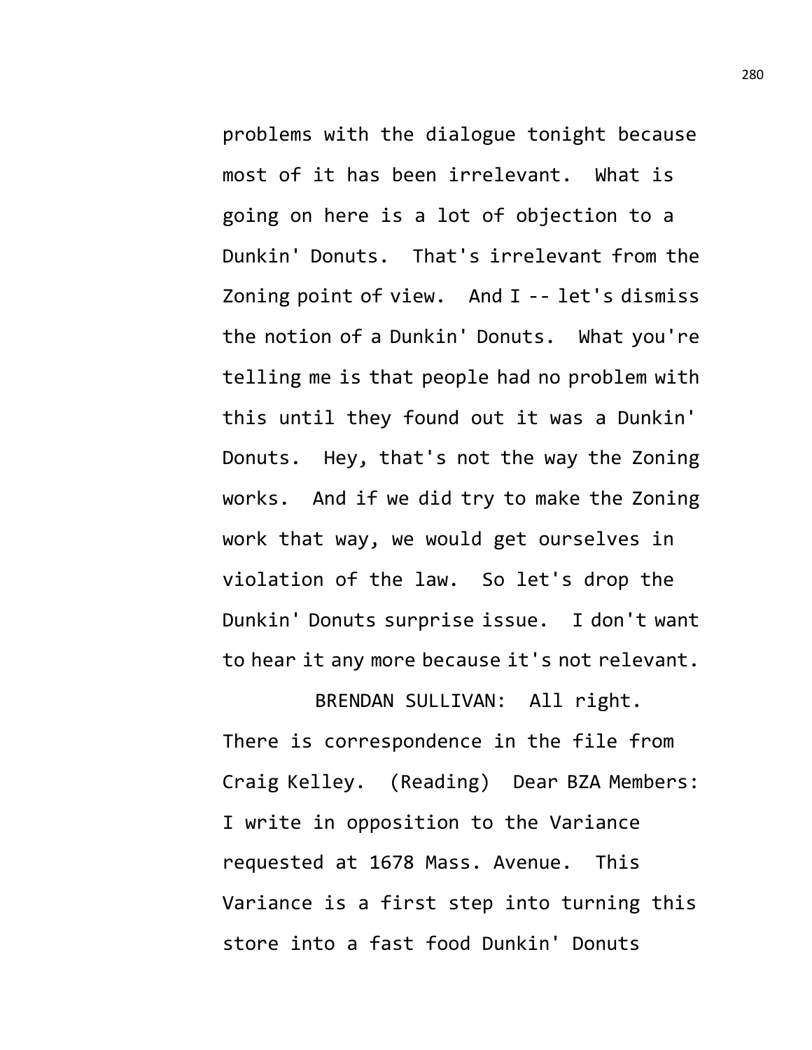problems with the dialogue tonight because most of it has been irrelevant. What is going on here is a lot of objection to a Dunkin' Donuts. That's irrelevant from the Zoning point of view. And I -- let's dismiss the notion of a Dunkin' Donuts. What you're telling me is that people had no problem with this until they found out it was a Dunkin' Donuts. Hey, that's not the way the Zoning works. And if we did try to make the Zoning work that way, we would get ourselves in violation of the law. So let's drop the Dunkin' Donuts surprise issue. I don't want to hear it any more because it's not relevant.

BRENDAN SULLIVAN: All right. There is correspondence in the file from Craig Kelley. (Reading) Dear BZA Members: I write in opposition to the Variance requested at 1678 Mass. Avenue. This Variance is a first step into turning this store into a fast food Dunkin' Donuts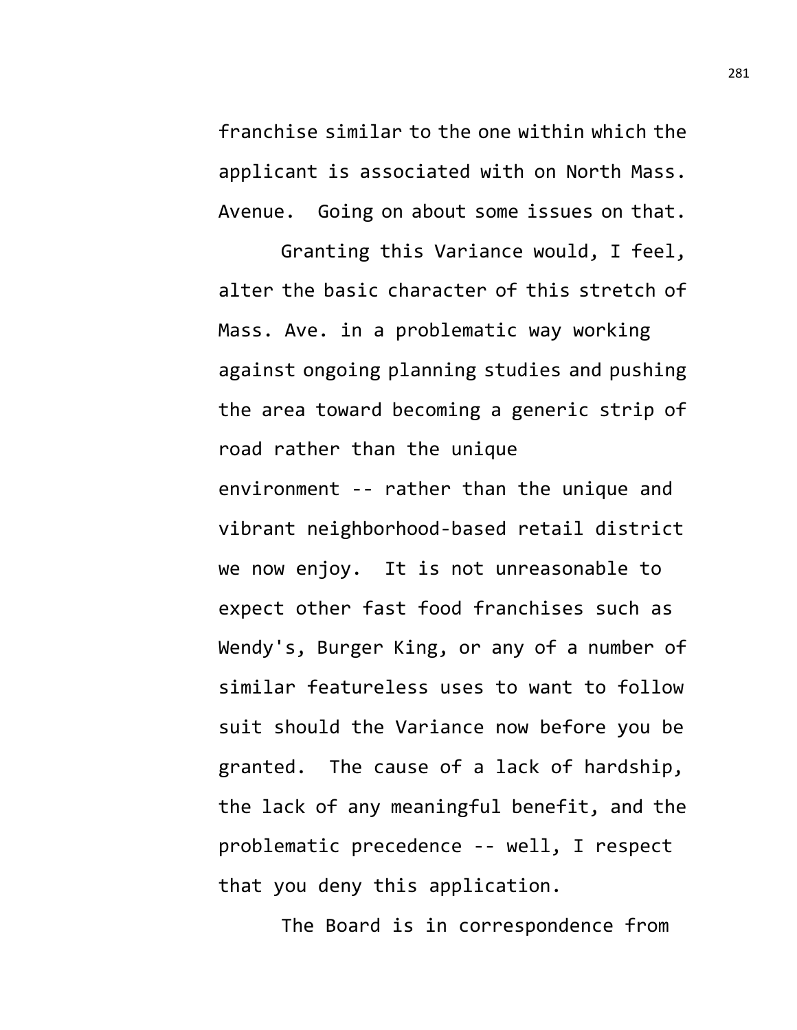franchise similar to the one within which the applicant is associated with on North Mass. Avenue. Going on about some issues on that.

Granting this Variance would, I feel, alter the basic character of this stretch of Mass. Ave. in a problematic way working against ongoing planning studies and pushing the area toward becoming a generic strip of road rather than the unique environment -- rather than the unique and vibrant neighborhood-based retail district we now enjoy. It is not unreasonable to expect other fast food franchises such as Wendy's, Burger King, or any of a number of similar featureless uses to want to follow suit should the Variance now before you be granted. The cause of a lack of hardship, the lack of any meaningful benefit, and the problematic precedence -- well, I respect that you deny this application.

The Board is in correspondence from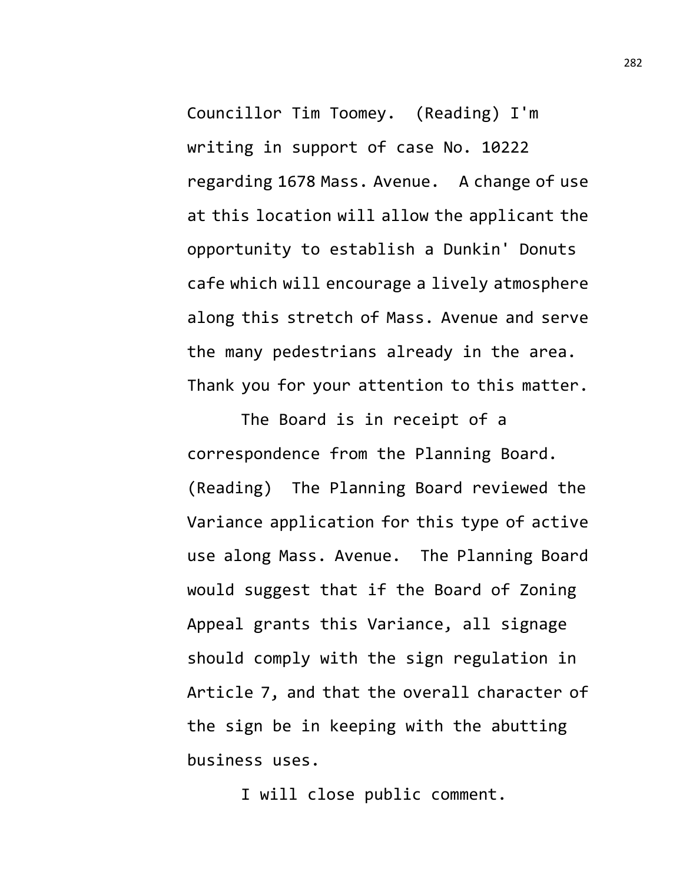Councillor Tim Toomey. (Reading) I'm writing in support of case No. 10222 regarding 1678 Mass. Avenue. A change of use at this location will allow the applicant the opportunity to establish a Dunkin' Donuts cafe which will encourage a lively atmosphere along this stretch of Mass. Avenue and serve the many pedestrians already in the area. Thank you for your attention to this matter.

The Board is in receipt of a correspondence from the Planning Board. (Reading) The Planning Board reviewed the Variance application for this type of active use along Mass. Avenue. The Planning Board would suggest that if the Board of Zoning Appeal grants this Variance, all signage should comply with the sign regulation in Article 7, and that the overall character of the sign be in keeping with the abutting business uses.

I will close public comment.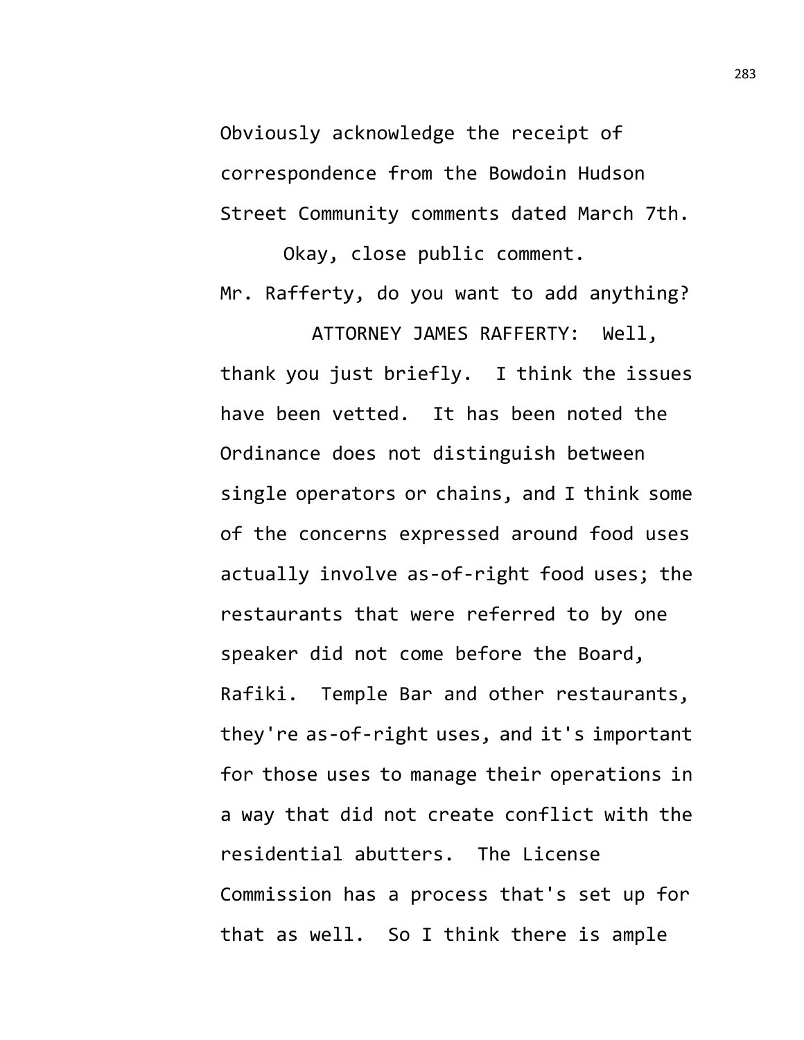Obviously acknowledge the receipt of correspondence from the Bowdoin Hudson Street Community comments dated March 7th.

Okay, close public comment.

Mr. Rafferty, do you want to add anything?

ATTORNEY JAMES RAFFERTY: Well, thank you just briefly. I think the issues have been vetted. It has been noted the Ordinance does not distinguish between single operators or chains, and I think some of the concerns expressed around food uses actually involve as-of-right food uses; the restaurants that were referred to by one speaker did not come before the Board, Rafiki. Temple Bar and other restaurants, they're as-of-right uses, and it's important for those uses to manage their operations in a way that did not create conflict with the residential abutters. The License Commission has a process that's set up for that as well. So I think there is ample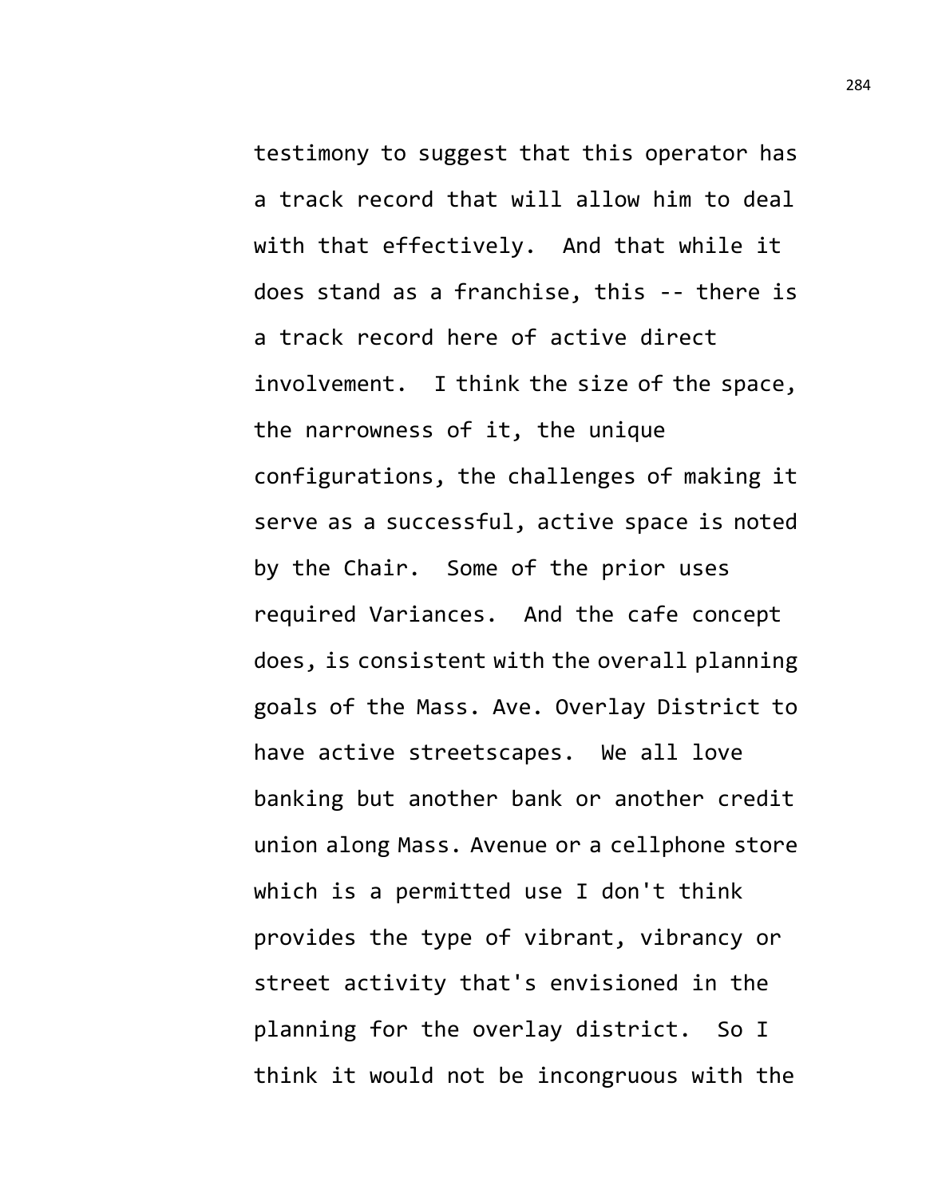testimony to suggest that this operator has a track record that will allow him to deal with that effectively. And that while it does stand as a franchise, this -- there is a track record here of active direct involvement. I think the size of the space, the narrowness of it, the unique configurations, the challenges of making it serve as a successful, active space is noted by the Chair. Some of the prior uses required Variances. And the cafe concept does, is consistent with the overall planning goals of the Mass. Ave. Overlay District to have active streetscapes. We all love banking but another bank or another credit union along Mass. Avenue or a cellphone store which is a permitted use I don't think provides the type of vibrant, vibrancy or street activity that's envisioned in the planning for the overlay district. So I think it would not be incongruous with the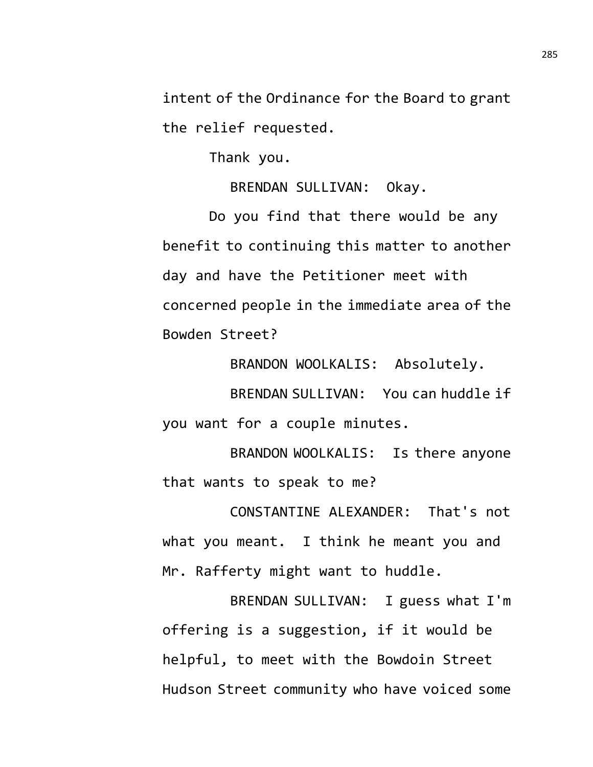intent of the Ordinance for the Board to grant the relief requested.

Thank you.

BRENDAN SULLIVAN: Okay.

Do you find that there would be any benefit to continuing this matter to another day and have the Petitioner meet with concerned people in the immediate area of the Bowden Street?

BRANDON WOOLKALIS: Absolutely.

BRENDAN SULLIVAN: You can huddle if you want for a couple minutes.

BRANDON WOOLKALIS: Is there anyone that wants to speak to me?

CONSTANTINE ALEXANDER: That's not what you meant. I think he meant you and Mr. Rafferty might want to huddle.

BRENDAN SULLIVAN: I guess what I'm offering is a suggestion, if it would be helpful, to meet with the Bowdoin Street Hudson Street community who have voiced some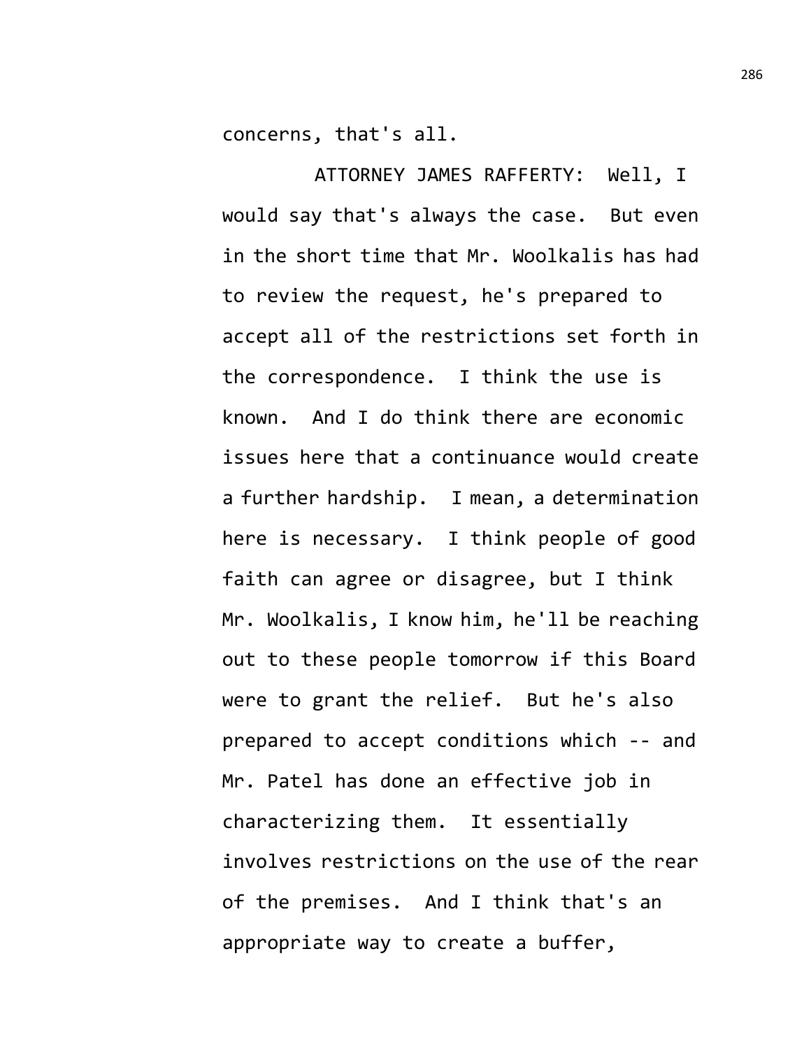concerns, that's all.

ATTORNEY JAMES RAFFERTY: Well, I would say that's always the case. But even in the short time that Mr. Woolkalis has had to review the request, he's prepared to accept all of the restrictions set forth in the correspondence. I think the use is known. And I do think there are economic issues here that a continuance would create a further hardship. I mean, a determination here is necessary. I think people of good faith can agree or disagree, but I think Mr. Woolkalis, I know him, he'll be reaching out to these people tomorrow if this Board were to grant the relief. But he's also prepared to accept conditions which -- and Mr. Patel has done an effective job in characterizing them. It essentially involves restrictions on the use of the rear of the premises. And I think that's an appropriate way to create a buffer,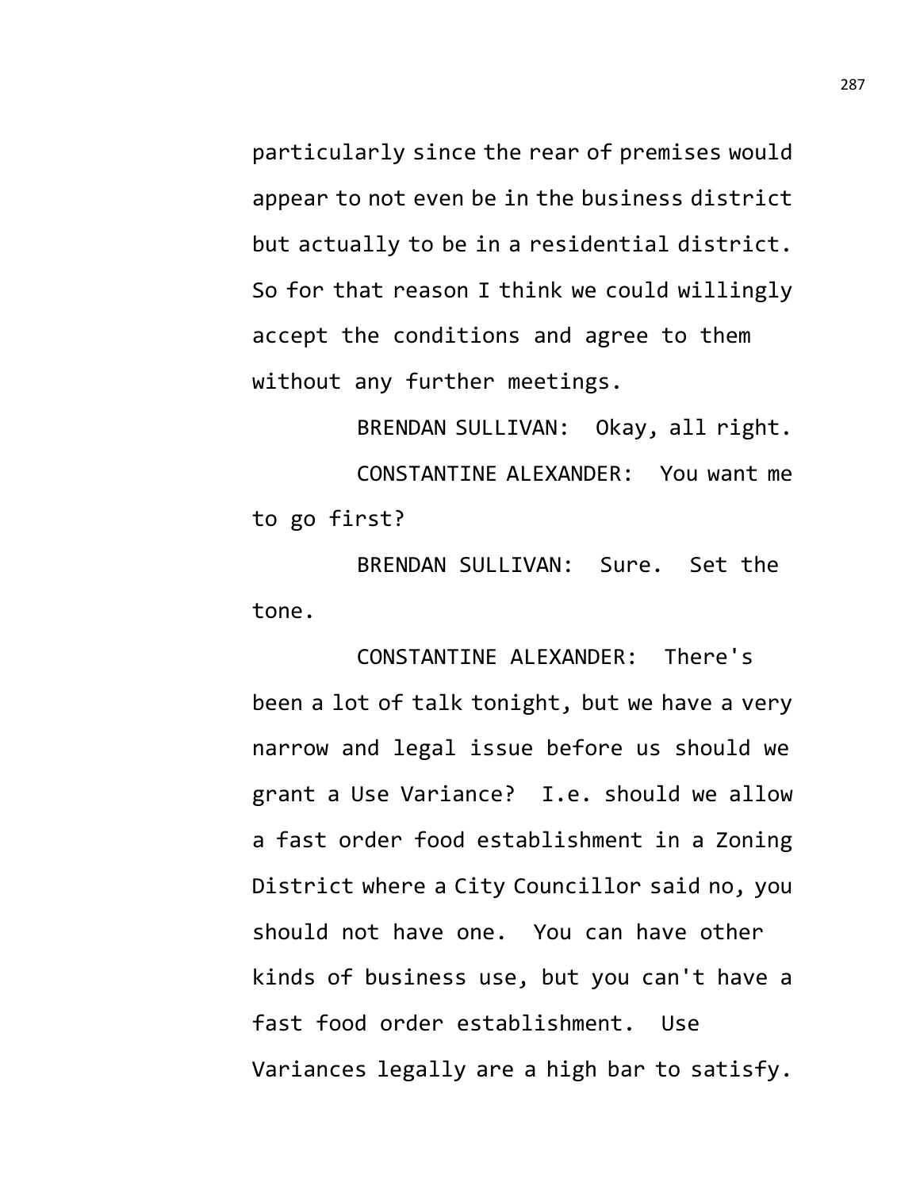particularly since the rear of premises would appear to not even be in the business district but actually to be in a residential district. So for that reason I think we could willingly accept the conditions and agree to them without any further meetings.

BRENDAN SULLIVAN: Okay, all right.

CONSTANTINE ALEXANDER: You want me to go first?

BRENDAN SULLIVAN: Sure. Set the tone.

CONSTANTINE ALEXANDER: There's been a lot of talk tonight, but we have a very narrow and legal issue before us should we grant a Use Variance? I.e. should we allow a fast order food establishment in a Zoning District where a City Councillor said no, you should not have one. You can have other kinds of business use, but you can't have a fast food order establishment. Use Variances legally are a high bar to satisfy.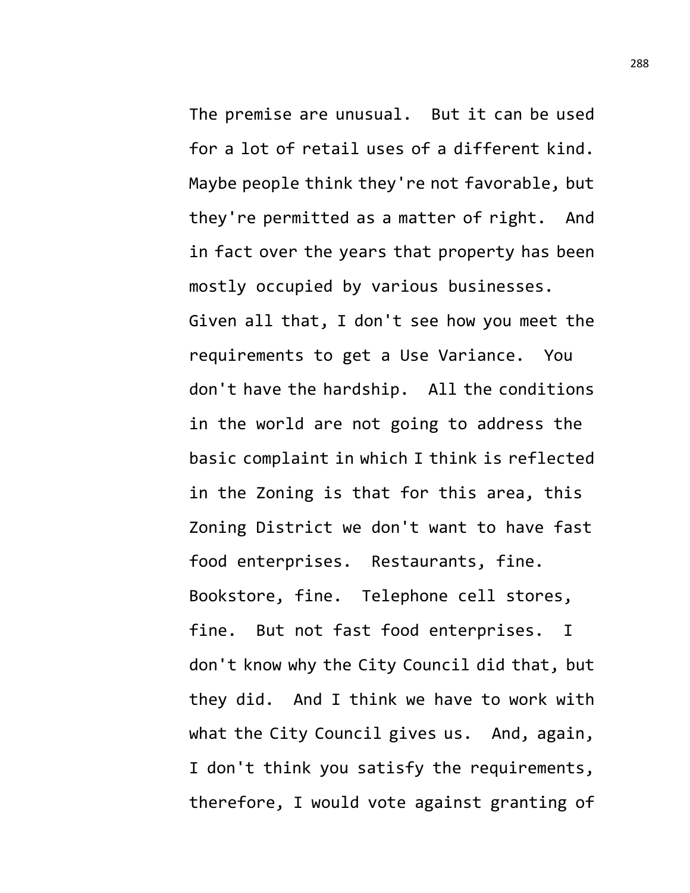The premise are unusual. But it can be used for a lot of retail uses of a different kind. Maybe people think they're not favorable, but they're permitted as a matter of right. And in fact over the years that property has been mostly occupied by various businesses. Given all that, I don't see how you meet the requirements to get a Use Variance. You don't have the hardship. All the conditions in the world are not going to address the basic complaint in which I think is reflected in the Zoning is that for this area, this Zoning District we don't want to have fast food enterprises. Restaurants, fine. Bookstore, fine. Telephone cell stores, fine. But not fast food enterprises. I don't know why the City Council did that, but they did. And I think we have to work with what the City Council gives us. And, again, I don't think you satisfy the requirements, therefore, I would vote against granting of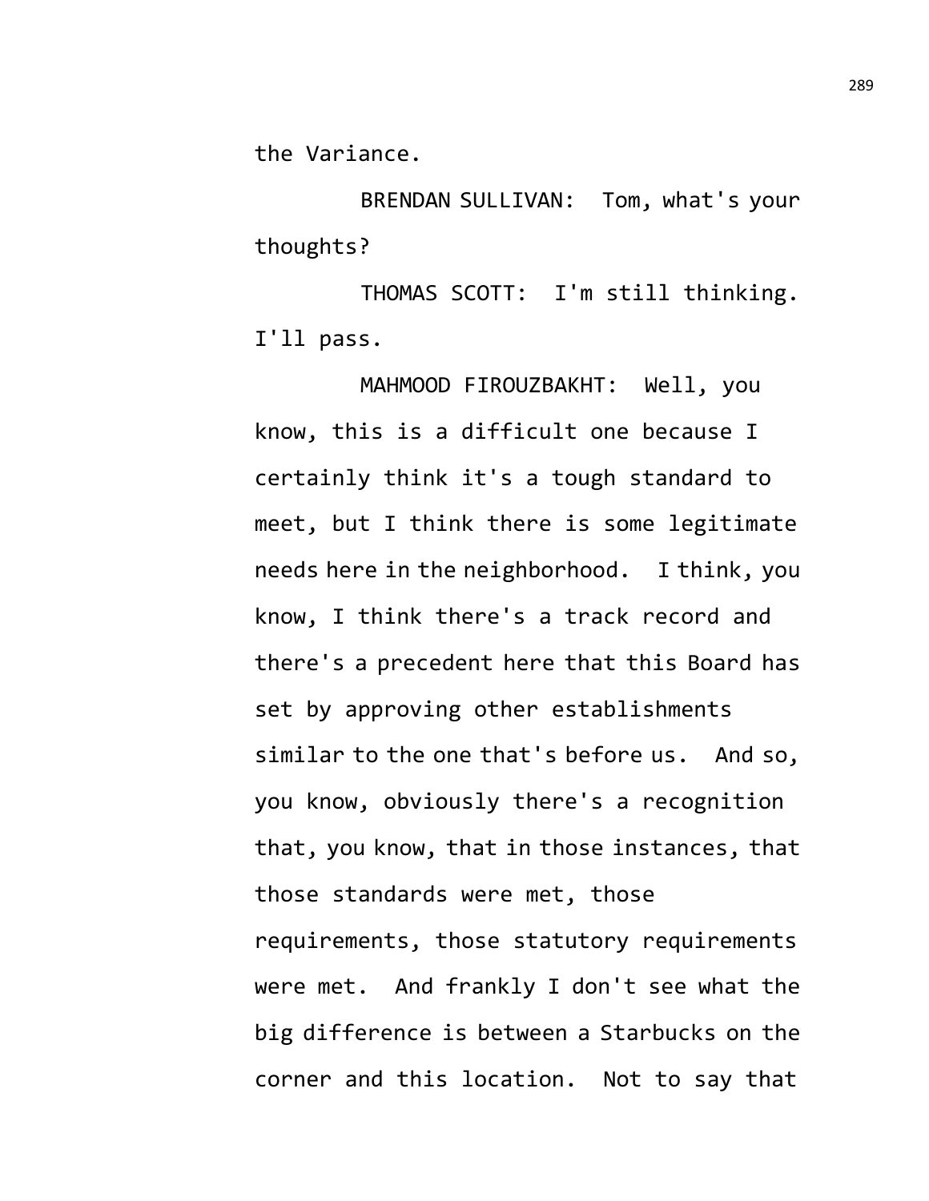the Variance.

BRENDAN SULLIVAN: Tom, what's your thoughts?

THOMAS SCOTT: I'm still thinking. I'll pass.

MAHMOOD FIROUZBAKHT: Well, you know, this is a difficult one because I certainly think it's a tough standard to meet, but I think there is some legitimate needs here in the neighborhood. I think, you know, I think there's a track record and there's a precedent here that this Board has set by approving other establishments similar to the one that's before us. And so, you know, obviously there's a recognition that, you know, that in those instances, that those standards were met, those requirements, those statutory requirements were met. And frankly I don't see what the big difference is between a Starbucks on the corner and this location. Not to say that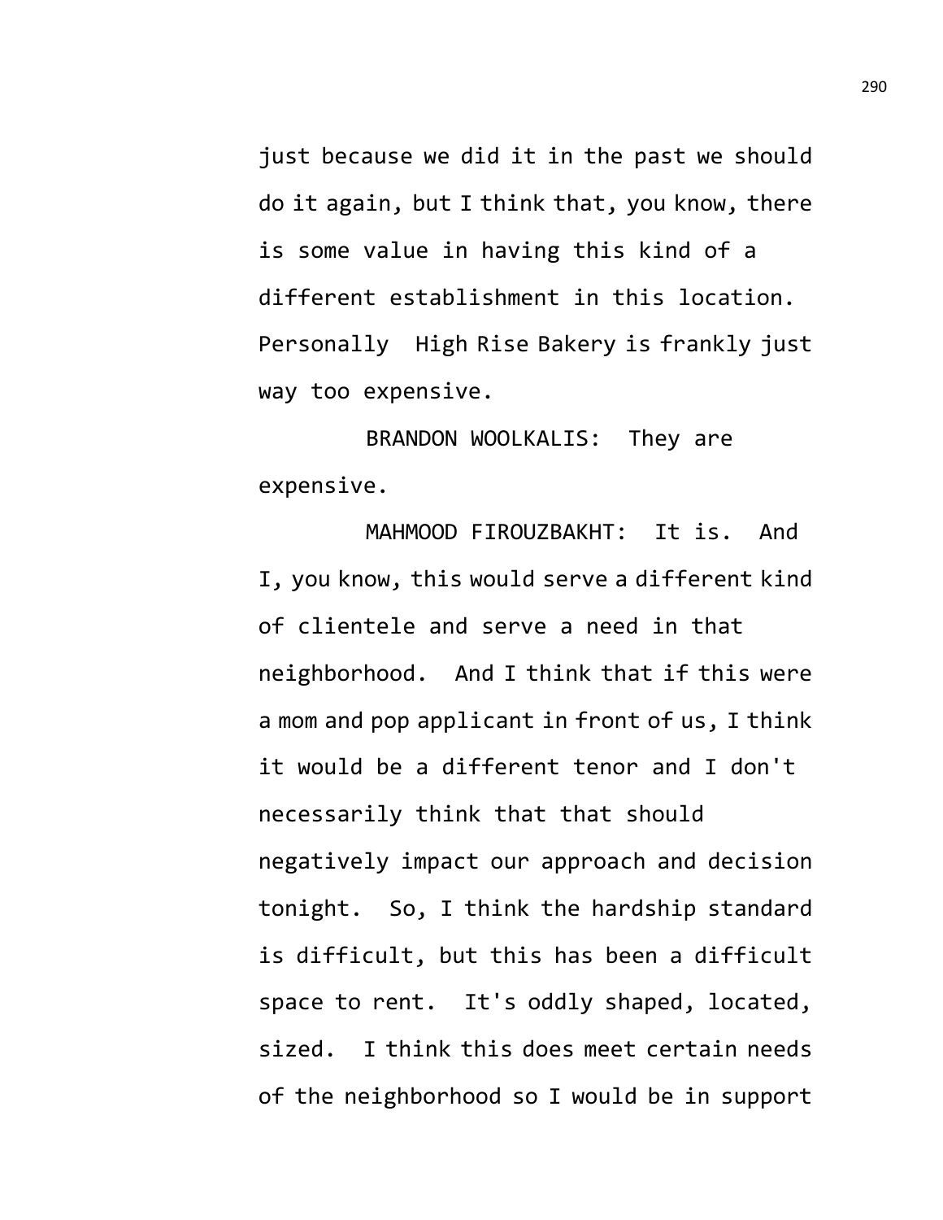just because we did it in the past we should do it again, but I think that, you know, there is some value in having this kind of a different establishment in this location. Personally High Rise Bakery is frankly just way too expensive.

BRANDON WOOLKALIS: They are expensive.

MAHMOOD FIROUZBAKHT: It is. And I, you know, this would serve a different kind of clientele and serve a need in that neighborhood. And I think that if this were a mom and pop applicant in front of us, I think it would be a different tenor and I don't necessarily think that that should negatively impact our approach and decision tonight. So, I think the hardship standard is difficult, but this has been a difficult space to rent. It's oddly shaped, located, sized. I think this does meet certain needs of the neighborhood so I would be in support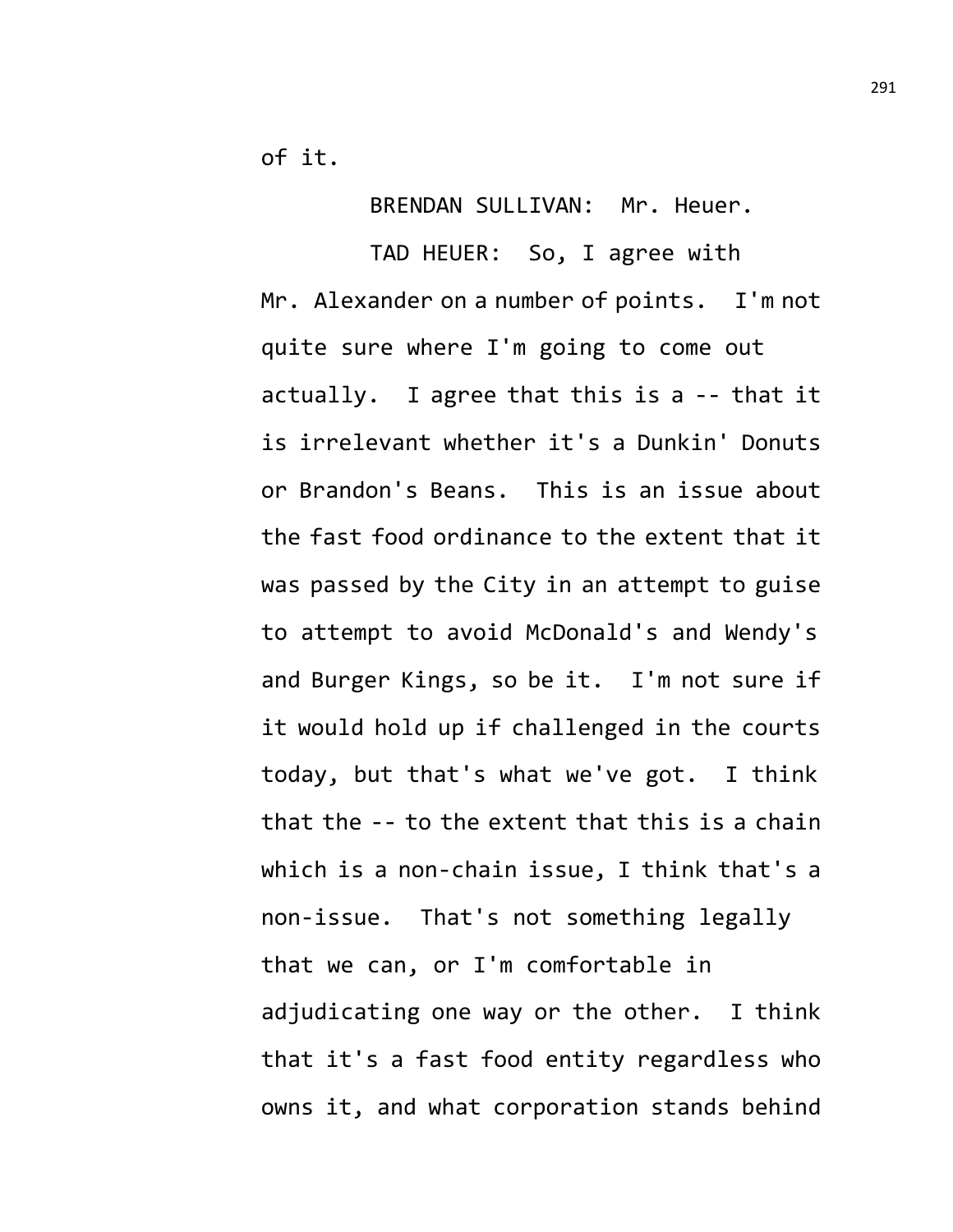of it.

BRENDAN SULLIVAN: Mr. Heuer.

TAD HEUER: So, I agree with Mr. Alexander on a number of points. I'm not quite sure where I'm going to come out actually. I agree that this is a -- that it is irrelevant whether it's a Dunkin' Donuts or Brandon's Beans. This is an issue about the fast food ordinance to the extent that it was passed by the City in an attempt to guise to attempt to avoid McDonald's and Wendy's and Burger Kings, so be it. I'm not sure if it would hold up if challenged in the courts today, but that's what we've got. I think that the -- to the extent that this is a chain which is a non-chain issue, I think that's a non-issue. That's not something legally that we can, or I'm comfortable in adjudicating one way or the other. I think that it's a fast food entity regardless who owns it, and what corporation stands behind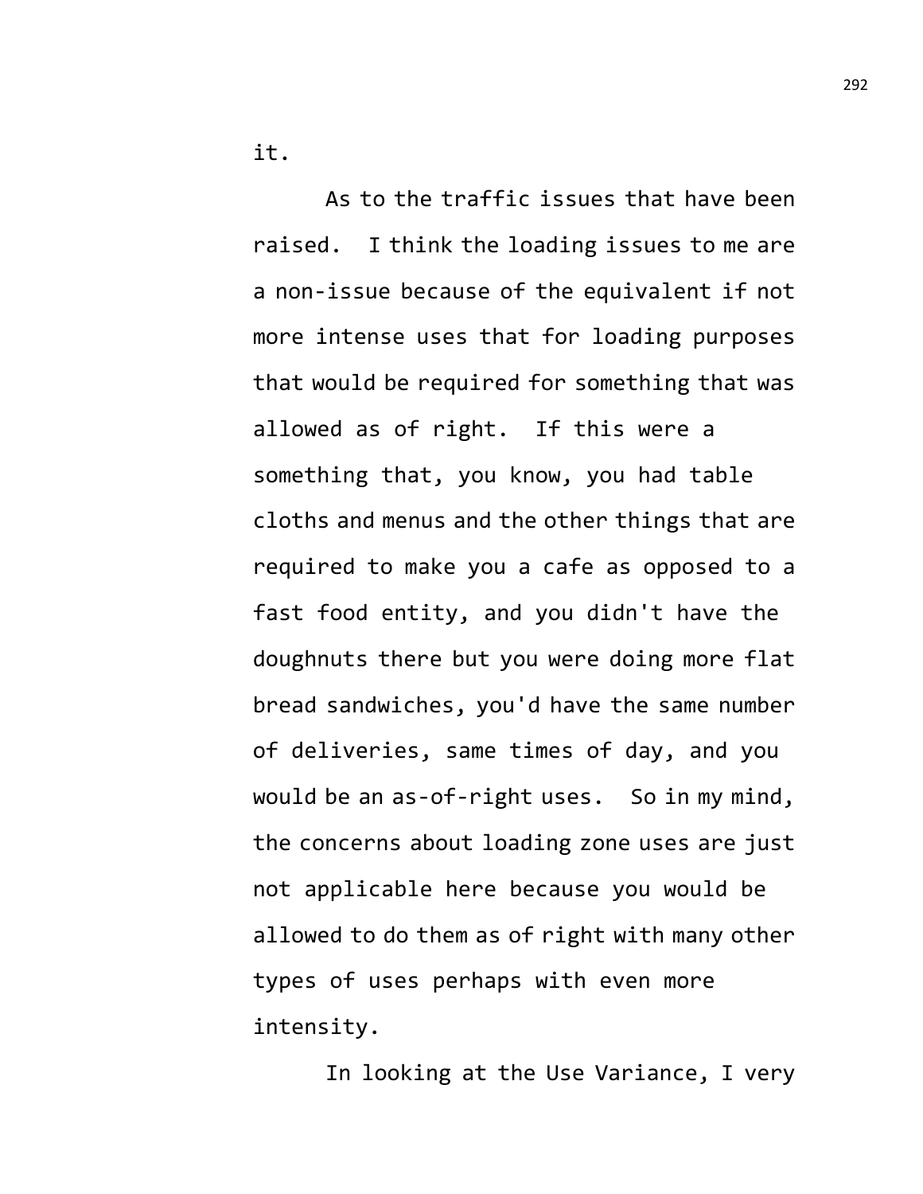it.

As to the traffic issues that have been raised. I think the loading issues to me are a non-issue because of the equivalent if not more intense uses that for loading purposes that would be required for something that was allowed as of right. If this were a something that, you know, you had table cloths and menus and the other things that are required to make you a cafe as opposed to a fast food entity, and you didn't have the doughnuts there but you were doing more flat bread sandwiches, you'd have the same number of deliveries, same times of day, and you would be an as-of-right uses. So in my mind, the concerns about loading zone uses are just not applicable here because you would be allowed to do them as of right with many other types of uses perhaps with even more intensity.

In looking at the Use Variance, I very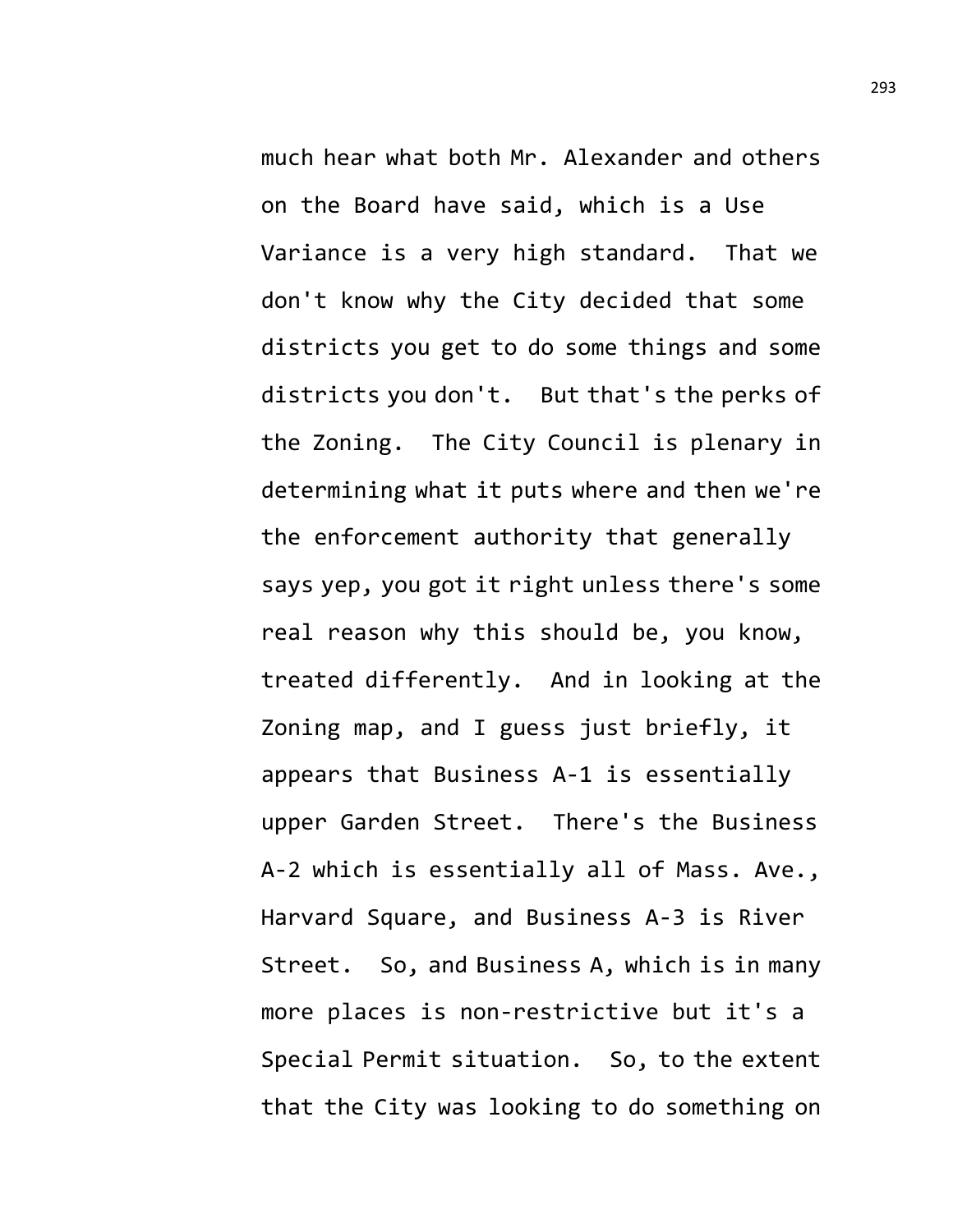much hear what both Mr. Alexander and others on the Board have said, which is a Use Variance is a very high standard. That we don't know why the City decided that some districts you get to do some things and some districts you don't. But that's the perks of the Zoning. The City Council is plenary in determining what it puts where and then we're the enforcement authority that generally says yep, you got it right unless there's some real reason why this should be, you know, treated differently. And in looking at the Zoning map, and I guess just briefly, it appears that Business A-1 is essentially upper Garden Street. There's the Business A-2 which is essentially all of Mass. Ave., Harvard Square, and Business A-3 is River Street. So, and Business A, which is in many more places is non-restrictive but it's a Special Permit situation. So, to the extent that the City was looking to do something on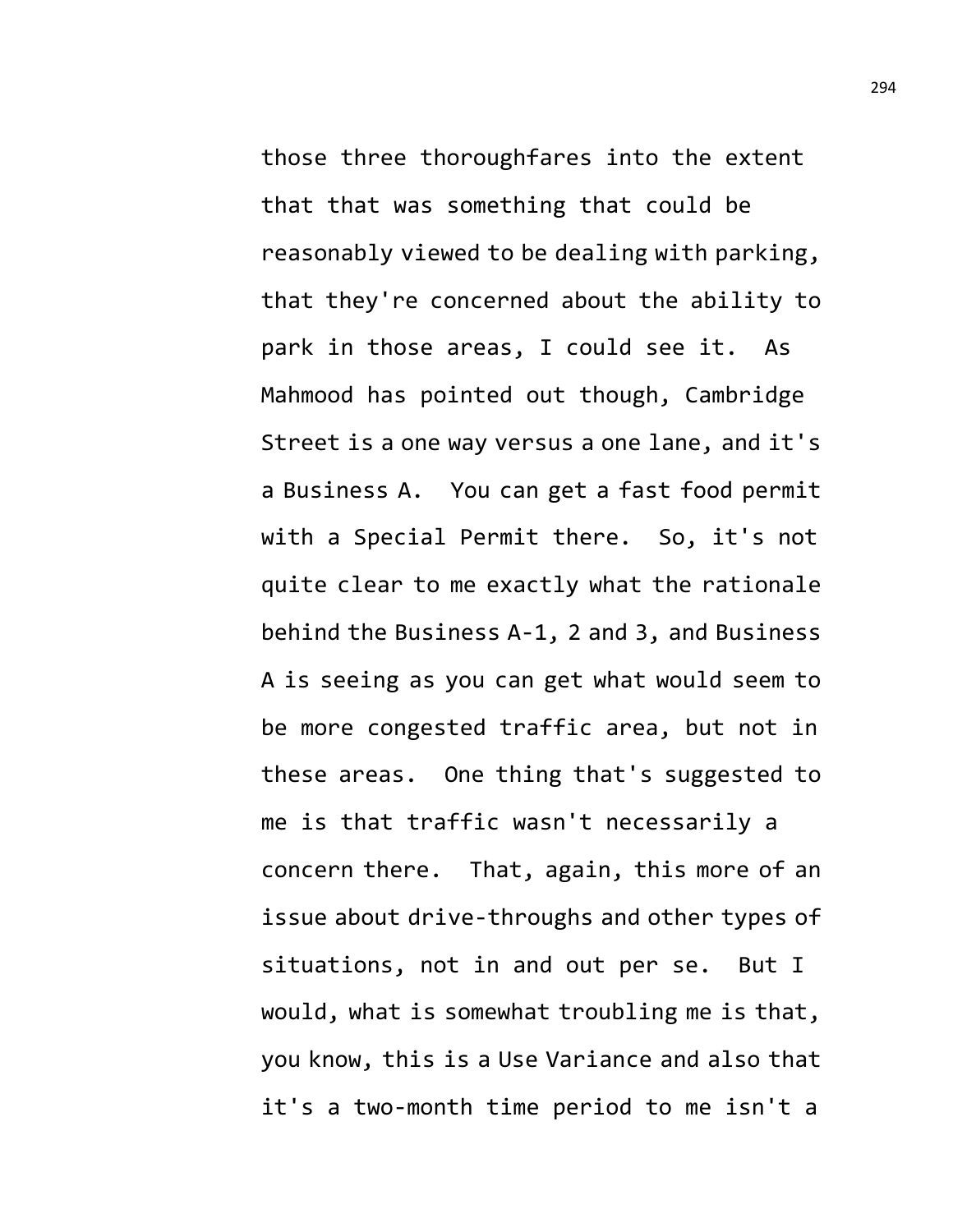those three thoroughfares into the extent that that was something that could be reasonably viewed to be dealing with parking, that they're concerned about the ability to park in those areas, I could see it. As Mahmood has pointed out though, Cambridge Street is a one way versus a one lane, and it's a Business A. You can get a fast food permit with a Special Permit there. So, it's not quite clear to me exactly what the rationale behind the Business A-1, 2 and 3, and Business A is seeing as you can get what would seem to be more congested traffic area, but not in these areas. One thing that's suggested to me is that traffic wasn't necessarily a concern there. That, again, this more of an issue about drive-throughs and other types of situations, not in and out per se. But I would, what is somewhat troubling me is that, you know, this is a Use Variance and also that it's a two-month time period to me isn't a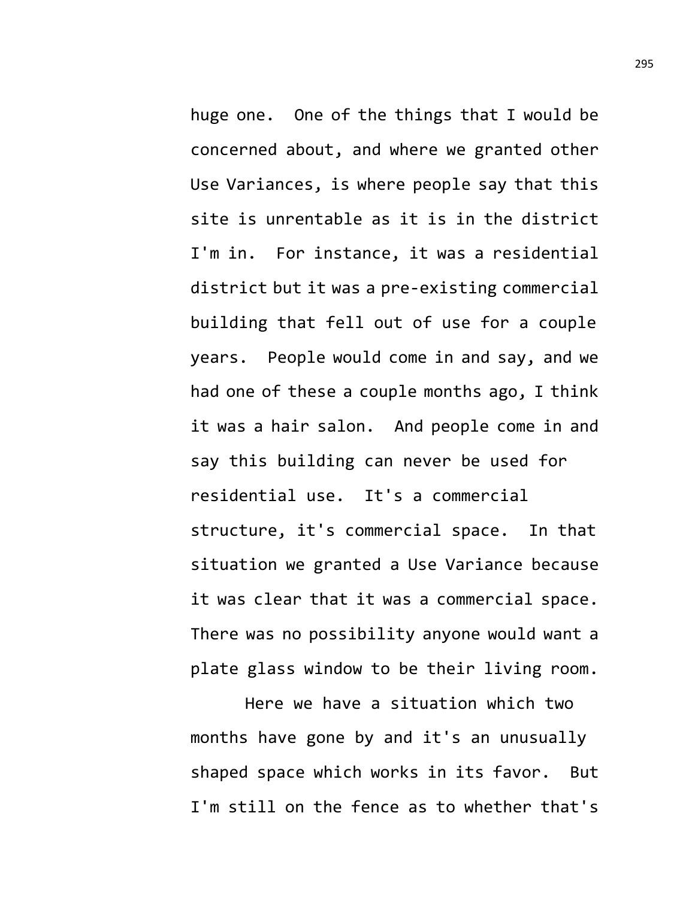huge one. One of the things that I would be concerned about, and where we granted other Use Variances, is where people say that this site is unrentable as it is in the district I'm in. For instance, it was a residential district but it was a pre-existing commercial building that fell out of use for a couple years. People would come in and say, and we had one of these a couple months ago, I think it was a hair salon. And people come in and say this building can never be used for residential use. It's a commercial structure, it's commercial space. In that situation we granted a Use Variance because it was clear that it was a commercial space. There was no possibility anyone would want a plate glass window to be their living room.

Here we have a situation which two months have gone by and it's an unusually shaped space which works in its favor. But I'm still on the fence as to whether that's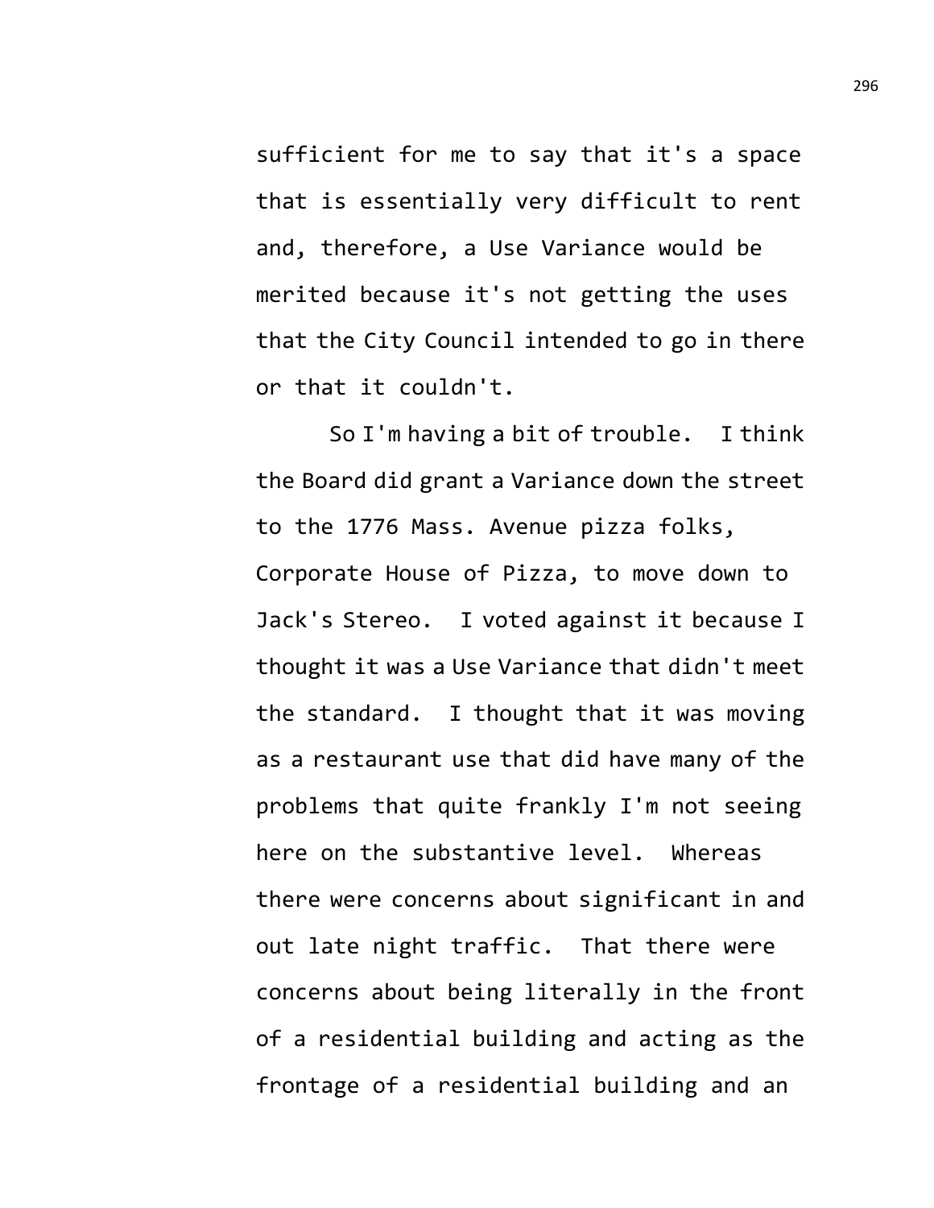sufficient for me to say that it's a space that is essentially very difficult to rent and, therefore, a Use Variance would be merited because it's not getting the uses that the City Council intended to go in there or that it couldn't.

So I'm having a bit of trouble. I think the Board did grant a Variance down the street to the 1776 Mass. Avenue pizza folks, Corporate House of Pizza, to move down to Jack's Stereo. I voted against it because I thought it was a Use Variance that didn't meet the standard. I thought that it was moving as a restaurant use that did have many of the problems that quite frankly I'm not seeing here on the substantive level. Whereas there were concerns about significant in and out late night traffic. That there were concerns about being literally in the front of a residential building and acting as the frontage of a residential building and an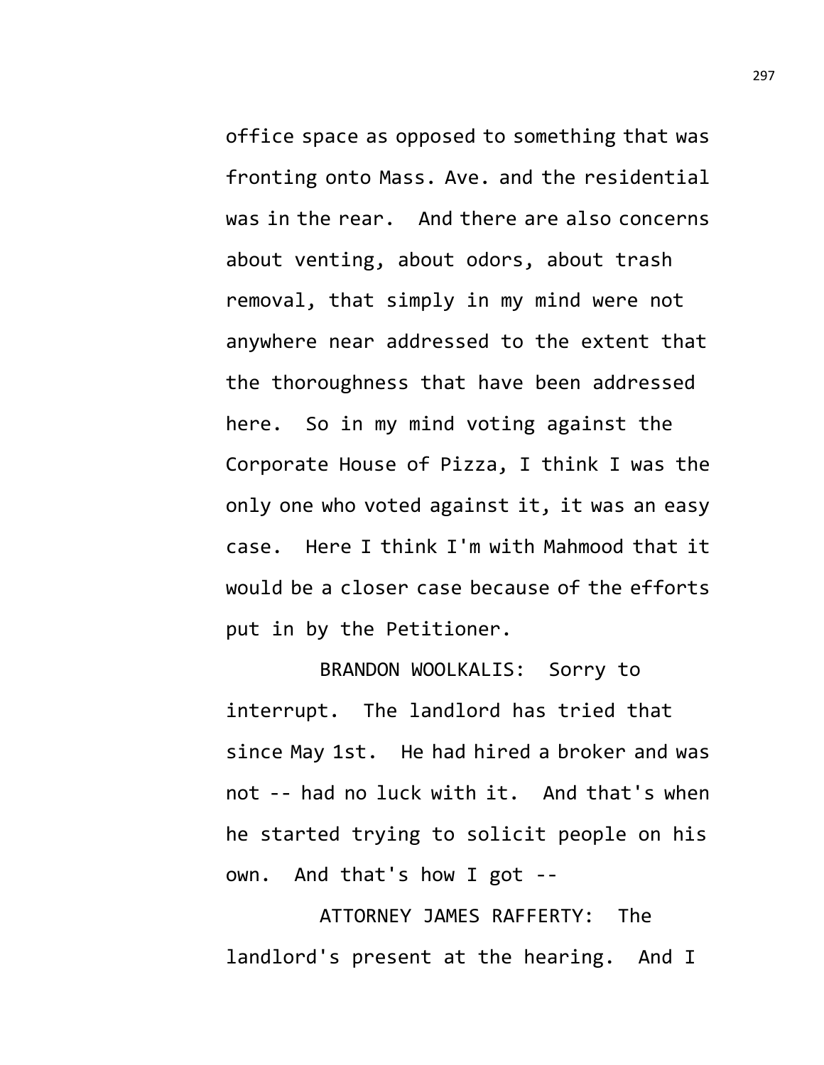office space as opposed to something that was fronting onto Mass. Ave. and the residential was in the rear. And there are also concerns about venting, about odors, about trash removal, that simply in my mind were not anywhere near addressed to the extent that the thoroughness that have been addressed here. So in my mind voting against the Corporate House of Pizza, I think I was the only one who voted against it, it was an easy case. Here I think I'm with Mahmood that it would be a closer case because of the efforts put in by the Petitioner.

BRANDON WOOLKALIS: Sorry to interrupt. The landlord has tried that since May 1st. He had hired a broker and was not -- had no luck with it. And that's when he started trying to solicit people on his own. And that's how I got --

ATTORNEY JAMES RAFFERTY: The landlord's present at the hearing. And I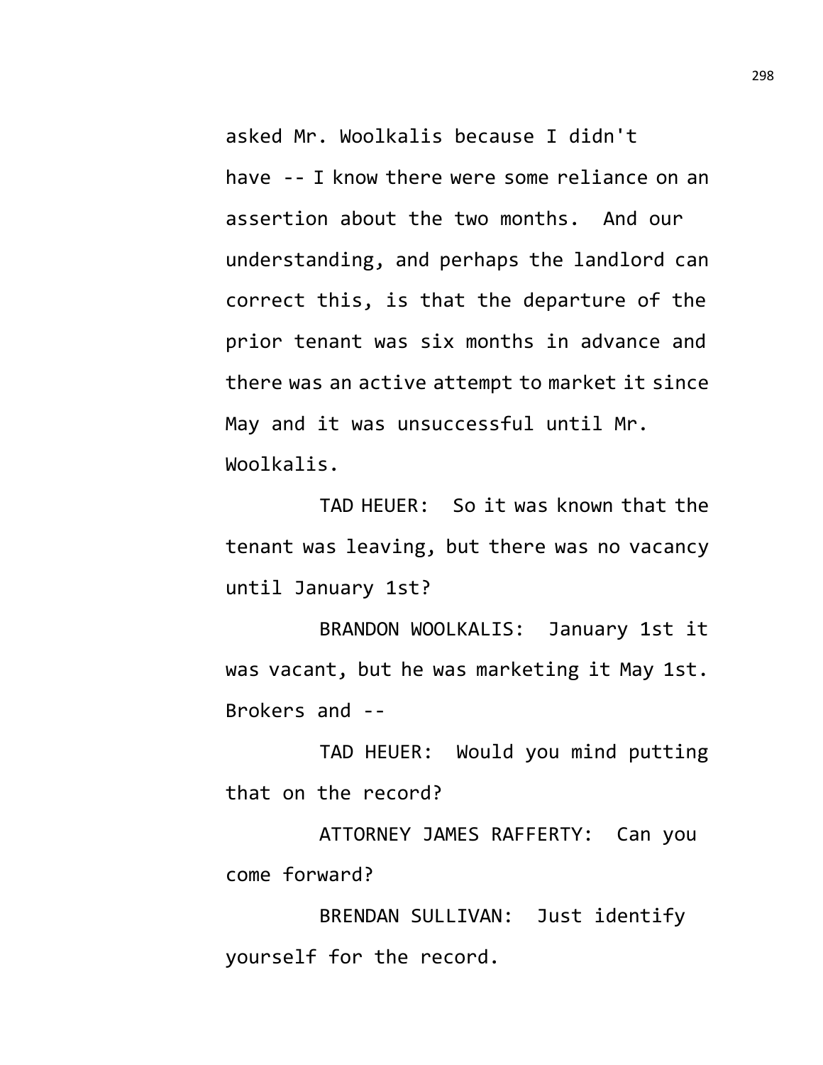asked Mr. Woolkalis because I didn't have -- I know there were some reliance on an assertion about the two months. And our understanding, and perhaps the landlord can correct this, is that the departure of the prior tenant was six months in advance and there was an active attempt to market it since May and it was unsuccessful until Mr. Woolkalis.

TAD HEUER: So it was known that the tenant was leaving, but there was no vacancy until January 1st?

BRANDON WOOLKALIS: January 1st it was vacant, but he was marketing it May 1st. Brokers and --

TAD HEUER: Would you mind putting that on the record?

ATTORNEY JAMES RAFFERTY: Can you come forward?

BRENDAN SULLIVAN: Just identify yourself for the record.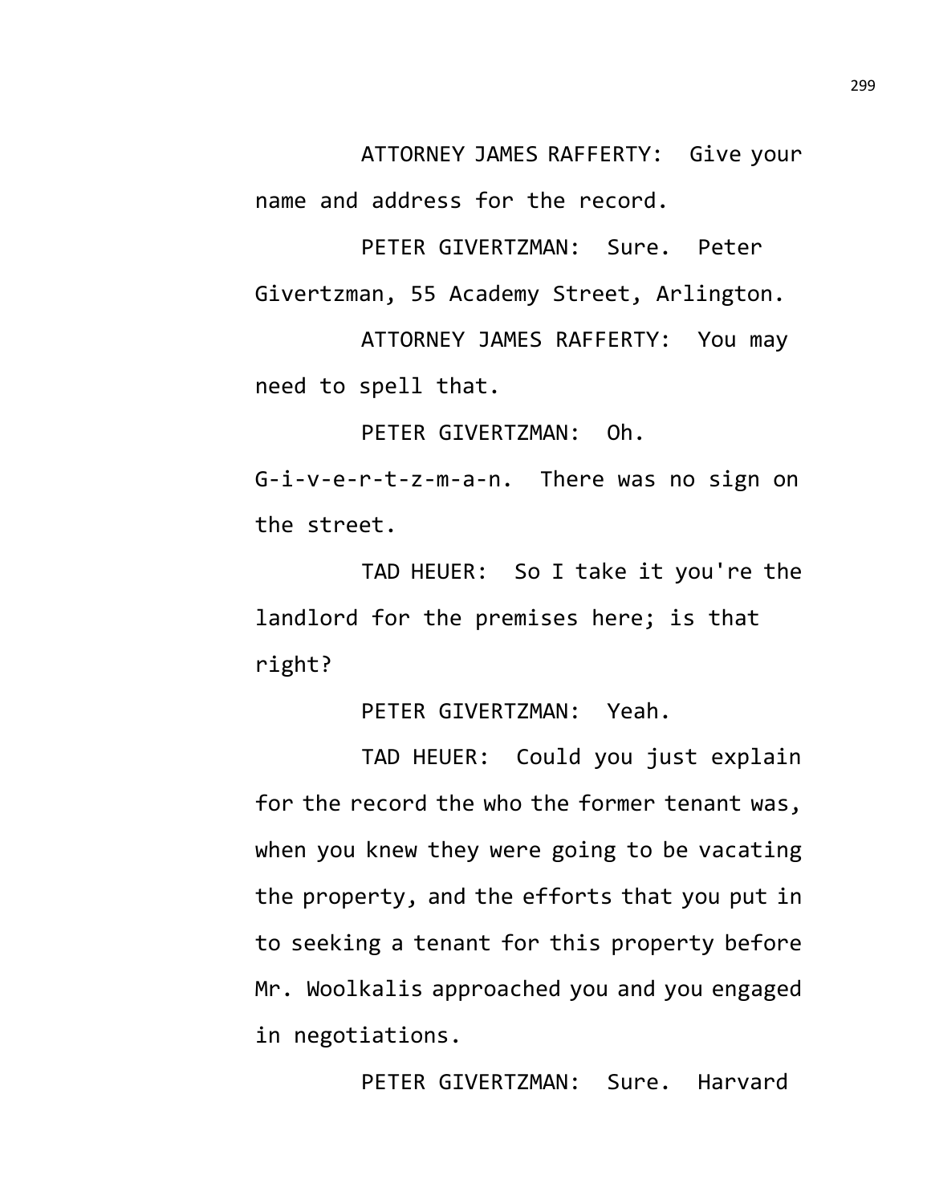ATTORNEY JAMES RAFFERTY: Give your name and address for the record.

PETER GIVERTZMAN: Sure. Peter Givertzman, 55 Academy Street, Arlington.

ATTORNEY JAMES RAFFERTY: You may need to spell that.

PETER GIVERTZMAN: Oh. G-i-v-e-r-t-z-m-a-n. There was no sign on the street.

TAD HEUER: So I take it you're the landlord for the premises here; is that right?

PETER GIVERTZMAN: Yeah.

TAD HEUER: Could you just explain for the record the who the former tenant was, when you knew they were going to be vacating the property, and the efforts that you put in to seeking a tenant for this property before Mr. Woolkalis approached you and you engaged in negotiations.

PETER GIVERTZMAN: Sure. Harvard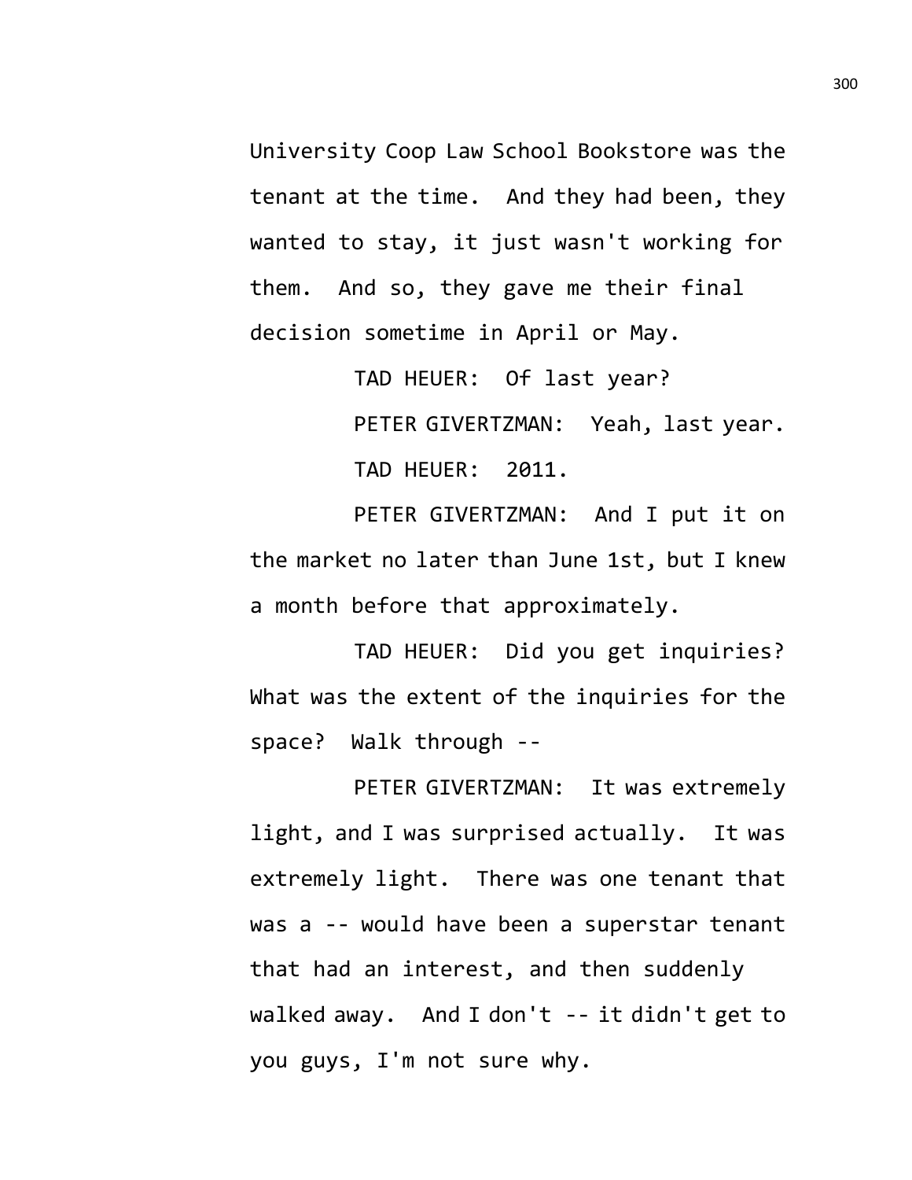University Coop Law School Bookstore was the tenant at the time. And they had been, they wanted to stay, it just wasn't working for them. And so, they gave me their final decision sometime in April or May.

TAD HEUER: Of last year?

PETER GIVERTZMAN: Yeah, last year.

TAD HEUER: 2011.

PETER GIVERTZMAN: And I put it on the market no later than June 1st, but I knew a month before that approximately.

TAD HEUER: Did you get inquiries? What was the extent of the inquiries for the space? Walk through --

PETER GIVERTZMAN: It was extremely light, and I was surprised actually. It was extremely light. There was one tenant that was a -- would have been a superstar tenant that had an interest, and then suddenly walked away. And I don't -- it didn't get to you guys, I'm not sure why.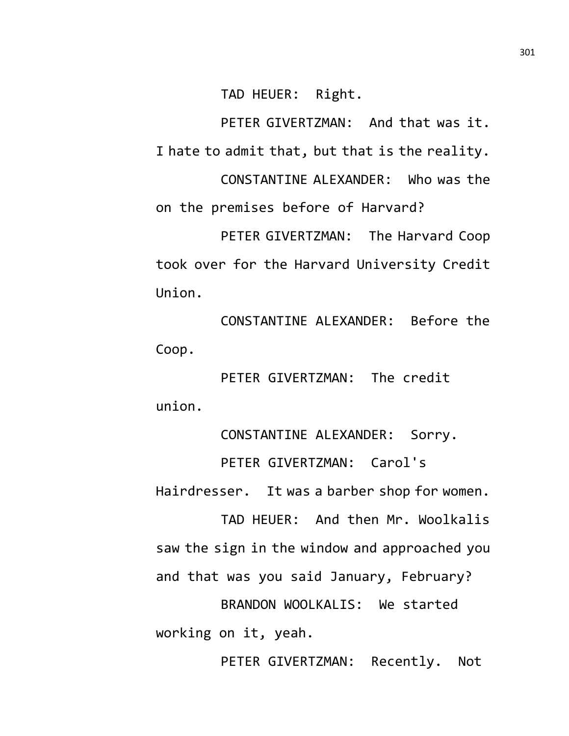TAD HEUER: Right.

PETER GIVERTZMAN: And that was it. I hate to admit that, but that is the reality.

CONSTANTINE ALEXANDER: Who was the on the premises before of Harvard?

PETER GIVERTZMAN: The Harvard Coop took over for the Harvard University Credit Union.

CONSTANTINE ALEXANDER: Before the Coop.

PETER GIVERTZMAN: The credit union.

CONSTANTINE ALEXANDER: Sorry.

PETER GIVERTZMAN: Carol's Hairdresser. It was a barber shop for women.

TAD HEUER: And then Mr. Woolkalis saw the sign in the window and approached you and that was you said January, February?

BRANDON WOOLKALIS: We started working on it, yeah.

PETER GIVERTZMAN: Recently. Not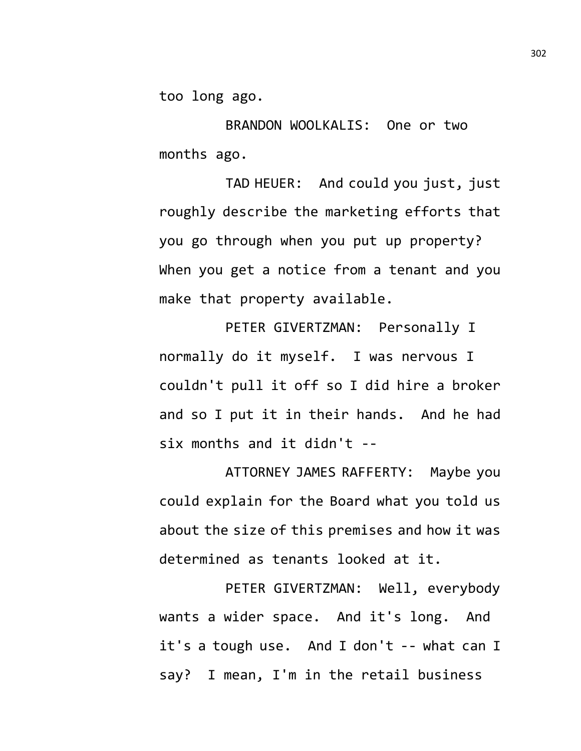too long ago.

BRANDON WOOLKALIS: One or two months ago.

TAD HEUER: And could you just, just roughly describe the marketing efforts that you go through when you put up property? When you get a notice from a tenant and you make that property available.

PETER GIVERTZMAN: Personally I normally do it myself. I was nervous I couldn't pull it off so I did hire a broker and so I put it in their hands. And he had six months and it didn't --

ATTORNEY JAMES RAFFERTY: Maybe you could explain for the Board what you told us about the size of this premises and how it was determined as tenants looked at it.

PETER GIVERTZMAN: Well, everybody wants a wider space. And it's long. And it's a tough use. And I don't -- what can I say? I mean, I'm in the retail business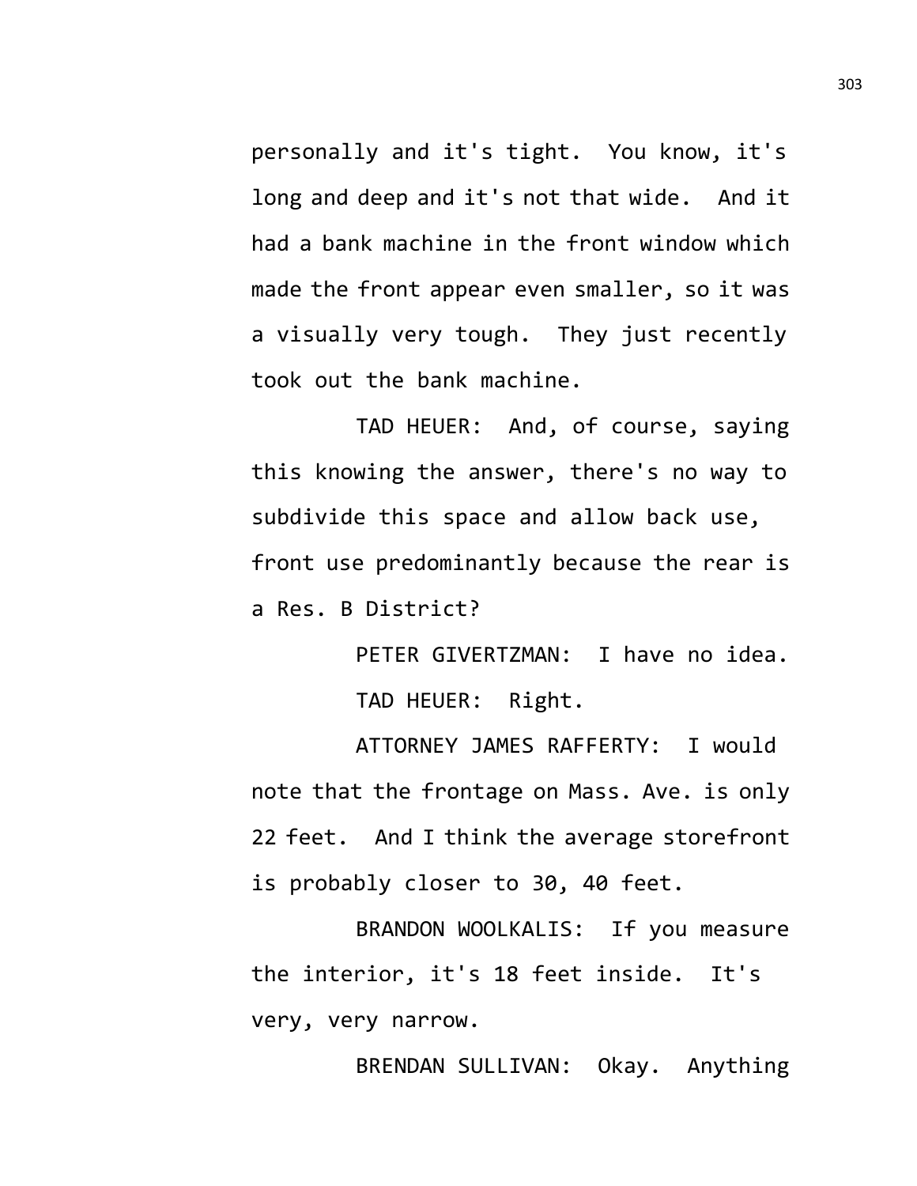personally and it's tight. You know, it's long and deep and it's not that wide. And it had a bank machine in the front window which made the front appear even smaller, so it was a visually very tough. They just recently took out the bank machine.

TAD HEUER: And, of course, saying this knowing the answer, there's no way to subdivide this space and allow back use, front use predominantly because the rear is a Res. B District?

PETER GIVERTZMAN: I have no idea.

TAD HEUER: Right.

ATTORNEY JAMES RAFFERTY: I would note that the frontage on Mass. Ave. is only 22 feet. And I think the average storefront is probably closer to 30, 40 feet.

BRANDON WOOLKALIS: If you measure the interior, it's 18 feet inside. It's very, very narrow.

BRENDAN SULLIVAN: Okay. Anything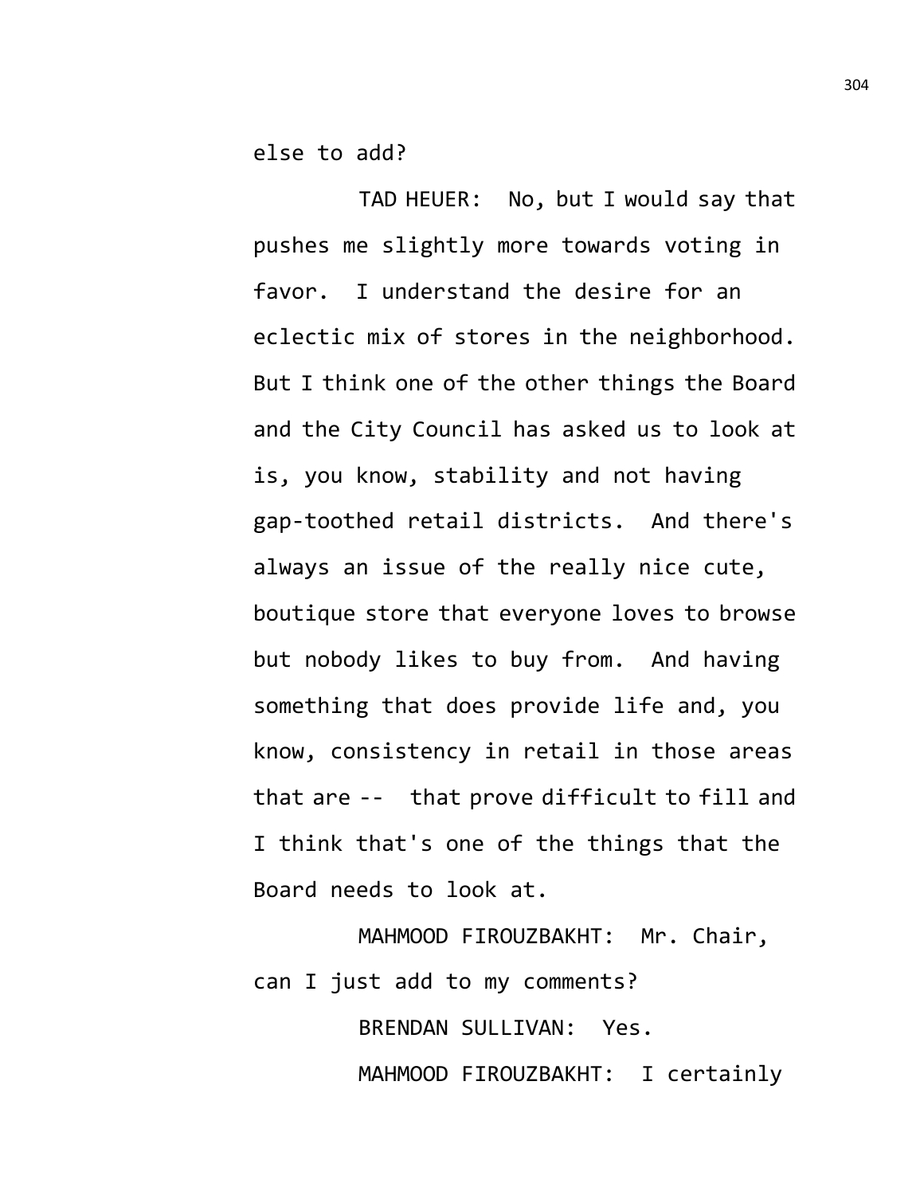else to add?

TAD HEUER: No, but I would say that pushes me slightly more towards voting in favor. I understand the desire for an eclectic mix of stores in the neighborhood. But I think one of the other things the Board and the City Council has asked us to look at is, you know, stability and not having gap-toothed retail districts. And there's always an issue of the really nice cute, boutique store that everyone loves to browse but nobody likes to buy from. And having something that does provide life and, you know, consistency in retail in those areas that are -- that prove difficult to fill and I think that's one of the things that the Board needs to look at.

MAHMOOD FIROUZBAKHT: Mr. Chair, can I just add to my comments?

BRENDAN SULLIVAN: Yes.

MAHMOOD FIROUZBAKHT: I certainly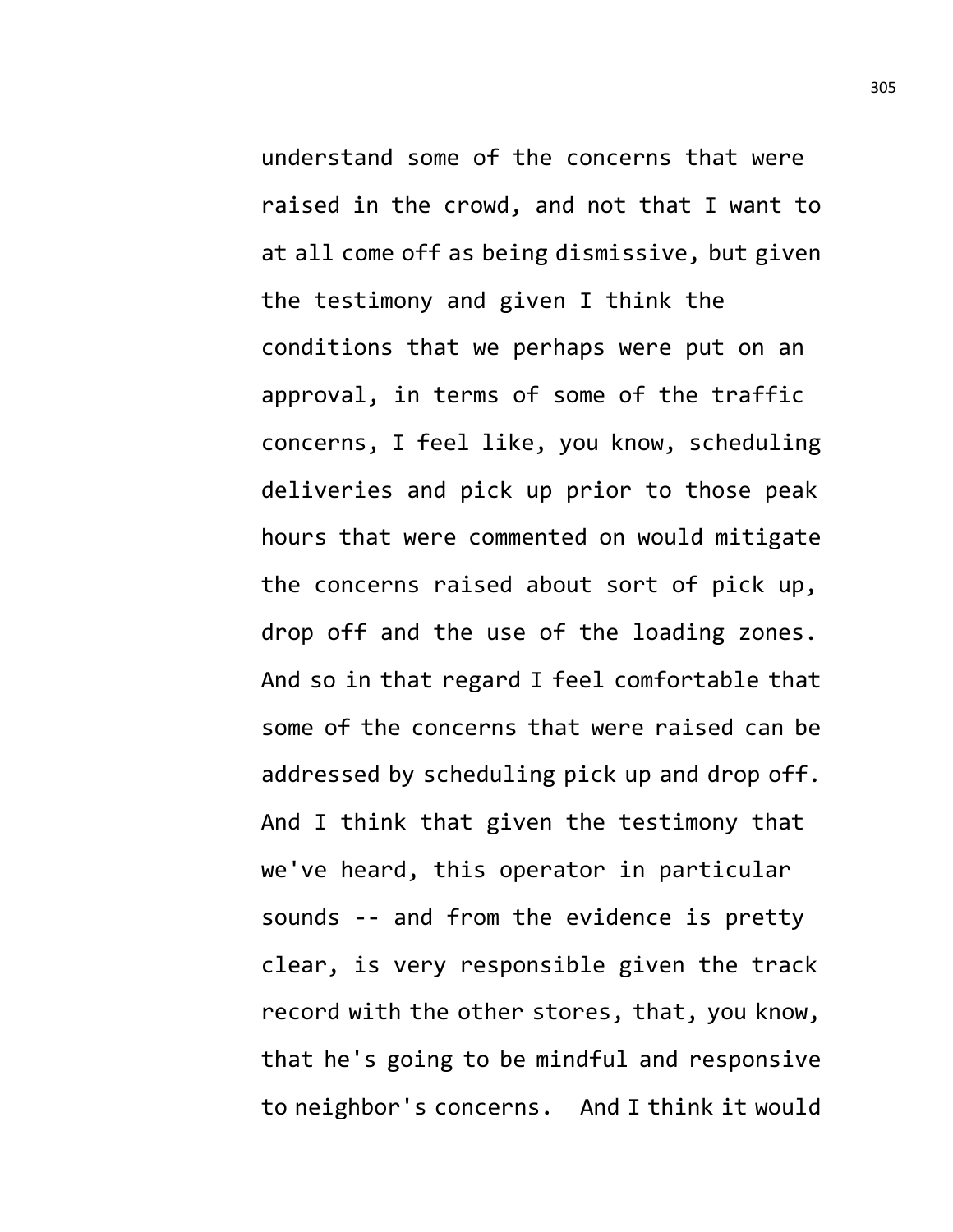understand some of the concerns that were raised in the crowd, and not that I want to at all come off as being dismissive, but given the testimony and given I think the conditions that we perhaps were put on an approval, in terms of some of the traffic concerns, I feel like, you know, scheduling deliveries and pick up prior to those peak hours that were commented on would mitigate the concerns raised about sort of pick up, drop off and the use of the loading zones. And so in that regard I feel comfortable that some of the concerns that were raised can be addressed by scheduling pick up and drop off. And I think that given the testimony that we've heard, this operator in particular sounds -- and from the evidence is pretty clear, is very responsible given the track record with the other stores, that, you know, that he's going to be mindful and responsive to neighbor's concerns. And I think it would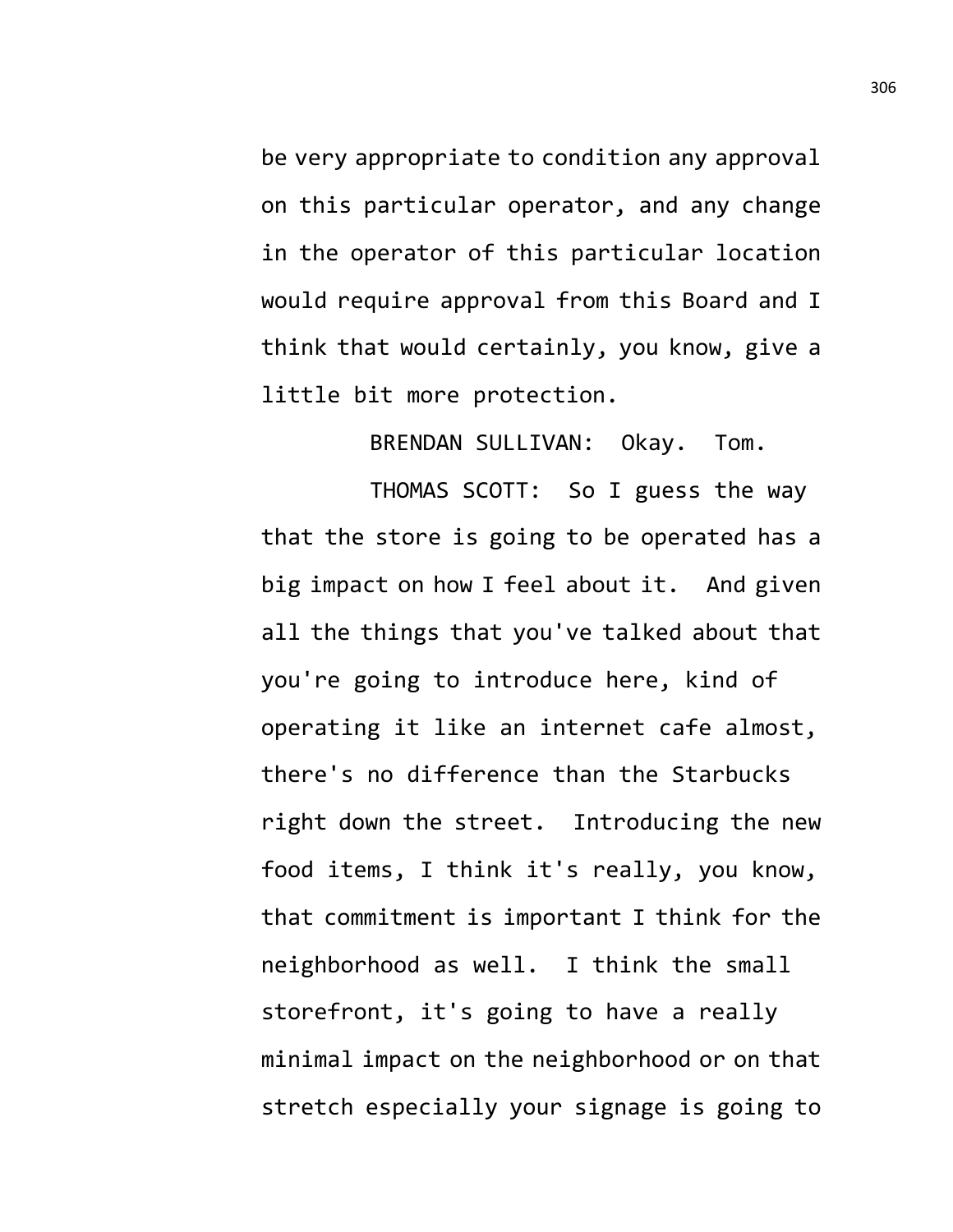be very appropriate to condition any approval on this particular operator, and any change in the operator of this particular location would require approval from this Board and I think that would certainly, you know, give a little bit more protection.

BRENDAN SULLIVAN: Okay. Tom.

THOMAS SCOTT: So I guess the way that the store is going to be operated has a big impact on how I feel about it. And given all the things that you've talked about that you're going to introduce here, kind of operating it like an internet cafe almost, there's no difference than the Starbucks right down the street. Introducing the new food items, I think it's really, you know, that commitment is important I think for the neighborhood as well. I think the small storefront, it's going to have a really minimal impact on the neighborhood or on that stretch especially your signage is going to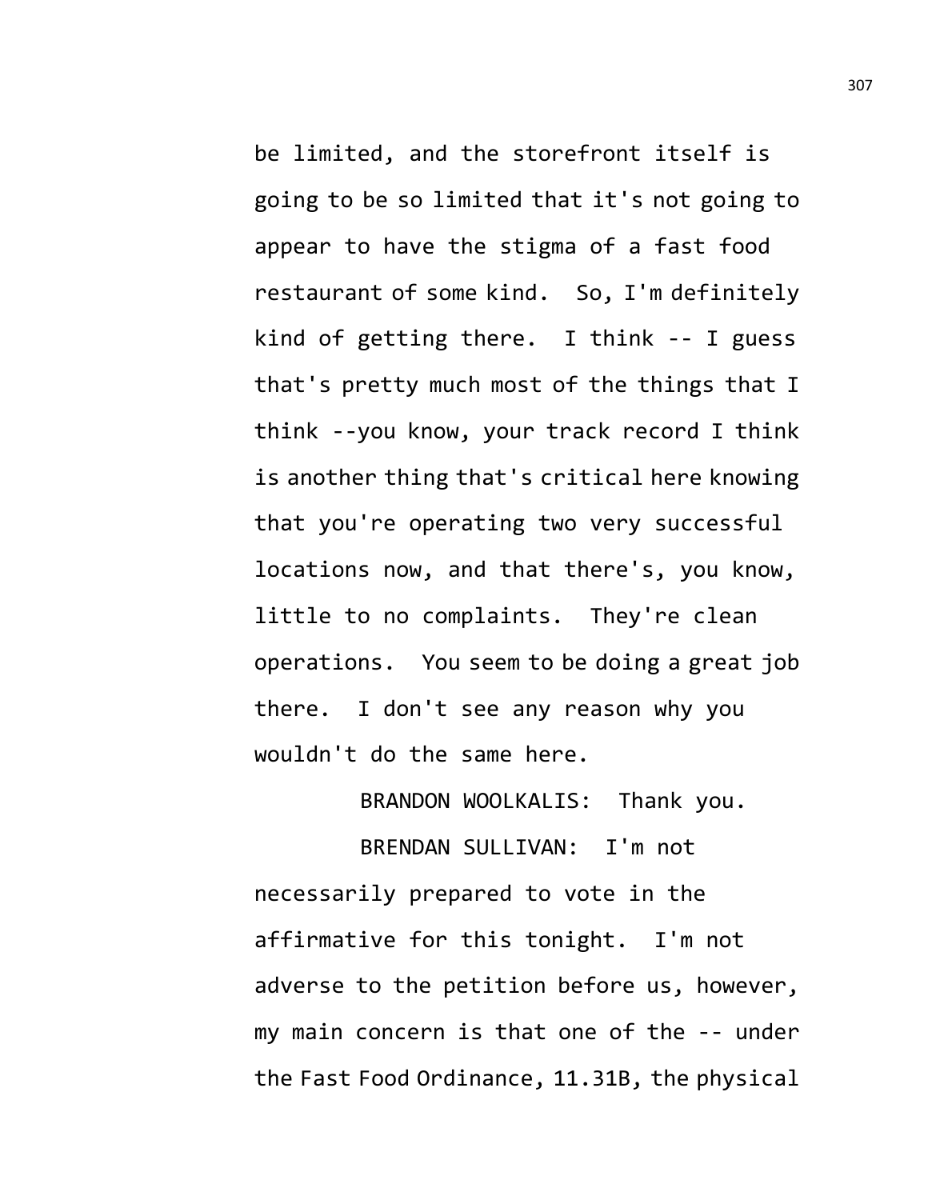be limited, and the storefront itself is going to be so limited that it's not going to appear to have the stigma of a fast food restaurant of some kind. So, I'm definitely kind of getting there. I think -- I guess that's pretty much most of the things that I think --you know, your track record I think is another thing that's critical here knowing that you're operating two very successful locations now, and that there's, you know, little to no complaints. They're clean operations. You seem to be doing a great job there. I don't see any reason why you wouldn't do the same here.

BRANDON WOOLKALIS: Thank you.

BRENDAN SULLIVAN: I'm not necessarily prepared to vote in the affirmative for this tonight. I'm not adverse to the petition before us, however, my main concern is that one of the -- under the Fast Food Ordinance, 11.31B, the physical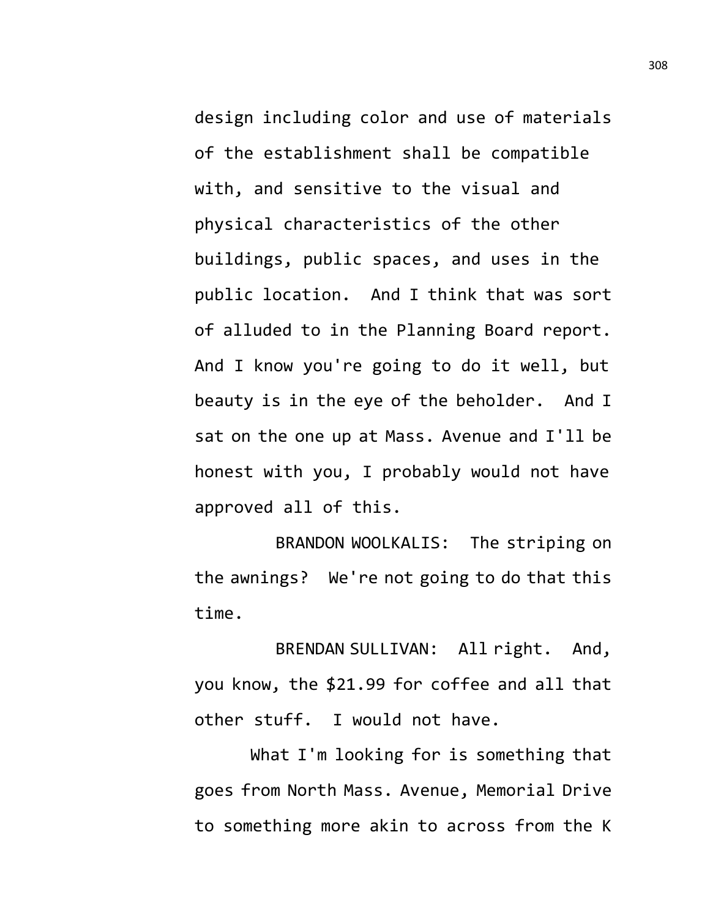design including color and use of materials of the establishment shall be compatible with, and sensitive to the visual and physical characteristics of the other buildings, public spaces, and uses in the public location. And I think that was sort of alluded to in the Planning Board report. And I know you're going to do it well, but beauty is in the eye of the beholder. And I sat on the one up at Mass. Avenue and I'll be honest with you, I probably would not have approved all of this.

BRANDON WOOLKALIS: The striping on the awnings? We're not going to do that this time.

BRENDAN SULLIVAN: All right. And, you know, the $21.99 for coffee and all that other stuff. I would not have.

What I'm looking for is something that goes from North Mass. Avenue, Memorial Drive to something more akin to across from the K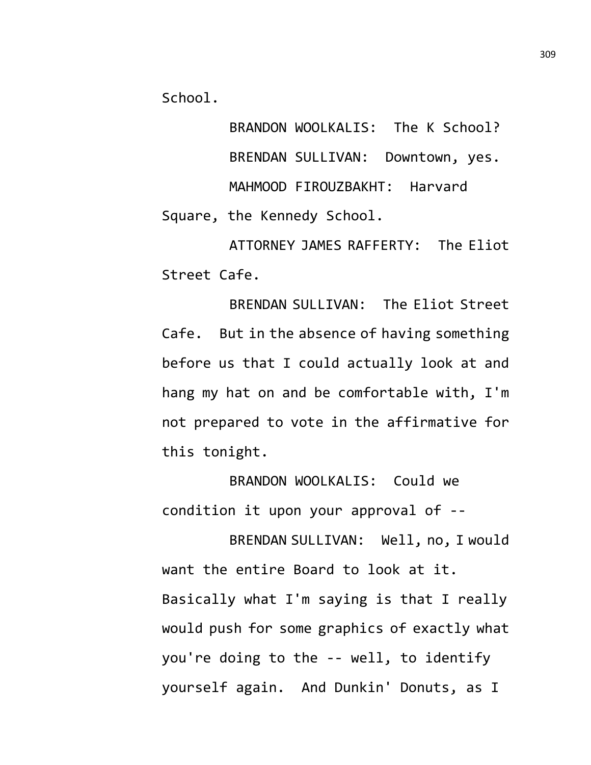School.

BRANDON WOOLKALIS: The K School?

BRENDAN SULLIVAN: Downtown, yes.

MAHMOOD FIROUZBAKHT: Harvard Square, the Kennedy School.

ATTORNEY JAMES RAFFERTY: The Eliot Street Cafe.

BRENDAN SULLIVAN: The Eliot Street Cafe. But in the absence of having something before us that I could actually look at and hang my hat on and be comfortable with, I'm not prepared to vote in the affirmative for this tonight.

BRANDON WOOLKALIS: Could we condition it upon your approval of --

BRENDAN SULLIVAN: Well, no, I would want the entire Board to look at it. Basically what I'm saying is that I really would push for some graphics of exactly what you're doing to the -- well, to identify yourself again. And Dunkin' Donuts, as I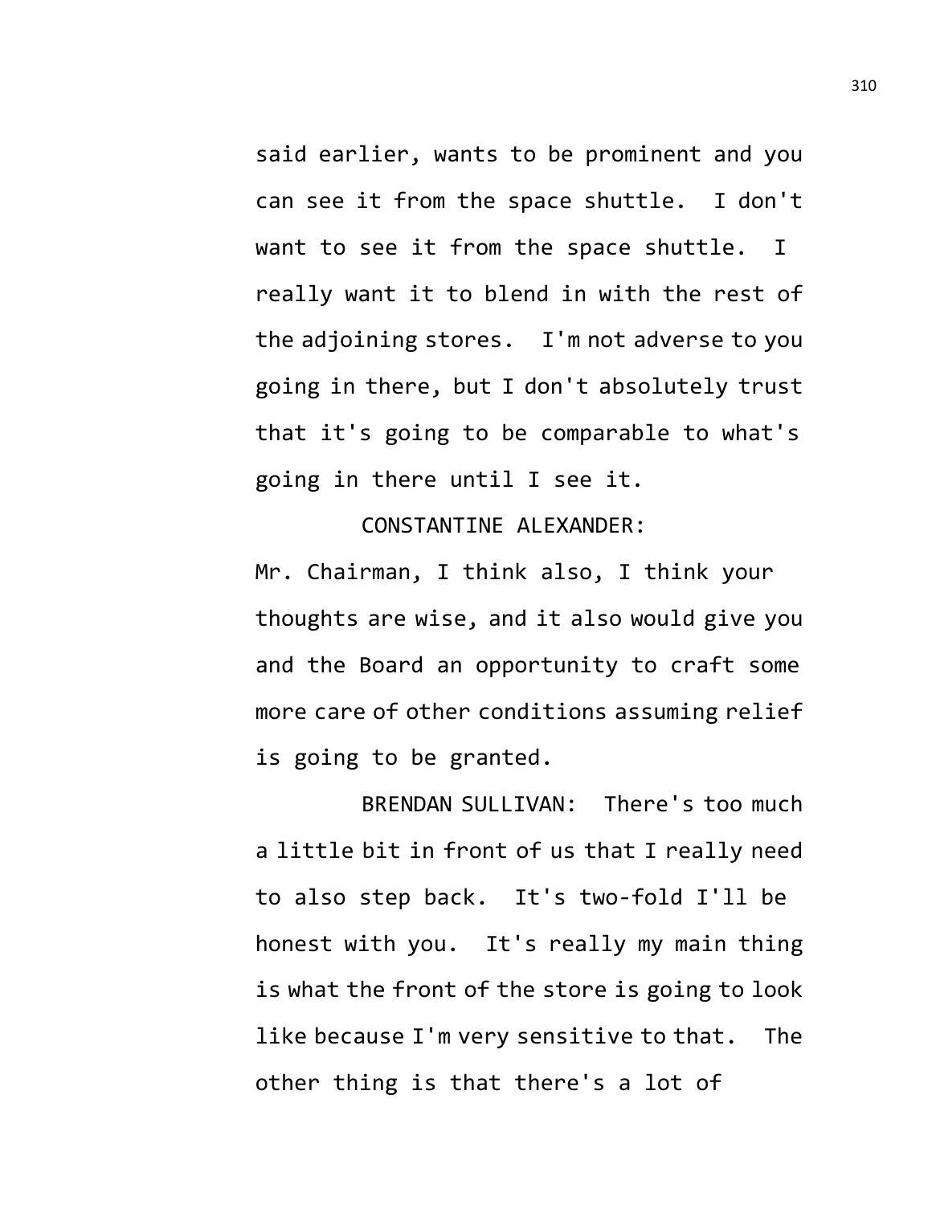said earlier, wants to be prominent and you can see it from the space shuttle. I don't want to see it from the space shuttle. I really want it to blend in with the rest of the adjoining stores. I'm not adverse to you going in there, but I don't absolutely trust that it's going to be comparable to what's going in there until I see it.

CONSTANTINE ALEXANDER: Mr. Chairman, I think also, I think your thoughts are wise, and it also would give you and the Board an opportunity to craft some more care of other conditions assuming relief is going to be granted.

BRENDAN SULLIVAN: There's too much a little bit in front of us that I really need to also step back. It's two-fold I'll be honest with you. It's really my main thing is what the front of the store is going to look like because I'm very sensitive to that. The other thing is that there's a lot of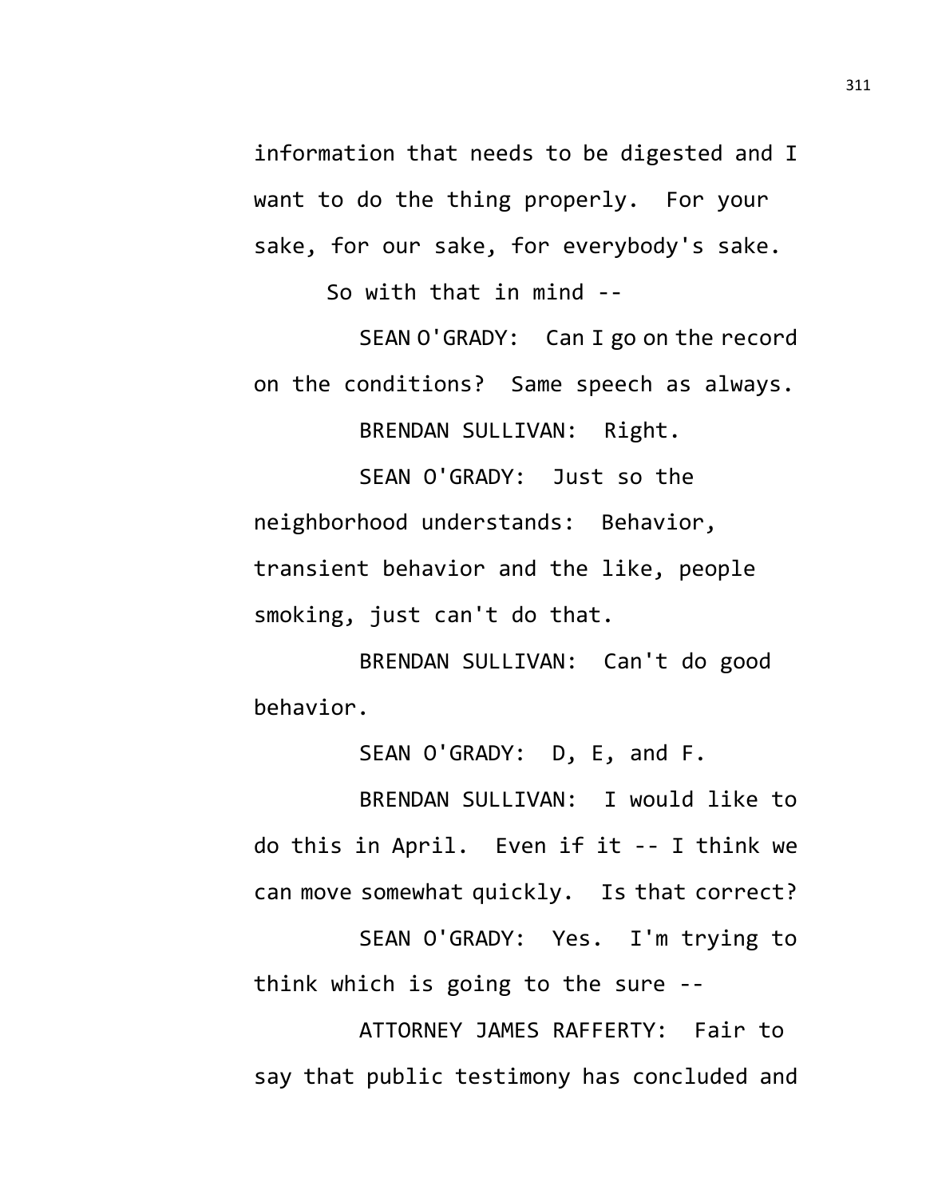information that needs to be digested and I want to do the thing properly. For your sake, for our sake, for everybody's sake.

So with that in mind --

SEAN O'GRADY: Can I go on the record on the conditions? Same speech as always.

BRENDAN SULLIVAN: Right.

SEAN O'GRADY: Just so the neighborhood understands: Behavior, transient behavior and the like, people smoking, just can't do that.

BRENDAN SULLIVAN: Can't do good behavior.

SEAN O'GRADY: D, E, and F.

BRENDAN SULLIVAN: I would like to do this in April. Even if it -- I think we can move somewhat quickly. Is that correct?

SEAN O'GRADY: Yes. I'm trying to think which is going to the sure --

ATTORNEY JAMES RAFFERTY: Fair to say that public testimony has concluded and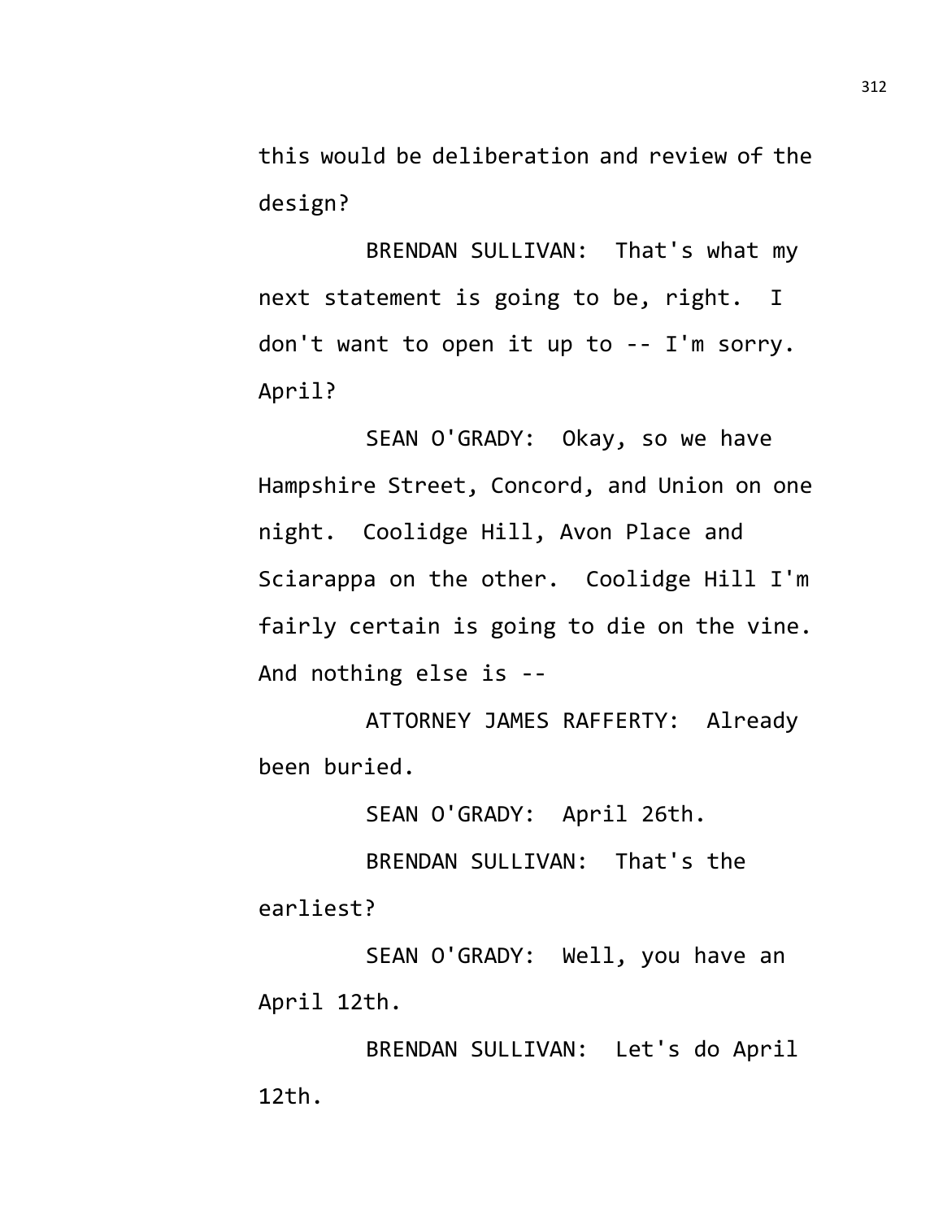this would be deliberation and review of the design?

BRENDAN SULLIVAN: That's what my next statement is going to be, right. I don't want to open it up to -- I'm sorry. April?

SEAN O'GRADY: Okay, so we have Hampshire Street, Concord, and Union on one night. Coolidge Hill, Avon Place and Sciarappa on the other. Coolidge Hill I'm fairly certain is going to die on the vine. And nothing else is --

ATTORNEY JAMES RAFFERTY: Already been buried.

SEAN O'GRADY: April 26th.

BRENDAN SULLIVAN: That's the earliest?

SEAN O'GRADY: Well, you have an April 12th.

BRENDAN SULLIVAN: Let's do April 12th.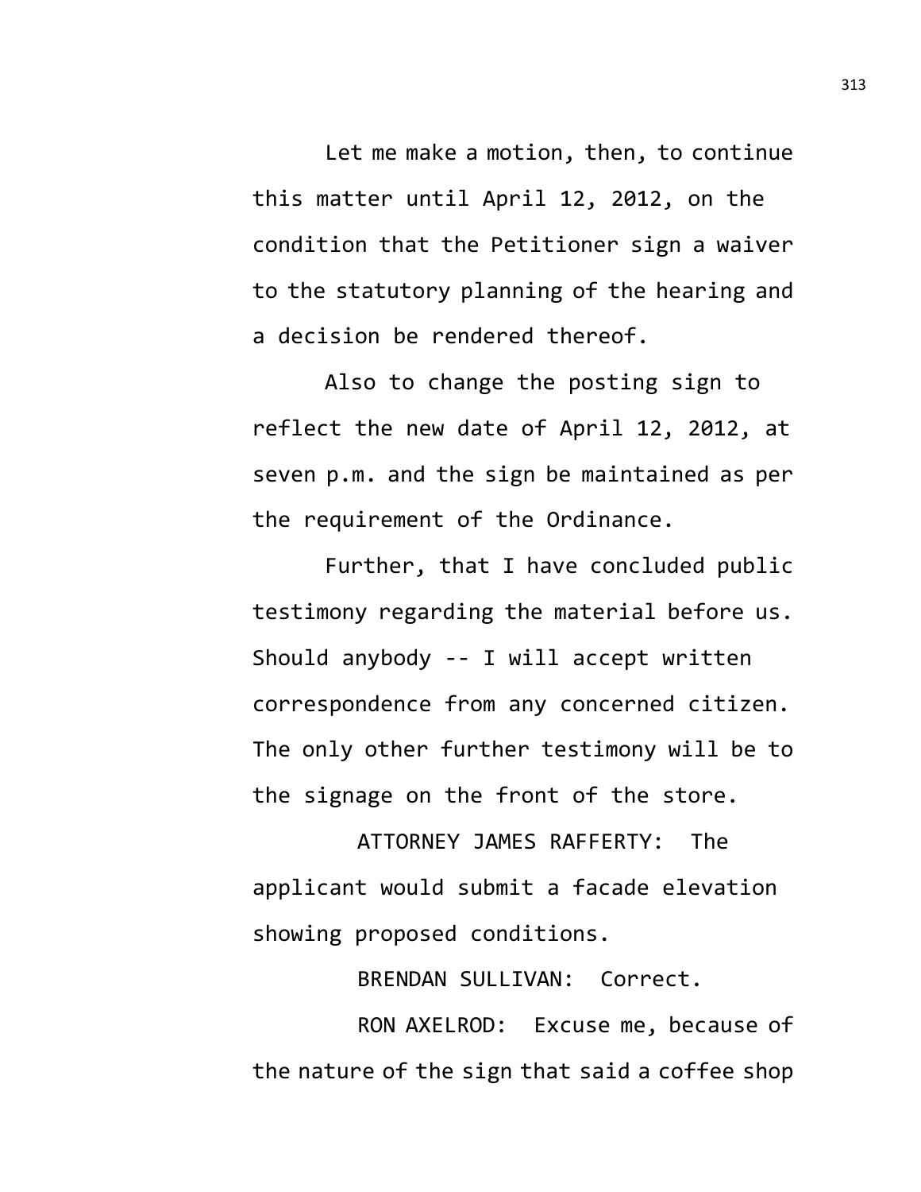Let me make a motion, then, to continue this matter until April 12, 2012, on the condition that the Petitioner sign a waiver to the statutory planning of the hearing and a decision be rendered thereof.

Also to change the posting sign to reflect the new date of April 12, 2012, at seven p.m. and the sign be maintained as per the requirement of the Ordinance.

Further, that I have concluded public testimony regarding the material before us. Should anybody -- I will accept written correspondence from any concerned citizen. The only other further testimony will be to the signage on the front of the store.

ATTORNEY JAMES RAFFERTY: The applicant would submit a facade elevation showing proposed conditions.

BRENDAN SULLIVAN: Correct.

RON AXELROD: Excuse me, because of the nature of the sign that said a coffee shop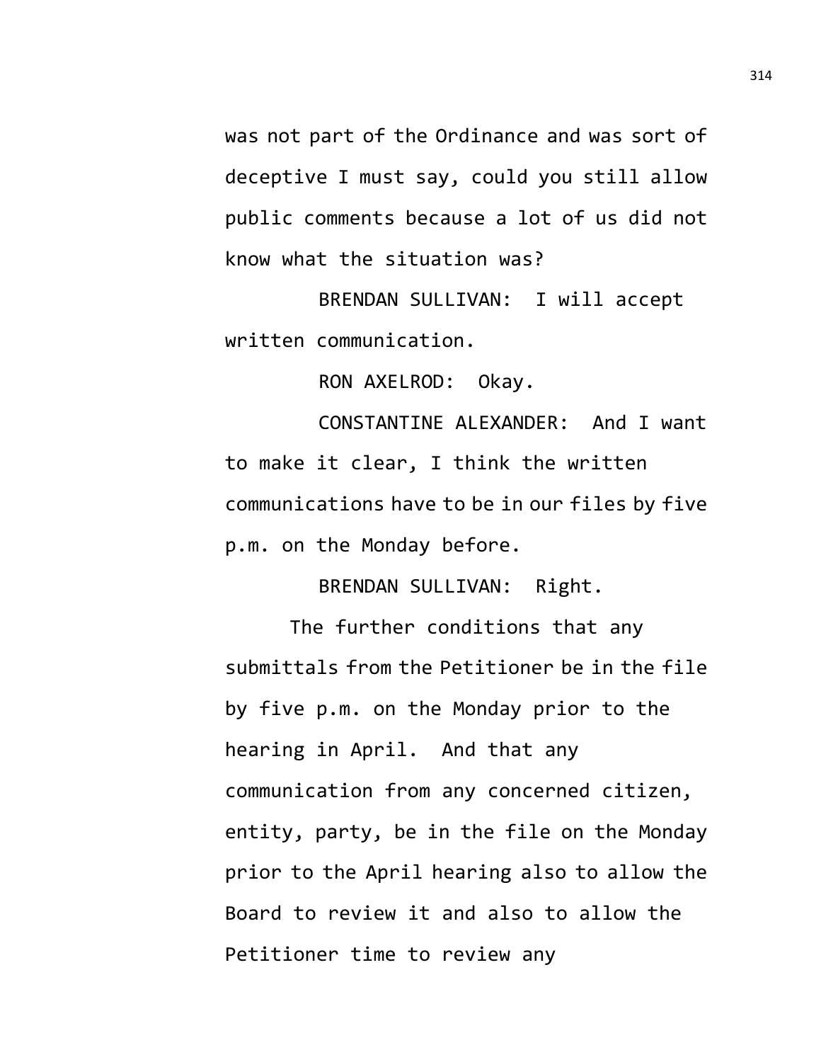was not part of the Ordinance and was sort of deceptive I must say, could you still allow public comments because a lot of us did not know what the situation was?

BRENDAN SULLIVAN: I will accept written communication.

RON AXELROD: Okay.

CONSTANTINE ALEXANDER: And I want to make it clear, I think the written communications have to be in our files by five p.m. on the Monday before.

BRENDAN SULLIVAN: Right.

The further conditions that any submittals from the Petitioner be in the file by five p.m. on the Monday prior to the hearing in April. And that any communication from any concerned citizen, entity, party, be in the file on the Monday prior to the April hearing also to allow the Board to review it and also to allow the Petitioner time to review any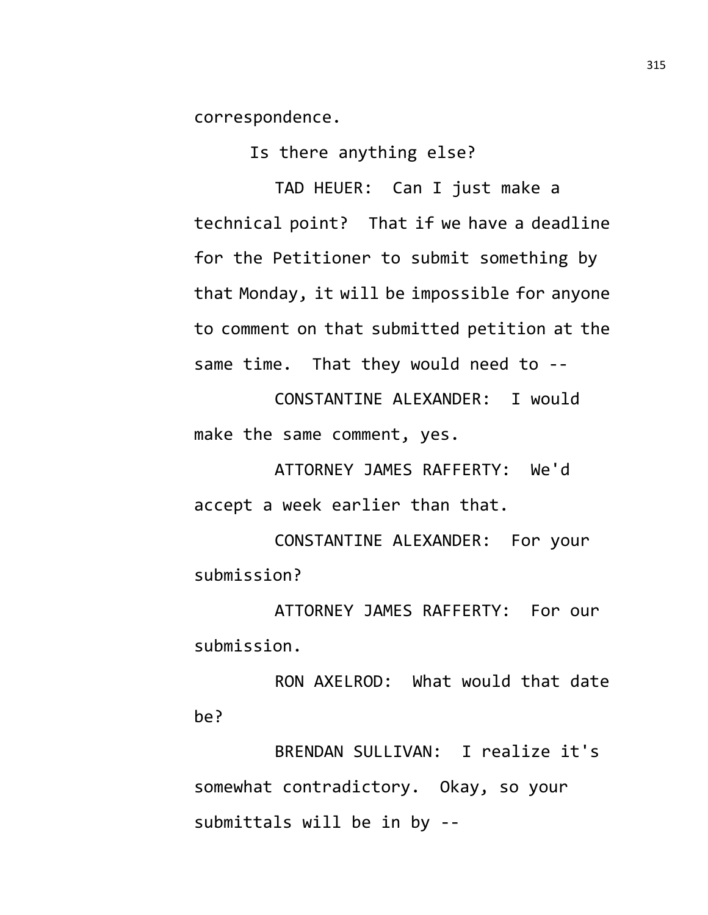correspondence.

Is there anything else?

TAD HEUER: Can I just make a technical point? That if we have a deadline for the Petitioner to submit something by that Monday, it will be impossible for anyone to comment on that submitted petition at the same time. That they would need to --

CONSTANTINE ALEXANDER: I would make the same comment, yes.

ATTORNEY JAMES RAFFERTY: We'd accept a week earlier than that.

CONSTANTINE ALEXANDER: For your submission?

ATTORNEY JAMES RAFFERTY: For our submission.

RON AXELROD: What would that date be?

BRENDAN SULLIVAN: I realize it's somewhat contradictory. Okay, so your submittals will be in by --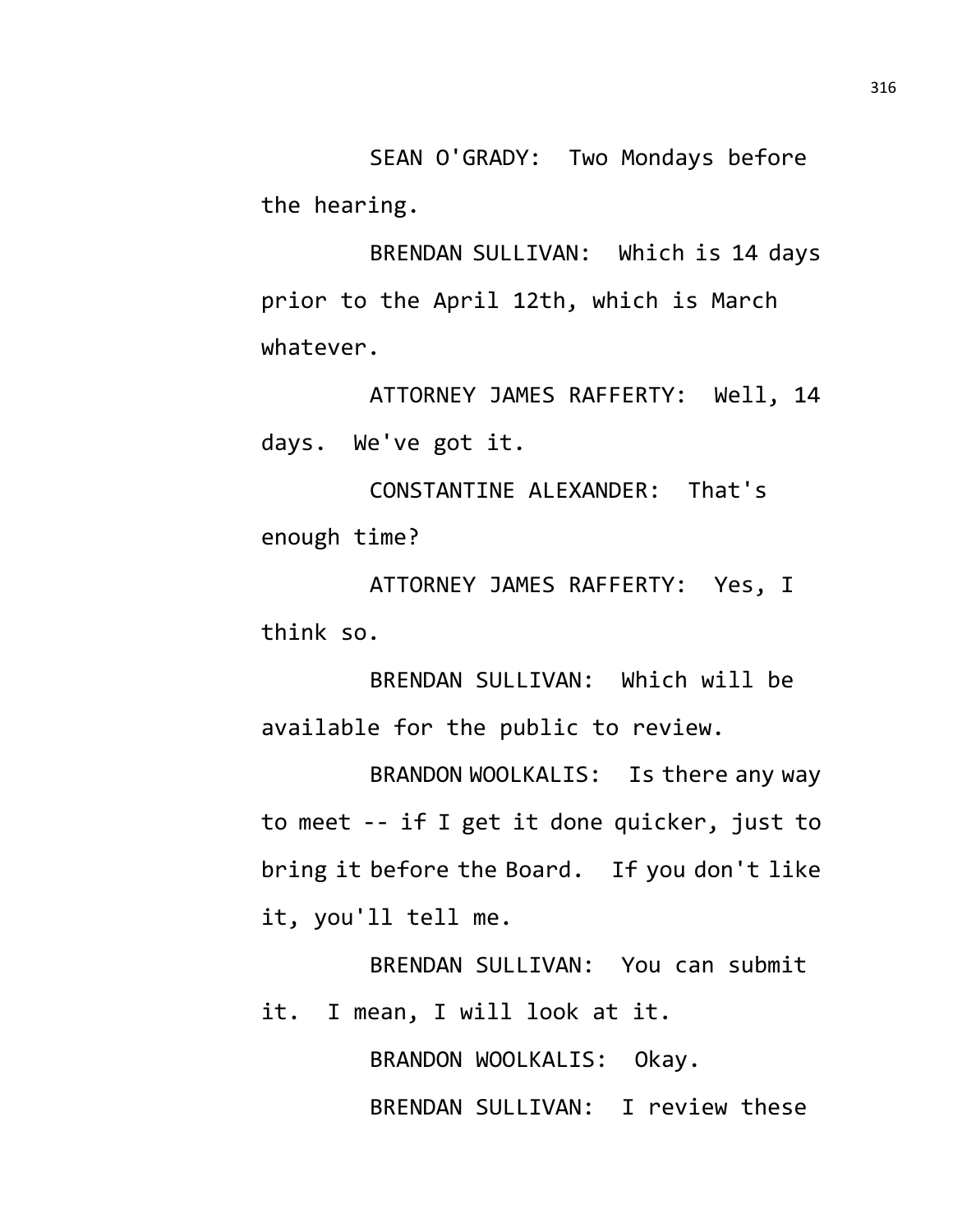SEAN O'GRADY: Two Mondays before the hearing.

BRENDAN SULLIVAN: Which is 14 days prior to the April 12th, which is March whatever.

ATTORNEY JAMES RAFFERTY: Well, 14 days. We've got it.

CONSTANTINE ALEXANDER: That's enough time?

ATTORNEY JAMES RAFFERTY: Yes, I think so.

BRENDAN SULLIVAN: Which will be available for the public to review.

BRANDON WOOLKALIS: Is there any way to meet -- if I get it done quicker, just to bring it before the Board. If you don't like it, you'll tell me.

BRENDAN SULLIVAN: You can submit it. I mean, I will look at it.

BRANDON WOOLKALIS: Okay.

BRENDAN SULLIVAN: I review these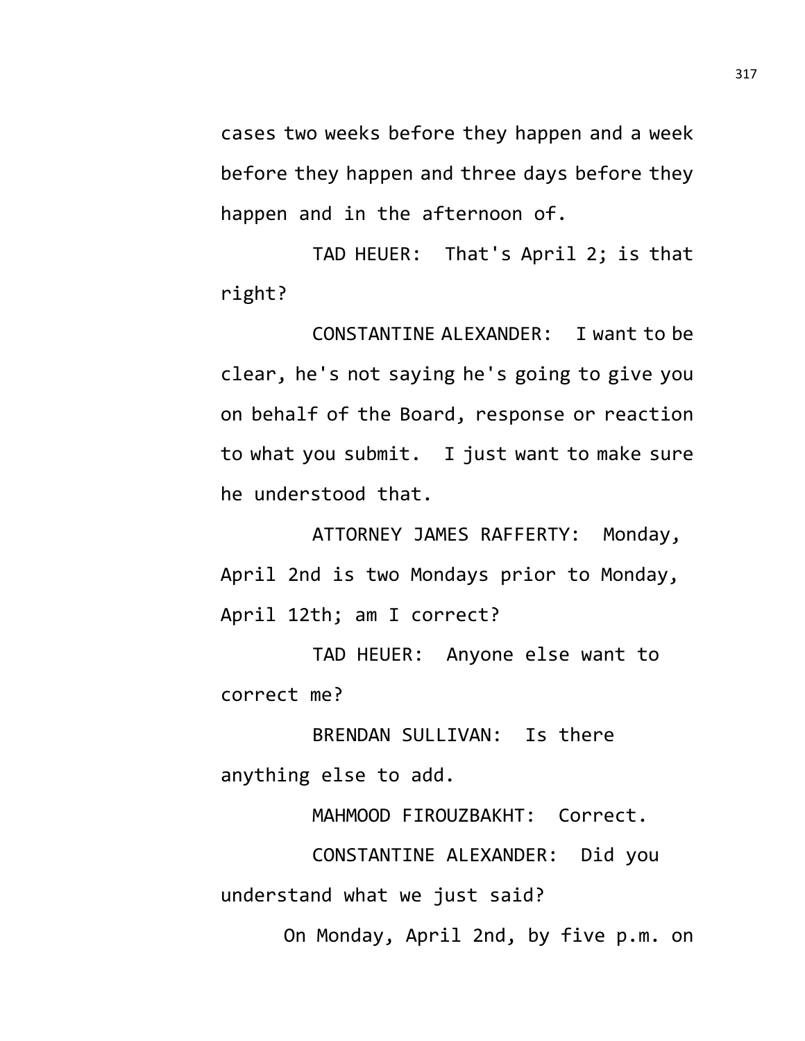cases two weeks before they happen and a week before they happen and three days before they happen and in the afternoon of.

TAD HEUER: That's April 2; is that right?

CONSTANTINE ALEXANDER: I want to be clear, he's not saying he's going to give you on behalf of the Board, response or reaction to what you submit. I just want to make sure he understood that.

ATTORNEY JAMES RAFFERTY: Monday, April 2nd is two Mondays prior to Monday, April 12th; am I correct?

TAD HEUER: Anyone else want to correct me?

BRENDAN SULLIVAN: Is there anything else to add.

MAHMOOD FIROUZBAKHT: Correct.

CONSTANTINE ALEXANDER: Did you understand what we just said?

On Monday, April 2nd, by five p.m. on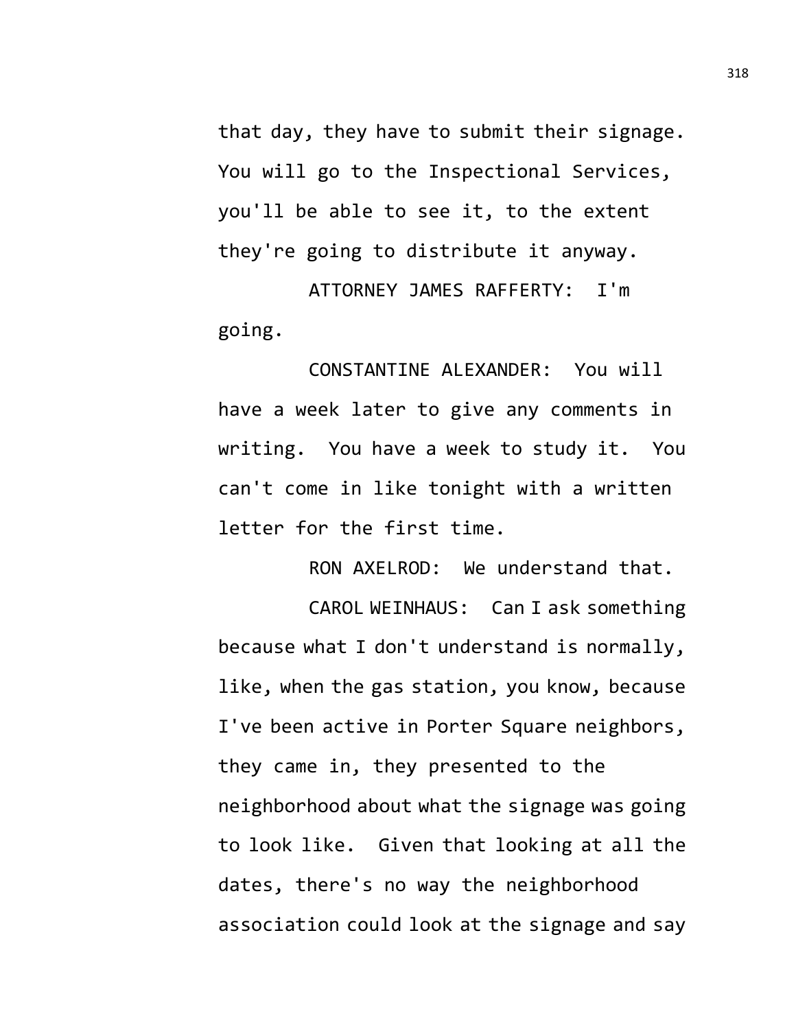that day, they have to submit their signage. You will go to the Inspectional Services, you'll be able to see it, to the extent they're going to distribute it anyway.

ATTORNEY JAMES RAFFERTY: I'm going.

CONSTANTINE ALEXANDER: You will have a week later to give any comments in writing. You have a week to study it. You can't come in like tonight with a written letter for the first time.

RON AXELROD: We understand that.

CAROL WEINHAUS: Can I ask something because what I don't understand is normally, like, when the gas station, you know, because I've been active in Porter Square neighbors, they came in, they presented to the neighborhood about what the signage was going to look like. Given that looking at all the dates, there's no way the neighborhood association could look at the signage and say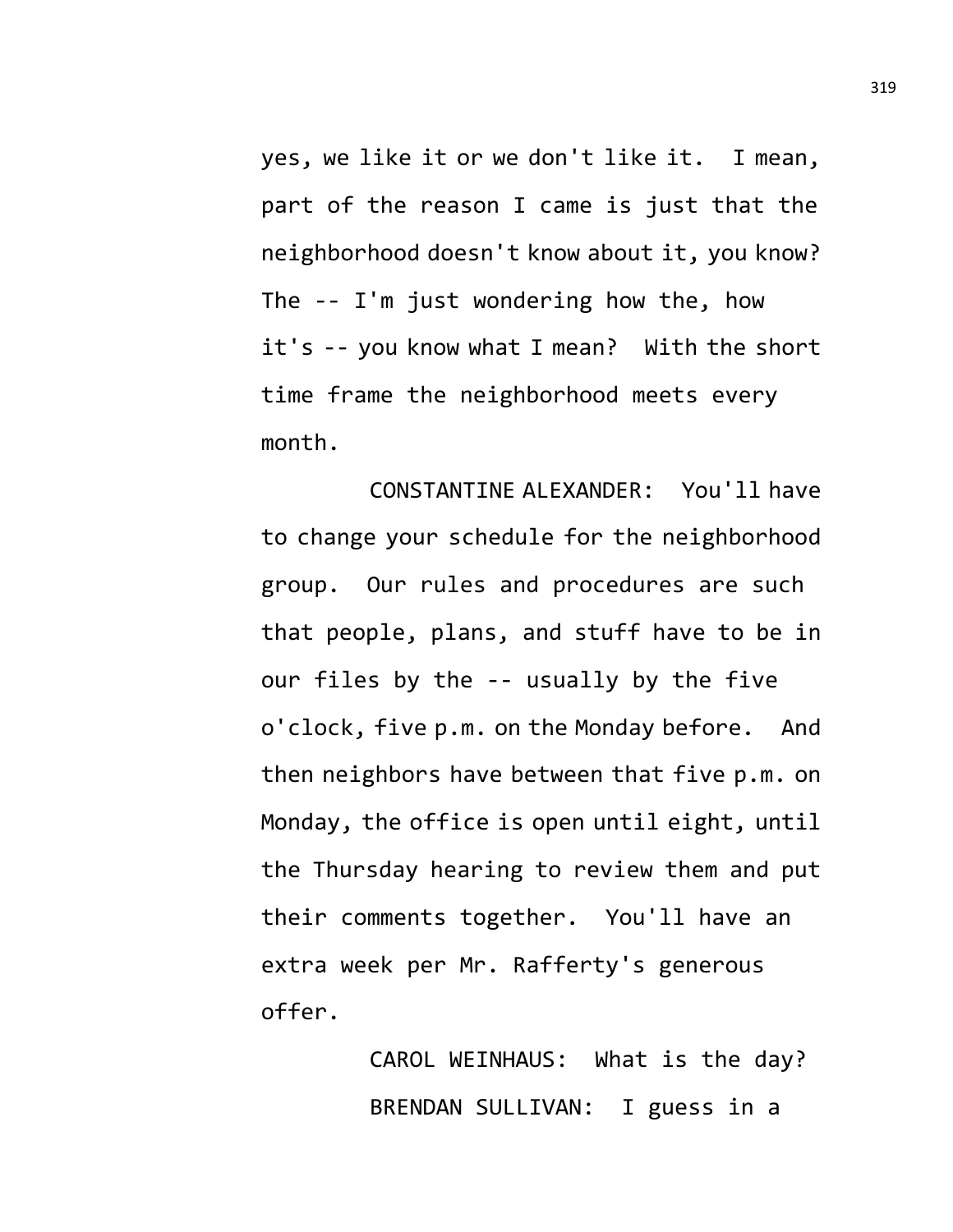yes, we like it or we don't like it. I mean, part of the reason I came is just that the neighborhood doesn't know about it, you know? The -- I'm just wondering how the, how it's -- you know what I mean? With the short time frame the neighborhood meets every month.

CONSTANTINE ALEXANDER: You'll have to change your schedule for the neighborhood group. Our rules and procedures are such that people, plans, and stuff have to be in our files by the -- usually by the five o'clock, five p.m. on the Monday before. And then neighbors have between that five p.m. on Monday, the office is open until eight, until the Thursday hearing to review them and put their comments together. You'll have an extra week per Mr. Rafferty's generous offer.

CAROL WEINHAUS: What is the day?

BRENDAN SULLIVAN: I guess in a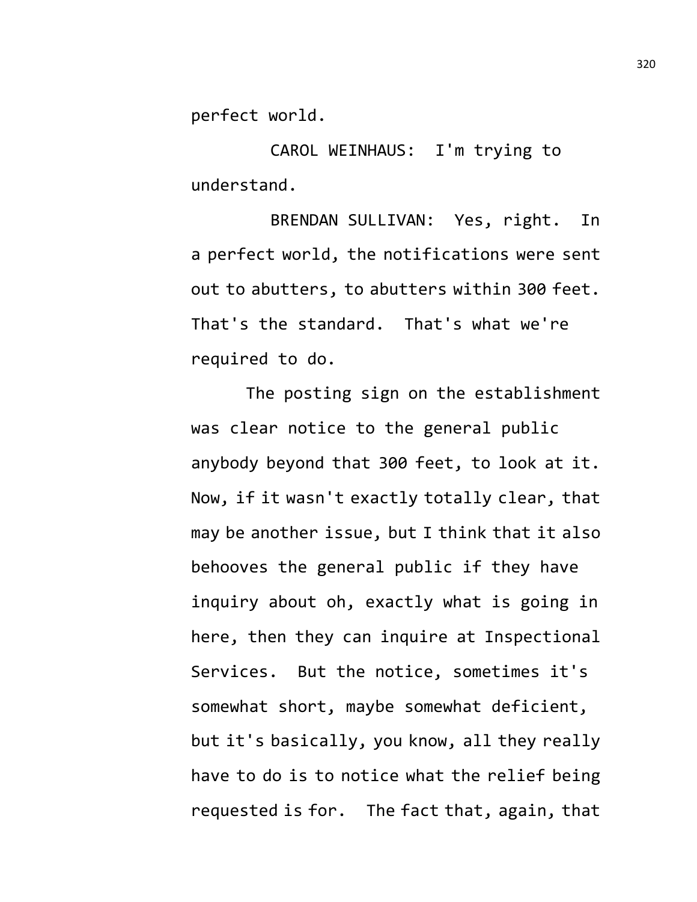perfect world.

CAROL WEINHAUS: I'm trying to understand.

BRENDAN SULLIVAN: Yes, right. In a perfect world, the notifications were sent out to abutters, to abutters within 300 feet. That's the standard. That's what we're required to do.

The posting sign on the establishment was clear notice to the general public anybody beyond that 300 feet, to look at it. Now, if it wasn't exactly totally clear, that may be another issue, but I think that it also behooves the general public if they have inquiry about oh, exactly what is going in here, then they can inquire at Inspectional Services. But the notice, sometimes it's somewhat short, maybe somewhat deficient, but it's basically, you know, all they really have to do is to notice what the relief being requested is for. The fact that, again, that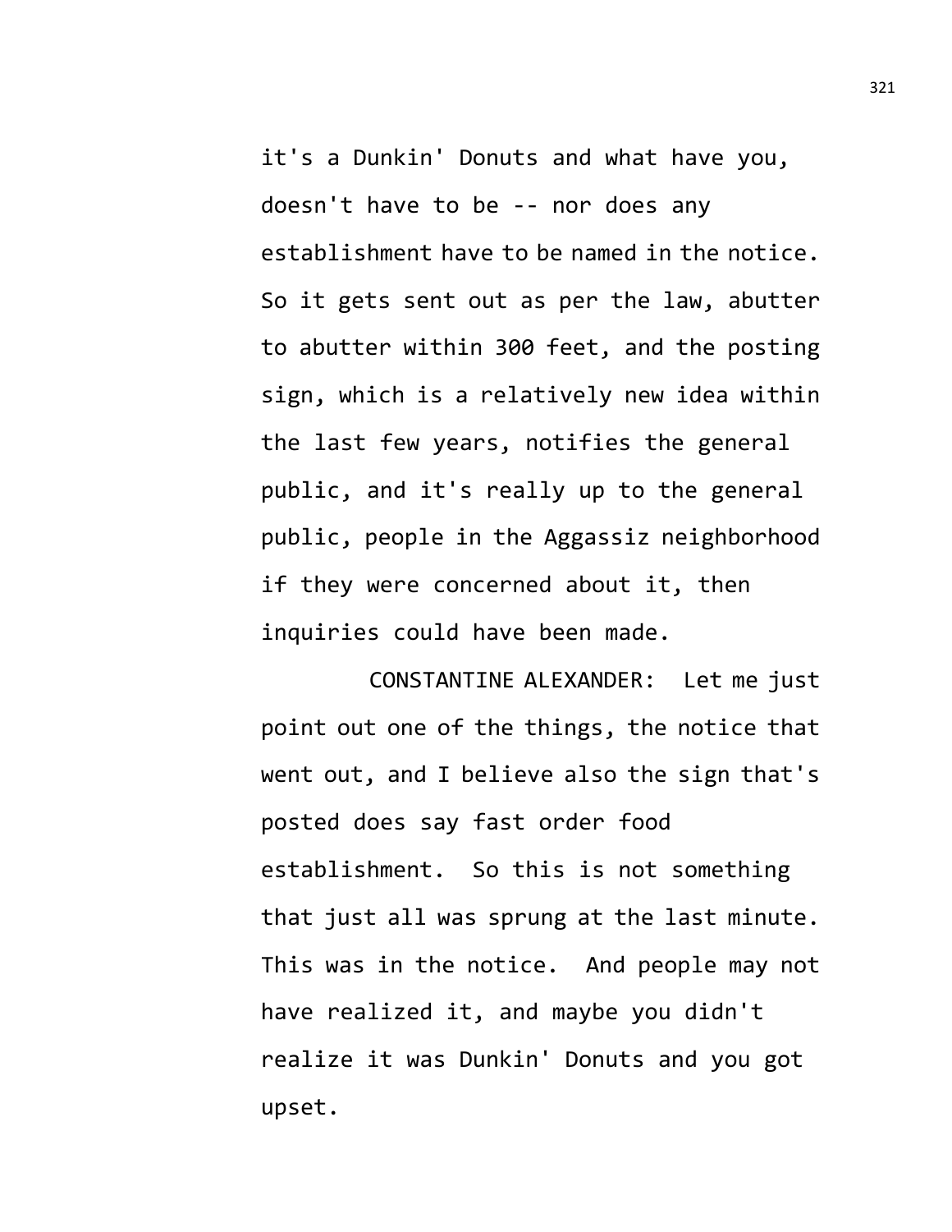it's a Dunkin' Donuts and what have you, doesn't have to be -- nor does any establishment have to be named in the notice. So it gets sent out as per the law, abutter to abutter within 300 feet, and the posting sign, which is a relatively new idea within the last few years, notifies the general public, and it's really up to the general public, people in the Aggassiz neighborhood if they were concerned about it, then inquiries could have been made.

CONSTANTINE ALEXANDER: Let me just point out one of the things, the notice that went out, and I believe also the sign that's posted does say fast order food establishment. So this is not something that just all was sprung at the last minute. This was in the notice. And people may not have realized it, and maybe you didn't realize it was Dunkin' Donuts and you got upset.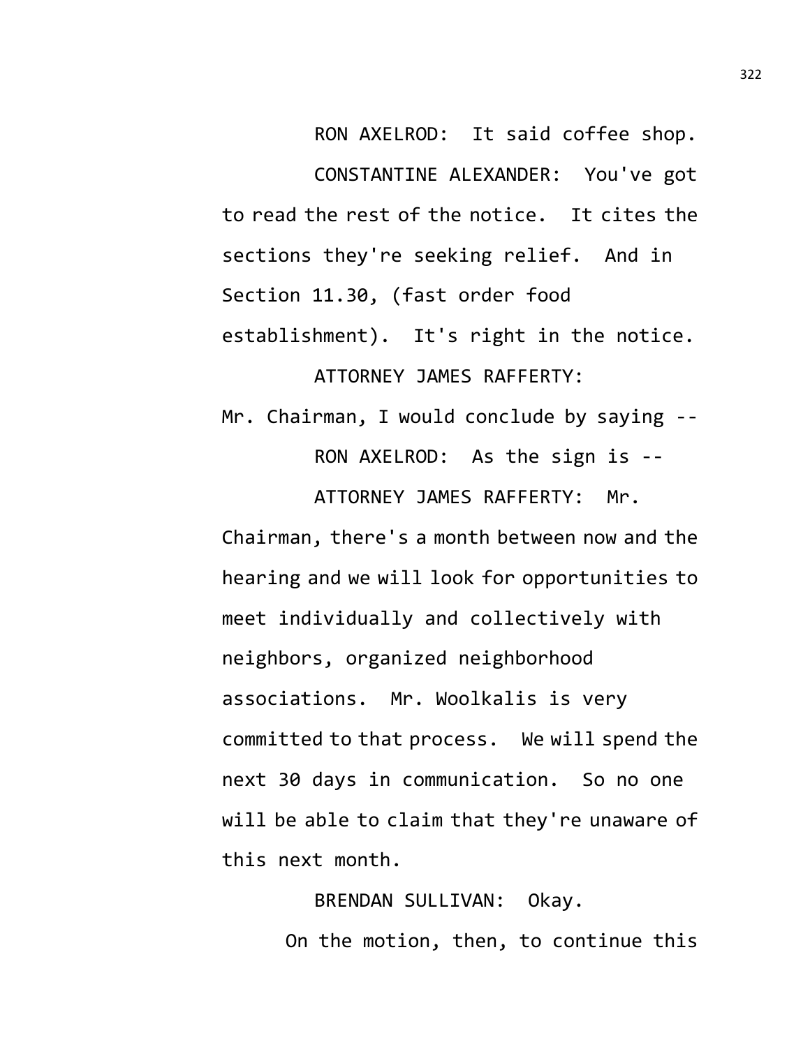RON AXELROD: It said coffee shop.

CONSTANTINE ALEXANDER: You've got to read the rest of the notice. It cites the sections they're seeking relief. And in Section 11.30, (fast order food establishment). It's right in the notice.

ATTORNEY JAMES RAFFERTY: Mr. Chairman, I would conclude by saying --

RON AXELROD: As the sign is --

ATTORNEY JAMES RAFFERTY: Mr. Chairman, there's a month between now and the hearing and we will look for opportunities to meet individually and collectively with neighbors, organized neighborhood associations. Mr. Woolkalis is very committed to that process. We will spend the next 30 days in communication. So no one will be able to claim that they're unaware of this next month.

BRENDAN SULLIVAN: Okay.

On the motion, then, to continue this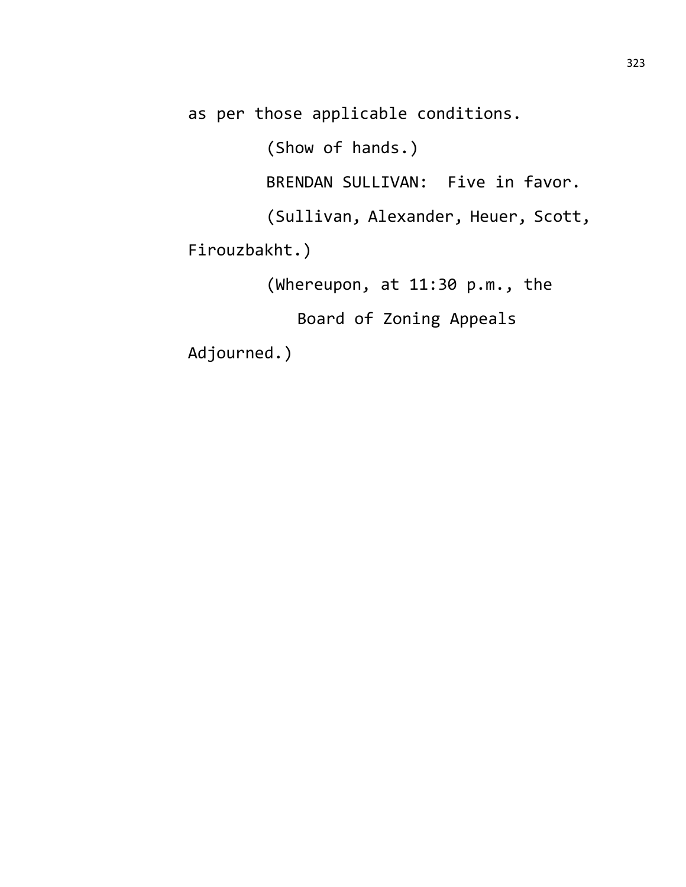as per those applicable conditions.

(Show of hands.)

BRENDAN SULLIVAN: Five in favor.

(Sullivan, Alexander, Heuer, Scott, Firouzbakht.)

(Whereupon, at 11:30 p.m., the Board of Zoning Appeals Adjourned.)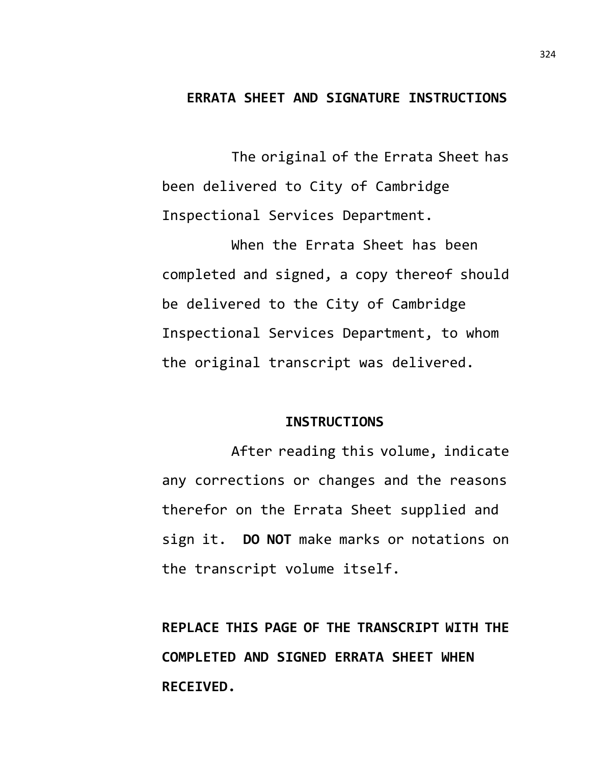## ERRATA SHEET AND SIGNATURE INSTRUCTIONS

The original of the Errata Sheet has been delivered to City of Cambridge Inspectional Services Department.

When the Errata Sheet has been completed and signed, a copy thereof should be delivered to the City of Cambridge Inspectional Services Department, to whom the original transcript was delivered.

### INSTRUCTIONS

After reading this volume, indicate any corrections or changes and the reasons therefor on the Errata Sheet supplied and sign it. **DO NOT** make marks or notations on the transcript volume itself.

**REPLACE THIS PAGE OF THE TRANSCRIPT WITH THE COMPLETED AND SIGNED ERRATA SHEET WHEN RECEIVED.**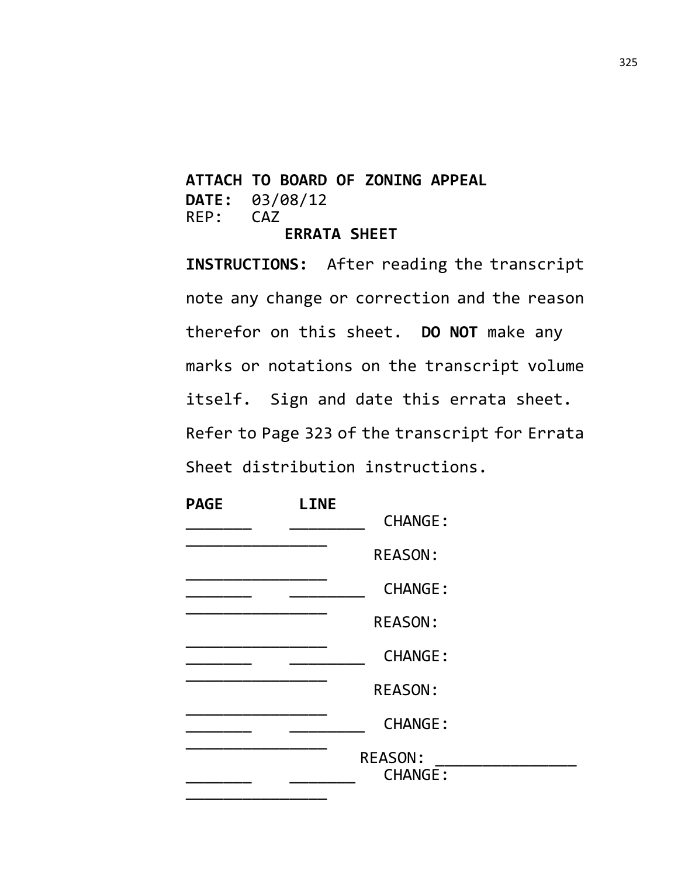**ATTACH TO BOARD OF ZONING APPEAL**
**DATE:** 03/08/12
REP: CAZ

**ERRATA SHEET**

**INSTRUCTIONS:** After reading the transcript note any change or correction and the reason therefor on this sheet. **DO NOT** make any marks or notations on the transcript volume itself. Sign and date this errata sheet. Refer to Page 323 of the transcript for Errata Sheet distribution instructions.

**PAGE** **LINE**

_______ ________ CHANGE: ________________

REASON: ________________

_______ ________ CHANGE: ________________

REASON: ________________

_______ ________ CHANGE: ________________

REASON: ________________

_______ ________ CHANGE: ________________

REASON: ________________

_______ _______ CHANGE: ________________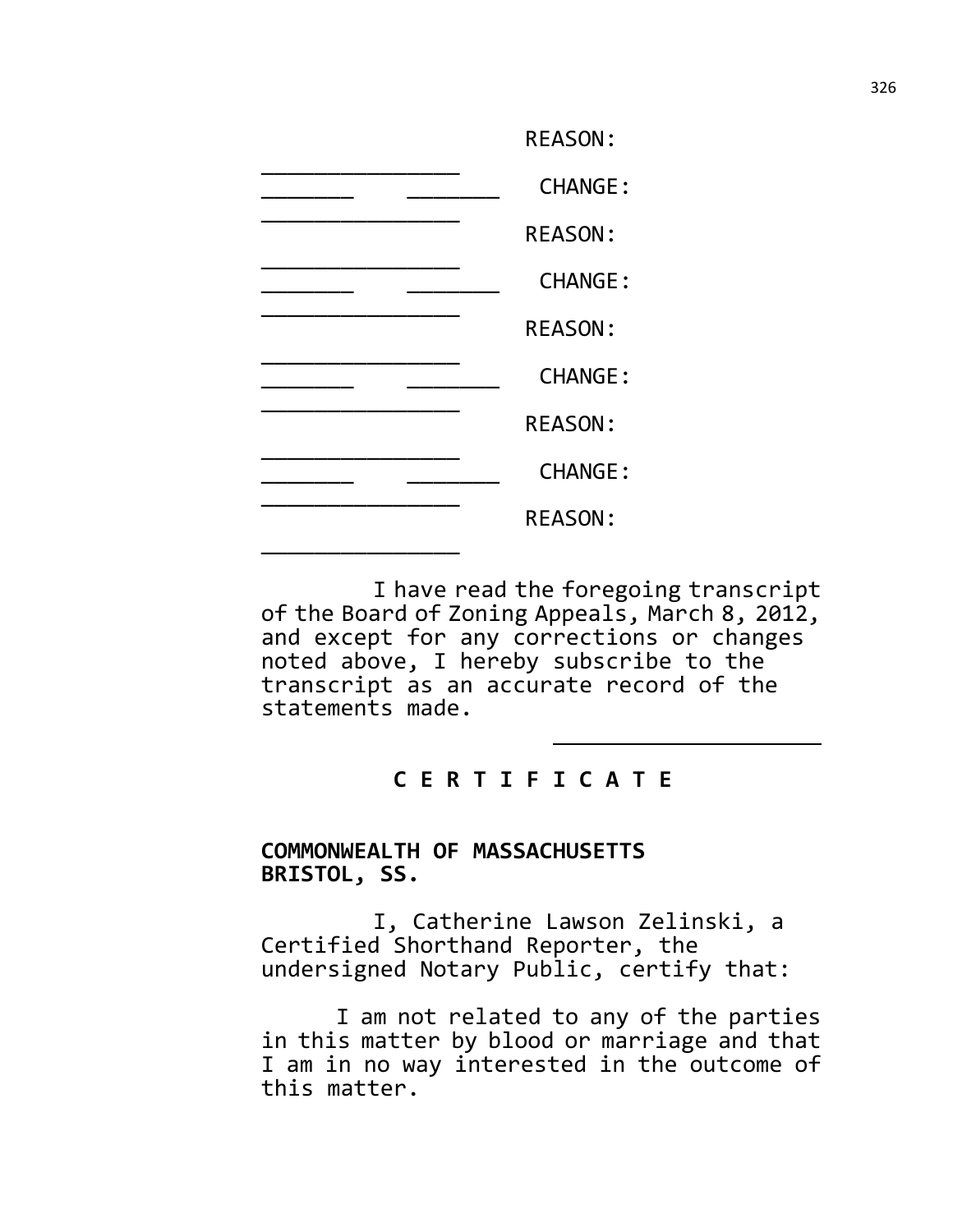REASON:

_______________

_______ _______ CHANGE:

_______________

REASON:

_______________

_______ _______ CHANGE:

_______________

REASON:

_______________

_______ _______ CHANGE:

_______________

REASON:

_______________

_______ _______ CHANGE:

_______________

REASON:

_______________

I have read the foregoing transcript of the Board of Zoning Appeals, March 8, 2012, and except for any corrections or changes noted above, I hereby subscribe to the transcript as an accurate record of the statements made.

____________________

**C E R T I F I C A T E**

**COMMONWEALTH OF MASSACHUSETTS**
**BRISTOL, SS.**

I, Catherine Lawson Zelinski, a Certified Shorthand Reporter, the undersigned Notary Public, certify that:

I am not related to any of the parties in this matter by blood or marriage and that I am in no way interested in the outcome of this matter.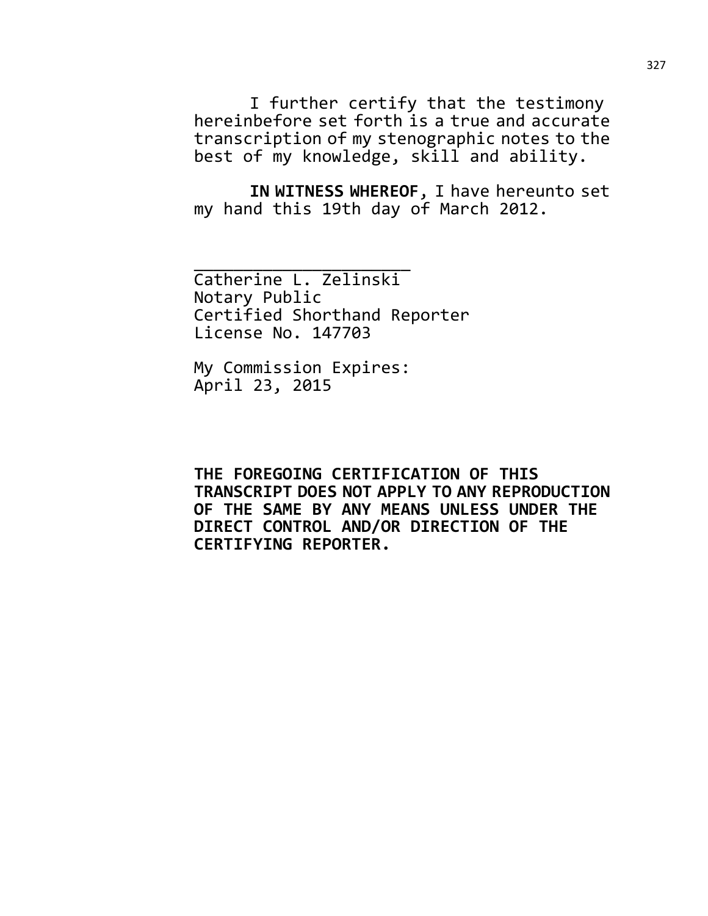I further certify that the testimony hereinbefore set forth is a true and accurate transcription of my stenographic notes to the best of my knowledge, skill and ability.

**IN WITNESS WHEREOF**, I have hereunto set my hand this 19th day of March 2012.

______________________

Catherine L. Zelinski
Notary Public
Certified Shorthand Reporter
License No. 147703

My Commission Expires:
April 23, 2015

**THE FOREGOING CERTIFICATION OF THIS TRANSCRIPT DOES NOT APPLY TO ANY REPRODUCTION OF THE SAME BY ANY MEANS UNLESS UNDER THE DIRECT CONTROL AND/OR DIRECTION OF THE CERTIFYING REPORTER.**